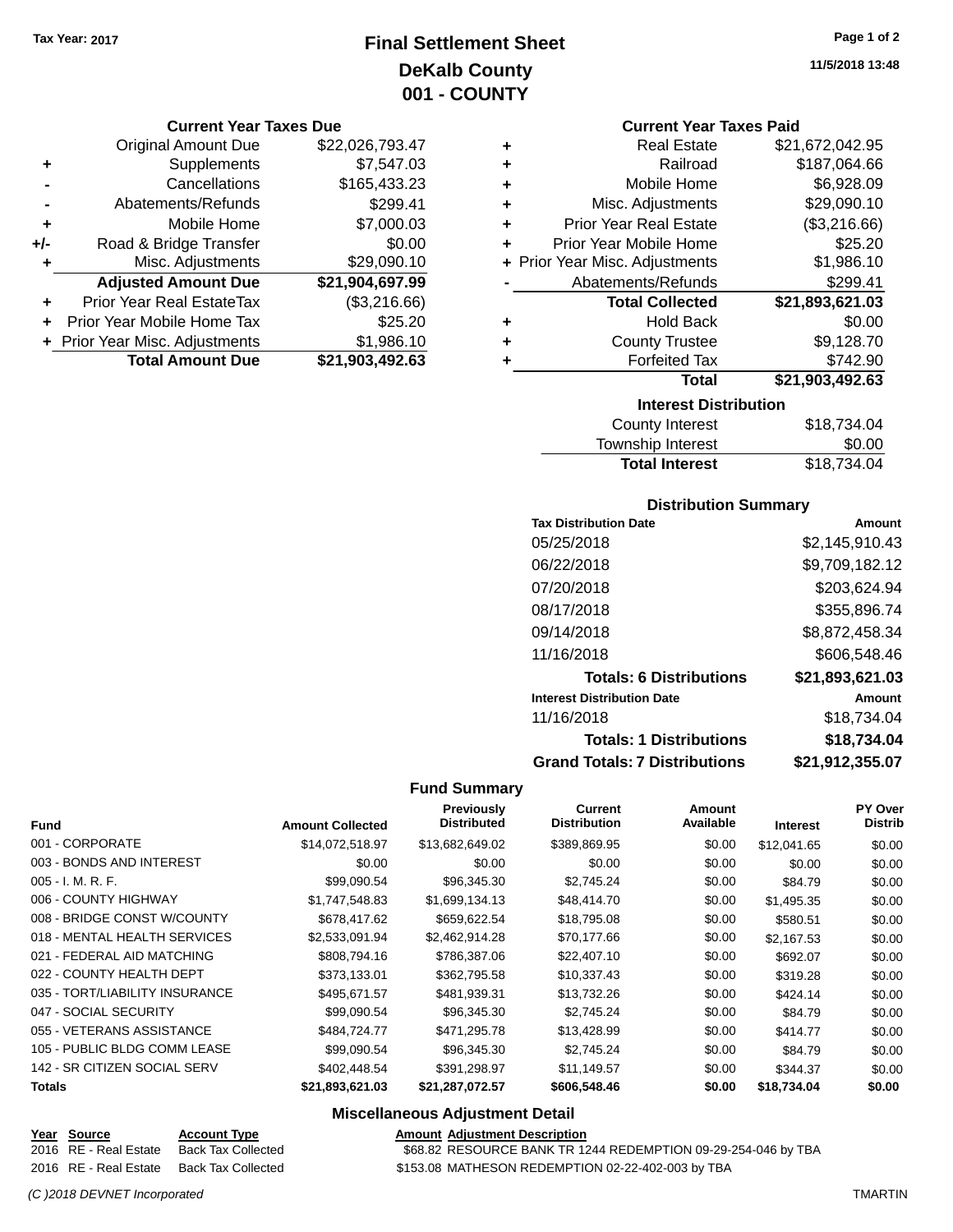Tax Year: 2017

# Final Settlement Sheet
## DeKalb County
## 001 - COUNTY

11/5/2018 13:48

### Current Year Taxes Due

| | | |
|---|---|---|
| | Original Amount Due | $22,026,793.47 |
| + | Supplements | $7,547.03 |
| - | Cancellations | $165,433.23 |
| - | Abatements/Refunds | $299.41 |
| + | Mobile Home | $7,000.03 |
| +/- | Road & Bridge Transfer | $0.00 |
| + | Misc. Adjustments | $29,090.10 |
| | **Adjusted Amount Due** | **$21,904,697.99** |
| + | Prior Year Real EstateTax | ($3,216.66) |
| + | Prior Year Mobile Home Tax | $25.20 |
| + | Prior Year Misc. Adjustments | $1,986.10 |
| | **Total Amount Due** | **$21,903,492.63** |

### Current Year Taxes Paid

| | | |
|---|---|---|
| + | Real Estate | $21,672,042.95 |
| + | Railroad | $187,064.66 |
| + | Mobile Home | $6,928.09 |
| + | Misc. Adjustments | $29,090.10 |
| + | Prior Year Real Estate | ($3,216.66) |
| + | Prior Year Mobile Home | $25.20 |
| + | Prior Year Misc. Adjustments | $1,986.10 |
| - | Abatements/Refunds | $299.41 |
| | **Total Collected** | **$21,893,621.03** |
| + | Hold Back | $0.00 |
| + | County Trustee | $9,128.70 |
| + | Forfeited Tax | $742.90 |
| | **Total** | **$21,903,492.63** |

### Interest Distribution

| | |
|---|---|
| County Interest | $18,734.04 |
| Township Interest | $0.00 |
| **Total Interest** | $18,734.04 |

### Distribution Summary

| Tax Distribution Date | Amount |
|---|---|
| 05/25/2018 | $2,145,910.43 |
| 06/22/2018 | $9,709,182.12 |
| 07/20/2018 | $203,624.94 |
| 08/17/2018 | $355,896.74 |
| 09/14/2018 | $8,872,458.34 |
| 11/16/2018 | $606,548.46 |
| **Totals: 6 Distributions** | **$21,893,621.03** |
| **Interest Distribution Date** | **Amount** |
| 11/16/2018 | $18,734.04 |
| **Totals: 1 Distributions** | **$18,734.04** |
| **Grand Totals: 7 Distributions** | **$21,912,355.07** |

### Fund Summary

| Fund | Amount Collected | Previously Distributed | Current Distribution | Amount Available | Interest | PY Over Distrib |
|---|---|---|---|---|---|---|
| 001 - CORPORATE | $14,072,518.97 | $13,682,649.02 | $389,869.95 | $0.00 | $12,041.65 | $0.00 |
| 003 - BONDS AND INTEREST | $0.00 | $0.00 | $0.00 | $0.00 | $0.00 | $0.00 |
| 005 - I. M. R. F. | $99,090.54 | $96,345.30 | $2,745.24 | $0.00 | $84.79 | $0.00 |
| 006 - COUNTY HIGHWAY | $1,747,548.83 | $1,699,134.13 | $48,414.70 | $0.00 | $1,495.35 | $0.00 |
| 008 - BRIDGE CONST W/COUNTY | $678,417.62 | $659,622.54 | $18,795.08 | $0.00 | $580.51 | $0.00 |
| 018 - MENTAL HEALTH SERVICES | $2,533,091.94 | $2,462,914.28 | $70,177.66 | $0.00 | $2,167.53 | $0.00 |
| 021 - FEDERAL AID MATCHING | $808,794.16 | $786,387.06 | $22,407.10 | $0.00 | $692.07 | $0.00 |
| 022 - COUNTY HEALTH DEPT | $373,133.01 | $362,795.58 | $10,337.43 | $0.00 | $319.28 | $0.00 |
| 035 - TORT/LIABILITY INSURANCE | $495,671.57 | $481,939.31 | $13,732.26 | $0.00 | $424.14 | $0.00 |
| 047 - SOCIAL SECURITY | $99,090.54 | $96,345.30 | $2,745.24 | $0.00 | $84.79 | $0.00 |
| 055 - VETERANS ASSISTANCE | $484,724.77 | $471,295.78 | $13,428.99 | $0.00 | $414.77 | $0.00 |
| 105 - PUBLIC BLDG COMM LEASE | $99,090.54 | $96,345.30 | $2,745.24 | $0.00 | $84.79 | $0.00 |
| 142 - SR CITIZEN SOCIAL SERV | $402,448.54 | $391,298.97 | $11,149.57 | $0.00 | $344.37 | $0.00 |
| **Totals** | **$21,893,621.03** | **$21,287,072.57** | **$606,548.46** | **$0.00** | **$18,734.04** | **$0.00** |

### Miscellaneous Adjustment Detail

| Year | Source | Account Type | Amount | Adjustment Description |
|---|---|---|---|---|
| 2016 | RE - Real Estate | Back Tax Collected | $68.82 | RESOURCE BANK TR 1244 REDEMPTION 09-29-254-046 by TBA |
| 2016 | RE - Real Estate | Back Tax Collected | $153.08 | MATHESON REDEMPTION 02-22-402-003 by TBA |

(C )2018 DEVNET Incorporated TMARTIN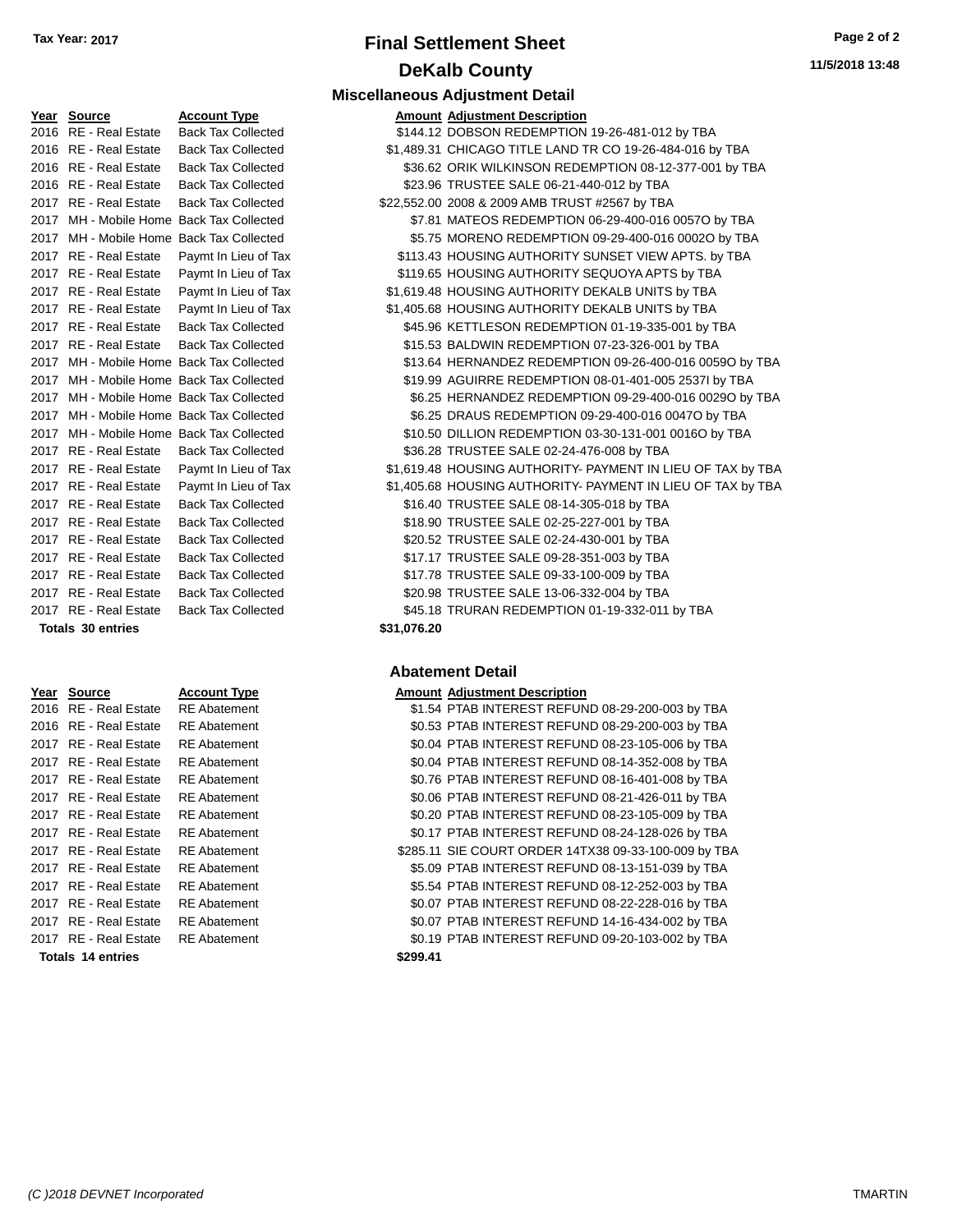# Final Settlement Sheet

**Tax Year: 2017**

## DeKalb County

**11/5/2018 13:48**

### Miscellaneous Adjustment Detail

| Year | Source | Account Type | Amount | Adjustment Description |
|---|---|---|---|---|
| 2016 | RE - Real Estate | Back Tax Collected | $144.12 | DOBSON REDEMPTION 19-26-481-012 by TBA |
| 2016 | RE - Real Estate | Back Tax Collected | $1,489.31 | CHICAGO TITLE LAND TR CO 19-26-484-016 by TBA |
| 2016 | RE - Real Estate | Back Tax Collected | $36.62 | ORIK WILKINSON REDEMPTION 08-12-377-001 by TBA |
| 2016 | RE - Real Estate | Back Tax Collected | $23.96 | TRUSTEE SALE 06-21-440-012 by TBA |
| 2017 | RE - Real Estate | Back Tax Collected | $22,552.00 | 2008 & 2009 AMB TRUST #2567 by TBA |
| 2017 | MH - Mobile Home | Back Tax Collected | $7.81 | MATEOS REDEMPTION 06-29-400-016 0057O by TBA |
| 2017 | MH - Mobile Home | Back Tax Collected | $5.75 | MORENO REDEMPTION 09-29-400-016 0002O by TBA |
| 2017 | RE - Real Estate | Paymt In Lieu of Tax | $113.43 | HOUSING AUTHORITY SUNSET VIEW APTS. by TBA |
| 2017 | RE - Real Estate | Paymt In Lieu of Tax | $119.65 | HOUSING AUTHORITY SEQUOYA APTS by TBA |
| 2017 | RE - Real Estate | Paymt In Lieu of Tax | $1,619.48 | HOUSING AUTHORITY DEKALB UNITS by TBA |
| 2017 | RE - Real Estate | Paymt In Lieu of Tax | $1,405.68 | HOUSING AUTHORITY DEKALB UNITS by TBA |
| 2017 | RE - Real Estate | Back Tax Collected | $45.96 | KETTLESON REDEMPTION 01-19-335-001 by TBA |
| 2017 | RE - Real Estate | Back Tax Collected | $15.53 | BALDWIN REDEMPTION 07-23-326-001 by TBA |
| 2017 | MH - Mobile Home | Back Tax Collected | $13.64 | HERNANDEZ REDEMPTION 09-26-400-016 0059O by TBA |
| 2017 | MH - Mobile Home | Back Tax Collected | $19.99 | AGUIRRE REDEMPTION 08-01-401-005 2537I by TBA |
| 2017 | MH - Mobile Home | Back Tax Collected | $6.25 | HERNANDEZ REDEMPTION 09-29-400-016 0029O by TBA |
| 2017 | MH - Mobile Home | Back Tax Collected | $6.25 | DRAUS REDEMPTION 09-29-400-016 0047O by TBA |
| 2017 | MH - Mobile Home | Back Tax Collected | $10.50 | DILLION REDEMPTION 03-30-131-001 0016O by TBA |
| 2017 | RE - Real Estate | Back Tax Collected | $36.28 | TRUSTEE SALE 02-24-476-008 by TBA |
| 2017 | RE - Real Estate | Paymt In Lieu of Tax | $1,619.48 | HOUSING AUTHORITY- PAYMENT IN LIEU OF TAX by TBA |
| 2017 | RE - Real Estate | Paymt In Lieu of Tax | $1,405.68 | HOUSING AUTHORITY- PAYMENT IN LIEU OF TAX by TBA |
| 2017 | RE - Real Estate | Back Tax Collected | $16.40 | TRUSTEE SALE 08-14-305-018 by TBA |
| 2017 | RE - Real Estate | Back Tax Collected | $18.90 | TRUSTEE SALE 02-25-227-001 by TBA |
| 2017 | RE - Real Estate | Back Tax Collected | $20.52 | TRUSTEE SALE 02-24-430-001 by TBA |
| 2017 | RE - Real Estate | Back Tax Collected | $17.17 | TRUSTEE SALE 09-28-351-003 by TBA |
| 2017 | RE - Real Estate | Back Tax Collected | $17.78 | TRUSTEE SALE 09-33-100-009 by TBA |
| 2017 | RE - Real Estate | Back Tax Collected | $20.98 | TRUSTEE SALE 13-06-332-004 by TBA |
| 2017 | RE - Real Estate | Back Tax Collected | $45.18 | TRURAN REDEMPTION 01-19-332-011 by TBA |
| **Totals 30 entries** | | | **$31,076.20** | |

### Abatement Detail

| Year | Source | Account Type | Amount | Adjustment Description |
|---|---|---|---|---|
| 2016 | RE - Real Estate | RE Abatement | $1.54 | PTAB INTEREST REFUND 08-29-200-003 by TBA |
| 2016 | RE - Real Estate | RE Abatement | $0.53 | PTAB INTEREST REFUND 08-29-200-003 by TBA |
| 2017 | RE - Real Estate | RE Abatement | $0.04 | PTAB INTEREST REFUND 08-23-105-006 by TBA |
| 2017 | RE - Real Estate | RE Abatement | $0.04 | PTAB INTEREST REFUND 08-14-352-008 by TBA |
| 2017 | RE - Real Estate | RE Abatement | $0.76 | PTAB INTEREST REFUND 08-16-401-008 by TBA |
| 2017 | RE - Real Estate | RE Abatement | $0.06 | PTAB INTEREST REFUND 08-21-426-011 by TBA |
| 2017 | RE - Real Estate | RE Abatement | $0.20 | PTAB INTEREST REFUND 08-23-105-009 by TBA |
| 2017 | RE - Real Estate | RE Abatement | $0.17 | PTAB INTEREST REFUND 08-24-128-026 by TBA |
| 2017 | RE - Real Estate | RE Abatement | $285.11 | SIE COURT ORDER 14TX38 09-33-100-009 by TBA |
| 2017 | RE - Real Estate | RE Abatement | $5.09 | PTAB INTEREST REFUND 08-13-151-039 by TBA |
| 2017 | RE - Real Estate | RE Abatement | $5.54 | PTAB INTEREST REFUND 08-12-252-003 by TBA |
| 2017 | RE - Real Estate | RE Abatement | $0.07 | PTAB INTEREST REFUND 08-22-228-016 by TBA |
| 2017 | RE - Real Estate | RE Abatement | $0.07 | PTAB INTEREST REFUND 14-16-434-002 by TBA |
| 2017 | RE - Real Estate | RE Abatement | $0.19 | PTAB INTEREST REFUND 09-20-103-002 by TBA |
| **Totals 14 entries** | | | **$299.41** | |

*(C )2018 DEVNET Incorporated* TMARTIN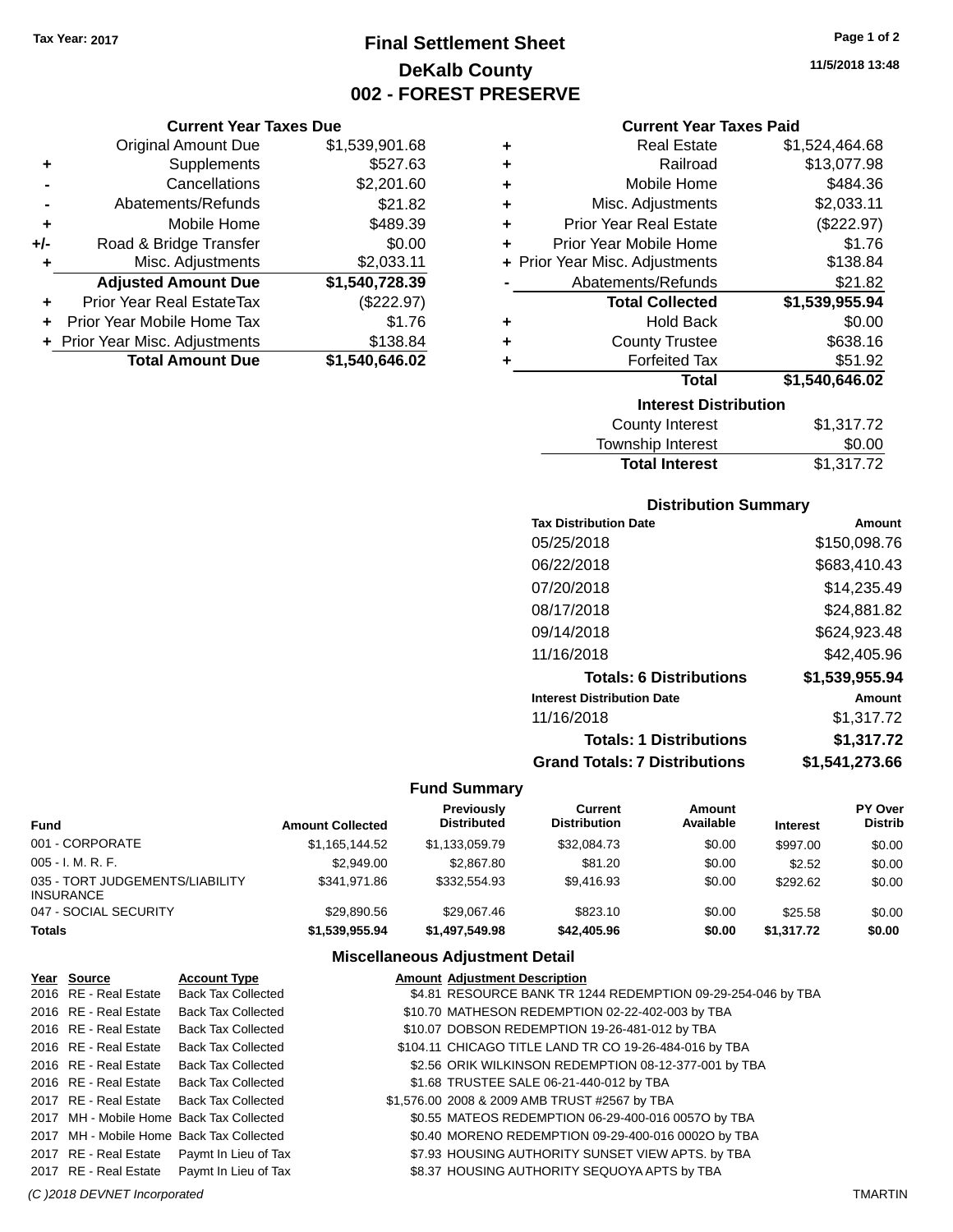Tax Year: 2017

# Final Settlement Sheet
## DeKalb County
## 002 - FOREST PRESERVE

11/5/2018 13:48

### Current Year Taxes Due

| | | |
|---|---|---|
| | Original Amount Due | $1,539,901.68 |
| + | Supplements | $527.63 |
| - | Cancellations | $2,201.60 |
| - | Abatements/Refunds | $21.82 |
| + | Mobile Home | $489.39 |
| +/- | Road & Bridge Transfer | $0.00 |
| + | Misc. Adjustments | $2,033.11 |
| | **Adjusted Amount Due** | **$1,540,728.39** |
| + | Prior Year Real EstateTax | ($222.97) |
| + | Prior Year Mobile Home Tax | $1.76 |
| + | Prior Year Misc. Adjustments | $138.84 |
| | **Total Amount Due** | **$1,540,646.02** |

### Current Year Taxes Paid

| | | |
|---|---|---|
| + | Real Estate | $1,524,464.68 |
| + | Railroad | $13,077.98 |
| + | Mobile Home | $484.36 |
| + | Misc. Adjustments | $2,033.11 |
| + | Prior Year Real Estate | ($222.97) |
| + | Prior Year Mobile Home | $1.76 |
| + | Prior Year Misc. Adjustments | $138.84 |
| - | Abatements/Refunds | $21.82 |
| | **Total Collected** | **$1,539,955.94** |
| + | Hold Back | $0.00 |
| + | County Trustee | $638.16 |
| + | Forfeited Tax | $51.92 |
| | **Total** | **$1,540,646.02** |

### Interest Distribution

| | |
|---|---|
| County Interest | $1,317.72 |
| Township Interest | $0.00 |
| **Total Interest** | $1,317.72 |

### Distribution Summary

| Tax Distribution Date | Amount |
|---|---|
| 05/25/2018 | $150,098.76 |
| 06/22/2018 | $683,410.43 |
| 07/20/2018 | $14,235.49 |
| 08/17/2018 | $24,881.82 |
| 09/14/2018 | $624,923.48 |
| 11/16/2018 | $42,405.96 |
| **Totals: 6 Distributions** | **$1,539,955.94** |
| **Interest Distribution Date** | **Amount** |
| 11/16/2018 | $1,317.72 |
| **Totals: 1 Distributions** | **$1,317.72** |
| **Grand Totals: 7 Distributions** | **$1,541,273.66** |

### Fund Summary

| Fund | Amount Collected | Previously Distributed | Current Distribution | Amount Available | Interest | PY Over Distrib |
|---|---|---|---|---|---|---|
| 001 - CORPORATE | $1,165,144.52 | $1,133,059.79 | $32,084.73 | $0.00 | $997.00 | $0.00 |
| 005 - I. M. R. F. | $2,949.00 | $2,867.80 | $81.20 | $0.00 | $2.52 | $0.00 |
| 035 - TORT JUDGEMENTS/LIABILITY INSURANCE | $341,971.86 | $332,554.93 | $9,416.93 | $0.00 | $292.62 | $0.00 |
| 047 - SOCIAL SECURITY | $29,890.56 | $29,067.46 | $823.10 | $0.00 | $25.58 | $0.00 |
| **Totals** | **$1,539,955.94** | **$1,497,549.98** | **$42,405.96** | **$0.00** | **$1,317.72** | **$0.00** |

### Miscellaneous Adjustment Detail

| Year | Source | Account Type | Amount | Adjustment Description |
|---|---|---|---|---|
| 2016 | RE - Real Estate | Back Tax Collected | $4.81 | RESOURCE BANK TR 1244 REDEMPTION 09-29-254-046 by TBA |
| 2016 | RE - Real Estate | Back Tax Collected | $10.70 | MATHESON REDEMPTION 02-22-402-003 by TBA |
| 2016 | RE - Real Estate | Back Tax Collected | $10.07 | DOBSON REDEMPTION 19-26-481-012 by TBA |
| 2016 | RE - Real Estate | Back Tax Collected | $104.11 | CHICAGO TITLE LAND TR CO 19-26-484-016 by TBA |
| 2016 | RE - Real Estate | Back Tax Collected | $2.56 | ORIK WILKINSON REDEMPTION 08-12-377-001 by TBA |
| 2016 | RE - Real Estate | Back Tax Collected | $1.68 | TRUSTEE SALE 06-21-440-012 by TBA |
| 2017 | RE - Real Estate | Back Tax Collected | $1,576.00 | 2008 & 2009 AMB TRUST #2567 by TBA |
| 2017 | MH - Mobile Home | Back Tax Collected | $0.55 | MATEOS REDEMPTION 06-29-400-016 0057O by TBA |
| 2017 | MH - Mobile Home | Back Tax Collected | $0.40 | MORENO REDEMPTION 09-29-400-016 0002O by TBA |
| 2017 | RE - Real Estate | Paymt In Lieu of Tax | $7.93 | HOUSING AUTHORITY SUNSET VIEW APTS. by TBA |
| 2017 | RE - Real Estate | Paymt In Lieu of Tax | $8.37 | HOUSING AUTHORITY SEQUOYA APTS by TBA |

(C )2018 DEVNET Incorporated TMARTIN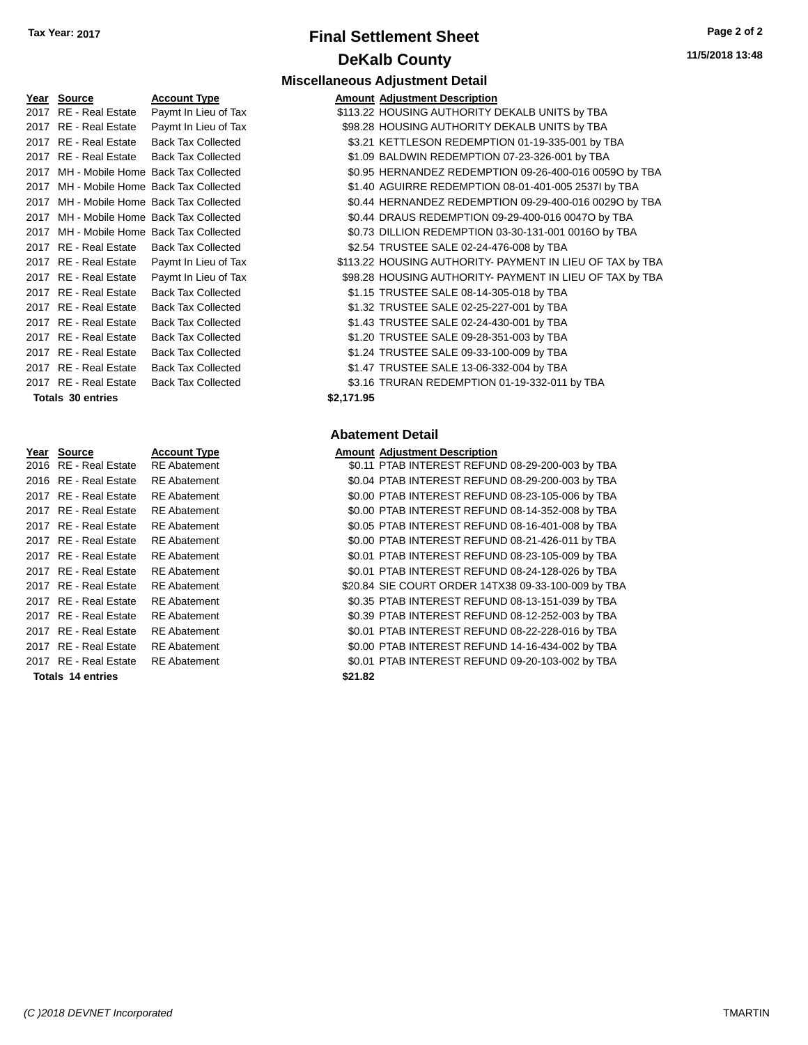**Tax Year: 2017**

# Final Settlement Sheet

## DeKalb County

**11/5/2018 13:48**

### Miscellaneous Adjustment Detail

| Year | Source | Account Type | Amount | Adjustment Description |
|---|---|---|---|---|
| 2017 | RE - Real Estate | Paymt In Lieu of Tax | $113.22 | HOUSING AUTHORITY DEKALB UNITS by TBA |
| 2017 | RE - Real Estate | Paymt In Lieu of Tax | $98.28 | HOUSING AUTHORITY DEKALB UNITS by TBA |
| 2017 | RE - Real Estate | Back Tax Collected | $3.21 | KETTLESON REDEMPTION 01-19-335-001 by TBA |
| 2017 | RE - Real Estate | Back Tax Collected | $1.09 | BALDWIN REDEMPTION 07-23-326-001 by TBA |
| 2017 | MH - Mobile Home | Back Tax Collected | $0.95 | HERNANDEZ REDEMPTION 09-26-400-016 0059O by TBA |
| 2017 | MH - Mobile Home | Back Tax Collected | $1.40 | AGUIRRE REDEMPTION 08-01-401-005 2537I by TBA |
| 2017 | MH - Mobile Home | Back Tax Collected | $0.44 | HERNANDEZ REDEMPTION 09-29-400-016 0029O by TBA |
| 2017 | MH - Mobile Home | Back Tax Collected | $0.44 | DRAUS REDEMPTION 09-29-400-016 0047O by TBA |
| 2017 | MH - Mobile Home | Back Tax Collected | $0.73 | DILLION REDEMPTION 03-30-131-001 0016O by TBA |
| 2017 | RE - Real Estate | Back Tax Collected | $2.54 | TRUSTEE SALE 02-24-476-008 by TBA |
| 2017 | RE - Real Estate | Paymt In Lieu of Tax | $113.22 | HOUSING AUTHORITY- PAYMENT IN LIEU OF TAX by TBA |
| 2017 | RE - Real Estate | Paymt In Lieu of Tax | $98.28 | HOUSING AUTHORITY- PAYMENT IN LIEU OF TAX by TBA |
| 2017 | RE - Real Estate | Back Tax Collected | $1.15 | TRUSTEE SALE 08-14-305-018 by TBA |
| 2017 | RE - Real Estate | Back Tax Collected | $1.32 | TRUSTEE SALE 02-25-227-001 by TBA |
| 2017 | RE - Real Estate | Back Tax Collected | $1.43 | TRUSTEE SALE 02-24-430-001 by TBA |
| 2017 | RE - Real Estate | Back Tax Collected | $1.20 | TRUSTEE SALE 09-28-351-003 by TBA |
| 2017 | RE - Real Estate | Back Tax Collected | $1.24 | TRUSTEE SALE 09-33-100-009 by TBA |
| 2017 | RE - Real Estate | Back Tax Collected | $1.47 | TRUSTEE SALE 13-06-332-004 by TBA |
| 2017 | RE - Real Estate | Back Tax Collected | $3.16 | TRURAN REDEMPTION 01-19-332-011 by TBA |
| **Totals** | **30 entries** | | **$2,171.95** | |

### Abatement Detail

| Year | Source | Account Type | Amount | Adjustment Description |
|---|---|---|---|---|
| 2016 | RE - Real Estate | RE Abatement | $0.11 | PTAB INTEREST REFUND 08-29-200-003 by TBA |
| 2016 | RE - Real Estate | RE Abatement | $0.04 | PTAB INTEREST REFUND 08-29-200-003 by TBA |
| 2017 | RE - Real Estate | RE Abatement | $0.00 | PTAB INTEREST REFUND 08-23-105-006 by TBA |
| 2017 | RE - Real Estate | RE Abatement | $0.00 | PTAB INTEREST REFUND 08-14-352-008 by TBA |
| 2017 | RE - Real Estate | RE Abatement | $0.05 | PTAB INTEREST REFUND 08-16-401-008 by TBA |
| 2017 | RE - Real Estate | RE Abatement | $0.00 | PTAB INTEREST REFUND 08-21-426-011 by TBA |
| 2017 | RE - Real Estate | RE Abatement | $0.01 | PTAB INTEREST REFUND 08-23-105-009 by TBA |
| 2017 | RE - Real Estate | RE Abatement | $0.01 | PTAB INTEREST REFUND 08-24-128-026 by TBA |
| 2017 | RE - Real Estate | RE Abatement | $20.84 | SIE COURT ORDER 14TX38 09-33-100-009 by TBA |
| 2017 | RE - Real Estate | RE Abatement | $0.35 | PTAB INTEREST REFUND 08-13-151-039 by TBA |
| 2017 | RE - Real Estate | RE Abatement | $0.39 | PTAB INTEREST REFUND 08-12-252-003 by TBA |
| 2017 | RE - Real Estate | RE Abatement | $0.01 | PTAB INTEREST REFUND 08-22-228-016 by TBA |
| 2017 | RE - Real Estate | RE Abatement | $0.00 | PTAB INTEREST REFUND 14-16-434-002 by TBA |
| 2017 | RE - Real Estate | RE Abatement | $0.01 | PTAB INTEREST REFUND 09-20-103-002 by TBA |
| **Totals** | **14 entries** | | **$21.82** | |

*(C )2018 DEVNET Incorporated* TMARTIN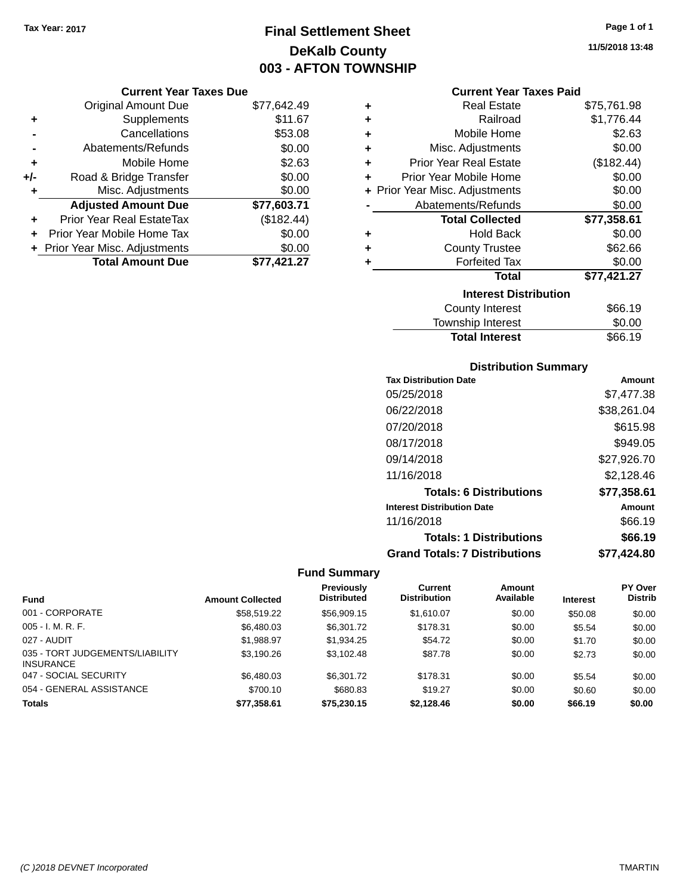Tax Year: 2017

# Final Settlement Sheet
## DeKalb County
## 003 - AFTON TOWNSHIP

11/5/2018 13:48

### Current Year Taxes Due

| | | |
|---|---|---|
| | Original Amount Due | $77,642.49 |
| + | Supplements | $11.67 |
| - | Cancellations | $53.08 |
| - | Abatements/Refunds | $0.00 |
| + | Mobile Home | $2.63 |
| +/- | Road & Bridge Transfer | $0.00 |
| + | Misc. Adjustments | $0.00 |
| | **Adjusted Amount Due** | **$77,603.71** |
| + | Prior Year Real EstateTax | ($182.44) |
| + | Prior Year Mobile Home Tax | $0.00 |
| + | Prior Year Misc. Adjustments | $0.00 |
| | **Total Amount Due** | **$77,421.27** |

### Current Year Taxes Paid

| | | |
|---|---|---|
| + | Real Estate | $75,761.98 |
| + | Railroad | $1,776.44 |
| + | Mobile Home | $2.63 |
| + | Misc. Adjustments | $0.00 |
| + | Prior Year Real Estate | ($182.44) |
| + | Prior Year Mobile Home | $0.00 |
| + | Prior Year Misc. Adjustments | $0.00 |
| - | Abatements/Refunds | $0.00 |
| | **Total Collected** | **$77,358.61** |
| + | Hold Back | $0.00 |
| + | County Trustee | $62.66 |
| + | Forfeited Tax | $0.00 |
| | **Total** | **$77,421.27** |

### Interest Distribution

| | |
|---|---|
| County Interest | $66.19 |
| Township Interest | $0.00 |
| **Total Interest** | $66.19 |

### Distribution Summary

| Tax Distribution Date | Amount |
|---|---|
| 05/25/2018 | $7,477.38 |
| 06/22/2018 | $38,261.04 |
| 07/20/2018 | $615.98 |
| 08/17/2018 | $949.05 |
| 09/14/2018 | $27,926.70 |
| 11/16/2018 | $2,128.46 |
| **Totals: 6 Distributions** | **$77,358.61** |

| Interest Distribution Date | Amount |
|---|---|
| 11/16/2018 | $66.19 |
| **Totals: 1 Distributions** | **$66.19** |
| **Grand Totals: 7 Distributions** | **$77,424.80** |

### Fund Summary

| Fund | Amount Collected | Previously Distributed | Current Distribution | Amount Available | Interest | PY Over Distrib |
|---|---|---|---|---|---|---|
| 001 - CORPORATE | $58,519.22 | $56,909.15 | $1,610.07 | $0.00 | $50.08 | $0.00 |
| 005 - I. M. R. F. | $6,480.03 | $6,301.72 | $178.31 | $0.00 | $5.54 | $0.00 |
| 027 - AUDIT | $1,988.97 | $1,934.25 | $54.72 | $0.00 | $1.70 | $0.00 |
| 035 - TORT JUDGEMENTS/LIABILITY INSURANCE | $3,190.26 | $3,102.48 | $87.78 | $0.00 | $2.73 | $0.00 |
| 047 - SOCIAL SECURITY | $6,480.03 | $6,301.72 | $178.31 | $0.00 | $5.54 | $0.00 |
| 054 - GENERAL ASSISTANCE | $700.10 | $680.83 | $19.27 | $0.00 | $0.60 | $0.00 |
| **Totals** | **$77,358.61** | **$75,230.15** | **$2,128.46** | **$0.00** | **$66.19** | **$0.00** |

(C )2018 DEVNET Incorporated — TMARTIN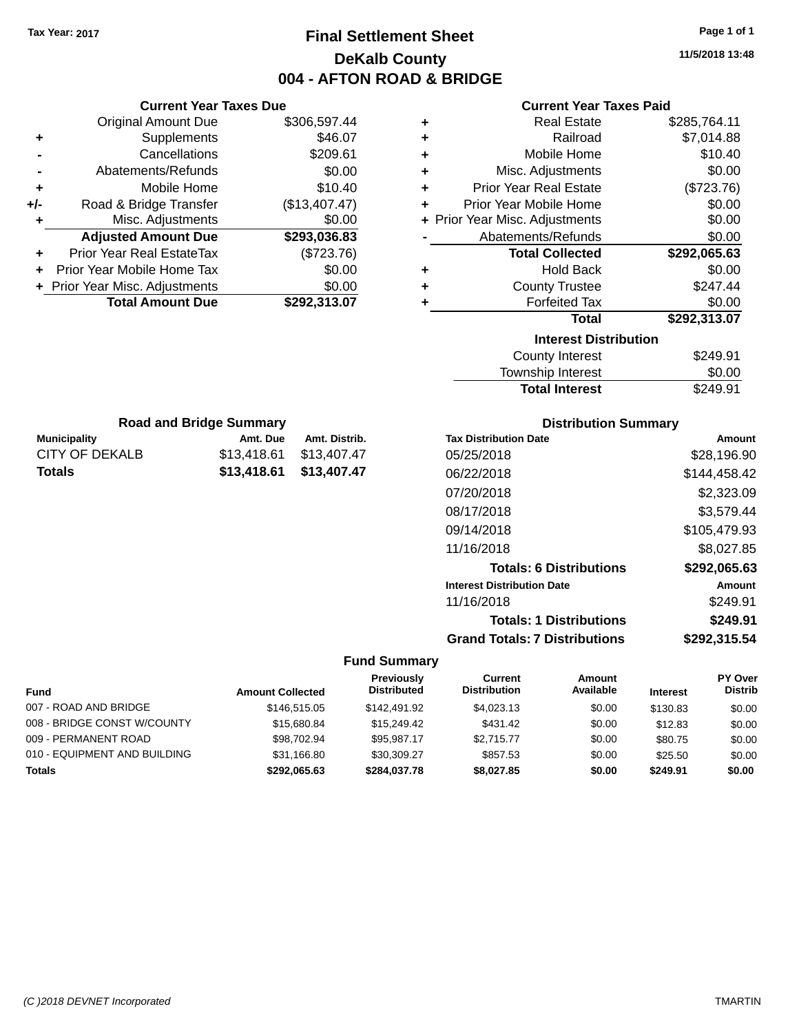Tax Year: 2017

# Final Settlement Sheet

## DeKalb County

## 004 - AFTON ROAD & BRIDGE

11/5/2018 13:48

### Current Year Taxes Due

| | | |
|---|---|---|
| | Original Amount Due | $306,597.44 |
| + | Supplements | $46.07 |
| - | Cancellations | $209.61 |
| - | Abatements/Refunds | $0.00 |
| + | Mobile Home | $10.40 |
| +/- | Road & Bridge Transfer | ($13,407.47) |
| + | Misc. Adjustments | $0.00 |
| | **Adjusted Amount Due** | **$293,036.83** |
| + | Prior Year Real EstateTax | ($723.76) |
| + | Prior Year Mobile Home Tax | $0.00 |
| + | Prior Year Misc. Adjustments | $0.00 |
| | **Total Amount Due** | **$292,313.07** |

### Current Year Taxes Paid

| | | |
|---|---|---|
| + | Real Estate | $285,764.11 |
| + | Railroad | $7,014.88 |
| + | Mobile Home | $10.40 |
| + | Misc. Adjustments | $0.00 |
| + | Prior Year Real Estate | ($723.76) |
| + | Prior Year Mobile Home | $0.00 |
| + | Prior Year Misc. Adjustments | $0.00 |
| - | Abatements/Refunds | $0.00 |
| | **Total Collected** | **$292,065.63** |
| + | Hold Back | $0.00 |
| + | County Trustee | $247.44 |
| + | Forfeited Tax | $0.00 |
| | **Total** | **$292,313.07** |

### Interest Distribution

| | |
|---|---|
| County Interest | $249.91 |
| Township Interest | $0.00 |
| **Total Interest** | $249.91 |

### Road and Bridge Summary

| Municipality | Amt. Due | Amt. Distrib. |
|---|---|---|
| CITY OF DEKALB | $13,418.61 | $13,407.47 |
| **Totals** | **$13,418.61** | **$13,407.47** |

### Distribution Summary

| Tax Distribution Date | Amount |
|---|---|
| 05/25/2018 | $28,196.90 |
| 06/22/2018 | $144,458.42 |
| 07/20/2018 | $2,323.09 |
| 08/17/2018 | $3,579.44 |
| 09/14/2018 | $105,479.93 |
| 11/16/2018 | $8,027.85 |
| **Totals: 6 Distributions** | **$292,065.63** |
| **Interest Distribution Date** | **Amount** |
| 11/16/2018 | $249.91 |
| **Totals: 1 Distributions** | **$249.91** |
| **Grand Totals: 7 Distributions** | **$292,315.54** |

### Fund Summary

| Fund | Amount Collected | Previously Distributed | Current Distribution | Amount Available | Interest | PY Over Distrib |
|---|---|---|---|---|---|---|
| 007 - ROAD AND BRIDGE | $146,515.05 | $142,491.92 | $4,023.13 | $0.00 | $130.83 | $0.00 |
| 008 - BRIDGE CONST W/COUNTY | $15,680.84 | $15,249.42 | $431.42 | $0.00 | $12.83 | $0.00 |
| 009 - PERMANENT ROAD | $98,702.94 | $95,987.17 | $2,715.77 | $0.00 | $80.75 | $0.00 |
| 010 - EQUIPMENT AND BUILDING | $31,166.80 | $30,309.27 | $857.53 | $0.00 | $25.50 | $0.00 |
| **Totals** | **$292,065.63** | **$284,037.78** | **$8,027.85** | **$0.00** | **$249.91** | **$0.00** |

(C )2018 DEVNET Incorporated TMARTIN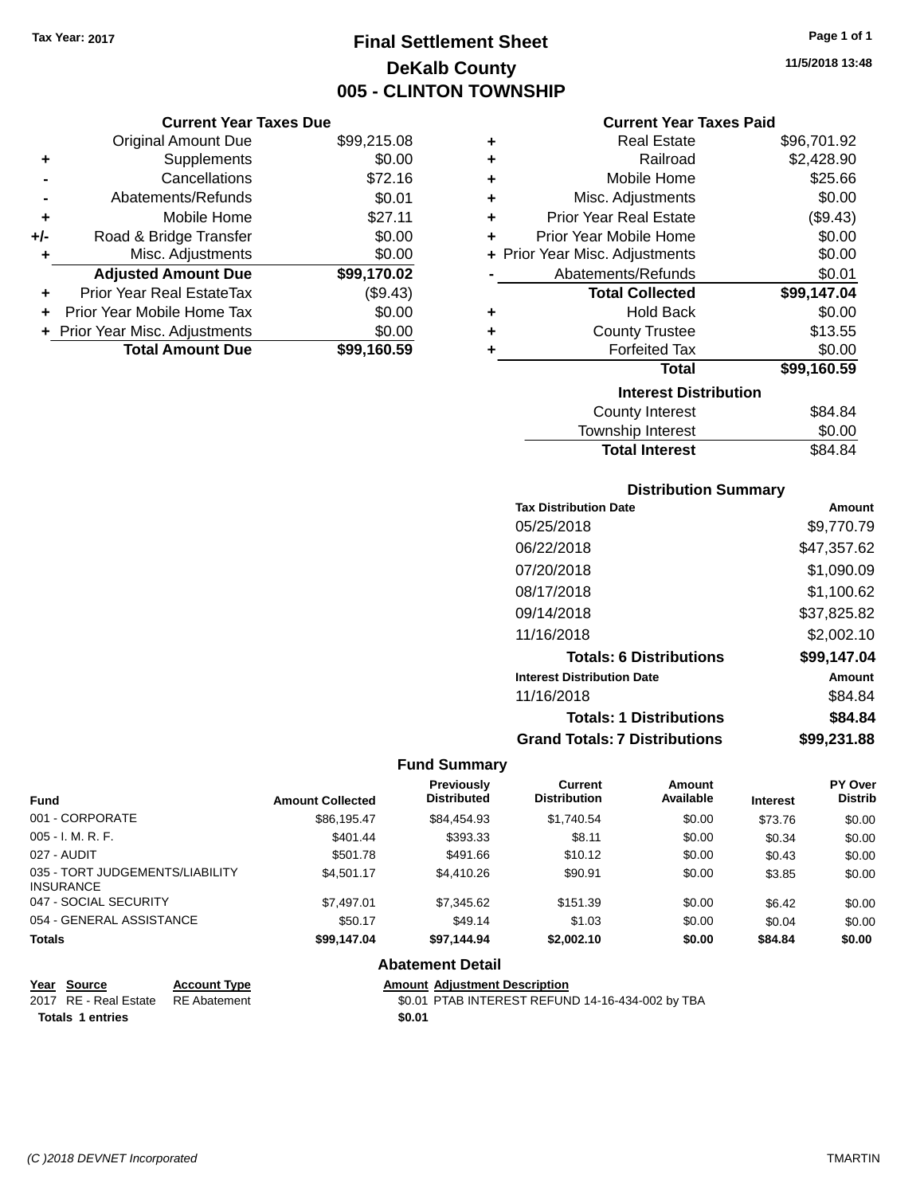Tax Year: 2017

# Final Settlement Sheet
## DeKalb County
## 005 - CLINTON TOWNSHIP

11/5/2018 13:48

### Current Year Taxes Due

| | | |
|---|---|---|
| | Original Amount Due | $99,215.08 |
| + | Supplements | $0.00 |
| - | Cancellations | $72.16 |
| - | Abatements/Refunds | $0.01 |
| + | Mobile Home | $27.11 |
| +/- | Road & Bridge Transfer | $0.00 |
| + | Misc. Adjustments | $0.00 |
| | **Adjusted Amount Due** | **$99,170.02** |
| + | Prior Year Real EstateTax | ($9.43) |
| + | Prior Year Mobile Home Tax | $0.00 |
| + | Prior Year Misc. Adjustments | $0.00 |
| | **Total Amount Due** | **$99,160.59** |

### Current Year Taxes Paid

| | | |
|---|---|---|
| + | Real Estate | $96,701.92 |
| + | Railroad | $2,428.90 |
| + | Mobile Home | $25.66 |
| + | Misc. Adjustments | $0.00 |
| + | Prior Year Real Estate | ($9.43) |
| + | Prior Year Mobile Home | $0.00 |
| + | Prior Year Misc. Adjustments | $0.00 |
| - | Abatements/Refunds | $0.01 |
| | **Total Collected** | **$99,147.04** |
| + | Hold Back | $0.00 |
| + | County Trustee | $13.55 |
| + | Forfeited Tax | $0.00 |
| | **Total** | **$99,160.59** |

### Interest Distribution

| | |
|---|---|
| County Interest | $84.84 |
| Township Interest | $0.00 |
| **Total Interest** | $84.84 |

### Distribution Summary

| Tax Distribution Date | Amount |
|---|---|
| 05/25/2018 | $9,770.79 |
| 06/22/2018 | $47,357.62 |
| 07/20/2018 | $1,090.09 |
| 08/17/2018 | $1,100.62 |
| 09/14/2018 | $37,825.82 |
| 11/16/2018 | $2,002.10 |
| **Totals: 6 Distributions** | **$99,147.04** |
| **Interest Distribution Date** | **Amount** |
| 11/16/2018 | $84.84 |
| **Totals: 1 Distributions** | **$84.84** |
| **Grand Totals: 7 Distributions** | **$99,231.88** |

### Fund Summary

| Fund | Amount Collected | Previously Distributed | Current Distribution | Amount Available | Interest | PY Over Distrib |
|---|---|---|---|---|---|---|
| 001 - CORPORATE | $86,195.47 | $84,454.93 | $1,740.54 | $0.00 | $73.76 | $0.00 |
| 005 - I. M. R. F. | $401.44 | $393.33 | $8.11 | $0.00 | $0.34 | $0.00 |
| 027 - AUDIT | $501.78 | $491.66 | $10.12 | $0.00 | $0.43 | $0.00 |
| 035 - TORT JUDGEMENTS/LIABILITY INSURANCE | $4,501.17 | $4,410.26 | $90.91 | $0.00 | $3.85 | $0.00 |
| 047 - SOCIAL SECURITY | $7,497.01 | $7,345.62 | $151.39 | $0.00 | $6.42 | $0.00 |
| 054 - GENERAL ASSISTANCE | $50.17 | $49.14 | $1.03 | $0.00 | $0.04 | $0.00 |
| **Totals** | **$99,147.04** | **$97,144.94** | **$2,002.10** | **$0.00** | **$84.84** | **$0.00** |

### Abatement Detail

| Year | Source | Account Type | Amount | Adjustment Description |
|---|---|---|---|---|
| 2017 | RE - Real Estate | RE Abatement | $0.01 | PTAB INTEREST REFUND 14-16-434-002 by TBA |
| **Totals 1 entries** | | | **$0.01** | |

(C )2018 DEVNET Incorporated TMARTIN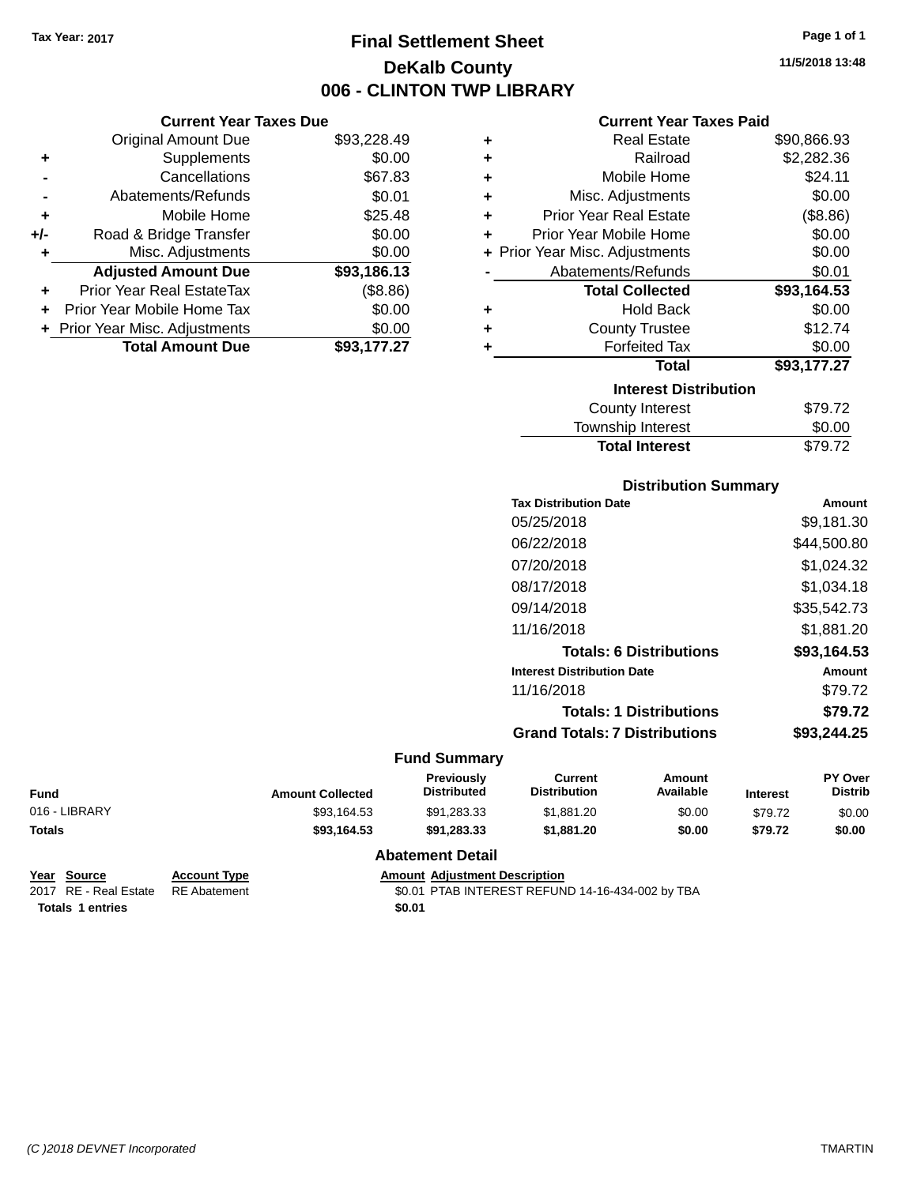Tax Year: 2017

# Final Settlement Sheet
## DeKalb County
## 006 - CLINTON TWP LIBRARY

11/5/2018 13:48

### Current Year Taxes Due

| | | |
|---|---|---|
| | Original Amount Due | $93,228.49 |
| + | Supplements | $0.00 |
| - | Cancellations | $67.83 |
| - | Abatements/Refunds | $0.01 |
| + | Mobile Home | $25.48 |
| +/- | Road & Bridge Transfer | $0.00 |
| + | Misc. Adjustments | $0.00 |
| | **Adjusted Amount Due** | **$93,186.13** |
| + | Prior Year Real EstateTax | ($8.86) |
| + | Prior Year Mobile Home Tax | $0.00 |
| + | Prior Year Misc. Adjustments | $0.00 |
| | **Total Amount Due** | **$93,177.27** |

### Current Year Taxes Paid

| | | |
|---|---|---|
| + | Real Estate | $90,866.93 |
| + | Railroad | $2,282.36 |
| + | Mobile Home | $24.11 |
| + | Misc. Adjustments | $0.00 |
| + | Prior Year Real Estate | ($8.86) |
| + | Prior Year Mobile Home | $0.00 |
| + | Prior Year Misc. Adjustments | $0.00 |
| - | Abatements/Refunds | $0.01 |
| | **Total Collected** | **$93,164.53** |
| + | Hold Back | $0.00 |
| + | County Trustee | $12.74 |
| + | Forfeited Tax | $0.00 |
| | **Total** | **$93,177.27** |

### Interest Distribution

| | |
|---|---|
| County Interest | $79.72 |
| Township Interest | $0.00 |
| **Total Interest** | $79.72 |

### Distribution Summary

| Tax Distribution Date | Amount |
|---|---|
| 05/25/2018 | $9,181.30 |
| 06/22/2018 | $44,500.80 |
| 07/20/2018 | $1,024.32 |
| 08/17/2018 | $1,034.18 |
| 09/14/2018 | $35,542.73 |
| 11/16/2018 | $1,881.20 |
| **Totals: 6 Distributions** | **$93,164.53** |
| **Interest Distribution Date** | **Amount** |
| 11/16/2018 | $79.72 |
| **Totals: 1 Distributions** | **$79.72** |
| **Grand Totals: 7 Distributions** | **$93,244.25** |

### Fund Summary

| Fund | Amount Collected | Previously Distributed | Current Distribution | Amount Available | Interest | PY Over Distrib |
|---|---|---|---|---|---|---|
| 016 - LIBRARY | $93,164.53 | $91,283.33 | $1,881.20 | $0.00 | $79.72 | $0.00 |
| **Totals** | **$93,164.53** | **$91,283.33** | **$1,881.20** | **$0.00** | **$79.72** | **$0.00** |

### Abatement Detail

| Year | Source | Account Type | Amount | Adjustment Description |
|---|---|---|---|---|
| 2017 | RE - Real Estate | RE Abatement | $0.01 | PTAB INTEREST REFUND 14-16-434-002 by TBA |
| **Totals** | **1 entries** | | **$0.01** | |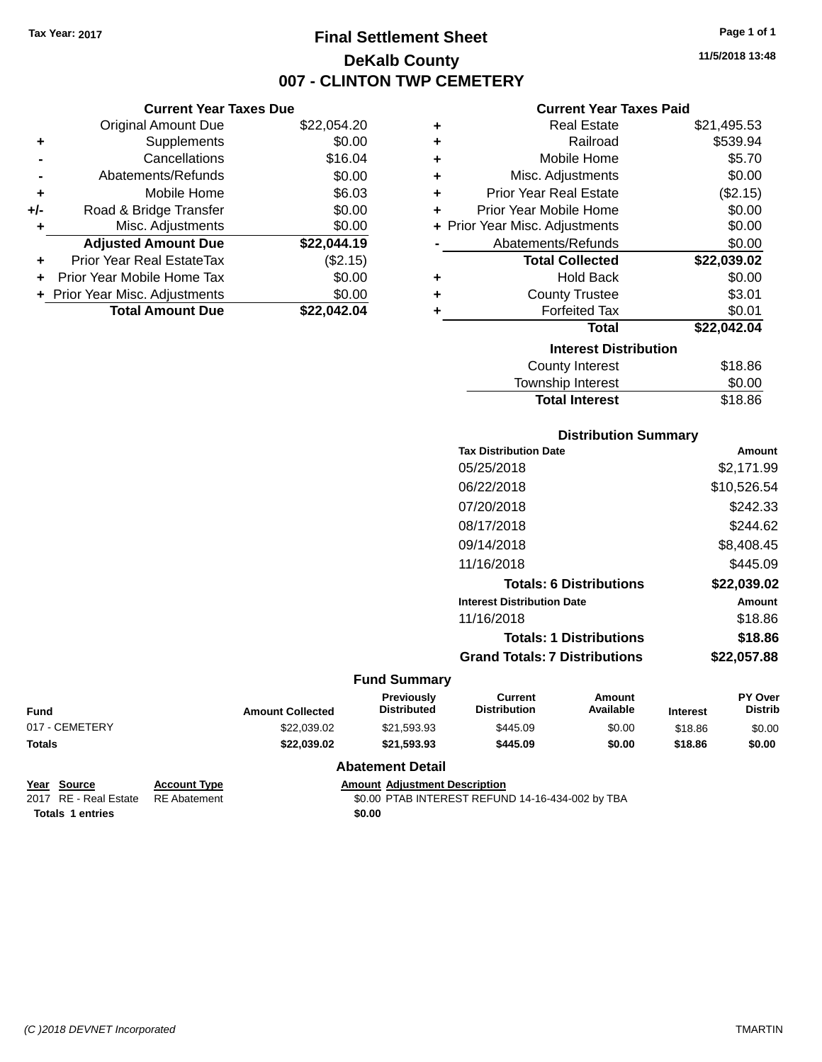Tax Year: 2017

# Final Settlement Sheet
## DeKalb County
## 007 - CLINTON TWP CEMETERY

11/5/2018 13:48

### Current Year Taxes Due

| | | |
|---|---|---|
| | Original Amount Due | $22,054.20 |
| + | Supplements | $0.00 |
| - | Cancellations | $16.04 |
| - | Abatements/Refunds | $0.00 |
| + | Mobile Home | $6.03 |
| +/- | Road & Bridge Transfer | $0.00 |
| + | Misc. Adjustments | $0.00 |
| | **Adjusted Amount Due** | **$22,044.19** |
| + | Prior Year Real EstateTax | ($2.15) |
| + | Prior Year Mobile Home Tax | $0.00 |
| + | Prior Year Misc. Adjustments | $0.00 |
| | **Total Amount Due** | **$22,042.04** |

### Current Year Taxes Paid

| | | |
|---|---|---|
| + | Real Estate | $21,495.53 |
| + | Railroad | $539.94 |
| + | Mobile Home | $5.70 |
| + | Misc. Adjustments | $0.00 |
| + | Prior Year Real Estate | ($2.15) |
| + | Prior Year Mobile Home | $0.00 |
| + | Prior Year Misc. Adjustments | $0.00 |
| - | Abatements/Refunds | $0.00 |
| | **Total Collected** | **$22,039.02** |
| + | Hold Back | $0.00 |
| + | County Trustee | $3.01 |
| + | Forfeited Tax | $0.01 |
| | **Total** | **$22,042.04** |

### Interest Distribution

| | |
|---|---|
| County Interest | $18.86 |
| Township Interest | $0.00 |
| **Total Interest** | $18.86 |

### Distribution Summary

| Tax Distribution Date | Amount |
|---|---|
| 05/25/2018 | $2,171.99 |
| 06/22/2018 | $10,526.54 |
| 07/20/2018 | $242.33 |
| 08/17/2018 | $244.62 |
| 09/14/2018 | $8,408.45 |
| 11/16/2018 | $445.09 |
| **Totals: 6 Distributions** | **$22,039.02** |
| **Interest Distribution Date** | **Amount** |
| 11/16/2018 | $18.86 |
| **Totals: 1 Distributions** | **$18.86** |
| **Grand Totals: 7 Distributions** | **$22,057.88** |

### Fund Summary

| Fund | Amount Collected | Previously Distributed | Current Distribution | Amount Available | Interest | PY Over Distrib |
|---|---|---|---|---|---|---|
| 017 - CEMETERY | $22,039.02 | $21,593.93 | $445.09 | $0.00 | $18.86 | $0.00 |
| **Totals** | **$22,039.02** | **$21,593.93** | **$445.09** | **$0.00** | **$18.86** | **$0.00** |

### Abatement Detail

| Year | Source | Account Type | Amount | Adjustment Description |
|---|---|---|---|---|
| 2017 | RE - Real Estate | RE Abatement | $0.00 | PTAB INTEREST REFUND 14-16-434-002 by TBA |
| **Totals** | **1 entries** | | **$0.00** | |

(C )2018 DEVNET Incorporated TMARTIN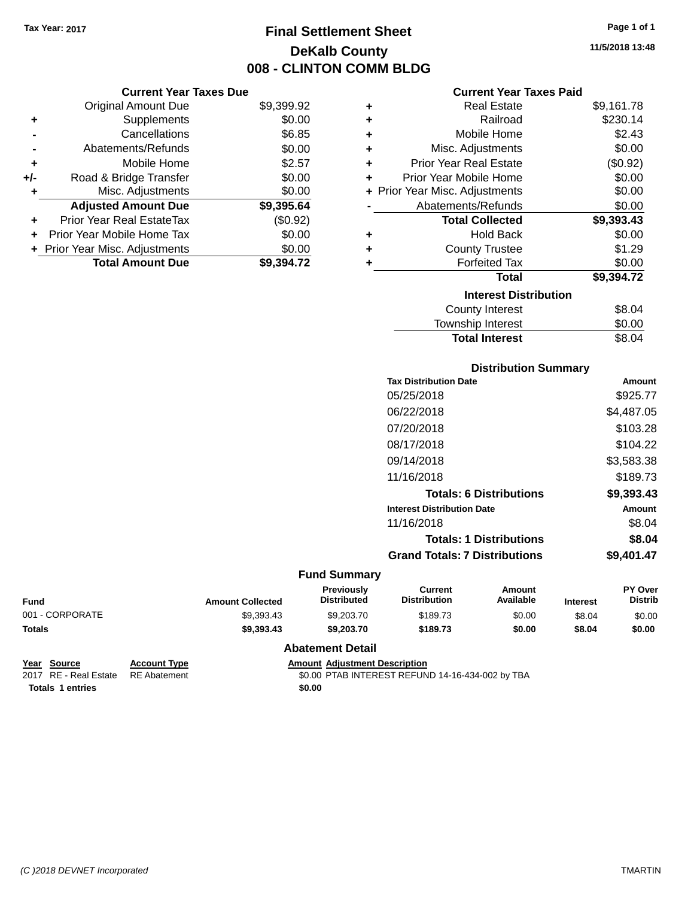Tax Year: 2017

# Final Settlement Sheet
## DeKalb County
## 008 - CLINTON COMM BLDG

11/5/2018 13:48

### Current Year Taxes Due

| | | |
|---|---|---|
| | Original Amount Due | $9,399.92 |
| + | Supplements | $0.00 |
| - | Cancellations | $6.85 |
| - | Abatements/Refunds | $0.00 |
| + | Mobile Home | $2.57 |
| +/- | Road & Bridge Transfer | $0.00 |
| + | Misc. Adjustments | $0.00 |
| | **Adjusted Amount Due** | **$9,395.64** |
| + | Prior Year Real EstateTax | ($0.92) |
| + | Prior Year Mobile Home Tax | $0.00 |
| + | Prior Year Misc. Adjustments | $0.00 |
| | **Total Amount Due** | **$9,394.72** |

### Current Year Taxes Paid

| | | |
|---|---|---|
| + | Real Estate | $9,161.78 |
| + | Railroad | $230.14 |
| + | Mobile Home | $2.43 |
| + | Misc. Adjustments | $0.00 |
| + | Prior Year Real Estate | ($0.92) |
| + | Prior Year Mobile Home | $0.00 |
| + | Prior Year Misc. Adjustments | $0.00 |
| - | Abatements/Refunds | $0.00 |
| | **Total Collected** | **$9,393.43** |
| + | Hold Back | $0.00 |
| + | County Trustee | $1.29 |
| + | Forfeited Tax | $0.00 |
| | **Total** | **$9,394.72** |

### Interest Distribution

| | |
|---|---|
| County Interest | $8.04 |
| Township Interest | $0.00 |
| **Total Interest** | $8.04 |

### Distribution Summary

| Tax Distribution Date | Amount |
|---|---|
| 05/25/2018 | $925.77 |
| 06/22/2018 | $4,487.05 |
| 07/20/2018 | $103.28 |
| 08/17/2018 | $104.22 |
| 09/14/2018 | $3,583.38 |
| 11/16/2018 | $189.73 |
| **Totals: 6 Distributions** | **$9,393.43** |
| **Interest Distribution Date** | **Amount** |
| 11/16/2018 | $8.04 |
| **Totals: 1 Distributions** | **$8.04** |
| **Grand Totals: 7 Distributions** | **$9,401.47** |

### Fund Summary

| Fund | Amount Collected | Previously Distributed | Current Distribution | Amount Available | Interest | PY Over Distrib |
|---|---|---|---|---|---|---|
| 001 - CORPORATE | $9,393.43 | $9,203.70 | $189.73 | $0.00 | $8.04 | $0.00 |
| **Totals** | **$9,393.43** | **$9,203.70** | **$189.73** | **$0.00** | **$8.04** | **$0.00** |

### Abatement Detail

| Year | Source | Account Type | Amount | Adjustment Description |
|---|---|---|---|---|
| 2017 | RE - Real Estate | RE Abatement | $0.00 | PTAB INTEREST REFUND 14-16-434-002 by TBA |
| **Totals 1 entries** | | | **$0.00** | |

(C )2018 DEVNET Incorporated TMARTIN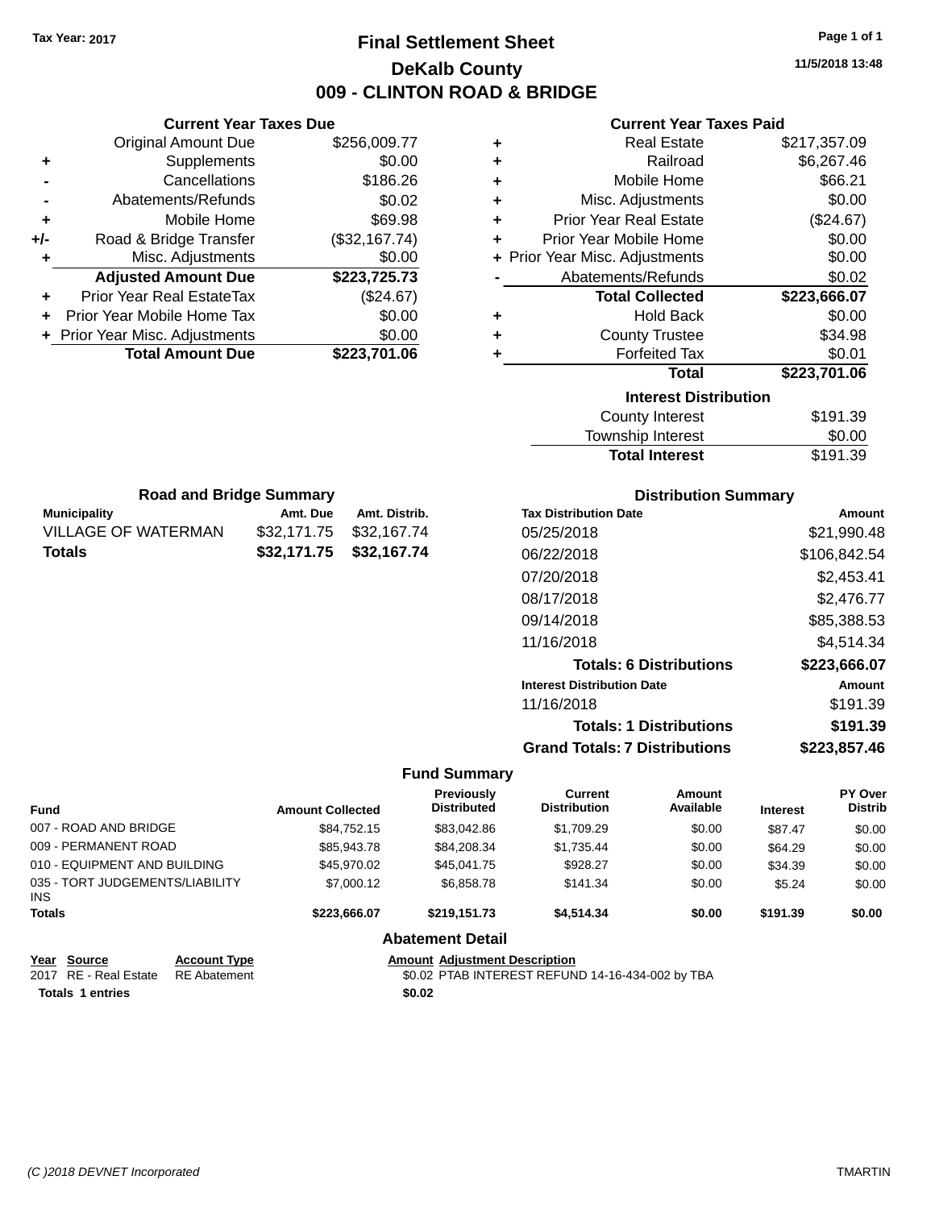Tax Year: 2017

# Final Settlement Sheet

## DeKalb County

## 009 - CLINTON ROAD & BRIDGE

11/5/2018 13:48

### Current Year Taxes Due

| | | |
|---|---|---|
| | Original Amount Due | $256,009.77 |
| + | Supplements | $0.00 |
| - | Cancellations | $186.26 |
| - | Abatements/Refunds | $0.02 |
| + | Mobile Home | $69.98 |
| +/- | Road & Bridge Transfer | ($32,167.74) |
| + | Misc. Adjustments | $0.00 |
| | **Adjusted Amount Due** | **$223,725.73** |
| + | Prior Year Real EstateTax | ($24.67) |
| + | Prior Year Mobile Home Tax | $0.00 |
| + | Prior Year Misc. Adjustments | $0.00 |
| | **Total Amount Due** | **$223,701.06** |

### Current Year Taxes Paid

| | | |
|---|---|---|
| + | Real Estate | $217,357.09 |
| + | Railroad | $6,267.46 |
| + | Mobile Home | $66.21 |
| + | Misc. Adjustments | $0.00 |
| + | Prior Year Real Estate | ($24.67) |
| + | Prior Year Mobile Home | $0.00 |
| + | Prior Year Misc. Adjustments | $0.00 |
| - | Abatements/Refunds | $0.02 |
| | **Total Collected** | **$223,666.07** |
| + | Hold Back | $0.00 |
| + | County Trustee | $34.98 |
| + | Forfeited Tax | $0.01 |
| | **Total** | **$223,701.06** |

### Interest Distribution

| | |
|---|---|
| County Interest | $191.39 |
| Township Interest | $0.00 |
| **Total Interest** | $191.39 |

### Road and Bridge Summary

| Municipality | Amt. Due | Amt. Distrib. |
|---|---|---|
| VILLAGE OF WATERMAN | $32,171.75 | $32,167.74 |
| **Totals** | **$32,171.75** | **$32,167.74** |

### Distribution Summary

| Tax Distribution Date | Amount |
|---|---|
| 05/25/2018 | $21,990.48 |
| 06/22/2018 | $106,842.54 |
| 07/20/2018 | $2,453.41 |
| 08/17/2018 | $2,476.77 |
| 09/14/2018 | $85,388.53 |
| 11/16/2018 | $4,514.34 |
| **Totals: 6 Distributions** | **$223,666.07** |
| **Interest Distribution Date** | **Amount** |
| 11/16/2018 | $191.39 |
| **Totals: 1 Distributions** | **$191.39** |
| **Grand Totals: 7 Distributions** | **$223,857.46** |

### Fund Summary

| Fund | Amount Collected | Previously Distributed | Current Distribution | Amount Available | Interest | PY Over Distrib |
|---|---|---|---|---|---|---|
| 007 - ROAD AND BRIDGE | $84,752.15 | $83,042.86 | $1,709.29 | $0.00 | $87.47 | $0.00 |
| 009 - PERMANENT ROAD | $85,943.78 | $84,208.34 | $1,735.44 | $0.00 | $64.29 | $0.00 |
| 010 - EQUIPMENT AND BUILDING | $45,970.02 | $45,041.75 | $928.27 | $0.00 | $34.39 | $0.00 |
| 035 - TORT JUDGEMENTS/LIABILITY INS | $7,000.12 | $6,858.78 | $141.34 | $0.00 | $5.24 | $0.00 |
| **Totals** | **$223,666.07** | **$219,151.73** | **$4,514.34** | **$0.00** | **$191.39** | **$0.00** |

### Abatement Detail

| Year | Source | Account Type | Amount | Adjustment Description |
|---|---|---|---|---|
| 2017 | RE - Real Estate | RE Abatement | $0.02 | PTAB INTEREST REFUND 14-16-434-002 by TBA |
| **Totals 1 entries** | | | **$0.02** | |

(C )2018 DEVNET Incorporated TMARTIN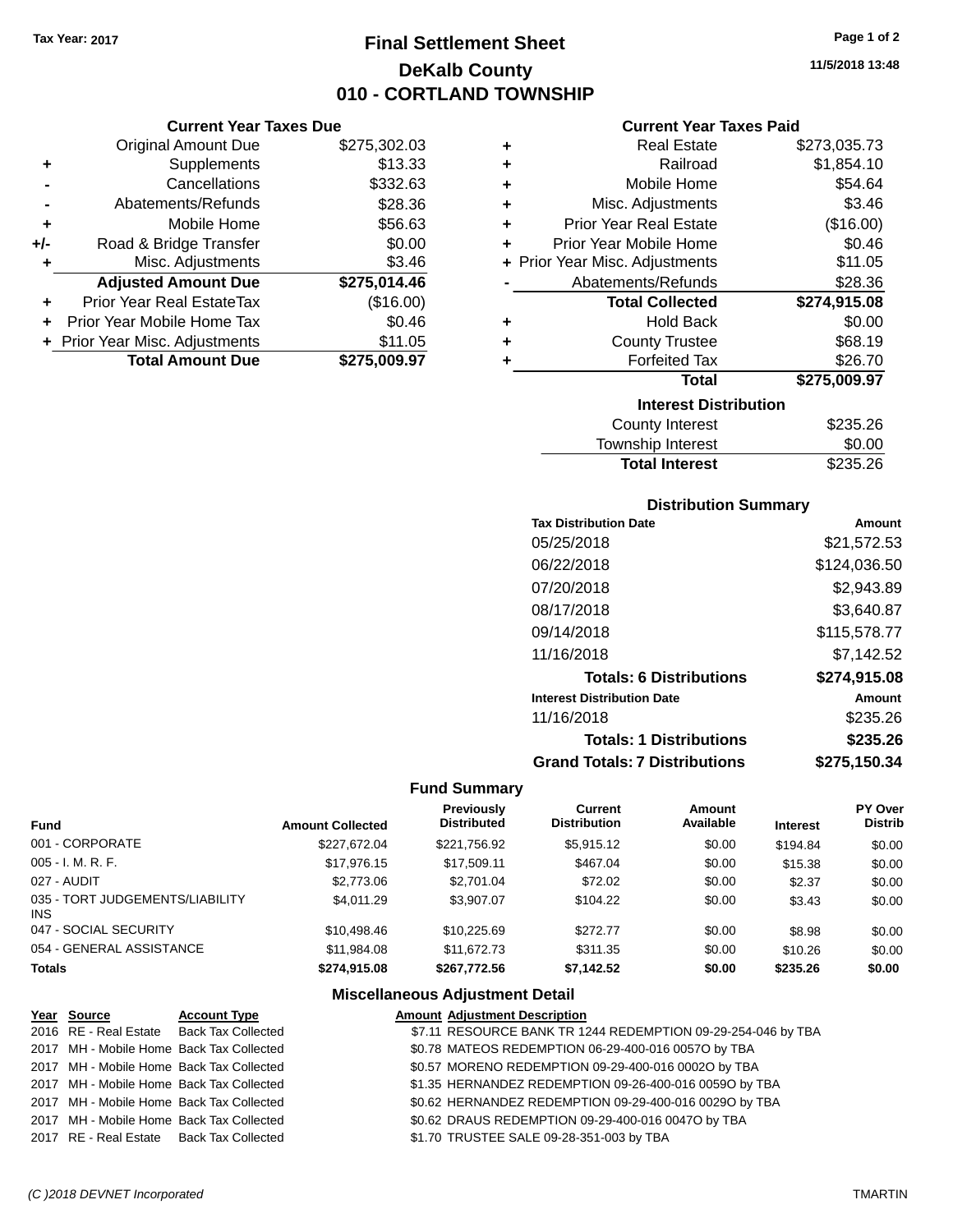**Tax Year: 2017**

# Final Settlement Sheet
## DeKalb County
## 010 - CORTLAND TOWNSHIP

11/5/2018 13:48

### Current Year Taxes Due

| | | |
|---|---|---|
| | Original Amount Due | $275,302.03 |
| + | Supplements | $13.33 |
| - | Cancellations | $332.63 |
| - | Abatements/Refunds | $28.36 |
| + | Mobile Home | $56.63 |
| +/- | Road & Bridge Transfer | $0.00 |
| + | Misc. Adjustments | $3.46 |
| | **Adjusted Amount Due** | **$275,014.46** |
| + | Prior Year Real EstateTax | ($16.00) |
| + | Prior Year Mobile Home Tax | $0.46 |
| + | Prior Year Misc. Adjustments | $11.05 |
| | **Total Amount Due** | **$275,009.97** |

### Current Year Taxes Paid

| | | |
|---|---|---|
| + | Real Estate | $273,035.73 |
| + | Railroad | $1,854.10 |
| + | Mobile Home | $54.64 |
| + | Misc. Adjustments | $3.46 |
| + | Prior Year Real Estate | ($16.00) |
| + | Prior Year Mobile Home | $0.46 |
| + | Prior Year Misc. Adjustments | $11.05 |
| - | Abatements/Refunds | $28.36 |
| | **Total Collected** | **$274,915.08** |
| + | Hold Back | $0.00 |
| + | County Trustee | $68.19 |
| + | Forfeited Tax | $26.70 |
| | **Total** | **$275,009.97** |

### Interest Distribution

| | |
|---|---|
| County Interest | $235.26 |
| Township Interest | $0.00 |
| **Total Interest** | $235.26 |

### Distribution Summary

| Tax Distribution Date | Amount |
|---|---|
| 05/25/2018 | $21,572.53 |
| 06/22/2018 | $124,036.50 |
| 07/20/2018 | $2,943.89 |
| 08/17/2018 | $3,640.87 |
| 09/14/2018 | $115,578.77 |
| 11/16/2018 | $7,142.52 |
| **Totals: 6 Distributions** | **$274,915.08** |
| **Interest Distribution Date** | **Amount** |
| 11/16/2018 | $235.26 |
| **Totals: 1 Distributions** | **$235.26** |
| **Grand Totals: 7 Distributions** | **$275,150.34** |

### Fund Summary

| Fund | Amount Collected | Previously Distributed | Current Distribution | Amount Available | Interest | PY Over Distrib |
|---|---|---|---|---|---|---|
| 001 - CORPORATE | $227,672.04 | $221,756.92 | $5,915.12 | $0.00 | $194.84 | $0.00 |
| 005 - I. M. R. F. | $17,976.15 | $17,509.11 | $467.04 | $0.00 | $15.38 | $0.00 |
| 027 - AUDIT | $2,773.06 | $2,701.04 | $72.02 | $0.00 | $2.37 | $0.00 |
| 035 - TORT JUDGEMENTS/LIABILITY INS | $4,011.29 | $3,907.07 | $104.22 | $0.00 | $3.43 | $0.00 |
| 047 - SOCIAL SECURITY | $10,498.46 | $10,225.69 | $272.77 | $0.00 | $8.98 | $0.00 |
| 054 - GENERAL ASSISTANCE | $11,984.08 | $11,672.73 | $311.35 | $0.00 | $10.26 | $0.00 |
| **Totals** | **$274,915.08** | **$267,772.56** | **$7,142.52** | **$0.00** | **$235.26** | **$0.00** |

### Miscellaneous Adjustment Detail

| Year | Source | Account Type | Amount | Adjustment Description |
|---|---|---|---|---|
| 2016 | RE - Real Estate | Back Tax Collected | $7.11 | RESOURCE BANK TR 1244 REDEMPTION 09-29-254-046 by TBA |
| 2017 | MH - Mobile Home | Back Tax Collected | $0.78 | MATEOS REDEMPTION 06-29-400-016 0057O by TBA |
| 2017 | MH - Mobile Home | Back Tax Collected | $0.57 | MORENO REDEMPTION 09-29-400-016 0002O by TBA |
| 2017 | MH - Mobile Home | Back Tax Collected | $1.35 | HERNANDEZ REDEMPTION 09-26-400-016 0059O by TBA |
| 2017 | MH - Mobile Home | Back Tax Collected | $0.62 | HERNANDEZ REDEMPTION 09-29-400-016 0029O by TBA |
| 2017 | MH - Mobile Home | Back Tax Collected | $0.62 | DRAUS REDEMPTION 09-29-400-016 0047O by TBA |
| 2017 | RE - Real Estate | Back Tax Collected | $1.70 | TRUSTEE SALE 09-28-351-003 by TBA |

*(C )2018 DEVNET Incorporated* TMARTIN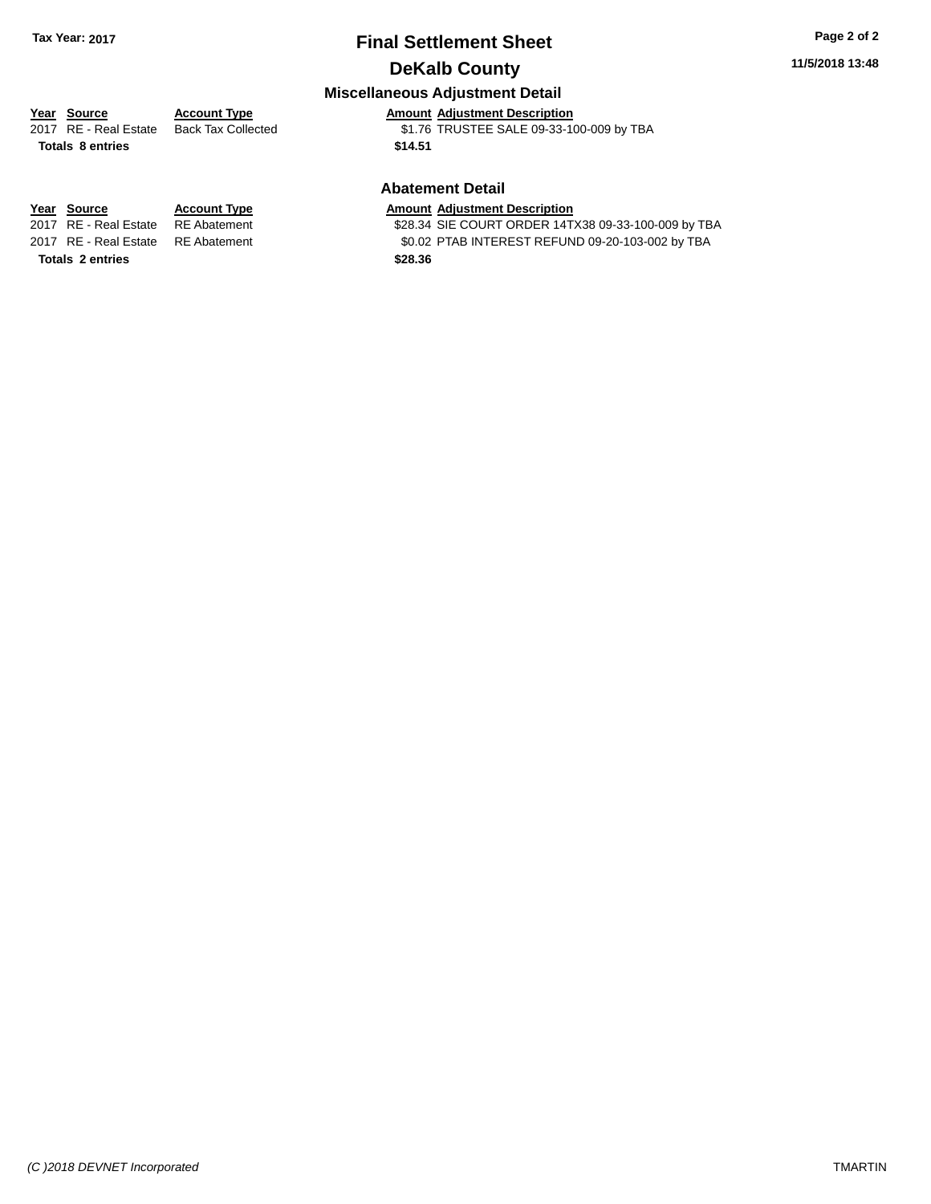# Final Settlement Sheet

## DeKalb County

Tax Year: 2017

11/5/2018 13:48

### Miscellaneous Adjustment Detail

| Year | Source | Account Type | Amount | Adjustment Description |
|---|---|---|---|---|
| 2017 | RE - Real Estate | Back Tax Collected | $1.76 | TRUSTEE SALE 09-33-100-009 by TBA |
| **Totals** | **8 entries** | | **$14.51** | |

### Abatement Detail

| Year | Source | Account Type | Amount | Adjustment Description |
|---|---|---|---|---|
| 2017 | RE - Real Estate | RE Abatement | $28.34 | SIE COURT ORDER 14TX38 09-33-100-009 by TBA |
| 2017 | RE - Real Estate | RE Abatement | $0.02 | PTAB INTEREST REFUND 09-20-103-002 by TBA |
| **Totals** | **2 entries** | | **$28.36** | |

*(C )2018 DEVNET Incorporated* TMARTIN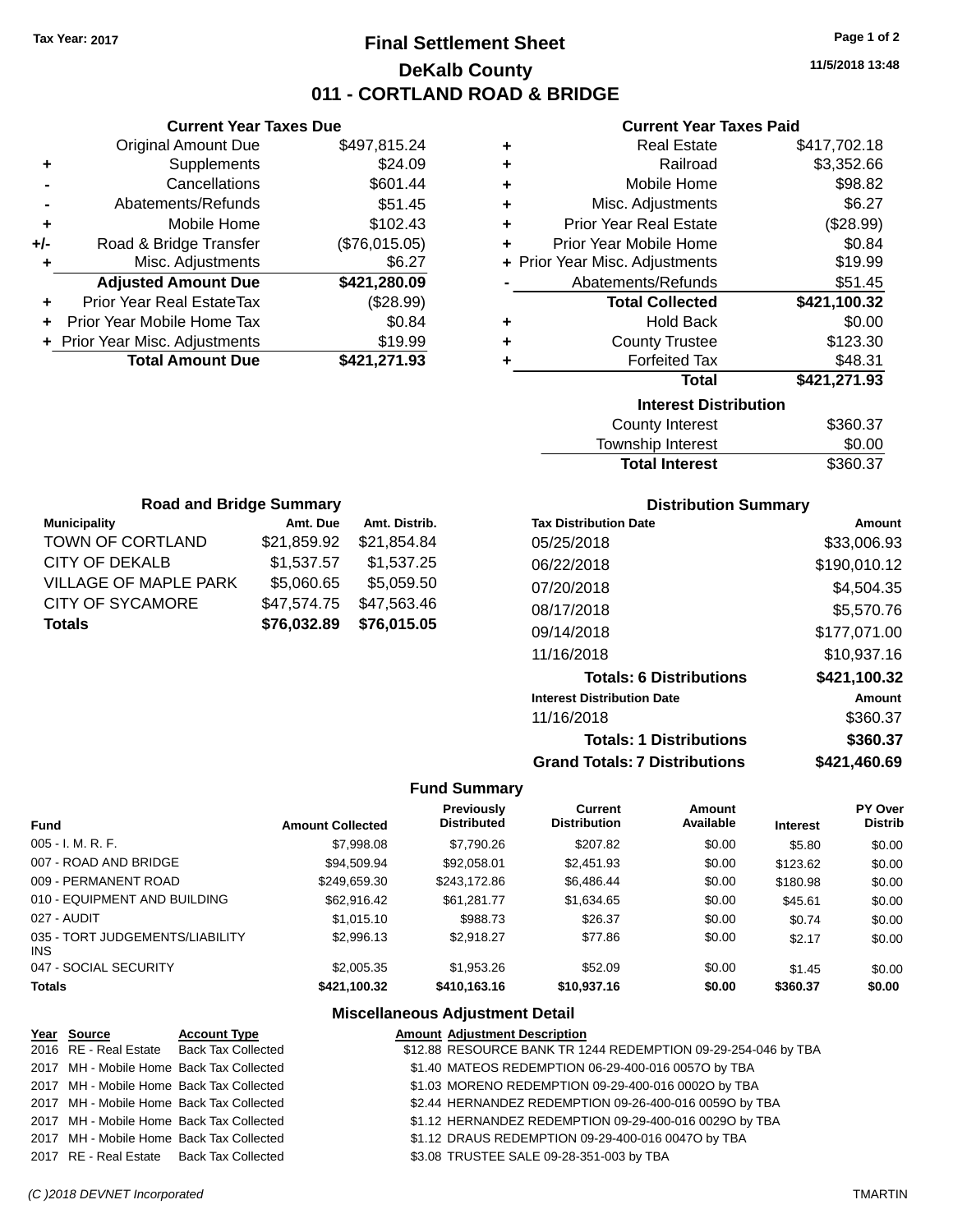Tax Year: 2017

# Final Settlement Sheet

## DeKalb County

## 011 - CORTLAND ROAD & BRIDGE

11/5/2018 13:48

### Current Year Taxes Due

| | | |
|---|---|---|
| | Original Amount Due | $497,815.24 |
| + | Supplements | $24.09 |
| - | Cancellations | $601.44 |
| - | Abatements/Refunds | $51.45 |
| + | Mobile Home | $102.43 |
| +/- | Road & Bridge Transfer | ($76,015.05) |
| + | Misc. Adjustments | $6.27 |
| | **Adjusted Amount Due** | **$421,280.09** |
| + | Prior Year Real EstateTax | ($28.99) |
| + | Prior Year Mobile Home Tax | $0.84 |
| + | Prior Year Misc. Adjustments | $19.99 |
| | **Total Amount Due** | **$421,271.93** |

### Current Year Taxes Paid

| | | |
|---|---|---|
| + | Real Estate | $417,702.18 |
| + | Railroad | $3,352.66 |
| + | Mobile Home | $98.82 |
| + | Misc. Adjustments | $6.27 |
| + | Prior Year Real Estate | ($28.99) |
| + | Prior Year Mobile Home | $0.84 |
| + | Prior Year Misc. Adjustments | $19.99 |
| - | Abatements/Refunds | $51.45 |
| | **Total Collected** | **$421,100.32** |
| + | Hold Back | $0.00 |
| + | County Trustee | $123.30 |
| + | Forfeited Tax | $48.31 |
| | **Total** | **$421,271.93** |

### Interest Distribution

| | |
|---|---|
| County Interest | $360.37 |
| Township Interest | $0.00 |
| **Total Interest** | **$360.37** |

### Road and Bridge Summary

| Municipality | Amt. Due | Amt. Distrib. |
|---|---|---|
| TOWN OF CORTLAND | $21,859.92 | $21,854.84 |
| CITY OF DEKALB | $1,537.57 | $1,537.25 |
| VILLAGE OF MAPLE PARK | $5,060.65 | $5,059.50 |
| CITY OF SYCAMORE | $47,574.75 | $47,563.46 |
| **Totals** | **$76,032.89** | **$76,015.05** |

### Distribution Summary

| Tax Distribution Date | Amount |
|---|---|
| 05/25/2018 | $33,006.93 |
| 06/22/2018 | $190,010.12 |
| 07/20/2018 | $4,504.35 |
| 08/17/2018 | $5,570.76 |
| 09/14/2018 | $177,071.00 |
| 11/16/2018 | $10,937.16 |
| **Totals: 6 Distributions** | **$421,100.32** |
| **Interest Distribution Date** | **Amount** |
| 11/16/2018 | $360.37 |
| **Totals: 1 Distributions** | **$360.37** |
| **Grand Totals: 7 Distributions** | **$421,460.69** |

### Fund Summary

| Fund | Amount Collected | Previously Distributed | Current Distribution | Amount Available | Interest | PY Over Distrib |
|---|---|---|---|---|---|---|
| 005 - I. M. R. F. | $7,998.08 | $7,790.26 | $207.82 | $0.00 | $5.80 | $0.00 |
| 007 - ROAD AND BRIDGE | $94,509.94 | $92,058.01 | $2,451.93 | $0.00 | $123.62 | $0.00 |
| 009 - PERMANENT ROAD | $249,659.30 | $243,172.86 | $6,486.44 | $0.00 | $180.98 | $0.00 |
| 010 - EQUIPMENT AND BUILDING | $62,916.42 | $61,281.77 | $1,634.65 | $0.00 | $45.61 | $0.00 |
| 027 - AUDIT | $1,015.10 | $988.73 | $26.37 | $0.00 | $0.74 | $0.00 |
| 035 - TORT JUDGEMENTS/LIABILITY INS | $2,996.13 | $2,918.27 | $77.86 | $0.00 | $2.17 | $0.00 |
| 047 - SOCIAL SECURITY | $2,005.35 | $1,953.26 | $52.09 | $0.00 | $1.45 | $0.00 |
| **Totals** | **$421,100.32** | **$410,163.16** | **$10,937.16** | **$0.00** | **$360.37** | **$0.00** |

### Miscellaneous Adjustment Detail

| Year | Source | Account Type | Amount | Adjustment Description |
|---|---|---|---|---|
| 2016 | RE - Real Estate | Back Tax Collected | $12.88 | RESOURCE BANK TR 1244 REDEMPTION 09-29-254-046 by TBA |
| 2017 | MH - Mobile Home | Back Tax Collected | $1.40 | MATEOS REDEMPTION 06-29-400-016 0057O by TBA |
| 2017 | MH - Mobile Home | Back Tax Collected | $1.03 | MORENO REDEMPTION 09-29-400-016 0002O by TBA |
| 2017 | MH - Mobile Home | Back Tax Collected | $2.44 | HERNANDEZ REDEMPTION 09-26-400-016 0059O by TBA |
| 2017 | MH - Mobile Home | Back Tax Collected | $1.12 | HERNANDEZ REDEMPTION 09-29-400-016 0029O by TBA |
| 2017 | MH - Mobile Home | Back Tax Collected | $1.12 | DRAUS REDEMPTION 09-29-400-016 0047O by TBA |
| 2017 | RE - Real Estate | Back Tax Collected | $3.08 | TRUSTEE SALE 09-28-351-003 by TBA |

(C )2018 DEVNET Incorporated TMARTIN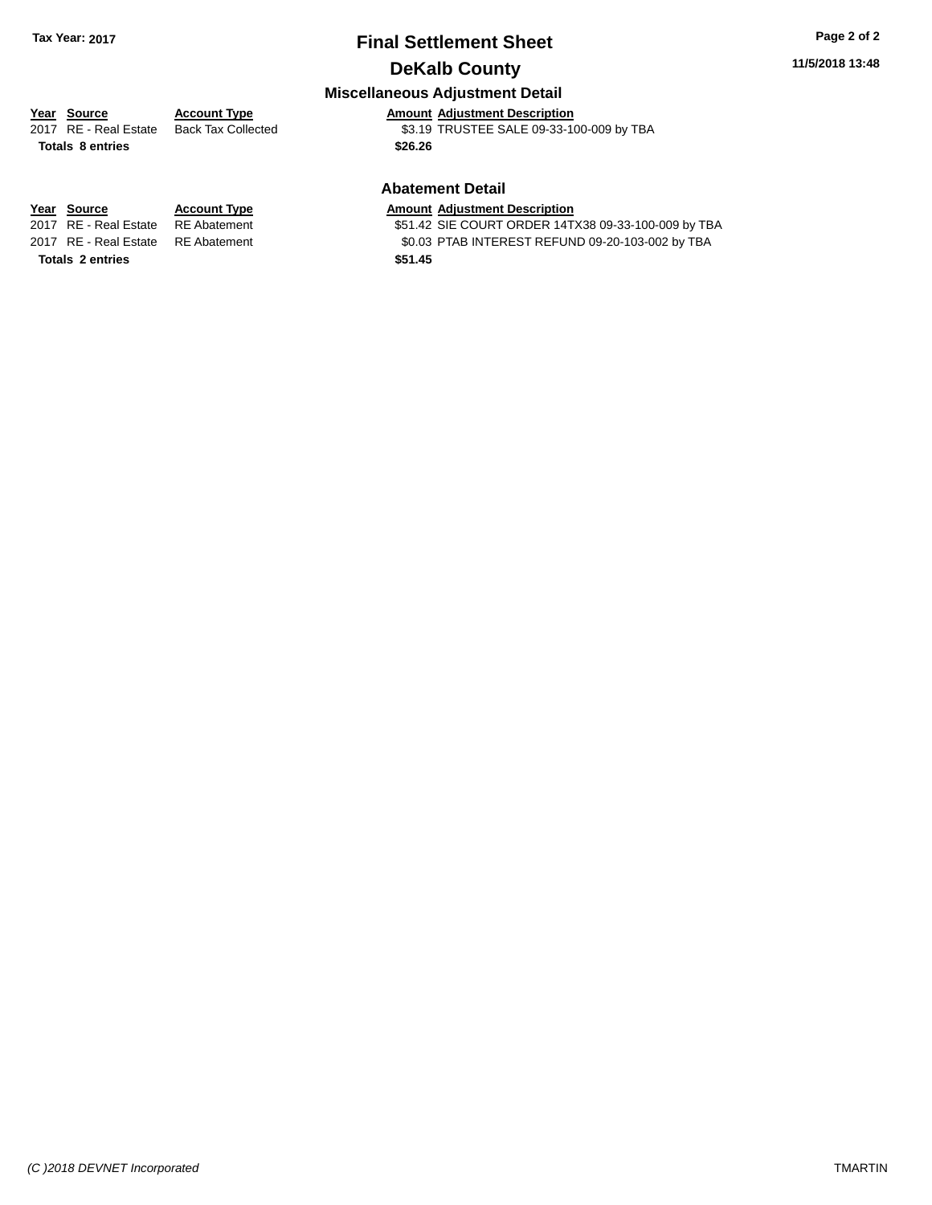# Final Settlement Sheet

**Tax Year: 2017**

## DeKalb County

**11/5/2018 13:48**

### Miscellaneous Adjustment Detail

| Year | Source | Account Type | Amount | Adjustment Description |
| --- | --- | --- | --- | --- |
| 2017 | RE - Real Estate | Back Tax Collected | $3.19 | TRUSTEE SALE 09-33-100-009 by TBA |
| **Totals 8 entries** | | | **$26.26** | |

### Abatement Detail

| Year | Source | Account Type | Amount | Adjustment Description |
| --- | --- | --- | --- | --- |
| 2017 | RE - Real Estate | RE Abatement | $51.42 | SIE COURT ORDER 14TX38 09-33-100-009 by TBA |
| 2017 | RE - Real Estate | RE Abatement | $0.03 | PTAB INTEREST REFUND 09-20-103-002 by TBA |
| **Totals 2 entries** | | | **$51.45** | |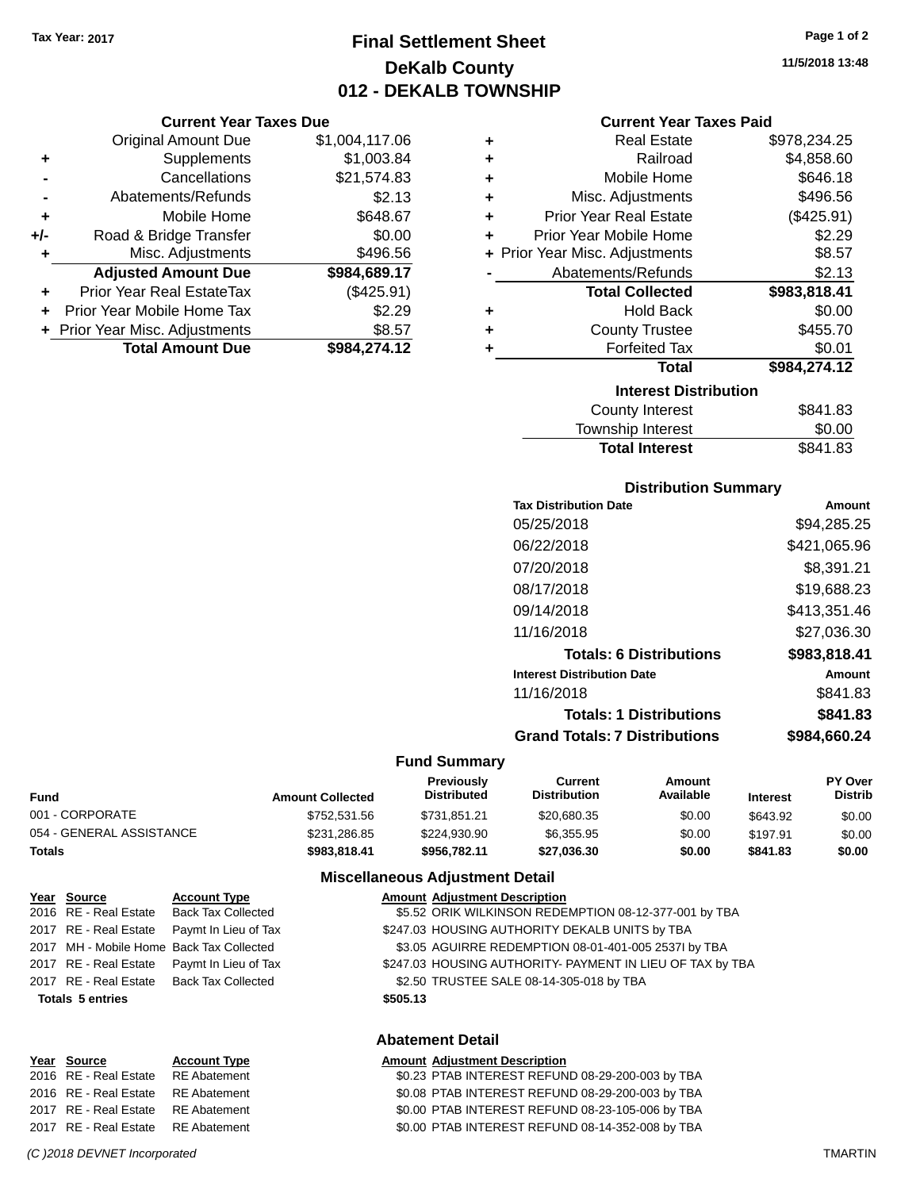Tax Year: 2017

# Final Settlement Sheet
## DeKalb County
## 012 - DEKALB TOWNSHIP

11/5/2018 13:48

### Current Year Taxes Due

| | | |
|---|---|---|
| | Original Amount Due | $1,004,117.06 |
| + | Supplements | $1,003.84 |
| - | Cancellations | $21,574.83 |
| - | Abatements/Refunds | $2.13 |
| + | Mobile Home | $648.67 |
| +/- | Road & Bridge Transfer | $0.00 |
| + | Misc. Adjustments | $496.56 |
| | **Adjusted Amount Due** | **$984,689.17** |
| + | Prior Year Real EstateTax | ($425.91) |
| + | Prior Year Mobile Home Tax | $2.29 |
| + | Prior Year Misc. Adjustments | $8.57 |
| | **Total Amount Due** | **$984,274.12** |

### Current Year Taxes Paid

| | | |
|---|---|---|
| + | Real Estate | $978,234.25 |
| + | Railroad | $4,858.60 |
| + | Mobile Home | $646.18 |
| + | Misc. Adjustments | $496.56 |
| + | Prior Year Real Estate | ($425.91) |
| + | Prior Year Mobile Home | $2.29 |
| + | Prior Year Misc. Adjustments | $8.57 |
| - | Abatements/Refunds | $2.13 |
| | **Total Collected** | **$983,818.41** |
| + | Hold Back | $0.00 |
| + | County Trustee | $455.70 |
| + | Forfeited Tax | $0.01 |
| | **Total** | **$984,274.12** |

### Interest Distribution

| | |
|---|---|
| County Interest | $841.83 |
| Township Interest | $0.00 |
| **Total Interest** | $841.83 |

### Distribution Summary

| Tax Distribution Date | Amount |
|---|---|
| 05/25/2018 | $94,285.25 |
| 06/22/2018 | $421,065.96 |
| 07/20/2018 | $8,391.21 |
| 08/17/2018 | $19,688.23 |
| 09/14/2018 | $413,351.46 |
| 11/16/2018 | $27,036.30 |
| **Totals: 6 Distributions** | **$983,818.41** |
| **Interest Distribution Date** | **Amount** |
| 11/16/2018 | $841.83 |
| **Totals: 1 Distributions** | **$841.83** |
| **Grand Totals: 7 Distributions** | **$984,660.24** |

### Fund Summary

| Fund | Amount Collected | Previously Distributed | Current Distribution | Amount Available | Interest | PY Over Distrib |
|---|---|---|---|---|---|---|
| 001 - CORPORATE | $752,531.56 | $731,851.21 | $20,680.35 | $0.00 | $643.92 | $0.00 |
| 054 - GENERAL ASSISTANCE | $231,286.85 | $224,930.90 | $6,355.95 | $0.00 | $197.91 | $0.00 |
| **Totals** | **$983,818.41** | **$956,782.11** | **$27,036.30** | **$0.00** | **$841.83** | **$0.00** |

### Miscellaneous Adjustment Detail

| Year | Source | Account Type | Amount | Adjustment Description |
|---|---|---|---|---|
| 2016 | RE - Real Estate | Back Tax Collected | $5.52 | ORIK WILKINSON REDEMPTION 08-12-377-001 by TBA |
| 2017 | RE - Real Estate | Paymt In Lieu of Tax | $247.03 | HOUSING AUTHORITY DEKALB UNITS by TBA |
| 2017 | MH - Mobile Home | Back Tax Collected | $3.05 | AGUIRRE REDEMPTION 08-01-401-005 2537I by TBA |
| 2017 | RE - Real Estate | Paymt In Lieu of Tax | $247.03 | HOUSING AUTHORITY- PAYMENT IN LIEU OF TAX by TBA |
| 2017 | RE - Real Estate | Back Tax Collected | $2.50 | TRUSTEE SALE 08-14-305-018 by TBA |
| **Totals 5 entries** | | | **$505.13** | |

### Abatement Detail

| Year | Source | Account Type | Amount | Adjustment Description |
|---|---|---|---|---|
| 2016 | RE - Real Estate | RE Abatement | $0.23 | PTAB INTEREST REFUND 08-29-200-003 by TBA |
| 2016 | RE - Real Estate | RE Abatement | $0.08 | PTAB INTEREST REFUND 08-29-200-003 by TBA |
| 2017 | RE - Real Estate | RE Abatement | $0.00 | PTAB INTEREST REFUND 08-23-105-006 by TBA |
| 2017 | RE - Real Estate | RE Abatement | $0.00 | PTAB INTEREST REFUND 08-14-352-008 by TBA |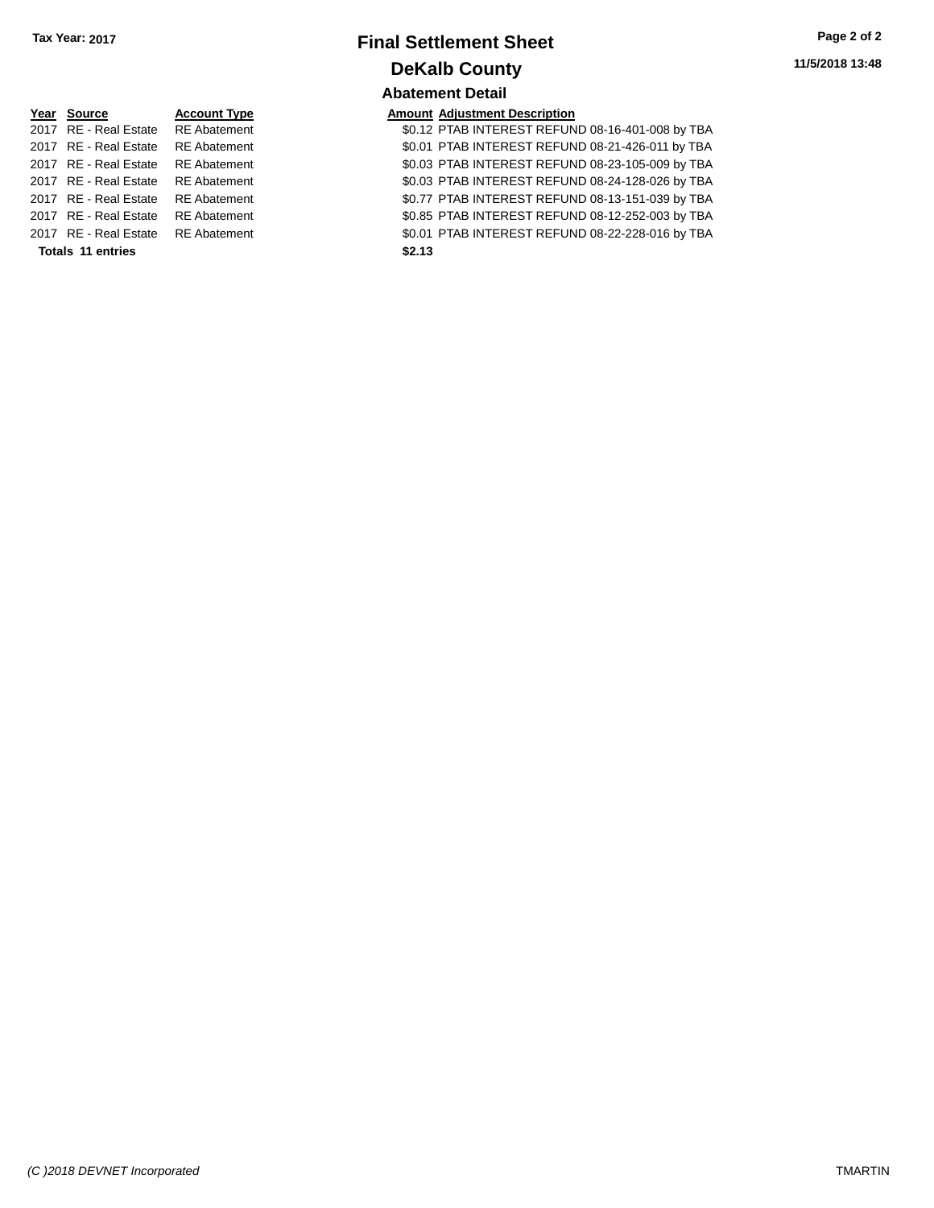**Tax Year: 2017**

# Final Settlement Sheet

## DeKalb County

### Abatement Detail

| Year | Source | Account Type | Amount | Adjustment Description |
|---|---|---|---|---|
| 2017 | RE - Real Estate | RE Abatement | $0.12 | PTAB INTEREST REFUND 08-16-401-008 by TBA |
| 2017 | RE - Real Estate | RE Abatement | $0.01 | PTAB INTEREST REFUND 08-21-426-011 by TBA |
| 2017 | RE - Real Estate | RE Abatement | $0.03 | PTAB INTEREST REFUND 08-23-105-009 by TBA |
| 2017 | RE - Real Estate | RE Abatement | $0.03 | PTAB INTEREST REFUND 08-24-128-026 by TBA |
| 2017 | RE - Real Estate | RE Abatement | $0.77 | PTAB INTEREST REFUND 08-13-151-039 by TBA |
| 2017 | RE - Real Estate | RE Abatement | $0.85 | PTAB INTEREST REFUND 08-12-252-003 by TBA |
| 2017 | RE - Real Estate | RE Abatement | $0.01 | PTAB INTEREST REFUND 08-22-228-016 by TBA |
| **Totals** | **11 entries** | | **$2.13** | |

*(C )2018 DEVNET Incorporated* TMARTIN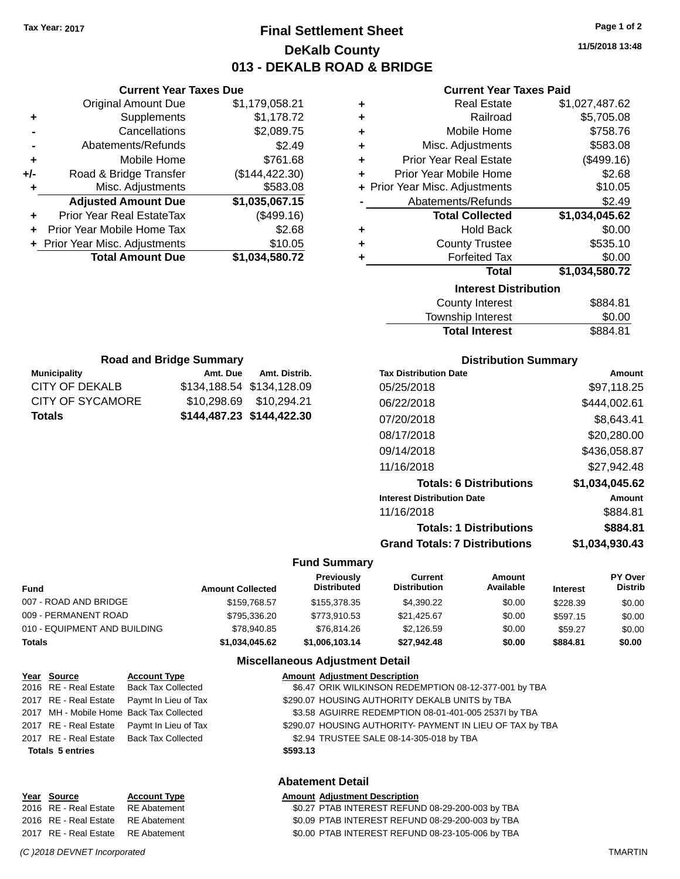Tax Year: 2017

# Final Settlement Sheet

## DeKalb County

## 013 - DEKALB ROAD & BRIDGE

11/5/2018 13:48

### Current Year Taxes Due

| | | |
|---|---|---|
| | Original Amount Due | $1,179,058.21 |
| + | Supplements | $1,178.72 |
| - | Cancellations | $2,089.75 |
| - | Abatements/Refunds | $2.49 |
| + | Mobile Home | $761.68 |
| +/- | Road & Bridge Transfer | ($144,422.30) |
| + | Misc. Adjustments | $583.08 |
| | **Adjusted Amount Due** | **$1,035,067.15** |
| + | Prior Year Real EstateTax | ($499.16) |
| + | Prior Year Mobile Home Tax | $2.68 |
| + | Prior Year Misc. Adjustments | $10.05 |
| | **Total Amount Due** | **$1,034,580.72** |

### Current Year Taxes Paid

| | | |
|---|---|---|
| + | Real Estate | $1,027,487.62 |
| + | Railroad | $5,705.08 |
| + | Mobile Home | $758.76 |
| + | Misc. Adjustments | $583.08 |
| + | Prior Year Real Estate | ($499.16) |
| + | Prior Year Mobile Home | $2.68 |
| + | Prior Year Misc. Adjustments | $10.05 |
| - | Abatements/Refunds | $2.49 |
| | **Total Collected** | **$1,034,045.62** |
| + | Hold Back | $0.00 |
| + | County Trustee | $535.10 |
| + | Forfeited Tax | $0.00 |
| | **Total** | **$1,034,580.72** |

### Interest Distribution

| | |
|---|---|
| County Interest | $884.81 |
| Township Interest | $0.00 |
| **Total Interest** | $884.81 |

### Road and Bridge Summary

| Municipality | Amt. Due | Amt. Distrib. |
|---|---|---|
| CITY OF DEKALB | $134,188.54 | $134,128.09 |
| CITY OF SYCAMORE | $10,298.69 | $10,294.21 |
| **Totals** | **$144,487.23** | **$144,422.30** |

### Distribution Summary

| Tax Distribution Date | Amount |
|---|---|
| 05/25/2018 | $97,118.25 |
| 06/22/2018 | $444,002.61 |
| 07/20/2018 | $8,643.41 |
| 08/17/2018 | $20,280.00 |
| 09/14/2018 | $436,058.87 |
| 11/16/2018 | $27,942.48 |
| **Totals: 6 Distributions** | **$1,034,045.62** |
| **Interest Distribution Date** | **Amount** |
| 11/16/2018 | $884.81 |
| **Totals: 1 Distributions** | **$884.81** |
| **Grand Totals: 7 Distributions** | **$1,034,930.43** |

### Fund Summary

| Fund | Amount Collected | Previously Distributed | Current Distribution | Amount Available | Interest | PY Over Distrib |
|---|---|---|---|---|---|---|
| 007 - ROAD AND BRIDGE | $159,768.57 | $155,378.35 | $4,390.22 | $0.00 | $228.39 | $0.00 |
| 009 - PERMANENT ROAD | $795,336.20 | $773,910.53 | $21,425.67 | $0.00 | $597.15 | $0.00 |
| 010 - EQUIPMENT AND BUILDING | $78,940.85 | $76,814.26 | $2,126.59 | $0.00 | $59.27 | $0.00 |
| **Totals** | **$1,034,045.62** | **$1,006,103.14** | **$27,942.48** | **$0.00** | **$884.81** | **$0.00** |

### Miscellaneous Adjustment Detail

| Year | Source | Account Type | Amount | Adjustment Description |
|---|---|---|---|---|
| 2016 | RE - Real Estate | Back Tax Collected | $6.47 | ORIK WILKINSON REDEMPTION 08-12-377-001 by TBA |
| 2017 | RE - Real Estate | Paymt In Lieu of Tax | $290.07 | HOUSING AUTHORITY DEKALB UNITS by TBA |
| 2017 | MH - Mobile Home | Back Tax Collected | $3.58 | AGUIRRE REDEMPTION 08-01-401-005 2537I by TBA |
| 2017 | RE - Real Estate | Paymt In Lieu of Tax | $290.07 | HOUSING AUTHORITY- PAYMENT IN LIEU OF TAX by TBA |
| 2017 | RE - Real Estate | Back Tax Collected | $2.94 | TRUSTEE SALE 08-14-305-018 by TBA |
| **Totals 5 entries** | | | **$593.13** | |

### Abatement Detail

| Year | Source | Account Type | Amount | Adjustment Description |
|---|---|---|---|---|
| 2016 | RE - Real Estate | RE Abatement | $0.27 | PTAB INTEREST REFUND 08-29-200-003 by TBA |
| 2016 | RE - Real Estate | RE Abatement | $0.09 | PTAB INTEREST REFUND 08-29-200-003 by TBA |
| 2017 | RE - Real Estate | RE Abatement | $0.00 | PTAB INTEREST REFUND 08-23-105-006 by TBA |

(C )2018 DEVNET Incorporated TMARTIN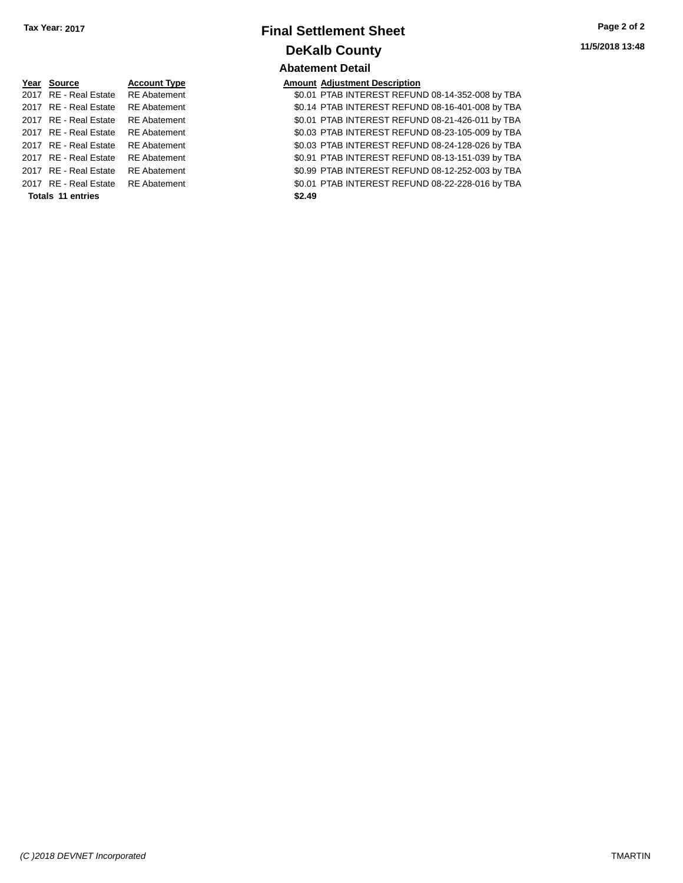**Tax Year: 2017**

# Final Settlement Sheet

## DeKalb County

### Abatement Detail

| Year | Source | Account Type | Amount | Adjustment Description |
|---|---|---|---|---|
| 2017 | RE - Real Estate | RE Abatement | $0.01 | PTAB INTEREST REFUND 08-14-352-008 by TBA |
| 2017 | RE - Real Estate | RE Abatement | $0.14 | PTAB INTEREST REFUND 08-16-401-008 by TBA |
| 2017 | RE - Real Estate | RE Abatement | $0.01 | PTAB INTEREST REFUND 08-21-426-011 by TBA |
| 2017 | RE - Real Estate | RE Abatement | $0.03 | PTAB INTEREST REFUND 08-23-105-009 by TBA |
| 2017 | RE - Real Estate | RE Abatement | $0.03 | PTAB INTEREST REFUND 08-24-128-026 by TBA |
| 2017 | RE - Real Estate | RE Abatement | $0.91 | PTAB INTEREST REFUND 08-13-151-039 by TBA |
| 2017 | RE - Real Estate | RE Abatement | $0.99 | PTAB INTEREST REFUND 08-12-252-003 by TBA |
| 2017 | RE - Real Estate | RE Abatement | $0.01 | PTAB INTEREST REFUND 08-22-228-016 by TBA |
| **Totals 11 entries** | | | **$2.49** | |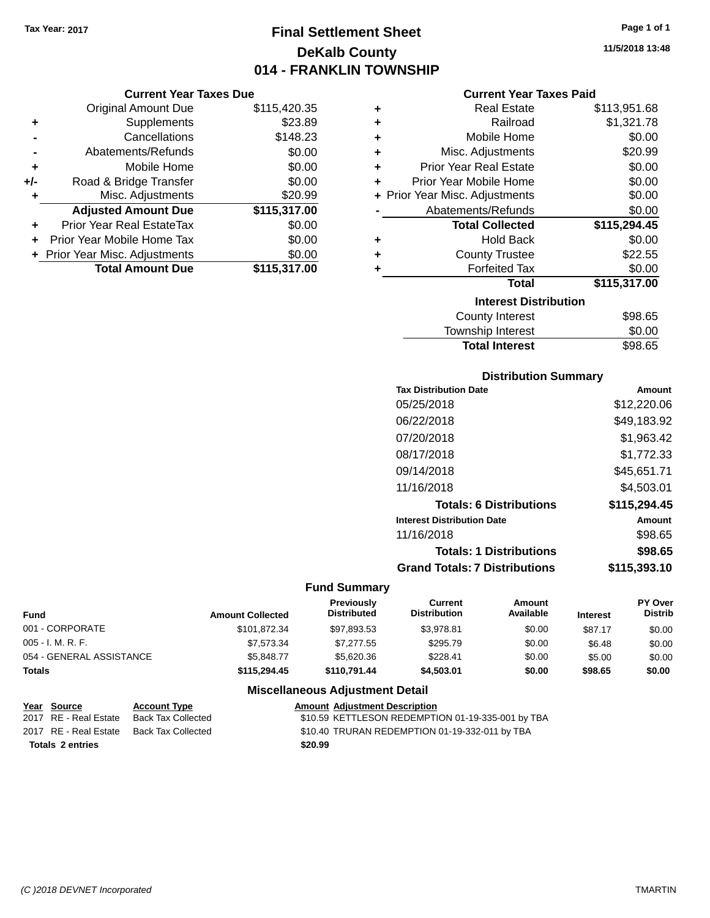Tax Year: 2017

# Final Settlement Sheet
## DeKalb County
## 014 - FRANKLIN TOWNSHIP

11/5/2018 13:48

### Current Year Taxes Due

| | | |
|---|---|---|
| | Original Amount Due | $115,420.35 |
| + | Supplements | $23.89 |
| - | Cancellations | $148.23 |
| - | Abatements/Refunds | $0.00 |
| + | Mobile Home | $0.00 |
| +/- | Road & Bridge Transfer | $0.00 |
| + | Misc. Adjustments | $20.99 |
| | **Adjusted Amount Due** | **$115,317.00** |
| + | Prior Year Real EstateTax | $0.00 |
| + | Prior Year Mobile Home Tax | $0.00 |
| + | Prior Year Misc. Adjustments | $0.00 |
| | **Total Amount Due** | **$115,317.00** |

### Current Year Taxes Paid

| | | |
|---|---|---|
| + | Real Estate | $113,951.68 |
| + | Railroad | $1,321.78 |
| + | Mobile Home | $0.00 |
| + | Misc. Adjustments | $20.99 |
| + | Prior Year Real Estate | $0.00 |
| + | Prior Year Mobile Home | $0.00 |
| + | Prior Year Misc. Adjustments | $0.00 |
| - | Abatements/Refunds | $0.00 |
| | **Total Collected** | **$115,294.45** |
| + | Hold Back | $0.00 |
| + | County Trustee | $22.55 |
| + | Forfeited Tax | $0.00 |
| | **Total** | **$115,317.00** |

### Interest Distribution

| | |
|---|---|
| County Interest | $98.65 |
| Township Interest | $0.00 |
| **Total Interest** | $98.65 |

### Distribution Summary

| Tax Distribution Date | Amount |
|---|---|
| 05/25/2018 | $12,220.06 |
| 06/22/2018 | $49,183.92 |
| 07/20/2018 | $1,963.42 |
| 08/17/2018 | $1,772.33 |
| 09/14/2018 | $45,651.71 |
| 11/16/2018 | $4,503.01 |
| **Totals: 6 Distributions** | **$115,294.45** |
| **Interest Distribution Date** | **Amount** |
| 11/16/2018 | $98.65 |
| **Totals: 1 Distributions** | **$98.65** |
| **Grand Totals: 7 Distributions** | **$115,393.10** |

### Fund Summary

| Fund | Amount Collected | Previously Distributed | Current Distribution | Amount Available | Interest | PY Over Distrib |
|---|---|---|---|---|---|---|
| 001 - CORPORATE | $101,872.34 | $97,893.53 | $3,978.81 | $0.00 | $87.17 | $0.00 |
| 005 - I. M. R. F. | $7,573.34 | $7,277.55 | $295.79 | $0.00 | $6.48 | $0.00 |
| 054 - GENERAL ASSISTANCE | $5,848.77 | $5,620.36 | $228.41 | $0.00 | $5.00 | $0.00 |
| **Totals** | **$115,294.45** | **$110,791.44** | **$4,503.01** | **$0.00** | **$98.65** | **$0.00** |

### Miscellaneous Adjustment Detail

| Year | Source | Account Type | Amount | Adjustment Description |
|---|---|---|---|---|
| 2017 | RE - Real Estate | Back Tax Collected | $10.59 | KETTLESON REDEMPTION 01-19-335-001 by TBA |
| 2017 | RE - Real Estate | Back Tax Collected | $10.40 | TRURAN REDEMPTION 01-19-332-011 by TBA |
| **Totals 2 entries** | | | **$20.99** | |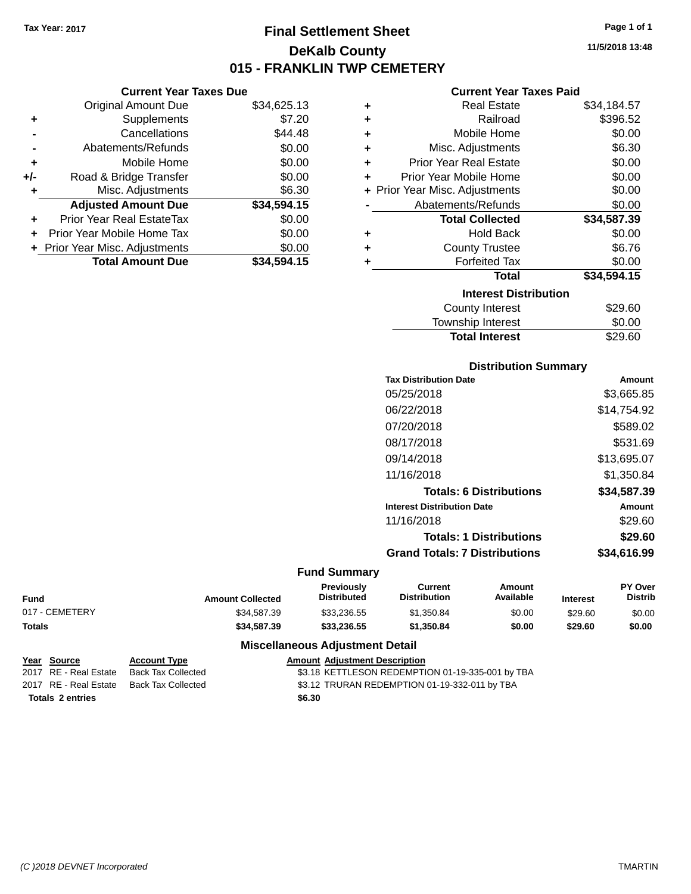Tax Year: 2017

# Final Settlement Sheet
## DeKalb County
## 015 - FRANKLIN TWP CEMETERY

11/5/2018 13:48

### Current Year Taxes Due

| | | |
|---|---|---|
| | Original Amount Due | $34,625.13 |
| + | Supplements | $7.20 |
| - | Cancellations | $44.48 |
| - | Abatements/Refunds | $0.00 |
| + | Mobile Home | $0.00 |
| +/- | Road & Bridge Transfer | $0.00 |
| + | Misc. Adjustments | $6.30 |
| | **Adjusted Amount Due** | **$34,594.15** |
| + | Prior Year Real EstateTax | $0.00 |
| + | Prior Year Mobile Home Tax | $0.00 |
| + | Prior Year Misc. Adjustments | $0.00 |
| | **Total Amount Due** | **$34,594.15** |

### Current Year Taxes Paid

| | | |
|---|---|---|
| + | Real Estate | $34,184.57 |
| + | Railroad | $396.52 |
| + | Mobile Home | $0.00 |
| + | Misc. Adjustments | $6.30 |
| + | Prior Year Real Estate | $0.00 |
| + | Prior Year Mobile Home | $0.00 |
| + | Prior Year Misc. Adjustments | $0.00 |
| - | Abatements/Refunds | $0.00 |
| | **Total Collected** | **$34,587.39** |
| + | Hold Back | $0.00 |
| + | County Trustee | $6.76 |
| + | Forfeited Tax | $0.00 |
| | **Total** | **$34,594.15** |

### Interest Distribution

| | |
|---|---|
| County Interest | $29.60 |
| Township Interest | $0.00 |
| **Total Interest** | $29.60 |

### Distribution Summary

| Tax Distribution Date | Amount |
|---|---|
| 05/25/2018 | $3,665.85 |
| 06/22/2018 | $14,754.92 |
| 07/20/2018 | $589.02 |
| 08/17/2018 | $531.69 |
| 09/14/2018 | $13,695.07 |
| 11/16/2018 | $1,350.84 |
| **Totals: 6 Distributions** | **$34,587.39** |
| **Interest Distribution Date** | **Amount** |
| 11/16/2018 | $29.60 |
| **Totals: 1 Distributions** | **$29.60** |
| **Grand Totals: 7 Distributions** | **$34,616.99** |

### Fund Summary

| Fund | Amount Collected | Previously Distributed | Current Distribution | Amount Available | Interest | PY Over Distrib |
|---|---|---|---|---|---|---|
| 017 - CEMETERY | $34,587.39 | $33,236.55 | $1,350.84 | $0.00 | $29.60 | $0.00 |
| **Totals** | **$34,587.39** | **$33,236.55** | **$1,350.84** | **$0.00** | **$29.60** | **$0.00** |

### Miscellaneous Adjustment Detail

| Year | Source | Account Type | Amount | Adjustment Description |
|---|---|---|---|---|
| 2017 | RE - Real Estate | Back Tax Collected | $3.18 | KETTLESON REDEMPTION 01-19-335-001 by TBA |
| 2017 | RE - Real Estate | Back Tax Collected | $3.12 | TRURAN REDEMPTION 01-19-332-011 by TBA |
| **Totals** | **2 entries** | | **$6.30** | |

(C )2018 DEVNET Incorporated TMARTIN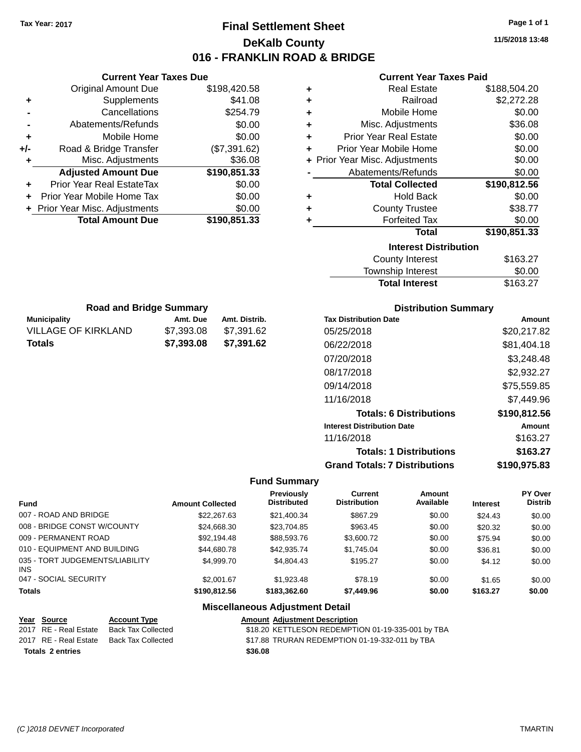Tax Year: 2017

# Final Settlement Sheet

## DeKalb County

## 016 - FRANKLIN ROAD & BRIDGE

11/5/2018 13:48

### Current Year Taxes Due

| | | |
|---|---|---|
| | Original Amount Due | $198,420.58 |
| + | Supplements | $41.08 |
| - | Cancellations | $254.79 |
| - | Abatements/Refunds | $0.00 |
| + | Mobile Home | $0.00 |
| +/- | Road & Bridge Transfer | ($7,391.62) |
| + | Misc. Adjustments | $36.08 |
| | **Adjusted Amount Due** | **$190,851.33** |
| + | Prior Year Real EstateTax | $0.00 |
| + | Prior Year Mobile Home Tax | $0.00 |
| + | Prior Year Misc. Adjustments | $0.00 |
| | **Total Amount Due** | **$190,851.33** |

### Current Year Taxes Paid

| | | |
|---|---|---|
| + | Real Estate | $188,504.20 |
| + | Railroad | $2,272.28 |
| + | Mobile Home | $0.00 |
| + | Misc. Adjustments | $36.08 |
| + | Prior Year Real Estate | $0.00 |
| + | Prior Year Mobile Home | $0.00 |
| + | Prior Year Misc. Adjustments | $0.00 |
| - | Abatements/Refunds | $0.00 |
| | **Total Collected** | **$190,812.56** |
| + | Hold Back | $0.00 |
| + | County Trustee | $38.77 |
| + | Forfeited Tax | $0.00 |
| | **Total** | **$190,851.33** |

### Interest Distribution

| | |
|---|---|
| County Interest | $163.27 |
| Township Interest | $0.00 |
| **Total Interest** | $163.27 |

### Road and Bridge Summary

| Municipality | Amt. Due | Amt. Distrib. |
|---|---|---|
| VILLAGE OF KIRKLAND | $7,393.08 | $7,391.62 |
| **Totals** | **$7,393.08** | **$7,391.62** |

### Distribution Summary

| Tax Distribution Date | Amount |
|---|---|
| 05/25/2018 | $20,217.82 |
| 06/22/2018 | $81,404.18 |
| 07/20/2018 | $3,248.48 |
| 08/17/2018 | $2,932.27 |
| 09/14/2018 | $75,559.85 |
| 11/16/2018 | $7,449.96 |
| **Totals: 6 Distributions** | **$190,812.56** |
| **Interest Distribution Date** | **Amount** |
| 11/16/2018 | $163.27 |
| **Totals: 1 Distributions** | **$163.27** |
| **Grand Totals: 7 Distributions** | **$190,975.83** |

### Fund Summary

| Fund | Amount Collected | Previously Distributed | Current Distribution | Amount Available | Interest | PY Over Distrib |
|---|---|---|---|---|---|---|
| 007 - ROAD AND BRIDGE | $22,267.63 | $21,400.34 | $867.29 | $0.00 | $24.43 | $0.00 |
| 008 - BRIDGE CONST W/COUNTY | $24,668.30 | $23,704.85 | $963.45 | $0.00 | $20.32 | $0.00 |
| 009 - PERMANENT ROAD | $92,194.48 | $88,593.76 | $3,600.72 | $0.00 | $75.94 | $0.00 |
| 010 - EQUIPMENT AND BUILDING | $44,680.78 | $42,935.74 | $1,745.04 | $0.00 | $36.81 | $0.00 |
| 035 - TORT JUDGEMENTS/LIABILITY INS | $4,999.70 | $4,804.43 | $195.27 | $0.00 | $4.12 | $0.00 |
| 047 - SOCIAL SECURITY | $2,001.67 | $1,923.48 | $78.19 | $0.00 | $1.65 | $0.00 |
| **Totals** | **$190,812.56** | **$183,362.60** | **$7,449.96** | **$0.00** | **$163.27** | **$0.00** |

### Miscellaneous Adjustment Detail

| Year | Source | Account Type | Amount | Adjustment Description |
|---|---|---|---|---|
| 2017 | RE - Real Estate | Back Tax Collected | $18.20 | KETTLESON REDEMPTION 01-19-335-001 by TBA |
| 2017 | RE - Real Estate | Back Tax Collected | $17.88 | TRURAN REDEMPTION 01-19-332-011 by TBA |
| **Totals 2 entries** | | | **$36.08** | |

(C )2018 DEVNET Incorporated TMARTIN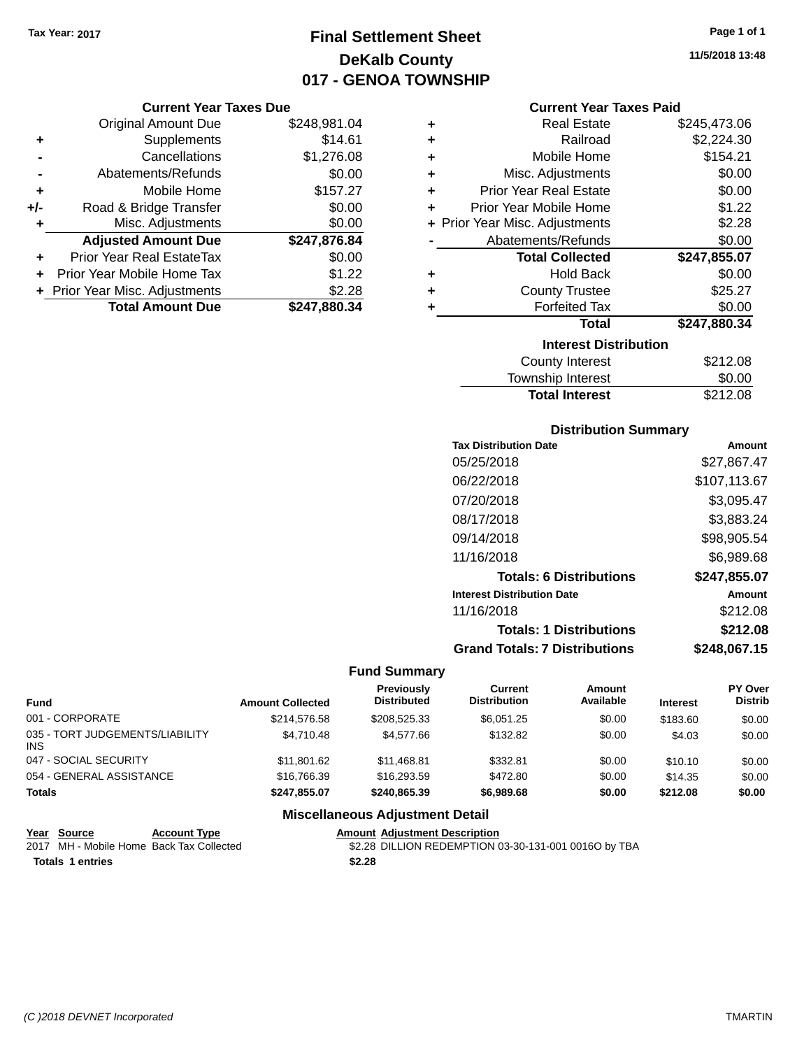Tax Year: 2017

# Final Settlement Sheet
## DeKalb County
## 017 - GENOA TOWNSHIP

11/5/2018 13:48

### Current Year Taxes Due

| | | |
|---|---|---|
| | Original Amount Due | $248,981.04 |
| + | Supplements | $14.61 |
| - | Cancellations | $1,276.08 |
| - | Abatements/Refunds | $0.00 |
| + | Mobile Home | $157.27 |
| +/- | Road & Bridge Transfer | $0.00 |
| + | Misc. Adjustments | $0.00 |
| | **Adjusted Amount Due** | **$247,876.84** |
| + | Prior Year Real EstateTax | $0.00 |
| + | Prior Year Mobile Home Tax | $1.22 |
| + | Prior Year Misc. Adjustments | $2.28 |
| | **Total Amount Due** | **$247,880.34** |

### Current Year Taxes Paid

| | | |
|---|---|---|
| + | Real Estate | $245,473.06 |
| + | Railroad | $2,224.30 |
| + | Mobile Home | $154.21 |
| + | Misc. Adjustments | $0.00 |
| + | Prior Year Real Estate | $0.00 |
| + | Prior Year Mobile Home | $1.22 |
| + | Prior Year Misc. Adjustments | $2.28 |
| - | Abatements/Refunds | $0.00 |
| | **Total Collected** | **$247,855.07** |
| + | Hold Back | $0.00 |
| + | County Trustee | $25.27 |
| + | Forfeited Tax | $0.00 |
| | **Total** | **$247,880.34** |

### Interest Distribution

| | |
|---|---|
| County Interest | $212.08 |
| Township Interest | $0.00 |
| **Total Interest** | $212.08 |

### Distribution Summary

| Tax Distribution Date | Amount |
|---|---|
| 05/25/2018 | $27,867.47 |
| 06/22/2018 | $107,113.67 |
| 07/20/2018 | $3,095.47 |
| 08/17/2018 | $3,883.24 |
| 09/14/2018 | $98,905.54 |
| 11/16/2018 | $6,989.68 |
| **Totals: 6 Distributions** | **$247,855.07** |
| **Interest Distribution Date** | **Amount** |
| 11/16/2018 | $212.08 |
| **Totals: 1 Distributions** | **$212.08** |
| **Grand Totals: 7 Distributions** | **$248,067.15** |

### Fund Summary

| Fund | Amount Collected | Previously Distributed | Current Distribution | Amount Available | Interest | PY Over Distrib |
|---|---|---|---|---|---|---|
| 001 - CORPORATE | $214,576.58 | $208,525.33 | $6,051.25 | $0.00 | $183.60 | $0.00 |
| 035 - TORT JUDGEMENTS/LIABILITY INS | $4,710.48 | $4,577.66 | $132.82 | $0.00 | $4.03 | $0.00 |
| 047 - SOCIAL SECURITY | $11,801.62 | $11,468.81 | $332.81 | $0.00 | $10.10 | $0.00 |
| 054 - GENERAL ASSISTANCE | $16,766.39 | $16,293.59 | $472.80 | $0.00 | $14.35 | $0.00 |
| **Totals** | **$247,855.07** | **$240,865.39** | **$6,989.68** | **$0.00** | **$212.08** | **$0.00** |

### Miscellaneous Adjustment Detail

| Year | Source | Account Type | Amount | Adjustment Description |
|---|---|---|---|---|
| 2017 | MH - Mobile Home | Back Tax Collected | $2.28 | DILLION REDEMPTION 03-30-131-001 0016O by TBA |
| **Totals** | **1 entries** | | **$2.28** | |

(C )2018 DEVNET Incorporated TMARTIN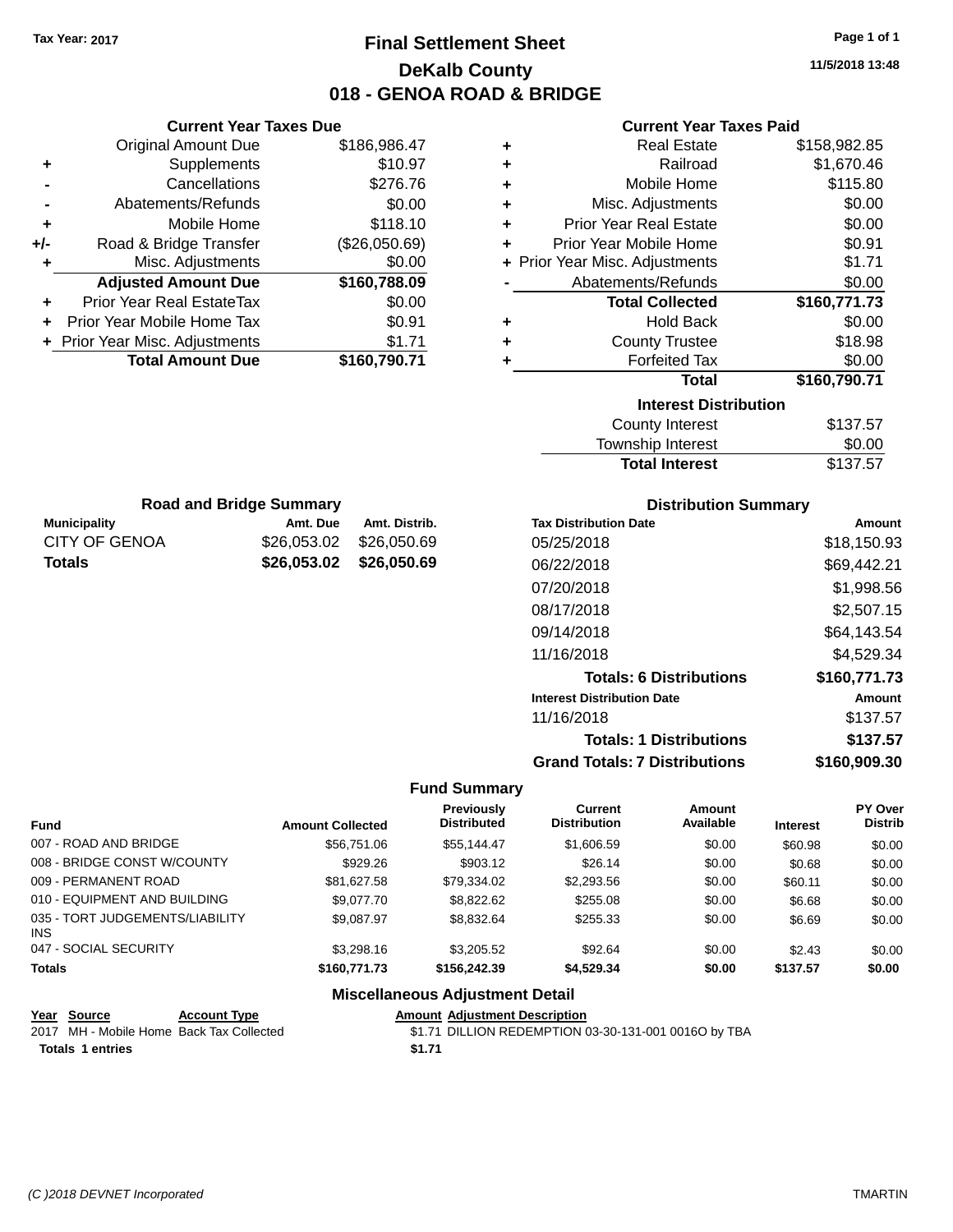Tax Year: 2017

# Final Settlement Sheet
## DeKalb County
## 018 - GENOA ROAD & BRIDGE

11/5/2018 13:48

### Current Year Taxes Due

| | | |
|---|---|---|
| | Original Amount Due | $186,986.47 |
| + | Supplements | $10.97 |
| - | Cancellations | $276.76 |
| - | Abatements/Refunds | $0.00 |
| + | Mobile Home | $118.10 |
| +/- | Road & Bridge Transfer | ($26,050.69) |
| + | Misc. Adjustments | $0.00 |
| | **Adjusted Amount Due** | **$160,788.09** |
| + | Prior Year Real EstateTax | $0.00 |
| + | Prior Year Mobile Home Tax | $0.91 |
| + | Prior Year Misc. Adjustments | $1.71 |
| | **Total Amount Due** | **$160,790.71** |

### Current Year Taxes Paid

| | | |
|---|---|---|
| + | Real Estate | $158,982.85 |
| + | Railroad | $1,670.46 |
| + | Mobile Home | $115.80 |
| + | Misc. Adjustments | $0.00 |
| + | Prior Year Real Estate | $0.00 |
| + | Prior Year Mobile Home | $0.91 |
| + | Prior Year Misc. Adjustments | $1.71 |
| - | Abatements/Refunds | $0.00 |
| | **Total Collected** | **$160,771.73** |
| + | Hold Back | $0.00 |
| + | County Trustee | $18.98 |
| + | Forfeited Tax | $0.00 |
| | **Total** | **$160,790.71** |

### Interest Distribution

| | |
|---|---|
| County Interest | $137.57 |
| Township Interest | $0.00 |
| **Total Interest** | $137.57 |

### Road and Bridge Summary

| Municipality | Amt. Due | Amt. Distrib. |
|---|---|---|
| CITY OF GENOA | $26,053.02 | $26,050.69 |
| **Totals** | **$26,053.02** | **$26,050.69** |

### Distribution Summary

| Tax Distribution Date | Amount |
|---|---|
| 05/25/2018 | $18,150.93 |
| 06/22/2018 | $69,442.21 |
| 07/20/2018 | $1,998.56 |
| 08/17/2018 | $2,507.15 |
| 09/14/2018 | $64,143.54 |
| 11/16/2018 | $4,529.34 |
| **Totals: 6 Distributions** | **$160,771.73** |
| **Interest Distribution Date** | **Amount** |
| 11/16/2018 | $137.57 |
| **Totals: 1 Distributions** | **$137.57** |
| **Grand Totals: 7 Distributions** | **$160,909.30** |

### Fund Summary

| Fund | Amount Collected | Previously Distributed | Current Distribution | Amount Available | Interest | PY Over Distrib |
|---|---|---|---|---|---|---|
| 007 - ROAD AND BRIDGE | $56,751.06 | $55,144.47 | $1,606.59 | $0.00 | $60.98 | $0.00 |
| 008 - BRIDGE CONST W/COUNTY | $929.26 | $903.12 | $26.14 | $0.00 | $0.68 | $0.00 |
| 009 - PERMANENT ROAD | $81,627.58 | $79,334.02 | $2,293.56 | $0.00 | $60.11 | $0.00 |
| 010 - EQUIPMENT AND BUILDING | $9,077.70 | $8,822.62 | $255.08 | $0.00 | $6.68 | $0.00 |
| 035 - TORT JUDGEMENTS/LIABILITY INS | $9,087.97 | $8,832.64 | $255.33 | $0.00 | $6.69 | $0.00 |
| 047 - SOCIAL SECURITY | $3,298.16 | $3,205.52 | $92.64 | $0.00 | $2.43 | $0.00 |
| **Totals** | **$160,771.73** | **$156,242.39** | **$4,529.34** | **$0.00** | **$137.57** | **$0.00** |

### Miscellaneous Adjustment Detail

| Year | Source | Account Type | Amount | Adjustment Description |
|---|---|---|---|---|
| 2017 | MH - Mobile Home | Back Tax Collected | $1.71 | DILLION REDEMPTION 03-30-131-001 0016O by TBA |
| **Totals** | **1 entries** | | **$1.71** | |

(C )2018 DEVNET Incorporated TMARTIN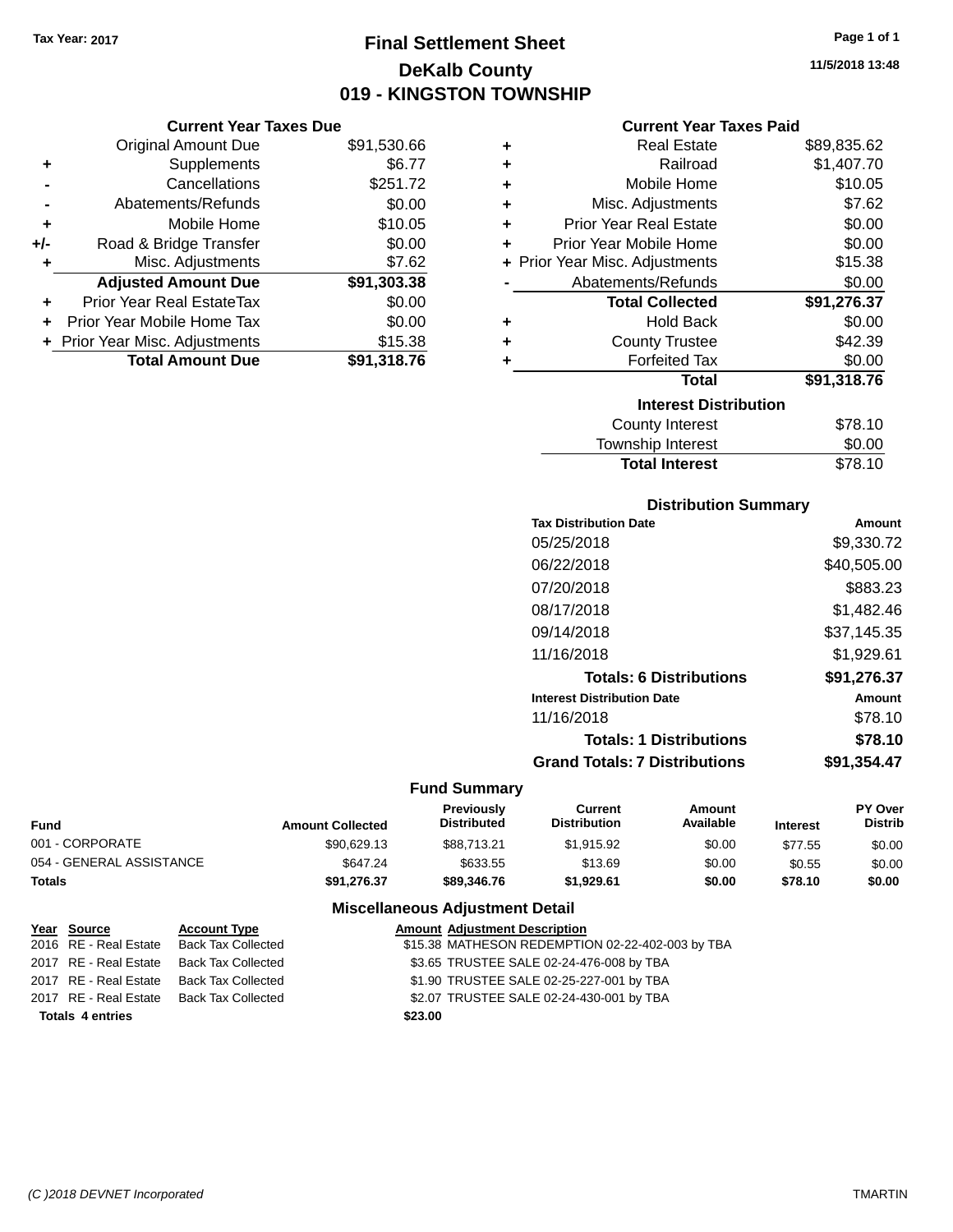Tax Year: 2017

# Final Settlement Sheet
## DeKalb County
## 019 - KINGSTON TOWNSHIP

11/5/2018 13:48

### Current Year Taxes Due

| | | |
|---|---|---|
| | Original Amount Due | $91,530.66 |
| + | Supplements | $6.77 |
| - | Cancellations | $251.72 |
| - | Abatements/Refunds | $0.00 |
| + | Mobile Home | $10.05 |
| +/- | Road & Bridge Transfer | $0.00 |
| + | Misc. Adjustments | $7.62 |
| | **Adjusted Amount Due** | **$91,303.38** |
| + | Prior Year Real EstateTax | $0.00 |
| + | Prior Year Mobile Home Tax | $0.00 |
| + | Prior Year Misc. Adjustments | $15.38 |
| | **Total Amount Due** | **$91,318.76** |

### Current Year Taxes Paid

| | | |
|---|---|---|
| + | Real Estate | $89,835.62 |
| + | Railroad | $1,407.70 |
| + | Mobile Home | $10.05 |
| + | Misc. Adjustments | $7.62 |
| + | Prior Year Real Estate | $0.00 |
| + | Prior Year Mobile Home | $0.00 |
| + | Prior Year Misc. Adjustments | $15.38 |
| - | Abatements/Refunds | $0.00 |
| | **Total Collected** | **$91,276.37** |
| + | Hold Back | $0.00 |
| + | County Trustee | $42.39 |
| + | Forfeited Tax | $0.00 |
| | **Total** | **$91,318.76** |

### Interest Distribution

| | |
|---|---|
| County Interest | $78.10 |
| Township Interest | $0.00 |
| **Total Interest** | $78.10 |

### Distribution Summary

| Tax Distribution Date | Amount |
|---|---|
| 05/25/2018 | $9,330.72 |
| 06/22/2018 | $40,505.00 |
| 07/20/2018 | $883.23 |
| 08/17/2018 | $1,482.46 |
| 09/14/2018 | $37,145.35 |
| 11/16/2018 | $1,929.61 |
| **Totals: 6 Distributions** | **$91,276.37** |
| **Interest Distribution Date** | **Amount** |
| 11/16/2018 | $78.10 |
| **Totals: 1 Distributions** | **$78.10** |
| **Grand Totals: 7 Distributions** | **$91,354.47** |

### Fund Summary

| Fund | Amount Collected | Previously Distributed | Current Distribution | Amount Available | Interest | PY Over Distrib |
|---|---|---|---|---|---|---|
| 001 - CORPORATE | $90,629.13 | $88,713.21 | $1,915.92 | $0.00 | $77.55 | $0.00 |
| 054 - GENERAL ASSISTANCE | $647.24 | $633.55 | $13.69 | $0.00 | $0.55 | $0.00 |
| **Totals** | **$91,276.37** | **$89,346.76** | **$1,929.61** | **$0.00** | **$78.10** | **$0.00** |

### Miscellaneous Adjustment Detail

| Year | Source | Account Type | Amount | Adjustment Description |
|---|---|---|---|---|
| 2016 | RE - Real Estate | Back Tax Collected | $15.38 | MATHESON REDEMPTION 02-22-402-003 by TBA |
| 2017 | RE - Real Estate | Back Tax Collected | $3.65 | TRUSTEE SALE 02-24-476-008 by TBA |
| 2017 | RE - Real Estate | Back Tax Collected | $1.90 | TRUSTEE SALE 02-25-227-001 by TBA |
| 2017 | RE - Real Estate | Back Tax Collected | $2.07 | TRUSTEE SALE 02-24-430-001 by TBA |
| **Totals 4 entries** | | | **$23.00** | |

(C )2018 DEVNET Incorporated — TMARTIN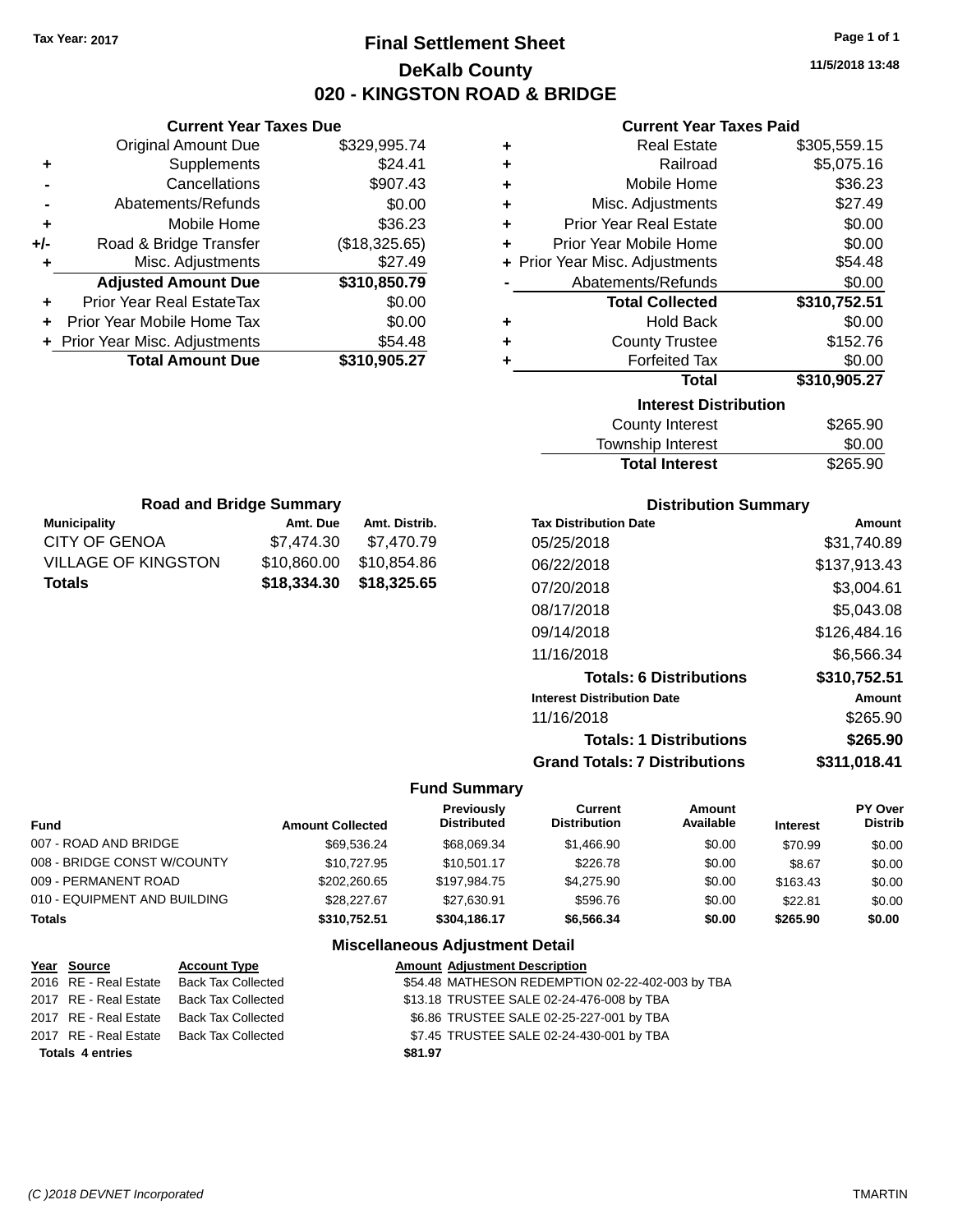Tax Year: 2017

# Final Settlement Sheet

## DeKalb County

## 020 - KINGSTON ROAD & BRIDGE

11/5/2018 13:48

### Current Year Taxes Due

| | | |
|---|---|---|
| | Original Amount Due | $329,995.74 |
| + | Supplements | $24.41 |
| - | Cancellations | $907.43 |
| - | Abatements/Refunds | $0.00 |
| + | Mobile Home | $36.23 |
| +/- | Road & Bridge Transfer | ($18,325.65) |
| + | Misc. Adjustments | $27.49 |
| | **Adjusted Amount Due** | **$310,850.79** |
| + | Prior Year Real EstateTax | $0.00 |
| + | Prior Year Mobile Home Tax | $0.00 |
| + | Prior Year Misc. Adjustments | $54.48 |
| | **Total Amount Due** | **$310,905.27** |

### Current Year Taxes Paid

| | | |
|---|---|---|
| + | Real Estate | $305,559.15 |
| + | Railroad | $5,075.16 |
| + | Mobile Home | $36.23 |
| + | Misc. Adjustments | $27.49 |
| + | Prior Year Real Estate | $0.00 |
| + | Prior Year Mobile Home | $0.00 |
| + | Prior Year Misc. Adjustments | $54.48 |
| - | Abatements/Refunds | $0.00 |
| | **Total Collected** | **$310,752.51** |
| + | Hold Back | $0.00 |
| + | County Trustee | $152.76 |
| + | Forfeited Tax | $0.00 |
| | **Total** | **$310,905.27** |

### Interest Distribution

| | |
|---|---|
| County Interest | $265.90 |
| Township Interest | $0.00 |
| **Total Interest** | $265.90 |

### Road and Bridge Summary

| Municipality | Amt. Due | Amt. Distrib. |
|---|---|---|
| CITY OF GENOA | $7,474.30 | $7,470.79 |
| VILLAGE OF KINGSTON | $10,860.00 | $10,854.86 |
| **Totals** | **$18,334.30** | **$18,325.65** |

### Distribution Summary

| Tax Distribution Date | Amount |
|---|---|
| 05/25/2018 | $31,740.89 |
| 06/22/2018 | $137,913.43 |
| 07/20/2018 | $3,004.61 |
| 08/17/2018 | $5,043.08 |
| 09/14/2018 | $126,484.16 |
| 11/16/2018 | $6,566.34 |
| **Totals: 6 Distributions** | **$310,752.51** |
| **Interest Distribution Date** | **Amount** |
| 11/16/2018 | $265.90 |
| **Totals: 1 Distributions** | **$265.90** |
| **Grand Totals: 7 Distributions** | **$311,018.41** |

### Fund Summary

| Fund | Amount Collected | Previously Distributed | Current Distribution | Amount Available | Interest | PY Over Distrib |
|---|---|---|---|---|---|---|
| 007 - ROAD AND BRIDGE | $69,536.24 | $68,069.34 | $1,466.90 | $0.00 | $70.99 | $0.00 |
| 008 - BRIDGE CONST W/COUNTY | $10,727.95 | $10,501.17 | $226.78 | $0.00 | $8.67 | $0.00 |
| 009 - PERMANENT ROAD | $202,260.65 | $197,984.75 | $4,275.90 | $0.00 | $163.43 | $0.00 |
| 010 - EQUIPMENT AND BUILDING | $28,227.67 | $27,630.91 | $596.76 | $0.00 | $22.81 | $0.00 |
| **Totals** | **$310,752.51** | **$304,186.17** | **$6,566.34** | **$0.00** | **$265.90** | **$0.00** |

### Miscellaneous Adjustment Detail

| Year | Source | Account Type | Amount | Adjustment Description |
|---|---|---|---|---|
| 2016 | RE - Real Estate | Back Tax Collected | $54.48 | MATHESON REDEMPTION 02-22-402-003 by TBA |
| 2017 | RE - Real Estate | Back Tax Collected | $13.18 | TRUSTEE SALE 02-24-476-008 by TBA |
| 2017 | RE - Real Estate | Back Tax Collected | $6.86 | TRUSTEE SALE 02-25-227-001 by TBA |
| 2017 | RE - Real Estate | Back Tax Collected | $7.45 | TRUSTEE SALE 02-24-430-001 by TBA |
| **Totals 4 entries** | | | **$81.97** | |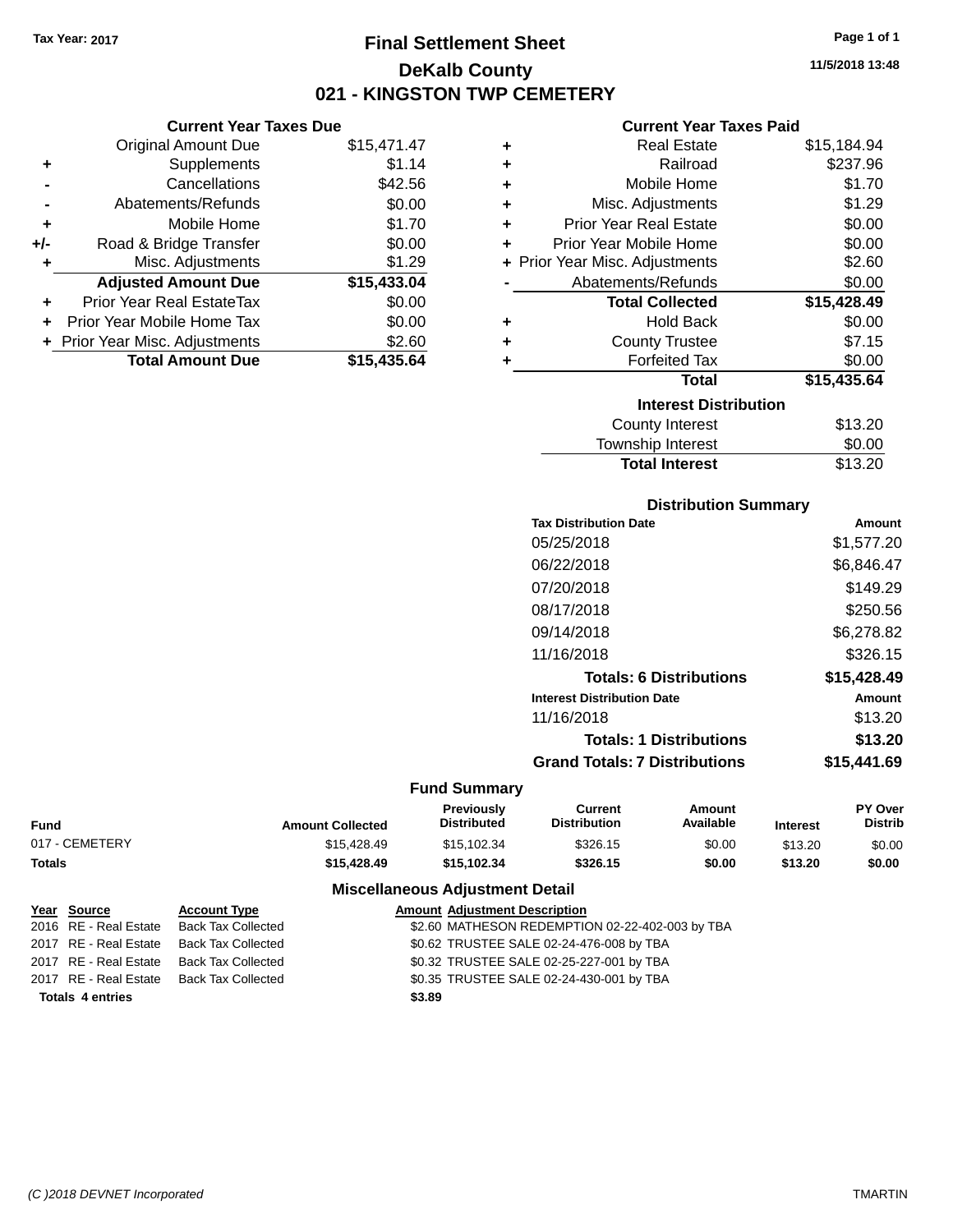Tax Year: 2017

# Final Settlement Sheet

## DeKalb County

## 021 - KINGSTON TWP CEMETERY

11/5/2018 13:48

### Current Year Taxes Due

| | | |
|---|---|---|
| | Original Amount Due | $15,471.47 |
| + | Supplements | $1.14 |
| - | Cancellations | $42.56 |
| - | Abatements/Refunds | $0.00 |
| + | Mobile Home | $1.70 |
| +/- | Road & Bridge Transfer | $0.00 |
| + | Misc. Adjustments | $1.29 |
| | **Adjusted Amount Due** | **$15,433.04** |
| + | Prior Year Real EstateTax | $0.00 |
| + | Prior Year Mobile Home Tax | $0.00 |
| + | Prior Year Misc. Adjustments | $2.60 |
| | **Total Amount Due** | **$15,435.64** |

### Current Year Taxes Paid

| | | |
|---|---|---|
| + | Real Estate | $15,184.94 |
| + | Railroad | $237.96 |
| + | Mobile Home | $1.70 |
| + | Misc. Adjustments | $1.29 |
| + | Prior Year Real Estate | $0.00 |
| + | Prior Year Mobile Home | $0.00 |
| + | Prior Year Misc. Adjustments | $2.60 |
| - | Abatements/Refunds | $0.00 |
| | **Total Collected** | **$15,428.49** |
| + | Hold Back | $0.00 |
| + | County Trustee | $7.15 |
| + | Forfeited Tax | $0.00 |
| | **Total** | **$15,435.64** |

### Interest Distribution

| | |
|---|---|
| County Interest | $13.20 |
| Township Interest | $0.00 |
| **Total Interest** | $13.20 |

### Distribution Summary

| Tax Distribution Date | Amount |
|---|---|
| 05/25/2018 | $1,577.20 |
| 06/22/2018 | $6,846.47 |
| 07/20/2018 | $149.29 |
| 08/17/2018 | $250.56 |
| 09/14/2018 | $6,278.82 |
| 11/16/2018 | $326.15 |
| **Totals: 6 Distributions** | **$15,428.49** |
| **Interest Distribution Date** | **Amount** |
| 11/16/2018 | $13.20 |
| **Totals: 1 Distributions** | **$13.20** |
| **Grand Totals: 7 Distributions** | **$15,441.69** |

### Fund Summary

| Fund | Amount Collected | Previously Distributed | Current Distribution | Amount Available | Interest | PY Over Distrib |
|---|---|---|---|---|---|---|
| 017 - CEMETERY | $15,428.49 | $15,102.34 | $326.15 | $0.00 | $13.20 | $0.00 |
| **Totals** | **$15,428.49** | **$15,102.34** | **$326.15** | **$0.00** | **$13.20** | **$0.00** |

### Miscellaneous Adjustment Detail

| Year | Source | Account Type | Amount | Adjustment Description |
|---|---|---|---|---|
| 2016 | RE - Real Estate | Back Tax Collected | $2.60 | MATHESON REDEMPTION 02-22-402-003 by TBA |
| 2017 | RE - Real Estate | Back Tax Collected | $0.62 | TRUSTEE SALE 02-24-476-008 by TBA |
| 2017 | RE - Real Estate | Back Tax Collected | $0.32 | TRUSTEE SALE 02-25-227-001 by TBA |
| 2017 | RE - Real Estate | Back Tax Collected | $0.35 | TRUSTEE SALE 02-24-430-001 by TBA |
| **Totals 4 entries** | | | **$3.89** | |

(C )2018 DEVNET Incorporated TMARTIN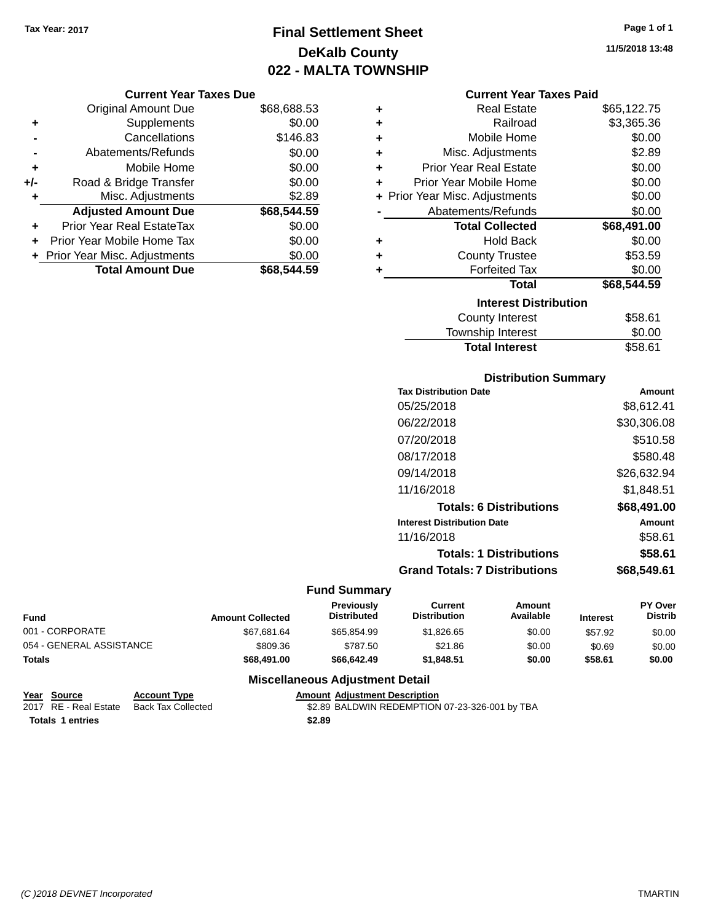Tax Year: 2017

# Final Settlement Sheet

## DeKalb County

## 022 - MALTA TOWNSHIP

11/5/2018 13:48

### Current Year Taxes Due

| | | |
|---|---|---|
| | Original Amount Due | $68,688.53 |
| + | Supplements | $0.00 |
| - | Cancellations | $146.83 |
| - | Abatements/Refunds | $0.00 |
| + | Mobile Home | $0.00 |
| +/- | Road & Bridge Transfer | $0.00 |
| + | Misc. Adjustments | $2.89 |
| | **Adjusted Amount Due** | **$68,544.59** |
| + | Prior Year Real EstateTax | $0.00 |
| + | Prior Year Mobile Home Tax | $0.00 |
| + | Prior Year Misc. Adjustments | $0.00 |
| | **Total Amount Due** | **$68,544.59** |

### Current Year Taxes Paid

| | | |
|---|---|---|
| + | Real Estate | $65,122.75 |
| + | Railroad | $3,365.36 |
| + | Mobile Home | $0.00 |
| + | Misc. Adjustments | $2.89 |
| + | Prior Year Real Estate | $0.00 |
| + | Prior Year Mobile Home | $0.00 |
| + | Prior Year Misc. Adjustments | $0.00 |
| - | Abatements/Refunds | $0.00 |
| | **Total Collected** | **$68,491.00** |
| + | Hold Back | $0.00 |
| + | County Trustee | $53.59 |
| + | Forfeited Tax | $0.00 |
| | **Total** | **$68,544.59** |

### Interest Distribution

| | |
|---|---|
| County Interest | $58.61 |
| Township Interest | $0.00 |
| **Total Interest** | $58.61 |

### Distribution Summary

| Tax Distribution Date | Amount |
|---|---|
| 05/25/2018 | $8,612.41 |
| 06/22/2018 | $30,306.08 |
| 07/20/2018 | $510.58 |
| 08/17/2018 | $580.48 |
| 09/14/2018 | $26,632.94 |
| 11/16/2018 | $1,848.51 |
| **Totals: 6 Distributions** | **$68,491.00** |

| Interest Distribution Date | Amount |
|---|---|
| 11/16/2018 | $58.61 |
| **Totals: 1 Distributions** | **$58.61** |
| **Grand Totals: 7 Distributions** | **$68,549.61** |

### Fund Summary

| Fund | Amount Collected | Previously Distributed | Current Distribution | Amount Available | Interest | PY Over Distrib |
|---|---|---|---|---|---|---|
| 001 - CORPORATE | $67,681.64 | $65,854.99 | $1,826.65 | $0.00 | $57.92 | $0.00 |
| 054 - GENERAL ASSISTANCE | $809.36 | $787.50 | $21.86 | $0.00 | $0.69 | $0.00 |
| **Totals** | **$68,491.00** | **$66,642.49** | **$1,848.51** | **$0.00** | **$58.61** | **$0.00** |

### Miscellaneous Adjustment Detail

| Year | Source | Account Type | Amount | Adjustment Description |
|---|---|---|---|---|
| 2017 | RE - Real Estate | Back Tax Collected | $2.89 | BALDWIN REDEMPTION 07-23-326-001 by TBA |
| **Totals 1 entries** | | | **$2.89** | |

(C )2018 DEVNET Incorporated TMARTIN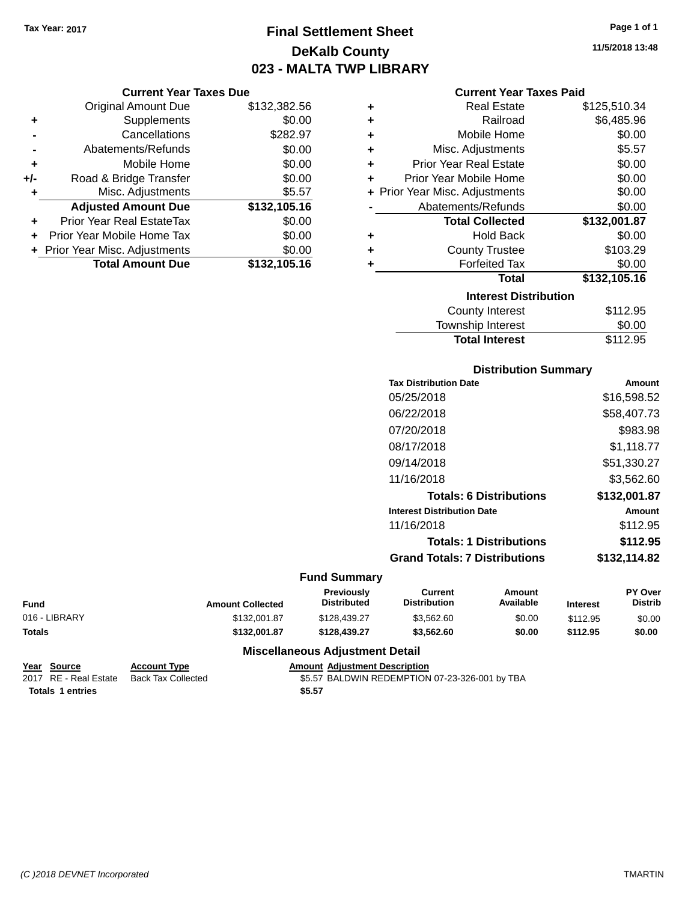Tax Year: 2017

# Final Settlement Sheet
## DeKalb County
## 023 - MALTA TWP LIBRARY

11/5/2018 13:48

### Current Year Taxes Due

| | | |
|---|---|---|
| | Original Amount Due | $132,382.56 |
| + | Supplements | $0.00 |
| - | Cancellations | $282.97 |
| - | Abatements/Refunds | $0.00 |
| + | Mobile Home | $0.00 |
| +/- | Road & Bridge Transfer | $0.00 |
| + | Misc. Adjustments | $5.57 |
| | **Adjusted Amount Due** | **$132,105.16** |
| + | Prior Year Real EstateTax | $0.00 |
| + | Prior Year Mobile Home Tax | $0.00 |
| + | Prior Year Misc. Adjustments | $0.00 |
| | **Total Amount Due** | **$132,105.16** |

### Current Year Taxes Paid

| | | |
|---|---|---|
| + | Real Estate | $125,510.34 |
| + | Railroad | $6,485.96 |
| + | Mobile Home | $0.00 |
| + | Misc. Adjustments | $5.57 |
| + | Prior Year Real Estate | $0.00 |
| + | Prior Year Mobile Home | $0.00 |
| + | Prior Year Misc. Adjustments | $0.00 |
| - | Abatements/Refunds | $0.00 |
| | **Total Collected** | **$132,001.87** |
| + | Hold Back | $0.00 |
| + | County Trustee | $103.29 |
| + | Forfeited Tax | $0.00 |
| | **Total** | **$132,105.16** |

### Interest Distribution

| | |
|---|---|
| County Interest | $112.95 |
| Township Interest | $0.00 |
| **Total Interest** | $112.95 |

### Distribution Summary

| Tax Distribution Date | Amount |
|---|---|
| 05/25/2018 | $16,598.52 |
| 06/22/2018 | $58,407.73 |
| 07/20/2018 | $983.98 |
| 08/17/2018 | $1,118.77 |
| 09/14/2018 | $51,330.27 |
| 11/16/2018 | $3,562.60 |
| **Totals: 6 Distributions** | **$132,001.87** |
| **Interest Distribution Date** | **Amount** |
| 11/16/2018 | $112.95 |
| **Totals: 1 Distributions** | **$112.95** |
| **Grand Totals: 7 Distributions** | **$132,114.82** |

### Fund Summary

| Fund | Amount Collected | Previously Distributed | Current Distribution | Amount Available | Interest | PY Over Distrib |
|---|---|---|---|---|---|---|
| 016 - LIBRARY | $132,001.87 | $128,439.27 | $3,562.60 | $0.00 | $112.95 | $0.00 |
| **Totals** | **$132,001.87** | **$128,439.27** | **$3,562.60** | **$0.00** | **$112.95** | **$0.00** |

### Miscellaneous Adjustment Detail

| Year | Source | Account Type | Amount | Adjustment Description |
|---|---|---|---|---|
| 2017 | RE - Real Estate | Back Tax Collected | $5.57 | BALDWIN REDEMPTION 07-23-326-001 by TBA |
| **Totals** | **1 entries** | | **$5.57** | |

(C )2018 DEVNET Incorporated TMARTIN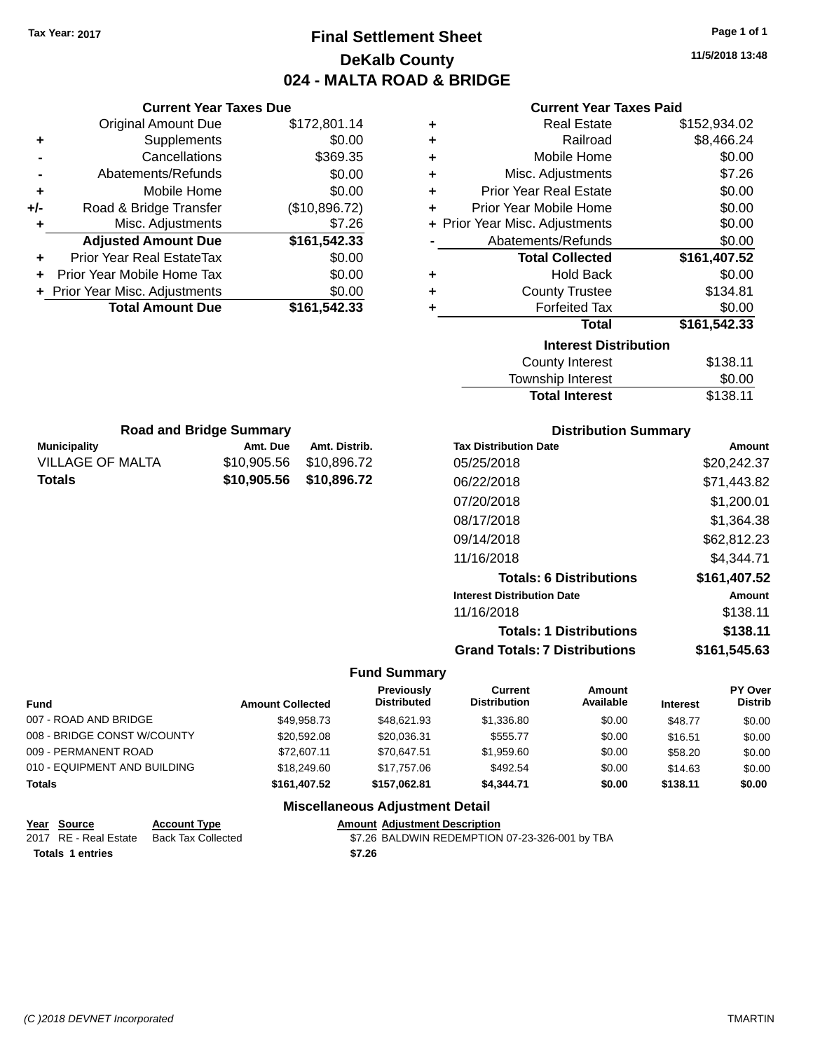Tax Year: 2017

# Final Settlement Sheet
## DeKalb County
## 024 - MALTA ROAD & BRIDGE

11/5/2018 13:48

### Current Year Taxes Due

| | | |
|---|---|---|
| | Original Amount Due | $172,801.14 |
| + | Supplements | $0.00 |
| - | Cancellations | $369.35 |
| - | Abatements/Refunds | $0.00 |
| + | Mobile Home | $0.00 |
| +/- | Road & Bridge Transfer | ($10,896.72) |
| + | Misc. Adjustments | $7.26 |
| | **Adjusted Amount Due** | **$161,542.33** |
| + | Prior Year Real EstateTax | $0.00 |
| + | Prior Year Mobile Home Tax | $0.00 |
| + | Prior Year Misc. Adjustments | $0.00 |
| | **Total Amount Due** | **$161,542.33** |

### Current Year Taxes Paid

| | | |
|---|---|---|
| + | Real Estate | $152,934.02 |
| + | Railroad | $8,466.24 |
| + | Mobile Home | $0.00 |
| + | Misc. Adjustments | $7.26 |
| + | Prior Year Real Estate | $0.00 |
| + | Prior Year Mobile Home | $0.00 |
| + | Prior Year Misc. Adjustments | $0.00 |
| - | Abatements/Refunds | $0.00 |
| | **Total Collected** | **$161,407.52** |
| + | Hold Back | $0.00 |
| + | County Trustee | $134.81 |
| + | Forfeited Tax | $0.00 |
| | **Total** | **$161,542.33** |

### Interest Distribution

| | |
|---|---|
| County Interest | $138.11 |
| Township Interest | $0.00 |
| **Total Interest** | $138.11 |

### Road and Bridge Summary

| Municipality | Amt. Due | Amt. Distrib. |
|---|---|---|
| VILLAGE OF MALTA | $10,905.56 | $10,896.72 |
| **Totals** | **$10,905.56** | **$10,896.72** |

### Distribution Summary

| Tax Distribution Date | Amount |
|---|---|
| 05/25/2018 | $20,242.37 |
| 06/22/2018 | $71,443.82 |
| 07/20/2018 | $1,200.01 |
| 08/17/2018 | $1,364.38 |
| 09/14/2018 | $62,812.23 |
| 11/16/2018 | $4,344.71 |
| **Totals: 6 Distributions** | **$161,407.52** |
| **Interest Distribution Date** | **Amount** |
| 11/16/2018 | $138.11 |
| **Totals: 1 Distributions** | **$138.11** |
| **Grand Totals: 7 Distributions** | **$161,545.63** |

### Fund Summary

| Fund | Amount Collected | Previously Distributed | Current Distribution | Amount Available | Interest | PY Over Distrib |
|---|---|---|---|---|---|---|
| 007 - ROAD AND BRIDGE | $49,958.73 | $48,621.93 | $1,336.80 | $0.00 | $48.77 | $0.00 |
| 008 - BRIDGE CONST W/COUNTY | $20,592.08 | $20,036.31 | $555.77 | $0.00 | $16.51 | $0.00 |
| 009 - PERMANENT ROAD | $72,607.11 | $70,647.51 | $1,959.60 | $0.00 | $58.20 | $0.00 |
| 010 - EQUIPMENT AND BUILDING | $18,249.60 | $17,757.06 | $492.54 | $0.00 | $14.63 | $0.00 |
| **Totals** | **$161,407.52** | **$157,062.81** | **$4,344.71** | **$0.00** | **$138.11** | **$0.00** |

### Miscellaneous Adjustment Detail

| Year | Source | Account Type | Amount | Adjustment Description |
|---|---|---|---|---|
| 2017 | RE - Real Estate | Back Tax Collected | $7.26 | BALDWIN REDEMPTION 07-23-326-001 by TBA |
| **Totals** | **1 entries** | | **$7.26** | |

(C )2018 DEVNET Incorporated — TMARTIN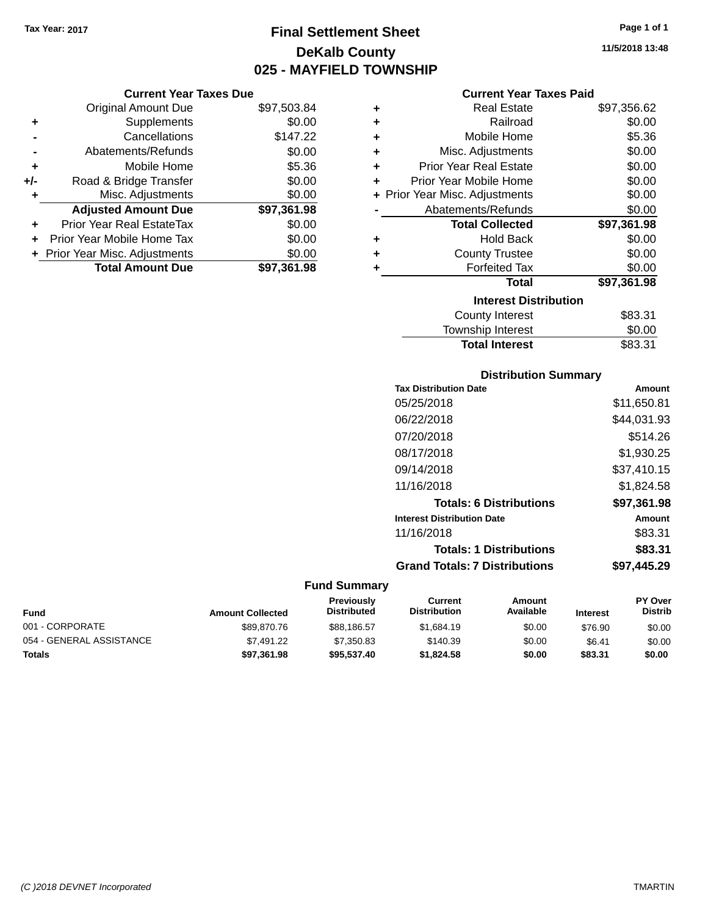Tax Year: 2017

# Final Settlement Sheet

## DeKalb County

## 025 - MAYFIELD TOWNSHIP

11/5/2018 13:48

### Current Year Taxes Due

| | | Amount |
|---|---|---|
| | Original Amount Due | $97,503.84 |
| + | Supplements | $0.00 |
| - | Cancellations | $147.22 |
| - | Abatements/Refunds | $0.00 |
| + | Mobile Home | $5.36 |
| +/- | Road & Bridge Transfer | $0.00 |
| + | Misc. Adjustments | $0.00 |
| | **Adjusted Amount Due** | **$97,361.98** |
| + | Prior Year Real EstateTax | $0.00 |
| + | Prior Year Mobile Home Tax | $0.00 |
| + | Prior Year Misc. Adjustments | $0.00 |
| | **Total Amount Due** | **$97,361.98** |

### Current Year Taxes Paid

| | | Amount |
|---|---|---|
| + | Real Estate | $97,356.62 |
| + | Railroad | $0.00 |
| + | Mobile Home | $5.36 |
| + | Misc. Adjustments | $0.00 |
| + | Prior Year Real Estate | $0.00 |
| + | Prior Year Mobile Home | $0.00 |
| + | Prior Year Misc. Adjustments | $0.00 |
| - | Abatements/Refunds | $0.00 |
| | **Total Collected** | **$97,361.98** |
| + | Hold Back | $0.00 |
| + | County Trustee | $0.00 |
| + | Forfeited Tax | $0.00 |
| | **Total** | **$97,361.98** |

### Interest Distribution

| | Amount |
|---|---|
| County Interest | $83.31 |
| Township Interest | $0.00 |
| **Total Interest** | $83.31 |

### Distribution Summary

| Tax Distribution Date | Amount |
|---|---|
| 05/25/2018 | $11,650.81 |
| 06/22/2018 | $44,031.93 |
| 07/20/2018 | $514.26 |
| 08/17/2018 | $1,930.25 |
| 09/14/2018 | $37,410.15 |
| 11/16/2018 | $1,824.58 |
| **Totals: 6 Distributions** | **$97,361.98** |

| Interest Distribution Date | Amount |
|---|---|
| 11/16/2018 | $83.31 |
| **Totals: 1 Distributions** | **$83.31** |
| **Grand Totals: 7 Distributions** | **$97,445.29** |

### Fund Summary

| Fund | Amount Collected | Previously Distributed | Current Distribution | Amount Available | Interest | PY Over Distrib |
|---|---|---|---|---|---|---|
| 001 - CORPORATE | $89,870.76 | $88,186.57 | $1,684.19 | $0.00 | $76.90 | $0.00 |
| 054 - GENERAL ASSISTANCE | $7,491.22 | $7,350.83 | $140.39 | $0.00 | $6.41 | $0.00 |
| **Totals** | **$97,361.98** | **$95,537.40** | **$1,824.58** | **$0.00** | **$83.31** | **$0.00** |

(C )2018 DEVNET Incorporated TMARTIN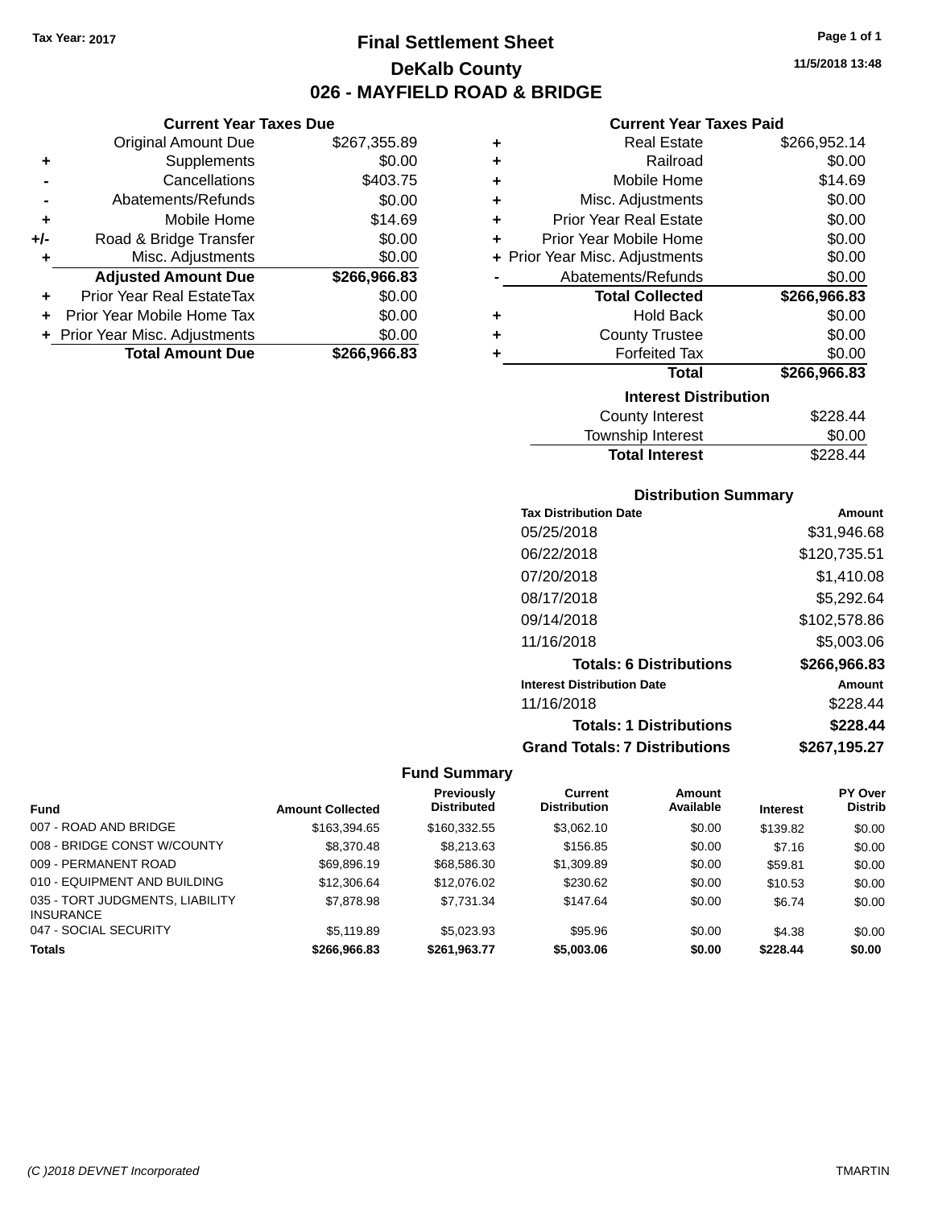Tax Year: 2017

# Final Settlement Sheet

## DeKalb County

## 026 - MAYFIELD ROAD & BRIDGE

11/5/2018 13:48

### Current Year Taxes Due

| | | |
|---|---|---|
| | Original Amount Due | $267,355.89 |
| + | Supplements | $0.00 |
| - | Cancellations | $403.75 |
| - | Abatements/Refunds | $0.00 |
| + | Mobile Home | $14.69 |
| +/- | Road & Bridge Transfer | $0.00 |
| + | Misc. Adjustments | $0.00 |
| | **Adjusted Amount Due** | **$266,966.83** |
| + | Prior Year Real EstateTax | $0.00 |
| + | Prior Year Mobile Home Tax | $0.00 |
| + | Prior Year Misc. Adjustments | $0.00 |
| | **Total Amount Due** | **$266,966.83** |

### Current Year Taxes Paid

| | | |
|---|---|---|
| + | Real Estate | $266,952.14 |
| + | Railroad | $0.00 |
| + | Mobile Home | $14.69 |
| + | Misc. Adjustments | $0.00 |
| + | Prior Year Real Estate | $0.00 |
| + | Prior Year Mobile Home | $0.00 |
| + | Prior Year Misc. Adjustments | $0.00 |
| - | Abatements/Refunds | $0.00 |
| | **Total Collected** | **$266,966.83** |
| + | Hold Back | $0.00 |
| + | County Trustee | $0.00 |
| + | Forfeited Tax | $0.00 |
| | **Total** | **$266,966.83** |

### Interest Distribution

| | |
|---|---|
| County Interest | $228.44 |
| Township Interest | $0.00 |
| **Total Interest** | $228.44 |

### Distribution Summary

| Tax Distribution Date | Amount |
|---|---|
| 05/25/2018 | $31,946.68 |
| 06/22/2018 | $120,735.51 |
| 07/20/2018 | $1,410.08 |
| 08/17/2018 | $5,292.64 |
| 09/14/2018 | $102,578.86 |
| 11/16/2018 | $5,003.06 |
| **Totals: 6 Distributions** | **$266,966.83** |

| Interest Distribution Date | Amount |
|---|---|
| 11/16/2018 | $228.44 |
| **Totals: 1 Distributions** | **$228.44** |
| **Grand Totals: 7 Distributions** | **$267,195.27** |

### Fund Summary

| Fund | Amount Collected | Previously Distributed | Current Distribution | Amount Available | Interest | PY Over Distrib |
|---|---|---|---|---|---|---|
| 007 - ROAD AND BRIDGE | $163,394.65 | $160,332.55 | $3,062.10 | $0.00 | $139.82 | $0.00 |
| 008 - BRIDGE CONST W/COUNTY | $8,370.48 | $8,213.63 | $156.85 | $0.00 | $7.16 | $0.00 |
| 009 - PERMANENT ROAD | $69,896.19 | $68,586.30 | $1,309.89 | $0.00 | $59.81 | $0.00 |
| 010 - EQUIPMENT AND BUILDING | $12,306.64 | $12,076.02 | $230.62 | $0.00 | $10.53 | $0.00 |
| 035 - TORT JUDGMENTS, LIABILITY INSURANCE | $7,878.98 | $7,731.34 | $147.64 | $0.00 | $6.74 | $0.00 |
| 047 - SOCIAL SECURITY | $5,119.89 | $5,023.93 | $95.96 | $0.00 | $4.38 | $0.00 |
| **Totals** | **$266,966.83** | **$261,963.77** | **$5,003.06** | **$0.00** | **$228.44** | **$0.00** |

(C )2018 DEVNET Incorporated TMARTIN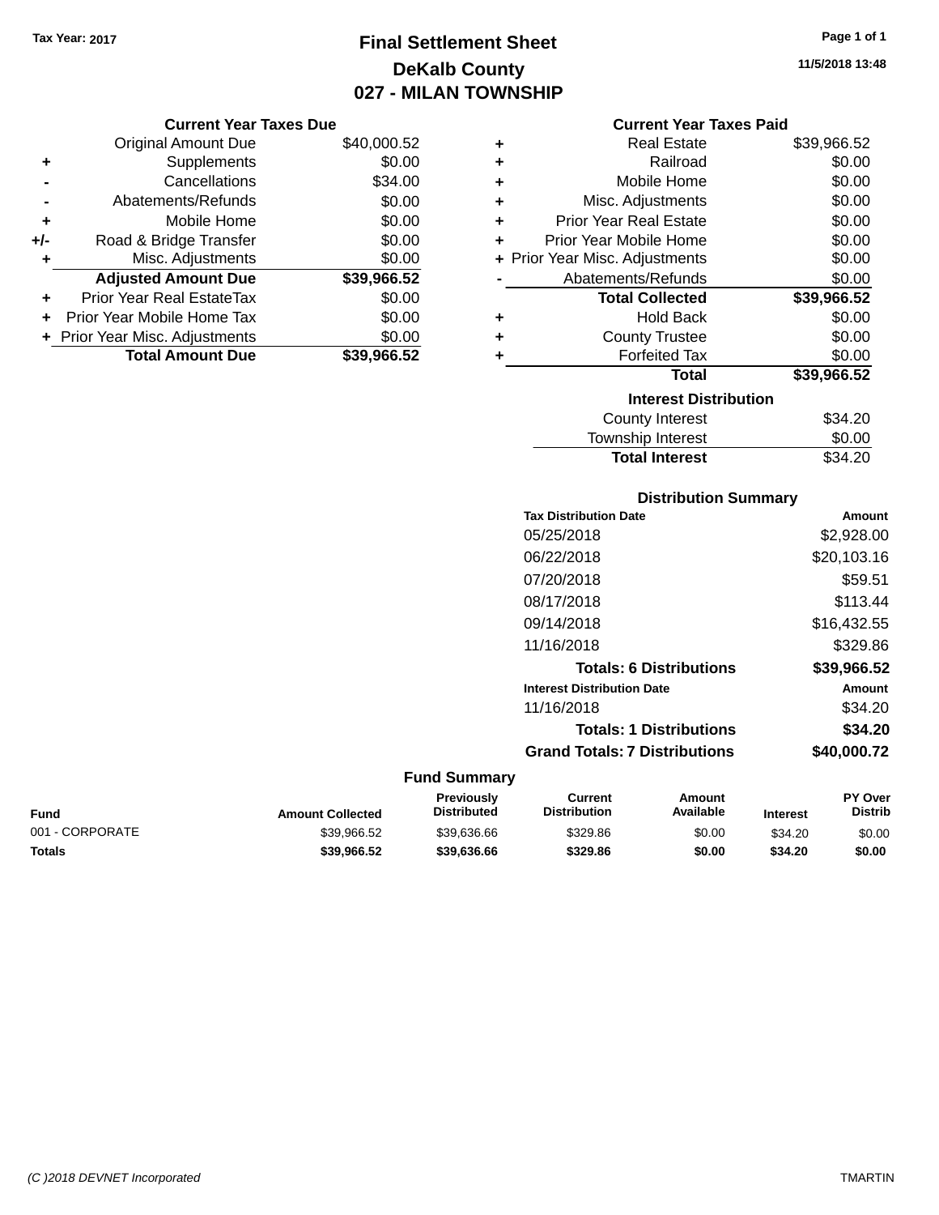Tax Year: 2017

# Final Settlement Sheet
## DeKalb County
## 027 - MILAN TOWNSHIP

11/5/2018 13:48

### Current Year Taxes Due

| | | |
|---|---|---|
| | Original Amount Due | $40,000.52 |
| + | Supplements | $0.00 |
| - | Cancellations | $34.00 |
| - | Abatements/Refunds | $0.00 |
| + | Mobile Home | $0.00 |
| +/- | Road & Bridge Transfer | $0.00 |
| + | Misc. Adjustments | $0.00 |
| | **Adjusted Amount Due** | **$39,966.52** |
| + | Prior Year Real EstateTax | $0.00 |
| + | Prior Year Mobile Home Tax | $0.00 |
| + | Prior Year Misc. Adjustments | $0.00 |
| | **Total Amount Due** | **$39,966.52** |

### Current Year Taxes Paid

| | | |
|---|---|---|
| + | Real Estate | $39,966.52 |
| + | Railroad | $0.00 |
| + | Mobile Home | $0.00 |
| + | Misc. Adjustments | $0.00 |
| + | Prior Year Real Estate | $0.00 |
| + | Prior Year Mobile Home | $0.00 |
| + | Prior Year Misc. Adjustments | $0.00 |
| - | Abatements/Refunds | $0.00 |
| | **Total Collected** | **$39,966.52** |
| + | Hold Back | $0.00 |
| + | County Trustee | $0.00 |
| + | Forfeited Tax | $0.00 |
| | **Total** | **$39,966.52** |

### Interest Distribution

| | |
|---|---|
| County Interest | $34.20 |
| Township Interest | $0.00 |
| **Total Interest** | $34.20 |

### Distribution Summary

| Tax Distribution Date | Amount |
|---|---|
| 05/25/2018 | $2,928.00 |
| 06/22/2018 | $20,103.16 |
| 07/20/2018 | $59.51 |
| 08/17/2018 | $113.44 |
| 09/14/2018 | $16,432.55 |
| 11/16/2018 | $329.86 |
| **Totals: 6 Distributions** | **$39,966.52** |

| Interest Distribution Date | Amount |
|---|---|
| 11/16/2018 | $34.20 |
| **Totals: 1 Distributions** | **$34.20** |
| **Grand Totals: 7 Distributions** | **$40,000.72** |

### Fund Summary

| Fund | Amount Collected | Previously Distributed | Current Distribution | Amount Available | Interest | PY Over Distrib |
|---|---|---|---|---|---|---|
| 001 - CORPORATE | $39,966.52 | $39,636.66 | $329.86 | $0.00 | $34.20 | $0.00 |
| **Totals** | **$39,966.52** | **$39,636.66** | **$329.86** | **$0.00** | **$34.20** | **$0.00** |

(C )2018 DEVNET Incorporated TMARTIN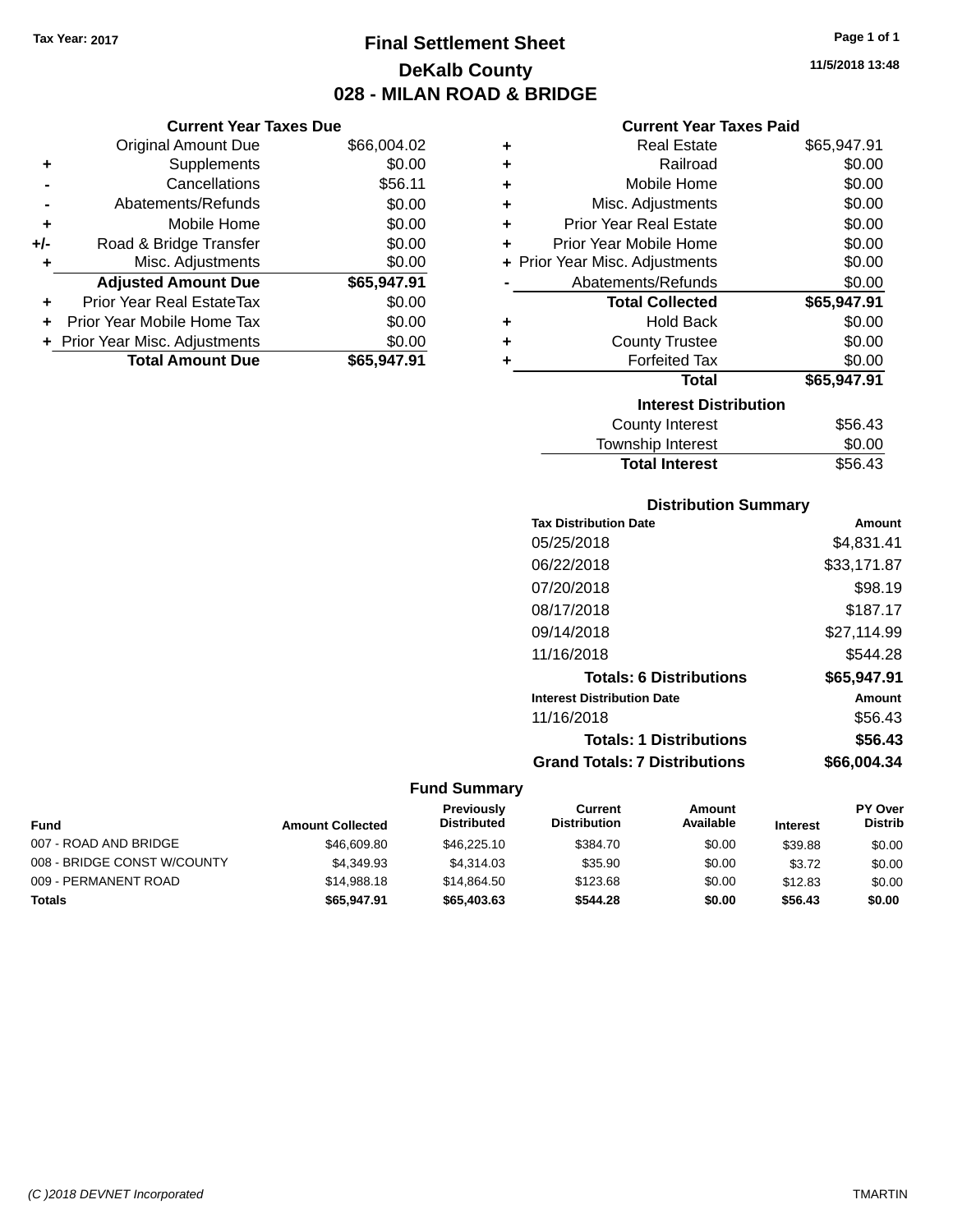Tax Year: 2017

# Final Settlement Sheet

## DeKalb County

## 028 - MILAN ROAD & BRIDGE

11/5/2018 13:48

### Current Year Taxes Due

| | | |
|---|---|---|
| | Original Amount Due | $66,004.02 |
| + | Supplements | $0.00 |
| - | Cancellations | $56.11 |
| - | Abatements/Refunds | $0.00 |
| + | Mobile Home | $0.00 |
| +/- | Road & Bridge Transfer | $0.00 |
| + | Misc. Adjustments | $0.00 |
| | **Adjusted Amount Due** | **$65,947.91** |
| + | Prior Year Real EstateTax | $0.00 |
| + | Prior Year Mobile Home Tax | $0.00 |
| + | Prior Year Misc. Adjustments | $0.00 |
| | **Total Amount Due** | **$65,947.91** |

### Current Year Taxes Paid

| | | |
|---|---|---|
| + | Real Estate | $65,947.91 |
| + | Railroad | $0.00 |
| + | Mobile Home | $0.00 |
| + | Misc. Adjustments | $0.00 |
| + | Prior Year Real Estate | $0.00 |
| + | Prior Year Mobile Home | $0.00 |
| + | Prior Year Misc. Adjustments | $0.00 |
| - | Abatements/Refunds | $0.00 |
| | **Total Collected** | **$65,947.91** |
| + | Hold Back | $0.00 |
| + | County Trustee | $0.00 |
| + | Forfeited Tax | $0.00 |
| | **Total** | **$65,947.91** |

### Interest Distribution

| | |
|---|---|
| County Interest | $56.43 |
| Township Interest | $0.00 |
| **Total Interest** | $56.43 |

### Distribution Summary

| Tax Distribution Date | Amount |
|---|---|
| 05/25/2018 | $4,831.41 |
| 06/22/2018 | $33,171.87 |
| 07/20/2018 | $98.19 |
| 08/17/2018 | $187.17 |
| 09/14/2018 | $27,114.99 |
| 11/16/2018 | $544.28 |
| **Totals: 6 Distributions** | **$65,947.91** |
| **Interest Distribution Date** | **Amount** |
| 11/16/2018 | $56.43 |
| **Totals: 1 Distributions** | **$56.43** |
| **Grand Totals: 7 Distributions** | **$66,004.34** |

### Fund Summary

| Fund | Amount Collected | Previously Distributed | Current Distribution | Amount Available | Interest | PY Over Distrib |
|---|---|---|---|---|---|---|
| 007 - ROAD AND BRIDGE | $46,609.80 | $46,225.10 | $384.70 | $0.00 | $39.88 | $0.00 |
| 008 - BRIDGE CONST W/COUNTY | $4,349.93 | $4,314.03 | $35.90 | $0.00 | $3.72 | $0.00 |
| 009 - PERMANENT ROAD | $14,988.18 | $14,864.50 | $123.68 | $0.00 | $12.83 | $0.00 |
| **Totals** | **$65,947.91** | **$65,403.63** | **$544.28** | **$0.00** | **$56.43** | **$0.00** |

(C )2018 DEVNET Incorporated TMARTIN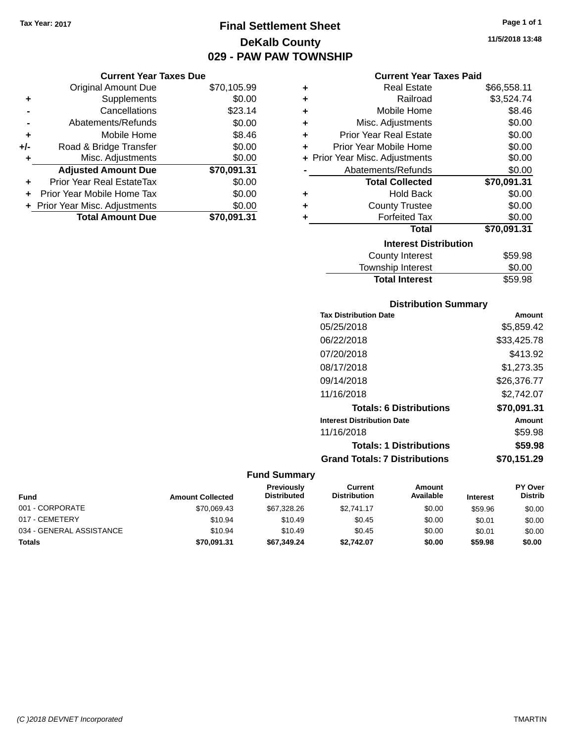Tax Year: 2017

# Final Settlement Sheet

## DeKalb County

## 029 - PAW PAW TOWNSHIP

11/5/2018 13:48

### Current Year Taxes Due

| | | |
|---|---|---|
| | Original Amount Due | $70,105.99 |
| + | Supplements | $0.00 |
| - | Cancellations | $23.14 |
| - | Abatements/Refunds | $0.00 |
| + | Mobile Home | $8.46 |
| +/- | Road & Bridge Transfer | $0.00 |
| + | Misc. Adjustments | $0.00 |
| | **Adjusted Amount Due** | **$70,091.31** |
| + | Prior Year Real EstateTax | $0.00 |
| + | Prior Year Mobile Home Tax | $0.00 |
| + | Prior Year Misc. Adjustments | $0.00 |
| | **Total Amount Due** | **$70,091.31** |

### Current Year Taxes Paid

| | | |
|---|---|---|
| + | Real Estate | $66,558.11 |
| + | Railroad | $3,524.74 |
| + | Mobile Home | $8.46 |
| + | Misc. Adjustments | $0.00 |
| + | Prior Year Real Estate | $0.00 |
| + | Prior Year Mobile Home | $0.00 |
| + | Prior Year Misc. Adjustments | $0.00 |
| - | Abatements/Refunds | $0.00 |
| | **Total Collected** | **$70,091.31** |
| + | Hold Back | $0.00 |
| + | County Trustee | $0.00 |
| + | Forfeited Tax | $0.00 |
| | **Total** | **$70,091.31** |

### Interest Distribution

| | |
|---|---|
| County Interest | $59.98 |
| Township Interest | $0.00 |
| **Total Interest** | $59.98 |

### Distribution Summary

| Tax Distribution Date | Amount |
|---|---|
| 05/25/2018 | $5,859.42 |
| 06/22/2018 | $33,425.78 |
| 07/20/2018 | $413.92 |
| 08/17/2018 | $1,273.35 |
| 09/14/2018 | $26,376.77 |
| 11/16/2018 | $2,742.07 |
| **Totals: 6 Distributions** | **$70,091.31** |
| **Interest Distribution Date** | **Amount** |
| 11/16/2018 | $59.98 |
| **Totals: 1 Distributions** | **$59.98** |
| **Grand Totals: 7 Distributions** | **$70,151.29** |

### Fund Summary

| Fund | Amount Collected | Previously Distributed | Current Distribution | Amount Available | Interest | PY Over Distrib |
|---|---|---|---|---|---|---|
| 001 - CORPORATE | $70,069.43 | $67,328.26 | $2,741.17 | $0.00 | $59.96 | $0.00 |
| 017 - CEMETERY | $10.94 | $10.49 | $0.45 | $0.00 | $0.01 | $0.00 |
| 034 - GENERAL ASSISTANCE | $10.94 | $10.49 | $0.45 | $0.00 | $0.01 | $0.00 |
| **Totals** | **$70,091.31** | **$67,349.24** | **$2,742.07** | **$0.00** | **$59.98** | **$0.00** |

(C )2018 DEVNET Incorporated — TMARTIN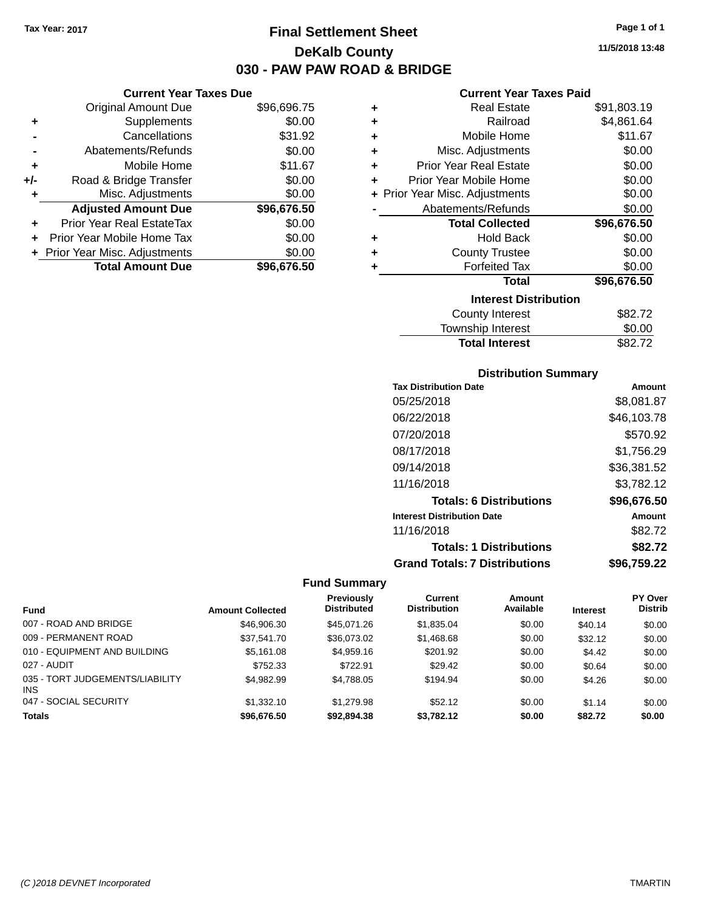Tax Year: 2017

# Final Settlement Sheet

## DeKalb County

## 030 - PAW PAW ROAD & BRIDGE

11/5/2018 13:48

### Current Year Taxes Due

| | | |
|---|---|---|
| | Original Amount Due | $96,696.75 |
| + | Supplements | $0.00 |
| - | Cancellations | $31.92 |
| - | Abatements/Refunds | $0.00 |
| + | Mobile Home | $11.67 |
| +/- | Road & Bridge Transfer | $0.00 |
| + | Misc. Adjustments | $0.00 |
| | **Adjusted Amount Due** | **$96,676.50** |
| + | Prior Year Real EstateTax | $0.00 |
| + | Prior Year Mobile Home Tax | $0.00 |
| + | Prior Year Misc. Adjustments | $0.00 |
| | **Total Amount Due** | **$96,676.50** |

### Current Year Taxes Paid

| | | |
|---|---|---|
| + | Real Estate | $91,803.19 |
| + | Railroad | $4,861.64 |
| + | Mobile Home | $11.67 |
| + | Misc. Adjustments | $0.00 |
| + | Prior Year Real Estate | $0.00 |
| + | Prior Year Mobile Home | $0.00 |
| + | Prior Year Misc. Adjustments | $0.00 |
| - | Abatements/Refunds | $0.00 |
| | **Total Collected** | **$96,676.50** |
| + | Hold Back | $0.00 |
| + | County Trustee | $0.00 |
| + | Forfeited Tax | $0.00 |
| | **Total** | **$96,676.50** |

### Interest Distribution

| | |
|---|---|
| County Interest | $82.72 |
| Township Interest | $0.00 |
| **Total Interest** | $82.72 |

### Distribution Summary

| Tax Distribution Date | Amount |
|---|---|
| 05/25/2018 | $8,081.87 |
| 06/22/2018 | $46,103.78 |
| 07/20/2018 | $570.92 |
| 08/17/2018 | $1,756.29 |
| 09/14/2018 | $36,381.52 |
| 11/16/2018 | $3,782.12 |
| **Totals: 6 Distributions** | **$96,676.50** |
| **Interest Distribution Date** | **Amount** |
| 11/16/2018 | $82.72 |
| **Totals: 1 Distributions** | **$82.72** |
| **Grand Totals: 7 Distributions** | **$96,759.22** |

### Fund Summary

| Fund | Amount Collected | Previously Distributed | Current Distribution | Amount Available | Interest | PY Over Distrib |
|---|---|---|---|---|---|---|
| 007 - ROAD AND BRIDGE | $46,906.30 | $45,071.26 | $1,835.04 | $0.00 | $40.14 | $0.00 |
| 009 - PERMANENT ROAD | $37,541.70 | $36,073.02 | $1,468.68 | $0.00 | $32.12 | $0.00 |
| 010 - EQUIPMENT AND BUILDING | $5,161.08 | $4,959.16 | $201.92 | $0.00 | $4.42 | $0.00 |
| 027 - AUDIT | $752.33 | $722.91 | $29.42 | $0.00 | $0.64 | $0.00 |
| 035 - TORT JUDGEMENTS/LIABILITY INS | $4,982.99 | $4,788.05 | $194.94 | $0.00 | $4.26 | $0.00 |
| 047 - SOCIAL SECURITY | $1,332.10 | $1,279.98 | $52.12 | $0.00 | $1.14 | $0.00 |
| **Totals** | **$96,676.50** | **$92,894.38** | **$3,782.12** | **$0.00** | **$82.72** | **$0.00** |

(C )2018 DEVNET Incorporated TMARTIN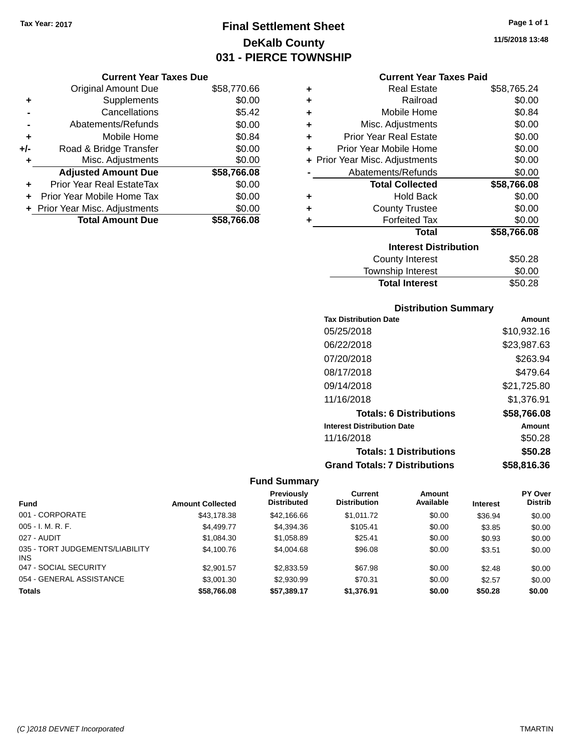Tax Year: 2017

# Final Settlement Sheet
## DeKalb County
## 031 - PIERCE TOWNSHIP

11/5/2018 13:48

### Current Year Taxes Due

| | | |
|---|---|---|
| | Original Amount Due | $58,770.66 |
| + | Supplements | $0.00 |
| - | Cancellations | $5.42 |
| - | Abatements/Refunds | $0.00 |
| + | Mobile Home | $0.84 |
| +/- | Road & Bridge Transfer | $0.00 |
| + | Misc. Adjustments | $0.00 |
| | **Adjusted Amount Due** | **$58,766.08** |
| + | Prior Year Real EstateTax | $0.00 |
| + | Prior Year Mobile Home Tax | $0.00 |
| + | Prior Year Misc. Adjustments | $0.00 |
| | **Total Amount Due** | **$58,766.08** |

### Current Year Taxes Paid

| | | |
|---|---|---|
| + | Real Estate | $58,765.24 |
| + | Railroad | $0.00 |
| + | Mobile Home | $0.84 |
| + | Misc. Adjustments | $0.00 |
| + | Prior Year Real Estate | $0.00 |
| + | Prior Year Mobile Home | $0.00 |
| + | Prior Year Misc. Adjustments | $0.00 |
| - | Abatements/Refunds | $0.00 |
| | **Total Collected** | **$58,766.08** |
| + | Hold Back | $0.00 |
| + | County Trustee | $0.00 |
| + | Forfeited Tax | $0.00 |
| | **Total** | **$58,766.08** |

### Interest Distribution

| | |
|---|---|
| County Interest | $50.28 |
| Township Interest | $0.00 |
| **Total Interest** | $50.28 |

### Distribution Summary

| Tax Distribution Date | Amount |
|---|---|
| 05/25/2018 | $10,932.16 |
| 06/22/2018 | $23,987.63 |
| 07/20/2018 | $263.94 |
| 08/17/2018 | $479.64 |
| 09/14/2018 | $21,725.80 |
| 11/16/2018 | $1,376.91 |
| **Totals: 6 Distributions** | **$58,766.08** |
| **Interest Distribution Date** | **Amount** |
| 11/16/2018 | $50.28 |
| **Totals: 1 Distributions** | **$50.28** |
| **Grand Totals: 7 Distributions** | **$58,816.36** |

### Fund Summary

| Fund | Amount Collected | Previously Distributed | Current Distribution | Amount Available | Interest | PY Over Distrib |
|---|---|---|---|---|---|---|
| 001 - CORPORATE | $43,178.38 | $42,166.66 | $1,011.72 | $0.00 | $36.94 | $0.00 |
| 005 - I. M. R. F. | $4,499.77 | $4,394.36 | $105.41 | $0.00 | $3.85 | $0.00 |
| 027 - AUDIT | $1,084.30 | $1,058.89 | $25.41 | $0.00 | $0.93 | $0.00 |
| 035 - TORT JUDGEMENTS/LIABILITY INS | $4,100.76 | $4,004.68 | $96.08 | $0.00 | $3.51 | $0.00 |
| 047 - SOCIAL SECURITY | $2,901.57 | $2,833.59 | $67.98 | $0.00 | $2.48 | $0.00 |
| 054 - GENERAL ASSISTANCE | $3,001.30 | $2,930.99 | $70.31 | $0.00 | $2.57 | $0.00 |
| **Totals** | **$58,766.08** | **$57,389.17** | **$1,376.91** | **$0.00** | **$50.28** | **$0.00** |

(C )2018 DEVNET Incorporated TMARTIN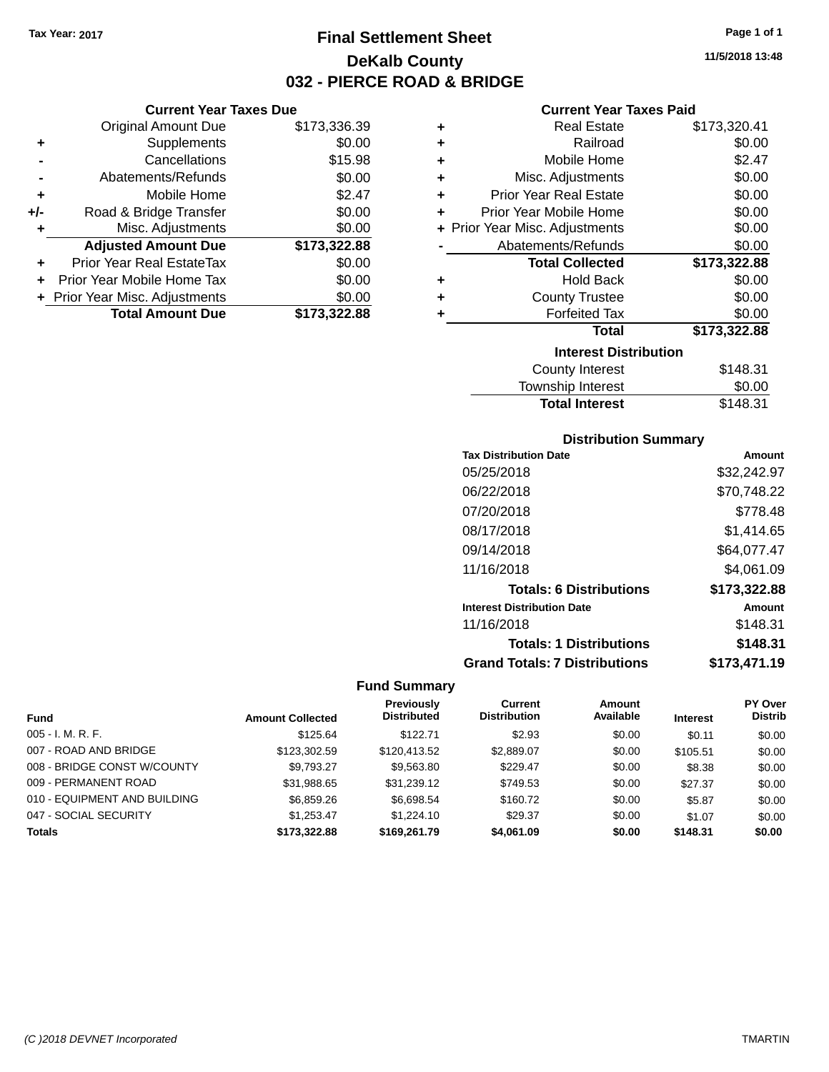Tax Year: 2017

# Final Settlement Sheet

## DeKalb County

## 032 - PIERCE ROAD & BRIDGE

11/5/2018 13:48

### Current Year Taxes Due

| | | |
|---|---|---|
| | Original Amount Due | $173,336.39 |
| + | Supplements | $0.00 |
| - | Cancellations | $15.98 |
| - | Abatements/Refunds | $0.00 |
| + | Mobile Home | $2.47 |
| +/- | Road & Bridge Transfer | $0.00 |
| + | Misc. Adjustments | $0.00 |
| | **Adjusted Amount Due** | **$173,322.88** |
| + | Prior Year Real EstateTax | $0.00 |
| + | Prior Year Mobile Home Tax | $0.00 |
| + | Prior Year Misc. Adjustments | $0.00 |
| | **Total Amount Due** | **$173,322.88** |

### Current Year Taxes Paid

| | | |
|---|---|---|
| + | Real Estate | $173,320.41 |
| + | Railroad | $0.00 |
| + | Mobile Home | $2.47 |
| + | Misc. Adjustments | $0.00 |
| + | Prior Year Real Estate | $0.00 |
| + | Prior Year Mobile Home | $0.00 |
| + | Prior Year Misc. Adjustments | $0.00 |
| - | Abatements/Refunds | $0.00 |
| | **Total Collected** | **$173,322.88** |
| + | Hold Back | $0.00 |
| + | County Trustee | $0.00 |
| + | Forfeited Tax | $0.00 |
| | **Total** | **$173,322.88** |

### Interest Distribution

| | |
|---|---|
| County Interest | $148.31 |
| Township Interest | $0.00 |
| **Total Interest** | $148.31 |

### Distribution Summary

| Tax Distribution Date | Amount |
|---|---|
| 05/25/2018 | $32,242.97 |
| 06/22/2018 | $70,748.22 |
| 07/20/2018 | $778.48 |
| 08/17/2018 | $1,414.65 |
| 09/14/2018 | $64,077.47 |
| 11/16/2018 | $4,061.09 |
| **Totals: 6 Distributions** | **$173,322.88** |
| **Interest Distribution Date** | **Amount** |
| 11/16/2018 | $148.31 |
| **Totals: 1 Distributions** | **$148.31** |
| **Grand Totals: 7 Distributions** | **$173,471.19** |

### Fund Summary

| Fund | Amount Collected | Previously Distributed | Current Distribution | Amount Available | Interest | PY Over Distrib |
|---|---|---|---|---|---|---|
| 005 - I. M. R. F. | $125.64 | $122.71 | $2.93 | $0.00 | $0.11 | $0.00 |
| 007 - ROAD AND BRIDGE | $123,302.59 | $120,413.52 | $2,889.07 | $0.00 | $105.51 | $0.00 |
| 008 - BRIDGE CONST W/COUNTY | $9,793.27 | $9,563.80 | $229.47 | $0.00 | $8.38 | $0.00 |
| 009 - PERMANENT ROAD | $31,988.65 | $31,239.12 | $749.53 | $0.00 | $27.37 | $0.00 |
| 010 - EQUIPMENT AND BUILDING | $6,859.26 | $6,698.54 | $160.72 | $0.00 | $5.87 | $0.00 |
| 047 - SOCIAL SECURITY | $1,253.47 | $1,224.10 | $29.37 | $0.00 | $1.07 | $0.00 |
| **Totals** | **$173,322.88** | **$169,261.79** | **$4,061.09** | **$0.00** | **$148.31** | **$0.00** |

(C )2018 DEVNET Incorporated TMARTIN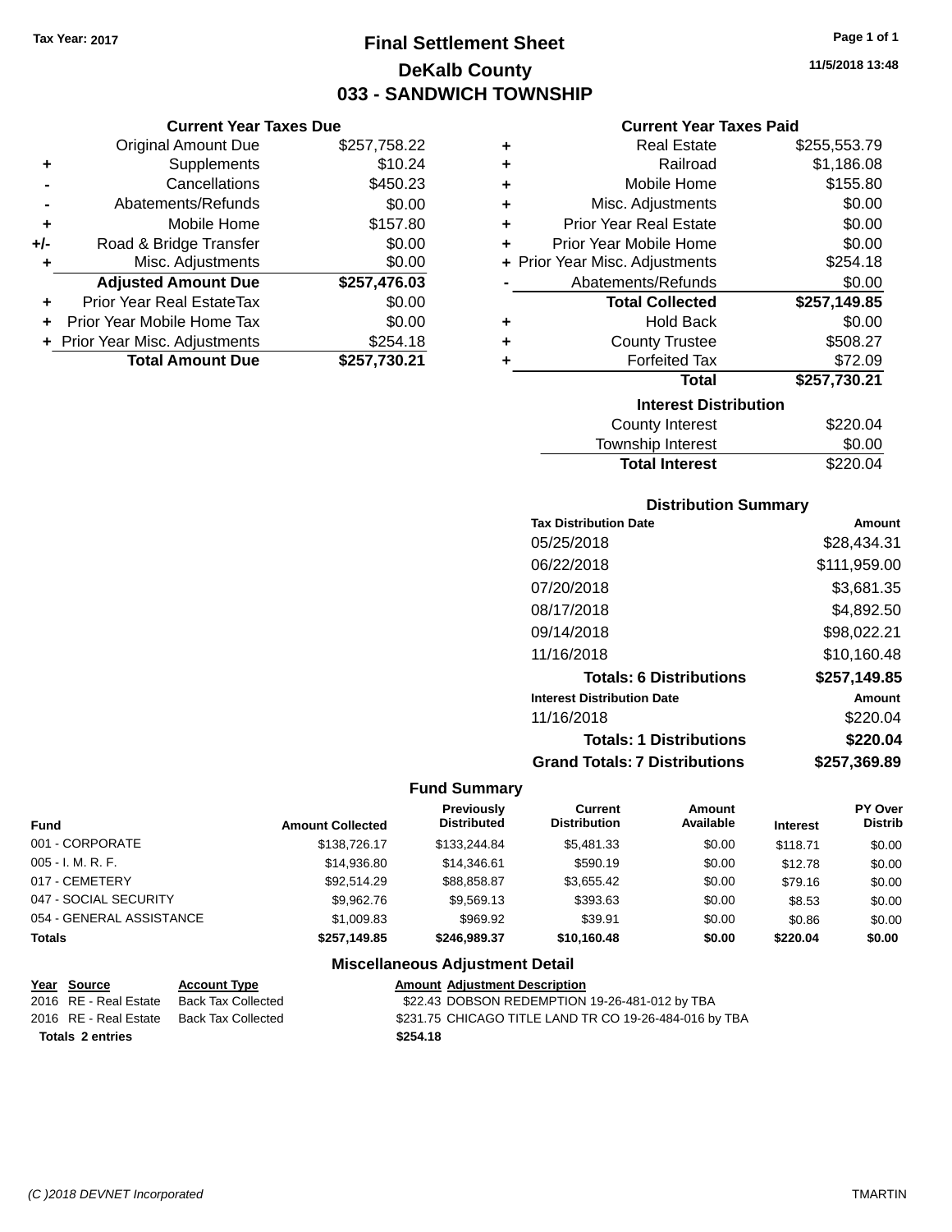Tax Year: 2017

# Final Settlement Sheet
## DeKalb County
## 033 - SANDWICH TOWNSHIP

11/5/2018 13:48

### Current Year Taxes Due

| | | |
|---|---|---|
| | Original Amount Due | $257,758.22 |
| + | Supplements | $10.24 |
| - | Cancellations | $450.23 |
| - | Abatements/Refunds | $0.00 |
| + | Mobile Home | $157.80 |
| +/- | Road & Bridge Transfer | $0.00 |
| + | Misc. Adjustments | $0.00 |
| | **Adjusted Amount Due** | **$257,476.03** |
| + | Prior Year Real EstateTax | $0.00 |
| + | Prior Year Mobile Home Tax | $0.00 |
| + | Prior Year Misc. Adjustments | $254.18 |
| | **Total Amount Due** | **$257,730.21** |

### Current Year Taxes Paid

| | | |
|---|---|---|
| + | Real Estate | $255,553.79 |
| + | Railroad | $1,186.08 |
| + | Mobile Home | $155.80 |
| + | Misc. Adjustments | $0.00 |
| + | Prior Year Real Estate | $0.00 |
| + | Prior Year Mobile Home | $0.00 |
| + | Prior Year Misc. Adjustments | $254.18 |
| - | Abatements/Refunds | $0.00 |
| | **Total Collected** | **$257,149.85** |
| + | Hold Back | $0.00 |
| + | County Trustee | $508.27 |
| + | Forfeited Tax | $72.09 |
| | **Total** | **$257,730.21** |

### Interest Distribution

| | |
|---|---|
| County Interest | $220.04 |
| Township Interest | $0.00 |
| **Total Interest** | $220.04 |

### Distribution Summary

| Tax Distribution Date | Amount |
|---|---|
| 05/25/2018 | $28,434.31 |
| 06/22/2018 | $111,959.00 |
| 07/20/2018 | $3,681.35 |
| 08/17/2018 | $4,892.50 |
| 09/14/2018 | $98,022.21 |
| 11/16/2018 | $10,160.48 |
| **Totals: 6 Distributions** | **$257,149.85** |
| **Interest Distribution Date** | **Amount** |
| 11/16/2018 | $220.04 |
| **Totals: 1 Distributions** | **$220.04** |
| **Grand Totals: 7 Distributions** | **$257,369.89** |

### Fund Summary

| Fund | Amount Collected | Previously Distributed | Current Distribution | Amount Available | Interest | PY Over Distrib |
|---|---|---|---|---|---|---|
| 001 - CORPORATE | $138,726.17 | $133,244.84 | $5,481.33 | $0.00 | $118.71 | $0.00 |
| 005 - I. M. R. F. | $14,936.80 | $14,346.61 | $590.19 | $0.00 | $12.78 | $0.00 |
| 017 - CEMETERY | $92,514.29 | $88,858.87 | $3,655.42 | $0.00 | $79.16 | $0.00 |
| 047 - SOCIAL SECURITY | $9,962.76 | $9,569.13 | $393.63 | $0.00 | $8.53 | $0.00 |
| 054 - GENERAL ASSISTANCE | $1,009.83 | $969.92 | $39.91 | $0.00 | $0.86 | $0.00 |
| **Totals** | **$257,149.85** | **$246,989.37** | **$10,160.48** | **$0.00** | **$220.04** | **$0.00** |

### Miscellaneous Adjustment Detail

| Year | Source | Account Type | Amount | Adjustment Description |
|---|---|---|---|---|
| 2016 | RE - Real Estate | Back Tax Collected | $22.43 | DOBSON REDEMPTION 19-26-481-012 by TBA |
| 2016 | RE - Real Estate | Back Tax Collected | $231.75 | CHICAGO TITLE LAND TR CO 19-26-484-016 by TBA |
| **Totals** | **2 entries** | | **$254.18** | |

(C )2018 DEVNET Incorporated TMARTIN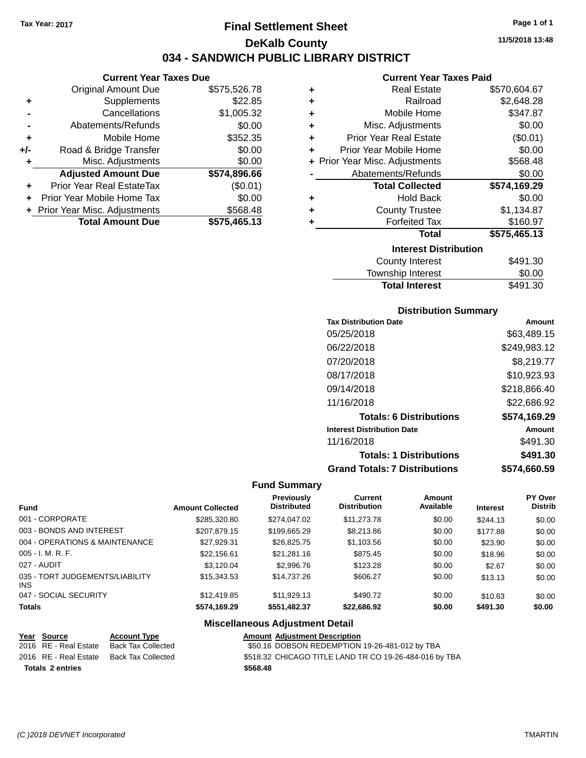Tax Year: 2017

# Final Settlement Sheet

## DeKalb County

## 034 - SANDWICH PUBLIC LIBRARY DISTRICT

11/5/2018 13:48

### Current Year Taxes Due

| | | |
|---|---|---|
| | Original Amount Due | $575,526.78 |
| + | Supplements | $22.85 |
| - | Cancellations | $1,005.32 |
| - | Abatements/Refunds | $0.00 |
| + | Mobile Home | $352.35 |
| +/- | Road & Bridge Transfer | $0.00 |
| + | Misc. Adjustments | $0.00 |
| | **Adjusted Amount Due** | **$574,896.66** |
| + | Prior Year Real EstateTax | ($0.01) |
| + | Prior Year Mobile Home Tax | $0.00 |
| + | Prior Year Misc. Adjustments | $568.48 |
| | **Total Amount Due** | **$575,465.13** |

### Current Year Taxes Paid

| | | |
|---|---|---|
| + | Real Estate | $570,604.67 |
| + | Railroad | $2,648.28 |
| + | Mobile Home | $347.87 |
| + | Misc. Adjustments | $0.00 |
| + | Prior Year Real Estate | ($0.01) |
| + | Prior Year Mobile Home | $0.00 |
| + | Prior Year Misc. Adjustments | $568.48 |
| - | Abatements/Refunds | $0.00 |
| | **Total Collected** | **$574,169.29** |
| + | Hold Back | $0.00 |
| + | County Trustee | $1,134.87 |
| + | Forfeited Tax | $160.97 |
| | **Total** | **$575,465.13** |

### Interest Distribution

| | |
|---|---|
| County Interest | $491.30 |
| Township Interest | $0.00 |
| **Total Interest** | $491.30 |

### Distribution Summary

| Tax Distribution Date | Amount |
|---|---|
| 05/25/2018 | $63,489.15 |
| 06/22/2018 | $249,983.12 |
| 07/20/2018 | $8,219.77 |
| 08/17/2018 | $10,923.93 |
| 09/14/2018 | $218,866.40 |
| 11/16/2018 | $22,686.92 |
| **Totals: 6 Distributions** | **$574,169.29** |
| **Interest Distribution Date** | **Amount** |
| 11/16/2018 | $491.30 |
| **Totals: 1 Distributions** | **$491.30** |
| **Grand Totals: 7 Distributions** | **$574,660.59** |

### Fund Summary

| Fund | Amount Collected | Previously Distributed | Current Distribution | Amount Available | Interest | PY Over Distrib |
|---|---|---|---|---|---|---|
| 001 - CORPORATE | $285,320.80 | $274,047.02 | $11,273.78 | $0.00 | $244.13 | $0.00 |
| 003 - BONDS AND INTEREST | $207,879.15 | $199,665.29 | $8,213.86 | $0.00 | $177.88 | $0.00 |
| 004 - OPERATIONS & MAINTENANCE | $27,929.31 | $26,825.75 | $1,103.56 | $0.00 | $23.90 | $0.00 |
| 005 - I. M. R. F. | $22,156.61 | $21,281.16 | $875.45 | $0.00 | $18.96 | $0.00 |
| 027 - AUDIT | $3,120.04 | $2,996.76 | $123.28 | $0.00 | $2.67 | $0.00 |
| 035 - TORT JUDGEMENTS/LIABILITY INS | $15,343.53 | $14,737.26 | $606.27 | $0.00 | $13.13 | $0.00 |
| 047 - SOCIAL SECURITY | $12,419.85 | $11,929.13 | $490.72 | $0.00 | $10.63 | $0.00 |
| **Totals** | **$574,169.29** | **$551,482.37** | **$22,686.92** | **$0.00** | **$491.30** | **$0.00** |

### Miscellaneous Adjustment Detail

| Year | Source | Account Type | Amount | Adjustment Description |
|---|---|---|---|---|
| 2016 | RE - Real Estate | Back Tax Collected | $50.16 | DOBSON REDEMPTION 19-26-481-012 by TBA |
| 2016 | RE - Real Estate | Back Tax Collected | $518.32 | CHICAGO TITLE LAND TR CO 19-26-484-016 by TBA |
| **Totals 2 entries** | | | **$568.48** | |

(C )2018 DEVNET Incorporated TMARTIN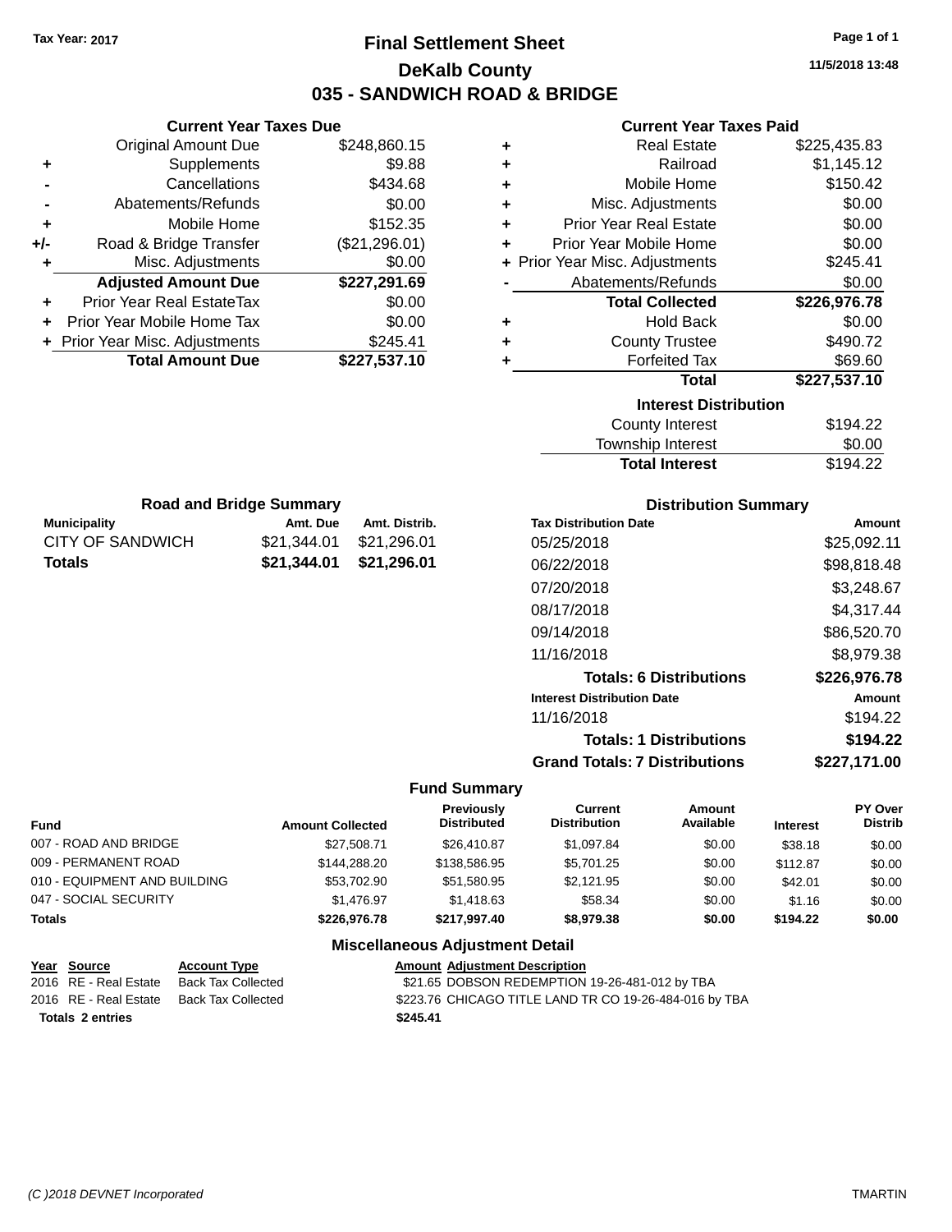Tax Year: 2017

# Final Settlement Sheet

## DeKalb County

## 035 - SANDWICH ROAD & BRIDGE

11/5/2018 13:48

### Current Year Taxes Due

| | | |
|---|---|---|
| | Original Amount Due | $248,860.15 |
| + | Supplements | $9.88 |
| - | Cancellations | $434.68 |
| - | Abatements/Refunds | $0.00 |
| + | Mobile Home | $152.35 |
| +/- | Road & Bridge Transfer | ($21,296.01) |
| + | Misc. Adjustments | $0.00 |
| | **Adjusted Amount Due** | **$227,291.69** |
| + | Prior Year Real EstateTax | $0.00 |
| + | Prior Year Mobile Home Tax | $0.00 |
| + | Prior Year Misc. Adjustments | $245.41 |
| | **Total Amount Due** | **$227,537.10** |

### Current Year Taxes Paid

| | | |
|---|---|---|
| + | Real Estate | $225,435.83 |
| + | Railroad | $1,145.12 |
| + | Mobile Home | $150.42 |
| + | Misc. Adjustments | $0.00 |
| + | Prior Year Real Estate | $0.00 |
| + | Prior Year Mobile Home | $0.00 |
| + | Prior Year Misc. Adjustments | $245.41 |
| - | Abatements/Refunds | $0.00 |
| | **Total Collected** | **$226,976.78** |
| + | Hold Back | $0.00 |
| + | County Trustee | $490.72 |
| + | Forfeited Tax | $69.60 |
| | **Total** | **$227,537.10** |

### Interest Distribution

| | |
|---|---|
| County Interest | $194.22 |
| Township Interest | $0.00 |
| **Total Interest** | $194.22 |

### Road and Bridge Summary

| Municipality | Amt. Due | Amt. Distrib. |
|---|---|---|
| CITY OF SANDWICH | $21,344.01 | $21,296.01 |
| **Totals** | **$21,344.01** | **$21,296.01** |

### Distribution Summary

| Tax Distribution Date | Amount |
|---|---|
| 05/25/2018 | $25,092.11 |
| 06/22/2018 | $98,818.48 |
| 07/20/2018 | $3,248.67 |
| 08/17/2018 | $4,317.44 |
| 09/14/2018 | $86,520.70 |
| 11/16/2018 | $8,979.38 |
| **Totals: 6 Distributions** | **$226,976.78** |
| **Interest Distribution Date** | **Amount** |
| 11/16/2018 | $194.22 |
| **Totals: 1 Distributions** | **$194.22** |
| **Grand Totals: 7 Distributions** | **$227,171.00** |

### Fund Summary

| Fund | Amount Collected | Previously Distributed | Current Distribution | Amount Available | Interest | PY Over Distrib |
|---|---|---|---|---|---|---|
| 007 - ROAD AND BRIDGE | $27,508.71 | $26,410.87 | $1,097.84 | $0.00 | $38.18 | $0.00 |
| 009 - PERMANENT ROAD | $144,288.20 | $138,586.95 | $5,701.25 | $0.00 | $112.87 | $0.00 |
| 010 - EQUIPMENT AND BUILDING | $53,702.90 | $51,580.95 | $2,121.95 | $0.00 | $42.01 | $0.00 |
| 047 - SOCIAL SECURITY | $1,476.97 | $1,418.63 | $58.34 | $0.00 | $1.16 | $0.00 |
| **Totals** | **$226,976.78** | **$217,997.40** | **$8,979.38** | **$0.00** | **$194.22** | **$0.00** |

### Miscellaneous Adjustment Detail

| Year | Source | Account Type | Amount | Adjustment Description |
|---|---|---|---|---|
| 2016 | RE - Real Estate | Back Tax Collected | $21.65 | DOBSON REDEMPTION 19-26-481-012 by TBA |
| 2016 | RE - Real Estate | Back Tax Collected | $223.76 | CHICAGO TITLE LAND TR CO 19-26-484-016 by TBA |
| **Totals 2 entries** | | | **$245.41** | |

(C )2018 DEVNET Incorporated TMARTIN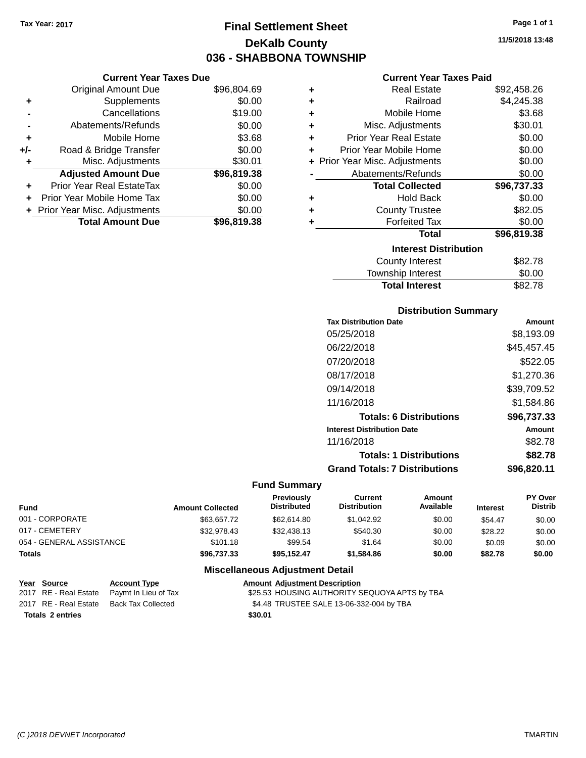Tax Year: 2017

# Final Settlement Sheet
## DeKalb County
## 036 - SHABBONA TOWNSHIP

11/5/2018 13:48

### Current Year Taxes Due

| | | |
|---|---|---|
| | Original Amount Due | $96,804.69 |
| + | Supplements | $0.00 |
| - | Cancellations | $19.00 |
| - | Abatements/Refunds | $0.00 |
| + | Mobile Home | $3.68 |
| +/- | Road & Bridge Transfer | $0.00 |
| + | Misc. Adjustments | $30.01 |
| | **Adjusted Amount Due** | **$96,819.38** |
| + | Prior Year Real EstateTax | $0.00 |
| + | Prior Year Mobile Home Tax | $0.00 |
| + | Prior Year Misc. Adjustments | $0.00 |
| | **Total Amount Due** | **$96,819.38** |

### Current Year Taxes Paid

| | | |
|---|---|---|
| + | Real Estate | $92,458.26 |
| + | Railroad | $4,245.38 |
| + | Mobile Home | $3.68 |
| + | Misc. Adjustments | $30.01 |
| + | Prior Year Real Estate | $0.00 |
| + | Prior Year Mobile Home | $0.00 |
| + | Prior Year Misc. Adjustments | $0.00 |
| - | Abatements/Refunds | $0.00 |
| | **Total Collected** | **$96,737.33** |
| + | Hold Back | $0.00 |
| + | County Trustee | $82.05 |
| + | Forfeited Tax | $0.00 |
| | **Total** | **$96,819.38** |

### Interest Distribution

| | |
|---|---|
| County Interest | $82.78 |
| Township Interest | $0.00 |
| **Total Interest** | $82.78 |

### Distribution Summary

| Tax Distribution Date | Amount |
|---|---|
| 05/25/2018 | $8,193.09 |
| 06/22/2018 | $45,457.45 |
| 07/20/2018 | $522.05 |
| 08/17/2018 | $1,270.36 |
| 09/14/2018 | $39,709.52 |
| 11/16/2018 | $1,584.86 |
| **Totals: 6 Distributions** | **$96,737.33** |
| **Interest Distribution Date** | **Amount** |
| 11/16/2018 | $82.78 |
| **Totals: 1 Distributions** | **$82.78** |
| **Grand Totals: 7 Distributions** | **$96,820.11** |

### Fund Summary

| Fund | Amount Collected | Previously Distributed | Current Distribution | Amount Available | Interest | PY Over Distrib |
|---|---|---|---|---|---|---|
| 001 - CORPORATE | $63,657.72 | $62,614.80 | $1,042.92 | $0.00 | $54.47 | $0.00 |
| 017 - CEMETERY | $32,978.43 | $32,438.13 | $540.30 | $0.00 | $28.22 | $0.00 |
| 054 - GENERAL ASSISTANCE | $101.18 | $99.54 | $1.64 | $0.00 | $0.09 | $0.00 |
| **Totals** | **$96,737.33** | **$95,152.47** | **$1,584.86** | **$0.00** | **$82.78** | **$0.00** |

### Miscellaneous Adjustment Detail

| Year | Source | Account Type | Amount | Adjustment Description |
|---|---|---|---|---|
| 2017 | RE - Real Estate | Paymt In Lieu of Tax | $25.53 | HOUSING AUTHORITY SEQUOYA APTS by TBA |
| 2017 | RE - Real Estate | Back Tax Collected | $4.48 | TRUSTEE SALE 13-06-332-004 by TBA |
| **Totals 2 entries** | | | **$30.01** | |

(C )2018 DEVNET Incorporated TMARTIN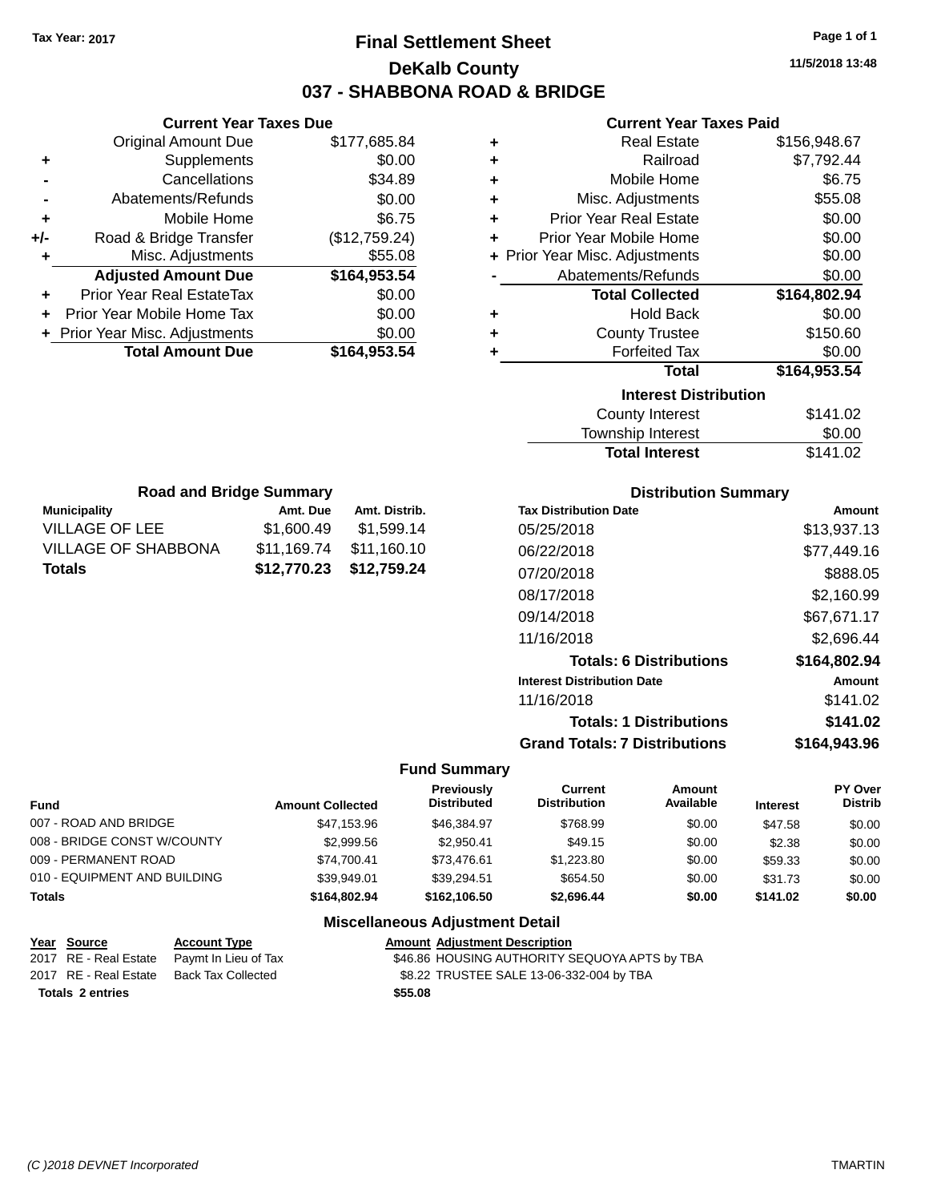Tax Year: 2017

# Final Settlement Sheet

## DeKalb County

## 037 - SHABBONA ROAD & BRIDGE

11/5/2018 13:48

### Current Year Taxes Due

| | | |
|---|---|---|
| | Original Amount Due | $177,685.84 |
| + | Supplements | $0.00 |
| - | Cancellations | $34.89 |
| - | Abatements/Refunds | $0.00 |
| + | Mobile Home | $6.75 |
| +/- | Road & Bridge Transfer | ($12,759.24) |
| + | Misc. Adjustments | $55.08 |
| | **Adjusted Amount Due** | **$164,953.54** |
| + | Prior Year Real EstateTax | $0.00 |
| + | Prior Year Mobile Home Tax | $0.00 |
| + | Prior Year Misc. Adjustments | $0.00 |
| | **Total Amount Due** | **$164,953.54** |

### Current Year Taxes Paid

| | | |
|---|---|---|
| + | Real Estate | $156,948.67 |
| + | Railroad | $7,792.44 |
| + | Mobile Home | $6.75 |
| + | Misc. Adjustments | $55.08 |
| + | Prior Year Real Estate | $0.00 |
| + | Prior Year Mobile Home | $0.00 |
| + | Prior Year Misc. Adjustments | $0.00 |
| - | Abatements/Refunds | $0.00 |
| | **Total Collected** | **$164,802.94** |
| + | Hold Back | $0.00 |
| + | County Trustee | $150.60 |
| + | Forfeited Tax | $0.00 |
| | **Total** | **$164,953.54** |

### Interest Distribution

| | |
|---|---|
| County Interest | $141.02 |
| Township Interest | $0.00 |
| **Total Interest** | $141.02 |

### Road and Bridge Summary

| Municipality | Amt. Due | Amt. Distrib. |
|---|---|---|
| VILLAGE OF LEE | $1,600.49 | $1,599.14 |
| VILLAGE OF SHABBONA | $11,169.74 | $11,160.10 |
| **Totals** | **$12,770.23** | **$12,759.24** |

### Distribution Summary

| Tax Distribution Date | Amount |
|---|---|
| 05/25/2018 | $13,937.13 |
| 06/22/2018 | $77,449.16 |
| 07/20/2018 | $888.05 |
| 08/17/2018 | $2,160.99 |
| 09/14/2018 | $67,671.17 |
| 11/16/2018 | $2,696.44 |
| **Totals: 6 Distributions** | **$164,802.94** |
| **Interest Distribution Date** | **Amount** |
| 11/16/2018 | $141.02 |
| **Totals: 1 Distributions** | **$141.02** |
| **Grand Totals: 7 Distributions** | **$164,943.96** |

### Fund Summary

| Fund | Amount Collected | Previously Distributed | Current Distribution | Amount Available | Interest | PY Over Distrib |
|---|---|---|---|---|---|---|
| 007 - ROAD AND BRIDGE | $47,153.96 | $46,384.97 | $768.99 | $0.00 | $47.58 | $0.00 |
| 008 - BRIDGE CONST W/COUNTY | $2,999.56 | $2,950.41 | $49.15 | $0.00 | $2.38 | $0.00 |
| 009 - PERMANENT ROAD | $74,700.41 | $73,476.61 | $1,223.80 | $0.00 | $59.33 | $0.00 |
| 010 - EQUIPMENT AND BUILDING | $39,949.01 | $39,294.51 | $654.50 | $0.00 | $31.73 | $0.00 |
| **Totals** | **$164,802.94** | **$162,106.50** | **$2,696.44** | **$0.00** | **$141.02** | **$0.00** |

### Miscellaneous Adjustment Detail

| Year | Source | Account Type | Amount | Adjustment Description |
|---|---|---|---|---|
| 2017 | RE - Real Estate | Paymt In Lieu of Tax | $46.86 | HOUSING AUTHORITY SEQUOYA APTS by TBA |
| 2017 | RE - Real Estate | Back Tax Collected | $8.22 | TRUSTEE SALE 13-06-332-004 by TBA |
| **Totals 2 entries** | | | **$55.08** | |

(C )2018 DEVNET Incorporated TMARTIN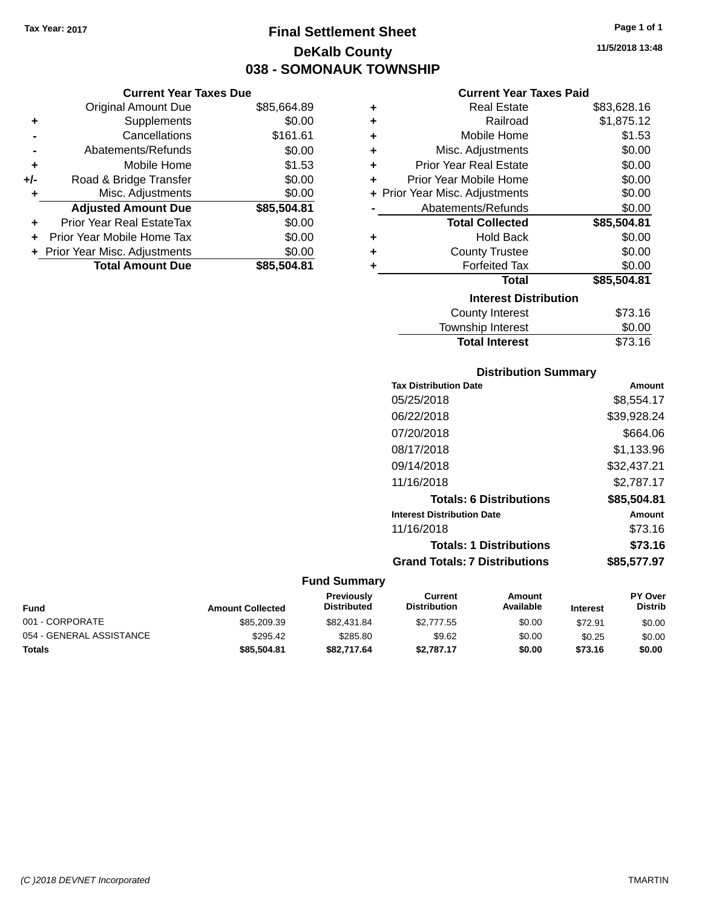Tax Year: 2017

# Final Settlement Sheet

## DeKalb County

## 038 - SOMONAUK TOWNSHIP

11/5/2018 13:48

### Current Year Taxes Due

| | | |
|---|---|---|
| | Original Amount Due | $85,664.89 |
| + | Supplements | $0.00 |
| - | Cancellations | $161.61 |
| - | Abatements/Refunds | $0.00 |
| + | Mobile Home | $1.53 |
| +/- | Road & Bridge Transfer | $0.00 |
| + | Misc. Adjustments | $0.00 |
| | **Adjusted Amount Due** | **$85,504.81** |
| + | Prior Year Real EstateTax | $0.00 |
| + | Prior Year Mobile Home Tax | $0.00 |
| + | Prior Year Misc. Adjustments | $0.00 |
| | **Total Amount Due** | **$85,504.81** |

### Current Year Taxes Paid

| | | |
|---|---|---|
| + | Real Estate | $83,628.16 |
| + | Railroad | $1,875.12 |
| + | Mobile Home | $1.53 |
| + | Misc. Adjustments | $0.00 |
| + | Prior Year Real Estate | $0.00 |
| + | Prior Year Mobile Home | $0.00 |
| + | Prior Year Misc. Adjustments | $0.00 |
| - | Abatements/Refunds | $0.00 |
| | **Total Collected** | **$85,504.81** |
| + | Hold Back | $0.00 |
| + | County Trustee | $0.00 |
| + | Forfeited Tax | $0.00 |
| | **Total** | **$85,504.81** |

### Interest Distribution

| | |
|---|---|
| County Interest | $73.16 |
| Township Interest | $0.00 |
| **Total Interest** | $73.16 |

### Distribution Summary

| Tax Distribution Date | Amount |
|---|---|
| 05/25/2018 | $8,554.17 |
| 06/22/2018 | $39,928.24 |
| 07/20/2018 | $664.06 |
| 08/17/2018 | $1,133.96 |
| 09/14/2018 | $32,437.21 |
| 11/16/2018 | $2,787.17 |
| **Totals: 6 Distributions** | **$85,504.81** |
| **Interest Distribution Date** | **Amount** |
| 11/16/2018 | $73.16 |
| **Totals: 1 Distributions** | **$73.16** |
| **Grand Totals: 7 Distributions** | **$85,577.97** |

### Fund Summary

| Fund | Amount Collected | Previously Distributed | Current Distribution | Amount Available | Interest | PY Over Distrib |
|---|---|---|---|---|---|---|
| 001 - CORPORATE | $85,209.39 | $82,431.84 | $2,777.55 | $0.00 | $72.91 | $0.00 |
| 054 - GENERAL ASSISTANCE | $295.42 | $285.80 | $9.62 | $0.00 | $0.25 | $0.00 |
| **Totals** | **$85,504.81** | **$82,717.64** | **$2,787.17** | **$0.00** | **$73.16** | **$0.00** |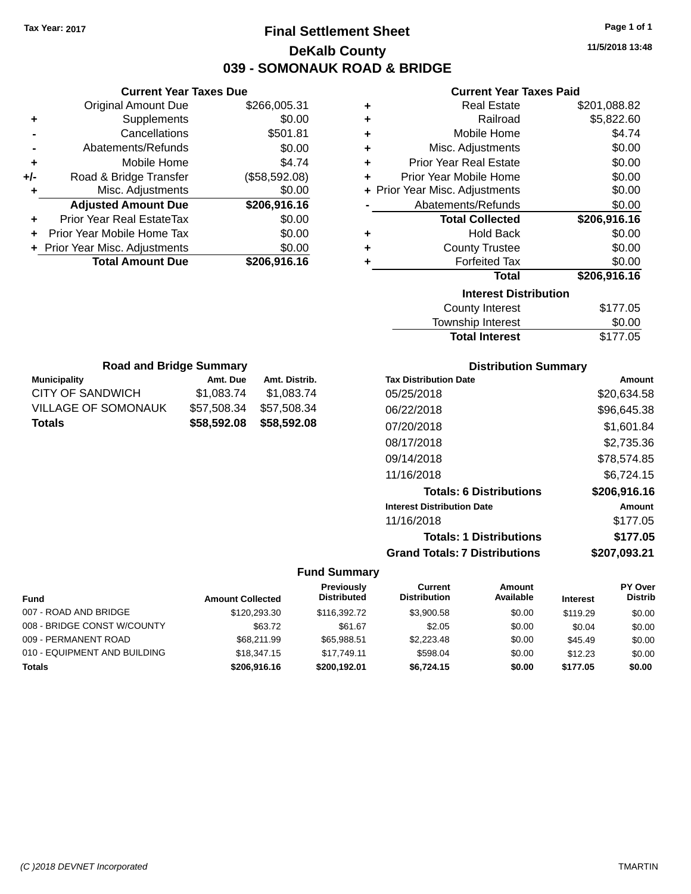Tax Year: 2017

# Final Settlement Sheet

## DeKalb County

## 039 - SOMONAUK ROAD & BRIDGE

11/5/2018 13:48

### Current Year Taxes Due

| | | |
|---|---|---|
| | Original Amount Due | $266,005.31 |
| + | Supplements | $0.00 |
| - | Cancellations | $501.81 |
| - | Abatements/Refunds | $0.00 |
| + | Mobile Home | $4.74 |
| +/- | Road & Bridge Transfer | ($58,592.08) |
| + | Misc. Adjustments | $0.00 |
| | **Adjusted Amount Due** | **$206,916.16** |
| + | Prior Year Real EstateTax | $0.00 |
| + | Prior Year Mobile Home Tax | $0.00 |
| + | Prior Year Misc. Adjustments | $0.00 |
| | **Total Amount Due** | **$206,916.16** |

### Current Year Taxes Paid

| | | |
|---|---|---|
| + | Real Estate | $201,088.82 |
| + | Railroad | $5,822.60 |
| + | Mobile Home | $4.74 |
| + | Misc. Adjustments | $0.00 |
| + | Prior Year Real Estate | $0.00 |
| + | Prior Year Mobile Home | $0.00 |
| + | Prior Year Misc. Adjustments | $0.00 |
| - | Abatements/Refunds | $0.00 |
| | **Total Collected** | **$206,916.16** |
| + | Hold Back | $0.00 |
| + | County Trustee | $0.00 |
| + | Forfeited Tax | $0.00 |
| | **Total** | **$206,916.16** |

### Interest Distribution

| | |
|---|---|
| County Interest | $177.05 |
| Township Interest | $0.00 |
| **Total Interest** | $177.05 |

### Road and Bridge Summary

| Municipality | Amt. Due | Amt. Distrib. |
|---|---|---|
| CITY OF SANDWICH | $1,083.74 | $1,083.74 |
| VILLAGE OF SOMONAUK | $57,508.34 | $57,508.34 |
| **Totals** | **$58,592.08** | **$58,592.08** |

### Distribution Summary

| Tax Distribution Date | Amount |
|---|---|
| 05/25/2018 | $20,634.58 |
| 06/22/2018 | $96,645.38 |
| 07/20/2018 | $1,601.84 |
| 08/17/2018 | $2,735.36 |
| 09/14/2018 | $78,574.85 |
| 11/16/2018 | $6,724.15 |
| **Totals: 6 Distributions** | **$206,916.16** |
| **Interest Distribution Date** | **Amount** |
| 11/16/2018 | $177.05 |
| **Totals: 1 Distributions** | **$177.05** |
| **Grand Totals: 7 Distributions** | **$207,093.21** |

### Fund Summary

| Fund | Amount Collected | Previously Distributed | Current Distribution | Amount Available | Interest | PY Over Distrib |
|---|---|---|---|---|---|---|
| 007 - ROAD AND BRIDGE | $120,293.30 | $116,392.72 | $3,900.58 | $0.00 | $119.29 | $0.00 |
| 008 - BRIDGE CONST W/COUNTY | $63.72 | $61.67 | $2.05 | $0.00 | $0.04 | $0.00 |
| 009 - PERMANENT ROAD | $68,211.99 | $65,988.51 | $2,223.48 | $0.00 | $45.49 | $0.00 |
| 010 - EQUIPMENT AND BUILDING | $18,347.15 | $17,749.11 | $598.04 | $0.00 | $12.23 | $0.00 |
| **Totals** | **$206,916.16** | **$200,192.01** | **$6,724.15** | **$0.00** | **$177.05** | **$0.00** |

(C )2018 DEVNET Incorporated TMARTIN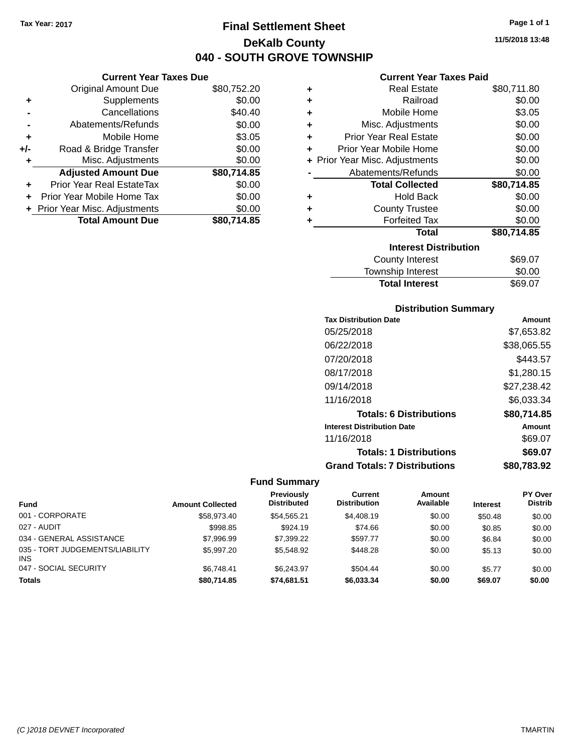Tax Year: 2017

# Final Settlement Sheet
## DeKalb County
## 040 - SOUTH GROVE TOWNSHIP

11/5/2018 13:48

### Current Year Taxes Due

| | | |
|---|---|---|
| | Original Amount Due | $80,752.20 |
| + | Supplements | $0.00 |
| - | Cancellations | $40.40 |
| - | Abatements/Refunds | $0.00 |
| + | Mobile Home | $3.05 |
| +/- | Road & Bridge Transfer | $0.00 |
| + | Misc. Adjustments | $0.00 |
| | **Adjusted Amount Due** | **$80,714.85** |
| + | Prior Year Real EstateTax | $0.00 |
| + | Prior Year Mobile Home Tax | $0.00 |
| + | Prior Year Misc. Adjustments | $0.00 |
| | **Total Amount Due** | **$80,714.85** |

### Current Year Taxes Paid

| | | |
|---|---|---|
| + | Real Estate | $80,711.80 |
| + | Railroad | $0.00 |
| + | Mobile Home | $3.05 |
| + | Misc. Adjustments | $0.00 |
| + | Prior Year Real Estate | $0.00 |
| + | Prior Year Mobile Home | $0.00 |
| + | Prior Year Misc. Adjustments | $0.00 |
| - | Abatements/Refunds | $0.00 |
| | **Total Collected** | **$80,714.85** |
| + | Hold Back | $0.00 |
| + | County Trustee | $0.00 |
| + | Forfeited Tax | $0.00 |
| | **Total** | **$80,714.85** |

### Interest Distribution

| | |
|---|---|
| County Interest | $69.07 |
| Township Interest | $0.00 |
| **Total Interest** | $69.07 |

### Distribution Summary

| Tax Distribution Date | Amount |
|---|---|
| 05/25/2018 | $7,653.82 |
| 06/22/2018 | $38,065.55 |
| 07/20/2018 | $443.57 |
| 08/17/2018 | $1,280.15 |
| 09/14/2018 | $27,238.42 |
| 11/16/2018 | $6,033.34 |
| **Totals: 6 Distributions** | **$80,714.85** |
| **Interest Distribution Date** | **Amount** |
| 11/16/2018 | $69.07 |
| **Totals: 1 Distributions** | **$69.07** |
| **Grand Totals: 7 Distributions** | **$80,783.92** |

### Fund Summary

| Fund | Amount Collected | Previously Distributed | Current Distribution | Amount Available | Interest | PY Over Distrib |
|---|---|---|---|---|---|---|
| 001 - CORPORATE | $58,973.40 | $54,565.21 | $4,408.19 | $0.00 | $50.48 | $0.00 |
| 027 - AUDIT | $998.85 | $924.19 | $74.66 | $0.00 | $0.85 | $0.00 |
| 034 - GENERAL ASSISTANCE | $7,996.99 | $7,399.22 | $597.77 | $0.00 | $6.84 | $0.00 |
| 035 - TORT JUDGEMENTS/LIABILITY INS | $5,997.20 | $5,548.92 | $448.28 | $0.00 | $5.13 | $0.00 |
| 047 - SOCIAL SECURITY | $6,748.41 | $6,243.97 | $504.44 | $0.00 | $5.77 | $0.00 |
| **Totals** | **$80,714.85** | **$74,681.51** | **$6,033.34** | **$0.00** | **$69.07** | **$0.00** |

(C )2018 DEVNET Incorporated TMARTIN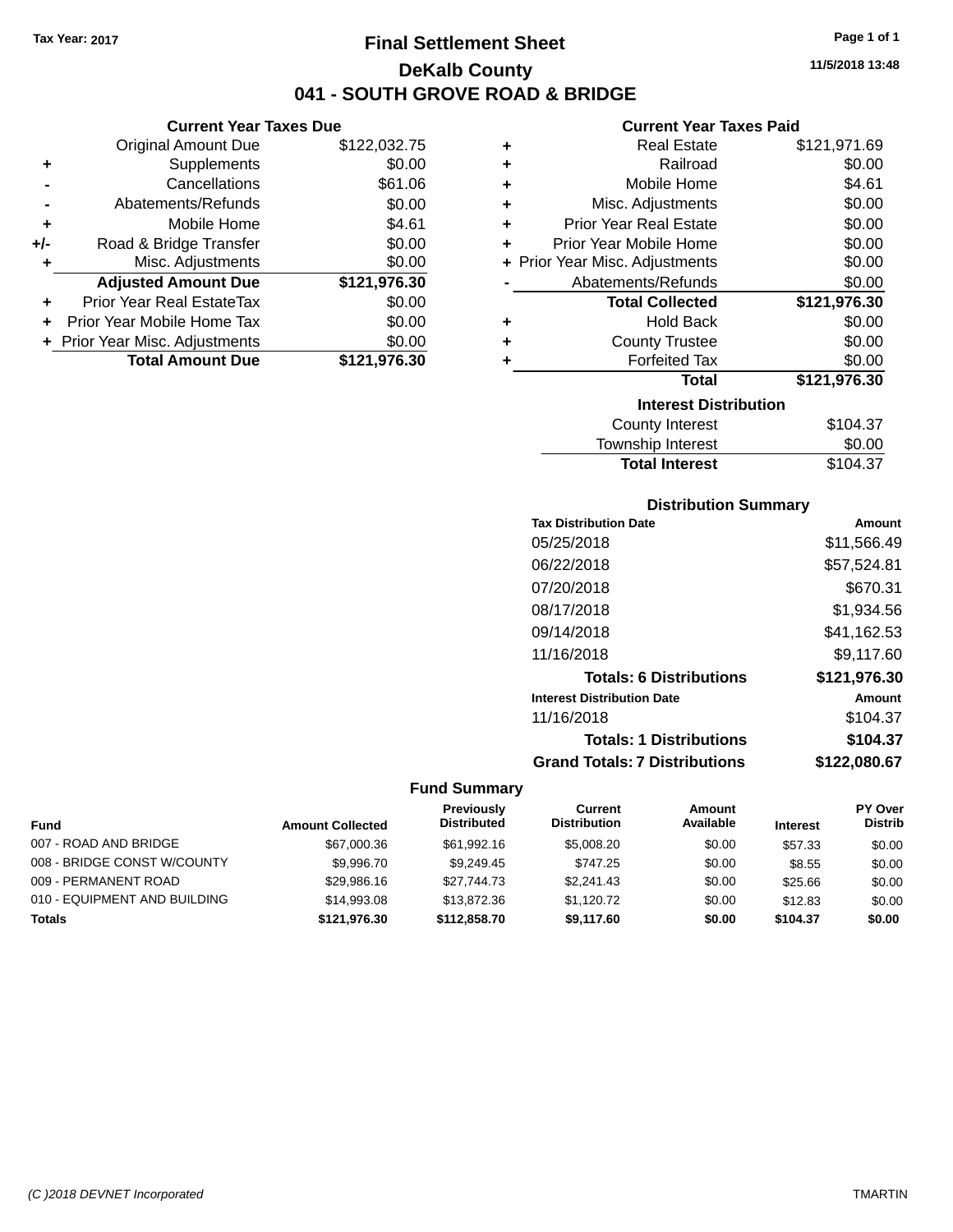Tax Year: 2017

# Final Settlement Sheet

## DeKalb County

## 041 - SOUTH GROVE ROAD & BRIDGE

11/5/2018 13:48

### Current Year Taxes Due

| | | |
|---|---|---|
| | Original Amount Due | $122,032.75 |
| + | Supplements | $0.00 |
| - | Cancellations | $61.06 |
| - | Abatements/Refunds | $0.00 |
| + | Mobile Home | $4.61 |
| +/- | Road & Bridge Transfer | $0.00 |
| + | Misc. Adjustments | $0.00 |
| | **Adjusted Amount Due** | **$121,976.30** |
| + | Prior Year Real EstateTax | $0.00 |
| + | Prior Year Mobile Home Tax | $0.00 |
| + | Prior Year Misc. Adjustments | $0.00 |
| | **Total Amount Due** | **$121,976.30** |

### Current Year Taxes Paid

| | | |
|---|---|---|
| + | Real Estate | $121,971.69 |
| + | Railroad | $0.00 |
| + | Mobile Home | $4.61 |
| + | Misc. Adjustments | $0.00 |
| + | Prior Year Real Estate | $0.00 |
| + | Prior Year Mobile Home | $0.00 |
| + | Prior Year Misc. Adjustments | $0.00 |
| - | Abatements/Refunds | $0.00 |
| | **Total Collected** | **$121,976.30** |
| + | Hold Back | $0.00 |
| + | County Trustee | $0.00 |
| + | Forfeited Tax | $0.00 |
| | **Total** | **$121,976.30** |

### Interest Distribution

| | |
|---|---|
| County Interest | $104.37 |
| Township Interest | $0.00 |
| **Total Interest** | $104.37 |

### Distribution Summary

| Tax Distribution Date | Amount |
|---|---|
| 05/25/2018 | $11,566.49 |
| 06/22/2018 | $57,524.81 |
| 07/20/2018 | $670.31 |
| 08/17/2018 | $1,934.56 |
| 09/14/2018 | $41,162.53 |
| 11/16/2018 | $9,117.60 |
| **Totals: 6 Distributions** | **$121,976.30** |
| **Interest Distribution Date** | **Amount** |
| 11/16/2018 | $104.37 |
| **Totals: 1 Distributions** | **$104.37** |
| **Grand Totals: 7 Distributions** | **$122,080.67** |

### Fund Summary

| Fund | Amount Collected | Previously Distributed | Current Distribution | Amount Available | Interest | PY Over Distrib |
|---|---|---|---|---|---|---|
| 007 - ROAD AND BRIDGE | $67,000.36 | $61,992.16 | $5,008.20 | $0.00 | $57.33 | $0.00 |
| 008 - BRIDGE CONST W/COUNTY | $9,996.70 | $9,249.45 | $747.25 | $0.00 | $8.55 | $0.00 |
| 009 - PERMANENT ROAD | $29,986.16 | $27,744.73 | $2,241.43 | $0.00 | $25.66 | $0.00 |
| 010 - EQUIPMENT AND BUILDING | $14,993.08 | $13,872.36 | $1,120.72 | $0.00 | $12.83 | $0.00 |
| **Totals** | **$121,976.30** | **$112,858.70** | **$9,117.60** | **$0.00** | **$104.37** | **$0.00** |

(C )2018 DEVNET Incorporated TMARTIN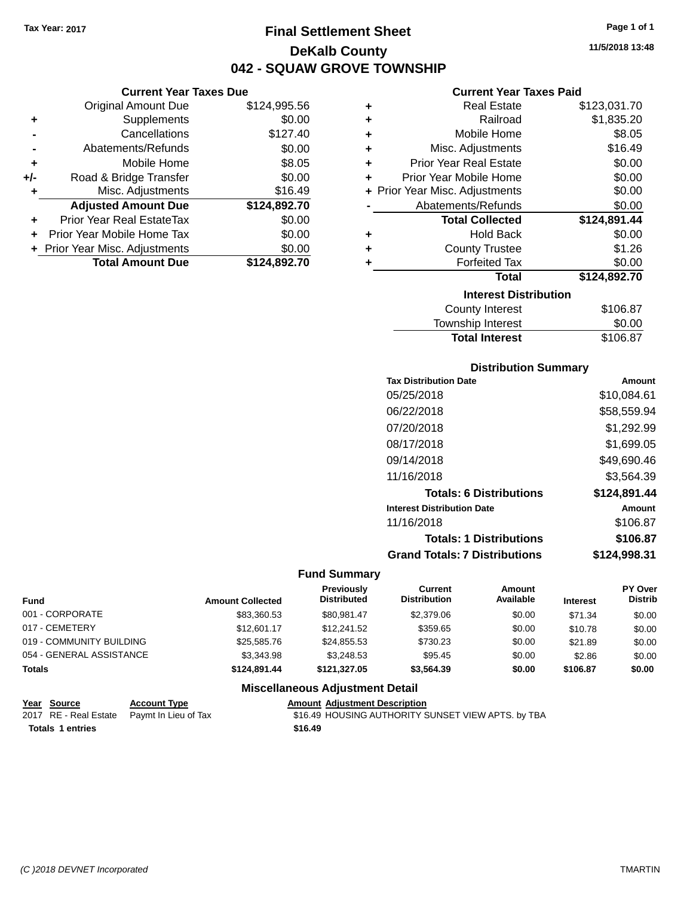Tax Year: 2017

# Final Settlement Sheet

## DeKalb County

## 042 - SQUAW GROVE TOWNSHIP

11/5/2018 13:48

### Current Year Taxes Due

| | | |
|---|---|---|
| | Original Amount Due | $124,995.56 |
| + | Supplements | $0.00 |
| - | Cancellations | $127.40 |
| - | Abatements/Refunds | $0.00 |
| + | Mobile Home | $8.05 |
| +/- | Road & Bridge Transfer | $0.00 |
| + | Misc. Adjustments | $16.49 |
| | **Adjusted Amount Due** | **$124,892.70** |
| + | Prior Year Real EstateTax | $0.00 |
| + | Prior Year Mobile Home Tax | $0.00 |
| + | Prior Year Misc. Adjustments | $0.00 |
| | **Total Amount Due** | **$124,892.70** |

### Current Year Taxes Paid

| | | |
|---|---|---|
| + | Real Estate | $123,031.70 |
| + | Railroad | $1,835.20 |
| + | Mobile Home | $8.05 |
| + | Misc. Adjustments | $16.49 |
| + | Prior Year Real Estate | $0.00 |
| + | Prior Year Mobile Home | $0.00 |
| + | Prior Year Misc. Adjustments | $0.00 |
| - | Abatements/Refunds | $0.00 |
| | **Total Collected** | **$124,891.44** |
| + | Hold Back | $0.00 |
| + | County Trustee | $1.26 |
| + | Forfeited Tax | $0.00 |
| | **Total** | **$124,892.70** |

### Interest Distribution

| | |
|---|---|
| County Interest | $106.87 |
| Township Interest | $0.00 |
| **Total Interest** | $106.87 |

### Distribution Summary

| Tax Distribution Date | Amount |
|---|---|
| 05/25/2018 | $10,084.61 |
| 06/22/2018 | $58,559.94 |
| 07/20/2018 | $1,292.99 |
| 08/17/2018 | $1,699.05 |
| 09/14/2018 | $49,690.46 |
| 11/16/2018 | $3,564.39 |
| **Totals: 6 Distributions** | **$124,891.44** |
| **Interest Distribution Date** | **Amount** |
| 11/16/2018 | $106.87 |
| **Totals: 1 Distributions** | **$106.87** |
| **Grand Totals: 7 Distributions** | **$124,998.31** |

### Fund Summary

| Fund | Amount Collected | Previously Distributed | Current Distribution | Amount Available | Interest | PY Over Distrib |
|---|---|---|---|---|---|---|
| 001 - CORPORATE | $83,360.53 | $80,981.47 | $2,379.06 | $0.00 | $71.34 | $0.00 |
| 017 - CEMETERY | $12,601.17 | $12,241.52 | $359.65 | $0.00 | $10.78 | $0.00 |
| 019 - COMMUNITY BUILDING | $25,585.76 | $24,855.53 | $730.23 | $0.00 | $21.89 | $0.00 |
| 054 - GENERAL ASSISTANCE | $3,343.98 | $3,248.53 | $95.45 | $0.00 | $2.86 | $0.00 |
| **Totals** | **$124,891.44** | **$121,327.05** | **$3,564.39** | **$0.00** | **$106.87** | **$0.00** |

### Miscellaneous Adjustment Detail

| Year | Source | Account Type | Amount | Adjustment Description |
|---|---|---|---|---|
| 2017 | RE - Real Estate | Paymt In Lieu of Tax | $16.49 | HOUSING AUTHORITY SUNSET VIEW APTS. by TBA |
| **Totals 1 entries** | | | **$16.49** | |

(C )2018 DEVNET Incorporated TMARTIN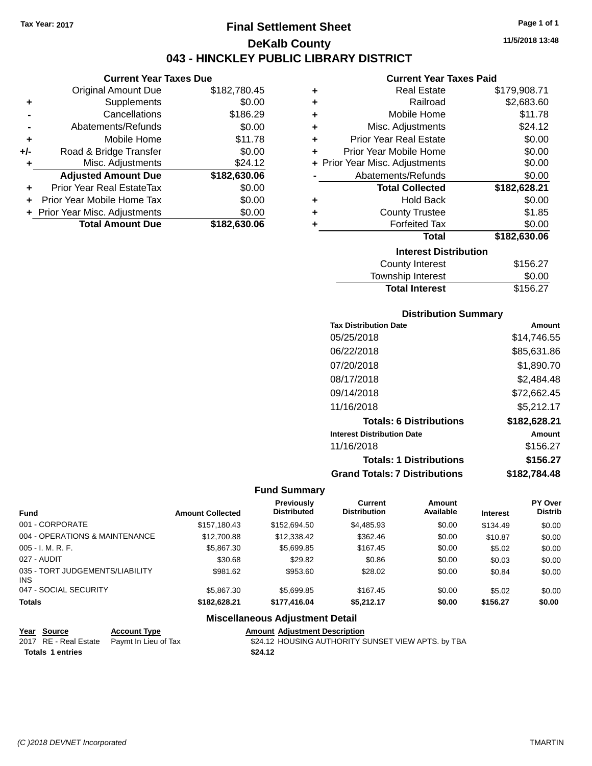**Tax Year: 2017**

# Final Settlement Sheet

## DeKalb County

## 043 - HINCKLEY PUBLIC LIBRARY DISTRICT

11/5/2018 13:48

### Current Year Taxes Due

| | | |
|---|---|---|
| | Original Amount Due | $182,780.45 |
| + | Supplements | $0.00 |
| - | Cancellations | $186.29 |
| - | Abatements/Refunds | $0.00 |
| + | Mobile Home | $11.78 |
| +/- | Road & Bridge Transfer | $0.00 |
| + | Misc. Adjustments | $24.12 |
| | **Adjusted Amount Due** | **$182,630.06** |
| + | Prior Year Real EstateTax | $0.00 |
| + | Prior Year Mobile Home Tax | $0.00 |
| + | Prior Year Misc. Adjustments | $0.00 |
| | **Total Amount Due** | **$182,630.06** |

### Current Year Taxes Paid

| | | |
|---|---|---|
| + | Real Estate | $179,908.71 |
| + | Railroad | $2,683.60 |
| + | Mobile Home | $11.78 |
| + | Misc. Adjustments | $24.12 |
| + | Prior Year Real Estate | $0.00 |
| + | Prior Year Mobile Home | $0.00 |
| + | Prior Year Misc. Adjustments | $0.00 |
| - | Abatements/Refunds | $0.00 |
| | **Total Collected** | **$182,628.21** |
| + | Hold Back | $0.00 |
| + | County Trustee | $1.85 |
| + | Forfeited Tax | $0.00 |
| | **Total** | **$182,630.06** |

### Interest Distribution

| | |
|---|---|
| County Interest | $156.27 |
| Township Interest | $0.00 |
| **Total Interest** | $156.27 |

### Distribution Summary

| Tax Distribution Date | Amount |
|---|---|
| 05/25/2018 | $14,746.55 |
| 06/22/2018 | $85,631.86 |
| 07/20/2018 | $1,890.70 |
| 08/17/2018 | $2,484.48 |
| 09/14/2018 | $72,662.45 |
| 11/16/2018 | $5,212.17 |
| **Totals: 6 Distributions** | **$182,628.21** |
| **Interest Distribution Date** | **Amount** |
| 11/16/2018 | $156.27 |
| **Totals: 1 Distributions** | **$156.27** |
| **Grand Totals: 7 Distributions** | **$182,784.48** |

### Fund Summary

| Fund | Amount Collected | Previously Distributed | Current Distribution | Amount Available | Interest | PY Over Distrib |
|---|---|---|---|---|---|---|
| 001 - CORPORATE | $157,180.43 | $152,694.50 | $4,485.93 | $0.00 | $134.49 | $0.00 |
| 004 - OPERATIONS & MAINTENANCE | $12,700.88 | $12,338.42 | $362.46 | $0.00 | $10.87 | $0.00 |
| 005 - I. M. R. F. | $5,867.30 | $5,699.85 | $167.45 | $0.00 | $5.02 | $0.00 |
| 027 - AUDIT | $30.68 | $29.82 | $0.86 | $0.00 | $0.03 | $0.00 |
| 035 - TORT JUDGEMENTS/LIABILITY INS | $981.62 | $953.60 | $28.02 | $0.00 | $0.84 | $0.00 |
| 047 - SOCIAL SECURITY | $5,867.30 | $5,699.85 | $167.45 | $0.00 | $5.02 | $0.00 |
| **Totals** | **$182,628.21** | **$177,416.04** | **$5,212.17** | **$0.00** | **$156.27** | **$0.00** |

### Miscellaneous Adjustment Detail

| Year | Source | Account Type | Amount | Adjustment Description |
|---|---|---|---|---|
| 2017 | RE - Real Estate | Paymt In Lieu of Tax | $24.12 | HOUSING AUTHORITY SUNSET VIEW APTS. by TBA |
| **Totals** | **1 entries** | | **$24.12** | |

(C )2018 DEVNET Incorporated — TMARTIN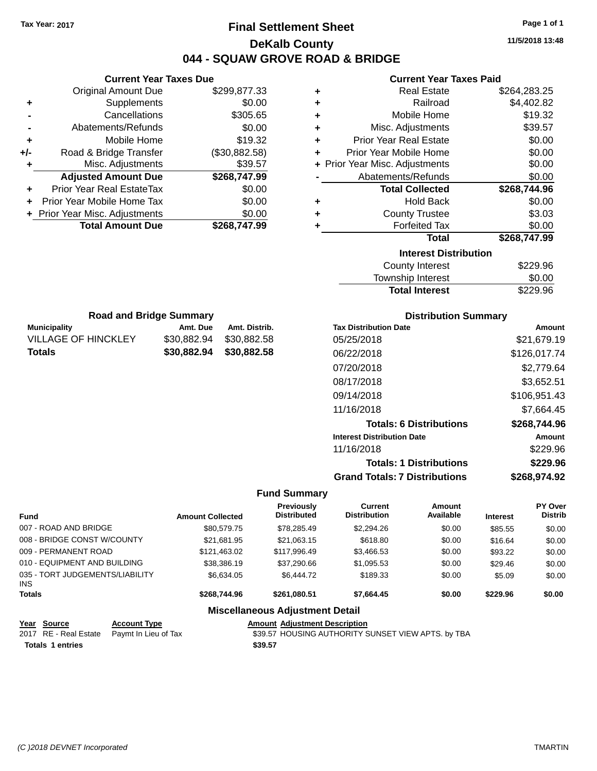Tax Year: 2017

# Final Settlement Sheet

## DeKalb County

## 044 - SQUAW GROVE ROAD & BRIDGE

11/5/2018 13:48

### Current Year Taxes Due

| | | |
|---|---|---|
| | Original Amount Due | $299,877.33 |
| + | Supplements | $0.00 |
| - | Cancellations | $305.65 |
| - | Abatements/Refunds | $0.00 |
| + | Mobile Home | $19.32 |
| +/- | Road & Bridge Transfer | ($30,882.58) |
| + | Misc. Adjustments | $39.57 |
| | **Adjusted Amount Due** | **$268,747.99** |
| + | Prior Year Real EstateTax | $0.00 |
| + | Prior Year Mobile Home Tax | $0.00 |
| + | Prior Year Misc. Adjustments | $0.00 |
| | **Total Amount Due** | **$268,747.99** |

### Current Year Taxes Paid

| | | |
|---|---|---|
| + | Real Estate | $264,283.25 |
| + | Railroad | $4,402.82 |
| + | Mobile Home | $19.32 |
| + | Misc. Adjustments | $39.57 |
| + | Prior Year Real Estate | $0.00 |
| + | Prior Year Mobile Home | $0.00 |
| + | Prior Year Misc. Adjustments | $0.00 |
| - | Abatements/Refunds | $0.00 |
| | **Total Collected** | **$268,744.96** |
| + | Hold Back | $0.00 |
| + | County Trustee | $3.03 |
| + | Forfeited Tax | $0.00 |
| | **Total** | **$268,747.99** |

### Interest Distribution

| | |
|---|---|
| County Interest | $229.96 |
| Township Interest | $0.00 |
| **Total Interest** | $229.96 |

### Road and Bridge Summary

| Municipality | Amt. Due | Amt. Distrib. |
|---|---|---|
| VILLAGE OF HINCKLEY | $30,882.94 | $30,882.58 |
| **Totals** | **$30,882.94** | **$30,882.58** |

### Distribution Summary

| Tax Distribution Date | Amount |
|---|---|
| 05/25/2018 | $21,679.19 |
| 06/22/2018 | $126,017.74 |
| 07/20/2018 | $2,779.64 |
| 08/17/2018 | $3,652.51 |
| 09/14/2018 | $106,951.43 |
| 11/16/2018 | $7,664.45 |
| **Totals: 6 Distributions** | **$268,744.96** |
| **Interest Distribution Date** | **Amount** |
| 11/16/2018 | $229.96 |
| **Totals: 1 Distributions** | **$229.96** |
| **Grand Totals: 7 Distributions** | **$268,974.92** |

### Fund Summary

| Fund | Amount Collected | Previously Distributed | Current Distribution | Amount Available | Interest | PY Over Distrib |
|---|---|---|---|---|---|---|
| 007 - ROAD AND BRIDGE | $80,579.75 | $78,285.49 | $2,294.26 | $0.00 | $85.55 | $0.00 |
| 008 - BRIDGE CONST W/COUNTY | $21,681.95 | $21,063.15 | $618.80 | $0.00 | $16.64 | $0.00 |
| 009 - PERMANENT ROAD | $121,463.02 | $117,996.49 | $3,466.53 | $0.00 | $93.22 | $0.00 |
| 010 - EQUIPMENT AND BUILDING | $38,386.19 | $37,290.66 | $1,095.53 | $0.00 | $29.46 | $0.00 |
| 035 - TORT JUDGEMENTS/LIABILITY INS | $6,634.05 | $6,444.72 | $189.33 | $0.00 | $5.09 | $0.00 |
| **Totals** | **$268,744.96** | **$261,080.51** | **$7,664.45** | **$0.00** | **$229.96** | **$0.00** |

### Miscellaneous Adjustment Detail

| Year | Source | Account Type | Amount | Adjustment Description |
|---|---|---|---|---|
| 2017 | RE - Real Estate | Paymt In Lieu of Tax | $39.57 | HOUSING AUTHORITY SUNSET VIEW APTS. by TBA |
| **Totals** | **1 entries** | | **$39.57** | |

(C )2018 DEVNET Incorporated — TMARTIN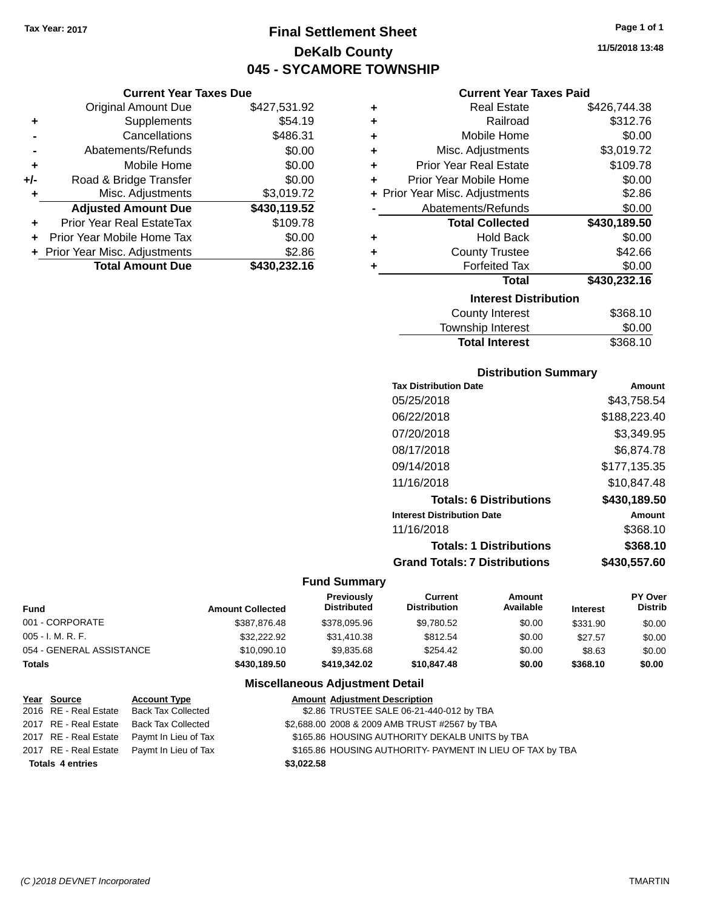Tax Year: 2017

# Final Settlement Sheet
## DeKalb County
## 045 - SYCAMORE TOWNSHIP

11/5/2018 13:48

### Current Year Taxes Due

| | | |
|---|---|---|
| | Original Amount Due | $427,531.92 |
| + | Supplements | $54.19 |
| - | Cancellations | $486.31 |
| - | Abatements/Refunds | $0.00 |
| + | Mobile Home | $0.00 |
| +/- | Road & Bridge Transfer | $0.00 |
| + | Misc. Adjustments | $3,019.72 |
| | **Adjusted Amount Due** | **$430,119.52** |
| + | Prior Year Real EstateTax | $109.78 |
| + | Prior Year Mobile Home Tax | $0.00 |
| + | Prior Year Misc. Adjustments | $2.86 |
| | **Total Amount Due** | **$430,232.16** |

### Current Year Taxes Paid

| | | |
|---|---|---|
| + | Real Estate | $426,744.38 |
| + | Railroad | $312.76 |
| + | Mobile Home | $0.00 |
| + | Misc. Adjustments | $3,019.72 |
| + | Prior Year Real Estate | $109.78 |
| + | Prior Year Mobile Home | $0.00 |
| + | Prior Year Misc. Adjustments | $2.86 |
| - | Abatements/Refunds | $0.00 |
| | **Total Collected** | **$430,189.50** |
| + | Hold Back | $0.00 |
| + | County Trustee | $42.66 |
| + | Forfeited Tax | $0.00 |
| | **Total** | **$430,232.16** |

### Interest Distribution

| | |
|---|---|
| County Interest | $368.10 |
| Township Interest | $0.00 |
| **Total Interest** | $368.10 |

### Distribution Summary

| Tax Distribution Date | Amount |
|---|---|
| 05/25/2018 | $43,758.54 |
| 06/22/2018 | $188,223.40 |
| 07/20/2018 | $3,349.95 |
| 08/17/2018 | $6,874.78 |
| 09/14/2018 | $177,135.35 |
| 11/16/2018 | $10,847.48 |
| **Totals: 6 Distributions** | **$430,189.50** |
| **Interest Distribution Date** | **Amount** |
| 11/16/2018 | $368.10 |
| **Totals: 1 Distributions** | **$368.10** |
| **Grand Totals: 7 Distributions** | **$430,557.60** |

### Fund Summary

| Fund | Amount Collected | Previously Distributed | Current Distribution | Amount Available | Interest | PY Over Distrib |
|---|---|---|---|---|---|---|
| 001 - CORPORATE | $387,876.48 | $378,095.96 | $9,780.52 | $0.00 | $331.90 | $0.00 |
| 005 - I. M. R. F. | $32,222.92 | $31,410.38 | $812.54 | $0.00 | $27.57 | $0.00 |
| 054 - GENERAL ASSISTANCE | $10,090.10 | $9,835.68 | $254.42 | $0.00 | $8.63 | $0.00 |
| **Totals** | **$430,189.50** | **$419,342.02** | **$10,847.48** | **$0.00** | **$368.10** | **$0.00** |

### Miscellaneous Adjustment Detail

| Year | Source | Account Type | Amount | Adjustment Description |
|---|---|---|---|---|
| 2016 | RE - Real Estate | Back Tax Collected | $2.86 | TRUSTEE SALE 06-21-440-012 by TBA |
| 2017 | RE - Real Estate | Back Tax Collected | $2,688.00 | 2008 & 2009 AMB TRUST #2567 by TBA |
| 2017 | RE - Real Estate | Paymt In Lieu of Tax | $165.86 | HOUSING AUTHORITY DEKALB UNITS by TBA |
| 2017 | RE - Real Estate | Paymt In Lieu of Tax | $165.86 | HOUSING AUTHORITY- PAYMENT IN LIEU OF TAX by TBA |
| **Totals 4 entries** | | | **$3,022.58** | |

*(C )2018 DEVNET Incorporated* TMARTIN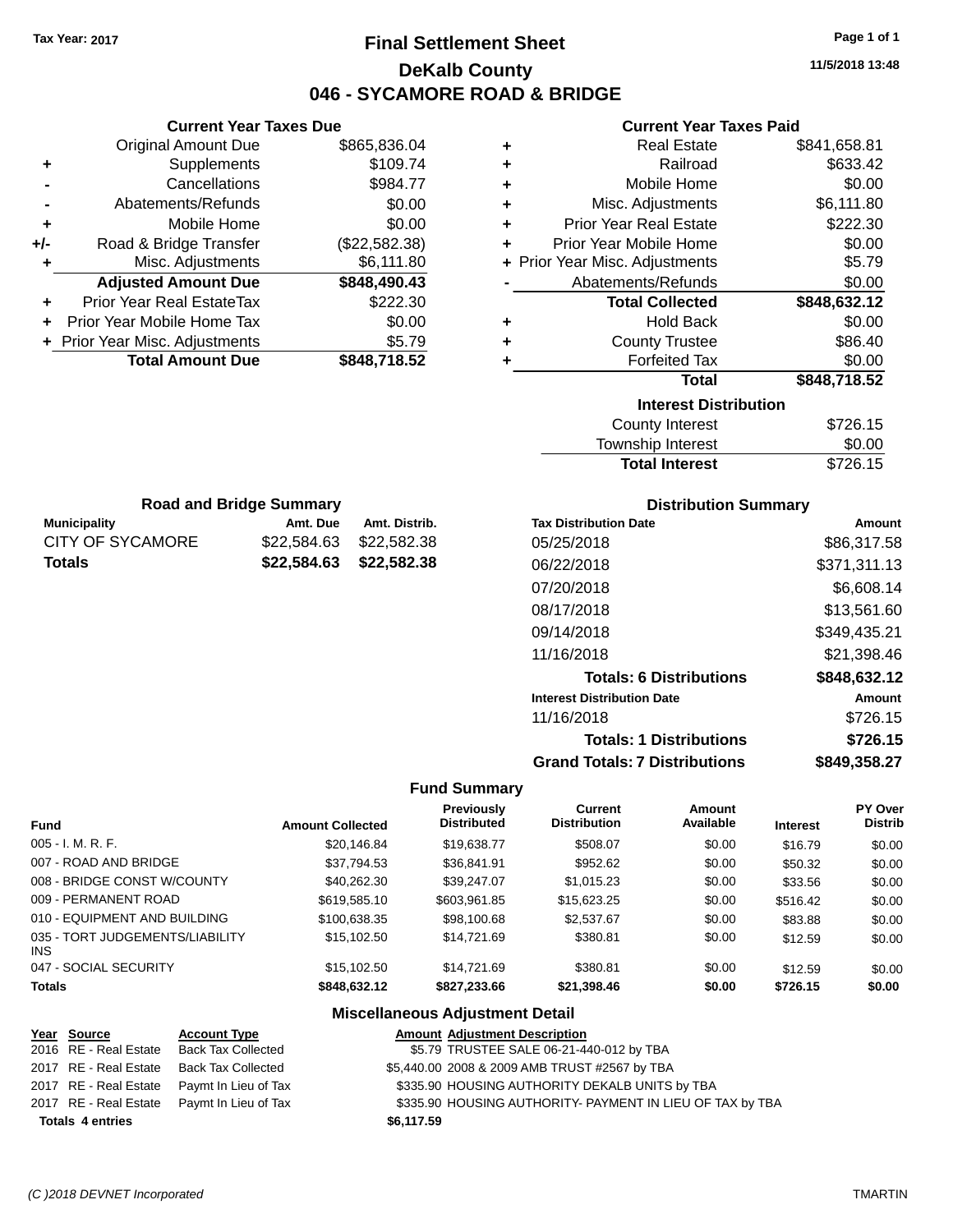Tax Year: 2017

# Final Settlement Sheet

## DeKalb County

## 046 - SYCAMORE ROAD & BRIDGE

11/5/2018 13:48

### Current Year Taxes Due

| | | |
|---|---|---|
| | Original Amount Due | $865,836.04 |
| + | Supplements | $109.74 |
| - | Cancellations | $984.77 |
| - | Abatements/Refunds | $0.00 |
| + | Mobile Home | $0.00 |
| +/- | Road & Bridge Transfer | ($22,582.38) |
| + | Misc. Adjustments | $6,111.80 |
| | **Adjusted Amount Due** | **$848,490.43** |
| + | Prior Year Real EstateTax | $222.30 |
| + | Prior Year Mobile Home Tax | $0.00 |
| + | Prior Year Misc. Adjustments | $5.79 |
| | **Total Amount Due** | **$848,718.52** |

### Current Year Taxes Paid

| | | |
|---|---|---|
| + | Real Estate | $841,658.81 |
| + | Railroad | $633.42 |
| + | Mobile Home | $0.00 |
| + | Misc. Adjustments | $6,111.80 |
| + | Prior Year Real Estate | $222.30 |
| + | Prior Year Mobile Home | $0.00 |
| + | Prior Year Misc. Adjustments | $5.79 |
| - | Abatements/Refunds | $0.00 |
| | **Total Collected** | **$848,632.12** |
| + | Hold Back | $0.00 |
| + | County Trustee | $86.40 |
| + | Forfeited Tax | $0.00 |
| | **Total** | **$848,718.52** |

### Interest Distribution

| | |
|---|---|
| County Interest | $726.15 |
| Township Interest | $0.00 |
| **Total Interest** | $726.15 |

### Road and Bridge Summary

| Municipality | Amt. Due | Amt. Distrib. |
|---|---|---|
| CITY OF SYCAMORE | $22,584.63 | $22,582.38 |
| **Totals** | **$22,584.63** | **$22,582.38** |

### Distribution Summary

| Tax Distribution Date | Amount |
|---|---|
| 05/25/2018 | $86,317.58 |
| 06/22/2018 | $371,311.13 |
| 07/20/2018 | $6,608.14 |
| 08/17/2018 | $13,561.60 |
| 09/14/2018 | $349,435.21 |
| 11/16/2018 | $21,398.46 |
| **Totals: 6 Distributions** | **$848,632.12** |
| **Interest Distribution Date** | **Amount** |
| 11/16/2018 | $726.15 |
| **Totals: 1 Distributions** | **$726.15** |
| **Grand Totals: 7 Distributions** | **$849,358.27** |

### Fund Summary

| Fund | Amount Collected | Previously Distributed | Current Distribution | Amount Available | Interest | PY Over Distrib |
|---|---|---|---|---|---|---|
| 005 - I. M. R. F. | $20,146.84 | $19,638.77 | $508.07 | $0.00 | $16.79 | $0.00 |
| 007 - ROAD AND BRIDGE | $37,794.53 | $36,841.91 | $952.62 | $0.00 | $50.32 | $0.00 |
| 008 - BRIDGE CONST W/COUNTY | $40,262.30 | $39,247.07 | $1,015.23 | $0.00 | $33.56 | $0.00 |
| 009 - PERMANENT ROAD | $619,585.10 | $603,961.85 | $15,623.25 | $0.00 | $516.42 | $0.00 |
| 010 - EQUIPMENT AND BUILDING | $100,638.35 | $98,100.68 | $2,537.67 | $0.00 | $83.88 | $0.00 |
| 035 - TORT JUDGEMENTS/LIABILITY INS | $15,102.50 | $14,721.69 | $380.81 | $0.00 | $12.59 | $0.00 |
| 047 - SOCIAL SECURITY | $15,102.50 | $14,721.69 | $380.81 | $0.00 | $12.59 | $0.00 |
| **Totals** | **$848,632.12** | **$827,233.66** | **$21,398.46** | **$0.00** | **$726.15** | **$0.00** |

### Miscellaneous Adjustment Detail

| Year | Source | Account Type | Amount | Adjustment Description |
|---|---|---|---|---|
| 2016 | RE - Real Estate | Back Tax Collected | $5.79 | TRUSTEE SALE 06-21-440-012 by TBA |
| 2017 | RE - Real Estate | Back Tax Collected | $5,440.00 | 2008 & 2009 AMB TRUST #2567 by TBA |
| 2017 | RE - Real Estate | Paymt In Lieu of Tax | $335.90 | HOUSING AUTHORITY DEKALB UNITS by TBA |
| 2017 | RE - Real Estate | Paymt In Lieu of Tax | $335.90 | HOUSING AUTHORITY- PAYMENT IN LIEU OF TAX by TBA |
| **Totals** | **4 entries** | | **$6,117.59** | |

(C )2018 DEVNET Incorporated — TMARTIN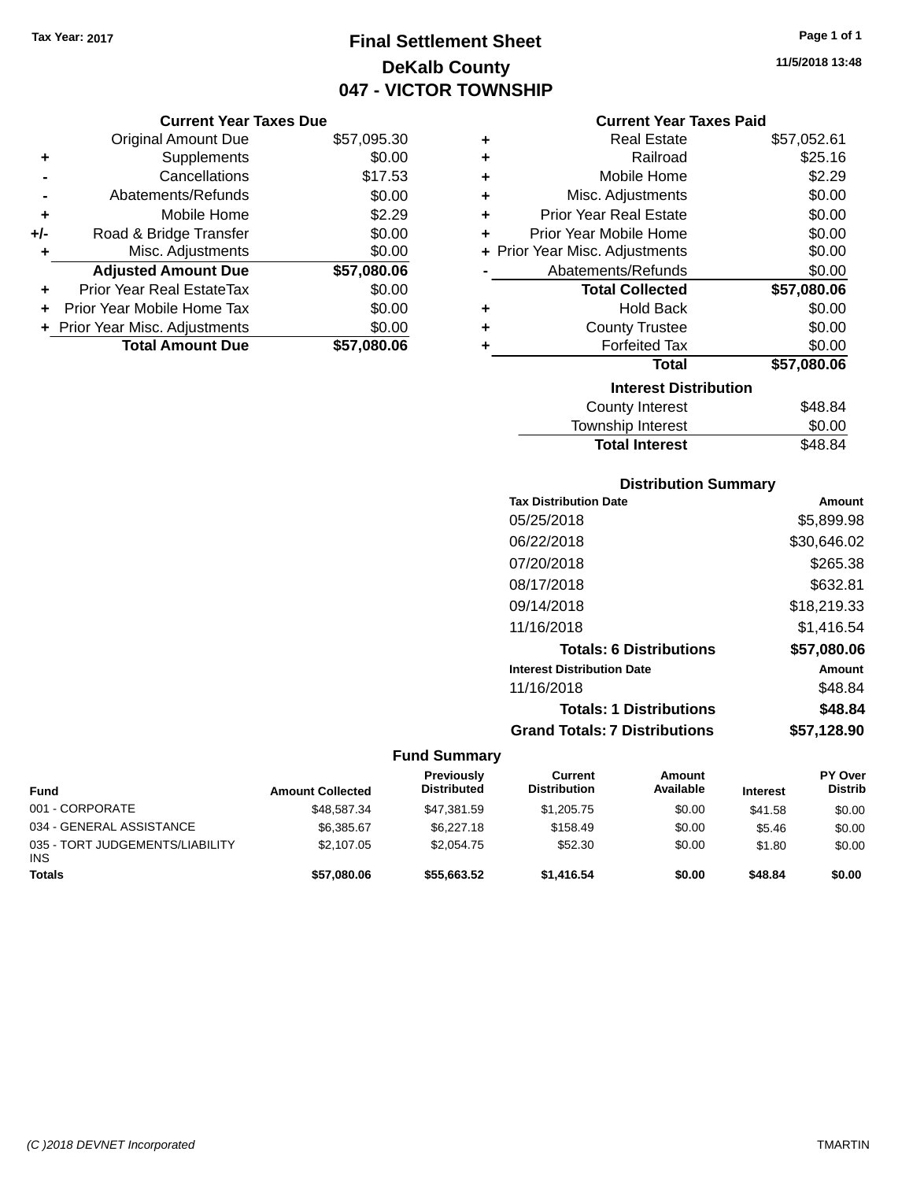Tax Year: 2017

# Final Settlement Sheet
## DeKalb County
## 047 - VICTOR TOWNSHIP

11/5/2018 13:48

### Current Year Taxes Due

| | | |
|---|---|---|
| | Original Amount Due | $57,095.30 |
| + | Supplements | $0.00 |
| - | Cancellations | $17.53 |
| - | Abatements/Refunds | $0.00 |
| + | Mobile Home | $2.29 |
| +/- | Road & Bridge Transfer | $0.00 |
| + | Misc. Adjustments | $0.00 |
| | **Adjusted Amount Due** | **$57,080.06** |
| + | Prior Year Real EstateTax | $0.00 |
| + | Prior Year Mobile Home Tax | $0.00 |
| + | Prior Year Misc. Adjustments | $0.00 |
| | **Total Amount Due** | **$57,080.06** |

### Current Year Taxes Paid

| | | |
|---|---|---|
| + | Real Estate | $57,052.61 |
| + | Railroad | $25.16 |
| + | Mobile Home | $2.29 |
| + | Misc. Adjustments | $0.00 |
| + | Prior Year Real Estate | $0.00 |
| + | Prior Year Mobile Home | $0.00 |
| + | Prior Year Misc. Adjustments | $0.00 |
| - | Abatements/Refunds | $0.00 |
| | **Total Collected** | **$57,080.06** |
| + | Hold Back | $0.00 |
| + | County Trustee | $0.00 |
| + | Forfeited Tax | $0.00 |
| | **Total** | **$57,080.06** |

### Interest Distribution

| | |
|---|---|
| County Interest | $48.84 |
| Township Interest | $0.00 |
| **Total Interest** | $48.84 |

### Distribution Summary

| Tax Distribution Date | Amount |
|---|---|
| 05/25/2018 | $5,899.98 |
| 06/22/2018 | $30,646.02 |
| 07/20/2018 | $265.38 |
| 08/17/2018 | $632.81 |
| 09/14/2018 | $18,219.33 |
| 11/16/2018 | $1,416.54 |
| **Totals: 6 Distributions** | **$57,080.06** |
| **Interest Distribution Date** | **Amount** |
| 11/16/2018 | $48.84 |
| **Totals: 1 Distributions** | **$48.84** |
| **Grand Totals: 7 Distributions** | **$57,128.90** |

### Fund Summary

| Fund | Amount Collected | Previously Distributed | Current Distribution | Amount Available | Interest | PY Over Distrib |
|---|---|---|---|---|---|---|
| 001 - CORPORATE | $48,587.34 | $47,381.59 | $1,205.75 | $0.00 | $41.58 | $0.00 |
| 034 - GENERAL ASSISTANCE | $6,385.67 | $6,227.18 | $158.49 | $0.00 | $5.46 | $0.00 |
| 035 - TORT JUDGEMENTS/LIABILITY INS | $2,107.05 | $2,054.75 | $52.30 | $0.00 | $1.80 | $0.00 |
| **Totals** | **$57,080.06** | **$55,663.52** | **$1,416.54** | **$0.00** | **$48.84** | **$0.00** |

(C )2018 DEVNET Incorporated — TMARTIN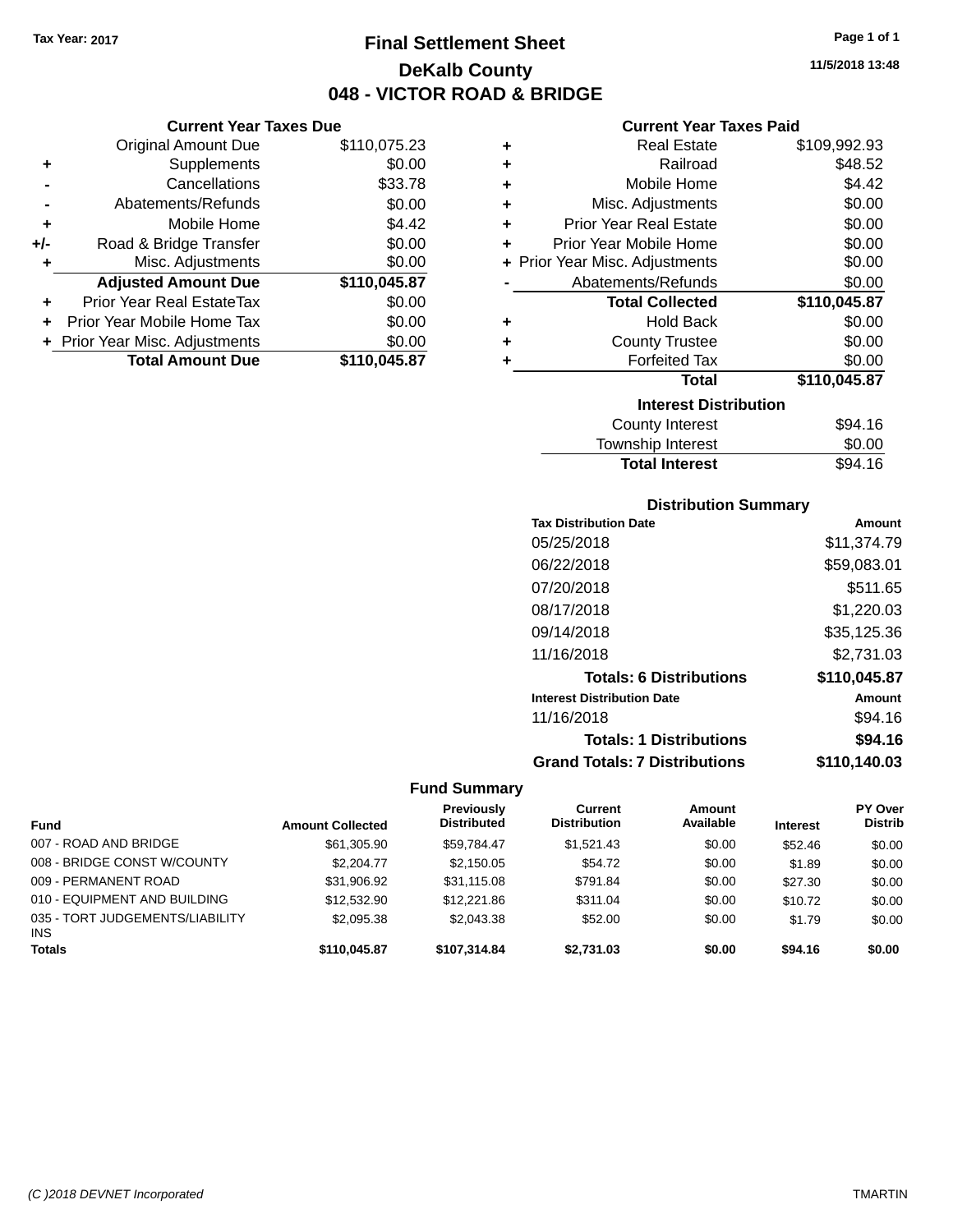Tax Year: 2017

# Final Settlement Sheet

## DeKalb County

## 048 - VICTOR ROAD & BRIDGE

11/5/2018 13:48

### Current Year Taxes Due

| | | |
|---|---|---|
| | Original Amount Due | $110,075.23 |
| + | Supplements | $0.00 |
| - | Cancellations | $33.78 |
| - | Abatements/Refunds | $0.00 |
| + | Mobile Home | $4.42 |
| +/- | Road & Bridge Transfer | $0.00 |
| + | Misc. Adjustments | $0.00 |
| | **Adjusted Amount Due** | **$110,045.87** |
| + | Prior Year Real EstateTax | $0.00 |
| + | Prior Year Mobile Home Tax | $0.00 |
| + | Prior Year Misc. Adjustments | $0.00 |
| | **Total Amount Due** | **$110,045.87** |

### Current Year Taxes Paid

| | | |
|---|---|---|
| + | Real Estate | $109,992.93 |
| + | Railroad | $48.52 |
| + | Mobile Home | $4.42 |
| + | Misc. Adjustments | $0.00 |
| + | Prior Year Real Estate | $0.00 |
| + | Prior Year Mobile Home | $0.00 |
| + | Prior Year Misc. Adjustments | $0.00 |
| - | Abatements/Refunds | $0.00 |
| | **Total Collected** | **$110,045.87** |
| + | Hold Back | $0.00 |
| + | County Trustee | $0.00 |
| + | Forfeited Tax | $0.00 |
| | **Total** | **$110,045.87** |

### Interest Distribution

| | |
|---|---|
| County Interest | $94.16 |
| Township Interest | $0.00 |
| **Total Interest** | $94.16 |

### Distribution Summary

| Tax Distribution Date | Amount |
|---|---|
| 05/25/2018 | $11,374.79 |
| 06/22/2018 | $59,083.01 |
| 07/20/2018 | $511.65 |
| 08/17/2018 | $1,220.03 |
| 09/14/2018 | $35,125.36 |
| 11/16/2018 | $2,731.03 |
| **Totals: 6 Distributions** | **$110,045.87** |
| **Interest Distribution Date** | **Amount** |
| 11/16/2018 | $94.16 |
| **Totals: 1 Distributions** | **$94.16** |
| **Grand Totals: 7 Distributions** | **$110,140.03** |

### Fund Summary

| Fund | Amount Collected | Previously Distributed | Current Distribution | Amount Available | Interest | PY Over Distrib |
|---|---|---|---|---|---|---|
| 007 - ROAD AND BRIDGE | $61,305.90 | $59,784.47 | $1,521.43 | $0.00 | $52.46 | $0.00 |
| 008 - BRIDGE CONST W/COUNTY | $2,204.77 | $2,150.05 | $54.72 | $0.00 | $1.89 | $0.00 |
| 009 - PERMANENT ROAD | $31,906.92 | $31,115.08 | $791.84 | $0.00 | $27.30 | $0.00 |
| 010 - EQUIPMENT AND BUILDING | $12,532.90 | $12,221.86 | $311.04 | $0.00 | $10.72 | $0.00 |
| 035 - TORT JUDGEMENTS/LIABILITY INS | $2,095.38 | $2,043.38 | $52.00 | $0.00 | $1.79 | $0.00 |
| **Totals** | **$110,045.87** | **$107,314.84** | **$2,731.03** | **$0.00** | **$94.16** | **$0.00** |

(C )2018 DEVNET Incorporated TMARTIN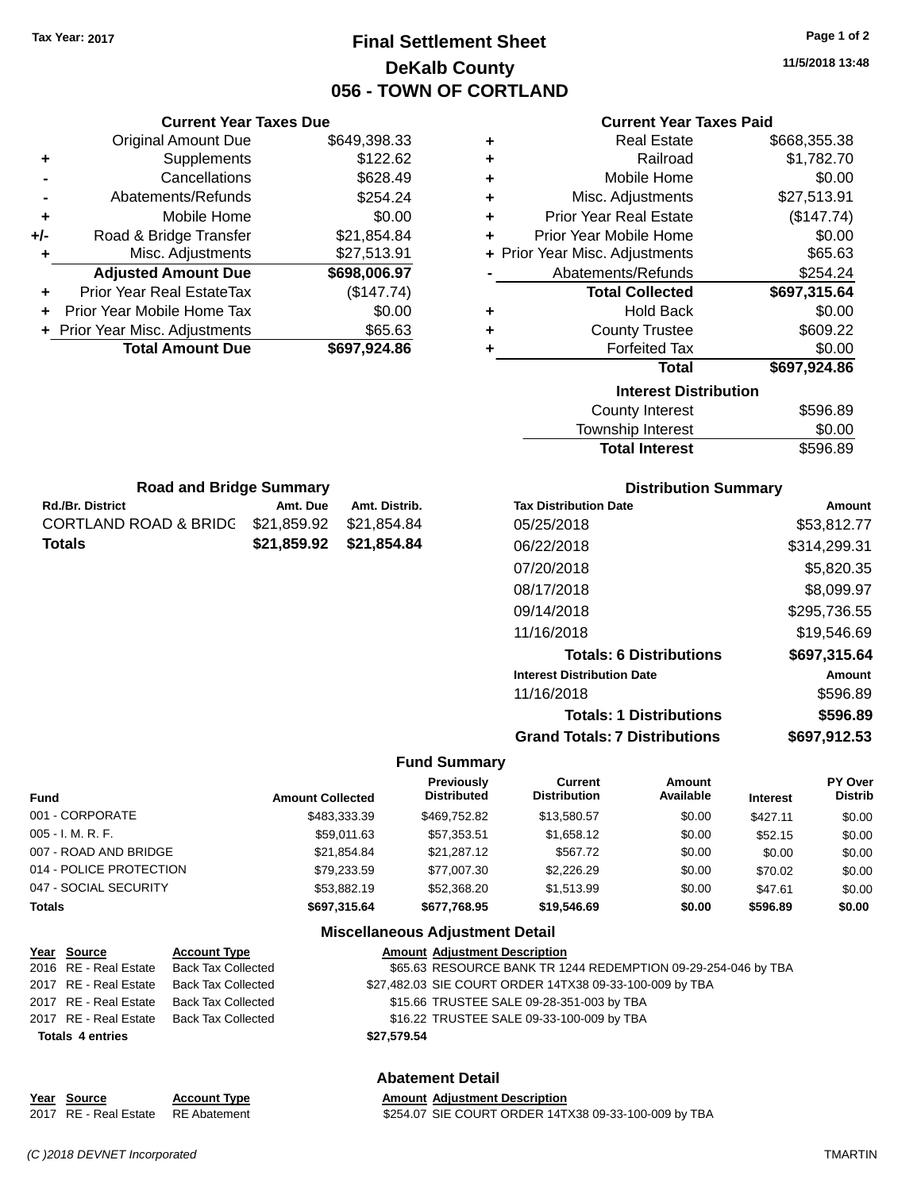Tax Year: 2017

# Final Settlement Sheet

## DeKalb County

## 056 - TOWN OF CORTLAND

11/5/2018 13:48

### Current Year Taxes Due

| | | |
|---|---|---|
| | Original Amount Due | $649,398.33 |
| + | Supplements | $122.62 |
| - | Cancellations | $628.49 |
| - | Abatements/Refunds | $254.24 |
| + | Mobile Home | $0.00 |
| +/- | Road & Bridge Transfer | $21,854.84 |
| + | Misc. Adjustments | $27,513.91 |
| | **Adjusted Amount Due** | **$698,006.97** |
| + | Prior Year Real EstateTax | ($147.74) |
| + | Prior Year Mobile Home Tax | $0.00 |
| + | Prior Year Misc. Adjustments | $65.63 |
| | **Total Amount Due** | **$697,924.86** |

### Current Year Taxes Paid

| | | |
|---|---|---|
| + | Real Estate | $668,355.38 |
| + | Railroad | $1,782.70 |
| + | Mobile Home | $0.00 |
| + | Misc. Adjustments | $27,513.91 |
| + | Prior Year Real Estate | ($147.74) |
| + | Prior Year Mobile Home | $0.00 |
| + | Prior Year Misc. Adjustments | $65.63 |
| - | Abatements/Refunds | $254.24 |
| | **Total Collected** | **$697,315.64** |
| + | Hold Back | $0.00 |
| + | County Trustee | $609.22 |
| + | Forfeited Tax | $0.00 |
| | **Total** | **$697,924.86** |

### Interest Distribution

| | |
|---|---|
| County Interest | $596.89 |
| Township Interest | $0.00 |
| **Total Interest** | $596.89 |

### Road and Bridge Summary

| Rd./Br. District | Amt. Due | Amt. Distrib. |
|---|---|---|
| CORTLAND ROAD & BRIDG | $21,859.92 | $21,854.84 |
| **Totals** | **$21,859.92** | **$21,854.84** |

### Distribution Summary

| Tax Distribution Date | Amount |
|---|---|
| 05/25/2018 | $53,812.77 |
| 06/22/2018 | $314,299.31 |
| 07/20/2018 | $5,820.35 |
| 08/17/2018 | $8,099.97 |
| 09/14/2018 | $295,736.55 |
| 11/16/2018 | $19,546.69 |
| **Totals: 6 Distributions** | **$697,315.64** |
| **Interest Distribution Date** | **Amount** |
| 11/16/2018 | $596.89 |
| **Totals: 1 Distributions** | **$596.89** |
| **Grand Totals: 7 Distributions** | **$697,912.53** |

### Fund Summary

| Fund | Amount Collected | Previously Distributed | Current Distribution | Amount Available | Interest | PY Over Distrib |
|---|---|---|---|---|---|---|
| 001 - CORPORATE | $483,333.39 | $469,752.82 | $13,580.57 | $0.00 | $427.11 | $0.00 |
| 005 - I. M. R. F. | $59,011.63 | $57,353.51 | $1,658.12 | $0.00 | $52.15 | $0.00 |
| 007 - ROAD AND BRIDGE | $21,854.84 | $21,287.12 | $567.72 | $0.00 | $0.00 | $0.00 |
| 014 - POLICE PROTECTION | $79,233.59 | $77,007.30 | $2,226.29 | $0.00 | $70.02 | $0.00 |
| 047 - SOCIAL SECURITY | $53,882.19 | $52,368.20 | $1,513.99 | $0.00 | $47.61 | $0.00 |
| **Totals** | **$697,315.64** | **$677,768.95** | **$19,546.69** | **$0.00** | **$596.89** | **$0.00** |

### Miscellaneous Adjustment Detail

| Year | Source | Account Type | Amount | Adjustment Description |
|---|---|---|---|---|
| 2016 | RE - Real Estate | Back Tax Collected | $65.63 | RESOURCE BANK TR 1244 REDEMPTION 09-29-254-046 by TBA |
| 2017 | RE - Real Estate | Back Tax Collected | $27,482.03 | SIE COURT ORDER 14TX38 09-33-100-009 by TBA |
| 2017 | RE - Real Estate | Back Tax Collected | $15.66 | TRUSTEE SALE 09-28-351-003 by TBA |
| 2017 | RE - Real Estate | Back Tax Collected | $16.22 | TRUSTEE SALE 09-33-100-009 by TBA |
| **Totals 4 entries** | | | **$27,579.54** | |

### Abatement Detail

| Year | Source | Account Type | Amount | Adjustment Description |
|---|---|---|---|---|
| 2017 | RE - Real Estate | RE Abatement | $254.07 | SIE COURT ORDER 14TX38 09-33-100-009 by TBA |

(C )2018 DEVNET Incorporated TMARTIN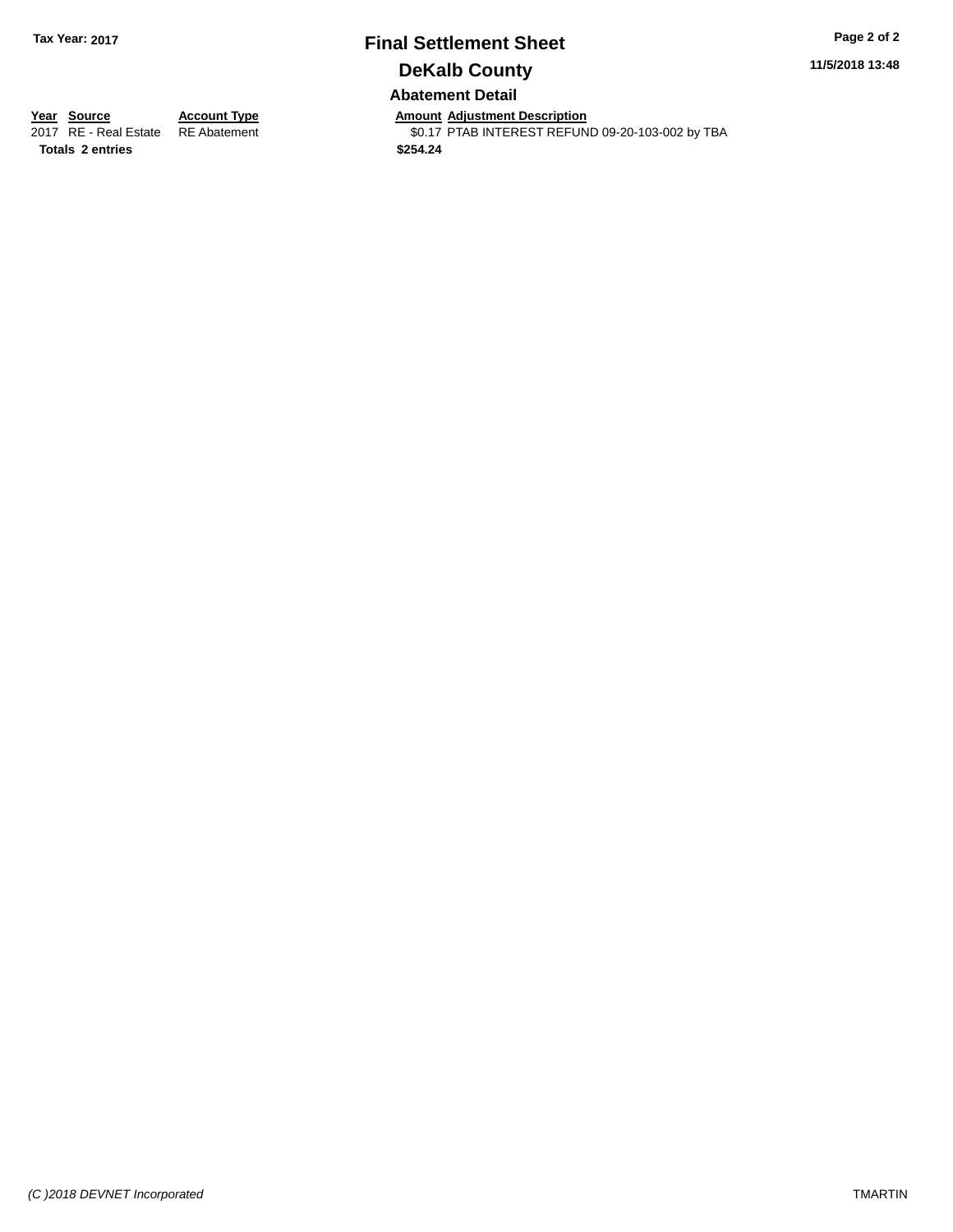**Tax Year: 2017**

# Final Settlement Sheet

## DeKalb County

### Abatement Detail

**11/5/2018 13:48**

| Year | Source | Account Type | Amount | Adjustment Description |
|---|---|---|---|---|
| 2017 | RE - Real Estate | RE Abatement | $0.17 | PTAB INTEREST REFUND 09-20-103-002 by TBA |
| **Totals** | **2 entries** | | **$254.24** | |

*(C )2018 DEVNET Incorporated*

TMARTIN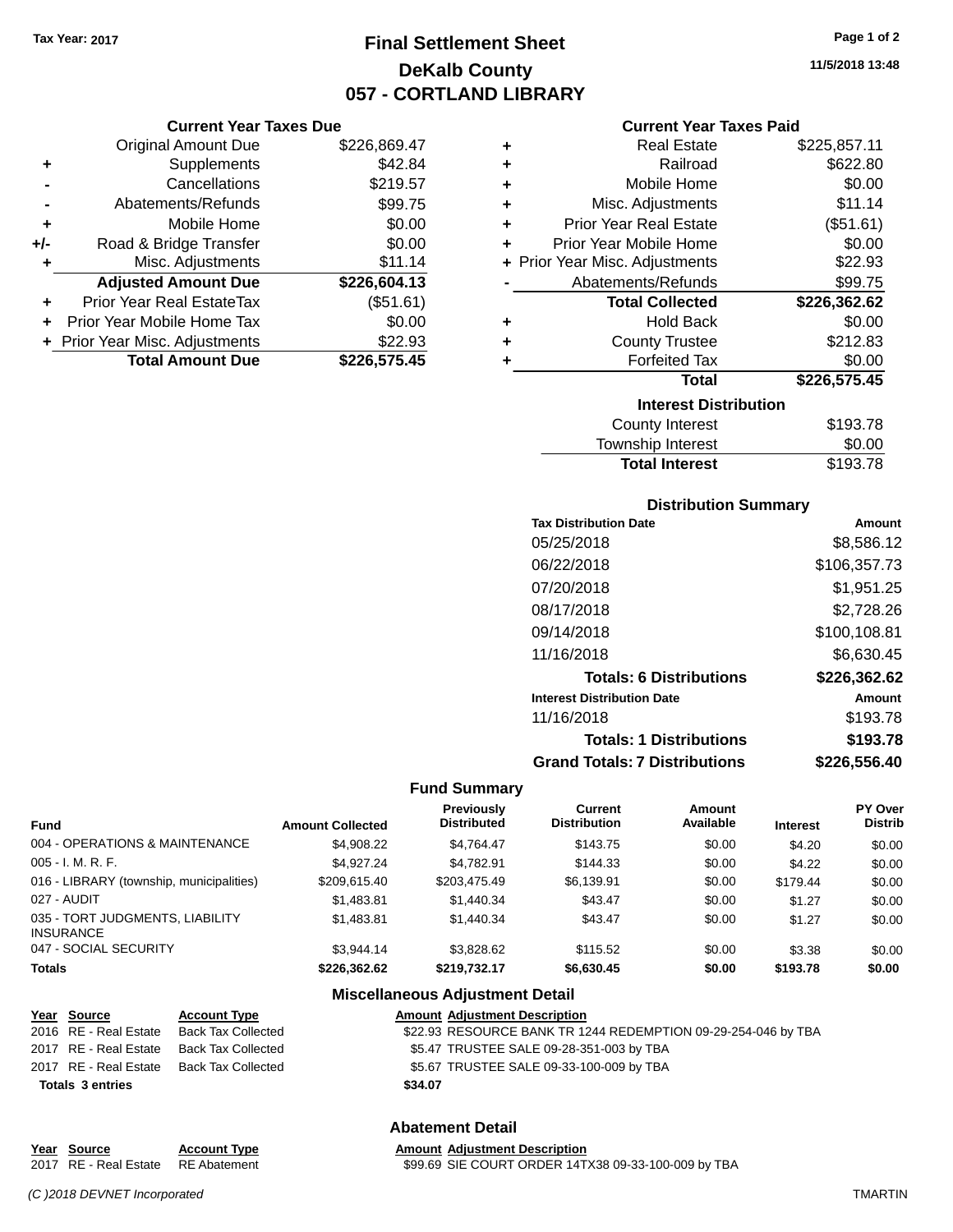Tax Year: 2017

# Final Settlement Sheet
## DeKalb County
## 057 - CORTLAND LIBRARY

11/5/2018 13:48

### Current Year Taxes Due

| | | |
|---|---|---|
| | Original Amount Due | $226,869.47 |
| + | Supplements | $42.84 |
| - | Cancellations | $219.57 |
| - | Abatements/Refunds | $99.75 |
| + | Mobile Home | $0.00 |
| +/- | Road & Bridge Transfer | $0.00 |
| + | Misc. Adjustments | $11.14 |
| | **Adjusted Amount Due** | **$226,604.13** |
| + | Prior Year Real EstateTax | ($51.61) |
| + | Prior Year Mobile Home Tax | $0.00 |
| + | Prior Year Misc. Adjustments | $22.93 |
| | **Total Amount Due** | **$226,575.45** |

### Current Year Taxes Paid

| | | |
|---|---|---|
| + | Real Estate | $225,857.11 |
| + | Railroad | $622.80 |
| + | Mobile Home | $0.00 |
| + | Misc. Adjustments | $11.14 |
| + | Prior Year Real Estate | ($51.61) |
| + | Prior Year Mobile Home | $0.00 |
| + | Prior Year Misc. Adjustments | $22.93 |
| - | Abatements/Refunds | $99.75 |
| | **Total Collected** | **$226,362.62** |
| + | Hold Back | $0.00 |
| + | County Trustee | $212.83 |
| + | Forfeited Tax | $0.00 |
| | **Total** | **$226,575.45** |

### Interest Distribution

| | |
|---|---|
| County Interest | $193.78 |
| Township Interest | $0.00 |
| **Total Interest** | $193.78 |

### Distribution Summary

| Tax Distribution Date | Amount |
|---|---|
| 05/25/2018 | $8,586.12 |
| 06/22/2018 | $106,357.73 |
| 07/20/2018 | $1,951.25 |
| 08/17/2018 | $2,728.26 |
| 09/14/2018 | $100,108.81 |
| 11/16/2018 | $6,630.45 |
| **Totals: 6 Distributions** | **$226,362.62** |
| **Interest Distribution Date** | **Amount** |
| 11/16/2018 | $193.78 |
| **Totals: 1 Distributions** | **$193.78** |
| **Grand Totals: 7 Distributions** | **$226,556.40** |

### Fund Summary

| Fund | Amount Collected | Previously Distributed | Current Distribution | Amount Available | Interest | PY Over Distrib |
|---|---|---|---|---|---|---|
| 004 - OPERATIONS & MAINTENANCE | $4,908.22 | $4,764.47 | $143.75 | $0.00 | $4.20 | $0.00 |
| 005 - I. M. R. F. | $4,927.24 | $4,782.91 | $144.33 | $0.00 | $4.22 | $0.00 |
| 016 - LIBRARY (township, municipalities) | $209,615.40 | $203,475.49 | $6,139.91 | $0.00 | $179.44 | $0.00 |
| 027 - AUDIT | $1,483.81 | $1,440.34 | $43.47 | $0.00 | $1.27 | $0.00 |
| 035 - TORT JUDGMENTS, LIABILITY INSURANCE | $1,483.81 | $1,440.34 | $43.47 | $0.00 | $1.27 | $0.00 |
| 047 - SOCIAL SECURITY | $3,944.14 | $3,828.62 | $115.52 | $0.00 | $3.38 | $0.00 |
| **Totals** | **$226,362.62** | **$219,732.17** | **$6,630.45** | **$0.00** | **$193.78** | **$0.00** |

### Miscellaneous Adjustment Detail

| Year | Source | Account Type | Amount | Adjustment Description |
|---|---|---|---|---|
| 2016 | RE - Real Estate | Back Tax Collected | $22.93 | RESOURCE BANK TR 1244 REDEMPTION 09-29-254-046 by TBA |
| 2017 | RE - Real Estate | Back Tax Collected | $5.47 | TRUSTEE SALE 09-28-351-003 by TBA |
| 2017 | RE - Real Estate | Back Tax Collected | $5.67 | TRUSTEE SALE 09-33-100-009 by TBA |
| **Totals 3 entries** | | | **$34.07** | |

### Abatement Detail

| Year | Source | Account Type | Amount | Adjustment Description |
|---|---|---|---|---|
| 2017 | RE - Real Estate | RE Abatement | $99.69 | SIE COURT ORDER 14TX38 09-33-100-009 by TBA |

(C )2018 DEVNET Incorporated — TMARTIN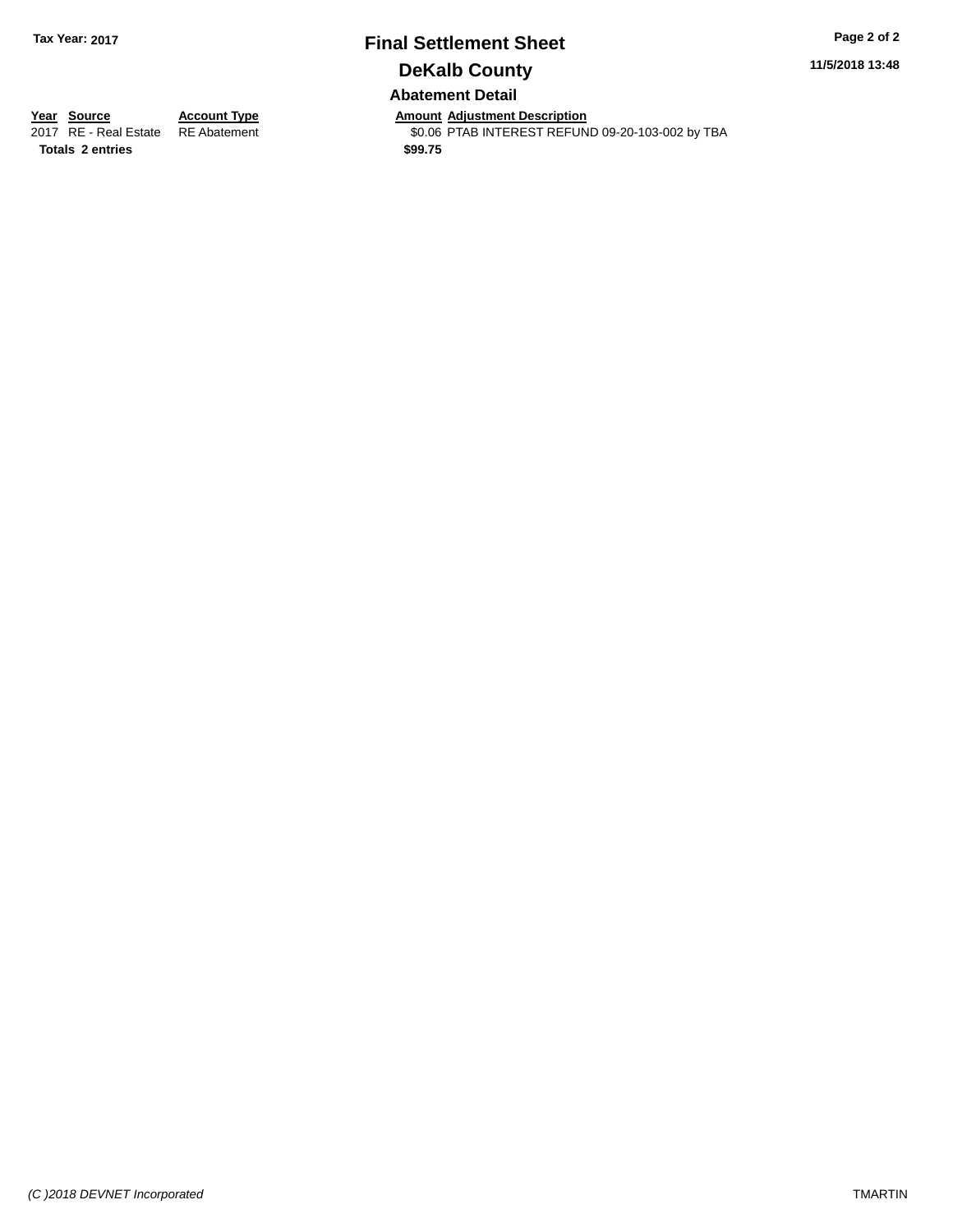# Final Settlement Sheet

## DeKalb County

### Abatement Detail

| Year | Source | Account Type | Amount | Adjustment Description |
|---|---|---|---|---|
| 2017 | RE - Real Estate | RE Abatement | $0.06 | PTAB INTEREST REFUND 09-20-103-002 by TBA |
| **Totals** | **2 entries** | | **$99.75** | |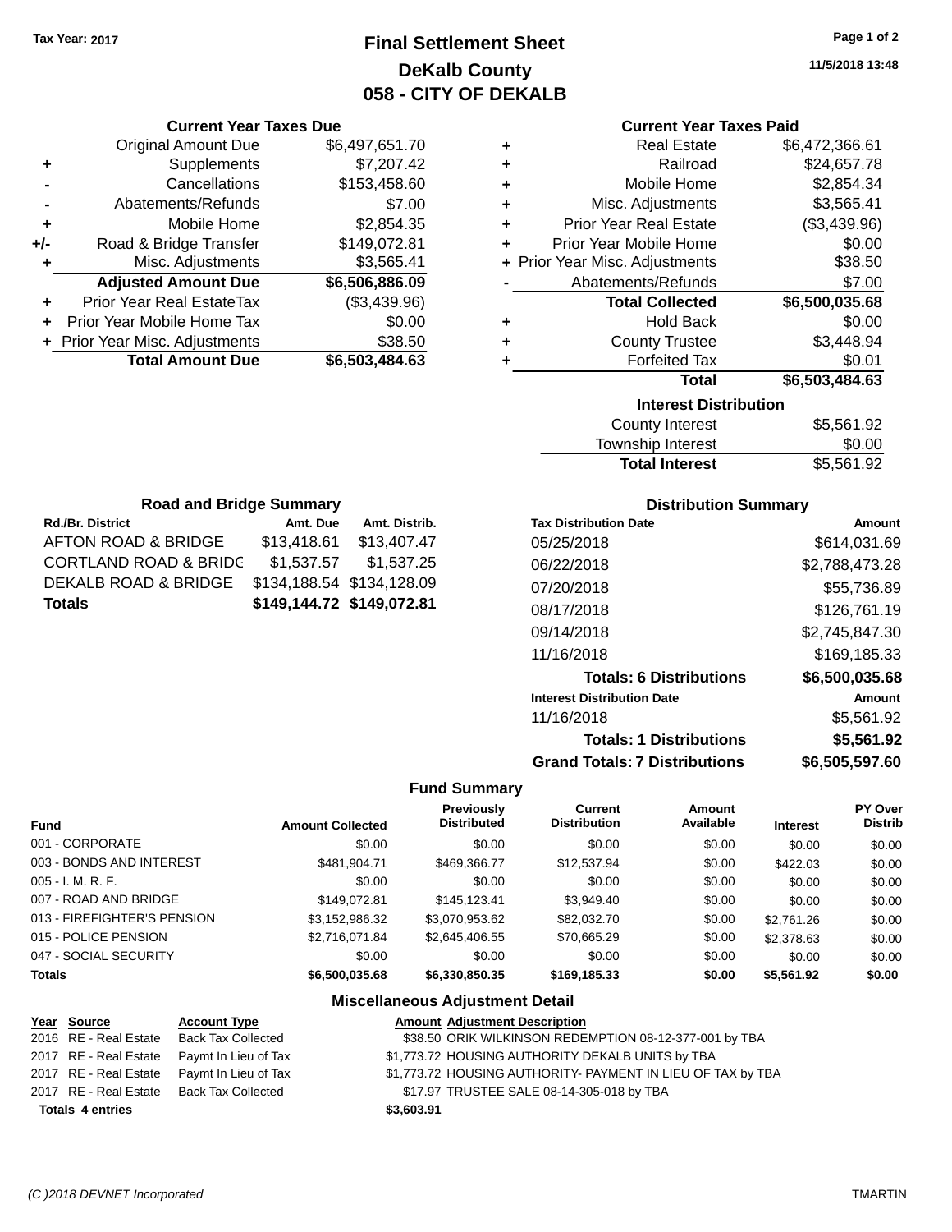Tax Year: 2017

# Final Settlement Sheet
## DeKalb County
## 058 - CITY OF DEKALB

11/5/2018 13:48

### Current Year Taxes Due

| | | |
|---|---|---|
| | Original Amount Due | $6,497,651.70 |
| + | Supplements | $7,207.42 |
| - | Cancellations | $153,458.60 |
| - | Abatements/Refunds | $7.00 |
| + | Mobile Home | $2,854.35 |
| +/- | Road & Bridge Transfer | $149,072.81 |
| + | Misc. Adjustments | $3,565.41 |
| | **Adjusted Amount Due** | **$6,506,886.09** |
| + | Prior Year Real EstateTax | ($3,439.96) |
| + | Prior Year Mobile Home Tax | $0.00 |
| + | Prior Year Misc. Adjustments | $38.50 |
| | **Total Amount Due** | **$6,503,484.63** |

### Current Year Taxes Paid

| | | |
|---|---|---|
| + | Real Estate | $6,472,366.61 |
| + | Railroad | $24,657.78 |
| + | Mobile Home | $2,854.34 |
| + | Misc. Adjustments | $3,565.41 |
| + | Prior Year Real Estate | ($3,439.96) |
| + | Prior Year Mobile Home | $0.00 |
| + | Prior Year Misc. Adjustments | $38.50 |
| - | Abatements/Refunds | $7.00 |
| | **Total Collected** | **$6,500,035.68** |
| + | Hold Back | $0.00 |
| + | County Trustee | $3,448.94 |
| + | Forfeited Tax | $0.01 |
| | **Total** | **$6,503,484.63** |

### Interest Distribution

| | |
|---|---|
| County Interest | $5,561.92 |
| Township Interest | $0.00 |
| **Total Interest** | $5,561.92 |

### Road and Bridge Summary

| Rd./Br. District | Amt. Due | Amt. Distrib. |
|---|---|---|
| AFTON ROAD & BRIDGE | $13,418.61 | $13,407.47 |
| CORTLAND ROAD & BRIDG | $1,537.57 | $1,537.25 |
| DEKALB ROAD & BRIDGE | $134,188.54 | $134,128.09 |
| **Totals** | **$149,144.72** | **$149,072.81** |

### Distribution Summary

| Tax Distribution Date | Amount |
|---|---|
| 05/25/2018 | $614,031.69 |
| 06/22/2018 | $2,788,473.28 |
| 07/20/2018 | $55,736.89 |
| 08/17/2018 | $126,761.19 |
| 09/14/2018 | $2,745,847.30 |
| 11/16/2018 | $169,185.33 |
| **Totals: 6 Distributions** | **$6,500,035.68** |
| **Interest Distribution Date** | **Amount** |
| 11/16/2018 | $5,561.92 |
| **Totals: 1 Distributions** | **$5,561.92** |
| **Grand Totals: 7 Distributions** | **$6,505,597.60** |

### Fund Summary

| Fund | Amount Collected | Previously Distributed | Current Distribution | Amount Available | Interest | PY Over Distrib |
|---|---|---|---|---|---|---|
| 001 - CORPORATE | $0.00 | $0.00 | $0.00 | $0.00 | $0.00 | $0.00 |
| 003 - BONDS AND INTEREST | $481,904.71 | $469,366.77 | $12,537.94 | $0.00 | $422.03 | $0.00 |
| 005 - I. M. R. F. | $0.00 | $0.00 | $0.00 | $0.00 | $0.00 | $0.00 |
| 007 - ROAD AND BRIDGE | $149,072.81 | $145,123.41 | $3,949.40 | $0.00 | $0.00 | $0.00 |
| 013 - FIREFIGHTER'S PENSION | $3,152,986.32 | $3,070,953.62 | $82,032.70 | $0.00 | $2,761.26 | $0.00 |
| 015 - POLICE PENSION | $2,716,071.84 | $2,645,406.55 | $70,665.29 | $0.00 | $2,378.63 | $0.00 |
| 047 - SOCIAL SECURITY | $0.00 | $0.00 | $0.00 | $0.00 | $0.00 | $0.00 |
| **Totals** | **$6,500,035.68** | **$6,330,850.35** | **$169,185.33** | **$0.00** | **$5,561.92** | **$0.00** |

### Miscellaneous Adjustment Detail

| Year | Source | Account Type | Amount | Adjustment Description |
|---|---|---|---|---|
| 2016 | RE - Real Estate | Back Tax Collected | $38.50 | ORIK WILKINSON REDEMPTION 08-12-377-001 by TBA |
| 2017 | RE - Real Estate | Paymt In Lieu of Tax | $1,773.72 | HOUSING AUTHORITY DEKALB UNITS by TBA |
| 2017 | RE - Real Estate | Paymt In Lieu of Tax | $1,773.72 | HOUSING AUTHORITY- PAYMENT IN LIEU OF TAX by TBA |
| 2017 | RE - Real Estate | Back Tax Collected | $17.97 | TRUSTEE SALE 08-14-305-018 by TBA |
| **Totals 4 entries** | | | **$3,603.91** | |

(C )2018 DEVNET Incorporated TMARTIN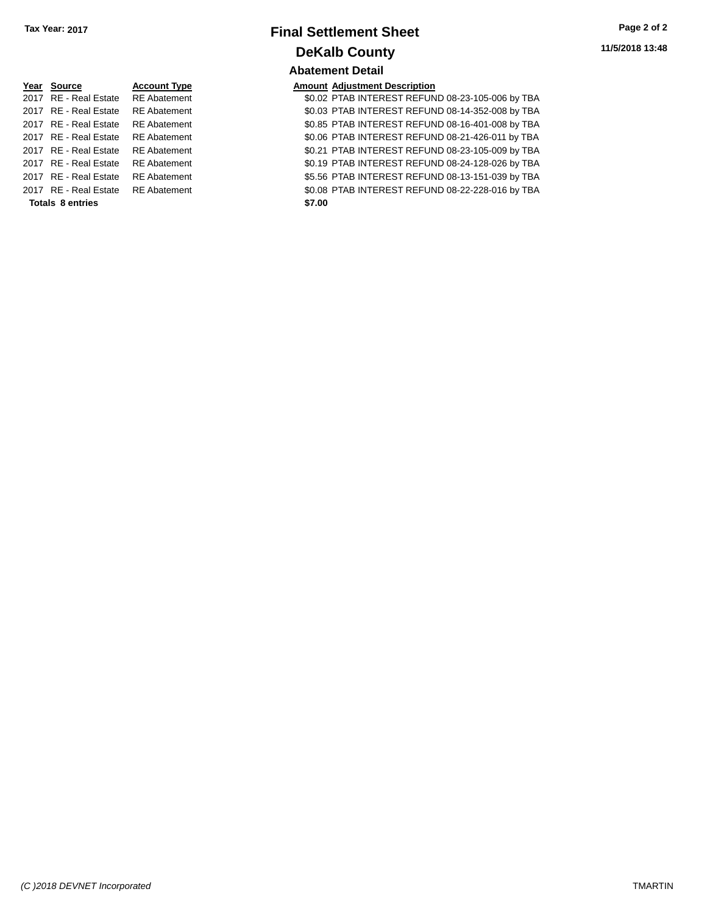# Final Settlement Sheet

## DeKalb County

Tax Year: 2017

11/5/2018 13:48

### Abatement Detail

| Year | Source | Account Type | Amount | Adjustment Description |
|---|---|---|---|---|
| 2017 | RE - Real Estate | RE Abatement | $0.02 | PTAB INTEREST REFUND 08-23-105-006 by TBA |
| 2017 | RE - Real Estate | RE Abatement | $0.03 | PTAB INTEREST REFUND 08-14-352-008 by TBA |
| 2017 | RE - Real Estate | RE Abatement | $0.85 | PTAB INTEREST REFUND 08-16-401-008 by TBA |
| 2017 | RE - Real Estate | RE Abatement | $0.06 | PTAB INTEREST REFUND 08-21-426-011 by TBA |
| 2017 | RE - Real Estate | RE Abatement | $0.21 | PTAB INTEREST REFUND 08-23-105-009 by TBA |
| 2017 | RE - Real Estate | RE Abatement | $0.19 | PTAB INTEREST REFUND 08-24-128-026 by TBA |
| 2017 | RE - Real Estate | RE Abatement | $5.56 | PTAB INTEREST REFUND 08-13-151-039 by TBA |
| 2017 | RE - Real Estate | RE Abatement | $0.08 | PTAB INTEREST REFUND 08-22-228-016 by TBA |
| **Totals 8 entries** | | | **$7.00** | |

(C )2018 DEVNET Incorporated

TMARTIN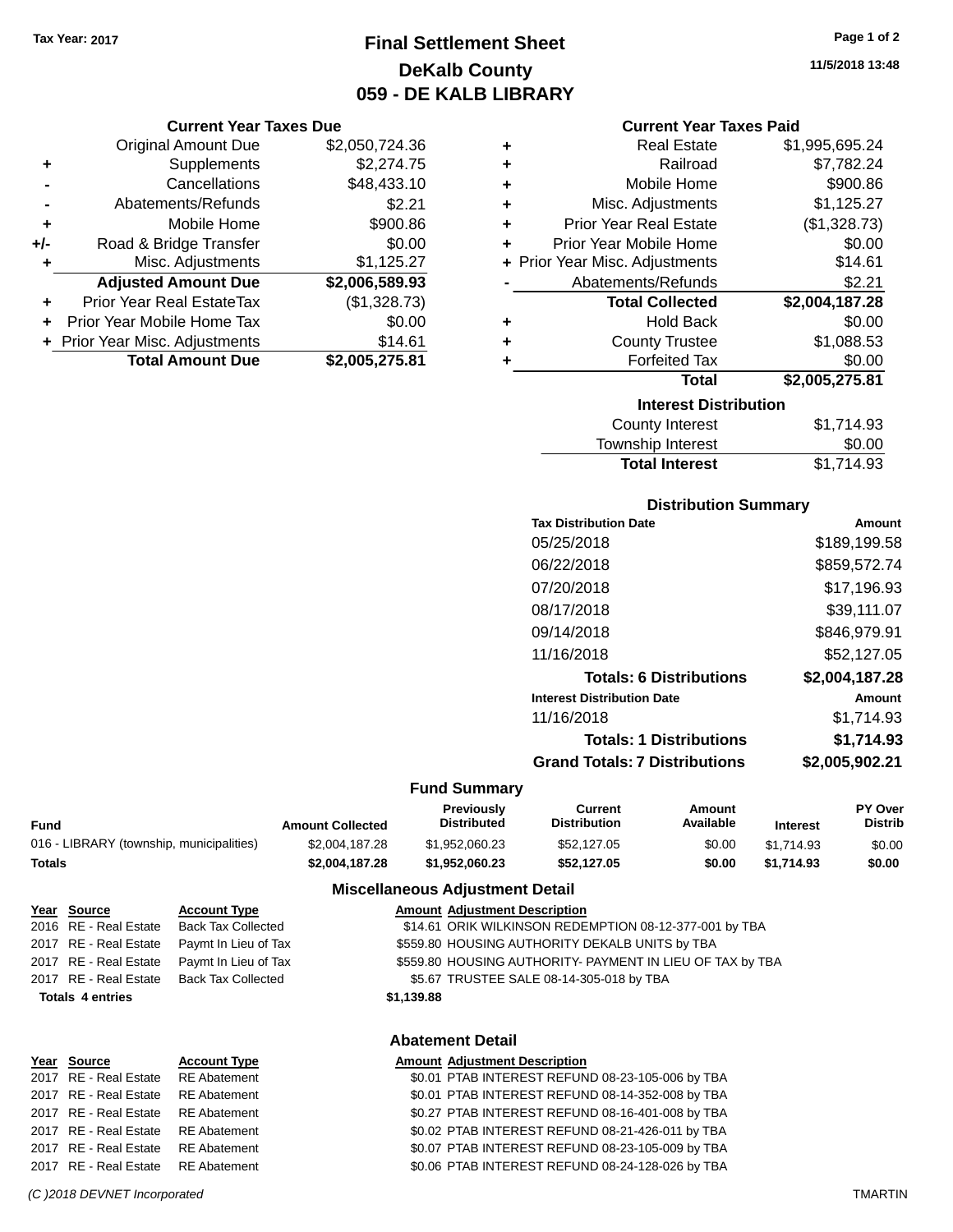Tax Year: 2017

# Final Settlement Sheet
## DeKalb County
## 059 - DE KALB LIBRARY

11/5/2018 13:48

### Current Year Taxes Due

| | | |
|---|---|---|
| | Original Amount Due | $2,050,724.36 |
| + | Supplements | $2,274.75 |
| - | Cancellations | $48,433.10 |
| - | Abatements/Refunds | $2.21 |
| + | Mobile Home | $900.86 |
| +/- | Road & Bridge Transfer | $0.00 |
| + | Misc. Adjustments | $1,125.27 |
| | **Adjusted Amount Due** | **$2,006,589.93** |
| + | Prior Year Real EstateTax | ($1,328.73) |
| + | Prior Year Mobile Home Tax | $0.00 |
| + | Prior Year Misc. Adjustments | $14.61 |
| | **Total Amount Due** | **$2,005,275.81** |

### Current Year Taxes Paid

| | | |
|---|---|---|
| + | Real Estate | $1,995,695.24 |
| + | Railroad | $7,782.24 |
| + | Mobile Home | $900.86 |
| + | Misc. Adjustments | $1,125.27 |
| + | Prior Year Real Estate | ($1,328.73) |
| + | Prior Year Mobile Home | $0.00 |
| + | Prior Year Misc. Adjustments | $14.61 |
| - | Abatements/Refunds | $2.21 |
| | **Total Collected** | **$2,004,187.28** |
| + | Hold Back | $0.00 |
| + | County Trustee | $1,088.53 |
| + | Forfeited Tax | $0.00 |
| | **Total** | **$2,005,275.81** |

### Interest Distribution

| | |
|---|---|
| County Interest | $1,714.93 |
| Township Interest | $0.00 |
| **Total Interest** | $1,714.93 |

### Distribution Summary

| Tax Distribution Date | Amount |
|---|---|
| 05/25/2018 | $189,199.58 |
| 06/22/2018 | $859,572.74 |
| 07/20/2018 | $17,196.93 |
| 08/17/2018 | $39,111.07 |
| 09/14/2018 | $846,979.91 |
| 11/16/2018 | $52,127.05 |
| **Totals: 6 Distributions** | **$2,004,187.28** |
| **Interest Distribution Date** | **Amount** |
| 11/16/2018 | $1,714.93 |
| **Totals: 1 Distributions** | **$1,714.93** |
| **Grand Totals: 7 Distributions** | **$2,005,902.21** |

### Fund Summary

| Fund | Amount Collected | Previously Distributed | Current Distribution | Amount Available | Interest | PY Over Distrib |
|---|---|---|---|---|---|---|
| 016 - LIBRARY (township, municipalities) | $2,004,187.28 | $1,952,060.23 | $52,127.05 | $0.00 | $1,714.93 | $0.00 |
| **Totals** | **$2,004,187.28** | **$1,952,060.23** | **$52,127.05** | **$0.00** | **$1,714.93** | **$0.00** |

### Miscellaneous Adjustment Detail

| Year | Source | Account Type | Amount | Adjustment Description |
|---|---|---|---|---|
| 2016 | RE - Real Estate | Back Tax Collected | $14.61 | ORIK WILKINSON REDEMPTION 08-12-377-001 by TBA |
| 2017 | RE - Real Estate | Paymt In Lieu of Tax | $559.80 | HOUSING AUTHORITY DEKALB UNITS by TBA |
| 2017 | RE - Real Estate | Paymt In Lieu of Tax | $559.80 | HOUSING AUTHORITY- PAYMENT IN LIEU OF TAX by TBA |
| 2017 | RE - Real Estate | Back Tax Collected | $5.67 | TRUSTEE SALE 08-14-305-018 by TBA |
| **Totals 4 entries** | | | **$1,139.88** | |

### Abatement Detail

| Year | Source | Account Type | Amount | Adjustment Description |
|---|---|---|---|---|
| 2017 | RE - Real Estate | RE Abatement | $0.01 | PTAB INTEREST REFUND 08-23-105-006 by TBA |
| 2017 | RE - Real Estate | RE Abatement | $0.01 | PTAB INTEREST REFUND 08-14-352-008 by TBA |
| 2017 | RE - Real Estate | RE Abatement | $0.27 | PTAB INTEREST REFUND 08-16-401-008 by TBA |
| 2017 | RE - Real Estate | RE Abatement | $0.02 | PTAB INTEREST REFUND 08-21-426-011 by TBA |
| 2017 | RE - Real Estate | RE Abatement | $0.07 | PTAB INTEREST REFUND 08-23-105-009 by TBA |
| 2017 | RE - Real Estate | RE Abatement | $0.06 | PTAB INTEREST REFUND 08-24-128-026 by TBA |

(C )2018 DEVNET Incorporated — TMARTIN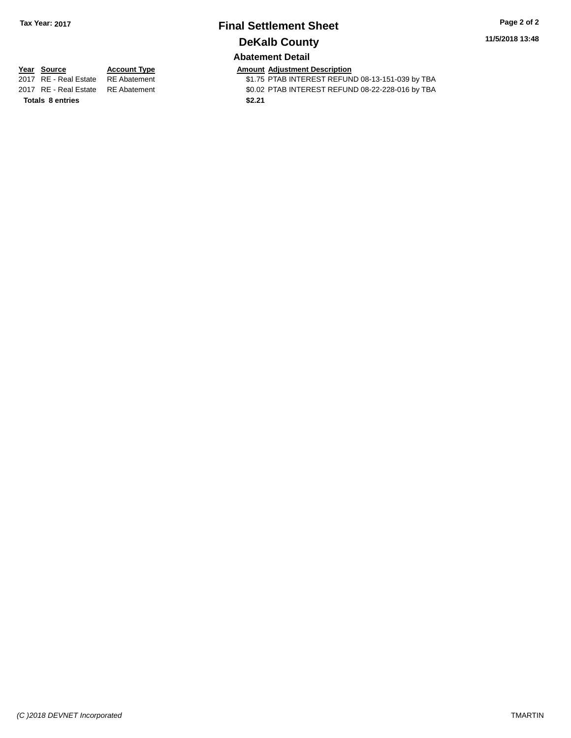**Tax Year: 2017**

# Final Settlement Sheet

## DeKalb County

### Abatement Detail

| Year | Source | Account Type | Amount | Adjustment Description |
|---|---|---|---|---|
| 2017 | RE - Real Estate | RE Abatement | $1.75 | PTAB INTEREST REFUND 08-13-151-039 by TBA |
| 2017 | RE - Real Estate | RE Abatement | $0.02 | PTAB INTEREST REFUND 08-22-228-016 by TBA |
| **Totals** | **8 entries** | | **$2.21** | |

*(C )2018 DEVNET Incorporated*

TMARTIN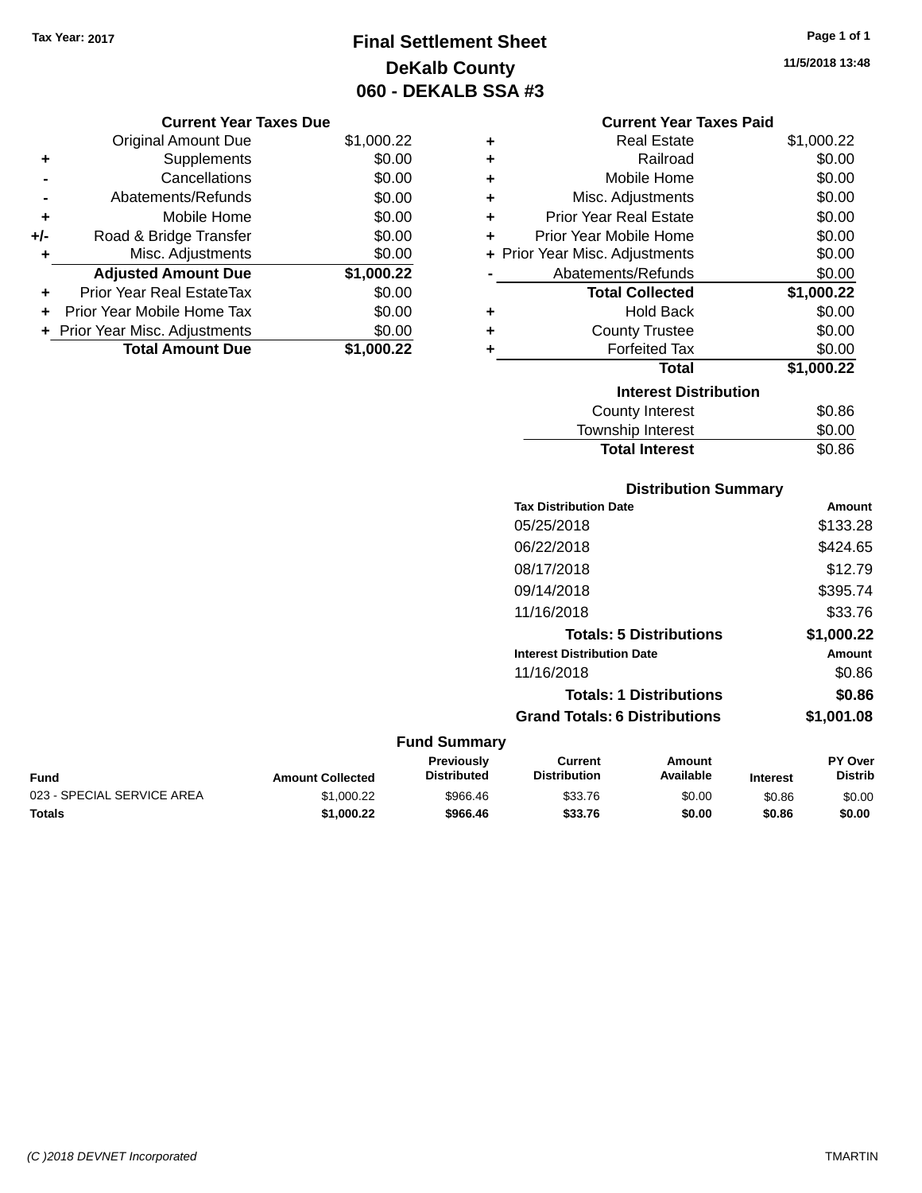Tax Year: 2017

# Final Settlement Sheet
## DeKalb County
## 060 - DEKALB SSA #3

11/5/2018 13:48

### Current Year Taxes Due

| | | |
|---|---|---|
| | Original Amount Due | $1,000.22 |
| + | Supplements | $0.00 |
| - | Cancellations | $0.00 |
| - | Abatements/Refunds | $0.00 |
| + | Mobile Home | $0.00 |
| +/- | Road & Bridge Transfer | $0.00 |
| + | Misc. Adjustments | $0.00 |
| | **Adjusted Amount Due** | **$1,000.22** |
| + | Prior Year Real EstateTax | $0.00 |
| + | Prior Year Mobile Home Tax | $0.00 |
| + | Prior Year Misc. Adjustments | $0.00 |
| | **Total Amount Due** | **$1,000.22** |

### Current Year Taxes Paid

| | | |
|---|---|---|
| + | Real Estate | $1,000.22 |
| + | Railroad | $0.00 |
| + | Mobile Home | $0.00 |
| + | Misc. Adjustments | $0.00 |
| + | Prior Year Real Estate | $0.00 |
| + | Prior Year Mobile Home | $0.00 |
| + | Prior Year Misc. Adjustments | $0.00 |
| - | Abatements/Refunds | $0.00 |
| | **Total Collected** | **$1,000.22** |
| + | Hold Back | $0.00 |
| + | County Trustee | $0.00 |
| + | Forfeited Tax | $0.00 |
| | **Total** | **$1,000.22** |

### Interest Distribution

| | |
|---|---|
| County Interest | $0.86 |
| Township Interest | $0.00 |
| **Total Interest** | $0.86 |

### Distribution Summary

| Tax Distribution Date | Amount |
|---|---|
| 05/25/2018 | $133.28 |
| 06/22/2018 | $424.65 |
| 08/17/2018 | $12.79 |
| 09/14/2018 | $395.74 |
| 11/16/2018 | $33.76 |
| **Totals: 5 Distributions** | **$1,000.22** |

| Interest Distribution Date | Amount |
|---|---|
| 11/16/2018 | $0.86 |
| **Totals: 1 Distributions** | **$0.86** |
| **Grand Totals: 6 Distributions** | **$1,001.08** |

### Fund Summary

| Fund | Amount Collected | Previously Distributed | Current Distribution | Amount Available | Interest | PY Over Distrib |
|---|---|---|---|---|---|---|
| 023 - SPECIAL SERVICE AREA | $1,000.22 | $966.46 | $33.76 | $0.00 | $0.86 | $0.00 |
| **Totals** | **$1,000.22** | **$966.46** | **$33.76** | **$0.00** | **$0.86** | **$0.00** |

(C )2018 DEVNET Incorporated

TMARTIN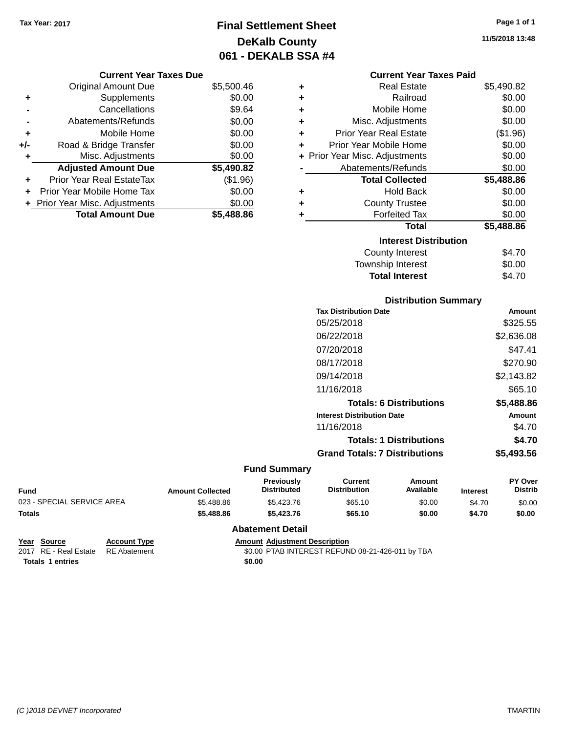Tax Year: 2017

# Final Settlement Sheet
## DeKalb County
## 061 - DEKALB SSA #4

11/5/2018 13:48

### Current Year Taxes Due

| | | |
|---|---|---|
| | Original Amount Due | $5,500.46 |
| + | Supplements | $0.00 |
| - | Cancellations | $9.64 |
| - | Abatements/Refunds | $0.00 |
| + | Mobile Home | $0.00 |
| +/- | Road & Bridge Transfer | $0.00 |
| + | Misc. Adjustments | $0.00 |
| | **Adjusted Amount Due** | **$5,490.82** |
| + | Prior Year Real EstateTax | ($1.96) |
| + | Prior Year Mobile Home Tax | $0.00 |
| + | Prior Year Misc. Adjustments | $0.00 |
| | **Total Amount Due** | **$5,488.86** |

### Current Year Taxes Paid

| | | |
|---|---|---|
| + | Real Estate | $5,490.82 |
| + | Railroad | $0.00 |
| + | Mobile Home | $0.00 |
| + | Misc. Adjustments | $0.00 |
| + | Prior Year Real Estate | ($1.96) |
| + | Prior Year Mobile Home | $0.00 |
| + | Prior Year Misc. Adjustments | $0.00 |
| - | Abatements/Refunds | $0.00 |
| | **Total Collected** | **$5,488.86** |
| + | Hold Back | $0.00 |
| + | County Trustee | $0.00 |
| + | Forfeited Tax | $0.00 |
| | **Total** | **$5,488.86** |

### Interest Distribution

| | |
|---|---|
| County Interest | $4.70 |
| Township Interest | $0.00 |
| **Total Interest** | $4.70 |

### Distribution Summary

| Tax Distribution Date | Amount |
|---|---|
| 05/25/2018 | $325.55 |
| 06/22/2018 | $2,636.08 |
| 07/20/2018 | $47.41 |
| 08/17/2018 | $270.90 |
| 09/14/2018 | $2,143.82 |
| 11/16/2018 | $65.10 |
| **Totals: 6 Distributions** | **$5,488.86** |

| Interest Distribution Date | Amount |
|---|---|
| 11/16/2018 | $4.70 |
| **Totals: 1 Distributions** | **$4.70** |
| **Grand Totals: 7 Distributions** | **$5,493.56** |

### Fund Summary

| Fund | Amount Collected | Previously Distributed | Current Distribution | Amount Available | Interest | PY Over Distrib |
|---|---|---|---|---|---|---|
| 023 - SPECIAL SERVICE AREA | $5,488.86 | $5,423.76 | $65.10 | $0.00 | $4.70 | $0.00 |
| **Totals** | **$5,488.86** | **$5,423.76** | **$65.10** | **$0.00** | **$4.70** | **$0.00** |

### Abatement Detail

| Year | Source | Account Type | Amount | Adjustment Description |
|---|---|---|---|---|
| 2017 | RE - Real Estate | RE Abatement | $0.00 | PTAB INTEREST REFUND 08-21-426-011 by TBA |
| **Totals** | **1 entries** | | **$0.00** | |

(C )2018 DEVNET Incorporated — TMARTIN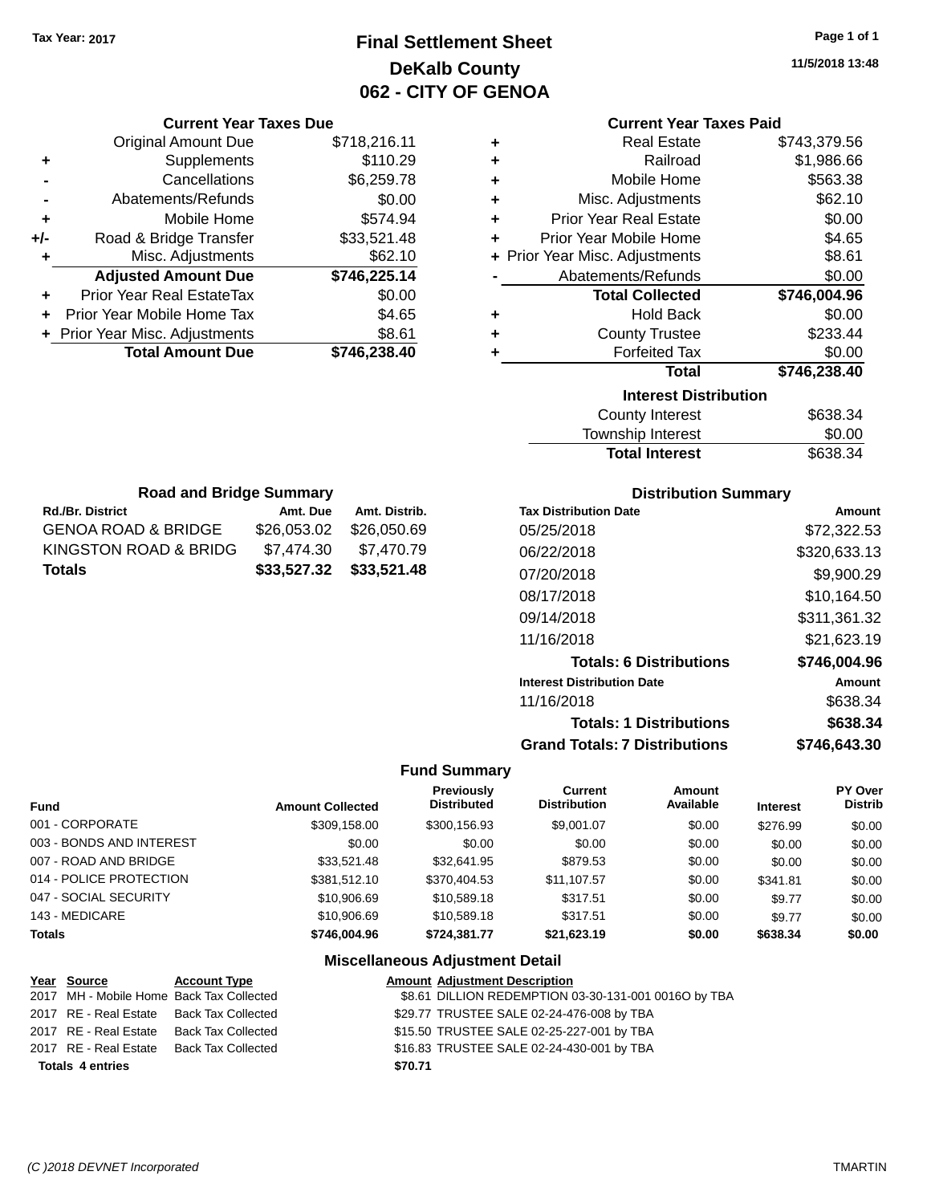Tax Year: 2017

# Final Settlement Sheet
## DeKalb County
## 062 - CITY OF GENOA

11/5/2018 13:48

### Current Year Taxes Due

| | | |
|---|---|---|
| | Original Amount Due | $718,216.11 |
| + | Supplements | $110.29 |
| - | Cancellations | $6,259.78 |
| - | Abatements/Refunds | $0.00 |
| + | Mobile Home | $574.94 |
| +/- | Road & Bridge Transfer | $33,521.48 |
| + | Misc. Adjustments | $62.10 |
| | **Adjusted Amount Due** | **$746,225.14** |
| + | Prior Year Real EstateTax | $0.00 |
| + | Prior Year Mobile Home Tax | $4.65 |
| + | Prior Year Misc. Adjustments | $8.61 |
| | **Total Amount Due** | **$746,238.40** |

### Current Year Taxes Paid

| | | |
|---|---|---|
| + | Real Estate | $743,379.56 |
| + | Railroad | $1,986.66 |
| + | Mobile Home | $563.38 |
| + | Misc. Adjustments | $62.10 |
| + | Prior Year Real Estate | $0.00 |
| + | Prior Year Mobile Home | $4.65 |
| + | Prior Year Misc. Adjustments | $8.61 |
| - | Abatements/Refunds | $0.00 |
| | **Total Collected** | **$746,004.96** |
| + | Hold Back | $0.00 |
| + | County Trustee | $233.44 |
| + | Forfeited Tax | $0.00 |
| | **Total** | **$746,238.40** |

### Interest Distribution

| | |
|---|---|
| County Interest | $638.34 |
| Township Interest | $0.00 |
| **Total Interest** | $638.34 |

### Road and Bridge Summary

| Rd./Br. District | Amt. Due | Amt. Distrib. |
|---|---|---|
| GENOA ROAD & BRIDGE | $26,053.02 | $26,050.69 |
| KINGSTON ROAD & BRIDG | $7,474.30 | $7,470.79 |
| **Totals** | **$33,527.32** | **$33,521.48** |

### Distribution Summary

| Tax Distribution Date | Amount |
|---|---|
| 05/25/2018 | $72,322.53 |
| 06/22/2018 | $320,633.13 |
| 07/20/2018 | $9,900.29 |
| 08/17/2018 | $10,164.50 |
| 09/14/2018 | $311,361.32 |
| 11/16/2018 | $21,623.19 |
| **Totals: 6 Distributions** | **$746,004.96** |
| **Interest Distribution Date** | **Amount** |
| 11/16/2018 | $638.34 |
| **Totals: 1 Distributions** | **$638.34** |
| **Grand Totals: 7 Distributions** | **$746,643.30** |

### Fund Summary

| Fund | Amount Collected | Previously Distributed | Current Distribution | Amount Available | Interest | PY Over Distrib |
|---|---|---|---|---|---|---|
| 001 - CORPORATE | $309,158.00 | $300,156.93 | $9,001.07 | $0.00 | $276.99 | $0.00 |
| 003 - BONDS AND INTEREST | $0.00 | $0.00 | $0.00 | $0.00 | $0.00 | $0.00 |
| 007 - ROAD AND BRIDGE | $33,521.48 | $32,641.95 | $879.53 | $0.00 | $0.00 | $0.00 |
| 014 - POLICE PROTECTION | $381,512.10 | $370,404.53 | $11,107.57 | $0.00 | $341.81 | $0.00 |
| 047 - SOCIAL SECURITY | $10,906.69 | $10,589.18 | $317.51 | $0.00 | $9.77 | $0.00 |
| 143 - MEDICARE | $10,906.69 | $10,589.18 | $317.51 | $0.00 | $9.77 | $0.00 |
| **Totals** | **$746,004.96** | **$724,381.77** | **$21,623.19** | **$0.00** | **$638.34** | **$0.00** |

### Miscellaneous Adjustment Detail

| Year | Source | Account Type | Amount | Adjustment Description |
|---|---|---|---|---|
| 2017 | MH - Mobile Home | Back Tax Collected | $8.61 | DILLION REDEMPTION 03-30-131-001 0016O by TBA |
| 2017 | RE - Real Estate | Back Tax Collected | $29.77 | TRUSTEE SALE 02-24-476-008 by TBA |
| 2017 | RE - Real Estate | Back Tax Collected | $15.50 | TRUSTEE SALE 02-25-227-001 by TBA |
| 2017 | RE - Real Estate | Back Tax Collected | $16.83 | TRUSTEE SALE 02-24-430-001 by TBA |
| **Totals 4 entries** | | | **$70.71** | |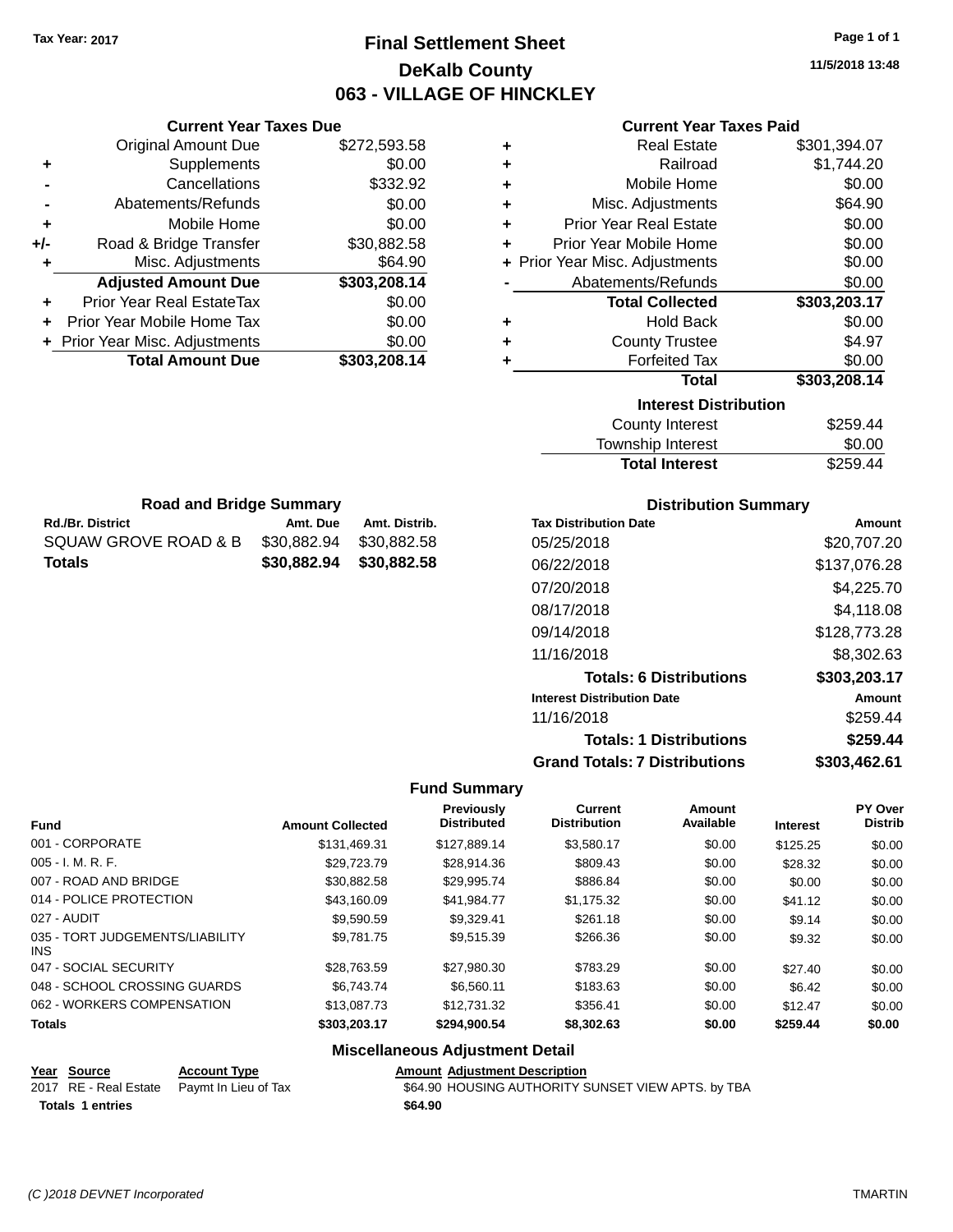Tax Year: 2017

# Final Settlement Sheet

## DeKalb County

## 063 - VILLAGE OF HINCKLEY

11/5/2018 13:48

### Current Year Taxes Due

| | | |
|---|---|---|
| | Original Amount Due | $272,593.58 |
| + | Supplements | $0.00 |
| - | Cancellations | $332.92 |
| - | Abatements/Refunds | $0.00 |
| + | Mobile Home | $0.00 |
| +/- | Road & Bridge Transfer | $30,882.58 |
| + | Misc. Adjustments | $64.90 |
| | **Adjusted Amount Due** | **$303,208.14** |
| + | Prior Year Real EstateTax | $0.00 |
| + | Prior Year Mobile Home Tax | $0.00 |
| + | Prior Year Misc. Adjustments | $0.00 |
| | **Total Amount Due** | **$303,208.14** |

### Current Year Taxes Paid

| | | |
|---|---|---|
| + | Real Estate | $301,394.07 |
| + | Railroad | $1,744.20 |
| + | Mobile Home | $0.00 |
| + | Misc. Adjustments | $64.90 |
| + | Prior Year Real Estate | $0.00 |
| + | Prior Year Mobile Home | $0.00 |
| + | Prior Year Misc. Adjustments | $0.00 |
| - | Abatements/Refunds | $0.00 |
| | **Total Collected** | **$303,203.17** |
| + | Hold Back | $0.00 |
| + | County Trustee | $4.97 |
| + | Forfeited Tax | $0.00 |
| | **Total** | **$303,208.14** |

### Interest Distribution

| | |
|---|---|
| County Interest | $259.44 |
| Township Interest | $0.00 |
| **Total Interest** | $259.44 |

### Road and Bridge Summary

| Rd./Br. District | Amt. Due | Amt. Distrib. |
|---|---|---|
| SQUAW GROVE ROAD & B | $30,882.94 | $30,882.58 |
| **Totals** | **$30,882.94** | **$30,882.58** |

### Distribution Summary

| Tax Distribution Date | Amount |
|---|---|
| 05/25/2018 | $20,707.20 |
| 06/22/2018 | $137,076.28 |
| 07/20/2018 | $4,225.70 |
| 08/17/2018 | $4,118.08 |
| 09/14/2018 | $128,773.28 |
| 11/16/2018 | $8,302.63 |
| **Totals: 6 Distributions** | **$303,203.17** |
| **Interest Distribution Date** | **Amount** |
| 11/16/2018 | $259.44 |
| **Totals: 1 Distributions** | **$259.44** |
| **Grand Totals: 7 Distributions** | **$303,462.61** |

### Fund Summary

| Fund | Amount Collected | Previously Distributed | Current Distribution | Amount Available | Interest | PY Over Distrib |
|---|---|---|---|---|---|---|
| 001 - CORPORATE | $131,469.31 | $127,889.14 | $3,580.17 | $0.00 | $125.25 | $0.00 |
| 005 - I. M. R. F. | $29,723.79 | $28,914.36 | $809.43 | $0.00 | $28.32 | $0.00 |
| 007 - ROAD AND BRIDGE | $30,882.58 | $29,995.74 | $886.84 | $0.00 | $0.00 | $0.00 |
| 014 - POLICE PROTECTION | $43,160.09 | $41,984.77 | $1,175.32 | $0.00 | $41.12 | $0.00 |
| 027 - AUDIT | $9,590.59 | $9,329.41 | $261.18 | $0.00 | $9.14 | $0.00 |
| 035 - TORT JUDGEMENTS/LIABILITY INS | $9,781.75 | $9,515.39 | $266.36 | $0.00 | $9.32 | $0.00 |
| 047 - SOCIAL SECURITY | $28,763.59 | $27,980.30 | $783.29 | $0.00 | $27.40 | $0.00 |
| 048 - SCHOOL CROSSING GUARDS | $6,743.74 | $6,560.11 | $183.63 | $0.00 | $6.42 | $0.00 |
| 062 - WORKERS COMPENSATION | $13,087.73 | $12,731.32 | $356.41 | $0.00 | $12.47 | $0.00 |
| **Totals** | **$303,203.17** | **$294,900.54** | **$8,302.63** | **$0.00** | **$259.44** | **$0.00** |

### Miscellaneous Adjustment Detail

| Year | Source | Account Type | Amount | Adjustment Description |
|---|---|---|---|---|
| 2017 | RE - Real Estate | Paymt In Lieu of Tax | $64.90 | HOUSING AUTHORITY SUNSET VIEW APTS. by TBA |
| **Totals** | **1 entries** | | **$64.90** | |

(C )2018 DEVNET Incorporated TMARTIN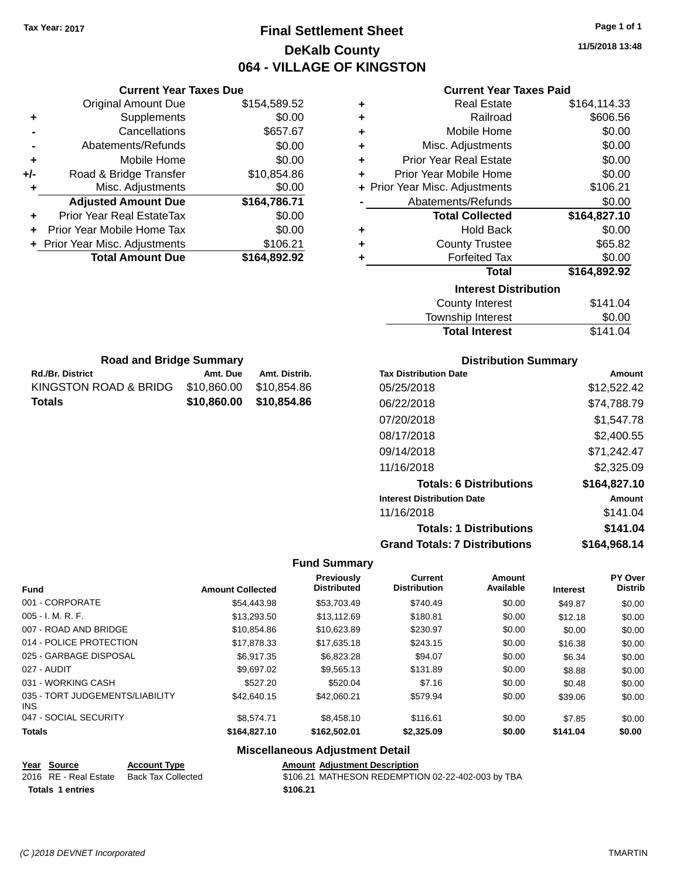Tax Year: 2017

# Final Settlement Sheet

## DeKalb County

## 064 - VILLAGE OF KINGSTON

11/5/2018 13:48

### Current Year Taxes Due

| | | |
|---|---|---|
| | Original Amount Due | $154,589.52 |
| + | Supplements | $0.00 |
| - | Cancellations | $657.67 |
| - | Abatements/Refunds | $0.00 |
| + | Mobile Home | $0.00 |
| +/- | Road & Bridge Transfer | $10,854.86 |
| + | Misc. Adjustments | $0.00 |
| | **Adjusted Amount Due** | **$164,786.71** |
| + | Prior Year Real EstateTax | $0.00 |
| + | Prior Year Mobile Home Tax | $0.00 |
| + | Prior Year Misc. Adjustments | $106.21 |
| | **Total Amount Due** | **$164,892.92** |

### Current Year Taxes Paid

| | | |
|---|---|---|
| + | Real Estate | $164,114.33 |
| + | Railroad | $606.56 |
| + | Mobile Home | $0.00 |
| + | Misc. Adjustments | $0.00 |
| + | Prior Year Real Estate | $0.00 |
| + | Prior Year Mobile Home | $0.00 |
| + | Prior Year Misc. Adjustments | $106.21 |
| - | Abatements/Refunds | $0.00 |
| | **Total Collected** | **$164,827.10** |
| + | Hold Back | $0.00 |
| + | County Trustee | $65.82 |
| + | Forfeited Tax | $0.00 |
| | **Total** | **$164,892.92** |

### Interest Distribution

| | |
|---|---|
| County Interest | $141.04 |
| Township Interest | $0.00 |
| **Total Interest** | $141.04 |

### Road and Bridge Summary

| Rd./Br. District | Amt. Due | Amt. Distrib. |
|---|---|---|
| KINGSTON ROAD & BRIDG | $10,860.00 | $10,854.86 |
| **Totals** | **$10,860.00** | **$10,854.86** |

### Distribution Summary

| Tax Distribution Date | Amount |
|---|---|
| 05/25/2018 | $12,522.42 |
| 06/22/2018 | $74,788.79 |
| 07/20/2018 | $1,547.78 |
| 08/17/2018 | $2,400.55 |
| 09/14/2018 | $71,242.47 |
| 11/16/2018 | $2,325.09 |
| **Totals: 6 Distributions** | **$164,827.10** |
| **Interest Distribution Date** | **Amount** |
| 11/16/2018 | $141.04 |
| **Totals: 1 Distributions** | **$141.04** |
| **Grand Totals: 7 Distributions** | **$164,968.14** |

### Fund Summary

| Fund | Amount Collected | Previously Distributed | Current Distribution | Amount Available | Interest | PY Over Distrib |
|---|---|---|---|---|---|---|
| 001 - CORPORATE | $54,443.98 | $53,703.49 | $740.49 | $0.00 | $49.87 | $0.00 |
| 005 - I. M. R. F. | $13,293.50 | $13,112.69 | $180.81 | $0.00 | $12.18 | $0.00 |
| 007 - ROAD AND BRIDGE | $10,854.86 | $10,623.89 | $230.97 | $0.00 | $0.00 | $0.00 |
| 014 - POLICE PROTECTION | $17,878.33 | $17,635.18 | $243.15 | $0.00 | $16.38 | $0.00 |
| 025 - GARBAGE DISPOSAL | $6,917.35 | $6,823.28 | $94.07 | $0.00 | $6.34 | $0.00 |
| 027 - AUDIT | $9,697.02 | $9,565.13 | $131.89 | $0.00 | $8.88 | $0.00 |
| 031 - WORKING CASH | $527.20 | $520.04 | $7.16 | $0.00 | $0.48 | $0.00 |
| 035 - TORT JUDGEMENTS/LIABILITY INS | $42,640.15 | $42,060.21 | $579.94 | $0.00 | $39.06 | $0.00 |
| 047 - SOCIAL SECURITY | $8,574.71 | $8,458.10 | $116.61 | $0.00 | $7.85 | $0.00 |
| **Totals** | **$164,827.10** | **$162,502.01** | **$2,325.09** | **$0.00** | **$141.04** | **$0.00** |

### Miscellaneous Adjustment Detail

| Year | Source | Account Type | Amount | Adjustment Description |
|---|---|---|---|---|
| 2016 | RE - Real Estate | Back Tax Collected | $106.21 | MATHESON REDEMPTION 02-22-402-003 by TBA |
| **Totals 1 entries** | | | **$106.21** | |

(C )2018 DEVNET Incorporated

TMARTIN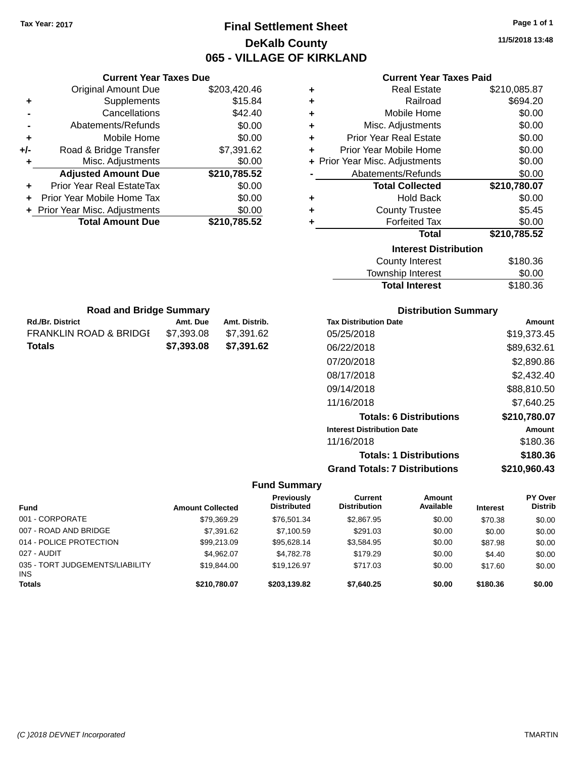Tax Year: 2017

# Final Settlement Sheet

## DeKalb County

## 065 - VILLAGE OF KIRKLAND

11/5/2018 13:48

### Current Year Taxes Due

| | | |
|---|---|---|
| | Original Amount Due | $203,420.46 |
| + | Supplements | $15.84 |
| - | Cancellations | $42.40 |
| - | Abatements/Refunds | $0.00 |
| + | Mobile Home | $0.00 |
| +/- | Road & Bridge Transfer | $7,391.62 |
| + | Misc. Adjustments | $0.00 |
| | **Adjusted Amount Due** | **$210,785.52** |
| + | Prior Year Real EstateTax | $0.00 |
| + | Prior Year Mobile Home Tax | $0.00 |
| + | Prior Year Misc. Adjustments | $0.00 |
| | **Total Amount Due** | **$210,785.52** |

### Current Year Taxes Paid

| | | |
|---|---|---|
| + | Real Estate | $210,085.87 |
| + | Railroad | $694.20 |
| + | Mobile Home | $0.00 |
| + | Misc. Adjustments | $0.00 |
| + | Prior Year Real Estate | $0.00 |
| + | Prior Year Mobile Home | $0.00 |
| + | Prior Year Misc. Adjustments | $0.00 |
| - | Abatements/Refunds | $0.00 |
| | **Total Collected** | **$210,780.07** |
| + | Hold Back | $0.00 |
| + | County Trustee | $5.45 |
| + | Forfeited Tax | $0.00 |
| | **Total** | **$210,785.52** |

### Interest Distribution

| | |
|---|---|
| County Interest | $180.36 |
| Township Interest | $0.00 |
| **Total Interest** | $180.36 |

### Road and Bridge Summary

| Rd./Br. District | Amt. Due | Amt. Distrib. |
|---|---|---|
| FRANKLIN ROAD & BRIDGE | $7,393.08 | $7,391.62 |
| **Totals** | **$7,393.08** | **$7,391.62** |

### Distribution Summary

| Tax Distribution Date | Amount |
|---|---|
| 05/25/2018 | $19,373.45 |
| 06/22/2018 | $89,632.61 |
| 07/20/2018 | $2,890.86 |
| 08/17/2018 | $2,432.40 |
| 09/14/2018 | $88,810.50 |
| 11/16/2018 | $7,640.25 |
| **Totals: 6 Distributions** | **$210,780.07** |
| **Interest Distribution Date** | **Amount** |
| 11/16/2018 | $180.36 |
| **Totals: 1 Distributions** | **$180.36** |
| **Grand Totals: 7 Distributions** | **$210,960.43** |

### Fund Summary

| Fund | Amount Collected | Previously Distributed | Current Distribution | Amount Available | Interest | PY Over Distrib |
|---|---|---|---|---|---|---|
| 001 - CORPORATE | $79,369.29 | $76,501.34 | $2,867.95 | $0.00 | $70.38 | $0.00 |
| 007 - ROAD AND BRIDGE | $7,391.62 | $7,100.59 | $291.03 | $0.00 | $0.00 | $0.00 |
| 014 - POLICE PROTECTION | $99,213.09 | $95,628.14 | $3,584.95 | $0.00 | $87.98 | $0.00 |
| 027 - AUDIT | $4,962.07 | $4,782.78 | $179.29 | $0.00 | $4.40 | $0.00 |
| 035 - TORT JUDGEMENTS/LIABILITY INS | $19,844.00 | $19,126.97 | $717.03 | $0.00 | $17.60 | $0.00 |
| **Totals** | **$210,780.07** | **$203,139.82** | **$7,640.25** | **$0.00** | **$180.36** | **$0.00** |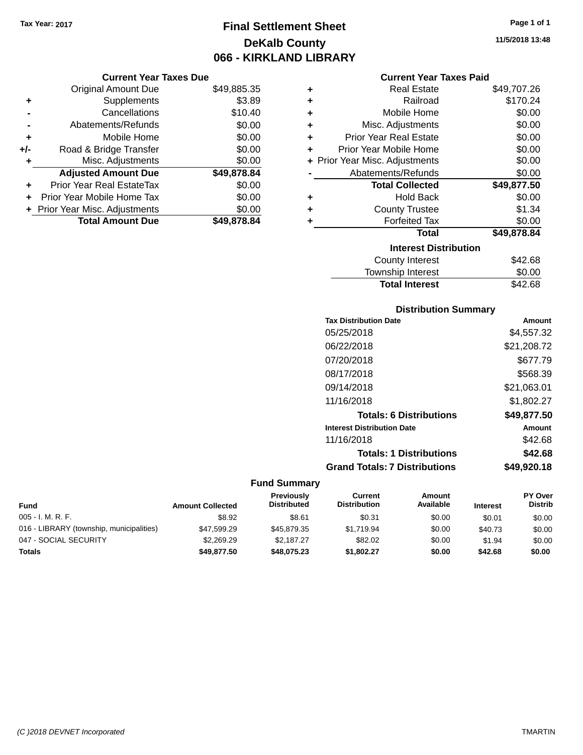Tax Year: 2017

# Final Settlement Sheet
## DeKalb County
## 066 - KIRKLAND LIBRARY

11/5/2018 13:48

### Current Year Taxes Due

| | | |
|---|---|---|
| | Original Amount Due | $49,885.35 |
| + | Supplements | $3.89 |
| - | Cancellations | $10.40 |
| - | Abatements/Refunds | $0.00 |
| + | Mobile Home | $0.00 |
| +/- | Road & Bridge Transfer | $0.00 |
| + | Misc. Adjustments | $0.00 |
| | **Adjusted Amount Due** | **$49,878.84** |
| + | Prior Year Real EstateTax | $0.00 |
| + | Prior Year Mobile Home Tax | $0.00 |
| + | Prior Year Misc. Adjustments | $0.00 |
| | **Total Amount Due** | **$49,878.84** |

### Current Year Taxes Paid

| | | |
|---|---|---|
| + | Real Estate | $49,707.26 |
| + | Railroad | $170.24 |
| + | Mobile Home | $0.00 |
| + | Misc. Adjustments | $0.00 |
| + | Prior Year Real Estate | $0.00 |
| + | Prior Year Mobile Home | $0.00 |
| + | Prior Year Misc. Adjustments | $0.00 |
| - | Abatements/Refunds | $0.00 |
| | **Total Collected** | **$49,877.50** |
| + | Hold Back | $0.00 |
| + | County Trustee | $1.34 |
| + | Forfeited Tax | $0.00 |
| | **Total** | **$49,878.84** |

### Interest Distribution

| | |
|---|---|
| County Interest | $42.68 |
| Township Interest | $0.00 |
| **Total Interest** | $42.68 |

### Distribution Summary

| Tax Distribution Date | Amount |
|---|---|
| 05/25/2018 | $4,557.32 |
| 06/22/2018 | $21,208.72 |
| 07/20/2018 | $677.79 |
| 08/17/2018 | $568.39 |
| 09/14/2018 | $21,063.01 |
| 11/16/2018 | $1,802.27 |
| **Totals: 6 Distributions** | **$49,877.50** |
| **Interest Distribution Date** | **Amount** |
| 11/16/2018 | $42.68 |
| **Totals: 1 Distributions** | **$42.68** |
| **Grand Totals: 7 Distributions** | **$49,920.18** |

### Fund Summary

| Fund | Amount Collected | Previously Distributed | Current Distribution | Amount Available | Interest | PY Over Distrib |
|---|---|---|---|---|---|---|
| 005 - I. M. R. F. | $8.92 | $8.61 | $0.31 | $0.00 | $0.01 | $0.00 |
| 016 - LIBRARY (township, municipalities) | $47,599.29 | $45,879.35 | $1,719.94 | $0.00 | $40.73 | $0.00 |
| 047 - SOCIAL SECURITY | $2,269.29 | $2,187.27 | $82.02 | $0.00 | $1.94 | $0.00 |
| **Totals** | **$49,877.50** | **$48,075.23** | **$1,802.27** | **$0.00** | **$42.68** | **$0.00** |

(C )2018 DEVNET Incorporated TMARTIN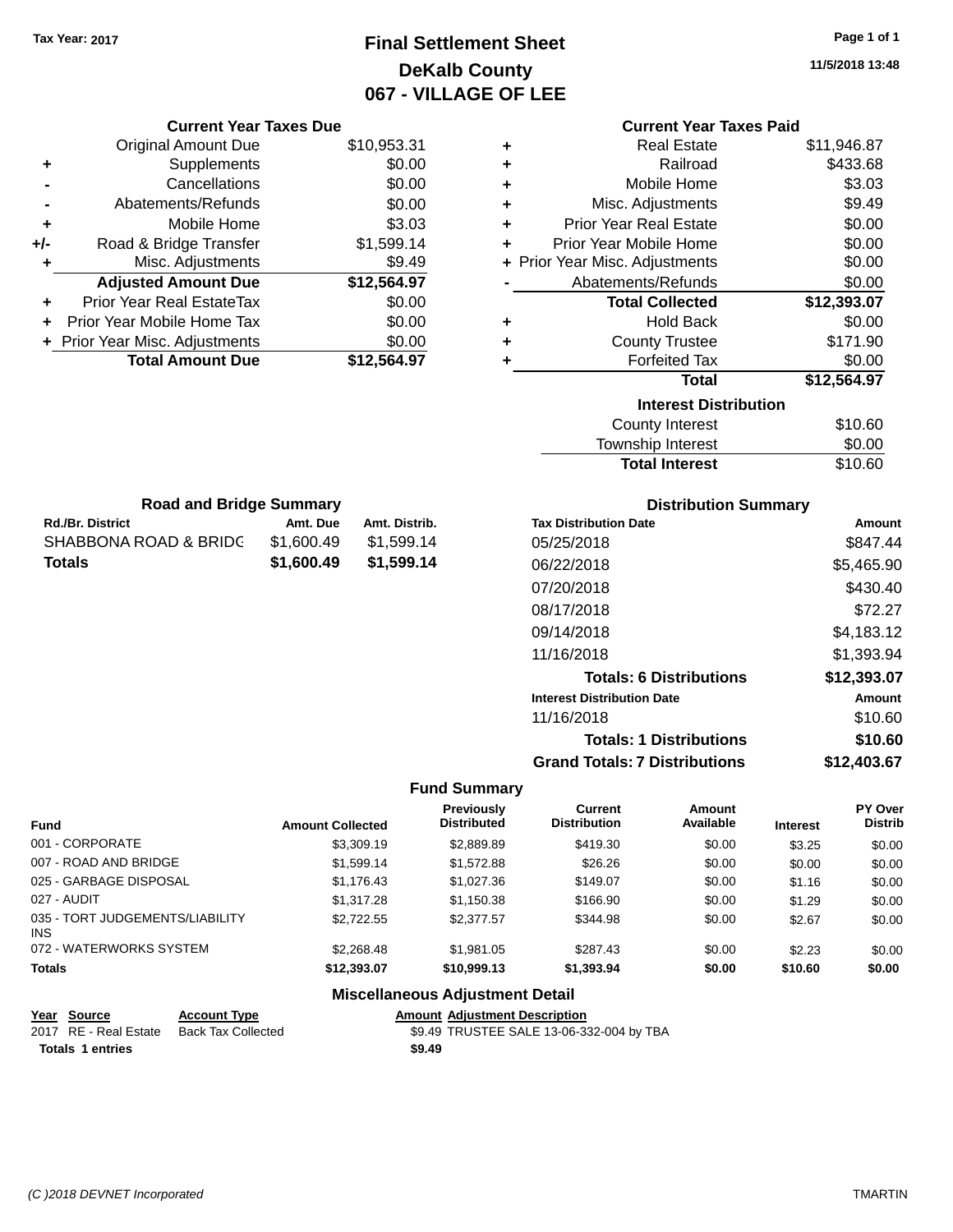Tax Year: 2017

# Final Settlement Sheet
## DeKalb County
## 067 - VILLAGE OF LEE

11/5/2018 13:48

### Current Year Taxes Due

| | | |
|---|---|---|
| | Original Amount Due | $10,953.31 |
| + | Supplements | $0.00 |
| - | Cancellations | $0.00 |
| - | Abatements/Refunds | $0.00 |
| + | Mobile Home | $3.03 |
| +/- | Road & Bridge Transfer | $1,599.14 |
| + | Misc. Adjustments | $9.49 |
| | **Adjusted Amount Due** | **$12,564.97** |
| + | Prior Year Real EstateTax | $0.00 |
| + | Prior Year Mobile Home Tax | $0.00 |
| + | Prior Year Misc. Adjustments | $0.00 |
| | **Total Amount Due** | **$12,564.97** |

### Current Year Taxes Paid

| | | |
|---|---|---|
| + | Real Estate | $11,946.87 |
| + | Railroad | $433.68 |
| + | Mobile Home | $3.03 |
| + | Misc. Adjustments | $9.49 |
| + | Prior Year Real Estate | $0.00 |
| + | Prior Year Mobile Home | $0.00 |
| + | Prior Year Misc. Adjustments | $0.00 |
| - | Abatements/Refunds | $0.00 |
| | **Total Collected** | **$12,393.07** |
| + | Hold Back | $0.00 |
| + | County Trustee | $171.90 |
| + | Forfeited Tax | $0.00 |
| | **Total** | **$12,564.97** |

### Interest Distribution

| | |
|---|---|
| County Interest | $10.60 |
| Township Interest | $0.00 |
| **Total Interest** | $10.60 |

### Road and Bridge Summary

| Rd./Br. District | Amt. Due | Amt. Distrib. |
|---|---|---|
| SHABBONA ROAD & BRIDG | $1,600.49 | $1,599.14 |
| **Totals** | **$1,600.49** | **$1,599.14** |

### Distribution Summary

| Tax Distribution Date | Amount |
|---|---|
| 05/25/2018 | $847.44 |
| 06/22/2018 | $5,465.90 |
| 07/20/2018 | $430.40 |
| 08/17/2018 | $72.27 |
| 09/14/2018 | $4,183.12 |
| 11/16/2018 | $1,393.94 |
| **Totals: 6 Distributions** | **$12,393.07** |
| **Interest Distribution Date** | **Amount** |
| 11/16/2018 | $10.60 |
| **Totals: 1 Distributions** | **$10.60** |
| **Grand Totals: 7 Distributions** | **$12,403.67** |

### Fund Summary

| Fund | Amount Collected | Previously Distributed | Current Distribution | Amount Available | Interest | PY Over Distrib |
|---|---|---|---|---|---|---|
| 001 - CORPORATE | $3,309.19 | $2,889.89 | $419.30 | $0.00 | $3.25 | $0.00 |
| 007 - ROAD AND BRIDGE | $1,599.14 | $1,572.88 | $26.26 | $0.00 | $0.00 | $0.00 |
| 025 - GARBAGE DISPOSAL | $1,176.43 | $1,027.36 | $149.07 | $0.00 | $1.16 | $0.00 |
| 027 - AUDIT | $1,317.28 | $1,150.38 | $166.90 | $0.00 | $1.29 | $0.00 |
| 035 - TORT JUDGEMENTS/LIABILITY INS | $2,722.55 | $2,377.57 | $344.98 | $0.00 | $2.67 | $0.00 |
| 072 - WATERWORKS SYSTEM | $2,268.48 | $1,981.05 | $287.43 | $0.00 | $2.23 | $0.00 |
| **Totals** | **$12,393.07** | **$10,999.13** | **$1,393.94** | **$0.00** | **$10.60** | **$0.00** |

### Miscellaneous Adjustment Detail

| Year | Source | Account Type | Amount | Adjustment Description |
|---|---|---|---|---|
| 2017 | RE - Real Estate | Back Tax Collected | $9.49 | TRUSTEE SALE 13-06-332-004 by TBA |
| **Totals** | **1 entries** | | **$9.49** | |

(C )2018 DEVNET Incorporated

TMARTIN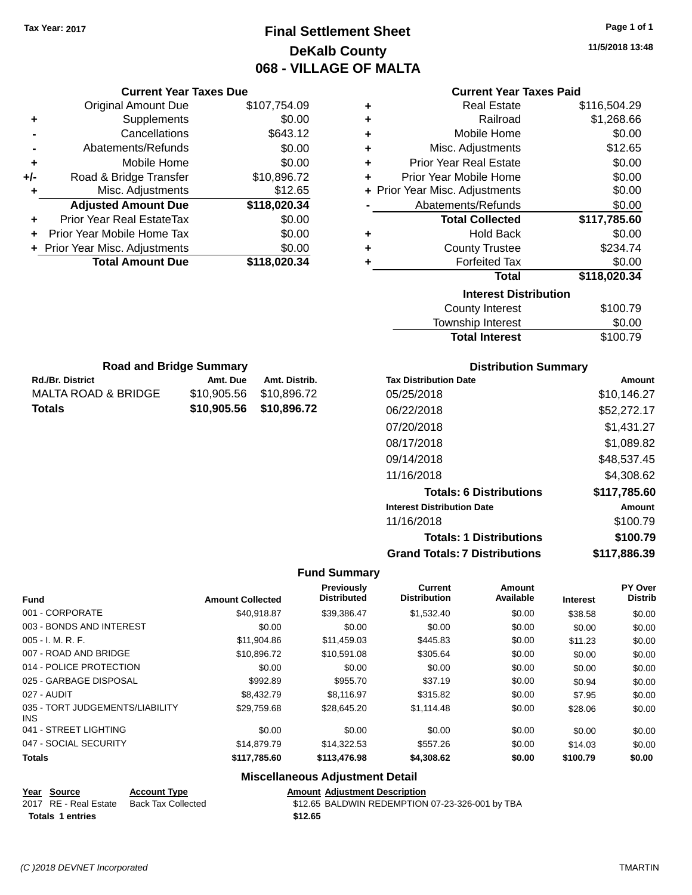Tax Year: 2017

# Final Settlement Sheet
## DeKalb County
## 068 - VILLAGE OF MALTA

11/5/2018 13:48

### Current Year Taxes Due

| | | |
|---|---|---|
| | Original Amount Due | $107,754.09 |
| + | Supplements | $0.00 |
| - | Cancellations | $643.12 |
| - | Abatements/Refunds | $0.00 |
| + | Mobile Home | $0.00 |
| +/- | Road & Bridge Transfer | $10,896.72 |
| + | Misc. Adjustments | $12.65 |
| | **Adjusted Amount Due** | **$118,020.34** |
| + | Prior Year Real EstateTax | $0.00 |
| + | Prior Year Mobile Home Tax | $0.00 |
| + | Prior Year Misc. Adjustments | $0.00 |
| | **Total Amount Due** | **$118,020.34** |

### Current Year Taxes Paid

| | | |
|---|---|---|
| + | Real Estate | $116,504.29 |
| + | Railroad | $1,268.66 |
| + | Mobile Home | $0.00 |
| + | Misc. Adjustments | $12.65 |
| + | Prior Year Real Estate | $0.00 |
| + | Prior Year Mobile Home | $0.00 |
| + | Prior Year Misc. Adjustments | $0.00 |
| - | Abatements/Refunds | $0.00 |
| | **Total Collected** | **$117,785.60** |
| + | Hold Back | $0.00 |
| + | County Trustee | $234.74 |
| + | Forfeited Tax | $0.00 |
| | **Total** | **$118,020.34** |

### Interest Distribution

| | |
|---|---|
| County Interest | $100.79 |
| Township Interest | $0.00 |
| **Total Interest** | $100.79 |

### Road and Bridge Summary

| Rd./Br. District | Amt. Due | Amt. Distrib. |
|---|---|---|
| MALTA ROAD & BRIDGE | $10,905.56 | $10,896.72 |
| **Totals** | **$10,905.56** | **$10,896.72** |

### Distribution Summary

| Tax Distribution Date | Amount |
|---|---|
| 05/25/2018 | $10,146.27 |
| 06/22/2018 | $52,272.17 |
| 07/20/2018 | $1,431.27 |
| 08/17/2018 | $1,089.82 |
| 09/14/2018 | $48,537.45 |
| 11/16/2018 | $4,308.62 |
| **Totals: 6 Distributions** | **$117,785.60** |
| **Interest Distribution Date** | **Amount** |
| 11/16/2018 | $100.79 |
| **Totals: 1 Distributions** | **$100.79** |
| **Grand Totals: 7 Distributions** | **$117,886.39** |

### Fund Summary

| Fund | Amount Collected | Previously Distributed | Current Distribution | Amount Available | Interest | PY Over Distrib |
|---|---|---|---|---|---|---|
| 001 - CORPORATE | $40,918.87 | $39,386.47 | $1,532.40 | $0.00 | $38.58 | $0.00 |
| 003 - BONDS AND INTEREST | $0.00 | $0.00 | $0.00 | $0.00 | $0.00 | $0.00 |
| 005 - I. M. R. F. | $11,904.86 | $11,459.03 | $445.83 | $0.00 | $11.23 | $0.00 |
| 007 - ROAD AND BRIDGE | $10,896.72 | $10,591.08 | $305.64 | $0.00 | $0.00 | $0.00 |
| 014 - POLICE PROTECTION | $0.00 | $0.00 | $0.00 | $0.00 | $0.00 | $0.00 |
| 025 - GARBAGE DISPOSAL | $992.89 | $955.70 | $37.19 | $0.00 | $0.94 | $0.00 |
| 027 - AUDIT | $8,432.79 | $8,116.97 | $315.82 | $0.00 | $7.95 | $0.00 |
| 035 - TORT JUDGEMENTS/LIABILITY INS | $29,759.68 | $28,645.20 | $1,114.48 | $0.00 | $28.06 | $0.00 |
| 041 - STREET LIGHTING | $0.00 | $0.00 | $0.00 | $0.00 | $0.00 | $0.00 |
| 047 - SOCIAL SECURITY | $14,879.79 | $14,322.53 | $557.26 | $0.00 | $14.03 | $0.00 |
| **Totals** | **$117,785.60** | **$113,476.98** | **$4,308.62** | **$0.00** | **$100.79** | **$0.00** |

### Miscellaneous Adjustment Detail

| Year | Source | Account Type | Amount | Adjustment Description |
|---|---|---|---|---|
| 2017 | RE - Real Estate | Back Tax Collected | $12.65 | BALDWIN REDEMPTION 07-23-326-001 by TBA |
| **Totals** | **1 entries** | | **$12.65** | |

(C )2018 DEVNET Incorporated TMARTIN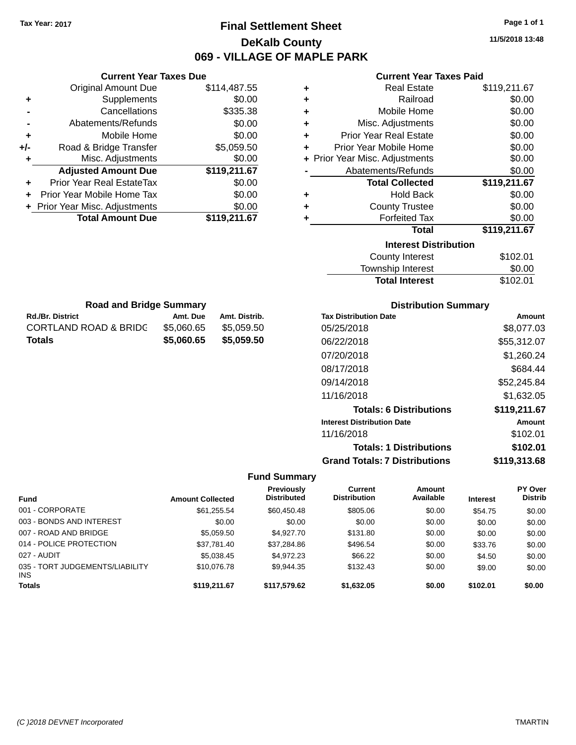Tax Year: 2017

# Final Settlement Sheet
## DeKalb County
## 069 - VILLAGE OF MAPLE PARK

11/5/2018 13:48

### Current Year Taxes Due

| | | |
|---|---|---|
| | Original Amount Due | $114,487.55 |
| + | Supplements | $0.00 |
| - | Cancellations | $335.38 |
| - | Abatements/Refunds | $0.00 |
| + | Mobile Home | $0.00 |
| +/- | Road & Bridge Transfer | $5,059.50 |
| + | Misc. Adjustments | $0.00 |
| | **Adjusted Amount Due** | **$119,211.67** |
| + | Prior Year Real EstateTax | $0.00 |
| + | Prior Year Mobile Home Tax | $0.00 |
| + | Prior Year Misc. Adjustments | $0.00 |
| | **Total Amount Due** | **$119,211.67** |

### Current Year Taxes Paid

| | | |
|---|---|---|
| + | Real Estate | $119,211.67 |
| + | Railroad | $0.00 |
| + | Mobile Home | $0.00 |
| + | Misc. Adjustments | $0.00 |
| + | Prior Year Real Estate | $0.00 |
| + | Prior Year Mobile Home | $0.00 |
| + | Prior Year Misc. Adjustments | $0.00 |
| - | Abatements/Refunds | $0.00 |
| | **Total Collected** | **$119,211.67** |
| + | Hold Back | $0.00 |
| + | County Trustee | $0.00 |
| + | Forfeited Tax | $0.00 |
| | **Total** | **$119,211.67** |

### Interest Distribution

| | |
|---|---|
| County Interest | $102.01 |
| Township Interest | $0.00 |
| **Total Interest** | $102.01 |

### Road and Bridge Summary

| Rd./Br. District | Amt. Due | Amt. Distrib. |
|---|---|---|
| CORTLAND ROAD & BRIDG | $5,060.65 | $5,059.50 |
| **Totals** | **$5,060.65** | **$5,059.50** |

### Distribution Summary

| Tax Distribution Date | Amount |
|---|---|
| 05/25/2018 | $8,077.03 |
| 06/22/2018 | $55,312.07 |
| 07/20/2018 | $1,260.24 |
| 08/17/2018 | $684.44 |
| 09/14/2018 | $52,245.84 |
| 11/16/2018 | $1,632.05 |
| **Totals: 6 Distributions** | **$119,211.67** |
| **Interest Distribution Date** | **Amount** |
| 11/16/2018 | $102.01 |
| **Totals: 1 Distributions** | **$102.01** |
| **Grand Totals: 7 Distributions** | **$119,313.68** |

### Fund Summary

| Fund | Amount Collected | Previously Distributed | Current Distribution | Amount Available | Interest | PY Over Distrib |
|---|---|---|---|---|---|---|
| 001 - CORPORATE | $61,255.54 | $60,450.48 | $805.06 | $0.00 | $54.75 | $0.00 |
| 003 - BONDS AND INTEREST | $0.00 | $0.00 | $0.00 | $0.00 | $0.00 | $0.00 |
| 007 - ROAD AND BRIDGE | $5,059.50 | $4,927.70 | $131.80 | $0.00 | $0.00 | $0.00 |
| 014 - POLICE PROTECTION | $37,781.40 | $37,284.86 | $496.54 | $0.00 | $33.76 | $0.00 |
| 027 - AUDIT | $5,038.45 | $4,972.23 | $66.22 | $0.00 | $4.50 | $0.00 |
| 035 - TORT JUDGEMENTS/LIABILITY INS | $10,076.78 | $9,944.35 | $132.43 | $0.00 | $9.00 | $0.00 |
| **Totals** | **$119,211.67** | **$117,579.62** | **$1,632.05** | **$0.00** | **$102.01** | **$0.00** |

(C )2018 DEVNET Incorporated TMARTIN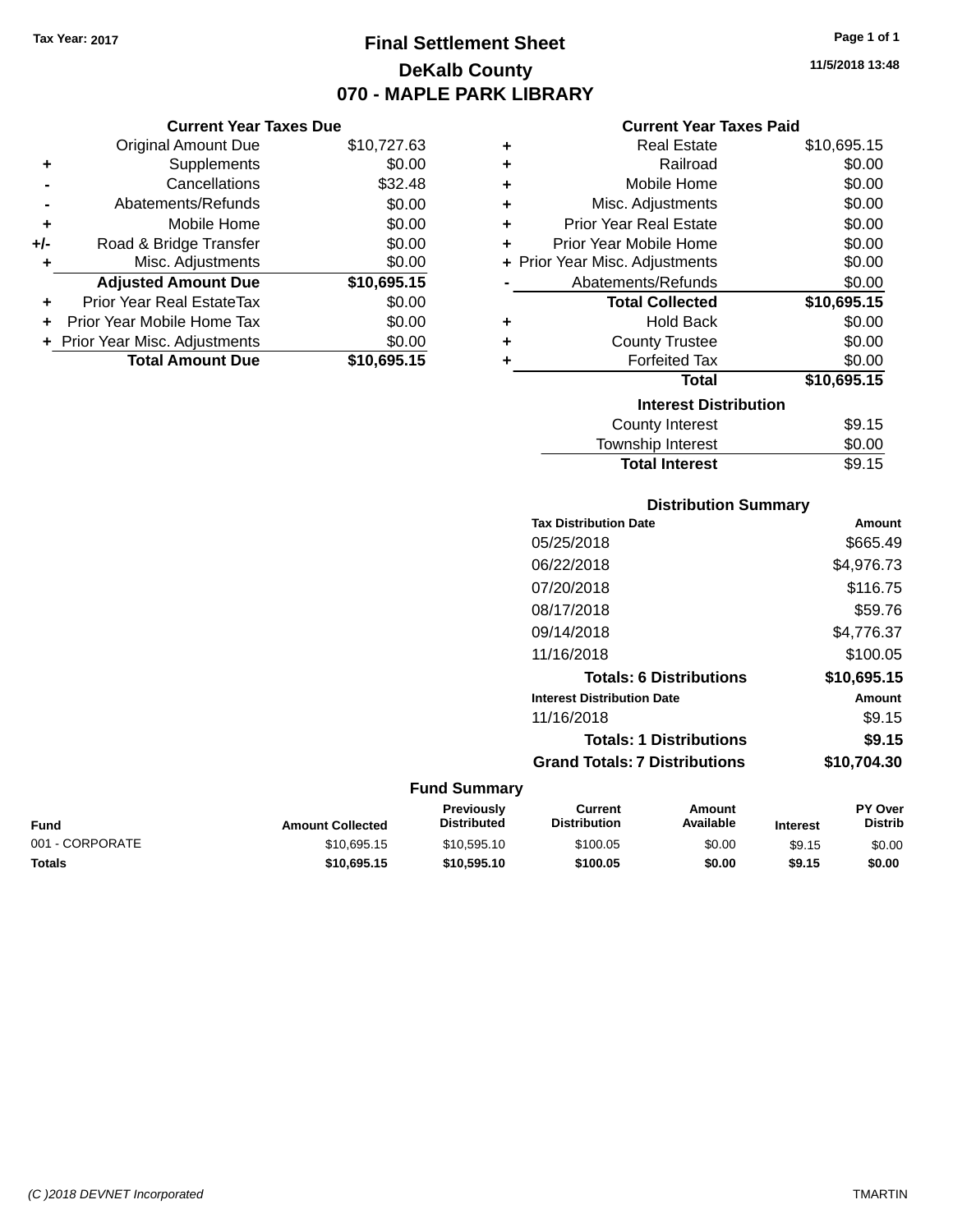Tax Year: 2017

# Final Settlement Sheet

## DeKalb County

## 070 - MAPLE PARK LIBRARY

11/5/2018 13:48

### Current Year Taxes Due

| | | |
|---|---|---|
| | Original Amount Due | $10,727.63 |
| + | Supplements | $0.00 |
| - | Cancellations | $32.48 |
| - | Abatements/Refunds | $0.00 |
| + | Mobile Home | $0.00 |
| +/- | Road & Bridge Transfer | $0.00 |
| + | Misc. Adjustments | $0.00 |
| | **Adjusted Amount Due** | **$10,695.15** |
| + | Prior Year Real EstateTax | $0.00 |
| + | Prior Year Mobile Home Tax | $0.00 |
| + | Prior Year Misc. Adjustments | $0.00 |
| | **Total Amount Due** | **$10,695.15** |

### Current Year Taxes Paid

| | | |
|---|---|---|
| + | Real Estate | $10,695.15 |
| + | Railroad | $0.00 |
| + | Mobile Home | $0.00 |
| + | Misc. Adjustments | $0.00 |
| + | Prior Year Real Estate | $0.00 |
| + | Prior Year Mobile Home | $0.00 |
| + | Prior Year Misc. Adjustments | $0.00 |
| - | Abatements/Refunds | $0.00 |
| | **Total Collected** | **$10,695.15** |
| + | Hold Back | $0.00 |
| + | County Trustee | $0.00 |
| + | Forfeited Tax | $0.00 |
| | **Total** | **$10,695.15** |

### Interest Distribution

| | |
|---|---|
| County Interest | $9.15 |
| Township Interest | $0.00 |
| **Total Interest** | $9.15 |

### Distribution Summary

| Tax Distribution Date | Amount |
|---|---|
| 05/25/2018 | $665.49 |
| 06/22/2018 | $4,976.73 |
| 07/20/2018 | $116.75 |
| 08/17/2018 | $59.76 |
| 09/14/2018 | $4,776.37 |
| 11/16/2018 | $100.05 |
| **Totals: 6 Distributions** | **$10,695.15** |

| Interest Distribution Date | Amount |
|---|---|
| 11/16/2018 | $9.15 |
| **Totals: 1 Distributions** | **$9.15** |
| **Grand Totals: 7 Distributions** | **$10,704.30** |

### Fund Summary

| Fund | Amount Collected | Previously Distributed | Current Distribution | Amount Available | Interest | PY Over Distrib |
|---|---|---|---|---|---|---|
| 001 - CORPORATE | $10,695.15 | $10,595.10 | $100.05 | $0.00 | $9.15 | $0.00 |
| **Totals** | **$10,695.15** | **$10,595.10** | **$100.05** | **$0.00** | **$9.15** | **$0.00** |

(C )2018 DEVNET Incorporated TMARTIN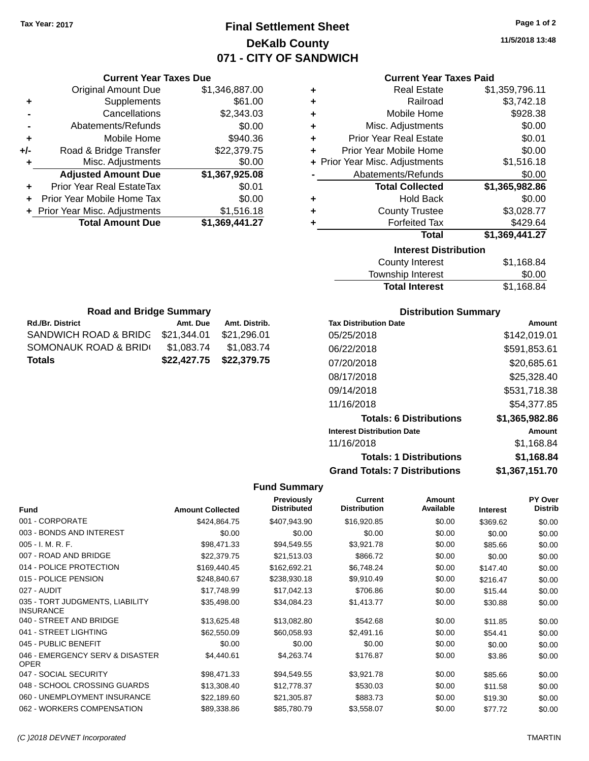Tax Year: 2017

# Final Settlement Sheet

## DeKalb County

## 071 - CITY OF SANDWICH

11/5/2018 13:48

### Current Year Taxes Due

| | | |
|---|---|---|
| | Original Amount Due | $1,346,887.00 |
| + | Supplements | $61.00 |
| - | Cancellations | $2,343.03 |
| - | Abatements/Refunds | $0.00 |
| + | Mobile Home | $940.36 |
| +/- | Road & Bridge Transfer | $22,379.75 |
| + | Misc. Adjustments | $0.00 |
| | **Adjusted Amount Due** | **$1,367,925.08** |
| + | Prior Year Real EstateTax | $0.01 |
| + | Prior Year Mobile Home Tax | $0.00 |
| + | Prior Year Misc. Adjustments | $1,516.18 |
| | **Total Amount Due** | **$1,369,441.27** |

### Current Year Taxes Paid

| | | |
|---|---|---|
| + | Real Estate | $1,359,796.11 |
| + | Railroad | $3,742.18 |
| + | Mobile Home | $928.38 |
| + | Misc. Adjustments | $0.00 |
| + | Prior Year Real Estate | $0.01 |
| + | Prior Year Mobile Home | $0.00 |
| + | Prior Year Misc. Adjustments | $1,516.18 |
| - | Abatements/Refunds | $0.00 |
| | **Total Collected** | **$1,365,982.86** |
| + | Hold Back | $0.00 |
| + | County Trustee | $3,028.77 |
| + | Forfeited Tax | $429.64 |
| | **Total** | **$1,369,441.27** |

### Interest Distribution

| | |
|---|---|
| County Interest | $1,168.84 |
| Township Interest | $0.00 |
| **Total Interest** | $1,168.84 |

### Road and Bridge Summary

| Rd./Br. District | Amt. Due | Amt. Distrib. |
|---|---|---|
| SANDWICH ROAD & BRIDG | $21,344.01 | $21,296.01 |
| SOMONAUK ROAD & BRID( | $1,083.74 | $1,083.74 |
| **Totals** | **$22,427.75** | **$22,379.75** |

### Distribution Summary

| Tax Distribution Date | Amount |
|---|---|
| 05/25/2018 | $142,019.01 |
| 06/22/2018 | $591,853.61 |
| 07/20/2018 | $20,685.61 |
| 08/17/2018 | $25,328.40 |
| 09/14/2018 | $531,718.38 |
| 11/16/2018 | $54,377.85 |
| **Totals: 6 Distributions** | **$1,365,982.86** |
| **Interest Distribution Date** | **Amount** |
| 11/16/2018 | $1,168.84 |
| **Totals: 1 Distributions** | **$1,168.84** |
| **Grand Totals: 7 Distributions** | **$1,367,151.70** |

### Fund Summary

| Fund | Amount Collected | Previously Distributed | Current Distribution | Amount Available | Interest | PY Over Distrib |
|---|---|---|---|---|---|---|
| 001 - CORPORATE | $424,864.75 | $407,943.90 | $16,920.85 | $0.00 | $369.62 | $0.00 |
| 003 - BONDS AND INTEREST | $0.00 | $0.00 | $0.00 | $0.00 | $0.00 | $0.00 |
| 005 - I. M. R. F. | $98,471.33 | $94,549.55 | $3,921.78 | $0.00 | $85.66 | $0.00 |
| 007 - ROAD AND BRIDGE | $22,379.75 | $21,513.03 | $866.72 | $0.00 | $0.00 | $0.00 |
| 014 - POLICE PROTECTION | $169,440.45 | $162,692.21 | $6,748.24 | $0.00 | $147.40 | $0.00 |
| 015 - POLICE PENSION | $248,840.67 | $238,930.18 | $9,910.49 | $0.00 | $216.47 | $0.00 |
| 027 - AUDIT | $17,748.99 | $17,042.13 | $706.86 | $0.00 | $15.44 | $0.00 |
| 035 - TORT JUDGMENTS, LIABILITY INSURANCE | $35,498.00 | $34,084.23 | $1,413.77 | $0.00 | $30.88 | $0.00 |
| 040 - STREET AND BRIDGE | $13,625.48 | $13,082.80 | $542.68 | $0.00 | $11.85 | $0.00 |
| 041 - STREET LIGHTING | $62,550.09 | $60,058.93 | $2,491.16 | $0.00 | $54.41 | $0.00 |
| 045 - PUBLIC BENEFIT | $0.00 | $0.00 | $0.00 | $0.00 | $0.00 | $0.00 |
| 046 - EMERGENCY SERV & DISASTER OPER | $4,440.61 | $4,263.74 | $176.87 | $0.00 | $3.86 | $0.00 |
| 047 - SOCIAL SECURITY | $98,471.33 | $94,549.55 | $3,921.78 | $0.00 | $85.66 | $0.00 |
| 048 - SCHOOL CROSSING GUARDS | $13,308.40 | $12,778.37 | $530.03 | $0.00 | $11.58 | $0.00 |
| 060 - UNEMPLOYMENT INSURANCE | $22,189.60 | $21,305.87 | $883.73 | $0.00 | $19.30 | $0.00 |
| 062 - WORKERS COMPENSATION | $89,338.86 | $85,780.79 | $3,558.07 | $0.00 | $77.72 | $0.00 |

(C )2018 DEVNET Incorporated TMARTIN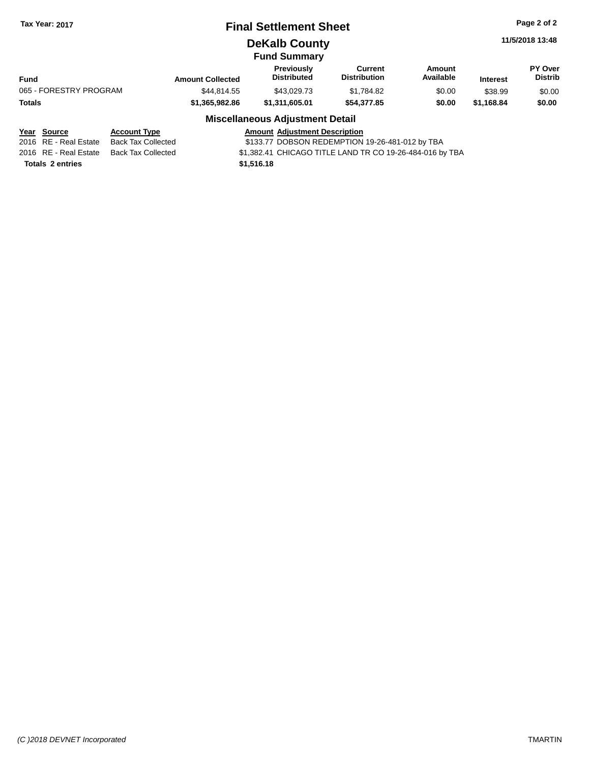Tax Year: 2017

# Final Settlement Sheet

## DeKalb County

### Fund Summary

| Fund | Amount Collected | Previously Distributed | Current Distribution | Amount Available | Interest | PY Over Distrib |
|---|---|---|---|---|---|---|
| 065 - FORESTRY PROGRAM | $44,814.55 | $43,029.73 | $1,784.82 | $0.00 | $38.99 | $0.00 |
| **Totals** | **$1,365,982.86** | **$1,311,605.01** | **$54,377.85** | **$0.00** | **$1,168.84** | **$0.00** |

### Miscellaneous Adjustment Detail

| Year | Source | Account Type | Amount | Adjustment Description |
|---|---|---|---|---|
| 2016 | RE - Real Estate | Back Tax Collected | $133.77 | DOBSON REDEMPTION 19-26-481-012 by TBA |
| 2016 | RE - Real Estate | Back Tax Collected | $1,382.41 | CHICAGO TITLE LAND TR CO 19-26-484-016 by TBA |
| **Totals 2 entries** | | | **$1,516.18** | |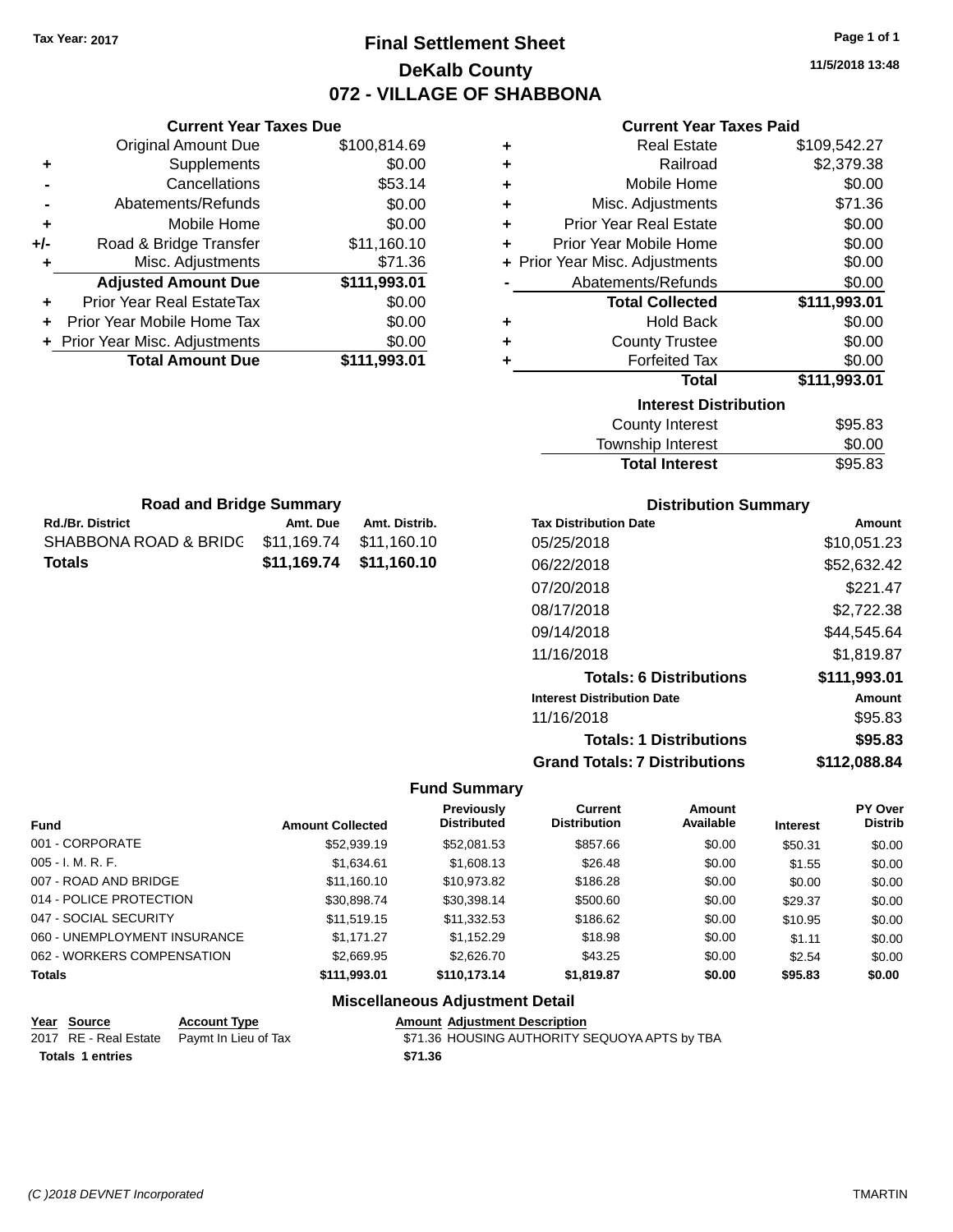Tax Year: 2017

# Final Settlement Sheet
## DeKalb County
## 072 - VILLAGE OF SHABBONA

11/5/2018 13:48

### Current Year Taxes Due

| | | |
|---|---|---|
| | Original Amount Due | $100,814.69 |
| + | Supplements | $0.00 |
| - | Cancellations | $53.14 |
| - | Abatements/Refunds | $0.00 |
| + | Mobile Home | $0.00 |
| +/- | Road & Bridge Transfer | $11,160.10 |
| + | Misc. Adjustments | $71.36 |
| | **Adjusted Amount Due** | **$111,993.01** |
| + | Prior Year Real EstateTax | $0.00 |
| + | Prior Year Mobile Home Tax | $0.00 |
| + | Prior Year Misc. Adjustments | $0.00 |
| | **Total Amount Due** | **$111,993.01** |

### Current Year Taxes Paid

| | | |
|---|---|---|
| + | Real Estate | $109,542.27 |
| + | Railroad | $2,379.38 |
| + | Mobile Home | $0.00 |
| + | Misc. Adjustments | $71.36 |
| + | Prior Year Real Estate | $0.00 |
| + | Prior Year Mobile Home | $0.00 |
| + | Prior Year Misc. Adjustments | $0.00 |
| - | Abatements/Refunds | $0.00 |
| | **Total Collected** | **$111,993.01** |
| + | Hold Back | $0.00 |
| + | County Trustee | $0.00 |
| + | Forfeited Tax | $0.00 |
| | **Total** | **$111,993.01** |

### Interest Distribution

| | |
|---|---|
| County Interest | $95.83 |
| Township Interest | $0.00 |
| **Total Interest** | $95.83 |

### Road and Bridge Summary

| Rd./Br. District | Amt. Due | Amt. Distrib. |
|---|---|---|
| SHABBONA ROAD & BRIDG | $11,169.74 | $11,160.10 |
| **Totals** | **$11,169.74** | **$11,160.10** |

### Distribution Summary

| Tax Distribution Date | Amount |
|---|---|
| 05/25/2018 | $10,051.23 |
| 06/22/2018 | $52,632.42 |
| 07/20/2018 | $221.47 |
| 08/17/2018 | $2,722.38 |
| 09/14/2018 | $44,545.64 |
| 11/16/2018 | $1,819.87 |
| **Totals: 6 Distributions** | **$111,993.01** |
| **Interest Distribution Date** | **Amount** |
| 11/16/2018 | $95.83 |
| **Totals: 1 Distributions** | **$95.83** |
| **Grand Totals: 7 Distributions** | **$112,088.84** |

### Fund Summary

| Fund | Amount Collected | Previously Distributed | Current Distribution | Amount Available | Interest | PY Over Distrib |
|---|---|---|---|---|---|---|
| 001 - CORPORATE | $52,939.19 | $52,081.53 | $857.66 | $0.00 | $50.31 | $0.00 |
| 005 - I. M. R. F. | $1,634.61 | $1,608.13 | $26.48 | $0.00 | $1.55 | $0.00 |
| 007 - ROAD AND BRIDGE | $11,160.10 | $10,973.82 | $186.28 | $0.00 | $0.00 | $0.00 |
| 014 - POLICE PROTECTION | $30,898.74 | $30,398.14 | $500.60 | $0.00 | $29.37 | $0.00 |
| 047 - SOCIAL SECURITY | $11,519.15 | $11,332.53 | $186.62 | $0.00 | $10.95 | $0.00 |
| 060 - UNEMPLOYMENT INSURANCE | $1,171.27 | $1,152.29 | $18.98 | $0.00 | $1.11 | $0.00 |
| 062 - WORKERS COMPENSATION | $2,669.95 | $2,626.70 | $43.25 | $0.00 | $2.54 | $0.00 |
| **Totals** | **$111,993.01** | **$110,173.14** | **$1,819.87** | **$0.00** | **$95.83** | **$0.00** |

### Miscellaneous Adjustment Detail

| Year | Source | Account Type | Amount | Adjustment Description |
|---|---|---|---|---|
| 2017 | RE - Real Estate | Paymt In Lieu of Tax | $71.36 | HOUSING AUTHORITY SEQUOYA APTS by TBA |
| **Totals 1 entries** | | | **$71.36** | |

(C )2018 DEVNET Incorporated TMARTIN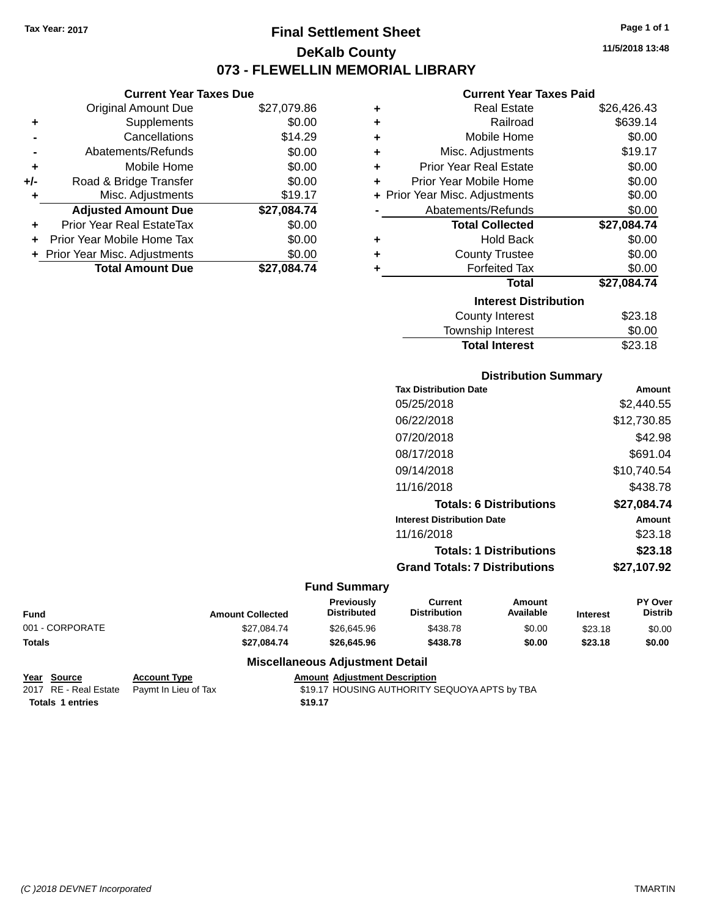**Tax Year: 2017**

# Final Settlement Sheet

## DeKalb County

## 073 - FLEWELLIN MEMORIAL LIBRARY

11/5/2018 13:48

### Current Year Taxes Due

| | | |
|---|---|---|
| | Original Amount Due | $27,079.86 |
| + | Supplements | $0.00 |
| - | Cancellations | $14.29 |
| - | Abatements/Refunds | $0.00 |
| + | Mobile Home | $0.00 |
| +/- | Road & Bridge Transfer | $0.00 |
| + | Misc. Adjustments | $19.17 |
| | **Adjusted Amount Due** | **$27,084.74** |
| + | Prior Year Real EstateTax | $0.00 |
| + | Prior Year Mobile Home Tax | $0.00 |
| + | Prior Year Misc. Adjustments | $0.00 |
| | **Total Amount Due** | **$27,084.74** |

### Current Year Taxes Paid

| | | |
|---|---|---|
| + | Real Estate | $26,426.43 |
| + | Railroad | $639.14 |
| + | Mobile Home | $0.00 |
| + | Misc. Adjustments | $19.17 |
| + | Prior Year Real Estate | $0.00 |
| + | Prior Year Mobile Home | $0.00 |
| + | Prior Year Misc. Adjustments | $0.00 |
| - | Abatements/Refunds | $0.00 |
| | **Total Collected** | **$27,084.74** |
| + | Hold Back | $0.00 |
| + | County Trustee | $0.00 |
| + | Forfeited Tax | $0.00 |
| | **Total** | **$27,084.74** |

### Interest Distribution

| | |
|---|---|
| County Interest | $23.18 |
| Township Interest | $0.00 |
| **Total Interest** | $23.18 |

### Distribution Summary

| Tax Distribution Date | Amount |
|---|---|
| 05/25/2018 | $2,440.55 |
| 06/22/2018 | $12,730.85 |
| 07/20/2018 | $42.98 |
| 08/17/2018 | $691.04 |
| 09/14/2018 | $10,740.54 |
| 11/16/2018 | $438.78 |
| **Totals: 6 Distributions** | **$27,084.74** |
| **Interest Distribution Date** | **Amount** |
| 11/16/2018 | $23.18 |
| **Totals: 1 Distributions** | **$23.18** |
| **Grand Totals: 7 Distributions** | **$27,107.92** |

### Fund Summary

| Fund | Amount Collected | Previously Distributed | Current Distribution | Amount Available | Interest | PY Over Distrib |
|---|---|---|---|---|---|---|
| 001 - CORPORATE | $27,084.74 | $26,645.96 | $438.78 | $0.00 | $23.18 | $0.00 |
| **Totals** | **$27,084.74** | **$26,645.96** | **$438.78** | **$0.00** | **$23.18** | **$0.00** |

### Miscellaneous Adjustment Detail

| Year | Source | Account Type | Amount | Adjustment Description |
|---|---|---|---|---|
| 2017 | RE - Real Estate | Paymt In Lieu of Tax | $19.17 | HOUSING AUTHORITY SEQUOYA APTS by TBA |
| **Totals** | **1 entries** | | **$19.17** | |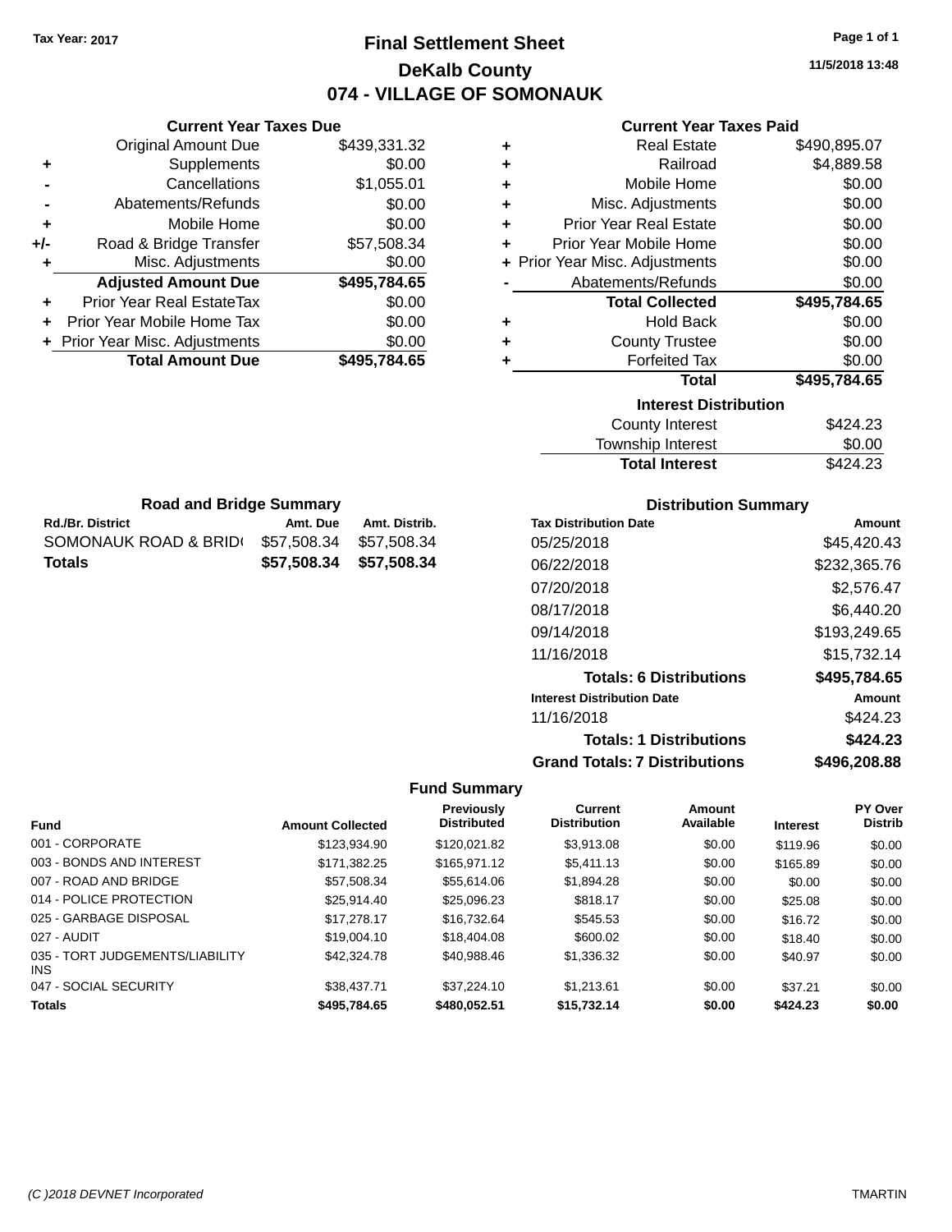Tax Year: 2017

# Final Settlement Sheet
## DeKalb County
## 074 - VILLAGE OF SOMONAUK

11/5/2018 13:48

### Current Year Taxes Due

| | | |
|---|---|---|
| | Original Amount Due | $439,331.32 |
| + | Supplements | $0.00 |
| - | Cancellations | $1,055.01 |
| - | Abatements/Refunds | $0.00 |
| + | Mobile Home | $0.00 |
| +/- | Road & Bridge Transfer | $57,508.34 |
| + | Misc. Adjustments | $0.00 |
| | **Adjusted Amount Due** | **$495,784.65** |
| + | Prior Year Real EstateTax | $0.00 |
| + | Prior Year Mobile Home Tax | $0.00 |
| + | Prior Year Misc. Adjustments | $0.00 |
| | **Total Amount Due** | **$495,784.65** |

### Current Year Taxes Paid

| | | |
|---|---|---|
| + | Real Estate | $490,895.07 |
| + | Railroad | $4,889.58 |
| + | Mobile Home | $0.00 |
| + | Misc. Adjustments | $0.00 |
| + | Prior Year Real Estate | $0.00 |
| + | Prior Year Mobile Home | $0.00 |
| + | Prior Year Misc. Adjustments | $0.00 |
| - | Abatements/Refunds | $0.00 |
| | **Total Collected** | **$495,784.65** |
| + | Hold Back | $0.00 |
| + | County Trustee | $0.00 |
| + | Forfeited Tax | $0.00 |
| | **Total** | **$495,784.65** |

### Interest Distribution

| | |
|---|---|
| County Interest | $424.23 |
| Township Interest | $0.00 |
| **Total Interest** | $424.23 |

### Road and Bridge Summary

| Rd./Br. District | Amt. Due | Amt. Distrib. |
|---|---|---|
| SOMONAUK ROAD & BRID( | $57,508.34 | $57,508.34 |
| **Totals** | **$57,508.34** | **$57,508.34** |

### Distribution Summary

| Tax Distribution Date | Amount |
|---|---|
| 05/25/2018 | $45,420.43 |
| 06/22/2018 | $232,365.76 |
| 07/20/2018 | $2,576.47 |
| 08/17/2018 | $6,440.20 |
| 09/14/2018 | $193,249.65 |
| 11/16/2018 | $15,732.14 |
| **Totals: 6 Distributions** | **$495,784.65** |
| **Interest Distribution Date** | **Amount** |
| 11/16/2018 | $424.23 |
| **Totals: 1 Distributions** | **$424.23** |
| **Grand Totals: 7 Distributions** | **$496,208.88** |

### Fund Summary

| Fund | Amount Collected | Previously Distributed | Current Distribution | Amount Available | Interest | PY Over Distrib |
|---|---|---|---|---|---|---|
| 001 - CORPORATE | $123,934.90 | $120,021.82 | $3,913.08 | $0.00 | $119.96 | $0.00 |
| 003 - BONDS AND INTEREST | $171,382.25 | $165,971.12 | $5,411.13 | $0.00 | $165.89 | $0.00 |
| 007 - ROAD AND BRIDGE | $57,508.34 | $55,614.06 | $1,894.28 | $0.00 | $0.00 | $0.00 |
| 014 - POLICE PROTECTION | $25,914.40 | $25,096.23 | $818.17 | $0.00 | $25.08 | $0.00 |
| 025 - GARBAGE DISPOSAL | $17,278.17 | $16,732.64 | $545.53 | $0.00 | $16.72 | $0.00 |
| 027 - AUDIT | $19,004.10 | $18,404.08 | $600.02 | $0.00 | $18.40 | $0.00 |
| 035 - TORT JUDGEMENTS/LIABILITY INS | $42,324.78 | $40,988.46 | $1,336.32 | $0.00 | $40.97 | $0.00 |
| 047 - SOCIAL SECURITY | $38,437.71 | $37,224.10 | $1,213.61 | $0.00 | $37.21 | $0.00 |
| **Totals** | **$495,784.65** | **$480,052.51** | **$15,732.14** | **$0.00** | **$424.23** | **$0.00** |

(C )2018 DEVNET Incorporated — TMARTIN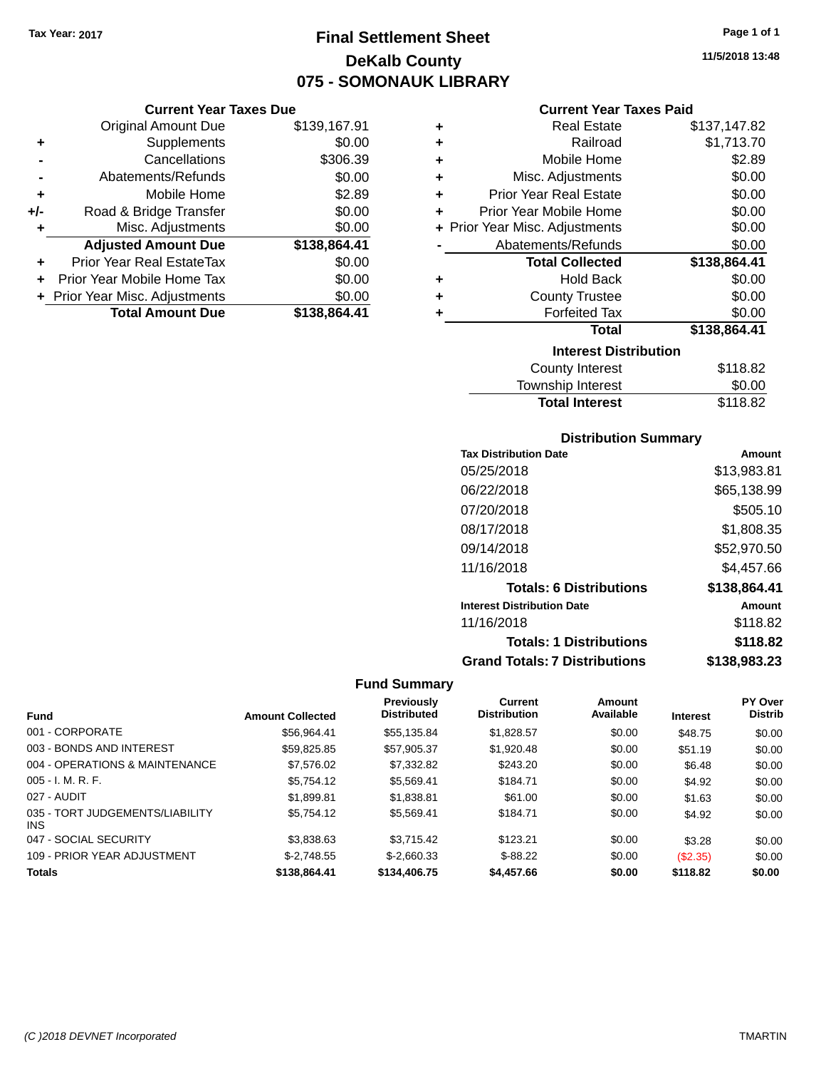Tax Year: 2017

# Final Settlement Sheet
## DeKalb County
## 075 - SOMONAUK LIBRARY

11/5/2018 13:48

### Current Year Taxes Due

| | | |
|---|---|---|
| | Original Amount Due | $139,167.91 |
| + | Supplements | $0.00 |
| - | Cancellations | $306.39 |
| - | Abatements/Refunds | $0.00 |
| + | Mobile Home | $2.89 |
| +/- | Road & Bridge Transfer | $0.00 |
| + | Misc. Adjustments | $0.00 |
| | **Adjusted Amount Due** | **$138,864.41** |
| + | Prior Year Real EstateTax | $0.00 |
| + | Prior Year Mobile Home Tax | $0.00 |
| + | Prior Year Misc. Adjustments | $0.00 |
| | **Total Amount Due** | **$138,864.41** |

### Current Year Taxes Paid

| | | |
|---|---|---|
| + | Real Estate | $137,147.82 |
| + | Railroad | $1,713.70 |
| + | Mobile Home | $2.89 |
| + | Misc. Adjustments | $0.00 |
| + | Prior Year Real Estate | $0.00 |
| + | Prior Year Mobile Home | $0.00 |
| + | Prior Year Misc. Adjustments | $0.00 |
| - | Abatements/Refunds | $0.00 |
| | **Total Collected** | **$138,864.41** |
| + | Hold Back | $0.00 |
| + | County Trustee | $0.00 |
| + | Forfeited Tax | $0.00 |
| | **Total** | **$138,864.41** |

### Interest Distribution

| | |
|---|---|
| County Interest | $118.82 |
| Township Interest | $0.00 |
| **Total Interest** | $118.82 |

### Distribution Summary

| Tax Distribution Date | Amount |
|---|---|
| 05/25/2018 | $13,983.81 |
| 06/22/2018 | $65,138.99 |
| 07/20/2018 | $505.10 |
| 08/17/2018 | $1,808.35 |
| 09/14/2018 | $52,970.50 |
| 11/16/2018 | $4,457.66 |
| **Totals: 6 Distributions** | **$138,864.41** |
| **Interest Distribution Date** | **Amount** |
| 11/16/2018 | $118.82 |
| **Totals: 1 Distributions** | **$118.82** |
| **Grand Totals: 7 Distributions** | **$138,983.23** |

### Fund Summary

| Fund | Amount Collected | Previously Distributed | Current Distribution | Amount Available | Interest | PY Over Distrib |
|---|---|---|---|---|---|---|
| 001 - CORPORATE | $56,964.41 | $55,135.84 | $1,828.57 | $0.00 | $48.75 | $0.00 |
| 003 - BONDS AND INTEREST | $59,825.85 | $57,905.37 | $1,920.48 | $0.00 | $51.19 | $0.00 |
| 004 - OPERATIONS & MAINTENANCE | $7,576.02 | $7,332.82 | $243.20 | $0.00 | $6.48 | $0.00 |
| 005 - I. M. R. F. | $5,754.12 | $5,569.41 | $184.71 | $0.00 | $4.92 | $0.00 |
| 027 - AUDIT | $1,899.81 | $1,838.81 | $61.00 | $0.00 | $1.63 | $0.00 |
| 035 - TORT JUDGEMENTS/LIABILITY INS | $5,754.12 | $5,569.41 | $184.71 | $0.00 | $4.92 | $0.00 |
| 047 - SOCIAL SECURITY | $3,838.63 | $3,715.42 | $123.21 | $0.00 | $3.28 | $0.00 |
| 109 - PRIOR YEAR ADJUSTMENT | $-2,748.55 | $-2,660.33 | $-88.22 | $0.00 | ($2.35) | $0.00 |
| **Totals** | **$138,864.41** | **$134,406.75** | **$4,457.66** | **$0.00** | **$118.82** | **$0.00** |

(C )2018 DEVNET Incorporated TMARTIN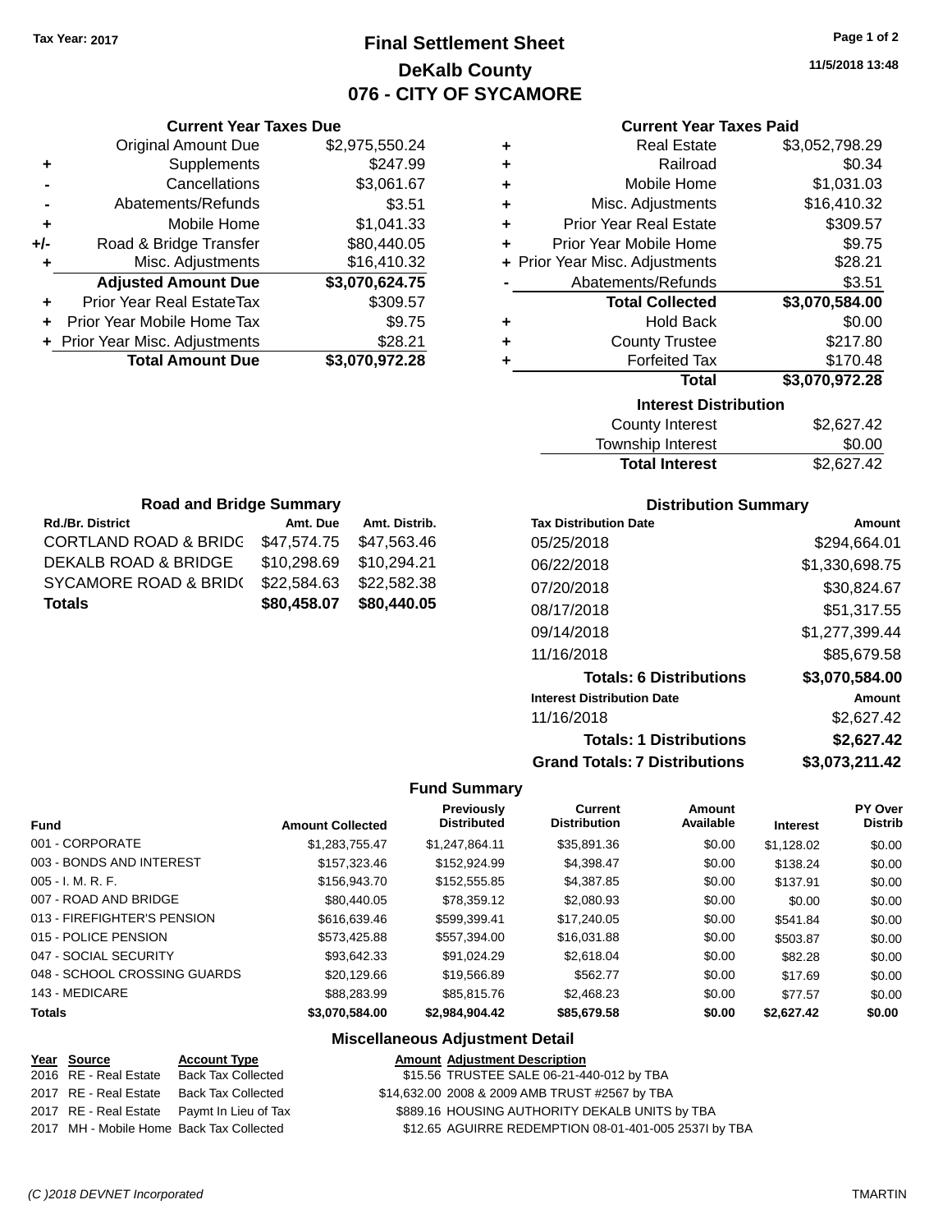Tax Year: 2017

# Final Settlement Sheet
## DeKalb County
## 076 - CITY OF SYCAMORE

11/5/2018 13:48

### Current Year Taxes Due

| | | |
|---|---|---|
| | Original Amount Due | $2,975,550.24 |
| + | Supplements | $247.99 |
| - | Cancellations | $3,061.67 |
| - | Abatements/Refunds | $3.51 |
| + | Mobile Home | $1,041.33 |
| +/- | Road & Bridge Transfer | $80,440.05 |
| + | Misc. Adjustments | $16,410.32 |
| | **Adjusted Amount Due** | **$3,070,624.75** |
| + | Prior Year Real EstateTax | $309.57 |
| + | Prior Year Mobile Home Tax | $9.75 |
| + | Prior Year Misc. Adjustments | $28.21 |
| | **Total Amount Due** | **$3,070,972.28** |

### Current Year Taxes Paid

| | | |
|---|---|---|
| + | Real Estate | $3,052,798.29 |
| + | Railroad | $0.34 |
| + | Mobile Home | $1,031.03 |
| + | Misc. Adjustments | $16,410.32 |
| + | Prior Year Real Estate | $309.57 |
| + | Prior Year Mobile Home | $9.75 |
| + | Prior Year Misc. Adjustments | $28.21 |
| - | Abatements/Refunds | $3.51 |
| | **Total Collected** | **$3,070,584.00** |
| + | Hold Back | $0.00 |
| + | County Trustee | $217.80 |
| + | Forfeited Tax | $170.48 |
| | **Total** | **$3,070,972.28** |

### Interest Distribution

| | |
|---|---|
| County Interest | $2,627.42 |
| Township Interest | $0.00 |
| **Total Interest** | $2,627.42 |

### Road and Bridge Summary

| Rd./Br. District | Amt. Due | Amt. Distrib. |
|---|---|---|
| CORTLAND ROAD & BRIDG | $47,574.75 | $47,563.46 |
| DEKALB ROAD & BRIDGE | $10,298.69 | $10,294.21 |
| SYCAMORE ROAD & BRID( | $22,584.63 | $22,582.38 |
| **Totals** | **$80,458.07** | **$80,440.05** |

### Distribution Summary

| Tax Distribution Date | Amount |
|---|---|
| 05/25/2018 | $294,664.01 |
| 06/22/2018 | $1,330,698.75 |
| 07/20/2018 | $30,824.67 |
| 08/17/2018 | $51,317.55 |
| 09/14/2018 | $1,277,399.44 |
| 11/16/2018 | $85,679.58 |
| **Totals: 6 Distributions** | **$3,070,584.00** |
| **Interest Distribution Date** | **Amount** |
| 11/16/2018 | $2,627.42 |
| **Totals: 1 Distributions** | **$2,627.42** |
| **Grand Totals: 7 Distributions** | **$3,073,211.42** |

### Fund Summary

| Fund | Amount Collected | Previously Distributed | Current Distribution | Amount Available | Interest | PY Over Distrib |
|---|---|---|---|---|---|---|
| 001 - CORPORATE | $1,283,755.47 | $1,247,864.11 | $35,891.36 | $0.00 | $1,128.02 | $0.00 |
| 003 - BONDS AND INTEREST | $157,323.46 | $152,924.99 | $4,398.47 | $0.00 | $138.24 | $0.00 |
| 005 - I. M. R. F. | $156,943.70 | $152,555.85 | $4,387.85 | $0.00 | $137.91 | $0.00 |
| 007 - ROAD AND BRIDGE | $80,440.05 | $78,359.12 | $2,080.93 | $0.00 | $0.00 | $0.00 |
| 013 - FIREFIGHTER'S PENSION | $616,639.46 | $599,399.41 | $17,240.05 | $0.00 | $541.84 | $0.00 |
| 015 - POLICE PENSION | $573,425.88 | $557,394.00 | $16,031.88 | $0.00 | $503.87 | $0.00 |
| 047 - SOCIAL SECURITY | $93,642.33 | $91,024.29 | $2,618.04 | $0.00 | $82.28 | $0.00 |
| 048 - SCHOOL CROSSING GUARDS | $20,129.66 | $19,566.89 | $562.77 | $0.00 | $17.69 | $0.00 |
| 143 - MEDICARE | $88,283.99 | $85,815.76 | $2,468.23 | $0.00 | $77.57 | $0.00 |
| **Totals** | **$3,070,584.00** | **$2,984,904.42** | **$85,679.58** | **$0.00** | **$2,627.42** | **$0.00** |

### Miscellaneous Adjustment Detail

| Year | Source | Account Type | Amount | Adjustment Description |
|---|---|---|---|---|
| 2016 | RE - Real Estate | Back Tax Collected | $15.56 | TRUSTEE SALE 06-21-440-012 by TBA |
| 2017 | RE - Real Estate | Back Tax Collected | $14,632.00 | 2008 & 2009 AMB TRUST #2567 by TBA |
| 2017 | RE - Real Estate | Paymt In Lieu of Tax | $889.16 | HOUSING AUTHORITY DEKALB UNITS by TBA |
| 2017 | MH - Mobile Home | Back Tax Collected | $12.65 | AGUIRRE REDEMPTION 08-01-401-005 2537I by TBA |

(C )2018 DEVNET Incorporated TMARTIN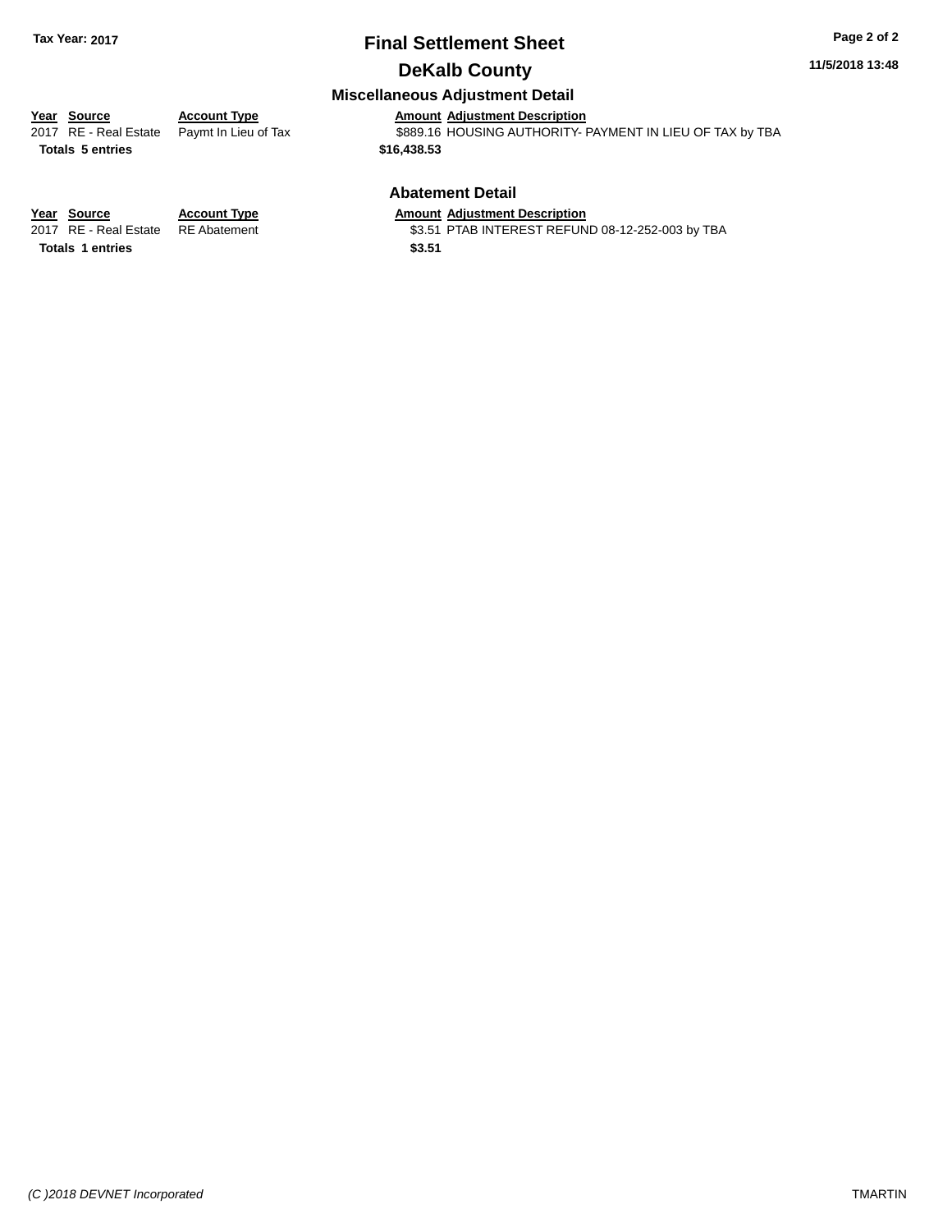## Final Settlement Sheet

## DeKalb County

Tax Year: 2017

11/5/2018 13:48

### Miscellaneous Adjustment Detail

| Year | Source | Account Type | Amount | Adjustment Description |
|---|---|---|---|---|
| 2017 | RE - Real Estate | Paymt In Lieu of Tax | $889.16 | HOUSING AUTHORITY- PAYMENT IN LIEU OF TAX by TBA |
| **Totals 5 entries** | | | **$16,438.53** | |

### Abatement Detail

| Year | Source | Account Type | Amount | Adjustment Description |
|---|---|---|---|---|
| 2017 | RE - Real Estate | RE Abatement | $3.51 | PTAB INTEREST REFUND 08-12-252-003 by TBA |
| **Totals 1 entries** | | | **$3.51** | |

*(C )2018 DEVNET Incorporated* TMARTIN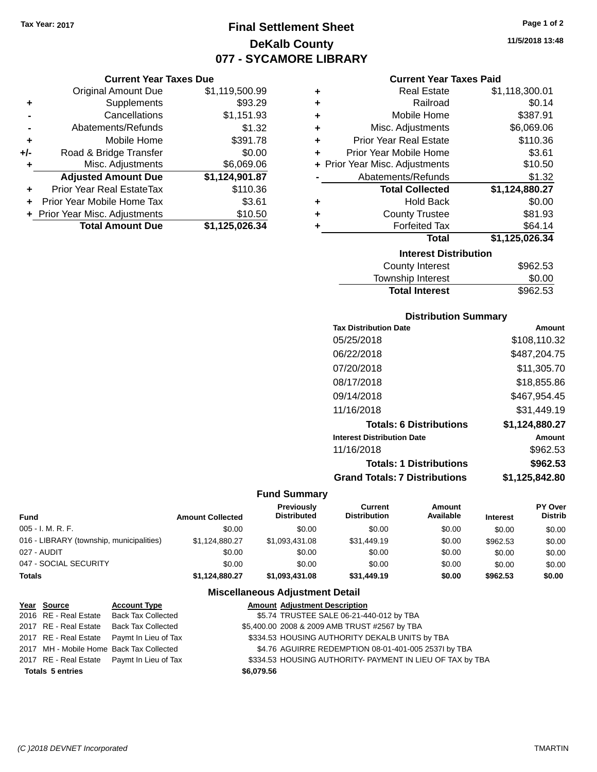Tax Year: 2017

# Final Settlement Sheet

## DeKalb County

## 077 - SYCAMORE LIBRARY

11/5/2018 13:48

### Current Year Taxes Due

| | | |
|---|---|---|
| | Original Amount Due | $1,119,500.99 |
| + | Supplements | $93.29 |
| - | Cancellations | $1,151.93 |
| - | Abatements/Refunds | $1.32 |
| + | Mobile Home | $391.78 |
| +/- | Road & Bridge Transfer | $0.00 |
| + | Misc. Adjustments | $6,069.06 |
| | **Adjusted Amount Due** | **$1,124,901.87** |
| + | Prior Year Real EstateTax | $110.36 |
| + | Prior Year Mobile Home Tax | $3.61 |
| + | Prior Year Misc. Adjustments | $10.50 |
| | **Total Amount Due** | **$1,125,026.34** |

### Current Year Taxes Paid

| | | |
|---|---|---|
| + | Real Estate | $1,118,300.01 |
| + | Railroad | $0.14 |
| + | Mobile Home | $387.91 |
| + | Misc. Adjustments | $6,069.06 |
| + | Prior Year Real Estate | $110.36 |
| + | Prior Year Mobile Home | $3.61 |
| + | Prior Year Misc. Adjustments | $10.50 |
| - | Abatements/Refunds | $1.32 |
| | **Total Collected** | **$1,124,880.27** |
| + | Hold Back | $0.00 |
| + | County Trustee | $81.93 |
| + | Forfeited Tax | $64.14 |
| | **Total** | **$1,125,026.34** |

### Interest Distribution

| | |
|---|---|
| County Interest | $962.53 |
| Township Interest | $0.00 |
| **Total Interest** | $962.53 |

### Distribution Summary

| Tax Distribution Date | Amount |
|---|---|
| 05/25/2018 | $108,110.32 |
| 06/22/2018 | $487,204.75 |
| 07/20/2018 | $11,305.70 |
| 08/17/2018 | $18,855.86 |
| 09/14/2018 | $467,954.45 |
| 11/16/2018 | $31,449.19 |
| **Totals: 6 Distributions** | **$1,124,880.27** |
| **Interest Distribution Date** | **Amount** |
| 11/16/2018 | $962.53 |
| **Totals: 1 Distributions** | **$962.53** |
| **Grand Totals: 7 Distributions** | **$1,125,842.80** |

### Fund Summary

| Fund | Amount Collected | Previously Distributed | Current Distribution | Amount Available | Interest | PY Over Distrib |
|---|---|---|---|---|---|---|
| 005 - I. M. R. F. | $0.00 | $0.00 | $0.00 | $0.00 | $0.00 | $0.00 |
| 016 - LIBRARY (township, municipalities) | $1,124,880.27 | $1,093,431.08 | $31,449.19 | $0.00 | $962.53 | $0.00 |
| 027 - AUDIT | $0.00 | $0.00 | $0.00 | $0.00 | $0.00 | $0.00 |
| 047 - SOCIAL SECURITY | $0.00 | $0.00 | $0.00 | $0.00 | $0.00 | $0.00 |
| **Totals** | **$1,124,880.27** | **$1,093,431.08** | **$31,449.19** | **$0.00** | **$962.53** | **$0.00** |

### Miscellaneous Adjustment Detail

| Year | Source | Account Type | Amount | Adjustment Description |
|---|---|---|---|---|
| 2016 | RE - Real Estate | Back Tax Collected | $5.74 | TRUSTEE SALE 06-21-440-012 by TBA |
| 2017 | RE - Real Estate | Back Tax Collected | $5,400.00 | 2008 & 2009 AMB TRUST #2567 by TBA |
| 2017 | RE - Real Estate | Paymt In Lieu of Tax | $334.53 | HOUSING AUTHORITY DEKALB UNITS by TBA |
| 2017 | MH - Mobile Home | Back Tax Collected | $4.76 | AGUIRRE REDEMPTION 08-01-401-005 2537I by TBA |
| 2017 | RE - Real Estate | Paymt In Lieu of Tax | $334.53 | HOUSING AUTHORITY- PAYMENT IN LIEU OF TAX by TBA |
| **Totals 5 entries** | | | **$6,079.56** | |

(C )2018 DEVNET Incorporated TMARTIN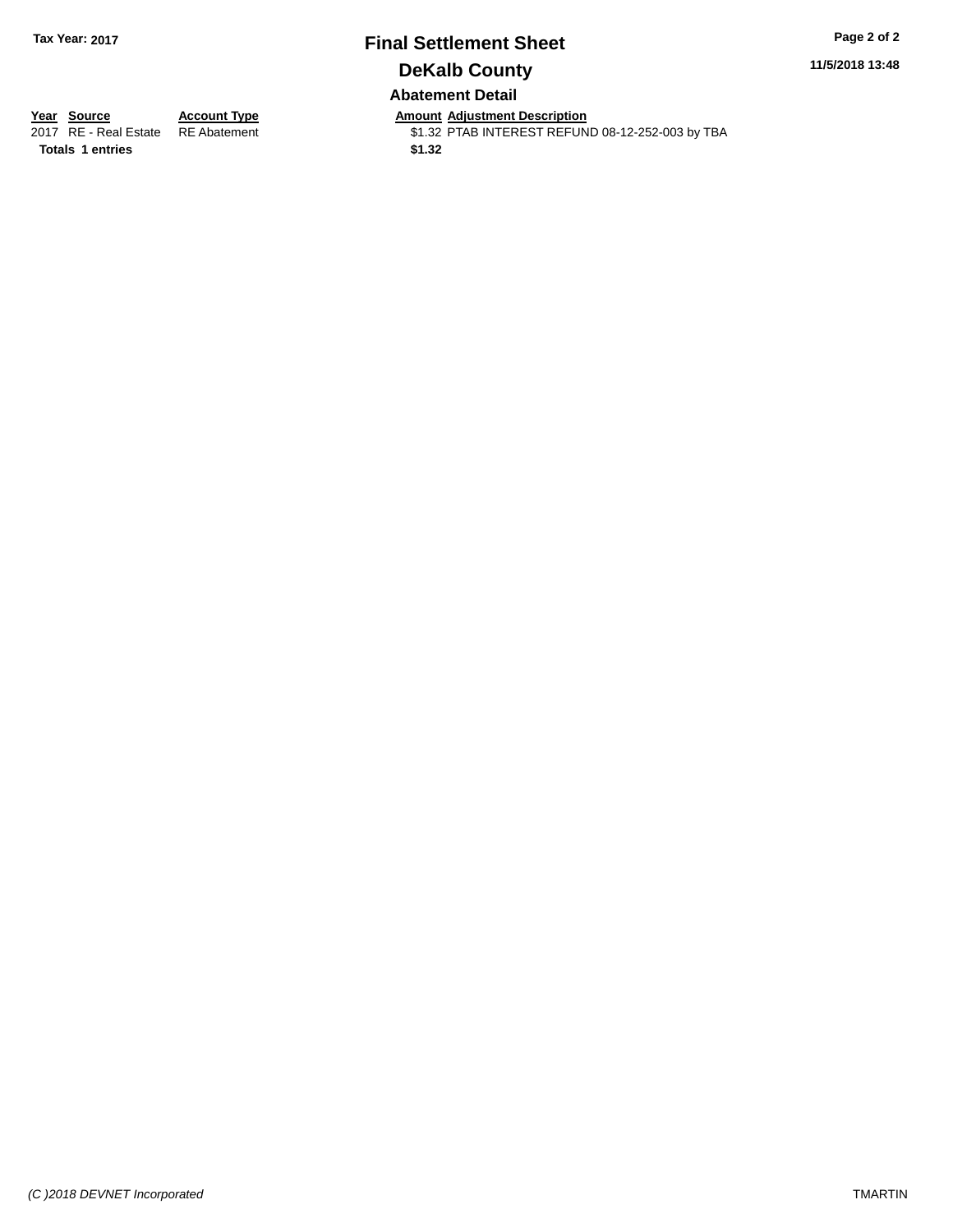**Tax Year: 2017**

# Final Settlement Sheet

## DeKalb County

### Abatement Detail

| Year | Source | Account Type | Amount | Adjustment Description |
|---|---|---|---|---|
| 2017 | RE - Real Estate | RE Abatement | $1.32 | PTAB INTEREST REFUND 08-12-252-003 by TBA |
| **Totals** | **1 entries** | | **$1.32** | |

11/5/2018 13:48

*(C )2018 DEVNET Incorporated* TMARTIN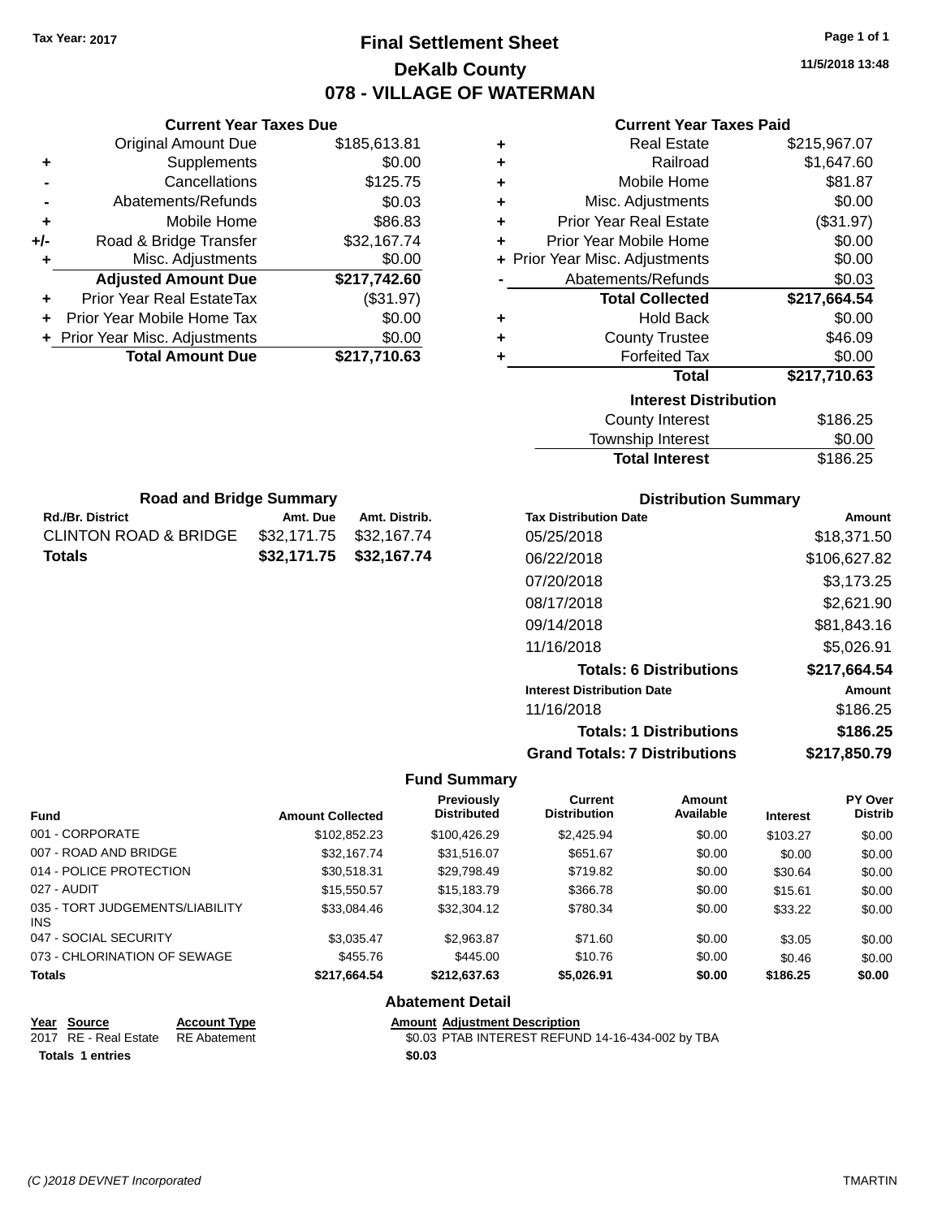Tax Year: 2017

# Final Settlement Sheet

## DeKalb County

## 078 - VILLAGE OF WATERMAN

11/5/2018 13:48

### Current Year Taxes Due

| | | |
|---|---|---|
| | Original Amount Due | $185,613.81 |
| + | Supplements | $0.00 |
| - | Cancellations | $125.75 |
| - | Abatements/Refunds | $0.03 |
| + | Mobile Home | $86.83 |
| +/- | Road & Bridge Transfer | $32,167.74 |
| + | Misc. Adjustments | $0.00 |
| | **Adjusted Amount Due** | **$217,742.60** |
| + | Prior Year Real EstateTax | ($31.97) |
| + | Prior Year Mobile Home Tax | $0.00 |
| + | Prior Year Misc. Adjustments | $0.00 |
| | **Total Amount Due** | **$217,710.63** |

### Current Year Taxes Paid

| | | |
|---|---|---|
| + | Real Estate | $215,967.07 |
| + | Railroad | $1,647.60 |
| + | Mobile Home | $81.87 |
| + | Misc. Adjustments | $0.00 |
| + | Prior Year Real Estate | ($31.97) |
| + | Prior Year Mobile Home | $0.00 |
| + | Prior Year Misc. Adjustments | $0.00 |
| - | Abatements/Refunds | $0.03 |
| | **Total Collected** | **$217,664.54** |
| + | Hold Back | $0.00 |
| + | County Trustee | $46.09 |
| + | Forfeited Tax | $0.00 |
| | **Total** | **$217,710.63** |

### Interest Distribution

| | |
|---|---|
| County Interest | $186.25 |
| Township Interest | $0.00 |
| **Total Interest** | $186.25 |

### Road and Bridge Summary

| Rd./Br. District | Amt. Due | Amt. Distrib. |
|---|---|---|
| CLINTON ROAD & BRIDGE | $32,171.75 | $32,167.74 |
| **Totals** | **$32,171.75** | **$32,167.74** |

### Distribution Summary

| Tax Distribution Date | Amount |
|---|---|
| 05/25/2018 | $18,371.50 |
| 06/22/2018 | $106,627.82 |
| 07/20/2018 | $3,173.25 |
| 08/17/2018 | $2,621.90 |
| 09/14/2018 | $81,843.16 |
| 11/16/2018 | $5,026.91 |
| **Totals: 6 Distributions** | **$217,664.54** |
| **Interest Distribution Date** | **Amount** |
| 11/16/2018 | $186.25 |
| **Totals: 1 Distributions** | **$186.25** |
| **Grand Totals: 7 Distributions** | **$217,850.79** |

### Fund Summary

| Fund | Amount Collected | Previously Distributed | Current Distribution | Amount Available | Interest | PY Over Distrib |
|---|---|---|---|---|---|---|
| 001 - CORPORATE | $102,852.23 | $100,426.29 | $2,425.94 | $0.00 | $103.27 | $0.00 |
| 007 - ROAD AND BRIDGE | $32,167.74 | $31,516.07 | $651.67 | $0.00 | $0.00 | $0.00 |
| 014 - POLICE PROTECTION | $30,518.31 | $29,798.49 | $719.82 | $0.00 | $30.64 | $0.00 |
| 027 - AUDIT | $15,550.57 | $15,183.79 | $366.78 | $0.00 | $15.61 | $0.00 |
| 035 - TORT JUDGEMENTS/LIABILITY INS | $33,084.46 | $32,304.12 | $780.34 | $0.00 | $33.22 | $0.00 |
| 047 - SOCIAL SECURITY | $3,035.47 | $2,963.87 | $71.60 | $0.00 | $3.05 | $0.00 |
| 073 - CHLORINATION OF SEWAGE | $455.76 | $445.00 | $10.76 | $0.00 | $0.46 | $0.00 |
| **Totals** | **$217,664.54** | **$212,637.63** | **$5,026.91** | **$0.00** | **$186.25** | **$0.00** |

### Abatement Detail

| Year | Source | Account Type | Amount | Adjustment Description |
|---|---|---|---|---|
| 2017 | RE - Real Estate | RE Abatement | $0.03 | PTAB INTEREST REFUND 14-16-434-002 by TBA |
| **Totals** | **1 entries** | | **$0.03** | |

(C )2018 DEVNET Incorporated TMARTIN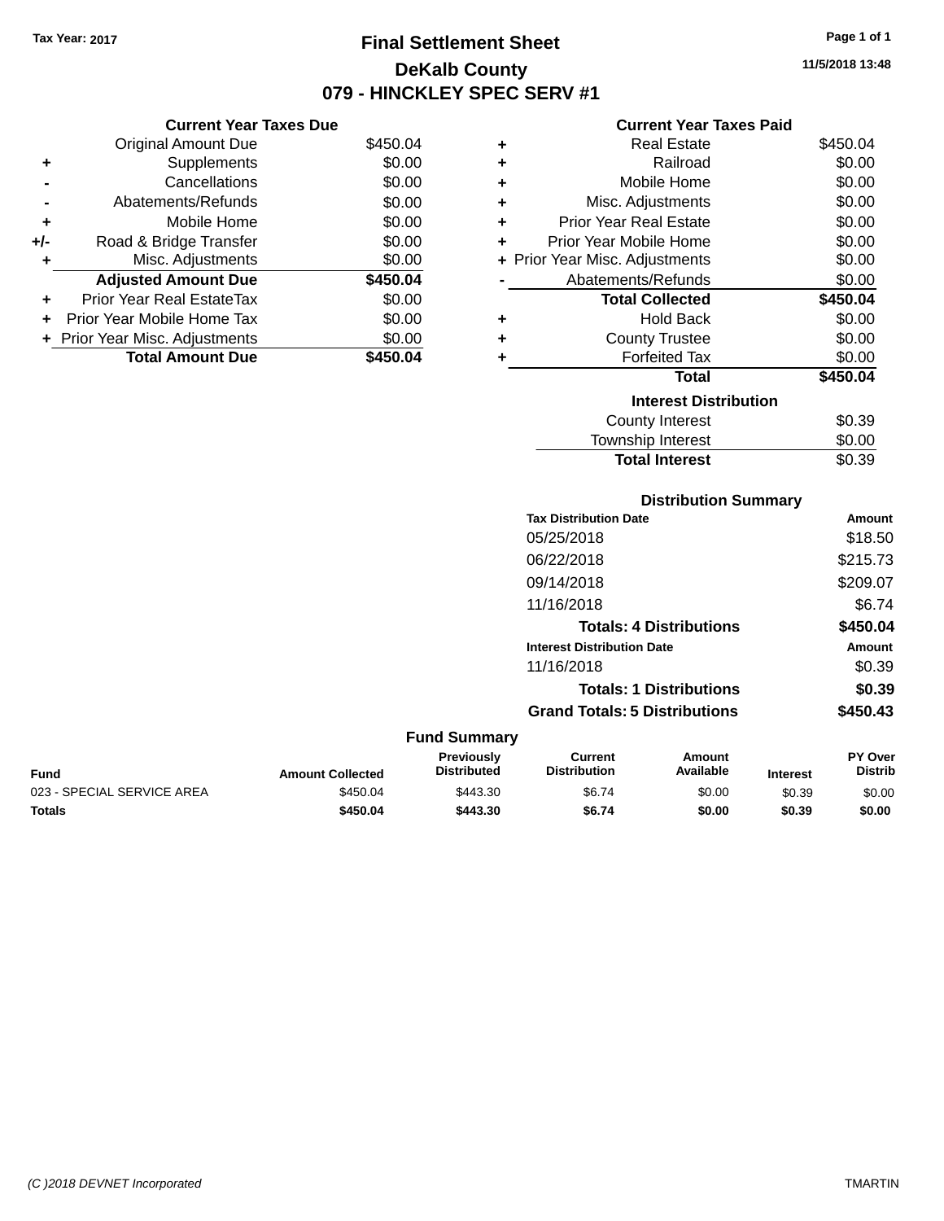Tax Year: 2017

# Final Settlement Sheet
## DeKalb County
## 079 - HINCKLEY SPEC SERV #1

11/5/2018 13:48

### Current Year Taxes Due

| | | |
|---|---|---|
| | Original Amount Due | $450.04 |
| + | Supplements | $0.00 |
| - | Cancellations | $0.00 |
| - | Abatements/Refunds | $0.00 |
| + | Mobile Home | $0.00 |
| +/- | Road & Bridge Transfer | $0.00 |
| + | Misc. Adjustments | $0.00 |
| | **Adjusted Amount Due** | **$450.04** |
| + | Prior Year Real EstateTax | $0.00 |
| + | Prior Year Mobile Home Tax | $0.00 |
| + | Prior Year Misc. Adjustments | $0.00 |
| | **Total Amount Due** | **$450.04** |

### Current Year Taxes Paid

| | | |
|---|---|---|
| + | Real Estate | $450.04 |
| + | Railroad | $0.00 |
| + | Mobile Home | $0.00 |
| + | Misc. Adjustments | $0.00 |
| + | Prior Year Real Estate | $0.00 |
| + | Prior Year Mobile Home | $0.00 |
| + | Prior Year Misc. Adjustments | $0.00 |
| - | Abatements/Refunds | $0.00 |
| | **Total Collected** | **$450.04** |
| + | Hold Back | $0.00 |
| + | County Trustee | $0.00 |
| + | Forfeited Tax | $0.00 |
| | **Total** | **$450.04** |

### Interest Distribution

| | |
|---|---|
| County Interest | $0.39 |
| Township Interest | $0.00 |
| **Total Interest** | $0.39 |

### Distribution Summary

| Tax Distribution Date | Amount |
|---|---|
| 05/25/2018 | $18.50 |
| 06/22/2018 | $215.73 |
| 09/14/2018 | $209.07 |
| 11/16/2018 | $6.74 |
| **Totals: 4 Distributions** | **$450.04** |
| **Interest Distribution Date** | **Amount** |
| 11/16/2018 | $0.39 |
| **Totals: 1 Distributions** | **$0.39** |
| **Grand Totals: 5 Distributions** | **$450.43** |

### Fund Summary

| Fund | Amount Collected | Previously Distributed | Current Distribution | Amount Available | Interest | PY Over Distrib |
|---|---|---|---|---|---|---|
| 023 - SPECIAL SERVICE AREA | $450.04 | $443.30 | $6.74 | $0.00 | $0.39 | $0.00 |
| **Totals** | **$450.04** | **$443.30** | **$6.74** | **$0.00** | **$0.39** | **$0.00** |

(C )2018 DEVNET Incorporated — TMARTIN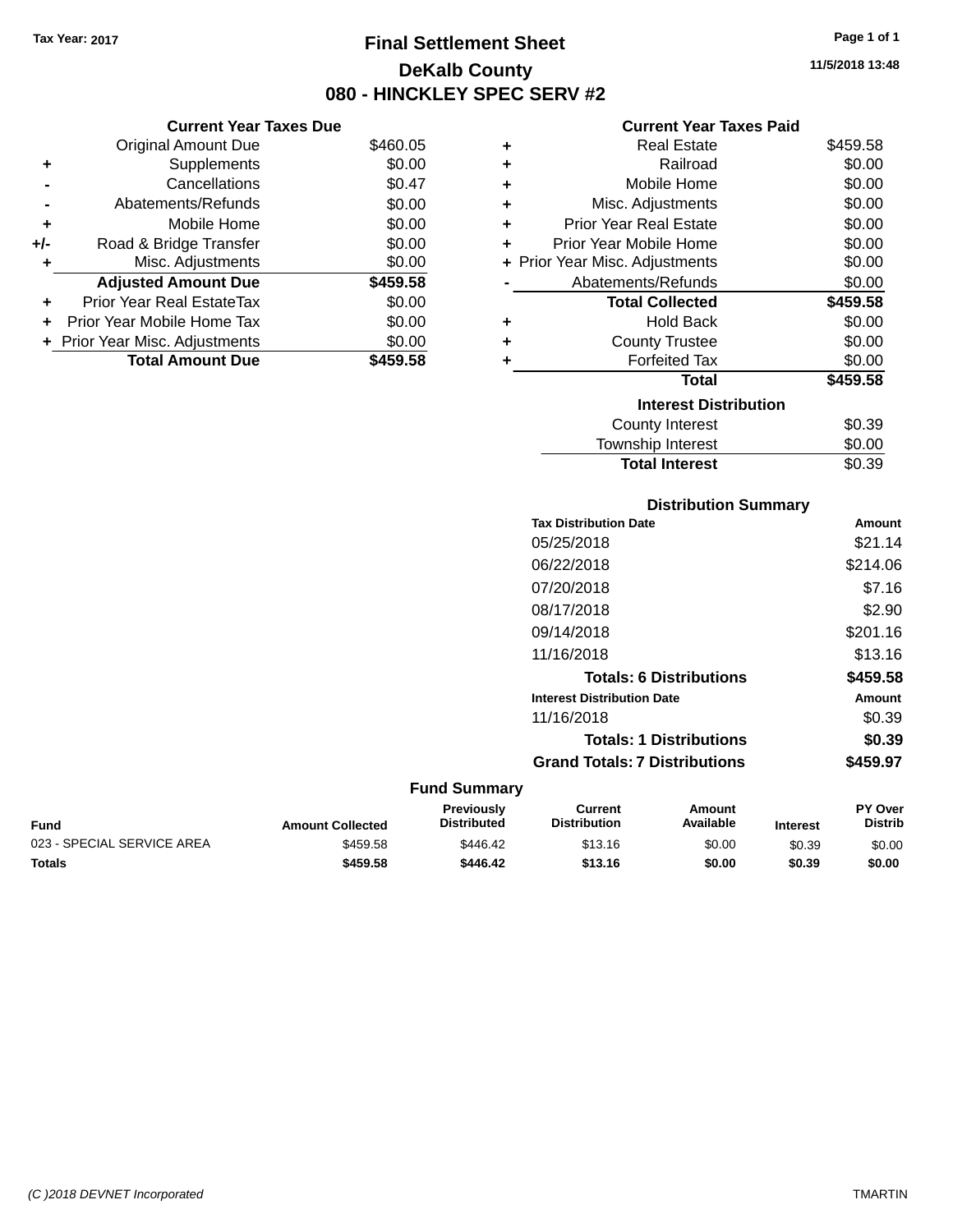Tax Year: 2017

# Final Settlement Sheet

## DeKalb County

## 080 - HINCKLEY SPEC SERV #2

11/5/2018 13:48

### Current Year Taxes Due

| | | |
|---|---|---|
| | Original Amount Due | $460.05 |
| + | Supplements | $0.00 |
| - | Cancellations | $0.47 |
| - | Abatements/Refunds | $0.00 |
| + | Mobile Home | $0.00 |
| +/- | Road & Bridge Transfer | $0.00 |
| + | Misc. Adjustments | $0.00 |
| | **Adjusted Amount Due** | **$459.58** |
| + | Prior Year Real EstateTax | $0.00 |
| + | Prior Year Mobile Home Tax | $0.00 |
| + | Prior Year Misc. Adjustments | $0.00 |
| | **Total Amount Due** | **$459.58** |

### Current Year Taxes Paid

| | | |
|---|---|---|
| + | Real Estate | $459.58 |
| + | Railroad | $0.00 |
| + | Mobile Home | $0.00 |
| + | Misc. Adjustments | $0.00 |
| + | Prior Year Real Estate | $0.00 |
| + | Prior Year Mobile Home | $0.00 |
| + | Prior Year Misc. Adjustments | $0.00 |
| - | Abatements/Refunds | $0.00 |
| | **Total Collected** | **$459.58** |
| + | Hold Back | $0.00 |
| + | County Trustee | $0.00 |
| + | Forfeited Tax | $0.00 |
| | **Total** | **$459.58** |

### Interest Distribution

| | |
|---|---|
| County Interest | $0.39 |
| Township Interest | $0.00 |
| **Total Interest** | $0.39 |

### Distribution Summary

| Tax Distribution Date | Amount |
|---|---|
| 05/25/2018 | $21.14 |
| 06/22/2018 | $214.06 |
| 07/20/2018 | $7.16 |
| 08/17/2018 | $2.90 |
| 09/14/2018 | $201.16 |
| 11/16/2018 | $13.16 |
| **Totals: 6 Distributions** | **$459.58** |

| Interest Distribution Date | Amount |
|---|---|
| 11/16/2018 | $0.39 |
| **Totals: 1 Distributions** | **$0.39** |
| **Grand Totals: 7 Distributions** | **$459.97** |

### Fund Summary

| Fund | Amount Collected | Previously Distributed | Current Distribution | Amount Available | Interest | PY Over Distrib |
|---|---|---|---|---|---|---|
| 023 - SPECIAL SERVICE AREA | $459.58 | $446.42 | $13.16 | $0.00 | $0.39 | $0.00 |
| **Totals** | **$459.58** | **$446.42** | **$13.16** | **$0.00** | **$0.39** | **$0.00** |

(C )2018 DEVNET Incorporated TMARTIN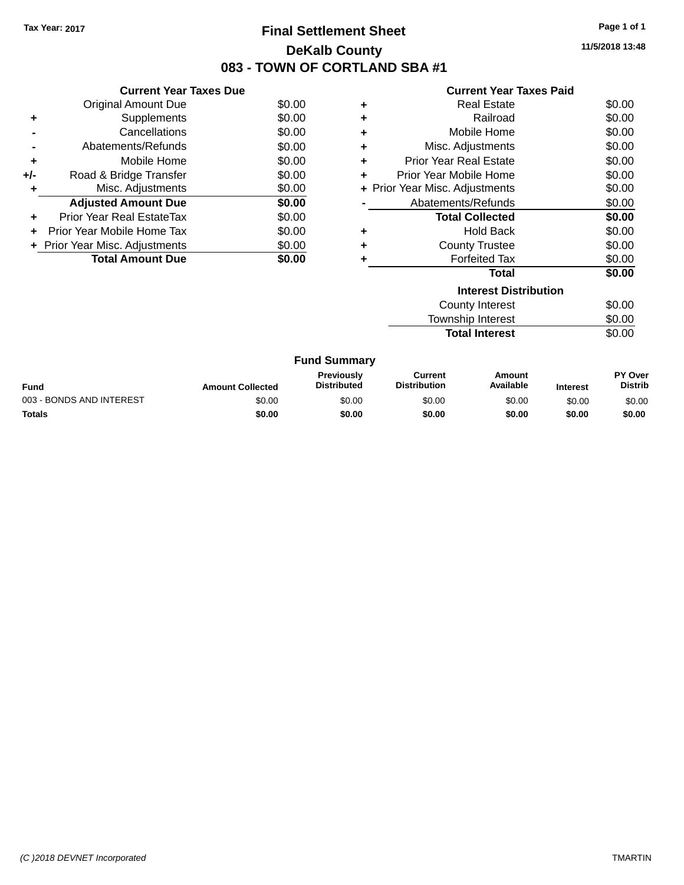Tax Year: 2017

# Final Settlement Sheet

## DeKalb County

## 083 - TOWN OF CORTLAND SBA #1

11/5/2018 13:48

### Current Year Taxes Due

| | | |
|---|---|---|
| | Original Amount Due | $0.00 |
| + | Supplements | $0.00 |
| - | Cancellations | $0.00 |
| - | Abatements/Refunds | $0.00 |
| + | Mobile Home | $0.00 |
| +/- | Road & Bridge Transfer | $0.00 |
| + | Misc. Adjustments | $0.00 |
| | **Adjusted Amount Due** | **$0.00** |
| + | Prior Year Real EstateTax | $0.00 |
| + | Prior Year Mobile Home Tax | $0.00 |
| + | Prior Year Misc. Adjustments | $0.00 |
| | **Total Amount Due** | **$0.00** |

### Current Year Taxes Paid

| | | |
|---|---|---|
| + | Real Estate | $0.00 |
| + | Railroad | $0.00 |
| + | Mobile Home | $0.00 |
| + | Misc. Adjustments | $0.00 |
| + | Prior Year Real Estate | $0.00 |
| + | Prior Year Mobile Home | $0.00 |
| + | Prior Year Misc. Adjustments | $0.00 |
| - | Abatements/Refunds | $0.00 |
| | **Total Collected** | **$0.00** |
| + | Hold Back | $0.00 |
| + | County Trustee | $0.00 |
| + | Forfeited Tax | $0.00 |
| | **Total** | **$0.00** |

### Interest Distribution

| | |
|---|---|
| County Interest | $0.00 |
| Township Interest | $0.00 |
| **Total Interest** | $0.00 |

### Fund Summary

| Fund | Amount Collected | Previously Distributed | Current Distribution | Amount Available | Interest | PY Over Distrib |
|---|---|---|---|---|---|---|
| 003 - BONDS AND INTEREST | $0.00 | $0.00 | $0.00 | $0.00 | $0.00 | $0.00 |
| **Totals** | **$0.00** | **$0.00** | **$0.00** | **$0.00** | **$0.00** | **$0.00** |

(C )2018 DEVNET Incorporated TMARTIN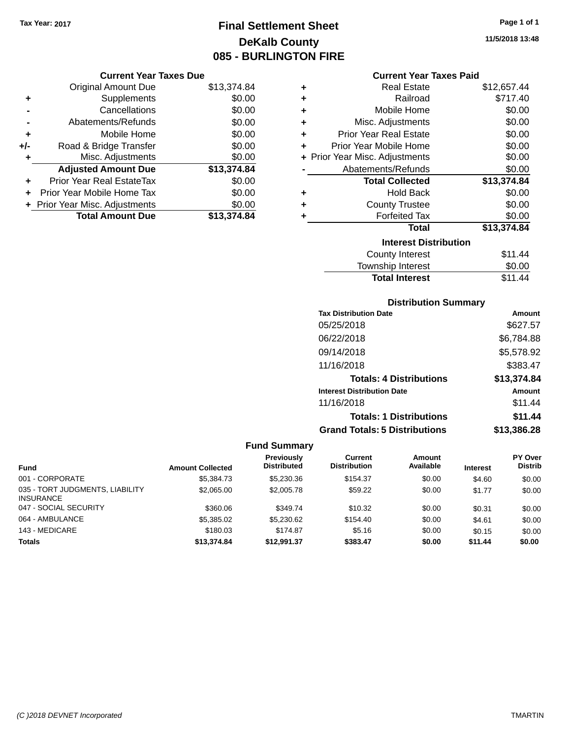Tax Year: 2017

# Final Settlement Sheet
## DeKalb County
## 085 - BURLINGTON FIRE

11/5/2018 13:48

### Current Year Taxes Due

| | | |
|---|---|---|
| | Original Amount Due | $13,374.84 |
| + | Supplements | $0.00 |
| - | Cancellations | $0.00 |
| - | Abatements/Refunds | $0.00 |
| + | Mobile Home | $0.00 |
| +/- | Road & Bridge Transfer | $0.00 |
| + | Misc. Adjustments | $0.00 |
| | **Adjusted Amount Due** | **$13,374.84** |
| + | Prior Year Real EstateTax | $0.00 |
| + | Prior Year Mobile Home Tax | $0.00 |
| + | Prior Year Misc. Adjustments | $0.00 |
| | **Total Amount Due** | **$13,374.84** |

### Current Year Taxes Paid

| | | |
|---|---|---|
| + | Real Estate | $12,657.44 |
| + | Railroad | $717.40 |
| + | Mobile Home | $0.00 |
| + | Misc. Adjustments | $0.00 |
| + | Prior Year Real Estate | $0.00 |
| + | Prior Year Mobile Home | $0.00 |
| + | Prior Year Misc. Adjustments | $0.00 |
| - | Abatements/Refunds | $0.00 |
| | **Total Collected** | **$13,374.84** |
| + | Hold Back | $0.00 |
| + | County Trustee | $0.00 |
| + | Forfeited Tax | $0.00 |
| | **Total** | **$13,374.84** |

### Interest Distribution

| | |
|---|---|
| County Interest | $11.44 |
| Township Interest | $0.00 |
| **Total Interest** | $11.44 |

### Distribution Summary

| Tax Distribution Date | Amount |
|---|---|
| 05/25/2018 | $627.57 |
| 06/22/2018 | $6,784.88 |
| 09/14/2018 | $5,578.92 |
| 11/16/2018 | $383.47 |
| **Totals: 4 Distributions** | **$13,374.84** |

| Interest Distribution Date | Amount |
|---|---|
| 11/16/2018 | $11.44 |
| **Totals: 1 Distributions** | **$11.44** |
| **Grand Totals: 5 Distributions** | **$13,386.28** |

### Fund Summary

| Fund | Amount Collected | Previously Distributed | Current Distribution | Amount Available | Interest | PY Over Distrib |
|---|---|---|---|---|---|---|
| 001 - CORPORATE | $5,384.73 | $5,230.36 | $154.37 | $0.00 | $4.60 | $0.00 |
| 035 - TORT JUDGMENTS, LIABILITY INSURANCE | $2,065.00 | $2,005.78 | $59.22 | $0.00 | $1.77 | $0.00 |
| 047 - SOCIAL SECURITY | $360.06 | $349.74 | $10.32 | $0.00 | $0.31 | $0.00 |
| 064 - AMBULANCE | $5,385.02 | $5,230.62 | $154.40 | $0.00 | $4.61 | $0.00 |
| 143 - MEDICARE | $180.03 | $174.87 | $5.16 | $0.00 | $0.15 | $0.00 |
| **Totals** | **$13,374.84** | **$12,991.37** | **$383.47** | **$0.00** | **$11.44** | **$0.00** |

(C )2018 DEVNET Incorporated TMARTIN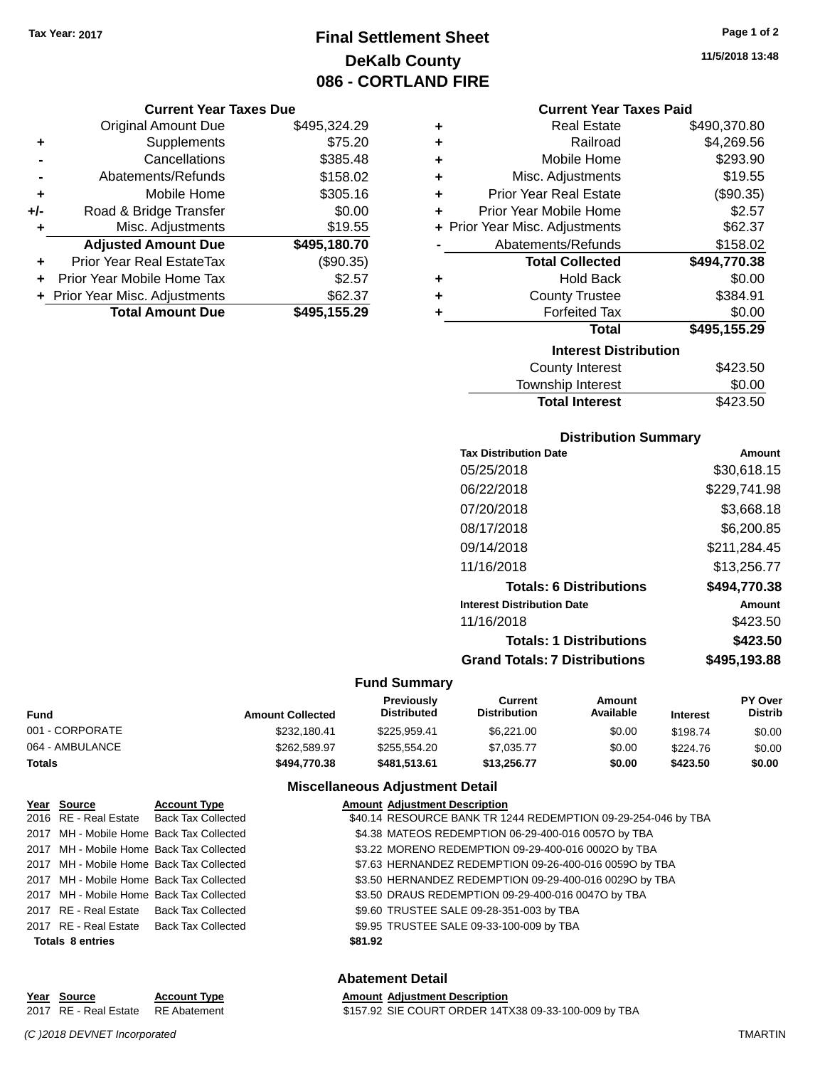Tax Year: 2017

# Final Settlement Sheet
## DeKalb County
## 086 - CORTLAND FIRE

11/5/2018 13:48

### Current Year Taxes Due

| | | |
|---|---|---|
| | Original Amount Due | $495,324.29 |
| + | Supplements | $75.20 |
| - | Cancellations | $385.48 |
| - | Abatements/Refunds | $158.02 |
| + | Mobile Home | $305.16 |
| +/- | Road & Bridge Transfer | $0.00 |
| + | Misc. Adjustments | $19.55 |
| | **Adjusted Amount Due** | **$495,180.70** |
| + | Prior Year Real EstateTax | ($90.35) |
| + | Prior Year Mobile Home Tax | $2.57 |
| + | Prior Year Misc. Adjustments | $62.37 |
| | **Total Amount Due** | **$495,155.29** |

### Current Year Taxes Paid

| | | |
|---|---|---|
| + | Real Estate | $490,370.80 |
| + | Railroad | $4,269.56 |
| + | Mobile Home | $293.90 |
| + | Misc. Adjustments | $19.55 |
| + | Prior Year Real Estate | ($90.35) |
| + | Prior Year Mobile Home | $2.57 |
| + | Prior Year Misc. Adjustments | $62.37 |
| - | Abatements/Refunds | $158.02 |
| | **Total Collected** | **$494,770.38** |
| + | Hold Back | $0.00 |
| + | County Trustee | $384.91 |
| + | Forfeited Tax | $0.00 |
| | **Total** | **$495,155.29** |

### Interest Distribution

| | |
|---|---|
| County Interest | $423.50 |
| Township Interest | $0.00 |
| **Total Interest** | $423.50 |

### Distribution Summary

| Tax Distribution Date | Amount |
|---|---|
| 05/25/2018 | $30,618.15 |
| 06/22/2018 | $229,741.98 |
| 07/20/2018 | $3,668.18 |
| 08/17/2018 | $6,200.85 |
| 09/14/2018 | $211,284.45 |
| 11/16/2018 | $13,256.77 |
| **Totals: 6 Distributions** | **$494,770.38** |

| Interest Distribution Date | Amount |
|---|---|
| 11/16/2018 | $423.50 |
| **Totals: 1 Distributions** | **$423.50** |
| **Grand Totals: 7 Distributions** | **$495,193.88** |

### Fund Summary

| Fund | Amount Collected | Previously Distributed | Current Distribution | Amount Available | Interest | PY Over Distrib |
|---|---|---|---|---|---|---|
| 001 - CORPORATE | $232,180.41 | $225,959.41 | $6,221.00 | $0.00 | $198.74 | $0.00 |
| 064 - AMBULANCE | $262,589.97 | $255,554.20 | $7,035.77 | $0.00 | $224.76 | $0.00 |
| **Totals** | **$494,770.38** | **$481,513.61** | **$13,256.77** | **$0.00** | **$423.50** | **$0.00** |

### Miscellaneous Adjustment Detail

| Year | Source | Account Type | Amount | Adjustment Description |
|---|---|---|---|---|
| 2016 | RE - Real Estate | Back Tax Collected | $40.14 | RESOURCE BANK TR 1244 REDEMPTION 09-29-254-046 by TBA |
| 2017 | MH - Mobile Home | Back Tax Collected | $4.38 | MATEOS REDEMPTION 06-29-400-016 0057O by TBA |
| 2017 | MH - Mobile Home | Back Tax Collected | $3.22 | MORENO REDEMPTION 09-29-400-016 0002O by TBA |
| 2017 | MH - Mobile Home | Back Tax Collected | $7.63 | HERNANDEZ REDEMPTION 09-26-400-016 0059O by TBA |
| 2017 | MH - Mobile Home | Back Tax Collected | $3.50 | HERNANDEZ REDEMPTION 09-29-400-016 0029O by TBA |
| 2017 | MH - Mobile Home | Back Tax Collected | $3.50 | DRAUS REDEMPTION 09-29-400-016 0047O by TBA |
| 2017 | RE - Real Estate | Back Tax Collected | $9.60 | TRUSTEE SALE 09-28-351-003 by TBA |
| 2017 | RE - Real Estate | Back Tax Collected | $9.95 | TRUSTEE SALE 09-33-100-009 by TBA |
| **Totals 8 entries** | | | **$81.92** | |

### Abatement Detail

| Year | Source | Account Type | Amount | Adjustment Description |
|---|---|---|---|---|
| 2017 | RE - Real Estate | RE Abatement | $157.92 | SIE COURT ORDER 14TX38 09-33-100-009 by TBA |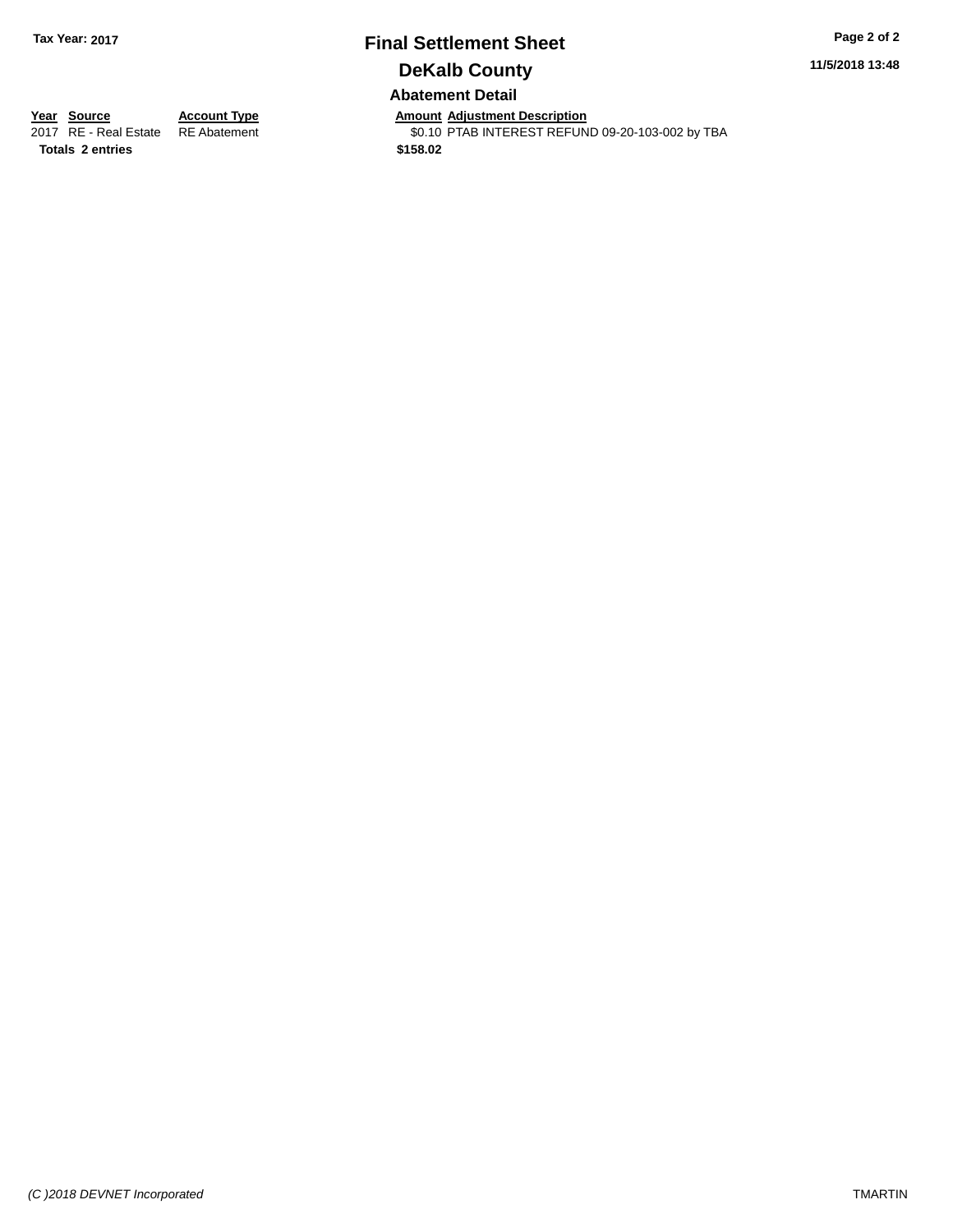**Tax Year: 2017**

# Final Settlement Sheet

## DeKalb County

### Abatement Detail

| Year | Source | Account Type | Amount | Adjustment Description |
|---|---|---|---|---|
| 2017 | RE - Real Estate | RE Abatement | $0.10 | PTAB INTEREST REFUND 09-20-103-002 by TBA |
| **Totals** | **2 entries** | | **$158.02** | |

*(C )2018 DEVNET Incorporated*

TMARTIN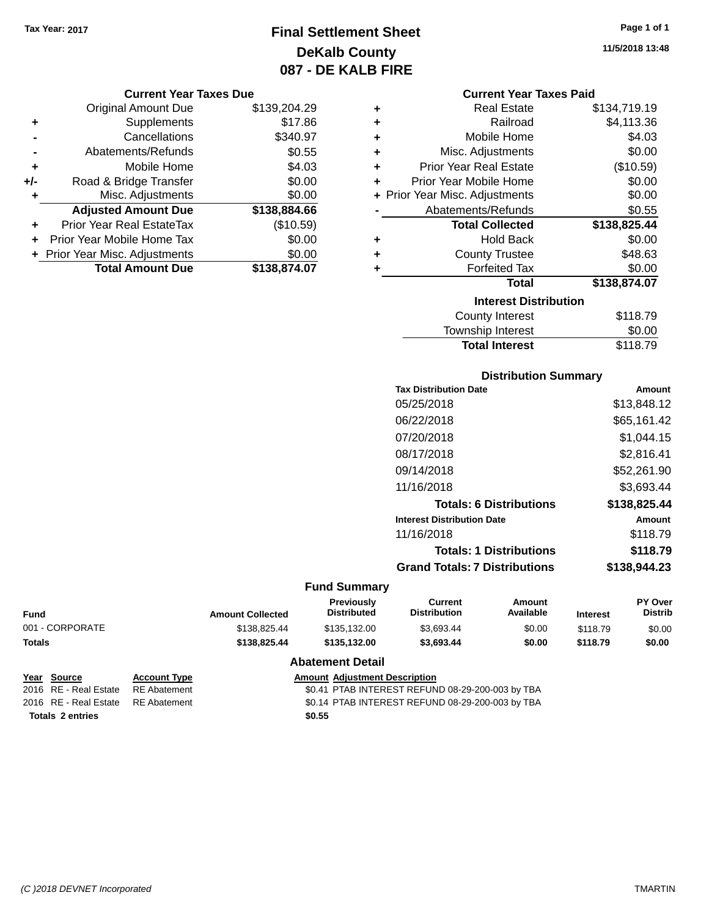Tax Year: 2017

# Final Settlement Sheet
## DeKalb County
## 087 - DE KALB FIRE

11/5/2018 13:48

### Current Year Taxes Due

| | | |
|---|---|---|
| | Original Amount Due | $139,204.29 |
| + | Supplements | $17.86 |
| - | Cancellations | $340.97 |
| - | Abatements/Refunds | $0.55 |
| + | Mobile Home | $4.03 |
| +/- | Road & Bridge Transfer | $0.00 |
| + | Misc. Adjustments | $0.00 |
| | **Adjusted Amount Due** | **$138,884.66** |
| + | Prior Year Real EstateTax | ($10.59) |
| + | Prior Year Mobile Home Tax | $0.00 |
| + | Prior Year Misc. Adjustments | $0.00 |
| | **Total Amount Due** | **$138,874.07** |

### Current Year Taxes Paid

| | | |
|---|---|---|
| + | Real Estate | $134,719.19 |
| + | Railroad | $4,113.36 |
| + | Mobile Home | $4.03 |
| + | Misc. Adjustments | $0.00 |
| + | Prior Year Real Estate | ($10.59) |
| + | Prior Year Mobile Home | $0.00 |
| + | Prior Year Misc. Adjustments | $0.00 |
| - | Abatements/Refunds | $0.55 |
| | **Total Collected** | **$138,825.44** |
| + | Hold Back | $0.00 |
| + | County Trustee | $48.63 |
| + | Forfeited Tax | $0.00 |
| | **Total** | **$138,874.07** |

### Interest Distribution

| | |
|---|---|
| County Interest | $118.79 |
| Township Interest | $0.00 |
| **Total Interest** | $118.79 |

### Distribution Summary

| Tax Distribution Date | Amount |
|---|---|
| 05/25/2018 | $13,848.12 |
| 06/22/2018 | $65,161.42 |
| 07/20/2018 | $1,044.15 |
| 08/17/2018 | $2,816.41 |
| 09/14/2018 | $52,261.90 |
| 11/16/2018 | $3,693.44 |
| **Totals: 6 Distributions** | **$138,825.44** |

| Interest Distribution Date | Amount |
|---|---|
| 11/16/2018 | $118.79 |
| **Totals: 1 Distributions** | **$118.79** |
| **Grand Totals: 7 Distributions** | **$138,944.23** |

### Fund Summary

| Fund | Amount Collected | Previously Distributed | Current Distribution | Amount Available | Interest | PY Over Distrib |
|---|---|---|---|---|---|---|
| 001 - CORPORATE | $138,825.44 | $135,132.00 | $3,693.44 | $0.00 | $118.79 | $0.00 |
| **Totals** | **$138,825.44** | **$135,132.00** | **$3,693.44** | **$0.00** | **$118.79** | **$0.00** |

### Abatement Detail

| Year | Source | Account Type | Amount | Adjustment Description |
|---|---|---|---|---|
| 2016 | RE - Real Estate | RE Abatement | $0.41 | PTAB INTEREST REFUND 08-29-200-003 by TBA |
| 2016 | RE - Real Estate | RE Abatement | $0.14 | PTAB INTEREST REFUND 08-29-200-003 by TBA |
| **Totals** | **2 entries** | | **$0.55** | |

(C )2018 DEVNET Incorporated — TMARTIN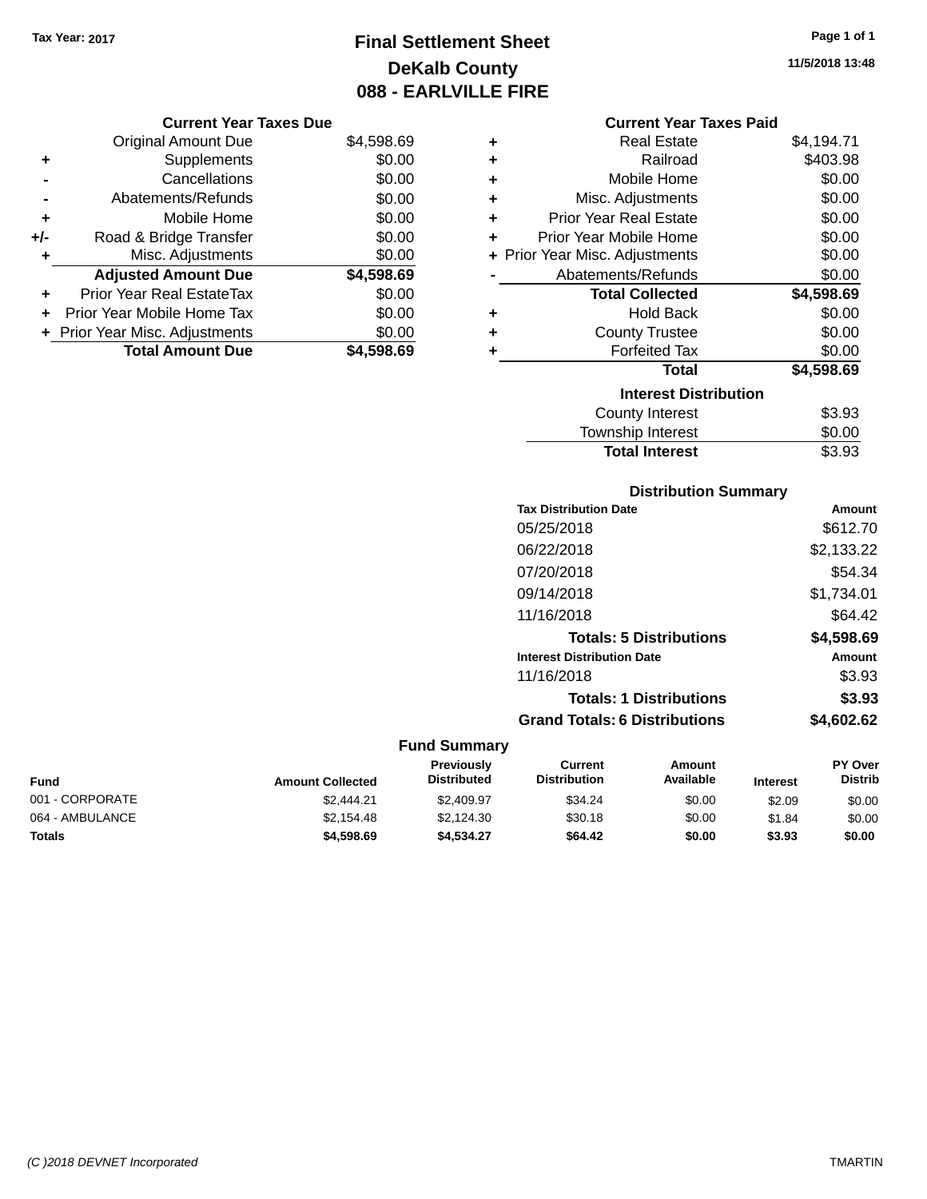Tax Year: 2017

# Final Settlement Sheet

## DeKalb County

## 088 - EARLVILLE FIRE

11/5/2018 13:48

### Current Year Taxes Due

| | | |
|---|---|---|
| | Original Amount Due | $4,598.69 |
| + | Supplements | $0.00 |
| - | Cancellations | $0.00 |
| - | Abatements/Refunds | $0.00 |
| + | Mobile Home | $0.00 |
| +/- | Road & Bridge Transfer | $0.00 |
| + | Misc. Adjustments | $0.00 |
| | **Adjusted Amount Due** | **$4,598.69** |
| + | Prior Year Real EstateTax | $0.00 |
| + | Prior Year Mobile Home Tax | $0.00 |
| + | Prior Year Misc. Adjustments | $0.00 |
| | **Total Amount Due** | **$4,598.69** |

### Current Year Taxes Paid

| | | |
|---|---|---|
| + | Real Estate | $4,194.71 |
| + | Railroad | $403.98 |
| + | Mobile Home | $0.00 |
| + | Misc. Adjustments | $0.00 |
| + | Prior Year Real Estate | $0.00 |
| + | Prior Year Mobile Home | $0.00 |
| + | Prior Year Misc. Adjustments | $0.00 |
| - | Abatements/Refunds | $0.00 |
| | **Total Collected** | **$4,598.69** |
| + | Hold Back | $0.00 |
| + | County Trustee | $0.00 |
| + | Forfeited Tax | $0.00 |
| | **Total** | **$4,598.69** |

### Interest Distribution

| | |
|---|---|
| County Interest | $3.93 |
| Township Interest | $0.00 |
| **Total Interest** | $3.93 |

### Distribution Summary

| Tax Distribution Date | Amount |
|---|---|
| 05/25/2018 | $612.70 |
| 06/22/2018 | $2,133.22 |
| 07/20/2018 | $54.34 |
| 09/14/2018 | $1,734.01 |
| 11/16/2018 | $64.42 |
| **Totals: 5 Distributions** | **$4,598.69** |

| Interest Distribution Date | Amount |
|---|---|
| 11/16/2018 | $3.93 |
| **Totals: 1 Distributions** | **$3.93** |
| **Grand Totals: 6 Distributions** | **$4,602.62** |

### Fund Summary

| Fund | Amount Collected | Previously Distributed | Current Distribution | Amount Available | Interest | PY Over Distrib |
|---|---|---|---|---|---|---|
| 001 - CORPORATE | $2,444.21 | $2,409.97 | $34.24 | $0.00 | $2.09 | $0.00 |
| 064 - AMBULANCE | $2,154.48 | $2,124.30 | $30.18 | $0.00 | $1.84 | $0.00 |
| **Totals** | **$4,598.69** | **$4,534.27** | **$64.42** | **$0.00** | **$3.93** | **$0.00** |

(C )2018 DEVNET Incorporated TMARTIN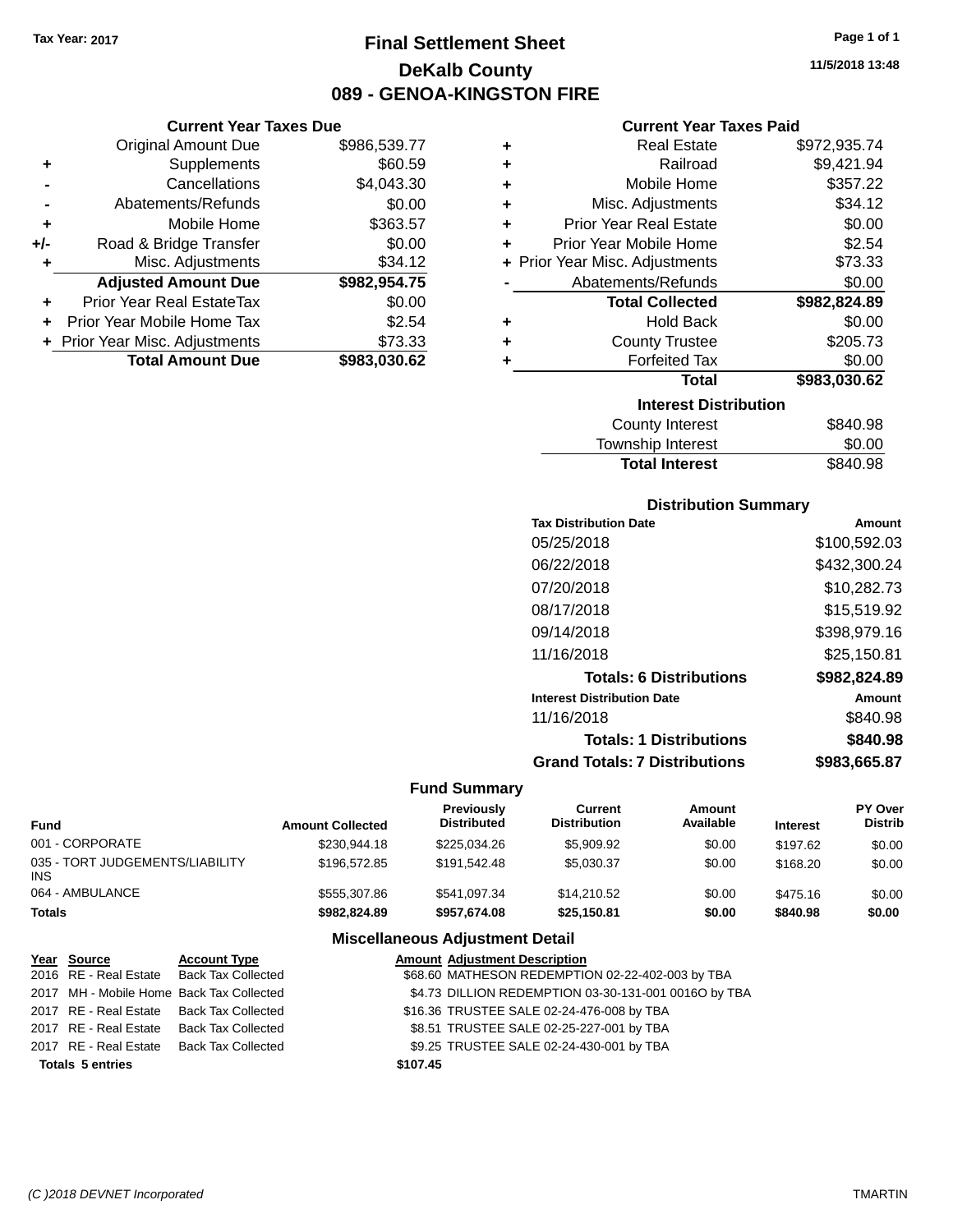Tax Year: 2017

# Final Settlement Sheet

## DeKalb County

## 089 - GENOA-KINGSTON FIRE

11/5/2018 13:48

### Current Year Taxes Due

| | | |
|---|---|---|
| | Original Amount Due | $986,539.77 |
| + | Supplements | $60.59 |
| - | Cancellations | $4,043.30 |
| - | Abatements/Refunds | $0.00 |
| + | Mobile Home | $363.57 |
| +/- | Road & Bridge Transfer | $0.00 |
| + | Misc. Adjustments | $34.12 |
| | **Adjusted Amount Due** | **$982,954.75** |
| + | Prior Year Real EstateTax | $0.00 |
| + | Prior Year Mobile Home Tax | $2.54 |
| + | Prior Year Misc. Adjustments | $73.33 |
| | **Total Amount Due** | **$983,030.62** |

### Current Year Taxes Paid

| | | |
|---|---|---|
| + | Real Estate | $972,935.74 |
| + | Railroad | $9,421.94 |
| + | Mobile Home | $357.22 |
| + | Misc. Adjustments | $34.12 |
| + | Prior Year Real Estate | $0.00 |
| + | Prior Year Mobile Home | $2.54 |
| + | Prior Year Misc. Adjustments | $73.33 |
| - | Abatements/Refunds | $0.00 |
| | **Total Collected** | **$982,824.89** |
| + | Hold Back | $0.00 |
| + | County Trustee | $205.73 |
| + | Forfeited Tax | $0.00 |
| | **Total** | **$983,030.62** |

### Interest Distribution

| | |
|---|---|
| County Interest | $840.98 |
| Township Interest | $0.00 |
| **Total Interest** | $840.98 |

### Distribution Summary

| Tax Distribution Date | Amount |
|---|---|
| 05/25/2018 | $100,592.03 |
| 06/22/2018 | $432,300.24 |
| 07/20/2018 | $10,282.73 |
| 08/17/2018 | $15,519.92 |
| 09/14/2018 | $398,979.16 |
| 11/16/2018 | $25,150.81 |
| **Totals: 6 Distributions** | **$982,824.89** |
| **Interest Distribution Date** | **Amount** |
| 11/16/2018 | $840.98 |
| **Totals: 1 Distributions** | **$840.98** |
| **Grand Totals: 7 Distributions** | **$983,665.87** |

### Fund Summary

| Fund | Amount Collected | Previously Distributed | Current Distribution | Amount Available | Interest | PY Over Distrib |
|---|---|---|---|---|---|---|
| 001 - CORPORATE | $230,944.18 | $225,034.26 | $5,909.92 | $0.00 | $197.62 | $0.00 |
| 035 - TORT JUDGEMENTS/LIABILITY INS | $196,572.85 | $191,542.48 | $5,030.37 | $0.00 | $168.20 | $0.00 |
| 064 - AMBULANCE | $555,307.86 | $541,097.34 | $14,210.52 | $0.00 | $475.16 | $0.00 |
| **Totals** | **$982,824.89** | **$957,674.08** | **$25,150.81** | **$0.00** | **$840.98** | **$0.00** |

### Miscellaneous Adjustment Detail

| Year | Source | Account Type | Amount | Adjustment Description |
|---|---|---|---|---|
| 2016 | RE - Real Estate | Back Tax Collected | $68.60 | MATHESON REDEMPTION 02-22-402-003 by TBA |
| 2017 | MH - Mobile Home | Back Tax Collected | $4.73 | DILLION REDEMPTION 03-30-131-001 0016O by TBA |
| 2017 | RE - Real Estate | Back Tax Collected | $16.36 | TRUSTEE SALE 02-24-476-008 by TBA |
| 2017 | RE - Real Estate | Back Tax Collected | $8.51 | TRUSTEE SALE 02-25-227-001 by TBA |
| 2017 | RE - Real Estate | Back Tax Collected | $9.25 | TRUSTEE SALE 02-24-430-001 by TBA |
| **Totals 5 entries** | | | **$107.45** | |

(C )2018 DEVNET Incorporated TMARTIN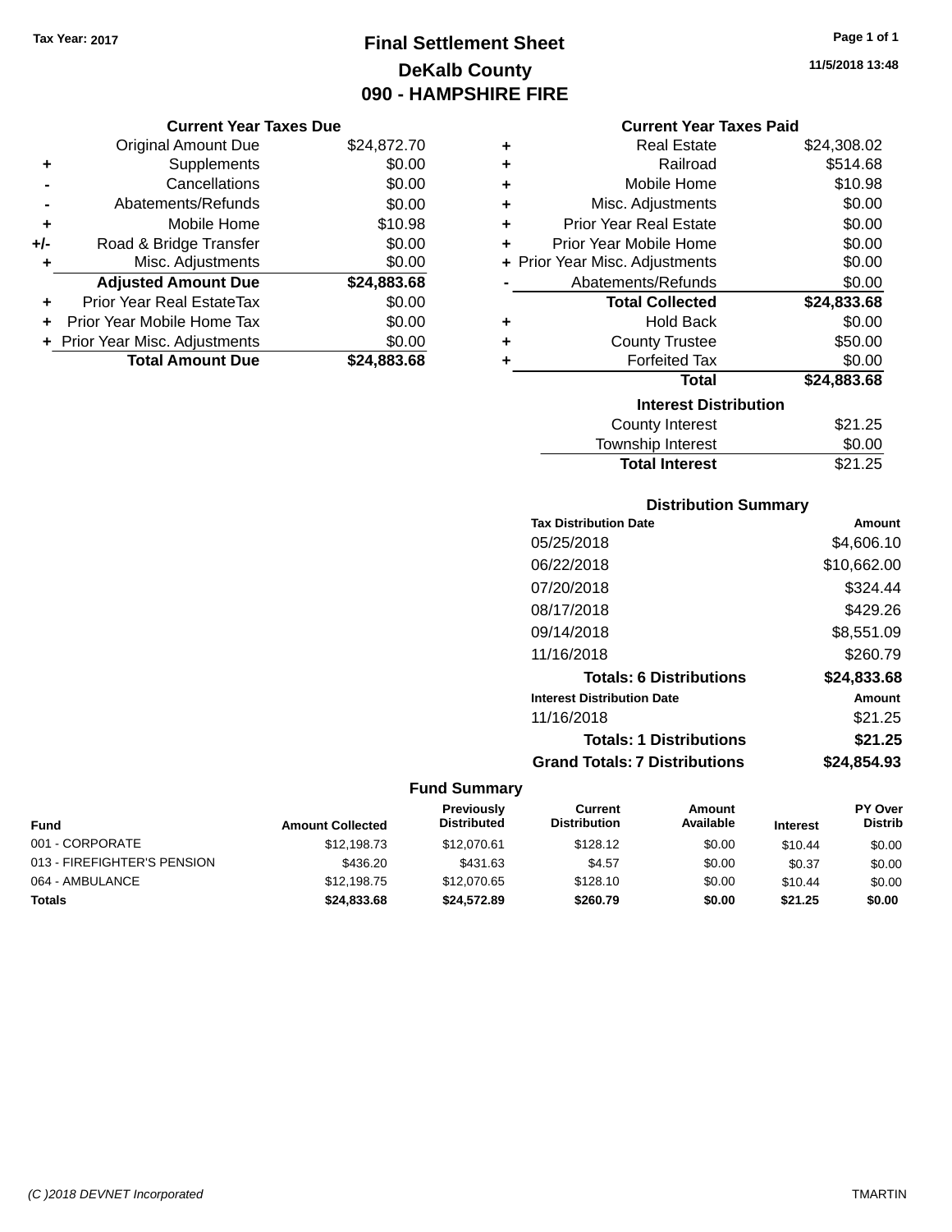Tax Year: 2017

# Final Settlement Sheet
## DeKalb County
## 090 - HAMPSHIRE FIRE

11/5/2018 13:48

### Current Year Taxes Due

| | | |
|---|---|---|
| | Original Amount Due | $24,872.70 |
| + | Supplements | $0.00 |
| - | Cancellations | $0.00 |
| - | Abatements/Refunds | $0.00 |
| + | Mobile Home | $10.98 |
| +/- | Road & Bridge Transfer | $0.00 |
| + | Misc. Adjustments | $0.00 |
| | **Adjusted Amount Due** | **$24,883.68** |
| + | Prior Year Real EstateTax | $0.00 |
| + | Prior Year Mobile Home Tax | $0.00 |
| + | Prior Year Misc. Adjustments | $0.00 |
| | **Total Amount Due** | **$24,883.68** |

### Current Year Taxes Paid

| | | |
|---|---|---|
| + | Real Estate | $24,308.02 |
| + | Railroad | $514.68 |
| + | Mobile Home | $10.98 |
| + | Misc. Adjustments | $0.00 |
| + | Prior Year Real Estate | $0.00 |
| + | Prior Year Mobile Home | $0.00 |
| + | Prior Year Misc. Adjustments | $0.00 |
| - | Abatements/Refunds | $0.00 |
| | **Total Collected** | **$24,833.68** |
| + | Hold Back | $0.00 |
| + | County Trustee | $50.00 |
| + | Forfeited Tax | $0.00 |
| | **Total** | **$24,883.68** |

### Interest Distribution

| | |
|---|---|
| County Interest | $21.25 |
| Township Interest | $0.00 |
| **Total Interest** | $21.25 |

### Distribution Summary

| Tax Distribution Date | Amount |
|---|---|
| 05/25/2018 | $4,606.10 |
| 06/22/2018 | $10,662.00 |
| 07/20/2018 | $324.44 |
| 08/17/2018 | $429.26 |
| 09/14/2018 | $8,551.09 |
| 11/16/2018 | $260.79 |
| **Totals: 6 Distributions** | **$24,833.68** |

| Interest Distribution Date | Amount |
|---|---|
| 11/16/2018 | $21.25 |
| **Totals: 1 Distributions** | **$21.25** |
| **Grand Totals: 7 Distributions** | **$24,854.93** |

### Fund Summary

| Fund | Amount Collected | Previously Distributed | Current Distribution | Amount Available | Interest | PY Over Distrib |
|---|---|---|---|---|---|---|
| 001 - CORPORATE | $12,198.73 | $12,070.61 | $128.12 | $0.00 | $10.44 | $0.00 |
| 013 - FIREFIGHTER'S PENSION | $436.20 | $431.63 | $4.57 | $0.00 | $0.37 | $0.00 |
| 064 - AMBULANCE | $12,198.75 | $12,070.65 | $128.10 | $0.00 | $10.44 | $0.00 |
| **Totals** | **$24,833.68** | **$24,572.89** | **$260.79** | **$0.00** | **$21.25** | **$0.00** |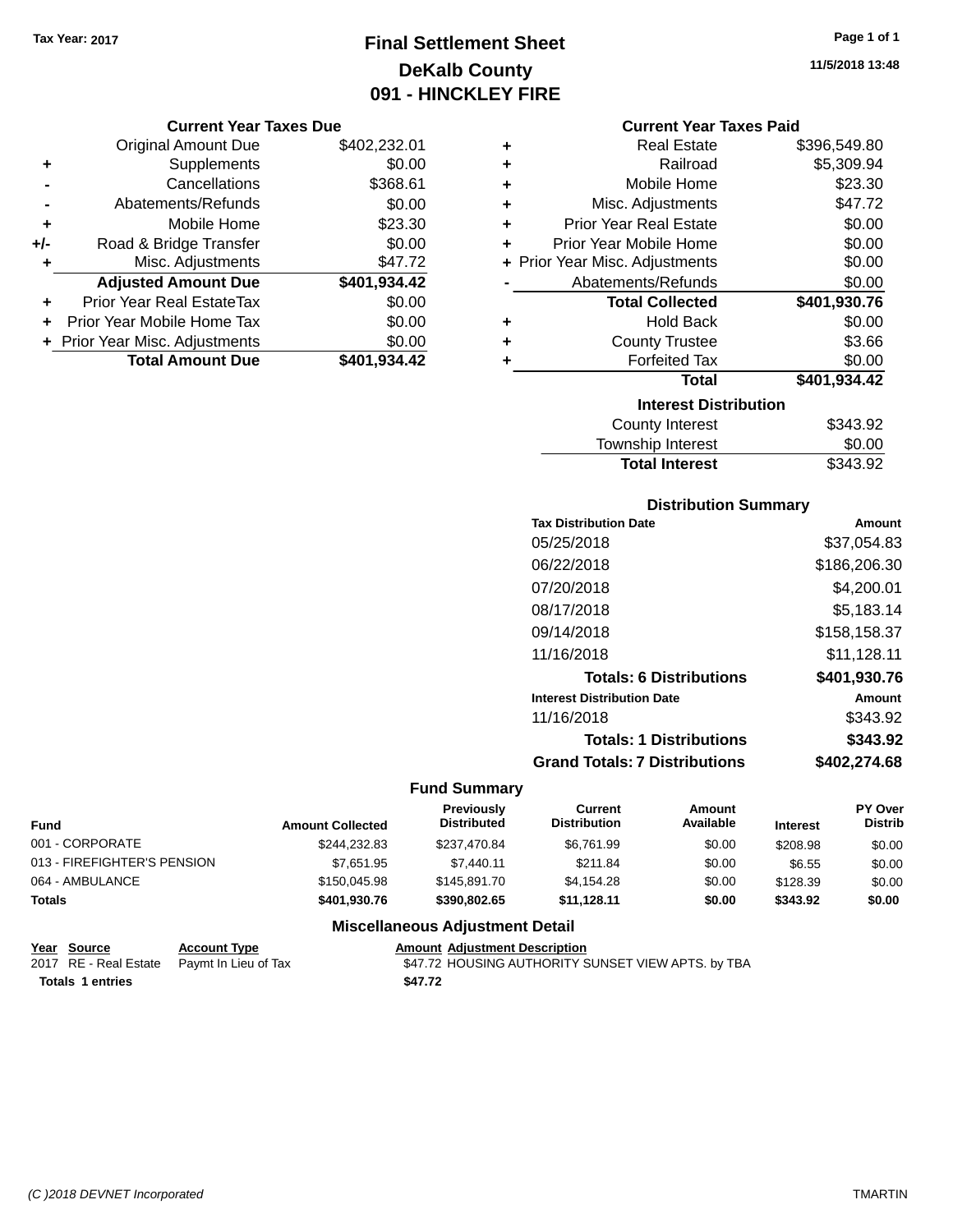Tax Year: 2017

# Final Settlement Sheet
## DeKalb County
## 091 - HINCKLEY FIRE

11/5/2018 13:48

### Current Year Taxes Due

| | | |
|---|---|---|
| | Original Amount Due | $402,232.01 |
| + | Supplements | $0.00 |
| - | Cancellations | $368.61 |
| - | Abatements/Refunds | $0.00 |
| + | Mobile Home | $23.30 |
| +/- | Road & Bridge Transfer | $0.00 |
| + | Misc. Adjustments | $47.72 |
| | **Adjusted Amount Due** | **$401,934.42** |
| + | Prior Year Real EstateTax | $0.00 |
| + | Prior Year Mobile Home Tax | $0.00 |
| + | Prior Year Misc. Adjustments | $0.00 |
| | **Total Amount Due** | **$401,934.42** |

### Current Year Taxes Paid

| | | |
|---|---|---|
| + | Real Estate | $396,549.80 |
| + | Railroad | $5,309.94 |
| + | Mobile Home | $23.30 |
| + | Misc. Adjustments | $47.72 |
| + | Prior Year Real Estate | $0.00 |
| + | Prior Year Mobile Home | $0.00 |
| + | Prior Year Misc. Adjustments | $0.00 |
| - | Abatements/Refunds | $0.00 |
| | **Total Collected** | **$401,930.76** |
| + | Hold Back | $0.00 |
| + | County Trustee | $3.66 |
| + | Forfeited Tax | $0.00 |
| | **Total** | **$401,934.42** |

### Interest Distribution

| | |
|---|---|
| County Interest | $343.92 |
| Township Interest | $0.00 |
| **Total Interest** | $343.92 |

### Distribution Summary

| Tax Distribution Date | Amount |
|---|---|
| 05/25/2018 | $37,054.83 |
| 06/22/2018 | $186,206.30 |
| 07/20/2018 | $4,200.01 |
| 08/17/2018 | $5,183.14 |
| 09/14/2018 | $158,158.37 |
| 11/16/2018 | $11,128.11 |
| **Totals: 6 Distributions** | **$401,930.76** |
| **Interest Distribution Date** | **Amount** |
| 11/16/2018 | $343.92 |
| **Totals: 1 Distributions** | **$343.92** |
| **Grand Totals: 7 Distributions** | **$402,274.68** |

### Fund Summary

| Fund | Amount Collected | Previously Distributed | Current Distribution | Amount Available | Interest | PY Over Distrib |
|---|---|---|---|---|---|---|
| 001 - CORPORATE | $244,232.83 | $237,470.84 | $6,761.99 | $0.00 | $208.98 | $0.00 |
| 013 - FIREFIGHTER'S PENSION | $7,651.95 | $7,440.11 | $211.84 | $0.00 | $6.55 | $0.00 |
| 064 - AMBULANCE | $150,045.98 | $145,891.70 | $4,154.28 | $0.00 | $128.39 | $0.00 |
| **Totals** | **$401,930.76** | **$390,802.65** | **$11,128.11** | **$0.00** | **$343.92** | **$0.00** |

### Miscellaneous Adjustment Detail

| Year | Source | Account Type | Amount | Adjustment Description |
|---|---|---|---|---|
| 2017 | RE - Real Estate | Paymt In Lieu of Tax | $47.72 | HOUSING AUTHORITY SUNSET VIEW APTS. by TBA |
| **Totals** | **1 entries** | | **$47.72** | |

(C )2018 DEVNET Incorporated

TMARTIN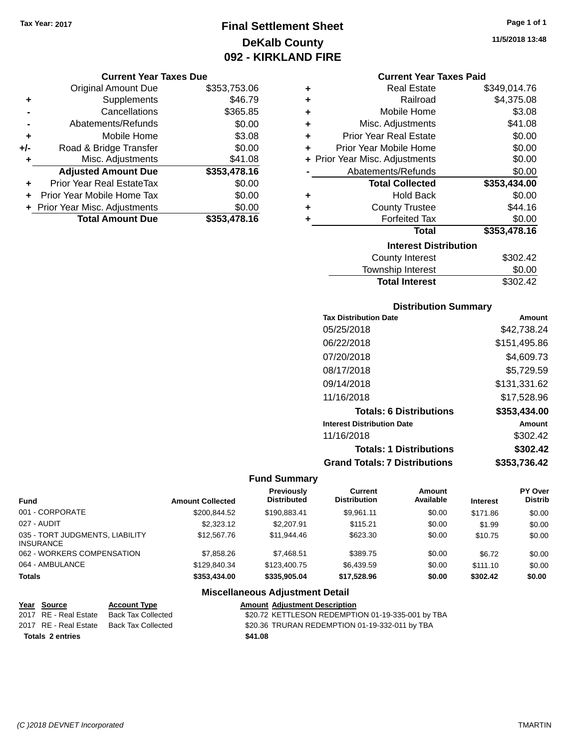Tax Year: 2017

# Final Settlement Sheet
## DeKalb County
## 092 - KIRKLAND FIRE

11/5/2018 13:48

### Current Year Taxes Due

| | | |
|---|---|---|
| | Original Amount Due | $353,753.06 |
| + | Supplements | $46.79 |
| - | Cancellations | $365.85 |
| - | Abatements/Refunds | $0.00 |
| + | Mobile Home | $3.08 |
| +/- | Road & Bridge Transfer | $0.00 |
| + | Misc. Adjustments | $41.08 |
| | **Adjusted Amount Due** | **$353,478.16** |
| + | Prior Year Real EstateTax | $0.00 |
| + | Prior Year Mobile Home Tax | $0.00 |
| + | Prior Year Misc. Adjustments | $0.00 |
| | **Total Amount Due** | **$353,478.16** |

### Current Year Taxes Paid

| | | |
|---|---|---|
| + | Real Estate | $349,014.76 |
| + | Railroad | $4,375.08 |
| + | Mobile Home | $3.08 |
| + | Misc. Adjustments | $41.08 |
| + | Prior Year Real Estate | $0.00 |
| + | Prior Year Mobile Home | $0.00 |
| + | Prior Year Misc. Adjustments | $0.00 |
| - | Abatements/Refunds | $0.00 |
| | **Total Collected** | **$353,434.00** |
| + | Hold Back | $0.00 |
| + | County Trustee | $44.16 |
| + | Forfeited Tax | $0.00 |
| | **Total** | **$353,478.16** |

### Interest Distribution

| | |
|---|---|
| County Interest | $302.42 |
| Township Interest | $0.00 |
| **Total Interest** | $302.42 |

### Distribution Summary

| Tax Distribution Date | Amount |
|---|---|
| 05/25/2018 | $42,738.24 |
| 06/22/2018 | $151,495.86 |
| 07/20/2018 | $4,609.73 |
| 08/17/2018 | $5,729.59 |
| 09/14/2018 | $131,331.62 |
| 11/16/2018 | $17,528.96 |
| **Totals: 6 Distributions** | **$353,434.00** |
| **Interest Distribution Date** | **Amount** |
| 11/16/2018 | $302.42 |
| **Totals: 1 Distributions** | **$302.42** |
| **Grand Totals: 7 Distributions** | **$353,736.42** |

### Fund Summary

| Fund | Amount Collected | Previously Distributed | Current Distribution | Amount Available | Interest | PY Over Distrib |
|---|---|---|---|---|---|---|
| 001 - CORPORATE | $200,844.52 | $190,883.41 | $9,961.11 | $0.00 | $171.86 | $0.00 |
| 027 - AUDIT | $2,323.12 | $2,207.91 | $115.21 | $0.00 | $1.99 | $0.00 |
| 035 - TORT JUDGMENTS, LIABILITY INSURANCE | $12,567.76 | $11,944.46 | $623.30 | $0.00 | $10.75 | $0.00 |
| 062 - WORKERS COMPENSATION | $7,858.26 | $7,468.51 | $389.75 | $0.00 | $6.72 | $0.00 |
| 064 - AMBULANCE | $129,840.34 | $123,400.75 | $6,439.59 | $0.00 | $111.10 | $0.00 |
| **Totals** | **$353,434.00** | **$335,905.04** | **$17,528.96** | **$0.00** | **$302.42** | **$0.00** |

### Miscellaneous Adjustment Detail

| Year | Source | Account Type | Amount | Adjustment Description |
|---|---|---|---|---|
| 2017 | RE - Real Estate | Back Tax Collected | $20.72 | KETTLESON REDEMPTION 01-19-335-001 by TBA |
| 2017 | RE - Real Estate | Back Tax Collected | $20.36 | TRURAN REDEMPTION 01-19-332-011 by TBA |
| **Totals** | **2 entries** | | **$41.08** | |

(C )2018 DEVNET Incorporated TMARTIN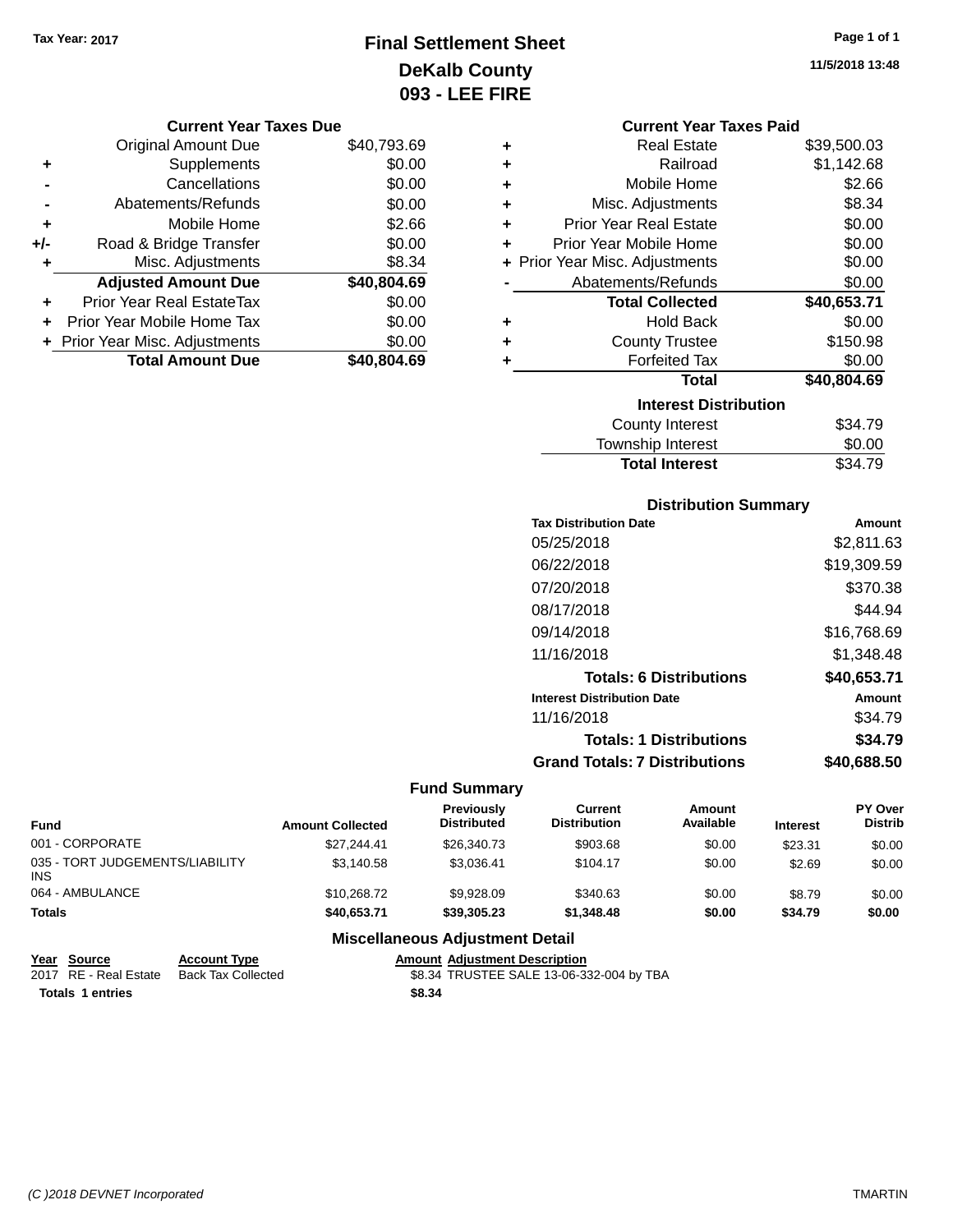Tax Year: 2017

# Final Settlement Sheet
## DeKalb County
## 093 - LEE FIRE

11/5/2018 13:48

### Current Year Taxes Due

| | | |
|---|---|---|
| | Original Amount Due | $40,793.69 |
| + | Supplements | $0.00 |
| - | Cancellations | $0.00 |
| - | Abatements/Refunds | $0.00 |
| + | Mobile Home | $2.66 |
| +/- | Road & Bridge Transfer | $0.00 |
| + | Misc. Adjustments | $8.34 |
| | **Adjusted Amount Due** | **$40,804.69** |
| + | Prior Year Real EstateTax | $0.00 |
| + | Prior Year Mobile Home Tax | $0.00 |
| + | Prior Year Misc. Adjustments | $0.00 |
| | **Total Amount Due** | **$40,804.69** |

### Current Year Taxes Paid

| | | |
|---|---|---|
| + | Real Estate | $39,500.03 |
| + | Railroad | $1,142.68 |
| + | Mobile Home | $2.66 |
| + | Misc. Adjustments | $8.34 |
| + | Prior Year Real Estate | $0.00 |
| + | Prior Year Mobile Home | $0.00 |
| + | Prior Year Misc. Adjustments | $0.00 |
| - | Abatements/Refunds | $0.00 |
| | **Total Collected** | **$40,653.71** |
| + | Hold Back | $0.00 |
| + | County Trustee | $150.98 |
| + | Forfeited Tax | $0.00 |
| | **Total** | **$40,804.69** |

### Interest Distribution

| | |
|---|---|
| County Interest | $34.79 |
| Township Interest | $0.00 |
| **Total Interest** | $34.79 |

### Distribution Summary

| Tax Distribution Date | Amount |
|---|---|
| 05/25/2018 | $2,811.63 |
| 06/22/2018 | $19,309.59 |
| 07/20/2018 | $370.38 |
| 08/17/2018 | $44.94 |
| 09/14/2018 | $16,768.69 |
| 11/16/2018 | $1,348.48 |
| **Totals: 6 Distributions** | **$40,653.71** |
| **Interest Distribution Date** | **Amount** |
| 11/16/2018 | $34.79 |
| **Totals: 1 Distributions** | **$34.79** |
| **Grand Totals: 7 Distributions** | **$40,688.50** |

### Fund Summary

| Fund | Amount Collected | Previously Distributed | Current Distribution | Amount Available | Interest | PY Over Distrib |
|---|---|---|---|---|---|---|
| 001 - CORPORATE | $27,244.41 | $26,340.73 | $903.68 | $0.00 | $23.31 | $0.00 |
| 035 - TORT JUDGEMENTS/LIABILITY INS | $3,140.58 | $3,036.41 | $104.17 | $0.00 | $2.69 | $0.00 |
| 064 - AMBULANCE | $10,268.72 | $9,928.09 | $340.63 | $0.00 | $8.79 | $0.00 |
| **Totals** | **$40,653.71** | **$39,305.23** | **$1,348.48** | **$0.00** | **$34.79** | **$0.00** |

### Miscellaneous Adjustment Detail

| Year | Source | Account Type | Amount | Adjustment Description |
|---|---|---|---|---|
| 2017 | RE - Real Estate | Back Tax Collected | $8.34 | TRUSTEE SALE 13-06-332-004 by TBA |
| **Totals** | **1 entries** | | **$8.34** | |

(C )2018 DEVNET Incorporated TMARTIN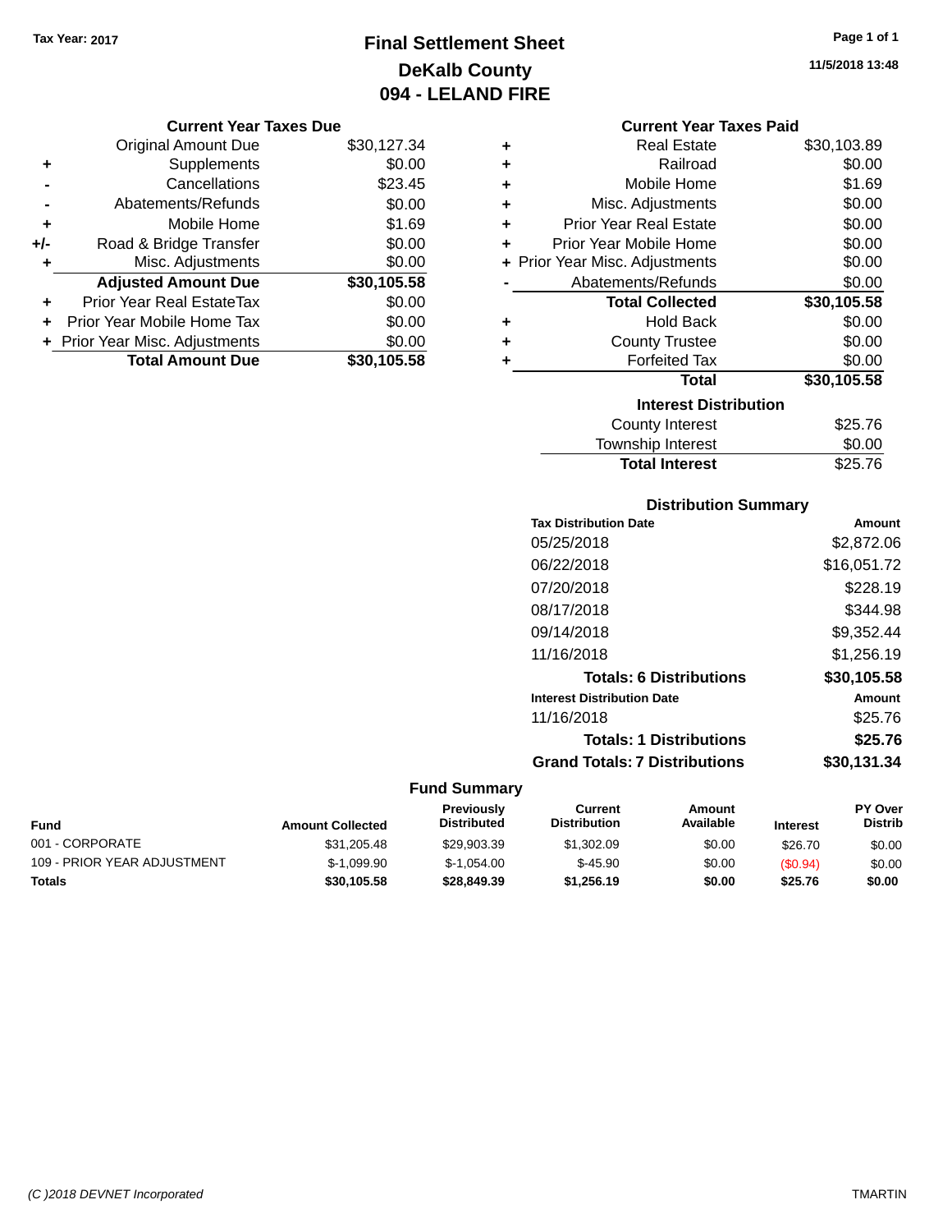Tax Year: 2017

# Final Settlement Sheet
## DeKalb County
## 094 - LELAND FIRE

11/5/2018 13:48

### Current Year Taxes Due

| | | |
|---|---|---|
| | Original Amount Due | $30,127.34 |
| + | Supplements | $0.00 |
| - | Cancellations | $23.45 |
| - | Abatements/Refunds | $0.00 |
| + | Mobile Home | $1.69 |
| +/- | Road & Bridge Transfer | $0.00 |
| + | Misc. Adjustments | $0.00 |
| | **Adjusted Amount Due** | **$30,105.58** |
| + | Prior Year Real EstateTax | $0.00 |
| + | Prior Year Mobile Home Tax | $0.00 |
| + | Prior Year Misc. Adjustments | $0.00 |
| | **Total Amount Due** | **$30,105.58** |

### Current Year Taxes Paid

| | | |
|---|---|---|
| + | Real Estate | $30,103.89 |
| + | Railroad | $0.00 |
| + | Mobile Home | $1.69 |
| + | Misc. Adjustments | $0.00 |
| + | Prior Year Real Estate | $0.00 |
| + | Prior Year Mobile Home | $0.00 |
| + | Prior Year Misc. Adjustments | $0.00 |
| - | Abatements/Refunds | $0.00 |
| | **Total Collected** | **$30,105.58** |
| + | Hold Back | $0.00 |
| + | County Trustee | $0.00 |
| + | Forfeited Tax | $0.00 |
| | **Total** | **$30,105.58** |

### Interest Distribution

| | |
|---|---|
| County Interest | $25.76 |
| Township Interest | $0.00 |
| **Total Interest** | $25.76 |

### Distribution Summary

| Tax Distribution Date | Amount |
|---|---|
| 05/25/2018 | $2,872.06 |
| 06/22/2018 | $16,051.72 |
| 07/20/2018 | $228.19 |
| 08/17/2018 | $344.98 |
| 09/14/2018 | $9,352.44 |
| 11/16/2018 | $1,256.19 |
| **Totals: 6 Distributions** | **$30,105.58** |
| **Interest Distribution Date** | **Amount** |
| 11/16/2018 | $25.76 |
| **Totals: 1 Distributions** | **$25.76** |
| **Grand Totals: 7 Distributions** | **$30,131.34** |

### Fund Summary

| Fund | Amount Collected | Previously Distributed | Current Distribution | Amount Available | Interest | PY Over Distrib |
|---|---|---|---|---|---|---|
| 001 - CORPORATE | $31,205.48 | $29,903.39 | $1,302.09 | $0.00 | $26.70 | $0.00 |
| 109 - PRIOR YEAR ADJUSTMENT | $-1,099.90 | $-1,054.00 | $-45.90 | $0.00 | ($0.94) | $0.00 |
| **Totals** | **$30,105.58** | **$28,849.39** | **$1,256.19** | **$0.00** | **$25.76** | **$0.00** |

(C )2018 DEVNET Incorporated TMARTIN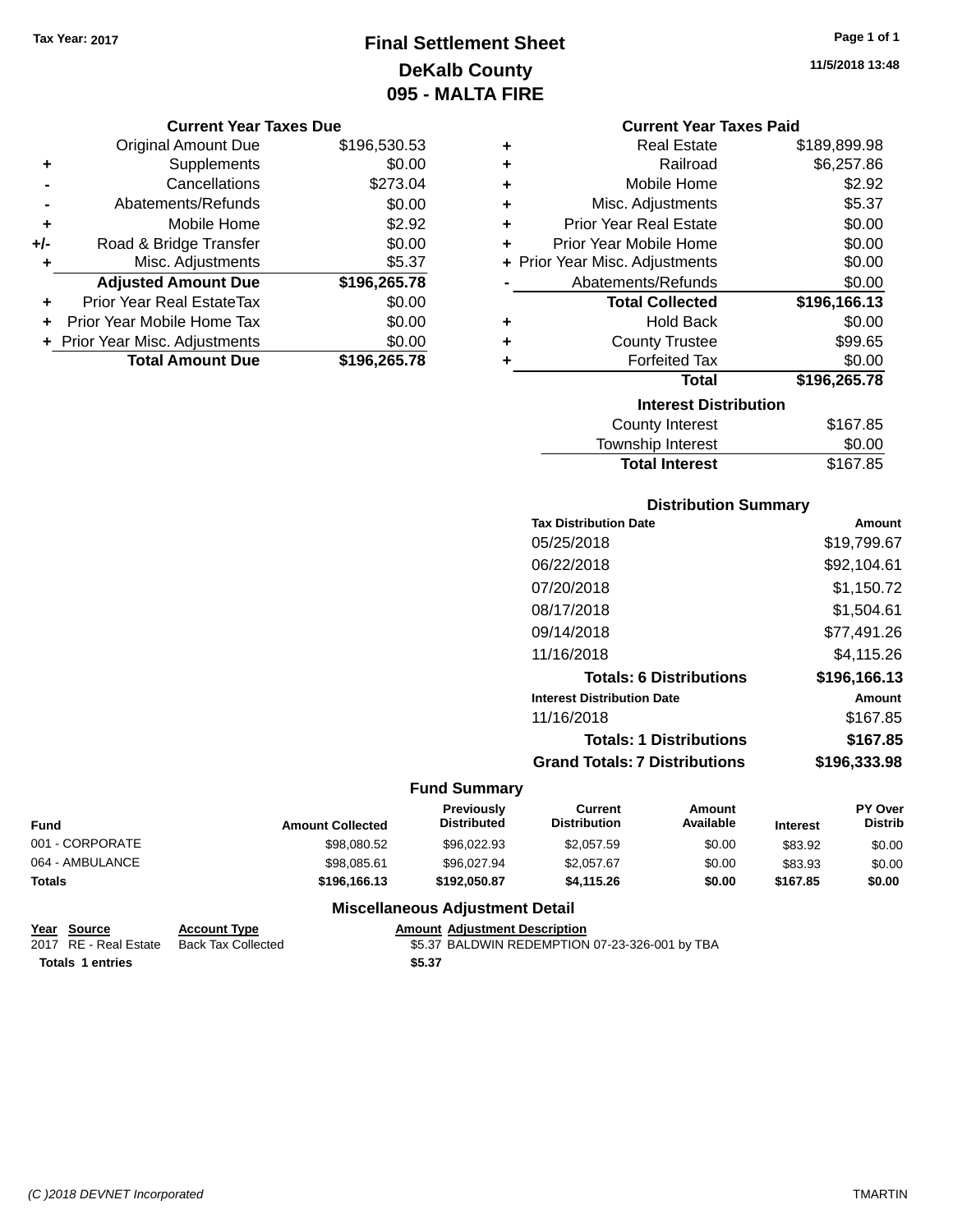Tax Year: 2017

# Final Settlement Sheet
## DeKalb County
## 095 - MALTA FIRE

11/5/2018 13:48

### Current Year Taxes Due

| | | |
|---|---|---|
| | Original Amount Due | $196,530.53 |
| + | Supplements | $0.00 |
| - | Cancellations | $273.04 |
| - | Abatements/Refunds | $0.00 |
| + | Mobile Home | $2.92 |
| +/- | Road & Bridge Transfer | $0.00 |
| + | Misc. Adjustments | $5.37 |
| | **Adjusted Amount Due** | **$196,265.78** |
| + | Prior Year Real EstateTax | $0.00 |
| + | Prior Year Mobile Home Tax | $0.00 |
| + | Prior Year Misc. Adjustments | $0.00 |
| | **Total Amount Due** | **$196,265.78** |

### Current Year Taxes Paid

| | | |
|---|---|---|
| + | Real Estate | $189,899.98 |
| + | Railroad | $6,257.86 |
| + | Mobile Home | $2.92 |
| + | Misc. Adjustments | $5.37 |
| + | Prior Year Real Estate | $0.00 |
| + | Prior Year Mobile Home | $0.00 |
| + | Prior Year Misc. Adjustments | $0.00 |
| - | Abatements/Refunds | $0.00 |
| | **Total Collected** | **$196,166.13** |
| + | Hold Back | $0.00 |
| + | County Trustee | $99.65 |
| + | Forfeited Tax | $0.00 |
| | **Total** | **$196,265.78** |

### Interest Distribution

| | |
|---|---|
| County Interest | $167.85 |
| Township Interest | $0.00 |
| **Total Interest** | $167.85 |

### Distribution Summary

| Tax Distribution Date | Amount |
|---|---|
| 05/25/2018 | $19,799.67 |
| 06/22/2018 | $92,104.61 |
| 07/20/2018 | $1,150.72 |
| 08/17/2018 | $1,504.61 |
| 09/14/2018 | $77,491.26 |
| 11/16/2018 | $4,115.26 |
| **Totals: 6 Distributions** | **$196,166.13** |
| **Interest Distribution Date** | **Amount** |
| 11/16/2018 | $167.85 |
| **Totals: 1 Distributions** | **$167.85** |
| **Grand Totals: 7 Distributions** | **$196,333.98** |

### Fund Summary

| Fund | Amount Collected | Previously Distributed | Current Distribution | Amount Available | Interest | PY Over Distrib |
|---|---|---|---|---|---|---|
| 001 - CORPORATE | $98,080.52 | $96,022.93 | $2,057.59 | $0.00 | $83.92 | $0.00 |
| 064 - AMBULANCE | $98,085.61 | $96,027.94 | $2,057.67 | $0.00 | $83.93 | $0.00 |
| **Totals** | **$196,166.13** | **$192,050.87** | **$4,115.26** | **$0.00** | **$167.85** | **$0.00** |

### Miscellaneous Adjustment Detail

| Year | Source | Account Type | Amount | Adjustment Description |
|---|---|---|---|---|
| 2017 | RE - Real Estate | Back Tax Collected | $5.37 | BALDWIN REDEMPTION 07-23-326-001 by TBA |
| **Totals 1 entries** | | | **$5.37** | |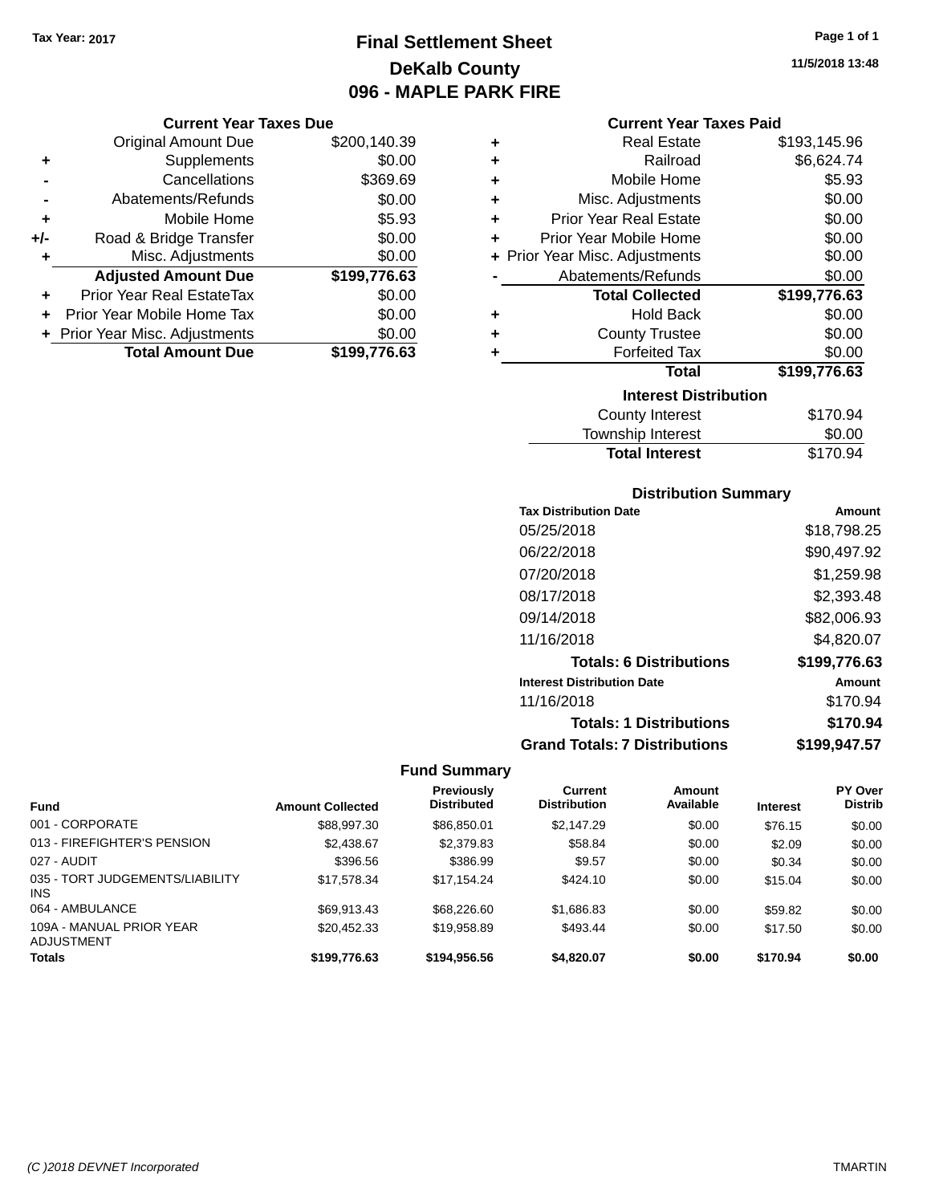Tax Year: 2017

# Final Settlement Sheet
## DeKalb County
## 096 - MAPLE PARK FIRE

11/5/2018 13:48

### Current Year Taxes Due

| | | |
|---|---|---|
| | Original Amount Due | $200,140.39 |
| + | Supplements | $0.00 |
| - | Cancellations | $369.69 |
| - | Abatements/Refunds | $0.00 |
| + | Mobile Home | $5.93 |
| +/- | Road & Bridge Transfer | $0.00 |
| + | Misc. Adjustments | $0.00 |
| | **Adjusted Amount Due** | **$199,776.63** |
| + | Prior Year Real EstateTax | $0.00 |
| + | Prior Year Mobile Home Tax | $0.00 |
| + | Prior Year Misc. Adjustments | $0.00 |
| | **Total Amount Due** | **$199,776.63** |

### Current Year Taxes Paid

| | | |
|---|---|---|
| + | Real Estate | $193,145.96 |
| + | Railroad | $6,624.74 |
| + | Mobile Home | $5.93 |
| + | Misc. Adjustments | $0.00 |
| + | Prior Year Real Estate | $0.00 |
| + | Prior Year Mobile Home | $0.00 |
| + | Prior Year Misc. Adjustments | $0.00 |
| - | Abatements/Refunds | $0.00 |
| | **Total Collected** | **$199,776.63** |
| + | Hold Back | $0.00 |
| + | County Trustee | $0.00 |
| + | Forfeited Tax | $0.00 |
| | **Total** | **$199,776.63** |

### Interest Distribution

| | |
|---|---|
| County Interest | $170.94 |
| Township Interest | $0.00 |
| **Total Interest** | $170.94 |

### Distribution Summary

| Tax Distribution Date | Amount |
|---|---|
| 05/25/2018 | $18,798.25 |
| 06/22/2018 | $90,497.92 |
| 07/20/2018 | $1,259.98 |
| 08/17/2018 | $2,393.48 |
| 09/14/2018 | $82,006.93 |
| 11/16/2018 | $4,820.07 |
| **Totals: 6 Distributions** | **$199,776.63** |
| **Interest Distribution Date** | **Amount** |
| 11/16/2018 | $170.94 |
| **Totals: 1 Distributions** | **$170.94** |
| **Grand Totals: 7 Distributions** | **$199,947.57** |

### Fund Summary

| Fund | Amount Collected | Previously Distributed | Current Distribution | Amount Available | Interest | PY Over Distrib |
|---|---|---|---|---|---|---|
| 001 - CORPORATE | $88,997.30 | $86,850.01 | $2,147.29 | $0.00 | $76.15 | $0.00 |
| 013 - FIREFIGHTER'S PENSION | $2,438.67 | $2,379.83 | $58.84 | $0.00 | $2.09 | $0.00 |
| 027 - AUDIT | $396.56 | $386.99 | $9.57 | $0.00 | $0.34 | $0.00 |
| 035 - TORT JUDGEMENTS/LIABILITY INS | $17,578.34 | $17,154.24 | $424.10 | $0.00 | $15.04 | $0.00 |
| 064 - AMBULANCE | $69,913.43 | $68,226.60 | $1,686.83 | $0.00 | $59.82 | $0.00 |
| 109A - MANUAL PRIOR YEAR ADJUSTMENT | $20,452.33 | $19,958.89 | $493.44 | $0.00 | $17.50 | $0.00 |
| **Totals** | **$199,776.63** | **$194,956.56** | **$4,820.07** | **$0.00** | **$170.94** | **$0.00** |

(C )2018 DEVNET Incorporated TMARTIN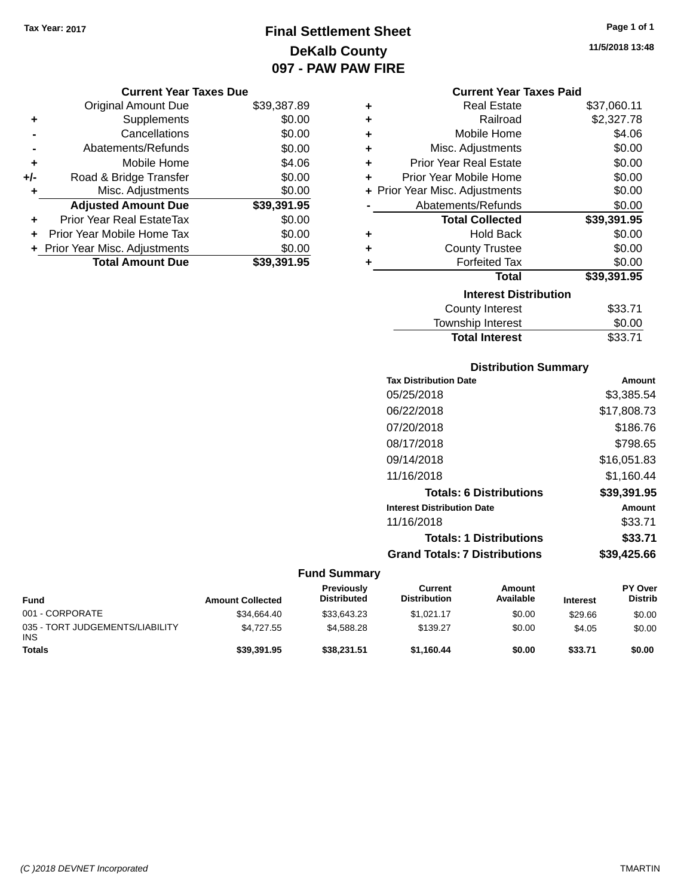Tax Year: 2017

# Final Settlement Sheet

## DeKalb County

## 097 - PAW PAW FIRE

11/5/2018 13:48

### Current Year Taxes Due

| | | |
|---|---|---|
| | Original Amount Due | $39,387.89 |
| + | Supplements | $0.00 |
| - | Cancellations | $0.00 |
| - | Abatements/Refunds | $0.00 |
| + | Mobile Home | $4.06 |
| +/- | Road & Bridge Transfer | $0.00 |
| + | Misc. Adjustments | $0.00 |
| | **Adjusted Amount Due** | **$39,391.95** |
| + | Prior Year Real EstateTax | $0.00 |
| + | Prior Year Mobile Home Tax | $0.00 |
| + | Prior Year Misc. Adjustments | $0.00 |
| | **Total Amount Due** | **$39,391.95** |

### Current Year Taxes Paid

| | | |
|---|---|---|
| + | Real Estate | $37,060.11 |
| + | Railroad | $2,327.78 |
| + | Mobile Home | $4.06 |
| + | Misc. Adjustments | $0.00 |
| + | Prior Year Real Estate | $0.00 |
| + | Prior Year Mobile Home | $0.00 |
| + | Prior Year Misc. Adjustments | $0.00 |
| - | Abatements/Refunds | $0.00 |
| | **Total Collected** | **$39,391.95** |
| + | Hold Back | $0.00 |
| + | County Trustee | $0.00 |
| + | Forfeited Tax | $0.00 |
| | **Total** | **$39,391.95** |

### Interest Distribution

| | |
|---|---|
| County Interest | $33.71 |
| Township Interest | $0.00 |
| **Total Interest** | $33.71 |

### Distribution Summary

| Tax Distribution Date | Amount |
|---|---|
| 05/25/2018 | $3,385.54 |
| 06/22/2018 | $17,808.73 |
| 07/20/2018 | $186.76 |
| 08/17/2018 | $798.65 |
| 09/14/2018 | $16,051.83 |
| 11/16/2018 | $1,160.44 |
| **Totals: 6 Distributions** | **$39,391.95** |
| **Interest Distribution Date** | **Amount** |
| 11/16/2018 | $33.71 |
| **Totals: 1 Distributions** | **$33.71** |
| **Grand Totals: 7 Distributions** | **$39,425.66** |

### Fund Summary

| Fund | Amount Collected | Previously Distributed | Current Distribution | Amount Available | Interest | PY Over Distrib |
|---|---|---|---|---|---|---|
| 001 - CORPORATE | $34,664.40 | $33,643.23 | $1,021.17 | $0.00 | $29.66 | $0.00 |
| 035 - TORT JUDGEMENTS/LIABILITY INS | $4,727.55 | $4,588.28 | $139.27 | $0.00 | $4.05 | $0.00 |
| **Totals** | **$39,391.95** | **$38,231.51** | **$1,160.44** | **$0.00** | **$33.71** | **$0.00** |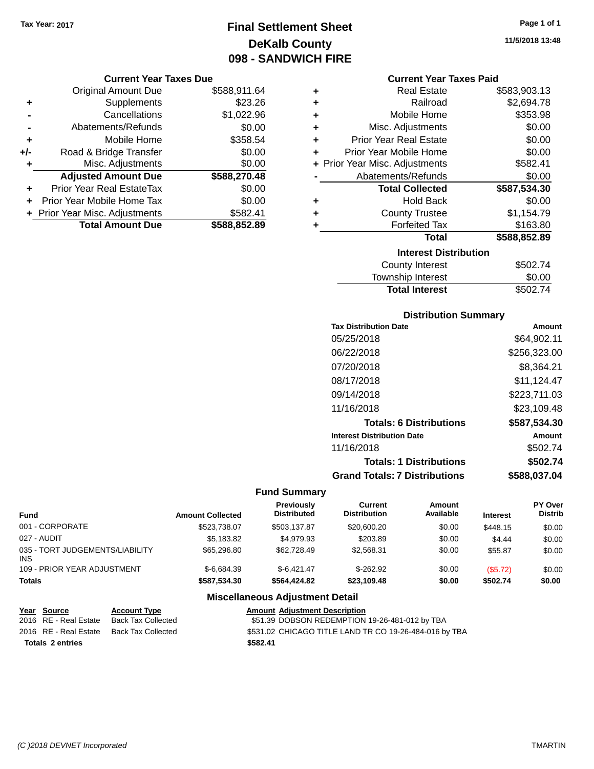Tax Year: 2017

# Final Settlement Sheet
## DeKalb County
## 098 - SANDWICH FIRE

11/5/2018 13:48

### Current Year Taxes Due

| | | |
|---|---|---|
| | Original Amount Due | $588,911.64 |
| + | Supplements | $23.26 |
| - | Cancellations | $1,022.96 |
| - | Abatements/Refunds | $0.00 |
| + | Mobile Home | $358.54 |
| +/- | Road & Bridge Transfer | $0.00 |
| + | Misc. Adjustments | $0.00 |
| | **Adjusted Amount Due** | **$588,270.48** |
| + | Prior Year Real EstateTax | $0.00 |
| + | Prior Year Mobile Home Tax | $0.00 |
| + | Prior Year Misc. Adjustments | $582.41 |
| | **Total Amount Due** | **$588,852.89** |

### Current Year Taxes Paid

| | | |
|---|---|---|
| + | Real Estate | $583,903.13 |
| + | Railroad | $2,694.78 |
| + | Mobile Home | $353.98 |
| + | Misc. Adjustments | $0.00 |
| + | Prior Year Real Estate | $0.00 |
| + | Prior Year Mobile Home | $0.00 |
| + | Prior Year Misc. Adjustments | $582.41 |
| - | Abatements/Refunds | $0.00 |
| | **Total Collected** | **$587,534.30** |
| + | Hold Back | $0.00 |
| + | County Trustee | $1,154.79 |
| + | Forfeited Tax | $163.80 |
| | **Total** | **$588,852.89** |

### Interest Distribution

| | |
|---|---|
| County Interest | $502.74 |
| Township Interest | $0.00 |
| **Total Interest** | $502.74 |

### Distribution Summary

| Tax Distribution Date | Amount |
|---|---|
| 05/25/2018 | $64,902.11 |
| 06/22/2018 | $256,323.00 |
| 07/20/2018 | $8,364.21 |
| 08/17/2018 | $11,124.47 |
| 09/14/2018 | $223,711.03 |
| 11/16/2018 | $23,109.48 |
| **Totals: 6 Distributions** | **$587,534.30** |
| **Interest Distribution Date** | **Amount** |
| 11/16/2018 | $502.74 |
| **Totals: 1 Distributions** | **$502.74** |
| **Grand Totals: 7 Distributions** | **$588,037.04** |

### Fund Summary

| Fund | Amount Collected | Previously Distributed | Current Distribution | Amount Available | Interest | PY Over Distrib |
|---|---|---|---|---|---|---|
| 001 - CORPORATE | $523,738.07 | $503,137.87 | $20,600.20 | $0.00 | $448.15 | $0.00 |
| 027 - AUDIT | $5,183.82 | $4,979.93 | $203.89 | $0.00 | $4.44 | $0.00 |
| 035 - TORT JUDGEMENTS/LIABILITY INS | $65,296.80 | $62,728.49 | $2,568.31 | $0.00 | $55.87 | $0.00 |
| 109 - PRIOR YEAR ADJUSTMENT | $-6,684.39 | $-6,421.47 | $-262.92 | $0.00 | ($5.72) | $0.00 |
| **Totals** | **$587,534.30** | **$564,424.82** | **$23,109.48** | **$0.00** | **$502.74** | **$0.00** |

### Miscellaneous Adjustment Detail

| Year | Source | Account Type | Amount | Adjustment Description |
|---|---|---|---|---|
| 2016 | RE - Real Estate | Back Tax Collected | $51.39 | DOBSON REDEMPTION 19-26-481-012 by TBA |
| 2016 | RE - Real Estate | Back Tax Collected | $531.02 | CHICAGO TITLE LAND TR CO 19-26-484-016 by TBA |
| **Totals** | **2 entries** | | **$582.41** | |

*(C )2018 DEVNET Incorporated* TMARTIN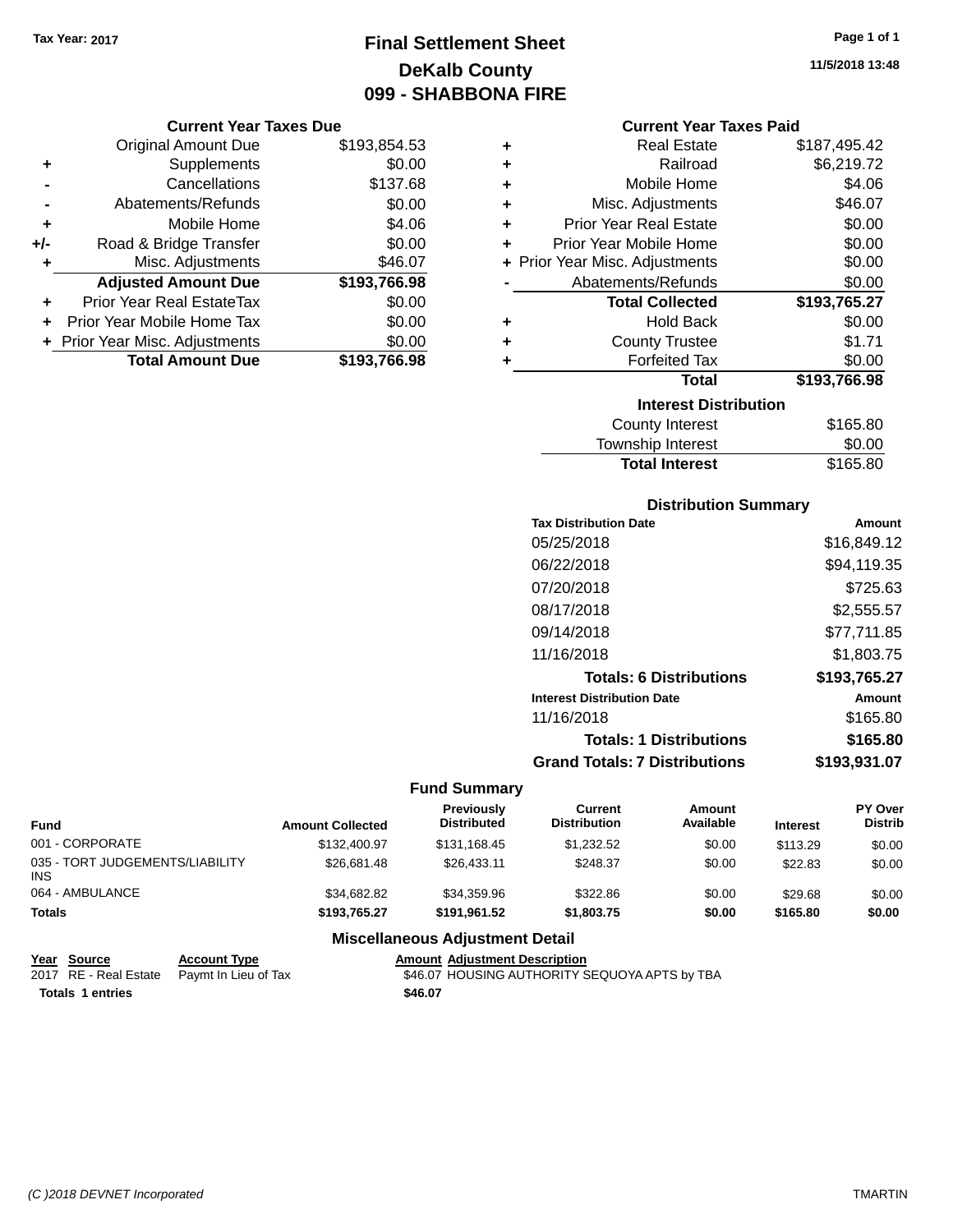Tax Year: 2017

# Final Settlement Sheet
## DeKalb County
## 099 - SHABBONA FIRE

11/5/2018 13:48

### Current Year Taxes Due

| | | |
|---|---|---|
| | Original Amount Due | $193,854.53 |
| + | Supplements | $0.00 |
| - | Cancellations | $137.68 |
| - | Abatements/Refunds | $0.00 |
| + | Mobile Home | $4.06 |
| +/- | Road & Bridge Transfer | $0.00 |
| + | Misc. Adjustments | $46.07 |
| | **Adjusted Amount Due** | **$193,766.98** |
| + | Prior Year Real EstateTax | $0.00 |
| + | Prior Year Mobile Home Tax | $0.00 |
| + | Prior Year Misc. Adjustments | $0.00 |
| | **Total Amount Due** | **$193,766.98** |

### Current Year Taxes Paid

| | | |
|---|---|---|
| + | Real Estate | $187,495.42 |
| + | Railroad | $6,219.72 |
| + | Mobile Home | $4.06 |
| + | Misc. Adjustments | $46.07 |
| + | Prior Year Real Estate | $0.00 |
| + | Prior Year Mobile Home | $0.00 |
| + | Prior Year Misc. Adjustments | $0.00 |
| - | Abatements/Refunds | $0.00 |
| | **Total Collected** | **$193,765.27** |
| + | Hold Back | $0.00 |
| + | County Trustee | $1.71 |
| + | Forfeited Tax | $0.00 |
| | **Total** | **$193,766.98** |

### Interest Distribution

| | |
|---|---|
| County Interest | $165.80 |
| Township Interest | $0.00 |
| **Total Interest** | $165.80 |

### Distribution Summary

| Tax Distribution Date | Amount |
|---|---|
| 05/25/2018 | $16,849.12 |
| 06/22/2018 | $94,119.35 |
| 07/20/2018 | $725.63 |
| 08/17/2018 | $2,555.57 |
| 09/14/2018 | $77,711.85 |
| 11/16/2018 | $1,803.75 |
| **Totals: 6 Distributions** | **$193,765.27** |
| **Interest Distribution Date** | **Amount** |
| 11/16/2018 | $165.80 |
| **Totals: 1 Distributions** | **$165.80** |
| **Grand Totals: 7 Distributions** | **$193,931.07** |

### Fund Summary

| Fund | Amount Collected | Previously Distributed | Current Distribution | Amount Available | Interest | PY Over Distrib |
|---|---|---|---|---|---|---|
| 001 - CORPORATE | $132,400.97 | $131,168.45 | $1,232.52 | $0.00 | $113.29 | $0.00 |
| 035 - TORT JUDGEMENTS/LIABILITY INS | $26,681.48 | $26,433.11 | $248.37 | $0.00 | $22.83 | $0.00 |
| 064 - AMBULANCE | $34,682.82 | $34,359.96 | $322.86 | $0.00 | $29.68 | $0.00 |
| **Totals** | **$193,765.27** | **$191,961.52** | **$1,803.75** | **$0.00** | **$165.80** | **$0.00** |

### Miscellaneous Adjustment Detail

| Year | Source | Account Type | Amount | Adjustment Description |
|---|---|---|---|---|
| 2017 | RE - Real Estate | Paymt In Lieu of Tax | $46.07 | HOUSING AUTHORITY SEQUOYA APTS by TBA |
| **Totals 1 entries** | | | **$46.07** | |

(C )2018 DEVNET Incorporated TMARTIN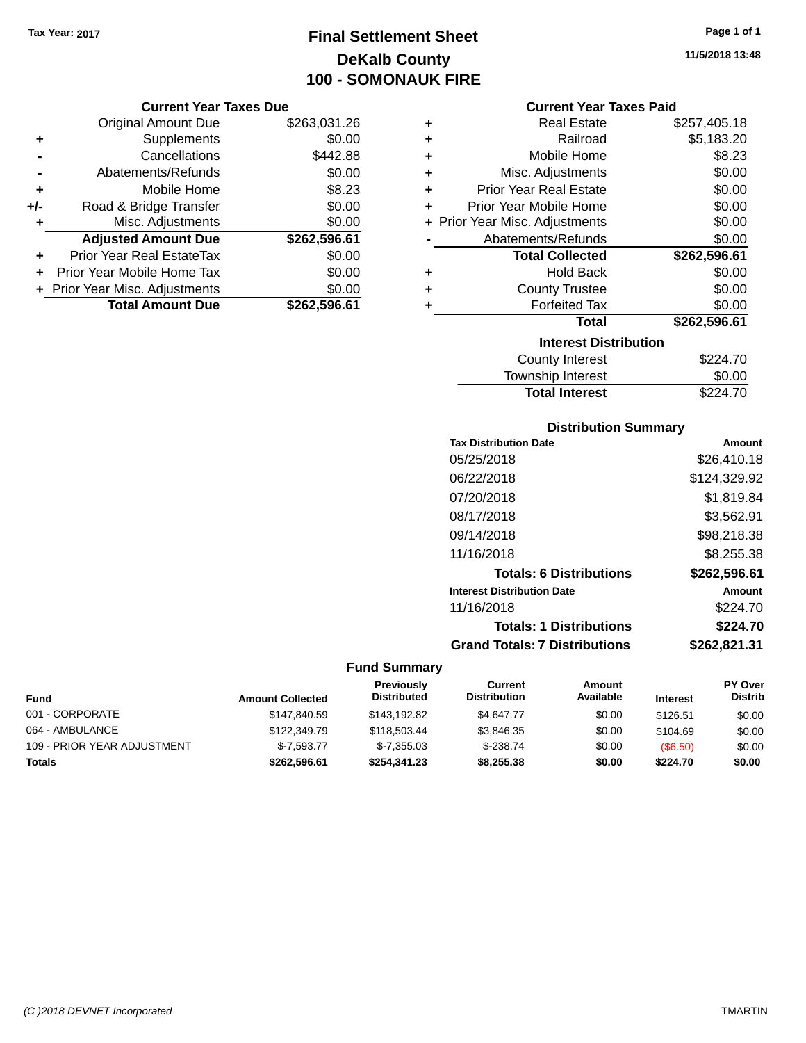Tax Year: 2017

# Final Settlement Sheet
## DeKalb County
## 100 - SOMONAUK FIRE

11/5/2018 13:48

### Current Year Taxes Due

| | | |
|---|---|---|
| | Original Amount Due | $263,031.26 |
| + | Supplements | $0.00 |
| - | Cancellations | $442.88 |
| - | Abatements/Refunds | $0.00 |
| + | Mobile Home | $8.23 |
| +/- | Road & Bridge Transfer | $0.00 |
| + | Misc. Adjustments | $0.00 |
| | **Adjusted Amount Due** | **$262,596.61** |
| + | Prior Year Real EstateTax | $0.00 |
| + | Prior Year Mobile Home Tax | $0.00 |
| + | Prior Year Misc. Adjustments | $0.00 |
| | **Total Amount Due** | **$262,596.61** |

### Current Year Taxes Paid

| | | |
|---|---|---|
| + | Real Estate | $257,405.18 |
| + | Railroad | $5,183.20 |
| + | Mobile Home | $8.23 |
| + | Misc. Adjustments | $0.00 |
| + | Prior Year Real Estate | $0.00 |
| + | Prior Year Mobile Home | $0.00 |
| + | Prior Year Misc. Adjustments | $0.00 |
| - | Abatements/Refunds | $0.00 |
| | **Total Collected** | **$262,596.61** |
| + | Hold Back | $0.00 |
| + | County Trustee | $0.00 |
| + | Forfeited Tax | $0.00 |
| | **Total** | **$262,596.61** |

### Interest Distribution

| | |
|---|---|
| County Interest | $224.70 |
| Township Interest | $0.00 |
| **Total Interest** | $224.70 |

### Distribution Summary

| Tax Distribution Date | Amount |
|---|---|
| 05/25/2018 | $26,410.18 |
| 06/22/2018 | $124,329.92 |
| 07/20/2018 | $1,819.84 |
| 08/17/2018 | $3,562.91 |
| 09/14/2018 | $98,218.38 |
| 11/16/2018 | $8,255.38 |
| **Totals: 6 Distributions** | **$262,596.61** |

| Interest Distribution Date | Amount |
|---|---|
| 11/16/2018 | $224.70 |
| **Totals: 1 Distributions** | **$224.70** |
| **Grand Totals: 7 Distributions** | **$262,821.31** |

### Fund Summary

| Fund | Amount Collected | Previously Distributed | Current Distribution | Amount Available | Interest | PY Over Distrib |
|---|---|---|---|---|---|---|
| 001 - CORPORATE | $147,840.59 | $143,192.82 | $4,647.77 | $0.00 | $126.51 | $0.00 |
| 064 - AMBULANCE | $122,349.79 | $118,503.44 | $3,846.35 | $0.00 | $104.69 | $0.00 |
| 109 - PRIOR YEAR ADJUSTMENT | $-7,593.77 | $-7,355.03 | $-238.74 | $0.00 | ($6.50) | $0.00 |
| **Totals** | **$262,596.61** | **$254,341.23** | **$8,255.38** | **$0.00** | **$224.70** | **$0.00** |

(C )2018 DEVNET Incorporated — TMARTIN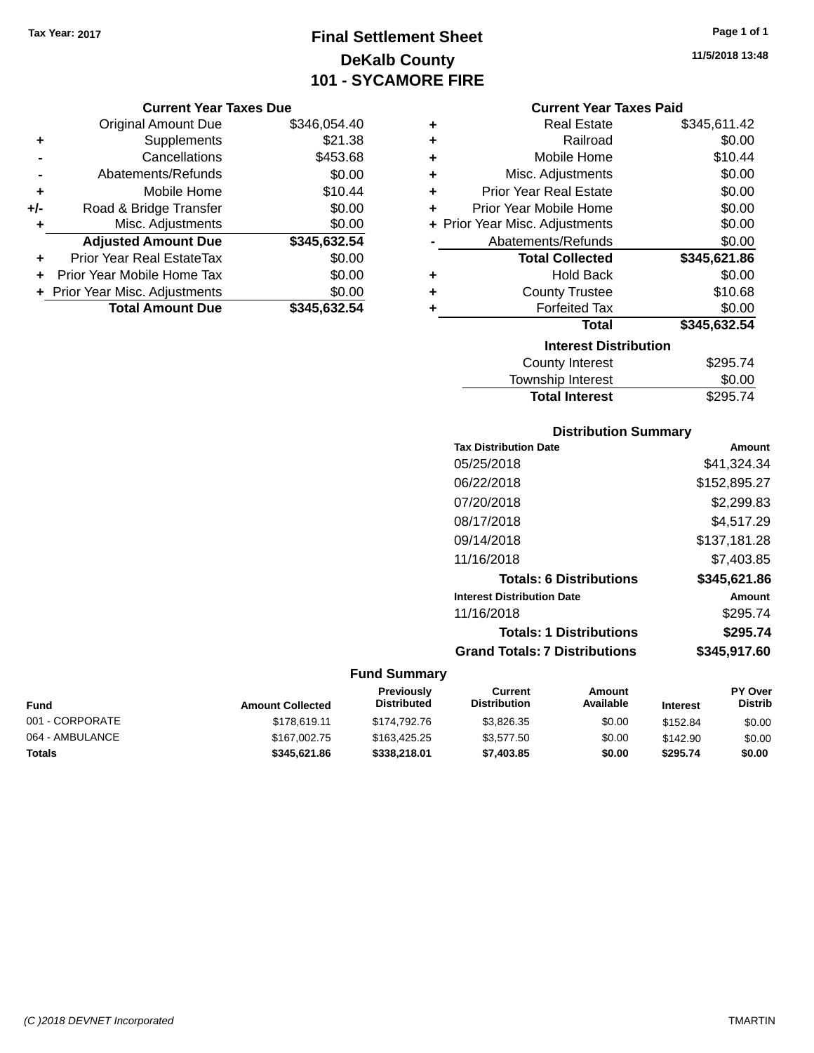Tax Year: 2017

# Final Settlement Sheet
## DeKalb County
## 101 - SYCAMORE FIRE

11/5/2018 13:48

### Current Year Taxes Due

| | | |
|---|---|---|
| | Original Amount Due | $346,054.40 |
| + | Supplements | $21.38 |
| - | Cancellations | $453.68 |
| - | Abatements/Refunds | $0.00 |
| + | Mobile Home | $10.44 |
| +/- | Road & Bridge Transfer | $0.00 |
| + | Misc. Adjustments | $0.00 |
| | **Adjusted Amount Due** | **$345,632.54** |
| + | Prior Year Real EstateTax | $0.00 |
| + | Prior Year Mobile Home Tax | $0.00 |
| + | Prior Year Misc. Adjustments | $0.00 |
| | **Total Amount Due** | **$345,632.54** |

### Current Year Taxes Paid

| | | |
|---|---|---|
| + | Real Estate | $345,611.42 |
| + | Railroad | $0.00 |
| + | Mobile Home | $10.44 |
| + | Misc. Adjustments | $0.00 |
| + | Prior Year Real Estate | $0.00 |
| + | Prior Year Mobile Home | $0.00 |
| + | Prior Year Misc. Adjustments | $0.00 |
| - | Abatements/Refunds | $0.00 |
| | **Total Collected** | **$345,621.86** |
| + | Hold Back | $0.00 |
| + | County Trustee | $10.68 |
| + | Forfeited Tax | $0.00 |
| | **Total** | **$345,632.54** |

### Interest Distribution

| | |
|---|---|
| County Interest | $295.74 |
| Township Interest | $0.00 |
| **Total Interest** | $295.74 |

### Distribution Summary

| Tax Distribution Date | Amount |
|---|---|
| 05/25/2018 | $41,324.34 |
| 06/22/2018 | $152,895.27 |
| 07/20/2018 | $2,299.83 |
| 08/17/2018 | $4,517.29 |
| 09/14/2018 | $137,181.28 |
| 11/16/2018 | $7,403.85 |
| **Totals: 6 Distributions** | **$345,621.86** |

| Interest Distribution Date | Amount |
|---|---|
| 11/16/2018 | $295.74 |
| **Totals: 1 Distributions** | **$295.74** |
| **Grand Totals: 7 Distributions** | **$345,917.60** |

### Fund Summary

| Fund | Amount Collected | Previously Distributed | Current Distribution | Amount Available | Interest | PY Over Distrib |
|---|---|---|---|---|---|---|
| 001 - CORPORATE | $178,619.11 | $174,792.76 | $3,826.35 | $0.00 | $152.84 | $0.00 |
| 064 - AMBULANCE | $167,002.75 | $163,425.25 | $3,577.50 | $0.00 | $142.90 | $0.00 |
| **Totals** | **$345,621.86** | **$338,218.01** | **$7,403.85** | **$0.00** | **$295.74** | **$0.00** |

(C )2018 DEVNET Incorporated TMARTIN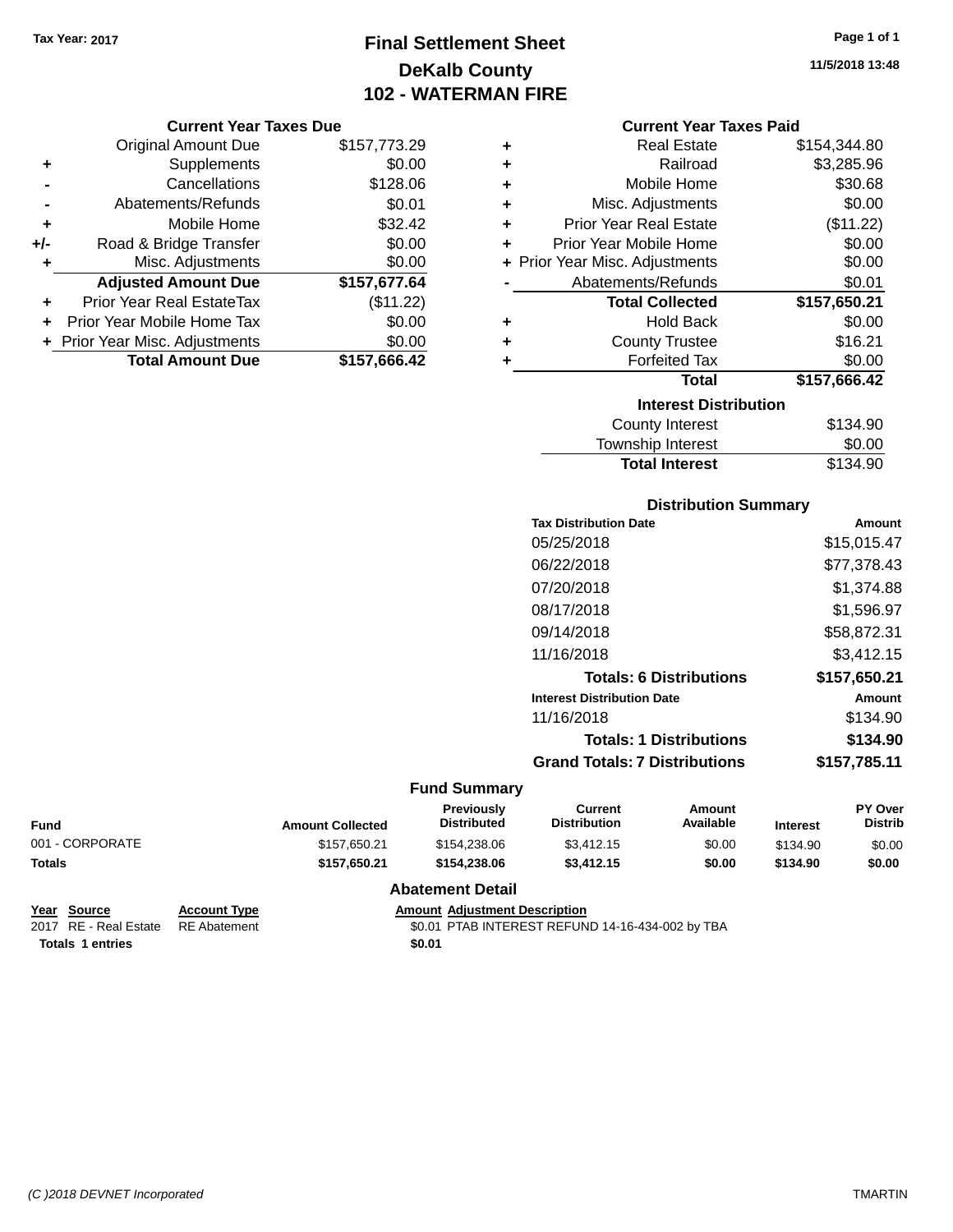Tax Year: 2017

# Final Settlement Sheet
## DeKalb County
## 102 - WATERMAN FIRE

11/5/2018 13:48

### Current Year Taxes Due

| | | |
|---|---|---|
| | Original Amount Due | $157,773.29 |
| + | Supplements | $0.00 |
| - | Cancellations | $128.06 |
| - | Abatements/Refunds | $0.01 |
| + | Mobile Home | $32.42 |
| +/- | Road & Bridge Transfer | $0.00 |
| + | Misc. Adjustments | $0.00 |
| | **Adjusted Amount Due** | **$157,677.64** |
| + | Prior Year Real EstateTax | ($11.22) |
| + | Prior Year Mobile Home Tax | $0.00 |
| + | Prior Year Misc. Adjustments | $0.00 |
| | **Total Amount Due** | **$157,666.42** |

### Current Year Taxes Paid

| | | |
|---|---|---|
| + | Real Estate | $154,344.80 |
| + | Railroad | $3,285.96 |
| + | Mobile Home | $30.68 |
| + | Misc. Adjustments | $0.00 |
| + | Prior Year Real Estate | ($11.22) |
| + | Prior Year Mobile Home | $0.00 |
| + | Prior Year Misc. Adjustments | $0.00 |
| - | Abatements/Refunds | $0.01 |
| | **Total Collected** | **$157,650.21** |
| + | Hold Back | $0.00 |
| + | County Trustee | $16.21 |
| + | Forfeited Tax | $0.00 |
| | **Total** | **$157,666.42** |

### Interest Distribution

| | |
|---|---|
| County Interest | $134.90 |
| Township Interest | $0.00 |
| **Total Interest** | $134.90 |

### Distribution Summary

| Tax Distribution Date | Amount |
|---|---|
| 05/25/2018 | $15,015.47 |
| 06/22/2018 | $77,378.43 |
| 07/20/2018 | $1,374.88 |
| 08/17/2018 | $1,596.97 |
| 09/14/2018 | $58,872.31 |
| 11/16/2018 | $3,412.15 |
| **Totals: 6 Distributions** | **$157,650.21** |
| **Interest Distribution Date** | **Amount** |
| 11/16/2018 | $134.90 |
| **Totals: 1 Distributions** | **$134.90** |
| **Grand Totals: 7 Distributions** | **$157,785.11** |

### Fund Summary

| Fund | Amount Collected | Previously Distributed | Current Distribution | Amount Available | Interest | PY Over Distrib |
|---|---|---|---|---|---|---|
| 001 - CORPORATE | $157,650.21 | $154,238.06 | $3,412.15 | $0.00 | $134.90 | $0.00 |
| **Totals** | **$157,650.21** | **$154,238.06** | **$3,412.15** | **$0.00** | **$134.90** | **$0.00** |

### Abatement Detail

| Year | Source | Account Type | Amount | Adjustment Description |
|---|---|---|---|---|
| 2017 | RE - Real Estate | RE Abatement | $0.01 | PTAB INTEREST REFUND 14-16-434-002 by TBA |
| **Totals 1 entries** | | | **$0.01** | |

(C )2018 DEVNET Incorporated — TMARTIN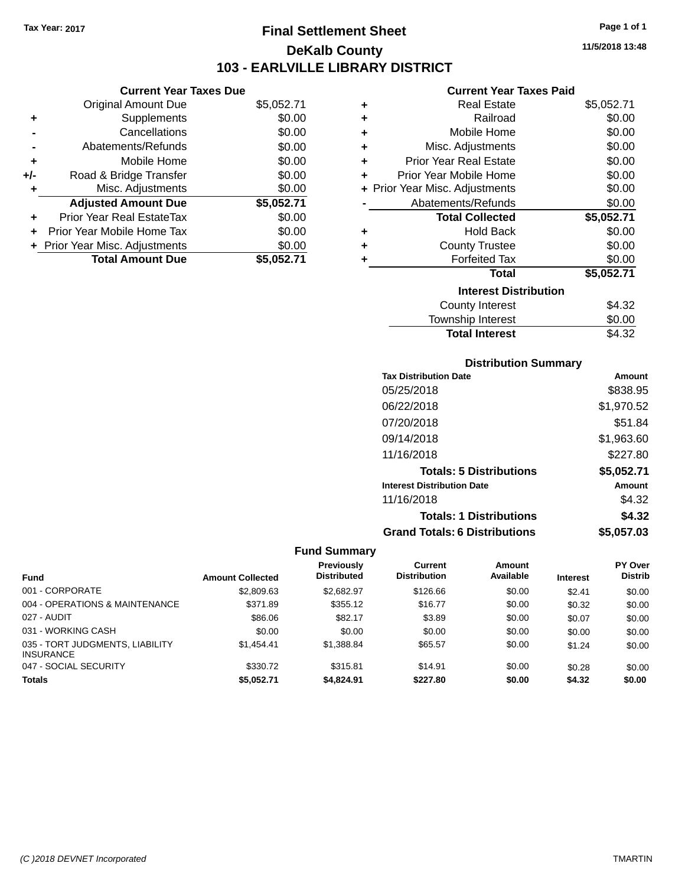Tax Year: 2017

# Final Settlement Sheet

## DeKalb County

## 103 - EARLVILLE LIBRARY DISTRICT

11/5/2018 13:48

### Current Year Taxes Due

| | | |
|---|---|---|
| | Original Amount Due | $5,052.71 |
| + | Supplements | $0.00 |
| - | Cancellations | $0.00 |
| - | Abatements/Refunds | $0.00 |
| + | Mobile Home | $0.00 |
| +/- | Road & Bridge Transfer | $0.00 |
| + | Misc. Adjustments | $0.00 |
| | **Adjusted Amount Due** | **$5,052.71** |
| + | Prior Year Real EstateTax | $0.00 |
| + | Prior Year Mobile Home Tax | $0.00 |
| + | Prior Year Misc. Adjustments | $0.00 |
| | **Total Amount Due** | **$5,052.71** |

### Current Year Taxes Paid

| | | |
|---|---|---|
| + | Real Estate | $5,052.71 |
| + | Railroad | $0.00 |
| + | Mobile Home | $0.00 |
| + | Misc. Adjustments | $0.00 |
| + | Prior Year Real Estate | $0.00 |
| + | Prior Year Mobile Home | $0.00 |
| + | Prior Year Misc. Adjustments | $0.00 |
| - | Abatements/Refunds | $0.00 |
| | **Total Collected** | **$5,052.71** |
| + | Hold Back | $0.00 |
| + | County Trustee | $0.00 |
| + | Forfeited Tax | $0.00 |
| | **Total** | **$5,052.71** |

### Interest Distribution

| | |
|---|---|
| County Interest | $4.32 |
| Township Interest | $0.00 |
| **Total Interest** | $4.32 |

### Distribution Summary

| Tax Distribution Date | Amount |
|---|---|
| 05/25/2018 | $838.95 |
| 06/22/2018 | $1,970.52 |
| 07/20/2018 | $51.84 |
| 09/14/2018 | $1,963.60 |
| 11/16/2018 | $227.80 |
| **Totals: 5 Distributions** | **$5,052.71** |

| Interest Distribution Date | Amount |
|---|---|
| 11/16/2018 | $4.32 |
| **Totals: 1 Distributions** | **$4.32** |
| **Grand Totals: 6 Distributions** | **$5,057.03** |

### Fund Summary

| Fund | Amount Collected | Previously Distributed | Current Distribution | Amount Available | Interest | PY Over Distrib |
|---|---|---|---|---|---|---|
| 001 - CORPORATE | $2,809.63 | $2,682.97 | $126.66 | $0.00 | $2.41 | $0.00 |
| 004 - OPERATIONS & MAINTENANCE | $371.89 | $355.12 | $16.77 | $0.00 | $0.32 | $0.00 |
| 027 - AUDIT | $86.06 | $82.17 | $3.89 | $0.00 | $0.07 | $0.00 |
| 031 - WORKING CASH | $0.00 | $0.00 | $0.00 | $0.00 | $0.00 | $0.00 |
| 035 - TORT JUDGMENTS, LIABILITY INSURANCE | $1,454.41 | $1,388.84 | $65.57 | $0.00 | $1.24 | $0.00 |
| 047 - SOCIAL SECURITY | $330.72 | $315.81 | $14.91 | $0.00 | $0.28 | $0.00 |
| **Totals** | **$5,052.71** | **$4,824.91** | **$227.80** | **$0.00** | **$4.32** | **$0.00** |

(C )2018 DEVNET Incorporated TMARTIN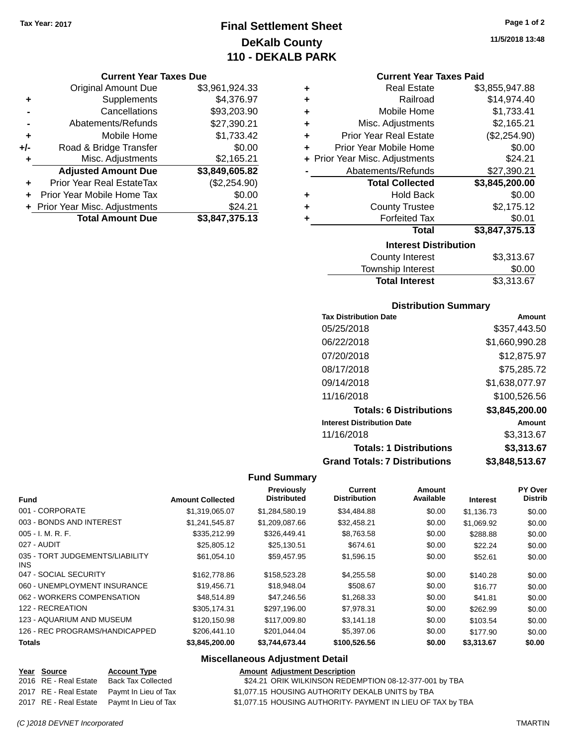Tax Year: 2017

# Final Settlement Sheet
## DeKalb County
## 110 - DEKALB PARK

11/5/2018 13:48

### Current Year Taxes Due

| | | |
|---|---|---|
| | Original Amount Due | $3,961,924.33 |
| + | Supplements | $4,376.97 |
| - | Cancellations | $93,203.90 |
| - | Abatements/Refunds | $27,390.21 |
| + | Mobile Home | $1,733.42 |
| +/- | Road & Bridge Transfer | $0.00 |
| + | Misc. Adjustments | $2,165.21 |
| | **Adjusted Amount Due** | **$3,849,605.82** |
| + | Prior Year Real EstateTax | ($2,254.90) |
| + | Prior Year Mobile Home Tax | $0.00 |
| + | Prior Year Misc. Adjustments | $24.21 |
| | **Total Amount Due** | **$3,847,375.13** |

### Current Year Taxes Paid

| | | |
|---|---|---|
| + | Real Estate | $3,855,947.88 |
| + | Railroad | $14,974.40 |
| + | Mobile Home | $1,733.41 |
| + | Misc. Adjustments | $2,165.21 |
| + | Prior Year Real Estate | ($2,254.90) |
| + | Prior Year Mobile Home | $0.00 |
| + | Prior Year Misc. Adjustments | $24.21 |
| - | Abatements/Refunds | $27,390.21 |
| | **Total Collected** | **$3,845,200.00** |
| + | Hold Back | $0.00 |
| + | County Trustee | $2,175.12 |
| + | Forfeited Tax | $0.01 |
| | **Total** | **$3,847,375.13** |

### Interest Distribution

| | |
|---|---|
| County Interest | $3,313.67 |
| Township Interest | $0.00 |
| **Total Interest** | $3,313.67 |

### Distribution Summary

| Tax Distribution Date | Amount |
|---|---|
| 05/25/2018 | $357,443.50 |
| 06/22/2018 | $1,660,990.28 |
| 07/20/2018 | $12,875.97 |
| 08/17/2018 | $75,285.72 |
| 09/14/2018 | $1,638,077.97 |
| 11/16/2018 | $100,526.56 |
| **Totals: 6 Distributions** | **$3,845,200.00** |
| **Interest Distribution Date** | **Amount** |
| 11/16/2018 | $3,313.67 |
| **Totals: 1 Distributions** | **$3,313.67** |
| **Grand Totals: 7 Distributions** | **$3,848,513.67** |

### Fund Summary

| Fund | Amount Collected | Previously Distributed | Current Distribution | Amount Available | Interest | PY Over Distrib |
|---|---|---|---|---|---|---|
| 001 - CORPORATE | $1,319,065.07 | $1,284,580.19 | $34,484.88 | $0.00 | $1,136.73 | $0.00 |
| 003 - BONDS AND INTEREST | $1,241,545.87 | $1,209,087.66 | $32,458.21 | $0.00 | $1,069.92 | $0.00 |
| 005 - I. M. R. F. | $335,212.99 | $326,449.41 | $8,763.58 | $0.00 | $288.88 | $0.00 |
| 027 - AUDIT | $25,805.12 | $25,130.51 | $674.61 | $0.00 | $22.24 | $0.00 |
| 035 - TORT JUDGEMENTS/LIABILITY INS | $61,054.10 | $59,457.95 | $1,596.15 | $0.00 | $52.61 | $0.00 |
| 047 - SOCIAL SECURITY | $162,778.86 | $158,523.28 | $4,255.58 | $0.00 | $140.28 | $0.00 |
| 060 - UNEMPLOYMENT INSURANCE | $19,456.71 | $18,948.04 | $508.67 | $0.00 | $16.77 | $0.00 |
| 062 - WORKERS COMPENSATION | $48,514.89 | $47,246.56 | $1,268.33 | $0.00 | $41.81 | $0.00 |
| 122 - RECREATION | $305,174.31 | $297,196.00 | $7,978.31 | $0.00 | $262.99 | $0.00 |
| 123 - AQUARIUM AND MUSEUM | $120,150.98 | $117,009.80 | $3,141.18 | $0.00 | $103.54 | $0.00 |
| 126 - REC PROGRAMS/HANDICAPPED | $206,441.10 | $201,044.04 | $5,397.06 | $0.00 | $177.90 | $0.00 |
| **Totals** | **$3,845,200.00** | **$3,744,673.44** | **$100,526.56** | **$0.00** | **$3,313.67** | **$0.00** |

### Miscellaneous Adjustment Detail

| Year | Source | Account Type | Amount | Adjustment Description |
|---|---|---|---|---|
| 2016 | RE - Real Estate | Back Tax Collected | $24.21 | ORIK WILKINSON REDEMPTION 08-12-377-001 by TBA |
| 2017 | RE - Real Estate | Paymt In Lieu of Tax | $1,077.15 | HOUSING AUTHORITY DEKALB UNITS by TBA |
| 2017 | RE - Real Estate | Paymt In Lieu of Tax | $1,077.15 | HOUSING AUTHORITY- PAYMENT IN LIEU OF TAX by TBA |

(C )2018 DEVNET Incorporated — TMARTIN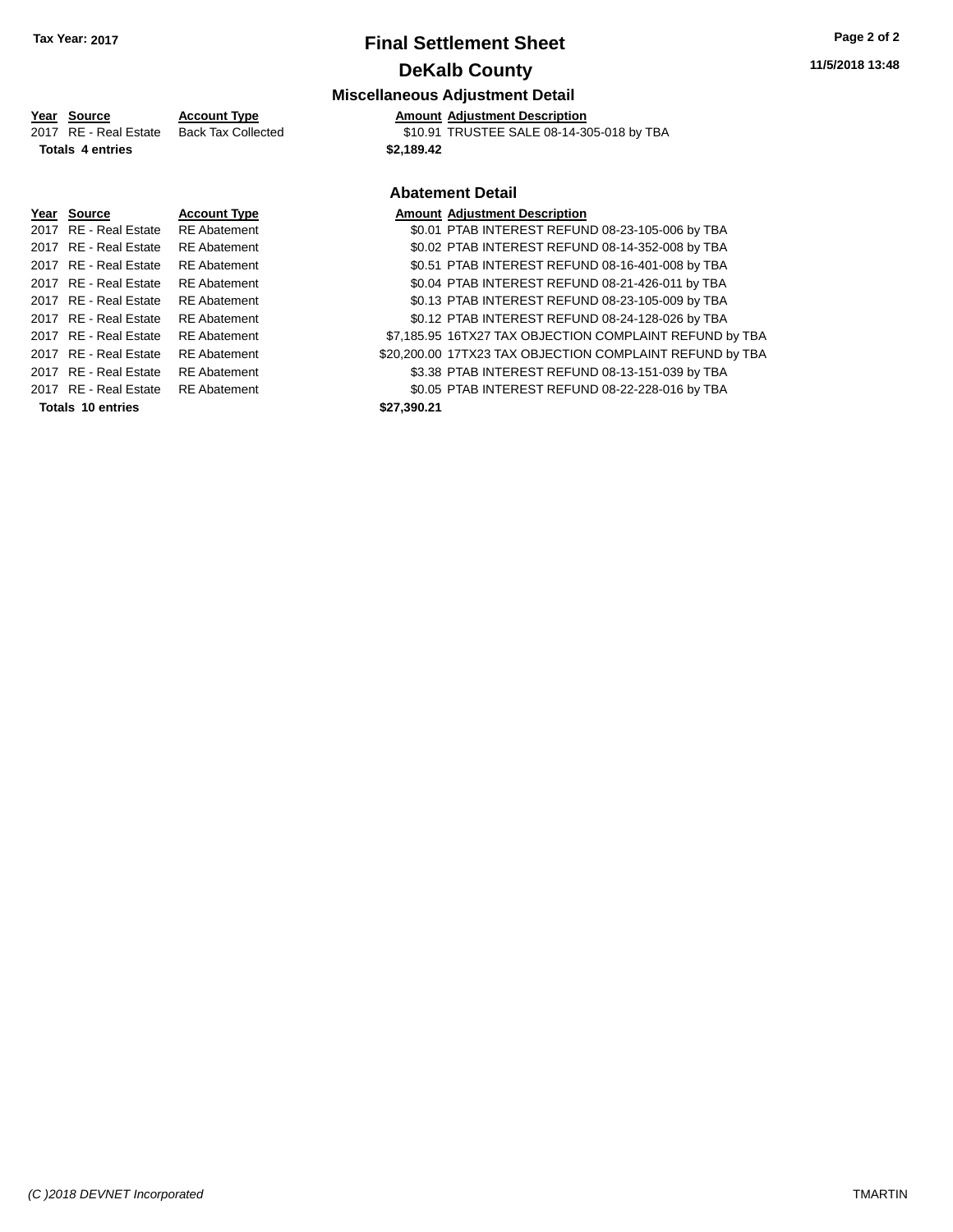**Tax Year: 2017**

# Final Settlement Sheet

## DeKalb County

### Miscellaneous Adjustment Detail

| Year | Source | Account Type | Amount | Adjustment Description |
|---|---|---|---|---|
| 2017 | RE - Real Estate | Back Tax Collected | $10.91 | TRUSTEE SALE 08-14-305-018 by TBA |
| **Totals** | **4 entries** | | **$2,189.42** | |

### Abatement Detail

| Year | Source | Account Type | Amount | Adjustment Description |
|---|---|---|---|---|
| 2017 | RE - Real Estate | RE Abatement | $0.01 | PTAB INTEREST REFUND 08-23-105-006 by TBA |
| 2017 | RE - Real Estate | RE Abatement | $0.02 | PTAB INTEREST REFUND 08-14-352-008 by TBA |
| 2017 | RE - Real Estate | RE Abatement | $0.51 | PTAB INTEREST REFUND 08-16-401-008 by TBA |
| 2017 | RE - Real Estate | RE Abatement | $0.04 | PTAB INTEREST REFUND 08-21-426-011 by TBA |
| 2017 | RE - Real Estate | RE Abatement | $0.13 | PTAB INTEREST REFUND 08-23-105-009 by TBA |
| 2017 | RE - Real Estate | RE Abatement | $0.12 | PTAB INTEREST REFUND 08-24-128-026 by TBA |
| 2017 | RE - Real Estate | RE Abatement | $7,185.95 | 16TX27 TAX OBJECTION COMPLAINT REFUND by TBA |
| 2017 | RE - Real Estate | RE Abatement | $20,200.00 | 17TX23 TAX OBJECTION COMPLAINT REFUND by TBA |
| 2017 | RE - Real Estate | RE Abatement | $3.38 | PTAB INTEREST REFUND 08-13-151-039 by TBA |
| 2017 | RE - Real Estate | RE Abatement | $0.05 | PTAB INTEREST REFUND 08-22-228-016 by TBA |
| **Totals** | **10 entries** | | **$27,390.21** | |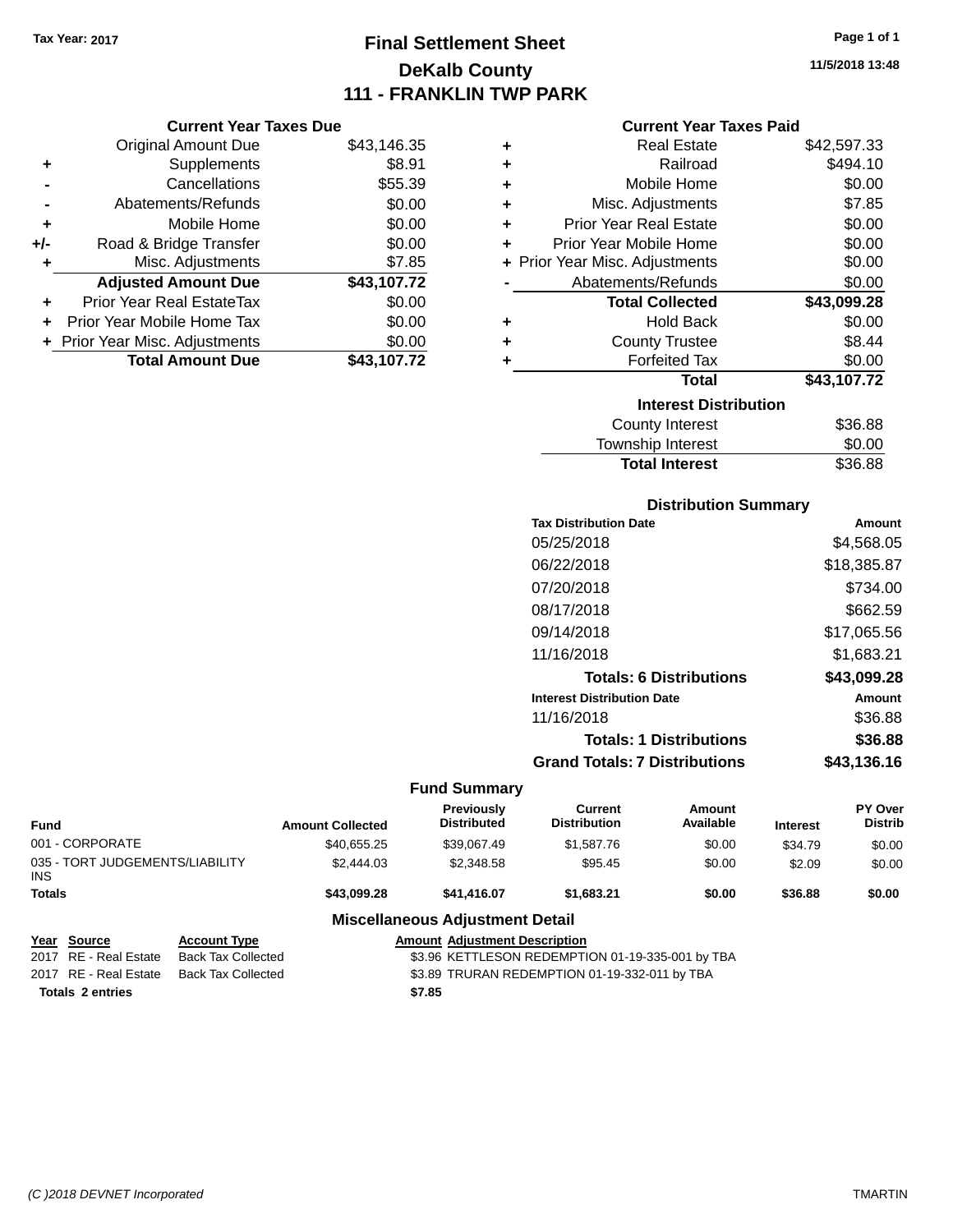Tax Year: 2017

# Final Settlement Sheet

## DeKalb County

## 111 - FRANKLIN TWP PARK

11/5/2018 13:48

### Current Year Taxes Due

| | | |
|---|---|---|
| | Original Amount Due | $43,146.35 |
| + | Supplements | $8.91 |
| - | Cancellations | $55.39 |
| - | Abatements/Refunds | $0.00 |
| + | Mobile Home | $0.00 |
| +/- | Road & Bridge Transfer | $0.00 |
| + | Misc. Adjustments | $7.85 |
| | **Adjusted Amount Due** | **$43,107.72** |
| + | Prior Year Real EstateTax | $0.00 |
| + | Prior Year Mobile Home Tax | $0.00 |
| + | Prior Year Misc. Adjustments | $0.00 |
| | **Total Amount Due** | **$43,107.72** |

### Current Year Taxes Paid

| | | |
|---|---|---|
| + | Real Estate | $42,597.33 |
| + | Railroad | $494.10 |
| + | Mobile Home | $0.00 |
| + | Misc. Adjustments | $7.85 |
| + | Prior Year Real Estate | $0.00 |
| + | Prior Year Mobile Home | $0.00 |
| + | Prior Year Misc. Adjustments | $0.00 |
| - | Abatements/Refunds | $0.00 |
| | **Total Collected** | **$43,099.28** |
| + | Hold Back | $0.00 |
| + | County Trustee | $8.44 |
| + | Forfeited Tax | $0.00 |
| | **Total** | **$43,107.72** |

### Interest Distribution

| | |
|---|---|
| County Interest | $36.88 |
| Township Interest | $0.00 |
| **Total Interest** | $36.88 |

### Distribution Summary

| Tax Distribution Date | Amount |
|---|---|
| 05/25/2018 | $4,568.05 |
| 06/22/2018 | $18,385.87 |
| 07/20/2018 | $734.00 |
| 08/17/2018 | $662.59 |
| 09/14/2018 | $17,065.56 |
| 11/16/2018 | $1,683.21 |
| **Totals: 6 Distributions** | **$43,099.28** |
| **Interest Distribution Date** | **Amount** |
| 11/16/2018 | $36.88 |
| **Totals: 1 Distributions** | **$36.88** |
| **Grand Totals: 7 Distributions** | **$43,136.16** |

### Fund Summary

| Fund | Amount Collected | Previously Distributed | Current Distribution | Amount Available | Interest | PY Over Distrib |
|---|---|---|---|---|---|---|
| 001 - CORPORATE | $40,655.25 | $39,067.49 | $1,587.76 | $0.00 | $34.79 | $0.00 |
| 035 - TORT JUDGEMENTS/LIABILITY INS | $2,444.03 | $2,348.58 | $95.45 | $0.00 | $2.09 | $0.00 |
| **Totals** | **$43,099.28** | **$41,416.07** | **$1,683.21** | **$0.00** | **$36.88** | **$0.00** |

### Miscellaneous Adjustment Detail

| Year | Source | Account Type | Amount | Adjustment Description |
|---|---|---|---|---|
| 2017 | RE - Real Estate | Back Tax Collected | $3.96 | KETTLESON REDEMPTION 01-19-335-001 by TBA |
| 2017 | RE - Real Estate | Back Tax Collected | $3.89 | TRURAN REDEMPTION 01-19-332-011 by TBA |
| **Totals** | **2 entries** | | **$7.85** | |

(C )2018 DEVNET Incorporated TMARTIN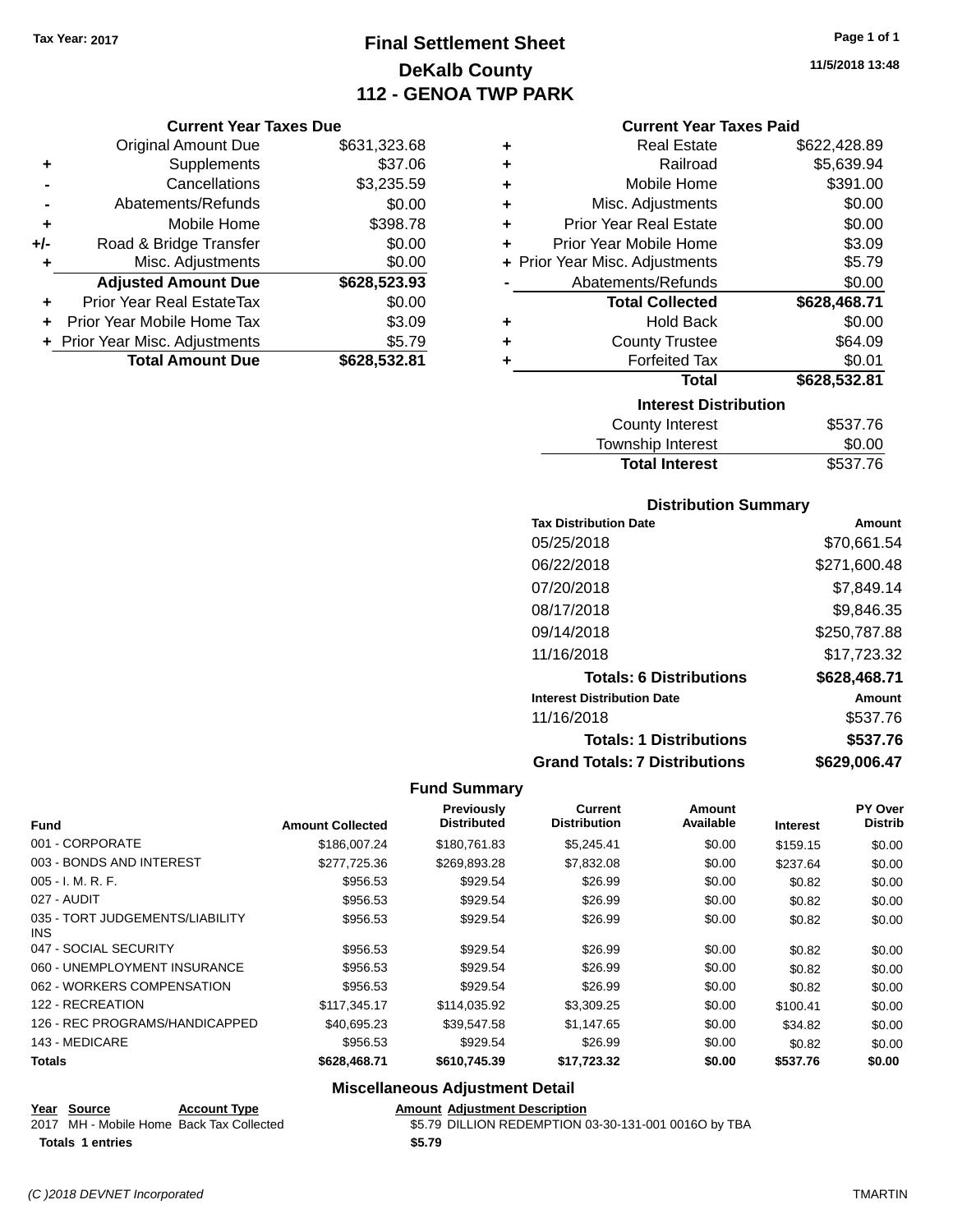Tax Year: 2017

# Final Settlement Sheet
## DeKalb County
## 112 - GENOA TWP PARK

11/5/2018 13:48

### Current Year Taxes Due

| | | |
|---|---|---|
| | Original Amount Due | $631,323.68 |
| + | Supplements | $37.06 |
| - | Cancellations | $3,235.59 |
| - | Abatements/Refunds | $0.00 |
| + | Mobile Home | $398.78 |
| +/- | Road & Bridge Transfer | $0.00 |
| + | Misc. Adjustments | $0.00 |
| | **Adjusted Amount Due** | **$628,523.93** |
| + | Prior Year Real EstateTax | $0.00 |
| + | Prior Year Mobile Home Tax | $3.09 |
| + | Prior Year Misc. Adjustments | $5.79 |
| | **Total Amount Due** | **$628,532.81** |

### Current Year Taxes Paid

| | | |
|---|---|---|
| + | Real Estate | $622,428.89 |
| + | Railroad | $5,639.94 |
| + | Mobile Home | $391.00 |
| + | Misc. Adjustments | $0.00 |
| + | Prior Year Real Estate | $0.00 |
| + | Prior Year Mobile Home | $3.09 |
| + | Prior Year Misc. Adjustments | $5.79 |
| - | Abatements/Refunds | $0.00 |
| | **Total Collected** | **$628,468.71** |
| + | Hold Back | $0.00 |
| + | County Trustee | $64.09 |
| + | Forfeited Tax | $0.01 |
| | **Total** | **$628,532.81** |

### Interest Distribution

| | |
|---|---|
| County Interest | $537.76 |
| Township Interest | $0.00 |
| **Total Interest** | $537.76 |

### Distribution Summary

| Tax Distribution Date | Amount |
|---|---|
| 05/25/2018 | $70,661.54 |
| 06/22/2018 | $271,600.48 |
| 07/20/2018 | $7,849.14 |
| 08/17/2018 | $9,846.35 |
| 09/14/2018 | $250,787.88 |
| 11/16/2018 | $17,723.32 |
| **Totals: 6 Distributions** | **$628,468.71** |
| **Interest Distribution Date** | **Amount** |
| 11/16/2018 | $537.76 |
| **Totals: 1 Distributions** | **$537.76** |
| **Grand Totals: 7 Distributions** | **$629,006.47** |

### Fund Summary

| Fund | Amount Collected | Previously Distributed | Current Distribution | Amount Available | Interest | PY Over Distrib |
|---|---|---|---|---|---|---|
| 001 - CORPORATE | $186,007.24 | $180,761.83 | $5,245.41 | $0.00 | $159.15 | $0.00 |
| 003 - BONDS AND INTEREST | $277,725.36 | $269,893.28 | $7,832.08 | $0.00 | $237.64 | $0.00 |
| 005 - I. M. R. F. | $956.53 | $929.54 | $26.99 | $0.00 | $0.82 | $0.00 |
| 027 - AUDIT | $956.53 | $929.54 | $26.99 | $0.00 | $0.82 | $0.00 |
| 035 - TORT JUDGEMENTS/LIABILITY INS | $956.53 | $929.54 | $26.99 | $0.00 | $0.82 | $0.00 |
| 047 - SOCIAL SECURITY | $956.53 | $929.54 | $26.99 | $0.00 | $0.82 | $0.00 |
| 060 - UNEMPLOYMENT INSURANCE | $956.53 | $929.54 | $26.99 | $0.00 | $0.82 | $0.00 |
| 062 - WORKERS COMPENSATION | $956.53 | $929.54 | $26.99 | $0.00 | $0.82 | $0.00 |
| 122 - RECREATION | $117,345.17 | $114,035.92 | $3,309.25 | $0.00 | $100.41 | $0.00 |
| 126 - REC PROGRAMS/HANDICAPPED | $40,695.23 | $39,547.58 | $1,147.65 | $0.00 | $34.82 | $0.00 |
| 143 - MEDICARE | $956.53 | $929.54 | $26.99 | $0.00 | $0.82 | $0.00 |
| **Totals** | **$628,468.71** | **$610,745.39** | **$17,723.32** | **$0.00** | **$537.76** | **$0.00** |

### Miscellaneous Adjustment Detail

| Year | Source | Account Type | Amount | Adjustment Description |
|---|---|---|---|---|
| 2017 | MH - Mobile Home | Back Tax Collected | $5.79 | DILLION REDEMPTION 03-30-131-001 0016O by TBA |
| **Totals** | **1 entries** | | **$5.79** | |

(C )2018 DEVNET Incorporated

TMARTIN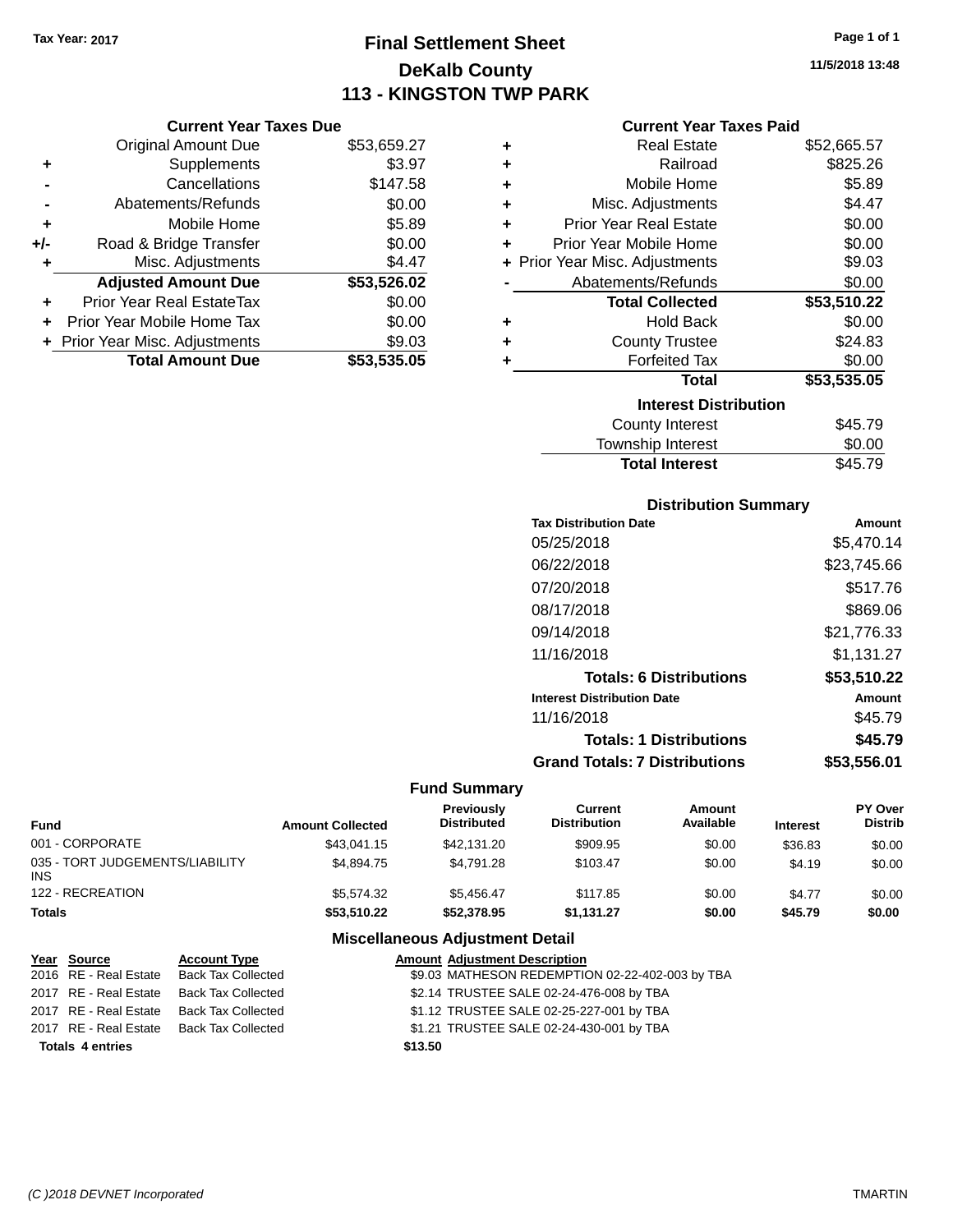Tax Year: 2017

# Final Settlement Sheet
## DeKalb County
## 113 - KINGSTON TWP PARK

11/5/2018 13:48

### Current Year Taxes Due

| | | |
|---|---|---|
| | Original Amount Due | $53,659.27 |
| + | Supplements | $3.97 |
| - | Cancellations | $147.58 |
| - | Abatements/Refunds | $0.00 |
| + | Mobile Home | $5.89 |
| +/- | Road & Bridge Transfer | $0.00 |
| + | Misc. Adjustments | $4.47 |
| | **Adjusted Amount Due** | **$53,526.02** |
| + | Prior Year Real EstateTax | $0.00 |
| + | Prior Year Mobile Home Tax | $0.00 |
| + | Prior Year Misc. Adjustments | $9.03 |
| | **Total Amount Due** | **$53,535.05** |

### Current Year Taxes Paid

| | | |
|---|---|---|
| + | Real Estate | $52,665.57 |
| + | Railroad | $825.26 |
| + | Mobile Home | $5.89 |
| + | Misc. Adjustments | $4.47 |
| + | Prior Year Real Estate | $0.00 |
| + | Prior Year Mobile Home | $0.00 |
| + | Prior Year Misc. Adjustments | $9.03 |
| - | Abatements/Refunds | $0.00 |
| | **Total Collected** | **$53,510.22** |
| + | Hold Back | $0.00 |
| + | County Trustee | $24.83 |
| + | Forfeited Tax | $0.00 |
| | **Total** | **$53,535.05** |

### Interest Distribution

| | |
|---|---|
| County Interest | $45.79 |
| Township Interest | $0.00 |
| **Total Interest** | $45.79 |

### Distribution Summary

| Tax Distribution Date | Amount |
|---|---|
| 05/25/2018 | $5,470.14 |
| 06/22/2018 | $23,745.66 |
| 07/20/2018 | $517.76 |
| 08/17/2018 | $869.06 |
| 09/14/2018 | $21,776.33 |
| 11/16/2018 | $1,131.27 |
| **Totals: 6 Distributions** | **$53,510.22** |
| **Interest Distribution Date** | **Amount** |
| 11/16/2018 | $45.79 |
| **Totals: 1 Distributions** | **$45.79** |
| **Grand Totals: 7 Distributions** | **$53,556.01** |

### Fund Summary

| Fund | Amount Collected | Previously Distributed | Current Distribution | Amount Available | Interest | PY Over Distrib |
|---|---|---|---|---|---|---|
| 001 - CORPORATE | $43,041.15 | $42,131.20 | $909.95 | $0.00 | $36.83 | $0.00 |
| 035 - TORT JUDGEMENTS/LIABILITY INS | $4,894.75 | $4,791.28 | $103.47 | $0.00 | $4.19 | $0.00 |
| 122 - RECREATION | $5,574.32 | $5,456.47 | $117.85 | $0.00 | $4.77 | $0.00 |
| **Totals** | **$53,510.22** | **$52,378.95** | **$1,131.27** | **$0.00** | **$45.79** | **$0.00** |

### Miscellaneous Adjustment Detail

| Year | Source | Account Type | Amount | Adjustment Description |
|---|---|---|---|---|
| 2016 | RE - Real Estate | Back Tax Collected | $9.03 | MATHESON REDEMPTION 02-22-402-003 by TBA |
| 2017 | RE - Real Estate | Back Tax Collected | $2.14 | TRUSTEE SALE 02-24-476-008 by TBA |
| 2017 | RE - Real Estate | Back Tax Collected | $1.12 | TRUSTEE SALE 02-25-227-001 by TBA |
| 2017 | RE - Real Estate | Back Tax Collected | $1.21 | TRUSTEE SALE 02-24-430-001 by TBA |
| **Totals 4 entries** | | | **$13.50** | |

(C )2018 DEVNET Incorporated — TMARTIN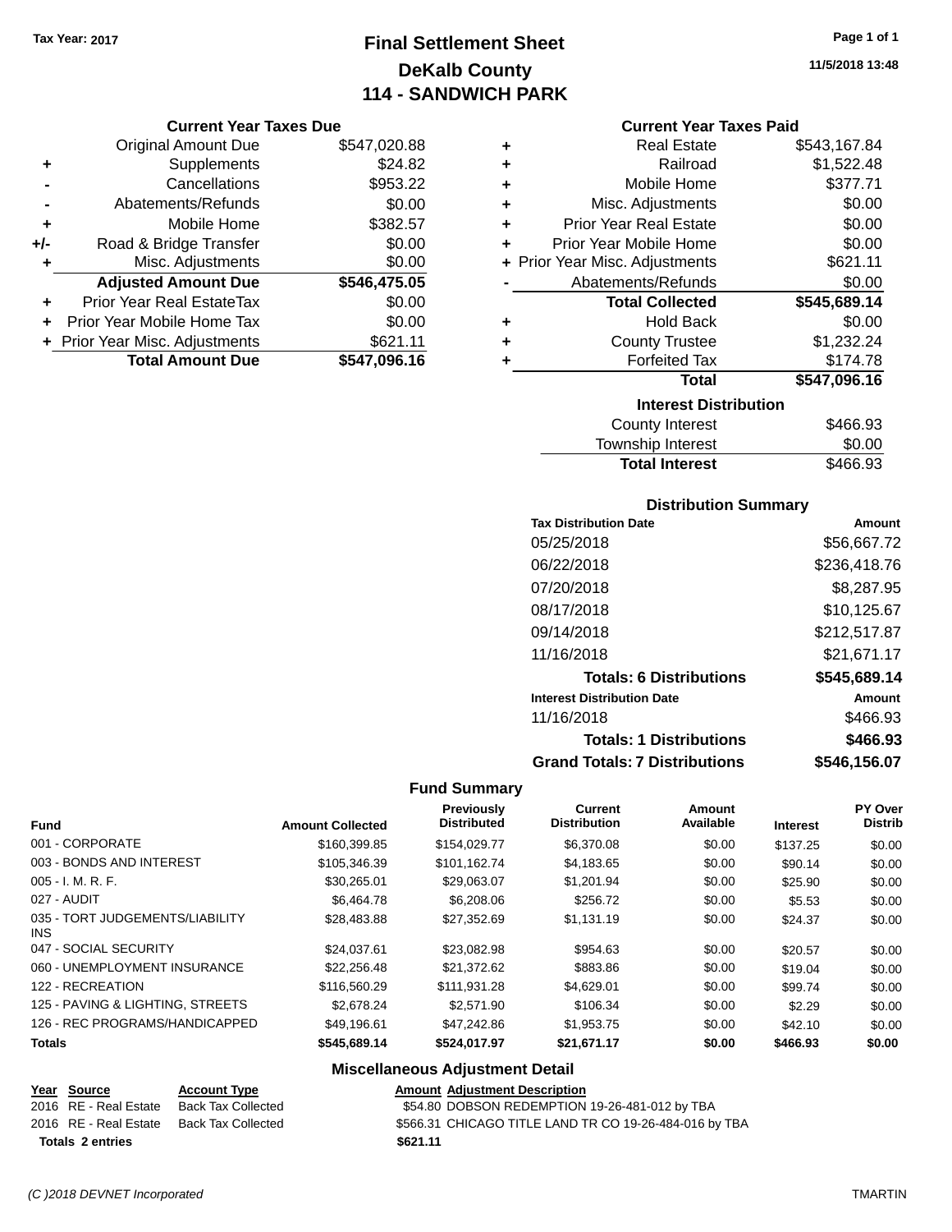Tax Year: 2017

# Final Settlement Sheet
## DeKalb County
## 114 - SANDWICH PARK

11/5/2018 13:48

### Current Year Taxes Due

| | | |
|---|---|---|
| | Original Amount Due | $547,020.88 |
| + | Supplements | $24.82 |
| - | Cancellations | $953.22 |
| - | Abatements/Refunds | $0.00 |
| + | Mobile Home | $382.57 |
| +/- | Road & Bridge Transfer | $0.00 |
| + | Misc. Adjustments | $0.00 |
| | **Adjusted Amount Due** | **$546,475.05** |
| + | Prior Year Real EstateTax | $0.00 |
| + | Prior Year Mobile Home Tax | $0.00 |
| + | Prior Year Misc. Adjustments | $621.11 |
| | **Total Amount Due** | **$547,096.16** |

### Current Year Taxes Paid

| | | |
|---|---|---|
| + | Real Estate | $543,167.84 |
| + | Railroad | $1,522.48 |
| + | Mobile Home | $377.71 |
| + | Misc. Adjustments | $0.00 |
| + | Prior Year Real Estate | $0.00 |
| + | Prior Year Mobile Home | $0.00 |
| + | Prior Year Misc. Adjustments | $621.11 |
| - | Abatements/Refunds | $0.00 |
| | **Total Collected** | **$545,689.14** |
| + | Hold Back | $0.00 |
| + | County Trustee | $1,232.24 |
| + | Forfeited Tax | $174.78 |
| | **Total** | **$547,096.16** |

### Interest Distribution

| | |
|---|---|
| County Interest | $466.93 |
| Township Interest | $0.00 |
| **Total Interest** | $466.93 |

### Distribution Summary

| Tax Distribution Date | Amount |
|---|---|
| 05/25/2018 | $56,667.72 |
| 06/22/2018 | $236,418.76 |
| 07/20/2018 | $8,287.95 |
| 08/17/2018 | $10,125.67 |
| 09/14/2018 | $212,517.87 |
| 11/16/2018 | $21,671.17 |
| **Totals: 6 Distributions** | **$545,689.14** |
| **Interest Distribution Date** | **Amount** |
| 11/16/2018 | $466.93 |
| **Totals: 1 Distributions** | **$466.93** |
| **Grand Totals: 7 Distributions** | **$546,156.07** |

### Fund Summary

| Fund | Amount Collected | Previously Distributed | Current Distribution | Amount Available | Interest | PY Over Distrib |
|---|---|---|---|---|---|---|
| 001 - CORPORATE | $160,399.85 | $154,029.77 | $6,370.08 | $0.00 | $137.25 | $0.00 |
| 003 - BONDS AND INTEREST | $105,346.39 | $101,162.74 | $4,183.65 | $0.00 | $90.14 | $0.00 |
| 005 - I. M. R. F. | $30,265.01 | $29,063.07 | $1,201.94 | $0.00 | $25.90 | $0.00 |
| 027 - AUDIT | $6,464.78 | $6,208.06 | $256.72 | $0.00 | $5.53 | $0.00 |
| 035 - TORT JUDGEMENTS/LIABILITY INS | $28,483.88 | $27,352.69 | $1,131.19 | $0.00 | $24.37 | $0.00 |
| 047 - SOCIAL SECURITY | $24,037.61 | $23,082.98 | $954.63 | $0.00 | $20.57 | $0.00 |
| 060 - UNEMPLOYMENT INSURANCE | $22,256.48 | $21,372.62 | $883.86 | $0.00 | $19.04 | $0.00 |
| 122 - RECREATION | $116,560.29 | $111,931.28 | $4,629.01 | $0.00 | $99.74 | $0.00 |
| 125 - PAVING & LIGHTING, STREETS | $2,678.24 | $2,571.90 | $106.34 | $0.00 | $2.29 | $0.00 |
| 126 - REC PROGRAMS/HANDICAPPED | $49,196.61 | $47,242.86 | $1,953.75 | $0.00 | $42.10 | $0.00 |
| **Totals** | **$545,689.14** | **$524,017.97** | **$21,671.17** | **$0.00** | **$466.93** | **$0.00** |

### Miscellaneous Adjustment Detail

| Year | Source | Account Type | Amount | Adjustment Description |
|---|---|---|---|---|
| 2016 | RE - Real Estate | Back Tax Collected | $54.80 | DOBSON REDEMPTION 19-26-481-012 by TBA |
| 2016 | RE - Real Estate | Back Tax Collected | $566.31 | CHICAGO TITLE LAND TR CO 19-26-484-016 by TBA |
| **Totals** | **2 entries** | | **$621.11** | |

(C )2018 DEVNET Incorporated TMARTIN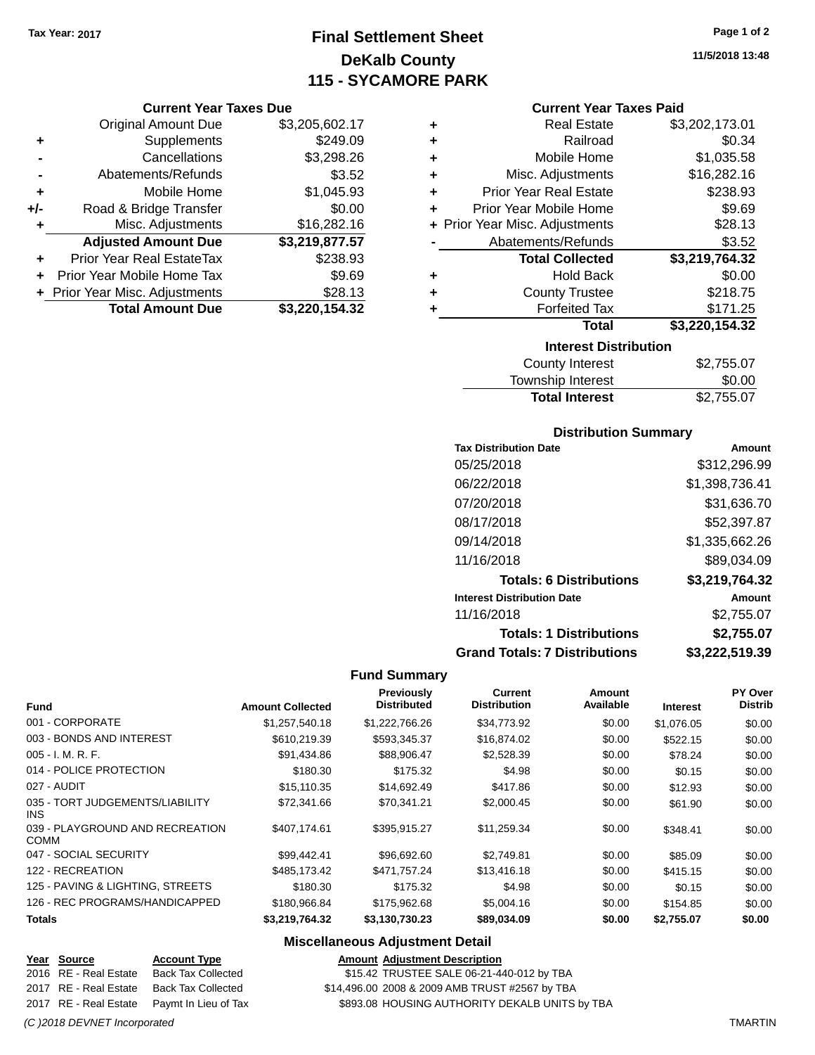Tax Year: 2017

# Final Settlement Sheet
## DeKalb County
## 115 - SYCAMORE PARK

11/5/2018 13:48

### Current Year Taxes Due

| | | |
|---|---|---|
| | Original Amount Due | $3,205,602.17 |
| + | Supplements | $249.09 |
| - | Cancellations | $3,298.26 |
| - | Abatements/Refunds | $3.52 |
| + | Mobile Home | $1,045.93 |
| +/- | Road & Bridge Transfer | $0.00 |
| + | Misc. Adjustments | $16,282.16 |
| | **Adjusted Amount Due** | **$3,219,877.57** |
| + | Prior Year Real EstateTax | $238.93 |
| + | Prior Year Mobile Home Tax | $9.69 |
| + | Prior Year Misc. Adjustments | $28.13 |
| | **Total Amount Due** | **$3,220,154.32** |

### Current Year Taxes Paid

| | | |
|---|---|---|
| + | Real Estate | $3,202,173.01 |
| + | Railroad | $0.34 |
| + | Mobile Home | $1,035.58 |
| + | Misc. Adjustments | $16,282.16 |
| + | Prior Year Real Estate | $238.93 |
| + | Prior Year Mobile Home | $9.69 |
| + | Prior Year Misc. Adjustments | $28.13 |
| - | Abatements/Refunds | $3.52 |
| | **Total Collected** | **$3,219,764.32** |
| + | Hold Back | $0.00 |
| + | County Trustee | $218.75 |
| + | Forfeited Tax | $171.25 |
| | **Total** | **$3,220,154.32** |

### Interest Distribution

| | |
|---|---|
| County Interest | $2,755.07 |
| Township Interest | $0.00 |
| **Total Interest** | $2,755.07 |

### Distribution Summary

| Tax Distribution Date | Amount |
|---|---|
| 05/25/2018 | $312,296.99 |
| 06/22/2018 | $1,398,736.41 |
| 07/20/2018 | $31,636.70 |
| 08/17/2018 | $52,397.87 |
| 09/14/2018 | $1,335,662.26 |
| 11/16/2018 | $89,034.09 |
| **Totals: 6 Distributions** | **$3,219,764.32** |
| **Interest Distribution Date** | **Amount** |
| 11/16/2018 | $2,755.07 |
| **Totals: 1 Distributions** | **$2,755.07** |
| **Grand Totals: 7 Distributions** | **$3,222,519.39** |

### Fund Summary

| Fund | Amount Collected | Previously Distributed | Current Distribution | Amount Available | Interest | PY Over Distrib |
|---|---|---|---|---|---|---|
| 001 - CORPORATE | $1,257,540.18 | $1,222,766.26 | $34,773.92 | $0.00 | $1,076.05 | $0.00 |
| 003 - BONDS AND INTEREST | $610,219.39 | $593,345.37 | $16,874.02 | $0.00 | $522.15 | $0.00 |
| 005 - I. M. R. F. | $91,434.86 | $88,906.47 | $2,528.39 | $0.00 | $78.24 | $0.00 |
| 014 - POLICE PROTECTION | $180.30 | $175.32 | $4.98 | $0.00 | $0.15 | $0.00 |
| 027 - AUDIT | $15,110.35 | $14,692.49 | $417.86 | $0.00 | $12.93 | $0.00 |
| 035 - TORT JUDGEMENTS/LIABILITY INS | $72,341.66 | $70,341.21 | $2,000.45 | $0.00 | $61.90 | $0.00 |
| 039 - PLAYGROUND AND RECREATION COMM | $407,174.61 | $395,915.27 | $11,259.34 | $0.00 | $348.41 | $0.00 |
| 047 - SOCIAL SECURITY | $99,442.41 | $96,692.60 | $2,749.81 | $0.00 | $85.09 | $0.00 |
| 122 - RECREATION | $485,173.42 | $471,757.24 | $13,416.18 | $0.00 | $415.15 | $0.00 |
| 125 - PAVING & LIGHTING, STREETS | $180.30 | $175.32 | $4.98 | $0.00 | $0.15 | $0.00 |
| 126 - REC PROGRAMS/HANDICAPPED | $180,966.84 | $175,962.68 | $5,004.16 | $0.00 | $154.85 | $0.00 |
| **Totals** | **$3,219,764.32** | **$3,130,730.23** | **$89,034.09** | **$0.00** | **$2,755.07** | **$0.00** |

### Miscellaneous Adjustment Detail

| Year | Source | Account Type | Amount | Adjustment Description |
|---|---|---|---|---|
| 2016 | RE - Real Estate | Back Tax Collected | $15.42 | TRUSTEE SALE 06-21-440-012 by TBA |
| 2017 | RE - Real Estate | Back Tax Collected | $14,496.00 | 2008 & 2009 AMB TRUST #2567 by TBA |
| 2017 | RE - Real Estate | Paymt In Lieu of Tax | $893.08 | HOUSING AUTHORITY DEKALB UNITS by TBA |

*(C )2018 DEVNET Incorporated* TMARTIN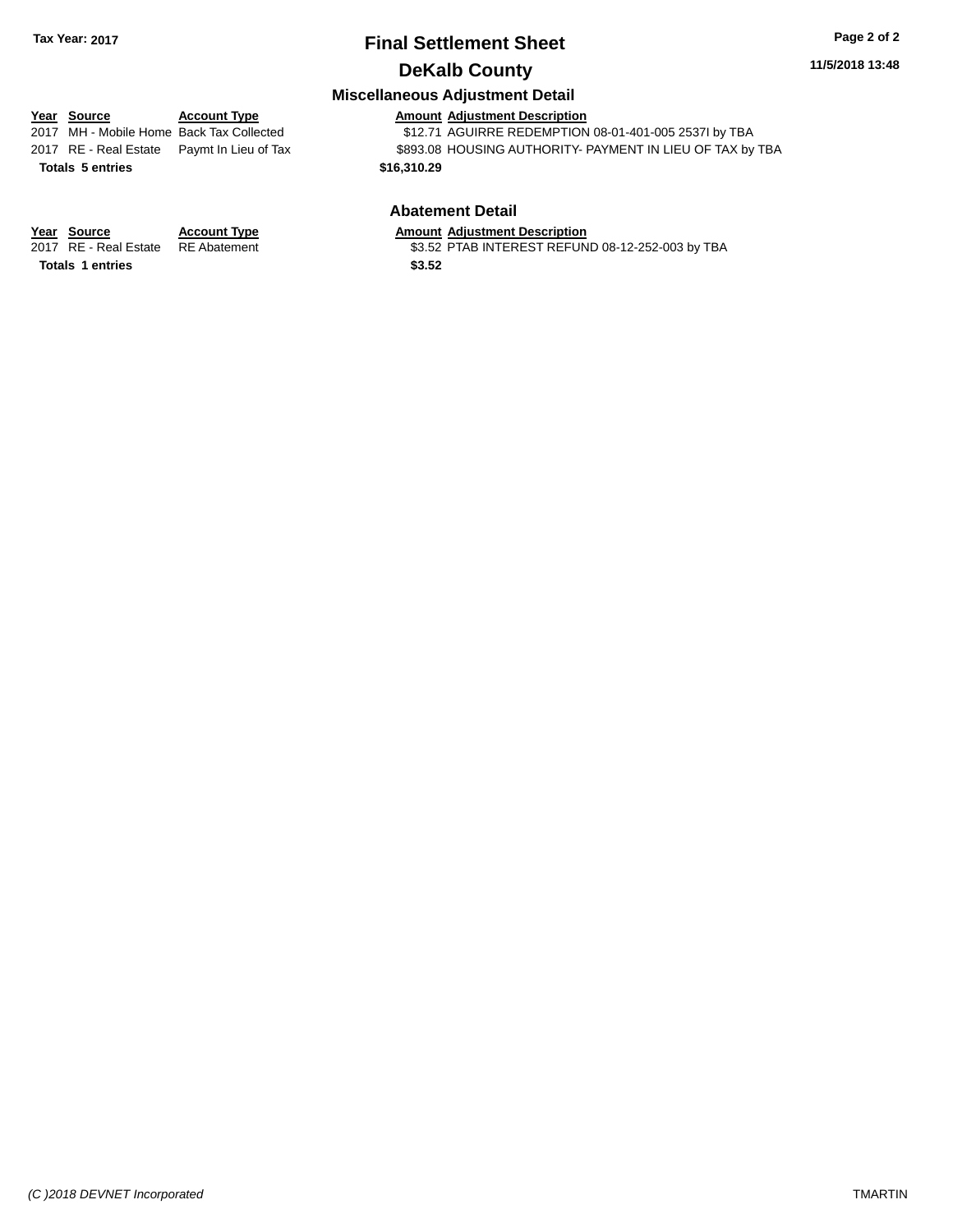**Tax Year: 2017**

# Final Settlement Sheet

## DeKalb County

### Miscellaneous Adjustment Detail

| Year | Source | Account Type | Amount | Adjustment Description |
|---|---|---|---|---|
| 2017 | MH - Mobile Home | Back Tax Collected | $12.71 | AGUIRRE REDEMPTION 08-01-401-005 2537I by TBA |
| 2017 | RE - Real Estate | Paymt In Lieu of Tax | $893.08 | HOUSING AUTHORITY- PAYMENT IN LIEU OF TAX by TBA |
| **Totals** | **5 entries** | | **$16,310.29** | |

### Abatement Detail

| Year | Source | Account Type | Amount | Adjustment Description |
|---|---|---|---|---|
| 2017 | RE - Real Estate | RE Abatement | $3.52 | PTAB INTEREST REFUND 08-12-252-003 by TBA |
| **Totals** | **1 entries** | | **$3.52** | |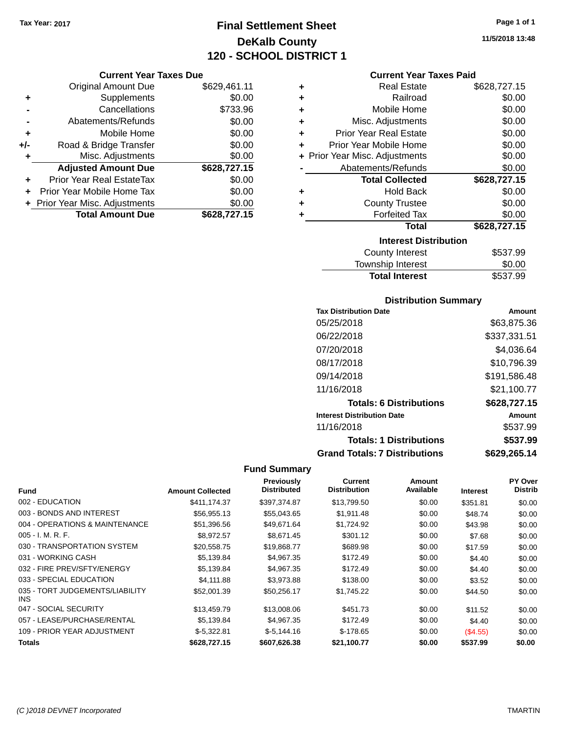Tax Year: 2017

# Final Settlement Sheet
## DeKalb County
## 120 - SCHOOL DISTRICT 1

11/5/2018 13:48

### Current Year Taxes Due

| | | |
|---|---|---|
| | Original Amount Due | $629,461.11 |
| + | Supplements | $0.00 |
| - | Cancellations | $733.96 |
| - | Abatements/Refunds | $0.00 |
| + | Mobile Home | $0.00 |
| +/- | Road & Bridge Transfer | $0.00 |
| + | Misc. Adjustments | $0.00 |
| | **Adjusted Amount Due** | **$628,727.15** |
| + | Prior Year Real EstateTax | $0.00 |
| + | Prior Year Mobile Home Tax | $0.00 |
| + | Prior Year Misc. Adjustments | $0.00 |
| | **Total Amount Due** | **$628,727.15** |

### Current Year Taxes Paid

| | | |
|---|---|---|
| + | Real Estate | $628,727.15 |
| + | Railroad | $0.00 |
| + | Mobile Home | $0.00 |
| + | Misc. Adjustments | $0.00 |
| + | Prior Year Real Estate | $0.00 |
| + | Prior Year Mobile Home | $0.00 |
| + | Prior Year Misc. Adjustments | $0.00 |
| - | Abatements/Refunds | $0.00 |
| | **Total Collected** | **$628,727.15** |
| + | Hold Back | $0.00 |
| + | County Trustee | $0.00 |
| + | Forfeited Tax | $0.00 |
| | **Total** | **$628,727.15** |

### Interest Distribution

| | |
|---|---|
| County Interest | $537.99 |
| Township Interest | $0.00 |
| **Total Interest** | $537.99 |

### Distribution Summary

| Tax Distribution Date | Amount |
|---|---|
| 05/25/2018 | $63,875.36 |
| 06/22/2018 | $337,331.51 |
| 07/20/2018 | $4,036.64 |
| 08/17/2018 | $10,796.39 |
| 09/14/2018 | $191,586.48 |
| 11/16/2018 | $21,100.77 |
| **Totals: 6 Distributions** | **$628,727.15** |
| **Interest Distribution Date** | **Amount** |
| 11/16/2018 | $537.99 |
| **Totals: 1 Distributions** | **$537.99** |
| **Grand Totals: 7 Distributions** | **$629,265.14** |

### Fund Summary

| Fund | Amount Collected | Previously Distributed | Current Distribution | Amount Available | Interest | PY Over Distrib |
|---|---|---|---|---|---|---|
| 002 - EDUCATION | $411,174.37 | $397,374.87 | $13,799.50 | $0.00 | $351.81 | $0.00 |
| 003 - BONDS AND INTEREST | $56,955.13 | $55,043.65 | $1,911.48 | $0.00 | $48.74 | $0.00 |
| 004 - OPERATIONS & MAINTENANCE | $51,396.56 | $49,671.64 | $1,724.92 | $0.00 | $43.98 | $0.00 |
| 005 - I. M. R. F. | $8,972.57 | $8,671.45 | $301.12 | $0.00 | $7.68 | $0.00 |
| 030 - TRANSPORTATION SYSTEM | $20,558.75 | $19,868.77 | $689.98 | $0.00 | $17.59 | $0.00 |
| 031 - WORKING CASH | $5,139.84 | $4,967.35 | $172.49 | $0.00 | $4.40 | $0.00 |
| 032 - FIRE PREV/SFTY/ENERGY | $5,139.84 | $4,967.35 | $172.49 | $0.00 | $4.40 | $0.00 |
| 033 - SPECIAL EDUCATION | $4,111.88 | $3,973.88 | $138.00 | $0.00 | $3.52 | $0.00 |
| 035 - TORT JUDGEMENTS/LIABILITY INS | $52,001.39 | $50,256.17 | $1,745.22 | $0.00 | $44.50 | $0.00 |
| 047 - SOCIAL SECURITY | $13,459.79 | $13,008.06 | $451.73 | $0.00 | $11.52 | $0.00 |
| 057 - LEASE/PURCHASE/RENTAL | $5,139.84 | $4,967.35 | $172.49 | $0.00 | $4.40 | $0.00 |
| 109 - PRIOR YEAR ADJUSTMENT | $-5,322.81 | $-5,144.16 | $-178.65 | $0.00 | ($4.55) | $0.00 |
| **Totals** | **$628,727.15** | **$607,626.38** | **$21,100.77** | **$0.00** | **$537.99** | **$0.00** |

*(C )2018 DEVNET Incorporated* TMARTIN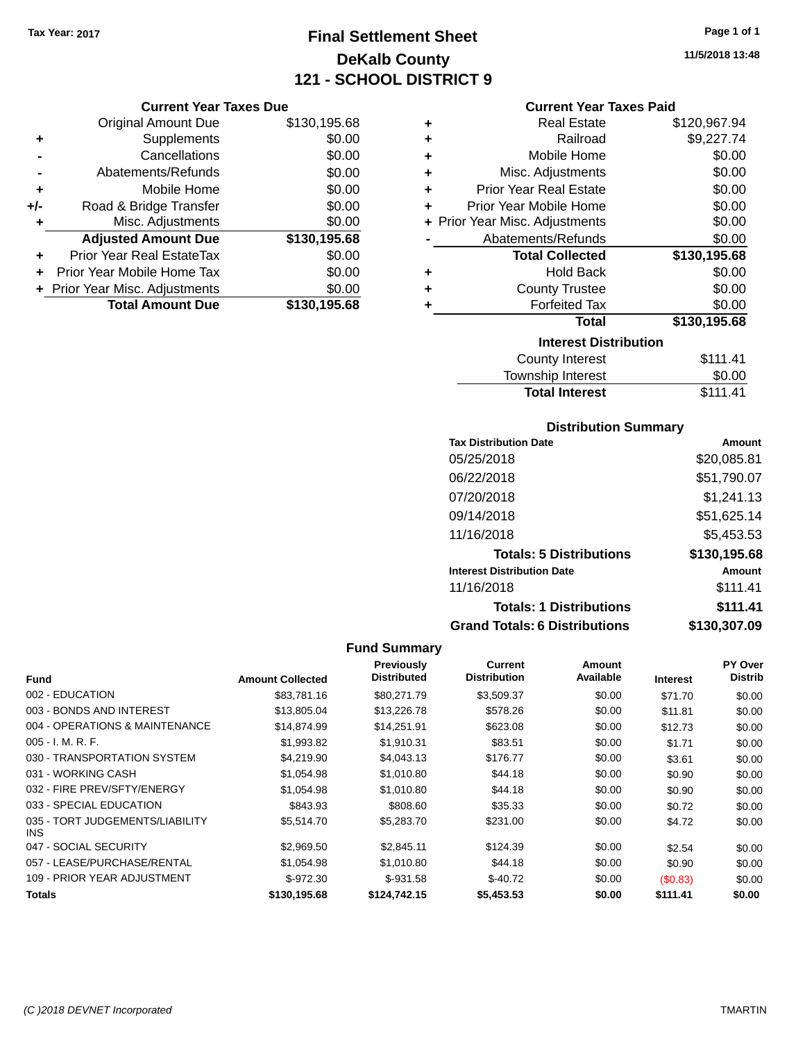Tax Year: 2017

# Final Settlement Sheet
## DeKalb County
## 121 - SCHOOL DISTRICT 9

11/5/2018 13:48

### Current Year Taxes Due

| | | |
|---|---|---|
| | Original Amount Due | $130,195.68 |
| + | Supplements | $0.00 |
| - | Cancellations | $0.00 |
| - | Abatements/Refunds | $0.00 |
| + | Mobile Home | $0.00 |
| +/- | Road & Bridge Transfer | $0.00 |
| + | Misc. Adjustments | $0.00 |
| | **Adjusted Amount Due** | **$130,195.68** |
| + | Prior Year Real EstateTax | $0.00 |
| + | Prior Year Mobile Home Tax | $0.00 |
| + | Prior Year Misc. Adjustments | $0.00 |
| | **Total Amount Due** | **$130,195.68** |

### Current Year Taxes Paid

| | | |
|---|---|---|
| + | Real Estate | $120,967.94 |
| + | Railroad | $9,227.74 |
| + | Mobile Home | $0.00 |
| + | Misc. Adjustments | $0.00 |
| + | Prior Year Real Estate | $0.00 |
| + | Prior Year Mobile Home | $0.00 |
| + | Prior Year Misc. Adjustments | $0.00 |
| - | Abatements/Refunds | $0.00 |
| | **Total Collected** | **$130,195.68** |
| + | Hold Back | $0.00 |
| + | County Trustee | $0.00 |
| + | Forfeited Tax | $0.00 |
| | **Total** | **$130,195.68** |

### Interest Distribution

| | |
|---|---|
| County Interest | $111.41 |
| Township Interest | $0.00 |
| **Total Interest** | $111.41 |

### Distribution Summary

| Tax Distribution Date | Amount |
|---|---|
| 05/25/2018 | $20,085.81 |
| 06/22/2018 | $51,790.07 |
| 07/20/2018 | $1,241.13 |
| 09/14/2018 | $51,625.14 |
| 11/16/2018 | $5,453.53 |
| **Totals: 5 Distributions** | **$130,195.68** |
| **Interest Distribution Date** | **Amount** |
| 11/16/2018 | $111.41 |
| **Totals: 1 Distributions** | **$111.41** |
| **Grand Totals: 6 Distributions** | **$130,307.09** |

### Fund Summary

| Fund | Amount Collected | Previously Distributed | Current Distribution | Amount Available | Interest | PY Over Distrib |
|---|---|---|---|---|---|---|
| 002 - EDUCATION | $83,781.16 | $80,271.79 | $3,509.37 | $0.00 | $71.70 | $0.00 |
| 003 - BONDS AND INTEREST | $13,805.04 | $13,226.78 | $578.26 | $0.00 | $11.81 | $0.00 |
| 004 - OPERATIONS & MAINTENANCE | $14,874.99 | $14,251.91 | $623.08 | $0.00 | $12.73 | $0.00 |
| 005 - I. M. R. F. | $1,993.82 | $1,910.31 | $83.51 | $0.00 | $1.71 | $0.00 |
| 030 - TRANSPORTATION SYSTEM | $4,219.90 | $4,043.13 | $176.77 | $0.00 | $3.61 | $0.00 |
| 031 - WORKING CASH | $1,054.98 | $1,010.80 | $44.18 | $0.00 | $0.90 | $0.00 |
| 032 - FIRE PREV/SFTY/ENERGY | $1,054.98 | $1,010.80 | $44.18 | $0.00 | $0.90 | $0.00 |
| 033 - SPECIAL EDUCATION | $843.93 | $808.60 | $35.33 | $0.00 | $0.72 | $0.00 |
| 035 - TORT JUDGEMENTS/LIABILITY INS | $5,514.70 | $5,283.70 | $231.00 | $0.00 | $4.72 | $0.00 |
| 047 - SOCIAL SECURITY | $2,969.50 | $2,845.11 | $124.39 | $0.00 | $2.54 | $0.00 |
| 057 - LEASE/PURCHASE/RENTAL | $1,054.98 | $1,010.80 | $44.18 | $0.00 | $0.90 | $0.00 |
| 109 - PRIOR YEAR ADJUSTMENT | $-972.30 | $-931.58 | $-40.72 | $0.00 | ($0.83) | $0.00 |
| **Totals** | **$130,195.68** | **$124,742.15** | **$5,453.53** | **$0.00** | **$111.41** | **$0.00** |

(C )2018 DEVNET Incorporated TMARTIN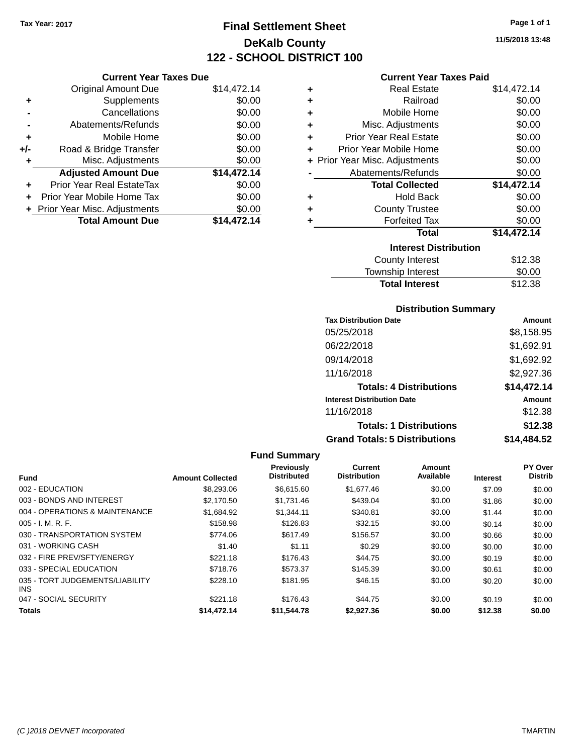Tax Year: 2017

# Final Settlement Sheet
## DeKalb County
## 122 - SCHOOL DISTRICT 100

11/5/2018 13:48

### Current Year Taxes Due

| | | |
|---|---|---|
| | Original Amount Due | $14,472.14 |
| + | Supplements | $0.00 |
| - | Cancellations | $0.00 |
| - | Abatements/Refunds | $0.00 |
| + | Mobile Home | $0.00 |
| +/- | Road & Bridge Transfer | $0.00 |
| + | Misc. Adjustments | $0.00 |
| | **Adjusted Amount Due** | **$14,472.14** |
| + | Prior Year Real EstateTax | $0.00 |
| + | Prior Year Mobile Home Tax | $0.00 |
| + | Prior Year Misc. Adjustments | $0.00 |
| | **Total Amount Due** | **$14,472.14** |

### Current Year Taxes Paid

| | | |
|---|---|---|
| + | Real Estate | $14,472.14 |
| + | Railroad | $0.00 |
| + | Mobile Home | $0.00 |
| + | Misc. Adjustments | $0.00 |
| + | Prior Year Real Estate | $0.00 |
| + | Prior Year Mobile Home | $0.00 |
| + | Prior Year Misc. Adjustments | $0.00 |
| - | Abatements/Refunds | $0.00 |
| | **Total Collected** | **$14,472.14** |
| + | Hold Back | $0.00 |
| + | County Trustee | $0.00 |
| + | Forfeited Tax | $0.00 |
| | **Total** | **$14,472.14** |

### Interest Distribution

| | |
|---|---|
| County Interest | $12.38 |
| Township Interest | $0.00 |
| **Total Interest** | $12.38 |

### Distribution Summary

| Tax Distribution Date | Amount |
|---|---|
| 05/25/2018 | $8,158.95 |
| 06/22/2018 | $1,692.91 |
| 09/14/2018 | $1,692.92 |
| 11/16/2018 | $2,927.36 |
| **Totals: 4 Distributions** | **$14,472.14** |
| **Interest Distribution Date** | **Amount** |
| 11/16/2018 | $12.38 |
| **Totals: 1 Distributions** | **$12.38** |
| **Grand Totals: 5 Distributions** | **$14,484.52** |

### Fund Summary

| Fund | Amount Collected | Previously Distributed | Current Distribution | Amount Available | Interest | PY Over Distrib |
|---|---|---|---|---|---|---|
| 002 - EDUCATION | $8,293.06 | $6,615.60 | $1,677.46 | $0.00 | $7.09 | $0.00 |
| 003 - BONDS AND INTEREST | $2,170.50 | $1,731.46 | $439.04 | $0.00 | $1.86 | $0.00 |
| 004 - OPERATIONS & MAINTENANCE | $1,684.92 | $1,344.11 | $340.81 | $0.00 | $1.44 | $0.00 |
| 005 - I. M. R. F. | $158.98 | $126.83 | $32.15 | $0.00 | $0.14 | $0.00 |
| 030 - TRANSPORTATION SYSTEM | $774.06 | $617.49 | $156.57 | $0.00 | $0.66 | $0.00 |
| 031 - WORKING CASH | $1.40 | $1.11 | $0.29 | $0.00 | $0.00 | $0.00 |
| 032 - FIRE PREV/SFTY/ENERGY | $221.18 | $176.43 | $44.75 | $0.00 | $0.19 | $0.00 |
| 033 - SPECIAL EDUCATION | $718.76 | $573.37 | $145.39 | $0.00 | $0.61 | $0.00 |
| 035 - TORT JUDGEMENTS/LIABILITY INS | $228.10 | $181.95 | $46.15 | $0.00 | $0.20 | $0.00 |
| 047 - SOCIAL SECURITY | $221.18 | $176.43 | $44.75 | $0.00 | $0.19 | $0.00 |
| **Totals** | **$14,472.14** | **$11,544.78** | **$2,927.36** | **$0.00** | **$12.38** | **$0.00** |

(C )2018 DEVNET Incorporated TMARTIN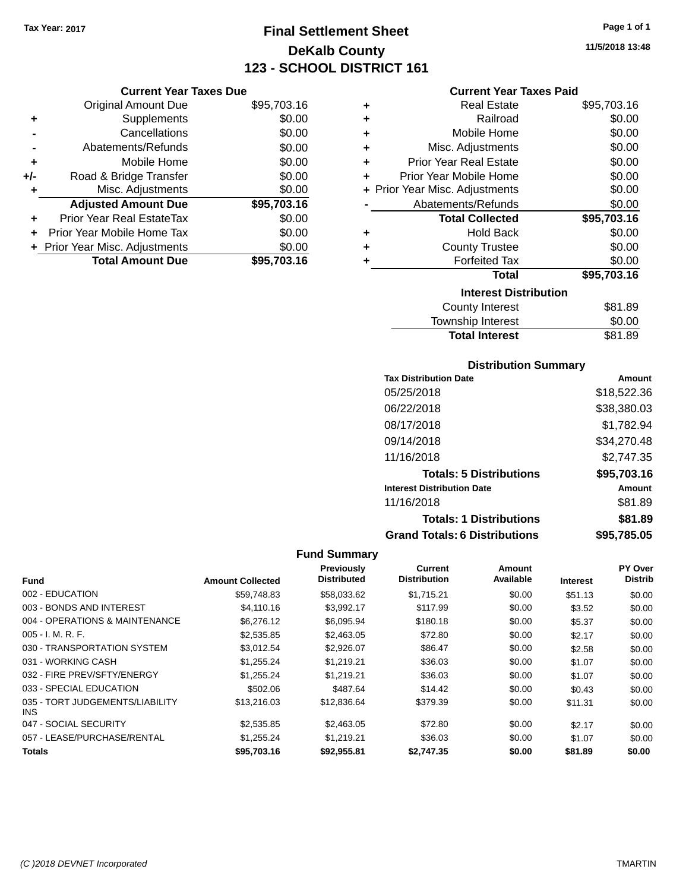Tax Year: 2017

# Final Settlement Sheet

## DeKalb County

## 123 - SCHOOL DISTRICT 161

11/5/2018 13:48

### Current Year Taxes Due

| | | |
|---|---|---|
| | Original Amount Due | $95,703.16 |
| + | Supplements | $0.00 |
| - | Cancellations | $0.00 |
| - | Abatements/Refunds | $0.00 |
| + | Mobile Home | $0.00 |
| +/- | Road & Bridge Transfer | $0.00 |
| + | Misc. Adjustments | $0.00 |
| | **Adjusted Amount Due** | **$95,703.16** |
| + | Prior Year Real EstateTax | $0.00 |
| + | Prior Year Mobile Home Tax | $0.00 |
| + | Prior Year Misc. Adjustments | $0.00 |
| | **Total Amount Due** | **$95,703.16** |

### Current Year Taxes Paid

| | | |
|---|---|---|
| + | Real Estate | $95,703.16 |
| + | Railroad | $0.00 |
| + | Mobile Home | $0.00 |
| + | Misc. Adjustments | $0.00 |
| + | Prior Year Real Estate | $0.00 |
| + | Prior Year Mobile Home | $0.00 |
| + | Prior Year Misc. Adjustments | $0.00 |
| - | Abatements/Refunds | $0.00 |
| | **Total Collected** | **$95,703.16** |
| + | Hold Back | $0.00 |
| + | County Trustee | $0.00 |
| + | Forfeited Tax | $0.00 |
| | **Total** | **$95,703.16** |

### Interest Distribution

| | |
|---|---|
| County Interest | $81.89 |
| Township Interest | $0.00 |
| **Total Interest** | $81.89 |

### Distribution Summary

| Tax Distribution Date | Amount |
|---|---|
| 05/25/2018 | $18,522.36 |
| 06/22/2018 | $38,380.03 |
| 08/17/2018 | $1,782.94 |
| 09/14/2018 | $34,270.48 |
| 11/16/2018 | $2,747.35 |
| **Totals: 5 Distributions** | **$95,703.16** |
| **Interest Distribution Date** | **Amount** |
| 11/16/2018 | $81.89 |
| **Totals: 1 Distributions** | **$81.89** |
| **Grand Totals: 6 Distributions** | **$95,785.05** |

### Fund Summary

| Fund | Amount Collected | Previously Distributed | Current Distribution | Amount Available | Interest | PY Over Distrib |
|---|---|---|---|---|---|---|
| 002 - EDUCATION | $59,748.83 | $58,033.62 | $1,715.21 | $0.00 | $51.13 | $0.00 |
| 003 - BONDS AND INTEREST | $4,110.16 | $3,992.17 | $117.99 | $0.00 | $3.52 | $0.00 |
| 004 - OPERATIONS & MAINTENANCE | $6,276.12 | $6,095.94 | $180.18 | $0.00 | $5.37 | $0.00 |
| 005 - I. M. R. F. | $2,535.85 | $2,463.05 | $72.80 | $0.00 | $2.17 | $0.00 |
| 030 - TRANSPORTATION SYSTEM | $3,012.54 | $2,926.07 | $86.47 | $0.00 | $2.58 | $0.00 |
| 031 - WORKING CASH | $1,255.24 | $1,219.21 | $36.03 | $0.00 | $1.07 | $0.00 |
| 032 - FIRE PREV/SFTY/ENERGY | $1,255.24 | $1,219.21 | $36.03 | $0.00 | $1.07 | $0.00 |
| 033 - SPECIAL EDUCATION | $502.06 | $487.64 | $14.42 | $0.00 | $0.43 | $0.00 |
| 035 - TORT JUDGEMENTS/LIABILITY INS | $13,216.03 | $12,836.64 | $379.39 | $0.00 | $11.31 | $0.00 |
| 047 - SOCIAL SECURITY | $2,535.85 | $2,463.05 | $72.80 | $0.00 | $2.17 | $0.00 |
| 057 - LEASE/PURCHASE/RENTAL | $1,255.24 | $1,219.21 | $36.03 | $0.00 | $1.07 | $0.00 |
| **Totals** | **$95,703.16** | **$92,955.81** | **$2,747.35** | **$0.00** | **$81.89** | **$0.00** |

(C )2018 DEVNET Incorporated TMARTIN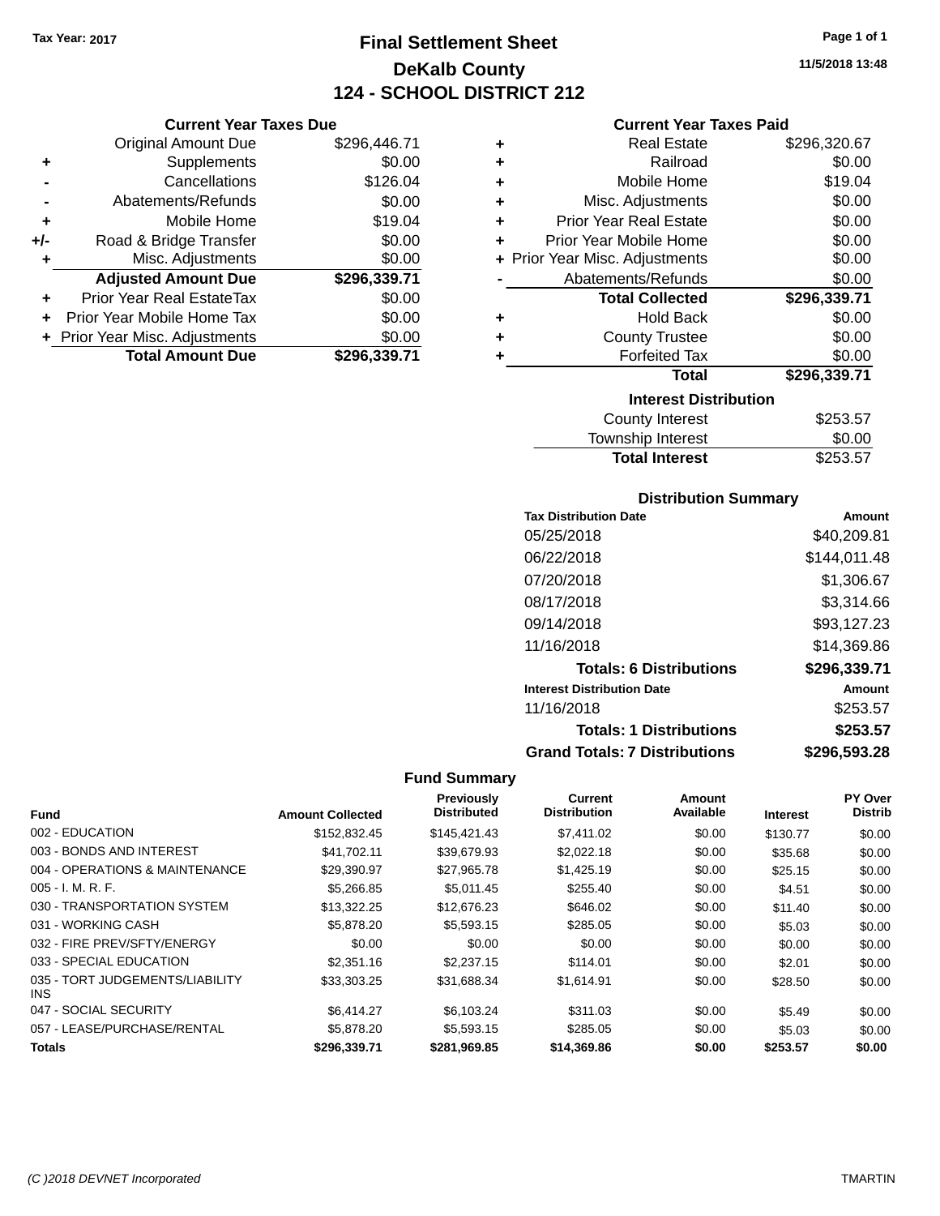Tax Year: 2017

# Final Settlement Sheet
## DeKalb County
## 124 - SCHOOL DISTRICT 212

11/5/2018 13:48

### Current Year Taxes Due

| | | |
|---|---|---|
| | Original Amount Due | $296,446.71 |
| + | Supplements | $0.00 |
| - | Cancellations | $126.04 |
| - | Abatements/Refunds | $0.00 |
| + | Mobile Home | $19.04 |
| +/- | Road & Bridge Transfer | $0.00 |
| + | Misc. Adjustments | $0.00 |
| | **Adjusted Amount Due** | **$296,339.71** |
| + | Prior Year Real EstateTax | $0.00 |
| + | Prior Year Mobile Home Tax | $0.00 |
| + | Prior Year Misc. Adjustments | $0.00 |
| | **Total Amount Due** | **$296,339.71** |

### Current Year Taxes Paid

| | | |
|---|---|---|
| + | Real Estate | $296,320.67 |
| + | Railroad | $0.00 |
| + | Mobile Home | $19.04 |
| + | Misc. Adjustments | $0.00 |
| + | Prior Year Real Estate | $0.00 |
| + | Prior Year Mobile Home | $0.00 |
| + | Prior Year Misc. Adjustments | $0.00 |
| - | Abatements/Refunds | $0.00 |
| | **Total Collected** | **$296,339.71** |
| + | Hold Back | $0.00 |
| + | County Trustee | $0.00 |
| + | Forfeited Tax | $0.00 |
| | **Total** | **$296,339.71** |

### Interest Distribution

| | |
|---|---|
| County Interest | $253.57 |
| Township Interest | $0.00 |
| **Total Interest** | $253.57 |

### Distribution Summary

| Tax Distribution Date | Amount |
|---|---|
| 05/25/2018 | $40,209.81 |
| 06/22/2018 | $144,011.48 |
| 07/20/2018 | $1,306.67 |
| 08/17/2018 | $3,314.66 |
| 09/14/2018 | $93,127.23 |
| 11/16/2018 | $14,369.86 |
| **Totals: 6 Distributions** | **$296,339.71** |
| **Interest Distribution Date** | **Amount** |
| 11/16/2018 | $253.57 |
| **Totals: 1 Distributions** | **$253.57** |
| **Grand Totals: 7 Distributions** | **$296,593.28** |

### Fund Summary

| Fund | Amount Collected | Previously Distributed | Current Distribution | Amount Available | Interest | PY Over Distrib |
|---|---|---|---|---|---|---|
| 002 - EDUCATION | $152,832.45 | $145,421.43 | $7,411.02 | $0.00 | $130.77 | $0.00 |
| 003 - BONDS AND INTEREST | $41,702.11 | $39,679.93 | $2,022.18 | $0.00 | $35.68 | $0.00 |
| 004 - OPERATIONS & MAINTENANCE | $29,390.97 | $27,965.78 | $1,425.19 | $0.00 | $25.15 | $0.00 |
| 005 - I. M. R. F. | $5,266.85 | $5,011.45 | $255.40 | $0.00 | $4.51 | $0.00 |
| 030 - TRANSPORTATION SYSTEM | $13,322.25 | $12,676.23 | $646.02 | $0.00 | $11.40 | $0.00 |
| 031 - WORKING CASH | $5,878.20 | $5,593.15 | $285.05 | $0.00 | $5.03 | $0.00 |
| 032 - FIRE PREV/SFTY/ENERGY | $0.00 | $0.00 | $0.00 | $0.00 | $0.00 | $0.00 |
| 033 - SPECIAL EDUCATION | $2,351.16 | $2,237.15 | $114.01 | $0.00 | $2.01 | $0.00 |
| 035 - TORT JUDGEMENTS/LIABILITY INS | $33,303.25 | $31,688.34 | $1,614.91 | $0.00 | $28.50 | $0.00 |
| 047 - SOCIAL SECURITY | $6,414.27 | $6,103.24 | $311.03 | $0.00 | $5.49 | $0.00 |
| 057 - LEASE/PURCHASE/RENTAL | $5,878.20 | $5,593.15 | $285.05 | $0.00 | $5.03 | $0.00 |
| **Totals** | **$296,339.71** | **$281,969.85** | **$14,369.86** | **$0.00** | **$253.57** | **$0.00** |

(C )2018 DEVNET Incorporated TMARTIN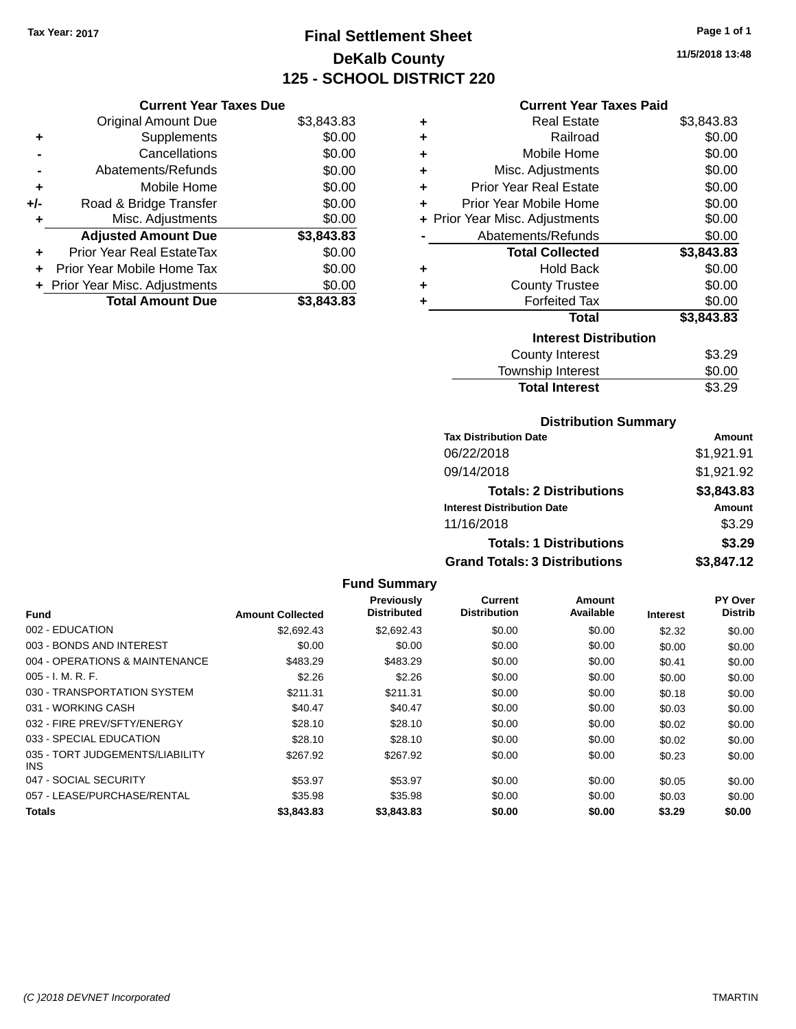Tax Year: 2017

# Final Settlement Sheet
## DeKalb County
## 125 - SCHOOL DISTRICT 220

11/5/2018 13:48

### Current Year Taxes Due

| | | |
|---|---|---|
| | Original Amount Due | $3,843.83 |
| + | Supplements | $0.00 |
| - | Cancellations | $0.00 |
| - | Abatements/Refunds | $0.00 |
| + | Mobile Home | $0.00 |
| +/- | Road & Bridge Transfer | $0.00 |
| + | Misc. Adjustments | $0.00 |
| | **Adjusted Amount Due** | **$3,843.83** |
| + | Prior Year Real EstateTax | $0.00 |
| + | Prior Year Mobile Home Tax | $0.00 |
| + | Prior Year Misc. Adjustments | $0.00 |
| | **Total Amount Due** | **$3,843.83** |

### Current Year Taxes Paid

| | | |
|---|---|---|
| + | Real Estate | $3,843.83 |
| + | Railroad | $0.00 |
| + | Mobile Home | $0.00 |
| + | Misc. Adjustments | $0.00 |
| + | Prior Year Real Estate | $0.00 |
| + | Prior Year Mobile Home | $0.00 |
| + | Prior Year Misc. Adjustments | $0.00 |
| - | Abatements/Refunds | $0.00 |
| | **Total Collected** | **$3,843.83** |
| + | Hold Back | $0.00 |
| + | County Trustee | $0.00 |
| + | Forfeited Tax | $0.00 |
| | **Total** | **$3,843.83** |

### Interest Distribution

| | |
|---|---|
| County Interest | $3.29 |
| Township Interest | $0.00 |
| **Total Interest** | $3.29 |

### Distribution Summary

| Tax Distribution Date | Amount |
|---|---|
| 06/22/2018 | $1,921.91 |
| 09/14/2018 | $1,921.92 |
| **Totals: 2 Distributions** | **$3,843.83** |
| **Interest Distribution Date** | **Amount** |
| 11/16/2018 | $3.29 |
| **Totals: 1 Distributions** | **$3.29** |
| **Grand Totals: 3 Distributions** | **$3,847.12** |

### Fund Summary

| Fund | Amount Collected | Previously Distributed | Current Distribution | Amount Available | Interest | PY Over Distrib |
|---|---|---|---|---|---|---|
| 002 - EDUCATION | $2,692.43 | $2,692.43 | $0.00 | $0.00 | $2.32 | $0.00 |
| 003 - BONDS AND INTEREST | $0.00 | $0.00 | $0.00 | $0.00 | $0.00 | $0.00 |
| 004 - OPERATIONS & MAINTENANCE | $483.29 | $483.29 | $0.00 | $0.00 | $0.41 | $0.00 |
| 005 - I. M. R. F. | $2.26 | $2.26 | $0.00 | $0.00 | $0.00 | $0.00 |
| 030 - TRANSPORTATION SYSTEM | $211.31 | $211.31 | $0.00 | $0.00 | $0.18 | $0.00 |
| 031 - WORKING CASH | $40.47 | $40.47 | $0.00 | $0.00 | $0.03 | $0.00 |
| 032 - FIRE PREV/SFTY/ENERGY | $28.10 | $28.10 | $0.00 | $0.00 | $0.02 | $0.00 |
| 033 - SPECIAL EDUCATION | $28.10 | $28.10 | $0.00 | $0.00 | $0.02 | $0.00 |
| 035 - TORT JUDGEMENTS/LIABILITY INS | $267.92 | $267.92 | $0.00 | $0.00 | $0.23 | $0.00 |
| 047 - SOCIAL SECURITY | $53.97 | $53.97 | $0.00 | $0.00 | $0.05 | $0.00 |
| 057 - LEASE/PURCHASE/RENTAL | $35.98 | $35.98 | $0.00 | $0.00 | $0.03 | $0.00 |
| **Totals** | **$3,843.83** | **$3,843.83** | **$0.00** | **$0.00** | **$3.29** | **$0.00** |

(C )2018 DEVNET Incorporated TMARTIN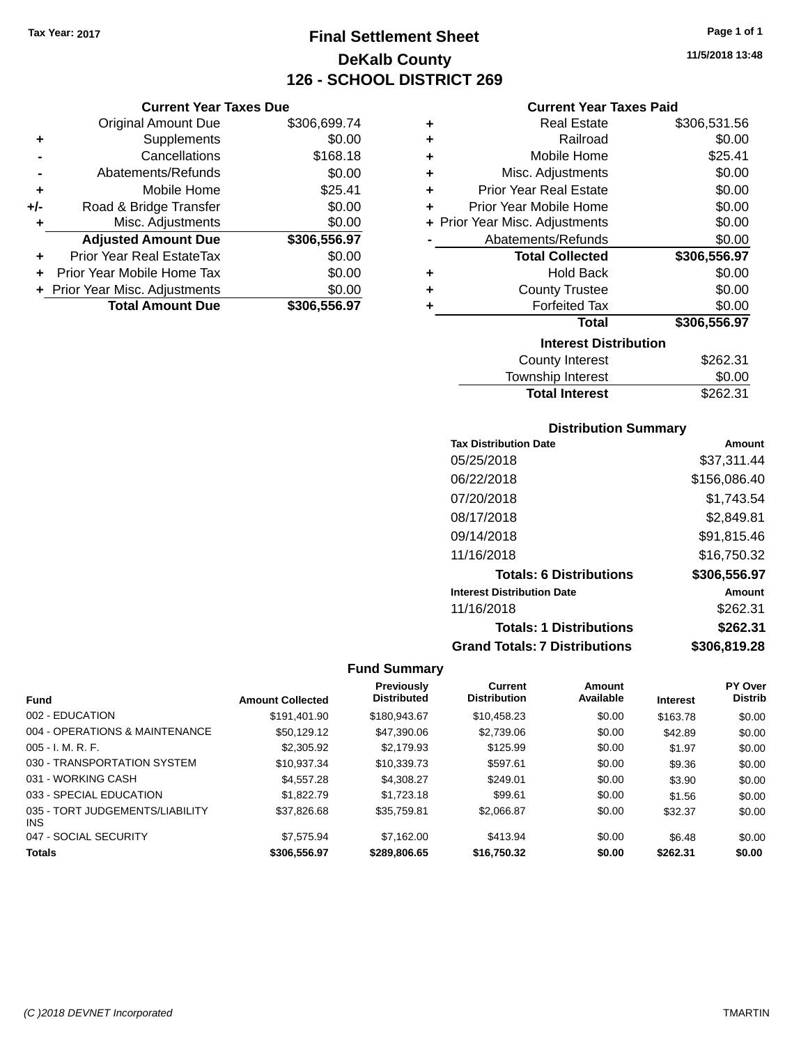Tax Year: 2017

# Final Settlement Sheet

## DeKalb County

## 126 - SCHOOL DISTRICT 269

11/5/2018 13:48

### Current Year Taxes Due

| | | |
|---|---|---|
| | Original Amount Due | $306,699.74 |
| + | Supplements | $0.00 |
| - | Cancellations | $168.18 |
| - | Abatements/Refunds | $0.00 |
| + | Mobile Home | $25.41 |
| +/- | Road & Bridge Transfer | $0.00 |
| + | Misc. Adjustments | $0.00 |
| | **Adjusted Amount Due** | **$306,556.97** |
| + | Prior Year Real EstateTax | $0.00 |
| + | Prior Year Mobile Home Tax | $0.00 |
| + | Prior Year Misc. Adjustments | $0.00 |
| | **Total Amount Due** | **$306,556.97** |

### Current Year Taxes Paid

| | | |
|---|---|---|
| + | Real Estate | $306,531.56 |
| + | Railroad | $0.00 |
| + | Mobile Home | $25.41 |
| + | Misc. Adjustments | $0.00 |
| + | Prior Year Real Estate | $0.00 |
| + | Prior Year Mobile Home | $0.00 |
| + | Prior Year Misc. Adjustments | $0.00 |
| - | Abatements/Refunds | $0.00 |
| | **Total Collected** | **$306,556.97** |
| + | Hold Back | $0.00 |
| + | County Trustee | $0.00 |
| + | Forfeited Tax | $0.00 |
| | **Total** | **$306,556.97** |

### Interest Distribution

| | |
|---|---|
| County Interest | $262.31 |
| Township Interest | $0.00 |
| **Total Interest** | $262.31 |

### Distribution Summary

| Tax Distribution Date | Amount |
|---|---|
| 05/25/2018 | $37,311.44 |
| 06/22/2018 | $156,086.40 |
| 07/20/2018 | $1,743.54 |
| 08/17/2018 | $2,849.81 |
| 09/14/2018 | $91,815.46 |
| 11/16/2018 | $16,750.32 |
| **Totals: 6 Distributions** | **$306,556.97** |
| **Interest Distribution Date** | **Amount** |
| 11/16/2018 | $262.31 |
| **Totals: 1 Distributions** | **$262.31** |
| **Grand Totals: 7 Distributions** | **$306,819.28** |

### Fund Summary

| Fund | Amount Collected | Previously Distributed | Current Distribution | Amount Available | Interest | PY Over Distrib |
|---|---|---|---|---|---|---|
| 002 - EDUCATION | $191,401.90 | $180,943.67 | $10,458.23 | $0.00 | $163.78 | $0.00 |
| 004 - OPERATIONS & MAINTENANCE | $50,129.12 | $47,390.06 | $2,739.06 | $0.00 | $42.89 | $0.00 |
| 005 - I. M. R. F. | $2,305.92 | $2,179.93 | $125.99 | $0.00 | $1.97 | $0.00 |
| 030 - TRANSPORTATION SYSTEM | $10,937.34 | $10,339.73 | $597.61 | $0.00 | $9.36 | $0.00 |
| 031 - WORKING CASH | $4,557.28 | $4,308.27 | $249.01 | $0.00 | $3.90 | $0.00 |
| 033 - SPECIAL EDUCATION | $1,822.79 | $1,723.18 | $99.61 | $0.00 | $1.56 | $0.00 |
| 035 - TORT JUDGEMENTS/LIABILITY INS | $37,826.68 | $35,759.81 | $2,066.87 | $0.00 | $32.37 | $0.00 |
| 047 - SOCIAL SECURITY | $7,575.94 | $7,162.00 | $413.94 | $0.00 | $6.48 | $0.00 |
| **Totals** | **$306,556.97** | **$289,806.65** | **$16,750.32** | **$0.00** | **$262.31** | **$0.00** |

(C )2018 DEVNET Incorporated — TMARTIN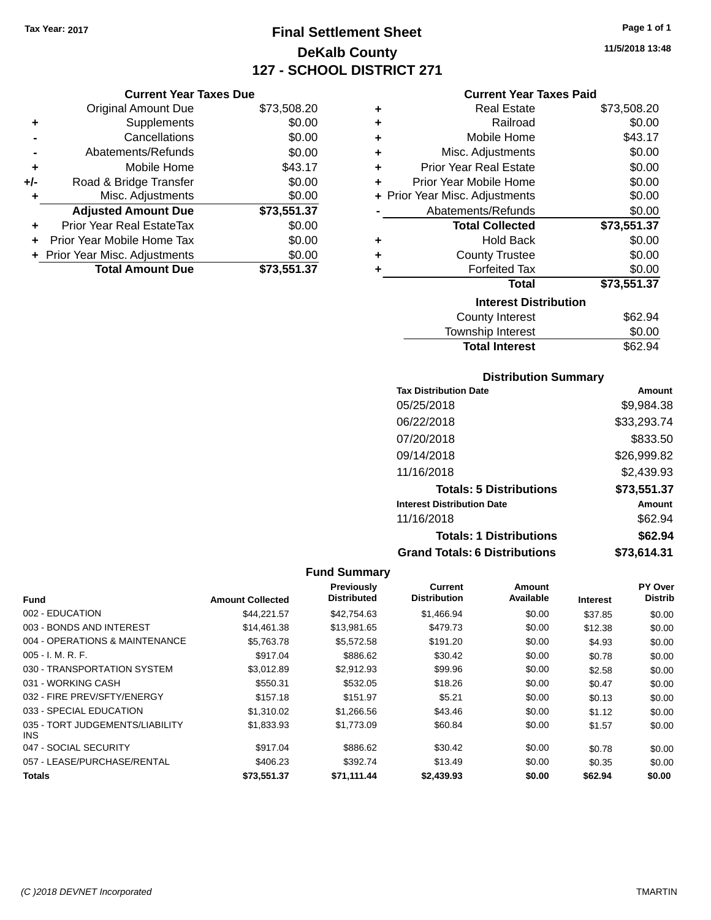Tax Year: 2017

# Final Settlement Sheet
## DeKalb County
## 127 - SCHOOL DISTRICT 271

11/5/2018 13:48

### Current Year Taxes Due

| | | |
|---|---|---|
| | Original Amount Due | $73,508.20 |
| + | Supplements | $0.00 |
| - | Cancellations | $0.00 |
| - | Abatements/Refunds | $0.00 |
| + | Mobile Home | $43.17 |
| +/- | Road & Bridge Transfer | $0.00 |
| + | Misc. Adjustments | $0.00 |
| | **Adjusted Amount Due** | **$73,551.37** |
| + | Prior Year Real EstateTax | $0.00 |
| + | Prior Year Mobile Home Tax | $0.00 |
| + | Prior Year Misc. Adjustments | $0.00 |
| | **Total Amount Due** | **$73,551.37** |

### Current Year Taxes Paid

| | | |
|---|---|---|
| + | Real Estate | $73,508.20 |
| + | Railroad | $0.00 |
| + | Mobile Home | $43.17 |
| + | Misc. Adjustments | $0.00 |
| + | Prior Year Real Estate | $0.00 |
| + | Prior Year Mobile Home | $0.00 |
| + | Prior Year Misc. Adjustments | $0.00 |
| - | Abatements/Refunds | $0.00 |
| | **Total Collected** | **$73,551.37** |
| + | Hold Back | $0.00 |
| + | County Trustee | $0.00 |
| + | Forfeited Tax | $0.00 |
| | **Total** | **$73,551.37** |

### Interest Distribution

| | |
|---|---|
| County Interest | $62.94 |
| Township Interest | $0.00 |
| **Total Interest** | $62.94 |

### Distribution Summary

| Tax Distribution Date | Amount |
|---|---|
| 05/25/2018 | $9,984.38 |
| 06/22/2018 | $33,293.74 |
| 07/20/2018 | $833.50 |
| 09/14/2018 | $26,999.82 |
| 11/16/2018 | $2,439.93 |
| **Totals: 5 Distributions** | **$73,551.37** |

| Interest Distribution Date | Amount |
|---|---|
| 11/16/2018 | $62.94 |
| **Totals: 1 Distributions** | **$62.94** |
| **Grand Totals: 6 Distributions** | **$73,614.31** |

### Fund Summary

| Fund | Amount Collected | Previously Distributed | Current Distribution | Amount Available | Interest | PY Over Distrib |
|---|---|---|---|---|---|---|
| 002 - EDUCATION | $44,221.57 | $42,754.63 | $1,466.94 | $0.00 | $37.85 | $0.00 |
| 003 - BONDS AND INTEREST | $14,461.38 | $13,981.65 | $479.73 | $0.00 | $12.38 | $0.00 |
| 004 - OPERATIONS & MAINTENANCE | $5,763.78 | $5,572.58 | $191.20 | $0.00 | $4.93 | $0.00 |
| 005 - I. M. R. F. | $917.04 | $886.62 | $30.42 | $0.00 | $0.78 | $0.00 |
| 030 - TRANSPORTATION SYSTEM | $3,012.89 | $2,912.93 | $99.96 | $0.00 | $2.58 | $0.00 |
| 031 - WORKING CASH | $550.31 | $532.05 | $18.26 | $0.00 | $0.47 | $0.00 |
| 032 - FIRE PREV/SFTY/ENERGY | $157.18 | $151.97 | $5.21 | $0.00 | $0.13 | $0.00 |
| 033 - SPECIAL EDUCATION | $1,310.02 | $1,266.56 | $43.46 | $0.00 | $1.12 | $0.00 |
| 035 - TORT JUDGEMENTS/LIABILITY INS | $1,833.93 | $1,773.09 | $60.84 | $0.00 | $1.57 | $0.00 |
| 047 - SOCIAL SECURITY | $917.04 | $886.62 | $30.42 | $0.00 | $0.78 | $0.00 |
| 057 - LEASE/PURCHASE/RENTAL | $406.23 | $392.74 | $13.49 | $0.00 | $0.35 | $0.00 |
| **Totals** | **$73,551.37** | **$71,111.44** | **$2,439.93** | **$0.00** | **$62.94** | **$0.00** |

(C )2018 DEVNET Incorporated TMARTIN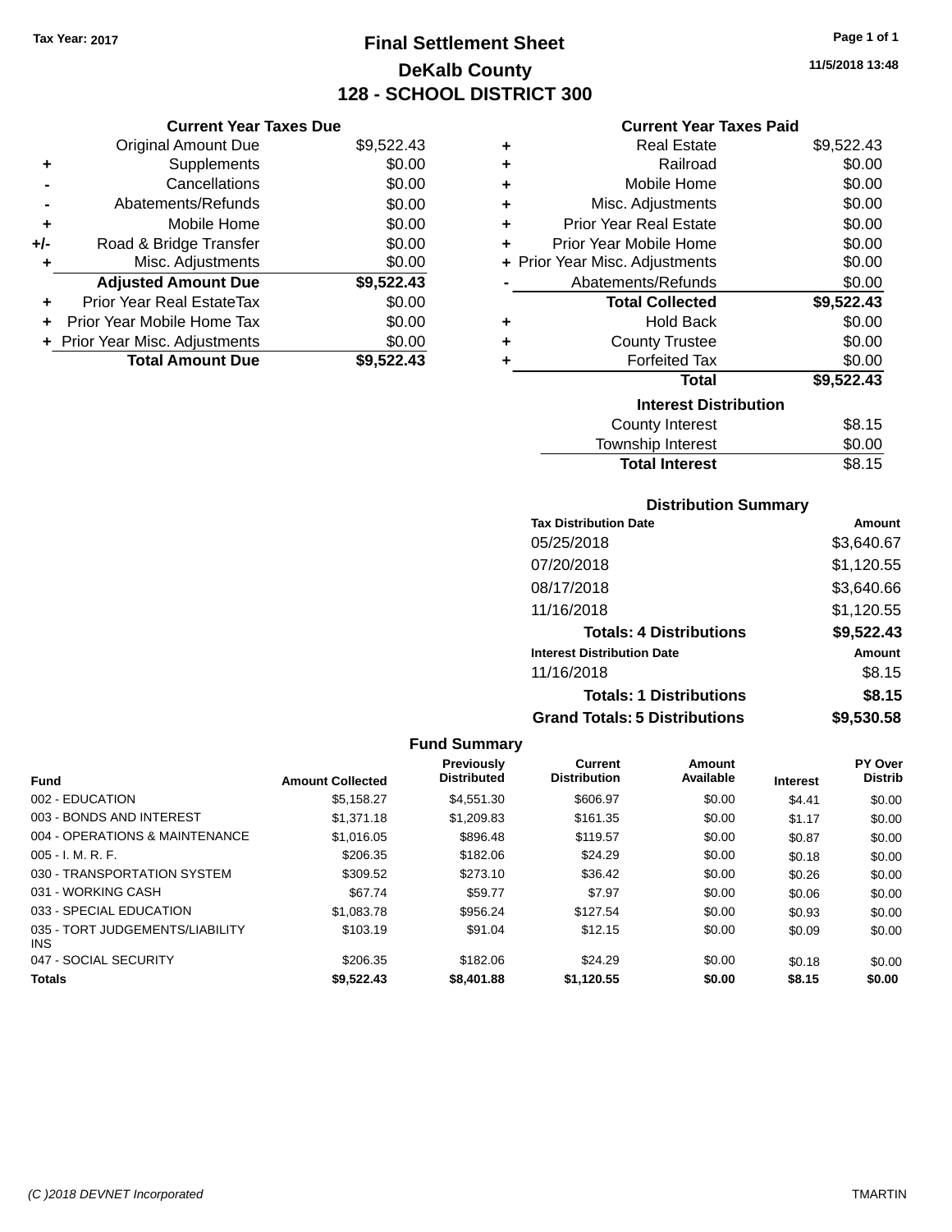Tax Year: 2017

# Final Settlement Sheet

## DeKalb County

## 128 - SCHOOL DISTRICT 300

11/5/2018 13:48

### Current Year Taxes Due

| | | |
|---|---|---|
| | Original Amount Due | $9,522.43 |
| + | Supplements | $0.00 |
| - | Cancellations | $0.00 |
| - | Abatements/Refunds | $0.00 |
| + | Mobile Home | $0.00 |
| +/- | Road & Bridge Transfer | $0.00 |
| + | Misc. Adjustments | $0.00 |
| | **Adjusted Amount Due** | **$9,522.43** |
| + | Prior Year Real EstateTax | $0.00 |
| + | Prior Year Mobile Home Tax | $0.00 |
| + | Prior Year Misc. Adjustments | $0.00 |
| | **Total Amount Due** | **$9,522.43** |

### Current Year Taxes Paid

| | | |
|---|---|---|
| + | Real Estate | $9,522.43 |
| + | Railroad | $0.00 |
| + | Mobile Home | $0.00 |
| + | Misc. Adjustments | $0.00 |
| + | Prior Year Real Estate | $0.00 |
| + | Prior Year Mobile Home | $0.00 |
| + | Prior Year Misc. Adjustments | $0.00 |
| - | Abatements/Refunds | $0.00 |
| | **Total Collected** | **$9,522.43** |
| + | Hold Back | $0.00 |
| + | County Trustee | $0.00 |
| + | Forfeited Tax | $0.00 |
| | **Total** | **$9,522.43** |

### Interest Distribution

| | |
|---|---|
| County Interest | $8.15 |
| Township Interest | $0.00 |
| **Total Interest** | $8.15 |

### Distribution Summary

| Tax Distribution Date | Amount |
|---|---|
| 05/25/2018 | $3,640.67 |
| 07/20/2018 | $1,120.55 |
| 08/17/2018 | $3,640.66 |
| 11/16/2018 | $1,120.55 |
| **Totals: 4 Distributions** | **$9,522.43** |
| **Interest Distribution Date** | **Amount** |
| 11/16/2018 | $8.15 |
| **Totals: 1 Distributions** | **$8.15** |
| **Grand Totals: 5 Distributions** | **$9,530.58** |

### Fund Summary

| Fund | Amount Collected | Previously Distributed | Current Distribution | Amount Available | Interest | PY Over Distrib |
|---|---|---|---|---|---|---|
| 002 - EDUCATION | $5,158.27 | $4,551.30 | $606.97 | $0.00 | $4.41 | $0.00 |
| 003 - BONDS AND INTEREST | $1,371.18 | $1,209.83 | $161.35 | $0.00 | $1.17 | $0.00 |
| 004 - OPERATIONS & MAINTENANCE | $1,016.05 | $896.48 | $119.57 | $0.00 | $0.87 | $0.00 |
| 005 - I. M. R. F. | $206.35 | $182.06 | $24.29 | $0.00 | $0.18 | $0.00 |
| 030 - TRANSPORTATION SYSTEM | $309.52 | $273.10 | $36.42 | $0.00 | $0.26 | $0.00 |
| 031 - WORKING CASH | $67.74 | $59.77 | $7.97 | $0.00 | $0.06 | $0.00 |
| 033 - SPECIAL EDUCATION | $1,083.78 | $956.24 | $127.54 | $0.00 | $0.93 | $0.00 |
| 035 - TORT JUDGEMENTS/LIABILITY INS | $103.19 | $91.04 | $12.15 | $0.00 | $0.09 | $0.00 |
| 047 - SOCIAL SECURITY | $206.35 | $182.06 | $24.29 | $0.00 | $0.18 | $0.00 |
| **Totals** | **$9,522.43** | **$8,401.88** | **$1,120.55** | **$0.00** | **$8.15** | **$0.00** |

(C )2018 DEVNET Incorporated TMARTIN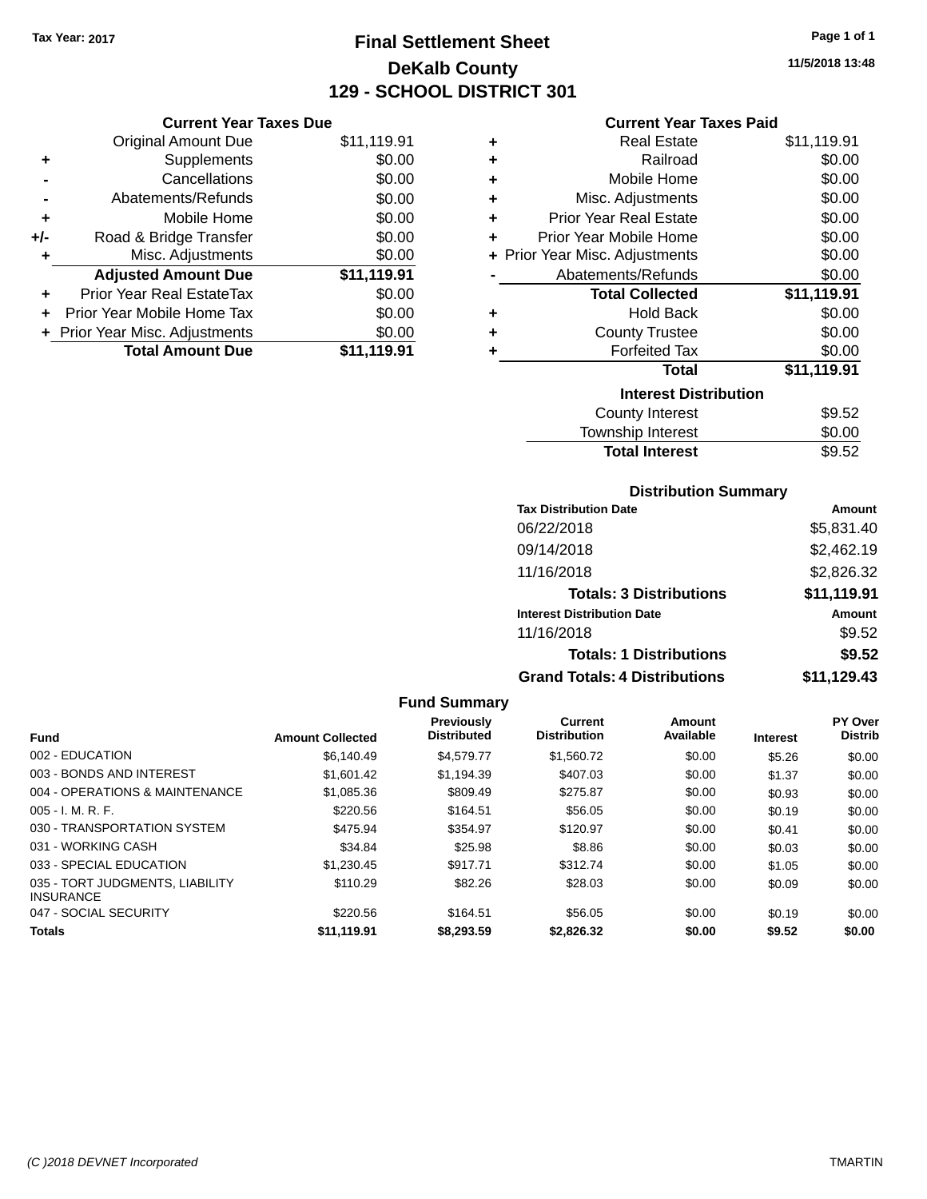Tax Year: 2017

# Final Settlement Sheet

## DeKalb County

## 129 - SCHOOL DISTRICT 301

11/5/2018 13:48

### Current Year Taxes Due

| | | |
|---|---|---|
| | Original Amount Due | $11,119.91 |
| + | Supplements | $0.00 |
| - | Cancellations | $0.00 |
| - | Abatements/Refunds | $0.00 |
| + | Mobile Home | $0.00 |
| +/- | Road & Bridge Transfer | $0.00 |
| + | Misc. Adjustments | $0.00 |
| | **Adjusted Amount Due** | **$11,119.91** |
| + | Prior Year Real EstateTax | $0.00 |
| + | Prior Year Mobile Home Tax | $0.00 |
| + | Prior Year Misc. Adjustments | $0.00 |
| | **Total Amount Due** | **$11,119.91** |

### Current Year Taxes Paid

| | | |
|---|---|---|
| + | Real Estate | $11,119.91 |
| + | Railroad | $0.00 |
| + | Mobile Home | $0.00 |
| + | Misc. Adjustments | $0.00 |
| + | Prior Year Real Estate | $0.00 |
| + | Prior Year Mobile Home | $0.00 |
| + | Prior Year Misc. Adjustments | $0.00 |
| - | Abatements/Refunds | $0.00 |
| | **Total Collected** | **$11,119.91** |
| + | Hold Back | $0.00 |
| + | County Trustee | $0.00 |
| + | Forfeited Tax | $0.00 |
| | **Total** | **$11,119.91** |

### Interest Distribution

| | |
|---|---|
| County Interest | $9.52 |
| Township Interest | $0.00 |
| **Total Interest** | $9.52 |

### Distribution Summary

| Tax Distribution Date | Amount |
|---|---|
| 06/22/2018 | $5,831.40 |
| 09/14/2018 | $2,462.19 |
| 11/16/2018 | $2,826.32 |
| **Totals: 3 Distributions** | **$11,119.91** |

| Interest Distribution Date | Amount |
|---|---|
| 11/16/2018 | $9.52 |
| **Totals: 1 Distributions** | **$9.52** |
| **Grand Totals: 4 Distributions** | **$11,129.43** |

### Fund Summary

| Fund | Amount Collected | Previously Distributed | Current Distribution | Amount Available | Interest | PY Over Distrib |
|---|---|---|---|---|---|---|
| 002 - EDUCATION | $6,140.49 | $4,579.77 | $1,560.72 | $0.00 | $5.26 | $0.00 |
| 003 - BONDS AND INTEREST | $1,601.42 | $1,194.39 | $407.03 | $0.00 | $1.37 | $0.00 |
| 004 - OPERATIONS & MAINTENANCE | $1,085.36 | $809.49 | $275.87 | $0.00 | $0.93 | $0.00 |
| 005 - I. M. R. F. | $220.56 | $164.51 | $56.05 | $0.00 | $0.19 | $0.00 |
| 030 - TRANSPORTATION SYSTEM | $475.94 | $354.97 | $120.97 | $0.00 | $0.41 | $0.00 |
| 031 - WORKING CASH | $34.84 | $25.98 | $8.86 | $0.00 | $0.03 | $0.00 |
| 033 - SPECIAL EDUCATION | $1,230.45 | $917.71 | $312.74 | $0.00 | $1.05 | $0.00 |
| 035 - TORT JUDGMENTS, LIABILITY INSURANCE | $110.29 | $82.26 | $28.03 | $0.00 | $0.09 | $0.00 |
| 047 - SOCIAL SECURITY | $220.56 | $164.51 | $56.05 | $0.00 | $0.19 | $0.00 |
| **Totals** | **$11,119.91** | **$8,293.59** | **$2,826.32** | **$0.00** | **$9.52** | **$0.00** |

(C )2018 DEVNET Incorporated TMARTIN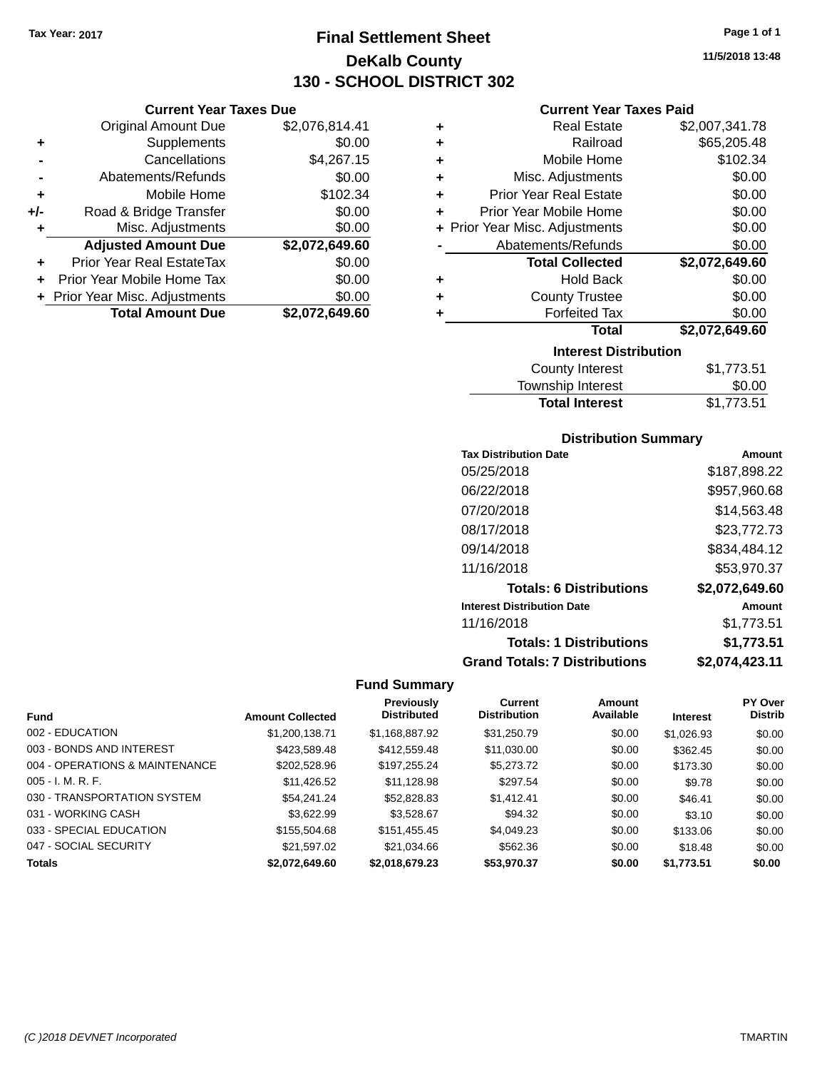Tax Year: 2017

# Final Settlement Sheet

## DeKalb County

## 130 - SCHOOL DISTRICT 302

11/5/2018 13:48

### Current Year Taxes Due

| | | |
|---|---|---|
| | Original Amount Due | $2,076,814.41 |
| + | Supplements | $0.00 |
| - | Cancellations | $4,267.15 |
| - | Abatements/Refunds | $0.00 |
| + | Mobile Home | $102.34 |
| +/- | Road & Bridge Transfer | $0.00 |
| + | Misc. Adjustments | $0.00 |
| | **Adjusted Amount Due** | **$2,072,649.60** |
| + | Prior Year Real EstateTax | $0.00 |
| + | Prior Year Mobile Home Tax | $0.00 |
| + | Prior Year Misc. Adjustments | $0.00 |
| | **Total Amount Due** | **$2,072,649.60** |

### Current Year Taxes Paid

| | | |
|---|---|---|
| + | Real Estate | $2,007,341.78 |
| + | Railroad | $65,205.48 |
| + | Mobile Home | $102.34 |
| + | Misc. Adjustments | $0.00 |
| + | Prior Year Real Estate | $0.00 |
| + | Prior Year Mobile Home | $0.00 |
| + | Prior Year Misc. Adjustments | $0.00 |
| - | Abatements/Refunds | $0.00 |
| | **Total Collected** | **$2,072,649.60** |
| + | Hold Back | $0.00 |
| + | County Trustee | $0.00 |
| + | Forfeited Tax | $0.00 |
| | **Total** | **$2,072,649.60** |

### Interest Distribution

| | |
|---|---|
| County Interest | $1,773.51 |
| Township Interest | $0.00 |
| **Total Interest** | $1,773.51 |

### Distribution Summary

| Tax Distribution Date | Amount |
|---|---|
| 05/25/2018 | $187,898.22 |
| 06/22/2018 | $957,960.68 |
| 07/20/2018 | $14,563.48 |
| 08/17/2018 | $23,772.73 |
| 09/14/2018 | $834,484.12 |
| 11/16/2018 | $53,970.37 |
| **Totals: 6 Distributions** | **$2,072,649.60** |
| **Interest Distribution Date** | **Amount** |
| 11/16/2018 | $1,773.51 |
| **Totals: 1 Distributions** | **$1,773.51** |
| **Grand Totals: 7 Distributions** | **$2,074,423.11** |

### Fund Summary

| Fund | Amount Collected | Previously Distributed | Current Distribution | Amount Available | Interest | PY Over Distrib |
|---|---|---|---|---|---|---|
| 002 - EDUCATION | $1,200,138.71 | $1,168,887.92 | $31,250.79 | $0.00 | $1,026.93 | $0.00 |
| 003 - BONDS AND INTEREST | $423,589.48 | $412,559.48 | $11,030.00 | $0.00 | $362.45 | $0.00 |
| 004 - OPERATIONS & MAINTENANCE | $202,528.96 | $197,255.24 | $5,273.72 | $0.00 | $173.30 | $0.00 |
| 005 - I. M. R. F. | $11,426.52 | $11,128.98 | $297.54 | $0.00 | $9.78 | $0.00 |
| 030 - TRANSPORTATION SYSTEM | $54,241.24 | $52,828.83 | $1,412.41 | $0.00 | $46.41 | $0.00 |
| 031 - WORKING CASH | $3,622.99 | $3,528.67 | $94.32 | $0.00 | $3.10 | $0.00 |
| 033 - SPECIAL EDUCATION | $155,504.68 | $151,455.45 | $4,049.23 | $0.00 | $133.06 | $0.00 |
| 047 - SOCIAL SECURITY | $21,597.02 | $21,034.66 | $562.36 | $0.00 | $18.48 | $0.00 |
| **Totals** | **$2,072,649.60** | **$2,018,679.23** | **$53,970.37** | **$0.00** | **$1,773.51** | **$0.00** |

(C )2018 DEVNET Incorporated TMARTIN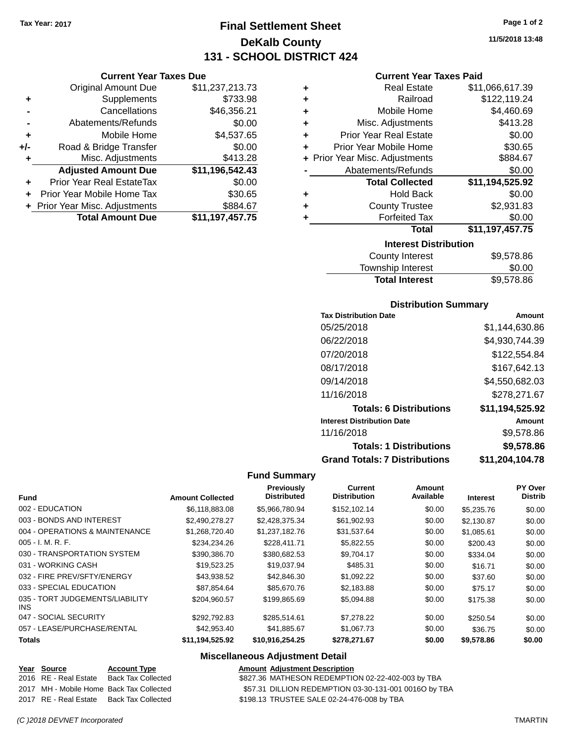Tax Year: 2017

# Final Settlement Sheet
## DeKalb County
## 131 - SCHOOL DISTRICT 424

11/5/2018 13:48

### Current Year Taxes Due

| | | |
|---|---|---|
| | Original Amount Due | $11,237,213.73 |
| + | Supplements | $733.98 |
| - | Cancellations | $46,356.21 |
| - | Abatements/Refunds | $0.00 |
| + | Mobile Home | $4,537.65 |
| +/- | Road & Bridge Transfer | $0.00 |
| + | Misc. Adjustments | $413.28 |
| | **Adjusted Amount Due** | **$11,196,542.43** |
| + | Prior Year Real EstateTax | $0.00 |
| + | Prior Year Mobile Home Tax | $30.65 |
| + | Prior Year Misc. Adjustments | $884.67 |
| | **Total Amount Due** | **$11,197,457.75** |

### Current Year Taxes Paid

| | | |
|---|---|---|
| + | Real Estate | $11,066,617.39 |
| + | Railroad | $122,119.24 |
| + | Mobile Home | $4,460.69 |
| + | Misc. Adjustments | $413.28 |
| + | Prior Year Real Estate | $0.00 |
| + | Prior Year Mobile Home | $30.65 |
| + | Prior Year Misc. Adjustments | $884.67 |
| - | Abatements/Refunds | $0.00 |
| | **Total Collected** | **$11,194,525.92** |
| + | Hold Back | $0.00 |
| + | County Trustee | $2,931.83 |
| + | Forfeited Tax | $0.00 |
| | **Total** | **$11,197,457.75** |

### Interest Distribution

| | |
|---|---|
| County Interest | $9,578.86 |
| Township Interest | $0.00 |
| **Total Interest** | $9,578.86 |

### Distribution Summary

| Tax Distribution Date | Amount |
|---|---|
| 05/25/2018 | $1,144,630.86 |
| 06/22/2018 | $4,930,744.39 |
| 07/20/2018 | $122,554.84 |
| 08/17/2018 | $167,642.13 |
| 09/14/2018 | $4,550,682.03 |
| 11/16/2018 | $278,271.67 |
| **Totals: 6 Distributions** | **$11,194,525.92** |
| **Interest Distribution Date** | **Amount** |
| 11/16/2018 | $9,578.86 |
| **Totals: 1 Distributions** | **$9,578.86** |
| **Grand Totals: 7 Distributions** | **$11,204,104.78** |

### Fund Summary

| Fund | Amount Collected | Previously Distributed | Current Distribution | Amount Available | Interest | PY Over Distrib |
|---|---|---|---|---|---|---|
| 002 - EDUCATION | $6,118,883.08 | $5,966,780.94 | $152,102.14 | $0.00 | $5,235.76 | $0.00 |
| 003 - BONDS AND INTEREST | $2,490,278.27 | $2,428,375.34 | $61,902.93 | $0.00 | $2,130.87 | $0.00 |
| 004 - OPERATIONS & MAINTENANCE | $1,268,720.40 | $1,237,182.76 | $31,537.64 | $0.00 | $1,085.61 | $0.00 |
| 005 - I. M. R. F. | $234,234.26 | $228,411.71 | $5,822.55 | $0.00 | $200.43 | $0.00 |
| 030 - TRANSPORTATION SYSTEM | $390,386.70 | $380,682.53 | $9,704.17 | $0.00 | $334.04 | $0.00 |
| 031 - WORKING CASH | $19,523.25 | $19,037.94 | $485.31 | $0.00 | $16.71 | $0.00 |
| 032 - FIRE PREV/SFTY/ENERGY | $43,938.52 | $42,846.30 | $1,092.22 | $0.00 | $37.60 | $0.00 |
| 033 - SPECIAL EDUCATION | $87,854.64 | $85,670.76 | $2,183.88 | $0.00 | $75.17 | $0.00 |
| 035 - TORT JUDGEMENTS/LIABILITY INS | $204,960.57 | $199,865.69 | $5,094.88 | $0.00 | $175.38 | $0.00 |
| 047 - SOCIAL SECURITY | $292,792.83 | $285,514.61 | $7,278.22 | $0.00 | $250.54 | $0.00 |
| 057 - LEASE/PURCHASE/RENTAL | $42,953.40 | $41,885.67 | $1,067.73 | $0.00 | $36.75 | $0.00 |
| **Totals** | **$11,194,525.92** | **$10,916,254.25** | **$278,271.67** | **$0.00** | **$9,578.86** | **$0.00** |

### Miscellaneous Adjustment Detail

| Year | Source | Account Type | Amount | Adjustment Description |
|---|---|---|---|---|
| 2016 | RE - Real Estate | Back Tax Collected | $827.36 | MATHESON REDEMPTION 02-22-402-003 by TBA |
| 2017 | MH - Mobile Home | Back Tax Collected | $57.31 | DILLION REDEMPTION 03-30-131-001 0016O by TBA |
| 2017 | RE - Real Estate | Back Tax Collected | $198.13 | TRUSTEE SALE 02-24-476-008 by TBA |

(C )2018 DEVNET Incorporated — TMARTIN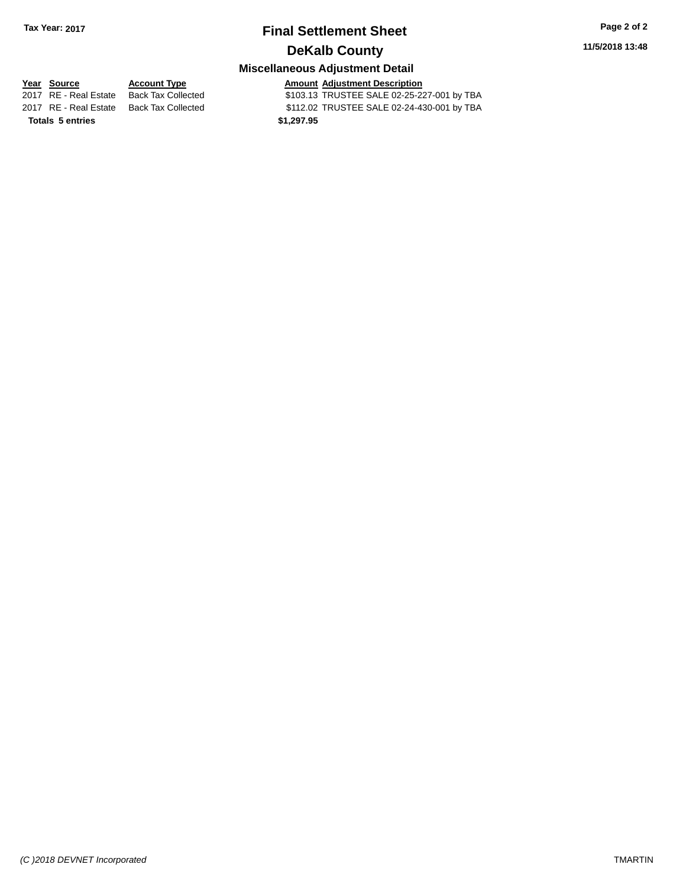# Final Settlement Sheet

## DeKalb County

### Miscellaneous Adjustment Detail

| Year | Source | Account Type | Amount | Adjustment Description |
| --- | --- | --- | --- | --- |
| 2017 | RE - Real Estate | Back Tax Collected | $103.13 | TRUSTEE SALE 02-25-227-001 by TBA |
| 2017 | RE - Real Estate | Back Tax Collected | $112.02 | TRUSTEE SALE 02-24-430-001 by TBA |
| **Totals** | **5 entries** | | **$1,297.95** | |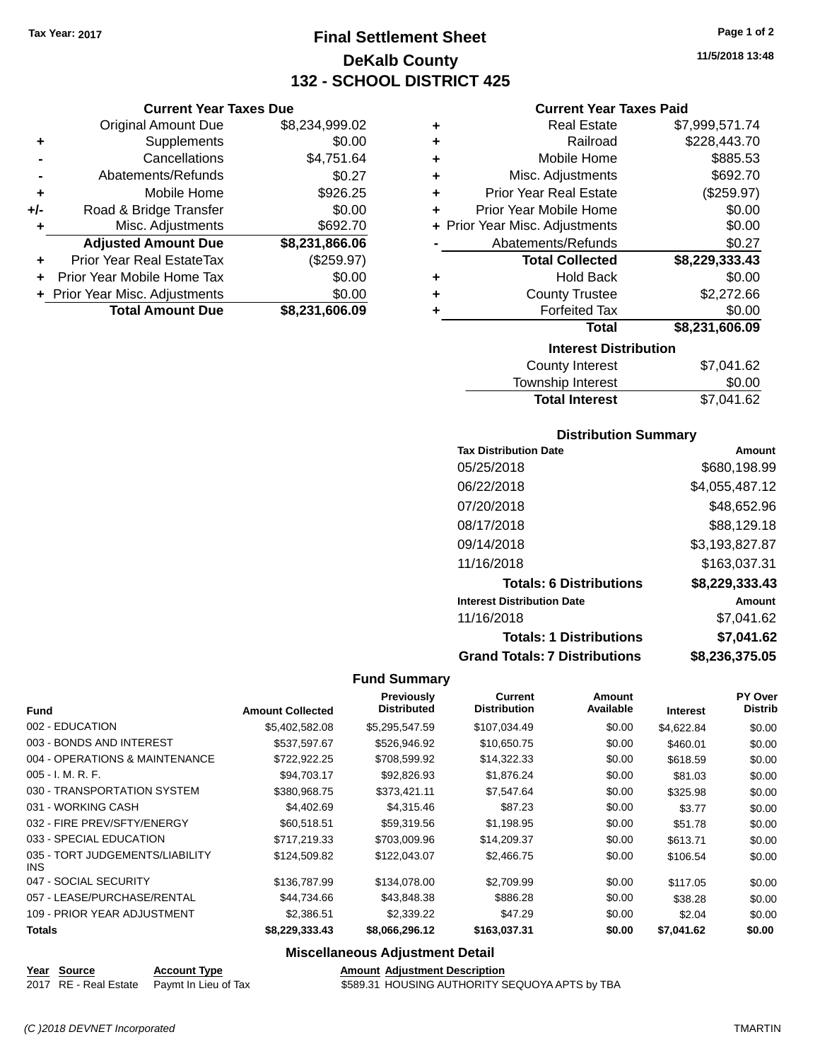**Tax Year: 2017**

# Final Settlement Sheet
## DeKalb County
## 132 - SCHOOL DISTRICT 425

11/5/2018 13:48

### Current Year Taxes Due

| | | |
|---|---|---|
| | Original Amount Due | $8,234,999.02 |
| + | Supplements | $0.00 |
| - | Cancellations | $4,751.64 |
| - | Abatements/Refunds | $0.27 |
| + | Mobile Home | $926.25 |
| +/- | Road & Bridge Transfer | $0.00 |
| + | Misc. Adjustments | $692.70 |
| | **Adjusted Amount Due** | **$8,231,866.06** |
| + | Prior Year Real EstateTax | ($259.97) |
| + | Prior Year Mobile Home Tax | $0.00 |
| + | Prior Year Misc. Adjustments | $0.00 |
| | **Total Amount Due** | **$8,231,606.09** |

### Current Year Taxes Paid

| | | |
|---|---|---|
| + | Real Estate | $7,999,571.74 |
| + | Railroad | $228,443.70 |
| + | Mobile Home | $885.53 |
| + | Misc. Adjustments | $692.70 |
| + | Prior Year Real Estate | ($259.97) |
| + | Prior Year Mobile Home | $0.00 |
| + | Prior Year Misc. Adjustments | $0.00 |
| - | Abatements/Refunds | $0.27 |
| | **Total Collected** | **$8,229,333.43** |
| + | Hold Back | $0.00 |
| + | County Trustee | $2,272.66 |
| + | Forfeited Tax | $0.00 |
| | **Total** | **$8,231,606.09** |

### Interest Distribution

| | |
|---|---|
| County Interest | $7,041.62 |
| Township Interest | $0.00 |
| **Total Interest** | $7,041.62 |

### Distribution Summary

| Tax Distribution Date | Amount |
|---|---|
| 05/25/2018 | $680,198.99 |
| 06/22/2018 | $4,055,487.12 |
| 07/20/2018 | $48,652.96 |
| 08/17/2018 | $88,129.18 |
| 09/14/2018 | $3,193,827.87 |
| 11/16/2018 | $163,037.31 |
| **Totals: 6 Distributions** | **$8,229,333.43** |
| **Interest Distribution Date** | **Amount** |
| 11/16/2018 | $7,041.62 |
| **Totals: 1 Distributions** | **$7,041.62** |
| **Grand Totals: 7 Distributions** | **$8,236,375.05** |

### Fund Summary

| Fund | Amount Collected | Previously Distributed | Current Distribution | Amount Available | Interest | PY Over Distrib |
|---|---|---|---|---|---|---|
| 002 - EDUCATION | $5,402,582.08 | $5,295,547.59 | $107,034.49 | $0.00 | $4,622.84 | $0.00 |
| 003 - BONDS AND INTEREST | $537,597.67 | $526,946.92 | $10,650.75 | $0.00 | $460.01 | $0.00 |
| 004 - OPERATIONS & MAINTENANCE | $722,922.25 | $708,599.92 | $14,322.33 | $0.00 | $618.59 | $0.00 |
| 005 - I. M. R. F. | $94,703.17 | $92,826.93 | $1,876.24 | $0.00 | $81.03 | $0.00 |
| 030 - TRANSPORTATION SYSTEM | $380,968.75 | $373,421.11 | $7,547.64 | $0.00 | $325.98 | $0.00 |
| 031 - WORKING CASH | $4,402.69 | $4,315.46 | $87.23 | $0.00 | $3.77 | $0.00 |
| 032 - FIRE PREV/SFTY/ENERGY | $60,518.51 | $59,319.56 | $1,198.95 | $0.00 | $51.78 | $0.00 |
| 033 - SPECIAL EDUCATION | $717,219.33 | $703,009.96 | $14,209.37 | $0.00 | $613.71 | $0.00 |
| 035 - TORT JUDGEMENTS/LIABILITY INS | $124,509.82 | $122,043.07 | $2,466.75 | $0.00 | $106.54 | $0.00 |
| 047 - SOCIAL SECURITY | $136,787.99 | $134,078.00 | $2,709.99 | $0.00 | $117.05 | $0.00 |
| 057 - LEASE/PURCHASE/RENTAL | $44,734.66 | $43,848.38 | $886.28 | $0.00 | $38.28 | $0.00 |
| 109 - PRIOR YEAR ADJUSTMENT | $2,386.51 | $2,339.22 | $47.29 | $0.00 | $2.04 | $0.00 |
| **Totals** | **$8,229,333.43** | **$8,066,296.12** | **$163,037.31** | **$0.00** | **$7,041.62** | **$0.00** |

### Miscellaneous Adjustment Detail

| Year | Source | Account Type | Amount | Adjustment Description |
|---|---|---|---|---|
| 2017 | RE - Real Estate | Paymt In Lieu of Tax | $589.31 | HOUSING AUTHORITY SEQUOYA APTS by TBA |

(C )2018 DEVNET Incorporated TMARTIN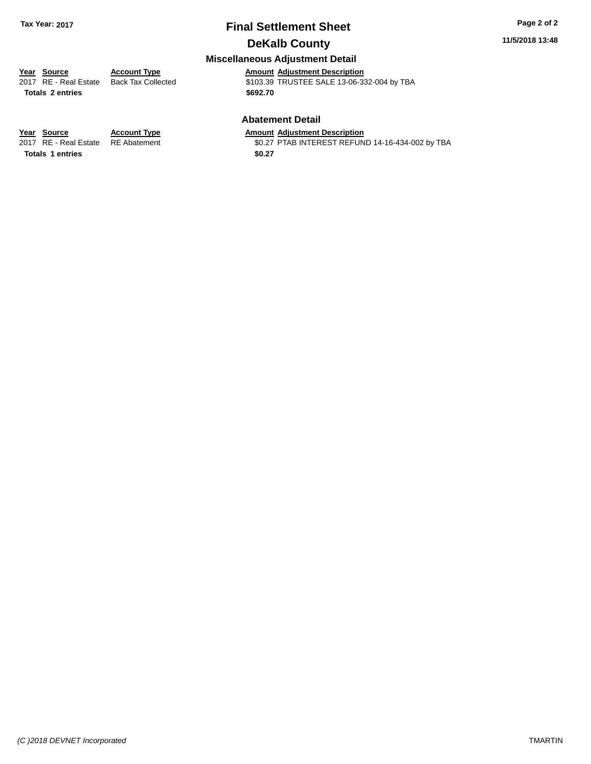## Final Settlement Sheet

## DeKalb County

### Miscellaneous Adjustment Detail

| Year | Source | Account Type | Amount | Adjustment Description |
|---|---|---|---|---|
| 2017 | RE - Real Estate | Back Tax Collected | $103.39 | TRUSTEE SALE 13-06-332-004 by TBA |
| **Totals 2 entries** | | | **$692.70** | |

### Abatement Detail

| Year | Source | Account Type | Amount | Adjustment Description |
|---|---|---|---|---|
| 2017 | RE - Real Estate | RE Abatement | $0.27 | PTAB INTEREST REFUND 14-16-434-002 by TBA |
| **Totals 1 entries** | | | **$0.27** | |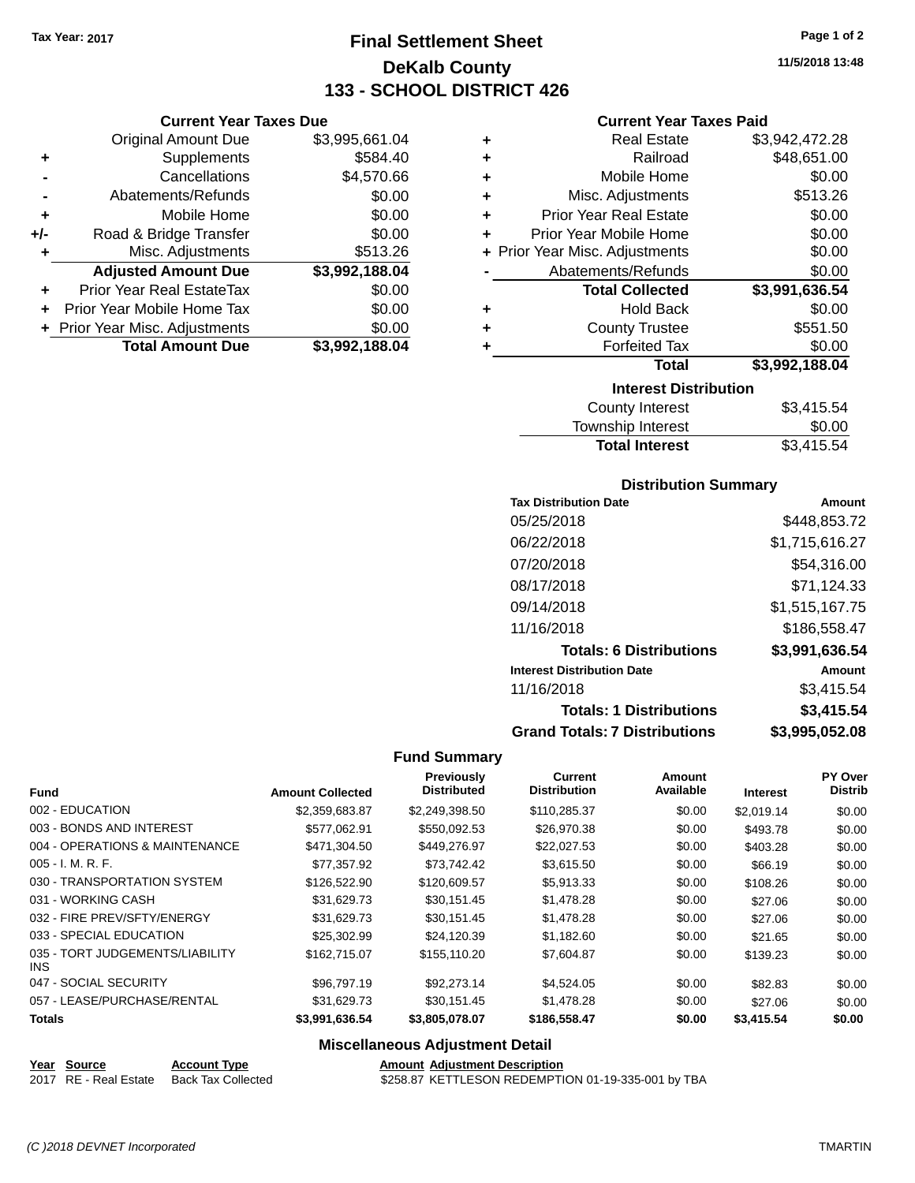Tax Year: 2017

# Final Settlement Sheet

## DeKalb County

## 133 - SCHOOL DISTRICT 426

11/5/2018 13:48

### Current Year Taxes Due

| | | |
|---|---|---|
| | Original Amount Due | $3,995,661.04 |
| + | Supplements | $584.40 |
| - | Cancellations | $4,570.66 |
| - | Abatements/Refunds | $0.00 |
| + | Mobile Home | $0.00 |
| +/- | Road & Bridge Transfer | $0.00 |
| + | Misc. Adjustments | $513.26 |
| | **Adjusted Amount Due** | **$3,992,188.04** |
| + | Prior Year Real EstateTax | $0.00 |
| + | Prior Year Mobile Home Tax | $0.00 |
| + | Prior Year Misc. Adjustments | $0.00 |
| | **Total Amount Due** | **$3,992,188.04** |

### Current Year Taxes Paid

| | | |
|---|---|---|
| + | Real Estate | $3,942,472.28 |
| + | Railroad | $48,651.00 |
| + | Mobile Home | $0.00 |
| + | Misc. Adjustments | $513.26 |
| + | Prior Year Real Estate | $0.00 |
| + | Prior Year Mobile Home | $0.00 |
| + | Prior Year Misc. Adjustments | $0.00 |
| - | Abatements/Refunds | $0.00 |
| | **Total Collected** | **$3,991,636.54** |
| + | Hold Back | $0.00 |
| + | County Trustee | $551.50 |
| + | Forfeited Tax | $0.00 |
| | **Total** | **$3,992,188.04** |

### Interest Distribution

| | |
|---|---|
| County Interest | $3,415.54 |
| Township Interest | $0.00 |
| **Total Interest** | $3,415.54 |

### Distribution Summary

| Tax Distribution Date | Amount |
|---|---|
| 05/25/2018 | $448,853.72 |
| 06/22/2018 | $1,715,616.27 |
| 07/20/2018 | $54,316.00 |
| 08/17/2018 | $71,124.33 |
| 09/14/2018 | $1,515,167.75 |
| 11/16/2018 | $186,558.47 |
| **Totals: 6 Distributions** | **$3,991,636.54** |

| Interest Distribution Date | Amount |
|---|---|
| 11/16/2018 | $3,415.54 |
| **Totals: 1 Distributions** | **$3,415.54** |
| **Grand Totals: 7 Distributions** | **$3,995,052.08** |

### Fund Summary

| Fund | Amount Collected | Previously Distributed | Current Distribution | Amount Available | Interest | PY Over Distrib |
|---|---|---|---|---|---|---|
| 002 - EDUCATION | $2,359,683.87 | $2,249,398.50 | $110,285.37 | $0.00 | $2,019.14 | $0.00 |
| 003 - BONDS AND INTEREST | $577,062.91 | $550,092.53 | $26,970.38 | $0.00 | $493.78 | $0.00 |
| 004 - OPERATIONS & MAINTENANCE | $471,304.50 | $449,276.97 | $22,027.53 | $0.00 | $403.28 | $0.00 |
| 005 - I. M. R. F. | $77,357.92 | $73,742.42 | $3,615.50 | $0.00 | $66.19 | $0.00 |
| 030 - TRANSPORTATION SYSTEM | $126,522.90 | $120,609.57 | $5,913.33 | $0.00 | $108.26 | $0.00 |
| 031 - WORKING CASH | $31,629.73 | $30,151.45 | $1,478.28 | $0.00 | $27.06 | $0.00 |
| 032 - FIRE PREV/SFTY/ENERGY | $31,629.73 | $30,151.45 | $1,478.28 | $0.00 | $27.06 | $0.00 |
| 033 - SPECIAL EDUCATION | $25,302.99 | $24,120.39 | $1,182.60 | $0.00 | $21.65 | $0.00 |
| 035 - TORT JUDGEMENTS/LIABILITY INS | $162,715.07 | $155,110.20 | $7,604.87 | $0.00 | $139.23 | $0.00 |
| 047 - SOCIAL SECURITY | $96,797.19 | $92,273.14 | $4,524.05 | $0.00 | $82.83 | $0.00 |
| 057 - LEASE/PURCHASE/RENTAL | $31,629.73 | $30,151.45 | $1,478.28 | $0.00 | $27.06 | $0.00 |
| **Totals** | **$3,991,636.54** | **$3,805,078.07** | **$186,558.47** | **$0.00** | **$3,415.54** | **$0.00** |

### Miscellaneous Adjustment Detail

| Year | Source | Account Type | Amount | Adjustment Description |
|---|---|---|---|---|
| 2017 | RE - Real Estate | Back Tax Collected | $258.87 | KETTLESON REDEMPTION 01-19-335-001 by TBA |

(C )2018 DEVNET Incorporated — TMARTIN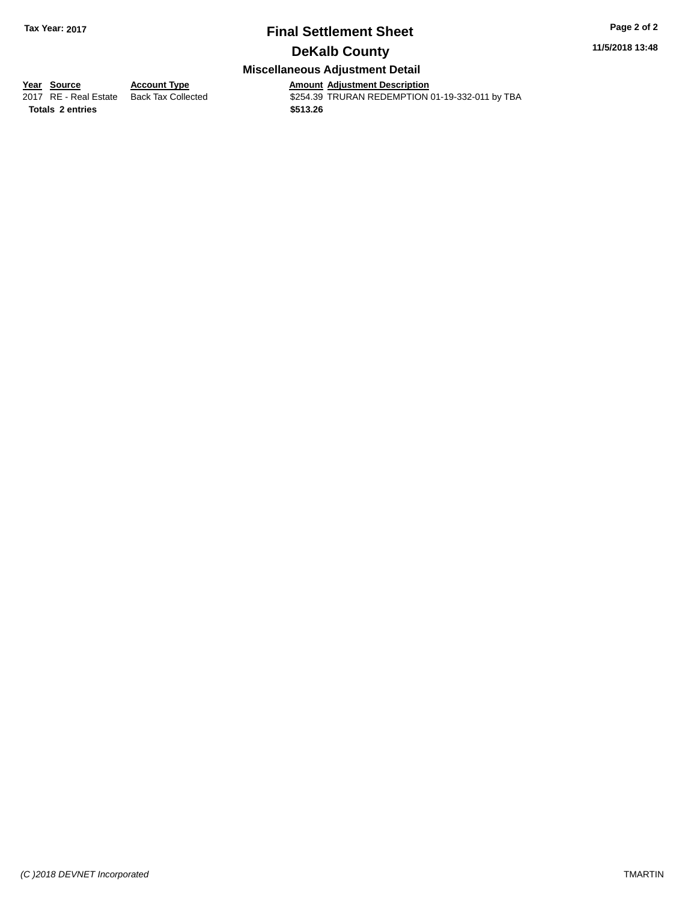**Tax Year: 2017**

# Final Settlement Sheet

## DeKalb County

### Miscellaneous Adjustment Detail

| Year | Source | Account Type | Amount | Adjustment Description |
|---|---|---|---|---|
| 2017 | RE - Real Estate | Back Tax Collected | $254.39 | TRURAN REDEMPTION 01-19-332-011 by TBA |
| **Totals** | **2 entries** | | **$513.26** | |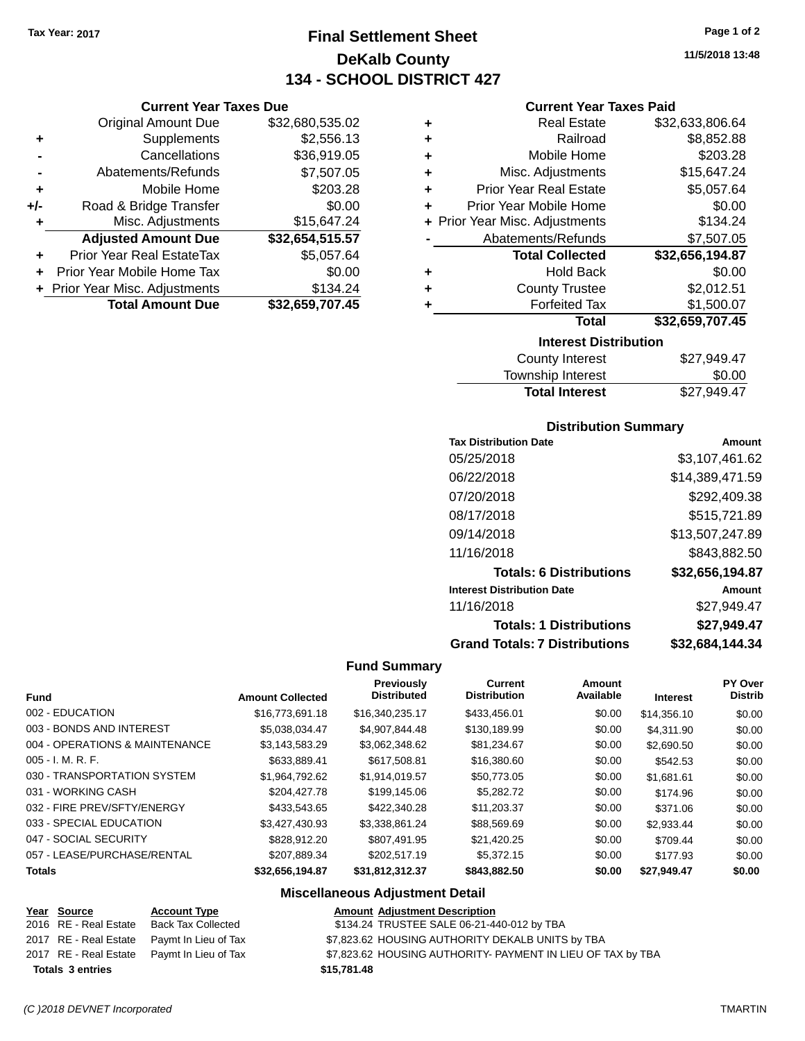Tax Year: 2017

# Final Settlement Sheet

## DeKalb County

## 134 - SCHOOL DISTRICT 427

11/5/2018 13:48

### Current Year Taxes Due

| | | |
|---|---|---|
| | Original Amount Due | $32,680,535.02 |
| + | Supplements | $2,556.13 |
| - | Cancellations | $36,919.05 |
| - | Abatements/Refunds | $7,507.05 |
| + | Mobile Home | $203.28 |
| +/- | Road & Bridge Transfer | $0.00 |
| + | Misc. Adjustments | $15,647.24 |
| | **Adjusted Amount Due** | **$32,654,515.57** |
| + | Prior Year Real EstateTax | $5,057.64 |
| + | Prior Year Mobile Home Tax | $0.00 |
| + | Prior Year Misc. Adjustments | $134.24 |
| | **Total Amount Due** | **$32,659,707.45** |

### Current Year Taxes Paid

| | | |
|---|---|---|
| + | Real Estate | $32,633,806.64 |
| + | Railroad | $8,852.88 |
| + | Mobile Home | $203.28 |
| + | Misc. Adjustments | $15,647.24 |
| + | Prior Year Real Estate | $5,057.64 |
| + | Prior Year Mobile Home | $0.00 |
| + | Prior Year Misc. Adjustments | $134.24 |
| - | Abatements/Refunds | $7,507.05 |
| | **Total Collected** | **$32,656,194.87** |
| + | Hold Back | $0.00 |
| + | County Trustee | $2,012.51 |
| + | Forfeited Tax | $1,500.07 |
| | **Total** | **$32,659,707.45** |

### Interest Distribution

| | |
|---|---|
| County Interest | $27,949.47 |
| Township Interest | $0.00 |
| **Total Interest** | $27,949.47 |

### Distribution Summary

| Tax Distribution Date | Amount |
|---|---|
| 05/25/2018 | $3,107,461.62 |
| 06/22/2018 | $14,389,471.59 |
| 07/20/2018 | $292,409.38 |
| 08/17/2018 | $515,721.89 |
| 09/14/2018 | $13,507,247.89 |
| 11/16/2018 | $843,882.50 |
| **Totals: 6 Distributions** | **$32,656,194.87** |
| **Interest Distribution Date** | **Amount** |
| 11/16/2018 | $27,949.47 |
| **Totals: 1 Distributions** | **$27,949.47** |
| **Grand Totals: 7 Distributions** | **$32,684,144.34** |

### Fund Summary

| Fund | Amount Collected | Previously Distributed | Current Distribution | Amount Available | Interest | PY Over Distrib |
|---|---|---|---|---|---|---|
| 002 - EDUCATION | $16,773,691.18 | $16,340,235.17 | $433,456.01 | $0.00 | $14,356.10 | $0.00 |
| 003 - BONDS AND INTEREST | $5,038,034.47 | $4,907,844.48 | $130,189.99 | $0.00 | $4,311.90 | $0.00 |
| 004 - OPERATIONS & MAINTENANCE | $3,143,583.29 | $3,062,348.62 | $81,234.67 | $0.00 | $2,690.50 | $0.00 |
| 005 - I. M. R. F. | $633,889.41 | $617,508.81 | $16,380.60 | $0.00 | $542.53 | $0.00 |
| 030 - TRANSPORTATION SYSTEM | $1,964,792.62 | $1,914,019.57 | $50,773.05 | $0.00 | $1,681.61 | $0.00 |
| 031 - WORKING CASH | $204,427.78 | $199,145.06 | $5,282.72 | $0.00 | $174.96 | $0.00 |
| 032 - FIRE PREV/SFTY/ENERGY | $433,543.65 | $422,340.28 | $11,203.37 | $0.00 | $371.06 | $0.00 |
| 033 - SPECIAL EDUCATION | $3,427,430.93 | $3,338,861.24 | $88,569.69 | $0.00 | $2,933.44 | $0.00 |
| 047 - SOCIAL SECURITY | $828,912.20 | $807,491.95 | $21,420.25 | $0.00 | $709.44 | $0.00 |
| 057 - LEASE/PURCHASE/RENTAL | $207,889.34 | $202,517.19 | $5,372.15 | $0.00 | $177.93 | $0.00 |
| **Totals** | **$32,656,194.87** | **$31,812,312.37** | **$843,882.50** | **$0.00** | **$27,949.47** | **$0.00** |

### Miscellaneous Adjustment Detail

| Year | Source | Account Type | Amount | Adjustment Description |
|---|---|---|---|---|
| 2016 | RE - Real Estate | Back Tax Collected | $134.24 | TRUSTEE SALE 06-21-440-012 by TBA |
| 2017 | RE - Real Estate | Paymt In Lieu of Tax | $7,823.62 | HOUSING AUTHORITY DEKALB UNITS by TBA |
| 2017 | RE - Real Estate | Paymt In Lieu of Tax | $7,823.62 | HOUSING AUTHORITY- PAYMENT IN LIEU OF TAX by TBA |
| **Totals 3 entries** | | | **$15,781.48** | |

(C )2018 DEVNET Incorporated — TMARTIN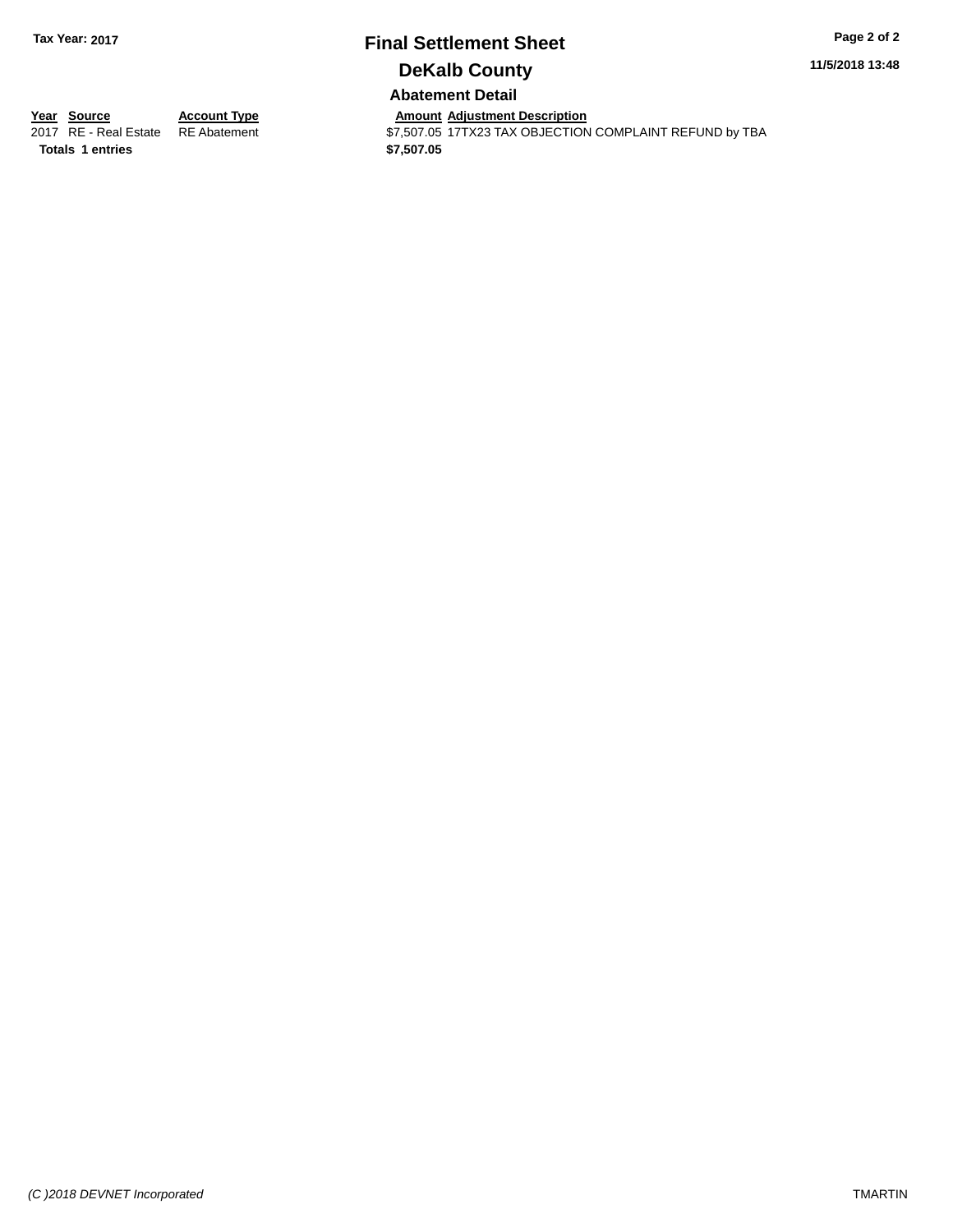Tax Year: 2017

# Final Settlement Sheet

## DeKalb County

### Abatement Detail

| Year | Source | Account Type | Amount | Adjustment Description |
|---|---|---|---|---|
| 2017 | RE - Real Estate | RE Abatement | $7,507.05 | 17TX23 TAX OBJECTION COMPLAINT REFUND by TBA |
| **Totals** | **1 entries** | | **$7,507.05** | |

11/5/2018 13:48

*(C )2018 DEVNET Incorporated* TMARTIN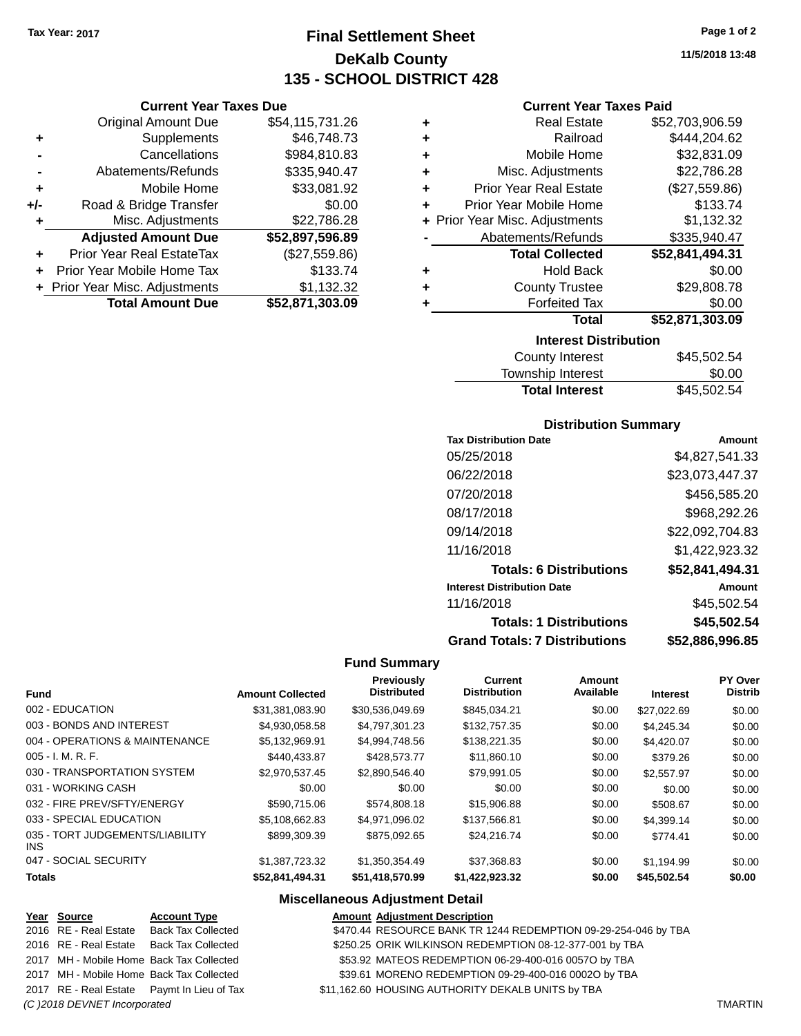Tax Year: 2017

# Final Settlement Sheet

## DeKalb County

## 135 - SCHOOL DISTRICT 428

11/5/2018 13:48

### Current Year Taxes Due

| | | |
|---|---|---|
| | Original Amount Due | $54,115,731.26 |
| + | Supplements | $46,748.73 |
| - | Cancellations | $984,810.83 |
| - | Abatements/Refunds | $335,940.47 |
| + | Mobile Home | $33,081.92 |
| +/- | Road & Bridge Transfer | $0.00 |
| + | Misc. Adjustments | $22,786.28 |
| | **Adjusted Amount Due** | **$52,897,596.89** |
| + | Prior Year Real EstateTax | ($27,559.86) |
| + | Prior Year Mobile Home Tax | $133.74 |
| + | Prior Year Misc. Adjustments | $1,132.32 |
| | **Total Amount Due** | **$52,871,303.09** |

### Current Year Taxes Paid

| | | |
|---|---|---|
| + | Real Estate | $52,703,906.59 |
| + | Railroad | $444,204.62 |
| + | Mobile Home | $32,831.09 |
| + | Misc. Adjustments | $22,786.28 |
| + | Prior Year Real Estate | ($27,559.86) |
| + | Prior Year Mobile Home | $133.74 |
| + | Prior Year Misc. Adjustments | $1,132.32 |
| - | Abatements/Refunds | $335,940.47 |
| | **Total Collected** | **$52,841,494.31** |
| + | Hold Back | $0.00 |
| + | County Trustee | $29,808.78 |
| + | Forfeited Tax | $0.00 |
| | **Total** | **$52,871,303.09** |

### Interest Distribution

| | |
|---|---|
| County Interest | $45,502.54 |
| Township Interest | $0.00 |
| **Total Interest** | $45,502.54 |

### Distribution Summary

| Tax Distribution Date | Amount |
|---|---|
| 05/25/2018 | $4,827,541.33 |
| 06/22/2018 | $23,073,447.37 |
| 07/20/2018 | $456,585.20 |
| 08/17/2018 | $968,292.26 |
| 09/14/2018 | $22,092,704.83 |
| 11/16/2018 | $1,422,923.32 |
| **Totals: 6 Distributions** | **$52,841,494.31** |
| **Interest Distribution Date** | **Amount** |
| 11/16/2018 | $45,502.54 |
| **Totals: 1 Distributions** | **$45,502.54** |
| **Grand Totals: 7 Distributions** | **$52,886,996.85** |

### Fund Summary

| Fund | Amount Collected | Previously Distributed | Current Distribution | Amount Available | Interest | PY Over Distrib |
|---|---|---|---|---|---|---|
| 002 - EDUCATION | $31,381,083.90 | $30,536,049.69 | $845,034.21 | $0.00 | $27,022.69 | $0.00 |
| 003 - BONDS AND INTEREST | $4,930,058.58 | $4,797,301.23 | $132,757.35 | $0.00 | $4,245.34 | $0.00 |
| 004 - OPERATIONS & MAINTENANCE | $5,132,969.91 | $4,994,748.56 | $138,221.35 | $0.00 | $4,420.07 | $0.00 |
| 005 - I. M. R. F. | $440,433.87 | $428,573.77 | $11,860.10 | $0.00 | $379.26 | $0.00 |
| 030 - TRANSPORTATION SYSTEM | $2,970,537.45 | $2,890,546.40 | $79,991.05 | $0.00 | $2,557.97 | $0.00 |
| 031 - WORKING CASH | $0.00 | $0.00 | $0.00 | $0.00 | $0.00 | $0.00 |
| 032 - FIRE PREV/SFTY/ENERGY | $590,715.06 | $574,808.18 | $15,906.88 | $0.00 | $508.67 | $0.00 |
| 033 - SPECIAL EDUCATION | $5,108,662.83 | $4,971,096.02 | $137,566.81 | $0.00 | $4,399.14 | $0.00 |
| 035 - TORT JUDGEMENTS/LIABILITY INS | $899,309.39 | $875,092.65 | $24,216.74 | $0.00 | $774.41 | $0.00 |
| 047 - SOCIAL SECURITY | $1,387,723.32 | $1,350,354.49 | $37,368.83 | $0.00 | $1,194.99 | $0.00 |
| **Totals** | **$52,841,494.31** | **$51,418,570.99** | **$1,422,923.32** | **$0.00** | **$45,502.54** | **$0.00** |

### Miscellaneous Adjustment Detail

| Year | Source | Account Type | Amount | Adjustment Description |
|---|---|---|---|---|
| 2016 | RE - Real Estate | Back Tax Collected | $470.44 | RESOURCE BANK TR 1244 REDEMPTION 09-29-254-046 by TBA |
| 2016 | RE - Real Estate | Back Tax Collected | $250.25 | ORIK WILKINSON REDEMPTION 08-12-377-001 by TBA |
| 2017 | MH - Mobile Home | Back Tax Collected | $53.92 | MATEOS REDEMPTION 06-29-400-016 0057O by TBA |
| 2017 | MH - Mobile Home | Back Tax Collected | $39.61 | MORENO REDEMPTION 09-29-400-016 0002O by TBA |
| 2017 | RE - Real Estate | Paymt In Lieu of Tax | $11,162.60 | HOUSING AUTHORITY DEKALB UNITS by TBA |

*(C )2018 DEVNET Incorporated* TMARTIN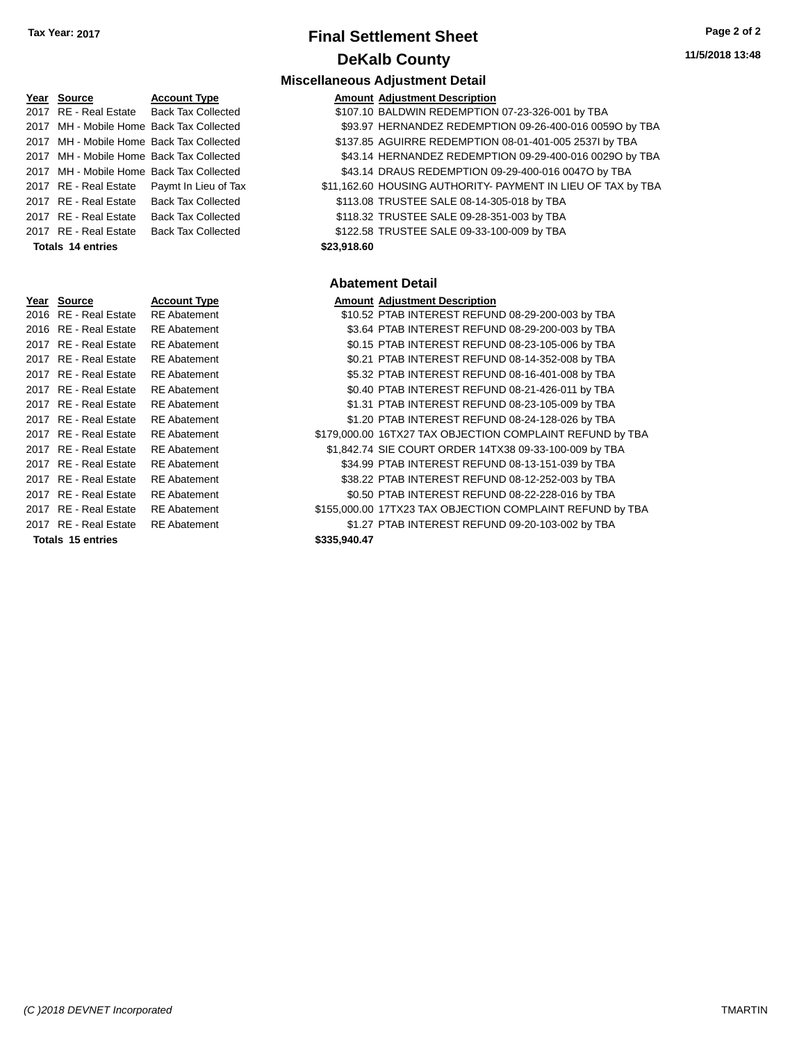**Tax Year: 2017**

# Final Settlement Sheet

## DeKalb County

11/5/2018 13:48

### Miscellaneous Adjustment Detail

| Year | Source | Account Type | Amount | Adjustment Description |
|---|---|---|---|---|
| 2017 | RE - Real Estate | Back Tax Collected | $107.10 | BALDWIN REDEMPTION 07-23-326-001 by TBA |
| 2017 | MH - Mobile Home | Back Tax Collected | $93.97 | HERNANDEZ REDEMPTION 09-26-400-016 0059O by TBA |
| 2017 | MH - Mobile Home | Back Tax Collected | $137.85 | AGUIRRE REDEMPTION 08-01-401-005 2537I by TBA |
| 2017 | MH - Mobile Home | Back Tax Collected | $43.14 | HERNANDEZ REDEMPTION 09-29-400-016 0029O by TBA |
| 2017 | MH - Mobile Home | Back Tax Collected | $43.14 | DRAUS REDEMPTION 09-29-400-016 0047O by TBA |
| 2017 | RE - Real Estate | Paymt In Lieu of Tax | $11,162.60 | HOUSING AUTHORITY- PAYMENT IN LIEU OF TAX by TBA |
| 2017 | RE - Real Estate | Back Tax Collected | $113.08 | TRUSTEE SALE 08-14-305-018 by TBA |
| 2017 | RE - Real Estate | Back Tax Collected | $118.32 | TRUSTEE SALE 09-28-351-003 by TBA |
| 2017 | RE - Real Estate | Back Tax Collected | $122.58 | TRUSTEE SALE 09-33-100-009 by TBA |
| **Totals 14 entries** | | | **$23,918.60** | |

### Abatement Detail

| Year | Source | Account Type | Amount | Adjustment Description |
|---|---|---|---|---|
| 2016 | RE - Real Estate | RE Abatement | $10.52 | PTAB INTEREST REFUND 08-29-200-003 by TBA |
| 2016 | RE - Real Estate | RE Abatement | $3.64 | PTAB INTEREST REFUND 08-29-200-003 by TBA |
| 2017 | RE - Real Estate | RE Abatement | $0.15 | PTAB INTEREST REFUND 08-23-105-006 by TBA |
| 2017 | RE - Real Estate | RE Abatement | $0.21 | PTAB INTEREST REFUND 08-14-352-008 by TBA |
| 2017 | RE - Real Estate | RE Abatement | $5.32 | PTAB INTEREST REFUND 08-16-401-008 by TBA |
| 2017 | RE - Real Estate | RE Abatement | $0.40 | PTAB INTEREST REFUND 08-21-426-011 by TBA |
| 2017 | RE - Real Estate | RE Abatement | $1.31 | PTAB INTEREST REFUND 08-23-105-009 by TBA |
| 2017 | RE - Real Estate | RE Abatement | $1.20 | PTAB INTEREST REFUND 08-24-128-026 by TBA |
| 2017 | RE - Real Estate | RE Abatement | $179,000.00 | 16TX27 TAX OBJECTION COMPLAINT REFUND by TBA |
| 2017 | RE - Real Estate | RE Abatement | $1,842.74 | SIE COURT ORDER 14TX38 09-33-100-009 by TBA |
| 2017 | RE - Real Estate | RE Abatement | $34.99 | PTAB INTEREST REFUND 08-13-151-039 by TBA |
| 2017 | RE - Real Estate | RE Abatement | $38.22 | PTAB INTEREST REFUND 08-12-252-003 by TBA |
| 2017 | RE - Real Estate | RE Abatement | $0.50 | PTAB INTEREST REFUND 08-22-228-016 by TBA |
| 2017 | RE - Real Estate | RE Abatement | $155,000.00 | 17TX23 TAX OBJECTION COMPLAINT REFUND by TBA |
| 2017 | RE - Real Estate | RE Abatement | $1.27 | PTAB INTEREST REFUND 09-20-103-002 by TBA |
| **Totals 15 entries** | | | **$335,940.47** | |

*(C )2018 DEVNET Incorporated*

TMARTIN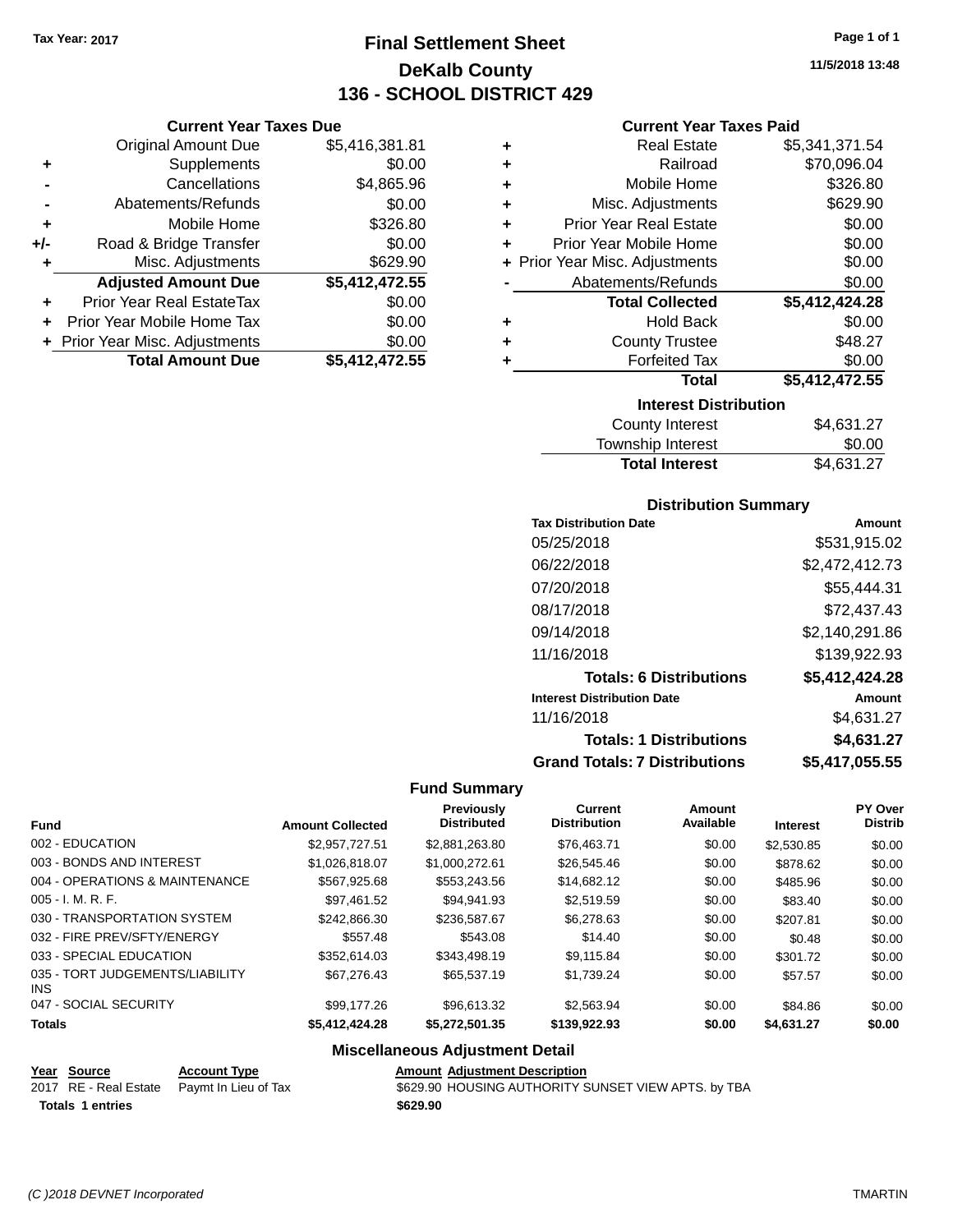Tax Year: 2017

# Final Settlement Sheet

## DeKalb County

## 136 - SCHOOL DISTRICT 429

11/5/2018 13:48

### Current Year Taxes Due

| | | |
|---|---|---|
| | Original Amount Due | $5,416,381.81 |
| + | Supplements | $0.00 |
| - | Cancellations | $4,865.96 |
| - | Abatements/Refunds | $0.00 |
| + | Mobile Home | $326.80 |
| +/- | Road & Bridge Transfer | $0.00 |
| + | Misc. Adjustments | $629.90 |
| | **Adjusted Amount Due** | **$5,412,472.55** |
| + | Prior Year Real EstateTax | $0.00 |
| + | Prior Year Mobile Home Tax | $0.00 |
| + | Prior Year Misc. Adjustments | $0.00 |
| | **Total Amount Due** | **$5,412,472.55** |

### Current Year Taxes Paid

| | | |
|---|---|---|
| + | Real Estate | $5,341,371.54 |
| + | Railroad | $70,096.04 |
| + | Mobile Home | $326.80 |
| + | Misc. Adjustments | $629.90 |
| + | Prior Year Real Estate | $0.00 |
| + | Prior Year Mobile Home | $0.00 |
| + | Prior Year Misc. Adjustments | $0.00 |
| - | Abatements/Refunds | $0.00 |
| | **Total Collected** | **$5,412,424.28** |
| + | Hold Back | $0.00 |
| + | County Trustee | $48.27 |
| + | Forfeited Tax | $0.00 |
| | **Total** | **$5,412,472.55** |

### Interest Distribution

| | |
|---|---|
| County Interest | $4,631.27 |
| Township Interest | $0.00 |
| **Total Interest** | $4,631.27 |

### Distribution Summary

| Tax Distribution Date | Amount |
|---|---|
| 05/25/2018 | $531,915.02 |
| 06/22/2018 | $2,472,412.73 |
| 07/20/2018 | $55,444.31 |
| 08/17/2018 | $72,437.43 |
| 09/14/2018 | $2,140,291.86 |
| 11/16/2018 | $139,922.93 |
| **Totals: 6 Distributions** | **$5,412,424.28** |
| **Interest Distribution Date** | **Amount** |
| 11/16/2018 | $4,631.27 |
| **Totals: 1 Distributions** | **$4,631.27** |
| **Grand Totals: 7 Distributions** | **$5,417,055.55** |

### Fund Summary

| Fund | Amount Collected | Previously Distributed | Current Distribution | Amount Available | Interest | PY Over Distrib |
|---|---|---|---|---|---|---|
| 002 - EDUCATION | $2,957,727.51 | $2,881,263.80 | $76,463.71 | $0.00 | $2,530.85 | $0.00 |
| 003 - BONDS AND INTEREST | $1,026,818.07 | $1,000,272.61 | $26,545.46 | $0.00 | $878.62 | $0.00 |
| 004 - OPERATIONS & MAINTENANCE | $567,925.68 | $553,243.56 | $14,682.12 | $0.00 | $485.96 | $0.00 |
| 005 - I. M. R. F. | $97,461.52 | $94,941.93 | $2,519.59 | $0.00 | $83.40 | $0.00 |
| 030 - TRANSPORTATION SYSTEM | $242,866.30 | $236,587.67 | $6,278.63 | $0.00 | $207.81 | $0.00 |
| 032 - FIRE PREV/SFTY/ENERGY | $557.48 | $543.08 | $14.40 | $0.00 | $0.48 | $0.00 |
| 033 - SPECIAL EDUCATION | $352,614.03 | $343,498.19 | $9,115.84 | $0.00 | $301.72 | $0.00 |
| 035 - TORT JUDGEMENTS/LIABILITY INS | $67,276.43 | $65,537.19 | $1,739.24 | $0.00 | $57.57 | $0.00 |
| 047 - SOCIAL SECURITY | $99,177.26 | $96,613.32 | $2,563.94 | $0.00 | $84.86 | $0.00 |
| **Totals** | **$5,412,424.28** | **$5,272,501.35** | **$139,922.93** | **$0.00** | **$4,631.27** | **$0.00** |

### Miscellaneous Adjustment Detail

| Year | Source | Account Type | Amount | Adjustment Description |
|---|---|---|---|---|
| 2017 | RE - Real Estate | Paymt In Lieu of Tax | $629.90 | HOUSING AUTHORITY SUNSET VIEW APTS. by TBA |
| **Totals 1 entries** | | | **$629.90** | |

(C )2018 DEVNET Incorporated TMARTIN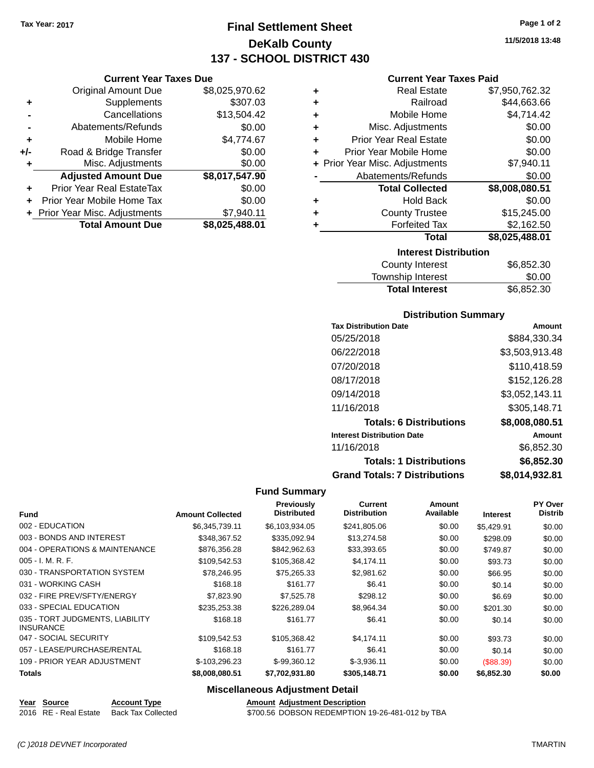Tax Year: 2017

# Final Settlement Sheet
## DeKalb County
## 137 - SCHOOL DISTRICT 430

11/5/2018 13:48

### Current Year Taxes Due

| | | |
|---|---|---|
| | Original Amount Due | $8,025,970.62 |
| + | Supplements | $307.03 |
| - | Cancellations | $13,504.42 |
| - | Abatements/Refunds | $0.00 |
| + | Mobile Home | $4,774.67 |
| +/- | Road & Bridge Transfer | $0.00 |
| + | Misc. Adjustments | $0.00 |
| | **Adjusted Amount Due** | **$8,017,547.90** |
| + | Prior Year Real EstateTax | $0.00 |
| + | Prior Year Mobile Home Tax | $0.00 |
| + | Prior Year Misc. Adjustments | $7,940.11 |
| | **Total Amount Due** | **$8,025,488.01** |

### Current Year Taxes Paid

| | | |
|---|---|---|
| + | Real Estate | $7,950,762.32 |
| + | Railroad | $44,663.66 |
| + | Mobile Home | $4,714.42 |
| + | Misc. Adjustments | $0.00 |
| + | Prior Year Real Estate | $0.00 |
| + | Prior Year Mobile Home | $0.00 |
| + | Prior Year Misc. Adjustments | $7,940.11 |
| - | Abatements/Refunds | $0.00 |
| | **Total Collected** | **$8,008,080.51** |
| + | Hold Back | $0.00 |
| + | County Trustee | $15,245.00 |
| + | Forfeited Tax | $2,162.50 |
| | **Total** | **$8,025,488.01** |

### Interest Distribution

| | |
|---|---|
| County Interest | $6,852.30 |
| Township Interest | $0.00 |
| **Total Interest** | $6,852.30 |

### Distribution Summary

| Tax Distribution Date | Amount |
|---|---|
| 05/25/2018 | $884,330.34 |
| 06/22/2018 | $3,503,913.48 |
| 07/20/2018 | $110,418.59 |
| 08/17/2018 | $152,126.28 |
| 09/14/2018 | $3,052,143.11 |
| 11/16/2018 | $305,148.71 |
| **Totals: 6 Distributions** | **$8,008,080.51** |
| **Interest Distribution Date** | **Amount** |
| 11/16/2018 | $6,852.30 |
| **Totals: 1 Distributions** | **$6,852.30** |
| **Grand Totals: 7 Distributions** | **$8,014,932.81** |

### Fund Summary

| Fund | Amount Collected | Previously Distributed | Current Distribution | Amount Available | Interest | PY Over Distrib |
|---|---|---|---|---|---|---|
| 002 - EDUCATION | $6,345,739.11 | $6,103,934.05 | $241,805.06 | $0.00 | $5,429.91 | $0.00 |
| 003 - BONDS AND INTEREST | $348,367.52 | $335,092.94 | $13,274.58 | $0.00 | $298.09 | $0.00 |
| 004 - OPERATIONS & MAINTENANCE | $876,356.28 | $842,962.63 | $33,393.65 | $0.00 | $749.87 | $0.00 |
| 005 - I. M. R. F. | $109,542.53 | $105,368.42 | $4,174.11 | $0.00 | $93.73 | $0.00 |
| 030 - TRANSPORTATION SYSTEM | $78,246.95 | $75,265.33 | $2,981.62 | $0.00 | $66.95 | $0.00 |
| 031 - WORKING CASH | $168.18 | $161.77 | $6.41 | $0.00 | $0.14 | $0.00 |
| 032 - FIRE PREV/SFTY/ENERGY | $7,823.90 | $7,525.78 | $298.12 | $0.00 | $6.69 | $0.00 |
| 033 - SPECIAL EDUCATION | $235,253.38 | $226,289.04 | $8,964.34 | $0.00 | $201.30 | $0.00 |
| 035 - TORT JUDGMENTS, LIABILITY INSURANCE | $168.18 | $161.77 | $6.41 | $0.00 | $0.14 | $0.00 |
| 047 - SOCIAL SECURITY | $109,542.53 | $105,368.42 | $4,174.11 | $0.00 | $93.73 | $0.00 |
| 057 - LEASE/PURCHASE/RENTAL | $168.18 | $161.77 | $6.41 | $0.00 | $0.14 | $0.00 |
| 109 - PRIOR YEAR ADJUSTMENT | $-103,296.23 | $-99,360.12 | $-3,936.11 | $0.00 | ($88.39) | $0.00 |
| **Totals** | **$8,008,080.51** | **$7,702,931.80** | **$305,148.71** | **$0.00** | **$6,852.30** | **$0.00** |

### Miscellaneous Adjustment Detail

| Year | Source | Account Type | Amount | Adjustment Description |
|---|---|---|---|---|
| 2016 | RE - Real Estate | Back Tax Collected | $700.56 | DOBSON REDEMPTION 19-26-481-012 by TBA |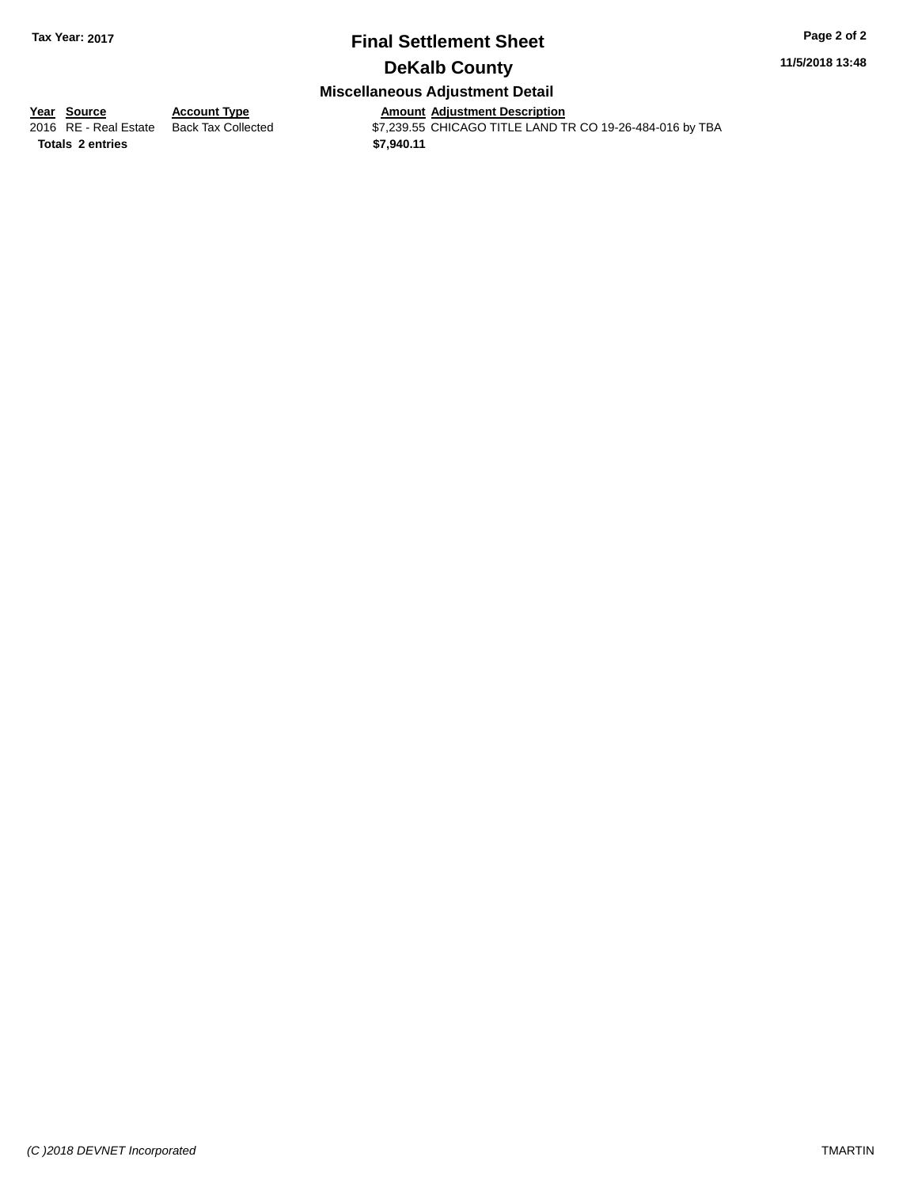**Tax Year: 2017**

# Final Settlement Sheet

## DeKalb County

### Miscellaneous Adjustment Detail

**11/5/2018 13:48**

| Year | Source | Account Type | Amount | Adjustment Description |
|---|---|---|---|---|
| 2016 | RE - Real Estate | Back Tax Collected | $7,239.55 | CHICAGO TITLE LAND TR CO 19-26-484-016 by TBA |
| **Totals** | **2 entries** | | **$7,940.11** | |

*(C )2018 DEVNET Incorporated*

TMARTIN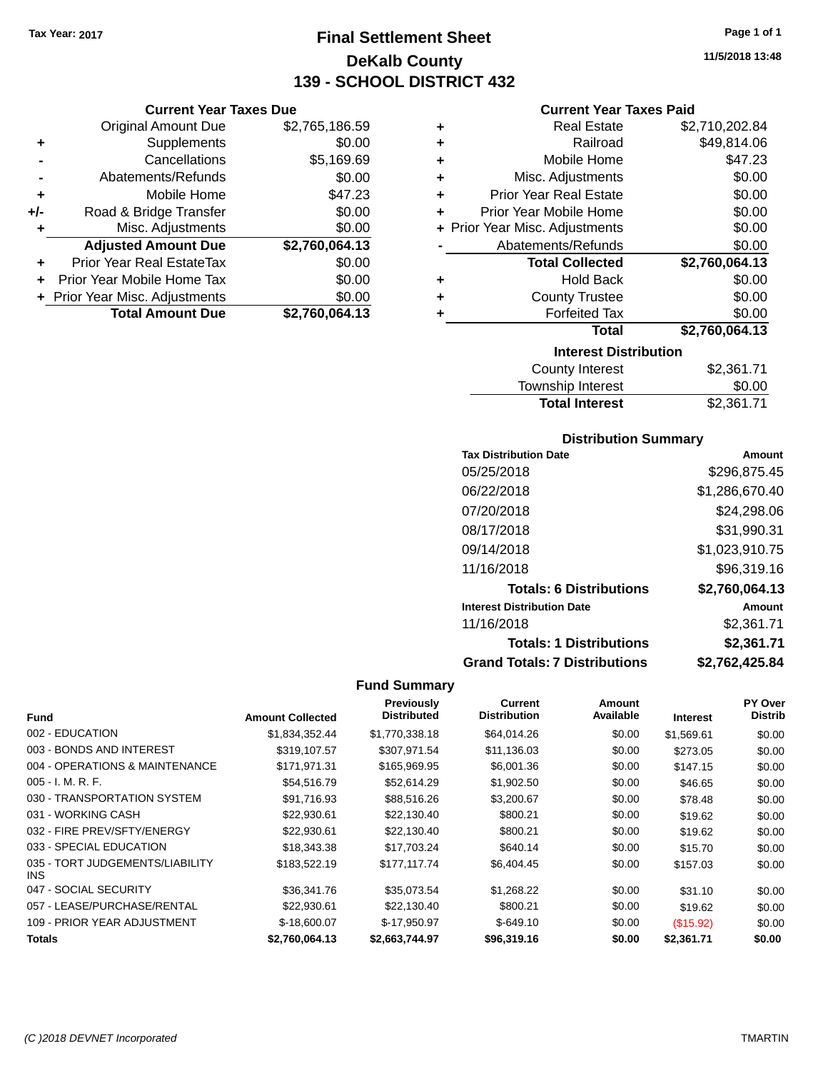Tax Year: 2017

# Final Settlement Sheet
## DeKalb County
## 139 - SCHOOL DISTRICT 432

11/5/2018 13:48

### Current Year Taxes Due

| | | |
|---|---|---|
| | Original Amount Due | $2,765,186.59 |
| + | Supplements | $0.00 |
| - | Cancellations | $5,169.69 |
| - | Abatements/Refunds | $0.00 |
| + | Mobile Home | $47.23 |
| +/- | Road & Bridge Transfer | $0.00 |
| + | Misc. Adjustments | $0.00 |
| | **Adjusted Amount Due** | **$2,760,064.13** |
| + | Prior Year Real EstateTax | $0.00 |
| + | Prior Year Mobile Home Tax | $0.00 |
| + | Prior Year Misc. Adjustments | $0.00 |
| | **Total Amount Due** | **$2,760,064.13** |

### Current Year Taxes Paid

| | | |
|---|---|---|
| + | Real Estate | $2,710,202.84 |
| + | Railroad | $49,814.06 |
| + | Mobile Home | $47.23 |
| + | Misc. Adjustments | $0.00 |
| + | Prior Year Real Estate | $0.00 |
| + | Prior Year Mobile Home | $0.00 |
| + | Prior Year Misc. Adjustments | $0.00 |
| - | Abatements/Refunds | $0.00 |
| | **Total Collected** | **$2,760,064.13** |
| + | Hold Back | $0.00 |
| + | County Trustee | $0.00 |
| + | Forfeited Tax | $0.00 |
| | **Total** | **$2,760,064.13** |

### Interest Distribution

| | |
|---|---|
| County Interest | $2,361.71 |
| Township Interest | $0.00 |
| **Total Interest** | $2,361.71 |

### Distribution Summary

| Tax Distribution Date | Amount |
|---|---|
| 05/25/2018 | $296,875.45 |
| 06/22/2018 | $1,286,670.40 |
| 07/20/2018 | $24,298.06 |
| 08/17/2018 | $31,990.31 |
| 09/14/2018 | $1,023,910.75 |
| 11/16/2018 | $96,319.16 |
| **Totals: 6 Distributions** | **$2,760,064.13** |
| **Interest Distribution Date** | **Amount** |
| 11/16/2018 | $2,361.71 |
| **Totals: 1 Distributions** | **$2,361.71** |
| **Grand Totals: 7 Distributions** | **$2,762,425.84** |

### Fund Summary

| Fund | Amount Collected | Previously Distributed | Current Distribution | Amount Available | Interest | PY Over Distrib |
|---|---|---|---|---|---|---|
| 002 - EDUCATION | $1,834,352.44 | $1,770,338.18 | $64,014.26 | $0.00 | $1,569.61 | $0.00 |
| 003 - BONDS AND INTEREST | $319,107.57 | $307,971.54 | $11,136.03 | $0.00 | $273.05 | $0.00 |
| 004 - OPERATIONS & MAINTENANCE | $171,971.31 | $165,969.95 | $6,001.36 | $0.00 | $147.15 | $0.00 |
| 005 - I. M. R. F. | $54,516.79 | $52,614.29 | $1,902.50 | $0.00 | $46.65 | $0.00 |
| 030 - TRANSPORTATION SYSTEM | $91,716.93 | $88,516.26 | $3,200.67 | $0.00 | $78.48 | $0.00 |
| 031 - WORKING CASH | $22,930.61 | $22,130.40 | $800.21 | $0.00 | $19.62 | $0.00 |
| 032 - FIRE PREV/SFTY/ENERGY | $22,930.61 | $22,130.40 | $800.21 | $0.00 | $19.62 | $0.00 |
| 033 - SPECIAL EDUCATION | $18,343.38 | $17,703.24 | $640.14 | $0.00 | $15.70 | $0.00 |
| 035 - TORT JUDGEMENTS/LIABILITY INS | $183,522.19 | $177,117.74 | $6,404.45 | $0.00 | $157.03 | $0.00 |
| 047 - SOCIAL SECURITY | $36,341.76 | $35,073.54 | $1,268.22 | $0.00 | $31.10 | $0.00 |
| 057 - LEASE/PURCHASE/RENTAL | $22,930.61 | $22,130.40 | $800.21 | $0.00 | $19.62 | $0.00 |
| 109 - PRIOR YEAR ADJUSTMENT | $-18,600.07 | $-17,950.97 | $-649.10 | $0.00 | ($15.92) | $0.00 |
| **Totals** | **$2,760,064.13** | **$2,663,744.97** | **$96,319.16** | **$0.00** | **$2,361.71** | **$0.00** |

(C )2018 DEVNET Incorporated TMARTIN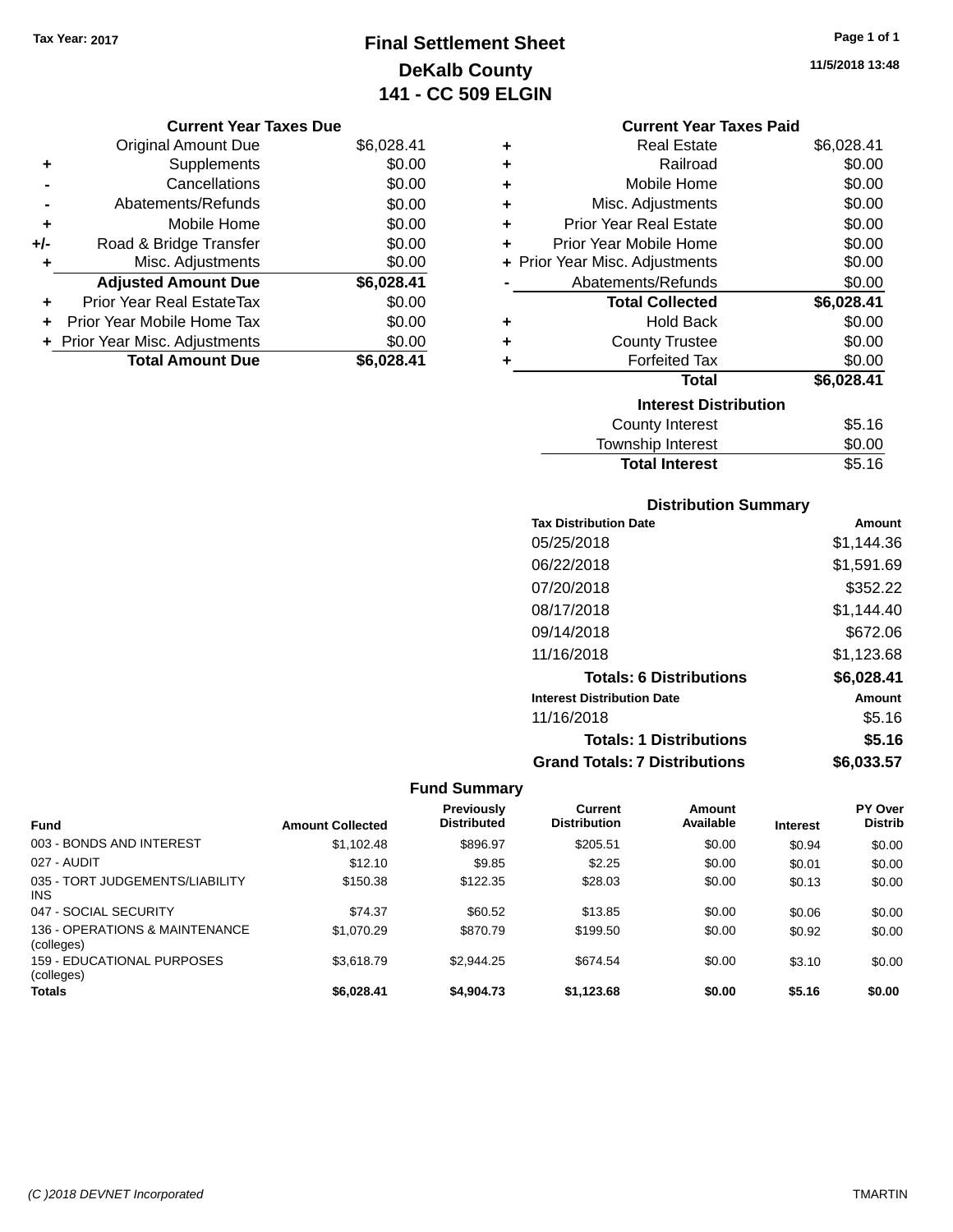Tax Year: 2017

# Final Settlement Sheet
## DeKalb County
## 141 - CC 509 ELGIN

11/5/2018 13:48

### Current Year Taxes Due

| | | |
|---|---|---|
| | Original Amount Due | $6,028.41 |
| + | Supplements | $0.00 |
| - | Cancellations | $0.00 |
| - | Abatements/Refunds | $0.00 |
| + | Mobile Home | $0.00 |
| +/- | Road & Bridge Transfer | $0.00 |
| + | Misc. Adjustments | $0.00 |
| | **Adjusted Amount Due** | **$6,028.41** |
| + | Prior Year Real EstateTax | $0.00 |
| + | Prior Year Mobile Home Tax | $0.00 |
| + | Prior Year Misc. Adjustments | $0.00 |
| | **Total Amount Due** | **$6,028.41** |

### Current Year Taxes Paid

| | | |
|---|---|---|
| + | Real Estate | $6,028.41 |
| + | Railroad | $0.00 |
| + | Mobile Home | $0.00 |
| + | Misc. Adjustments | $0.00 |
| + | Prior Year Real Estate | $0.00 |
| + | Prior Year Mobile Home | $0.00 |
| + | Prior Year Misc. Adjustments | $0.00 |
| - | Abatements/Refunds | $0.00 |
| | **Total Collected** | **$6,028.41** |
| + | Hold Back | $0.00 |
| + | County Trustee | $0.00 |
| + | Forfeited Tax | $0.00 |
| | **Total** | **$6,028.41** |

### Interest Distribution

| | |
|---|---|
| County Interest | $5.16 |
| Township Interest | $0.00 |
| **Total Interest** | $5.16 |

### Distribution Summary

| Tax Distribution Date | Amount |
|---|---|
| 05/25/2018 | $1,144.36 |
| 06/22/2018 | $1,591.69 |
| 07/20/2018 | $352.22 |
| 08/17/2018 | $1,144.40 |
| 09/14/2018 | $672.06 |
| 11/16/2018 | $1,123.68 |
| **Totals: 6 Distributions** | **$6,028.41** |
| **Interest Distribution Date** | **Amount** |
| 11/16/2018 | $5.16 |
| **Totals: 1 Distributions** | **$5.16** |
| **Grand Totals: 7 Distributions** | **$6,033.57** |

### Fund Summary

| Fund | Amount Collected | Previously Distributed | Current Distribution | Amount Available | Interest | PY Over Distrib |
|---|---|---|---|---|---|---|
| 003 - BONDS AND INTEREST | $1,102.48 | $896.97 | $205.51 | $0.00 | $0.94 | $0.00 |
| 027 - AUDIT | $12.10 | $9.85 | $2.25 | $0.00 | $0.01 | $0.00 |
| 035 - TORT JUDGEMENTS/LIABILITY INS | $150.38 | $122.35 | $28.03 | $0.00 | $0.13 | $0.00 |
| 047 - SOCIAL SECURITY | $74.37 | $60.52 | $13.85 | $0.00 | $0.06 | $0.00 |
| 136 - OPERATIONS & MAINTENANCE (colleges) | $1,070.29 | $870.79 | $199.50 | $0.00 | $0.92 | $0.00 |
| 159 - EDUCATIONAL PURPOSES (colleges) | $3,618.79 | $2,944.25 | $674.54 | $0.00 | $3.10 | $0.00 |
| **Totals** | **$6,028.41** | **$4,904.73** | **$1,123.68** | **$0.00** | **$5.16** | **$0.00** |

(C )2018 DEVNET Incorporated TMARTIN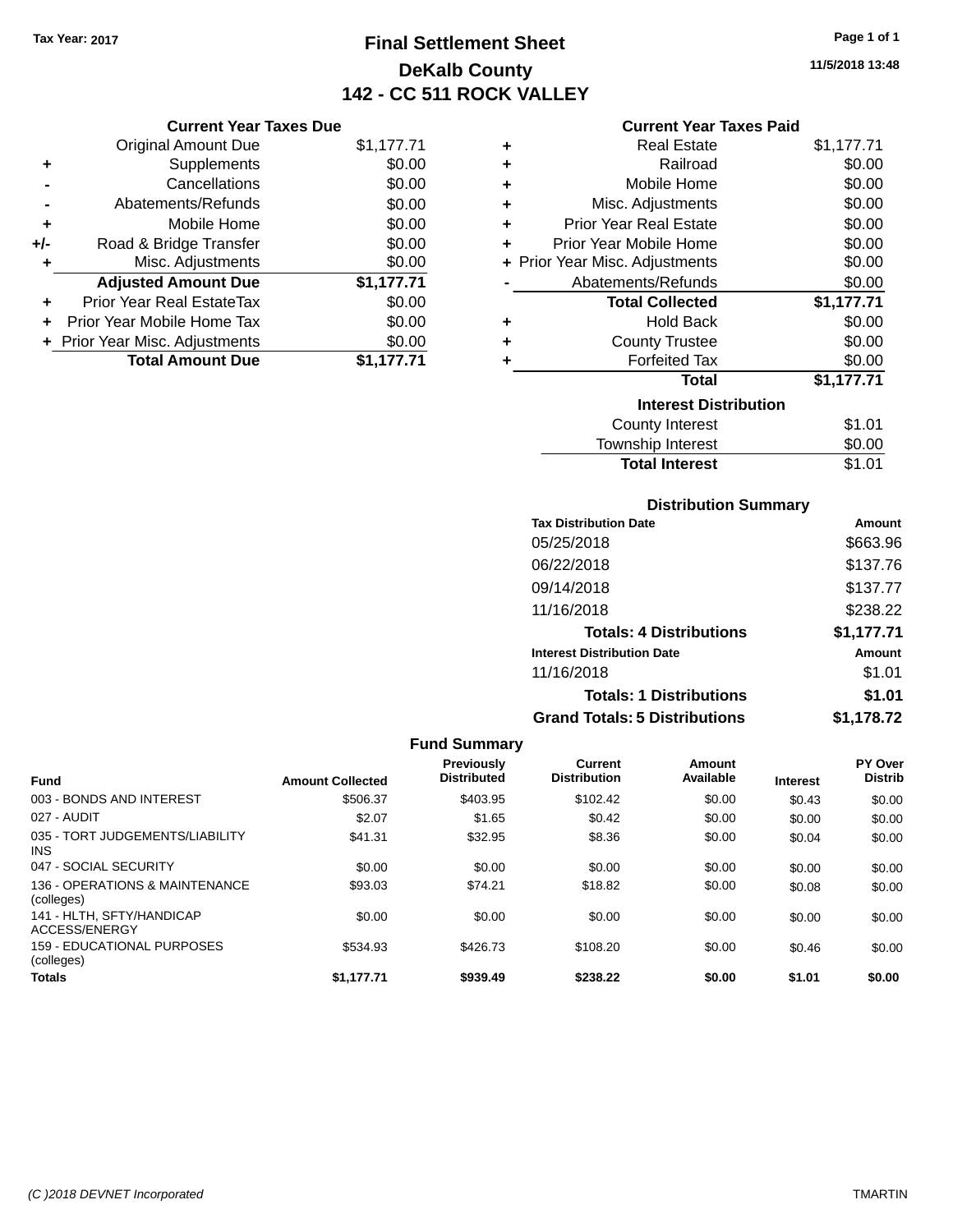Tax Year: 2017

# Final Settlement Sheet
## DeKalb County
## 142 - CC 511 ROCK VALLEY

11/5/2018 13:48

### Current Year Taxes Due

| | | |
|---|---|---|
| | Original Amount Due | $1,177.71 |
| + | Supplements | $0.00 |
| - | Cancellations | $0.00 |
| - | Abatements/Refunds | $0.00 |
| + | Mobile Home | $0.00 |
| +/- | Road & Bridge Transfer | $0.00 |
| + | Misc. Adjustments | $0.00 |
| | **Adjusted Amount Due** | **$1,177.71** |
| + | Prior Year Real EstateTax | $0.00 |
| + | Prior Year Mobile Home Tax | $0.00 |
| + | Prior Year Misc. Adjustments | $0.00 |
| | **Total Amount Due** | **$1,177.71** |

### Current Year Taxes Paid

| | | |
|---|---|---|
| + | Real Estate | $1,177.71 |
| + | Railroad | $0.00 |
| + | Mobile Home | $0.00 |
| + | Misc. Adjustments | $0.00 |
| + | Prior Year Real Estate | $0.00 |
| + | Prior Year Mobile Home | $0.00 |
| + | Prior Year Misc. Adjustments | $0.00 |
| - | Abatements/Refunds | $0.00 |
| | **Total Collected** | **$1,177.71** |
| + | Hold Back | $0.00 |
| + | County Trustee | $0.00 |
| + | Forfeited Tax | $0.00 |
| | **Total** | **$1,177.71** |

### Interest Distribution

| | |
|---|---|
| County Interest | $1.01 |
| Township Interest | $0.00 |
| **Total Interest** | $1.01 |

### Distribution Summary

| Tax Distribution Date | Amount |
|---|---|
| 05/25/2018 | $663.96 |
| 06/22/2018 | $137.76 |
| 09/14/2018 | $137.77 |
| 11/16/2018 | $238.22 |
| **Totals: 4 Distributions** | **$1,177.71** |
| **Interest Distribution Date** | **Amount** |
| 11/16/2018 | $1.01 |
| **Totals: 1 Distributions** | **$1.01** |
| **Grand Totals: 5 Distributions** | **$1,178.72** |

### Fund Summary

| Fund | Amount Collected | Previously Distributed | Current Distribution | Amount Available | Interest | PY Over Distrib |
|---|---|---|---|---|---|---|
| 003 - BONDS AND INTEREST | $506.37 | $403.95 | $102.42 | $0.00 | $0.43 | $0.00 |
| 027 - AUDIT | $2.07 | $1.65 | $0.42 | $0.00 | $0.00 | $0.00 |
| 035 - TORT JUDGEMENTS/LIABILITY INS | $41.31 | $32.95 | $8.36 | $0.00 | $0.04 | $0.00 |
| 047 - SOCIAL SECURITY | $0.00 | $0.00 | $0.00 | $0.00 | $0.00 | $0.00 |
| 136 - OPERATIONS & MAINTENANCE (colleges) | $93.03 | $74.21 | $18.82 | $0.00 | $0.08 | $0.00 |
| 141 - HLTH, SFTY/HANDICAP ACCESS/ENERGY | $0.00 | $0.00 | $0.00 | $0.00 | $0.00 | $0.00 |
| 159 - EDUCATIONAL PURPOSES (colleges) | $534.93 | $426.73 | $108.20 | $0.00 | $0.46 | $0.00 |
| **Totals** | **$1,177.71** | **$939.49** | **$238.22** | **$0.00** | **$1.01** | **$0.00** |

(C )2018 DEVNET Incorporated TMARTIN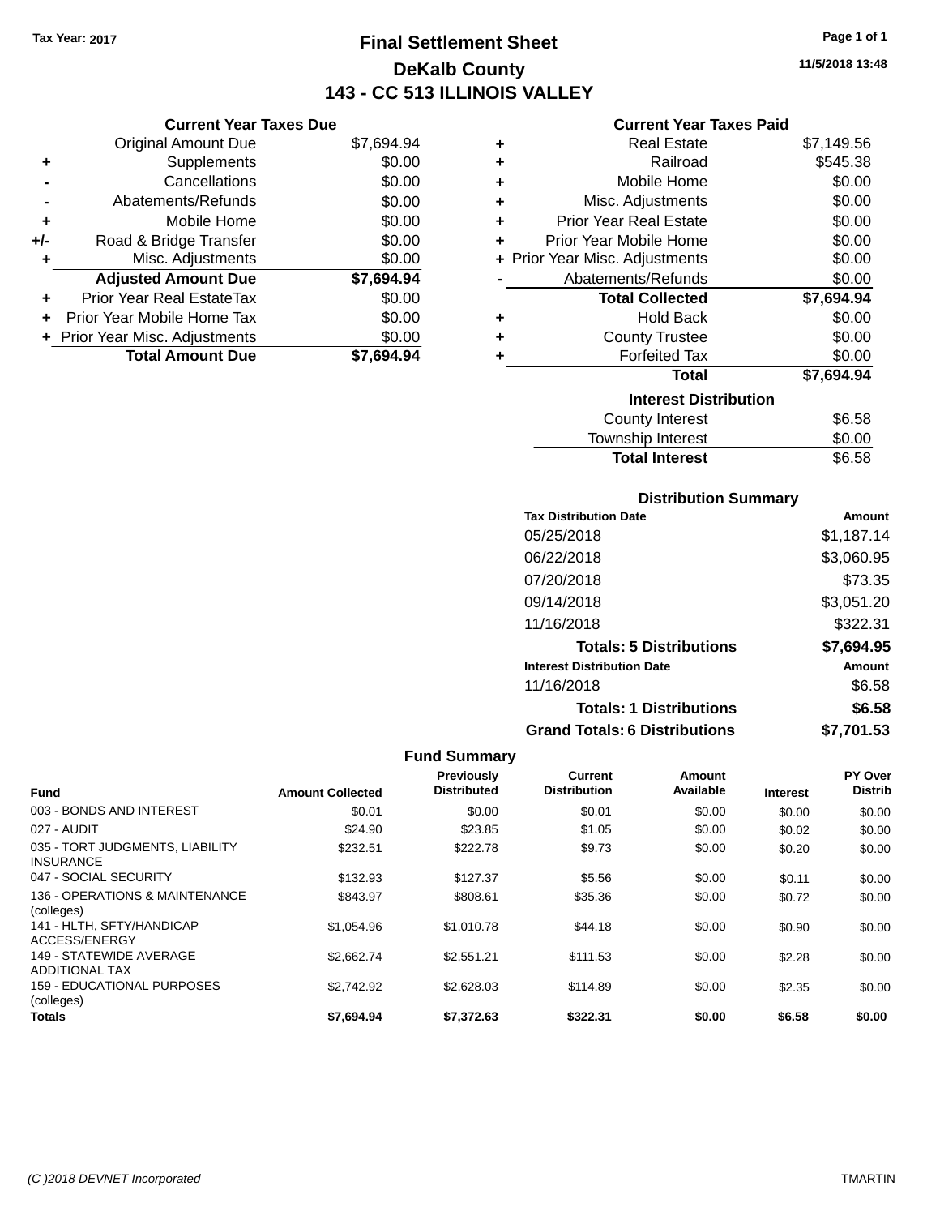Tax Year: 2017

# Final Settlement Sheet

## DeKalb County

## 143 - CC 513 ILLINOIS VALLEY

11/5/2018 13:48

### Current Year Taxes Due

| | | |
|---|---|---|
| | Original Amount Due | $7,694.94 |
| + | Supplements | $0.00 |
| - | Cancellations | $0.00 |
| - | Abatements/Refunds | $0.00 |
| + | Mobile Home | $0.00 |
| +/- | Road & Bridge Transfer | $0.00 |
| + | Misc. Adjustments | $0.00 |
| | **Adjusted Amount Due** | **$7,694.94** |
| + | Prior Year Real EstateTax | $0.00 |
| + | Prior Year Mobile Home Tax | $0.00 |
| + | Prior Year Misc. Adjustments | $0.00 |
| | **Total Amount Due** | **$7,694.94** |

### Current Year Taxes Paid

| | | |
|---|---|---|
| + | Real Estate | $7,149.56 |
| + | Railroad | $545.38 |
| + | Mobile Home | $0.00 |
| + | Misc. Adjustments | $0.00 |
| + | Prior Year Real Estate | $0.00 |
| + | Prior Year Mobile Home | $0.00 |
| + | Prior Year Misc. Adjustments | $0.00 |
| - | Abatements/Refunds | $0.00 |
| | **Total Collected** | **$7,694.94** |
| + | Hold Back | $0.00 |
| + | County Trustee | $0.00 |
| + | Forfeited Tax | $0.00 |
| | **Total** | **$7,694.94** |

### Interest Distribution

| | |
|---|---|
| County Interest | $6.58 |
| Township Interest | $0.00 |
| **Total Interest** | $6.58 |

### Distribution Summary

| Tax Distribution Date | Amount |
|---|---|
| 05/25/2018 | $1,187.14 |
| 06/22/2018 | $3,060.95 |
| 07/20/2018 | $73.35 |
| 09/14/2018 | $3,051.20 |
| 11/16/2018 | $322.31 |
| **Totals: 5 Distributions** | **$7,694.95** |
| **Interest Distribution Date** | **Amount** |
| 11/16/2018 | $6.58 |
| **Totals: 1 Distributions** | **$6.58** |
| **Grand Totals: 6 Distributions** | **$7,701.53** |

### Fund Summary

| Fund | Amount Collected | Previously Distributed | Current Distribution | Amount Available | Interest | PY Over Distrib |
|---|---|---|---|---|---|---|
| 003 - BONDS AND INTEREST | $0.01 | $0.00 | $0.01 | $0.00 | $0.00 | $0.00 |
| 027 - AUDIT | $24.90 | $23.85 | $1.05 | $0.00 | $0.02 | $0.00 |
| 035 - TORT JUDGMENTS, LIABILITY INSURANCE | $232.51 | $222.78 | $9.73 | $0.00 | $0.20 | $0.00 |
| 047 - SOCIAL SECURITY | $132.93 | $127.37 | $5.56 | $0.00 | $0.11 | $0.00 |
| 136 - OPERATIONS & MAINTENANCE (colleges) | $843.97 | $808.61 | $35.36 | $0.00 | $0.72 | $0.00 |
| 141 - HLTH, SFTY/HANDICAP ACCESS/ENERGY | $1,054.96 | $1,010.78 | $44.18 | $0.00 | $0.90 | $0.00 |
| 149 - STATEWIDE AVERAGE ADDITIONAL TAX | $2,662.74 | $2,551.21 | $111.53 | $0.00 | $2.28 | $0.00 |
| 159 - EDUCATIONAL PURPOSES (colleges) | $2,742.92 | $2,628.03 | $114.89 | $0.00 | $2.35 | $0.00 |
| **Totals** | **$7,694.94** | **$7,372.63** | **$322.31** | **$0.00** | **$6.58** | **$0.00** |

(C )2018 DEVNET Incorporated TMARTIN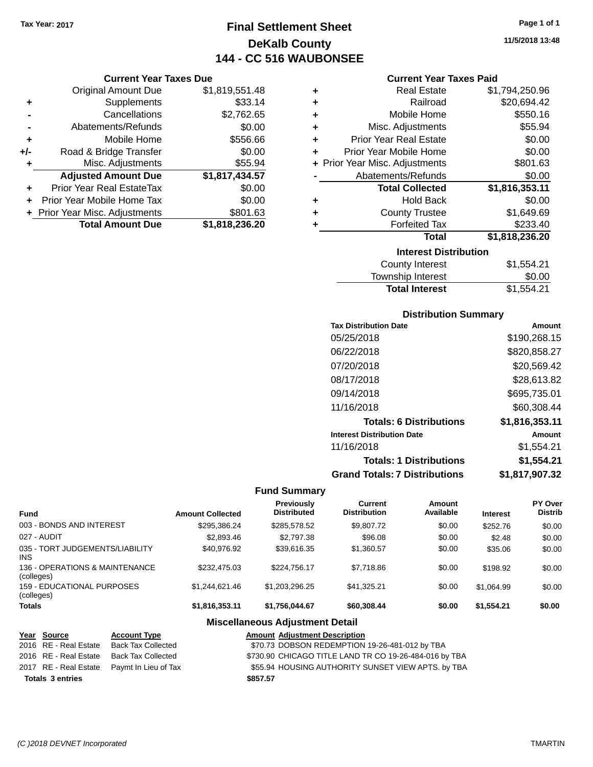Tax Year: 2017

# Final Settlement Sheet

## DeKalb County

## 144 - CC 516 WAUBONSEE

11/5/2018 13:48

### Current Year Taxes Due

| | | |
|---|---|---|
| | Original Amount Due | $1,819,551.48 |
| + | Supplements | $33.14 |
| - | Cancellations | $2,762.65 |
| - | Abatements/Refunds | $0.00 |
| + | Mobile Home | $556.66 |
| +/- | Road & Bridge Transfer | $0.00 |
| + | Misc. Adjustments | $55.94 |
| | **Adjusted Amount Due** | **$1,817,434.57** |
| + | Prior Year Real EstateTax | $0.00 |
| + | Prior Year Mobile Home Tax | $0.00 |
| + | Prior Year Misc. Adjustments | $801.63 |
| | **Total Amount Due** | **$1,818,236.20** |

### Current Year Taxes Paid

| | | |
|---|---|---|
| + | Real Estate | $1,794,250.96 |
| + | Railroad | $20,694.42 |
| + | Mobile Home | $550.16 |
| + | Misc. Adjustments | $55.94 |
| + | Prior Year Real Estate | $0.00 |
| + | Prior Year Mobile Home | $0.00 |
| + | Prior Year Misc. Adjustments | $801.63 |
| - | Abatements/Refunds | $0.00 |
| | **Total Collected** | **$1,816,353.11** |
| + | Hold Back | $0.00 |
| + | County Trustee | $1,649.69 |
| + | Forfeited Tax | $233.40 |
| | **Total** | **$1,818,236.20** |

### Interest Distribution

| | |
|---|---|
| County Interest | $1,554.21 |
| Township Interest | $0.00 |
| **Total Interest** | $1,554.21 |

### Distribution Summary

| Tax Distribution Date | Amount |
|---|---|
| 05/25/2018 | $190,268.15 |
| 06/22/2018 | $820,858.27 |
| 07/20/2018 | $20,569.42 |
| 08/17/2018 | $28,613.82 |
| 09/14/2018 | $695,735.01 |
| 11/16/2018 | $60,308.44 |
| **Totals: 6 Distributions** | **$1,816,353.11** |
| **Interest Distribution Date** | **Amount** |
| 11/16/2018 | $1,554.21 |
| **Totals: 1 Distributions** | **$1,554.21** |
| **Grand Totals: 7 Distributions** | **$1,817,907.32** |

### Fund Summary

| Fund | Amount Collected | Previously Distributed | Current Distribution | Amount Available | Interest | PY Over Distrib |
|---|---|---|---|---|---|---|
| 003 - BONDS AND INTEREST | $295,386.24 | $285,578.52 | $9,807.72 | $0.00 | $252.76 | $0.00 |
| 027 - AUDIT | $2,893.46 | $2,797.38 | $96.08 | $0.00 | $2.48 | $0.00 |
| 035 - TORT JUDGEMENTS/LIABILITY INS | $40,976.92 | $39,616.35 | $1,360.57 | $0.00 | $35.06 | $0.00 |
| 136 - OPERATIONS & MAINTENANCE (colleges) | $232,475.03 | $224,756.17 | $7,718.86 | $0.00 | $198.92 | $0.00 |
| 159 - EDUCATIONAL PURPOSES (colleges) | $1,244,621.46 | $1,203,296.25 | $41,325.21 | $0.00 | $1,064.99 | $0.00 |
| **Totals** | **$1,816,353.11** | **$1,756,044.67** | **$60,308.44** | **$0.00** | **$1,554.21** | **$0.00** |

### Miscellaneous Adjustment Detail

| Year | Source | Account Type | Amount | Adjustment Description |
|---|---|---|---|---|
| 2016 | RE - Real Estate | Back Tax Collected | $70.73 | DOBSON REDEMPTION 19-26-481-012 by TBA |
| 2016 | RE - Real Estate | Back Tax Collected | $730.90 | CHICAGO TITLE LAND TR CO 19-26-484-016 by TBA |
| 2017 | RE - Real Estate | Paymt In Lieu of Tax | $55.94 | HOUSING AUTHORITY SUNSET VIEW APTS. by TBA |
| **Totals 3 entries** | | | **$857.57** | |

(C )2018 DEVNET Incorporated TMARTIN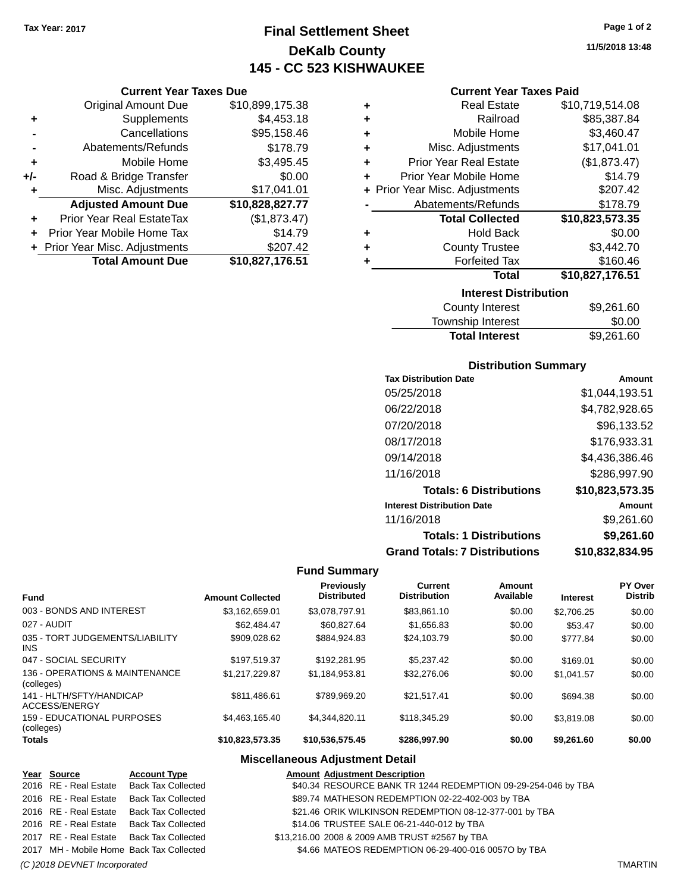Tax Year: 2017

# Final Settlement Sheet
## DeKalb County
## 145 - CC 523 KISHWAUKEE

11/5/2018 13:48

### Current Year Taxes Due

| | | |
|---|---|---|
| | Original Amount Due | $10,899,175.38 |
| + | Supplements | $4,453.18 |
| - | Cancellations | $95,158.46 |
| - | Abatements/Refunds | $178.79 |
| + | Mobile Home | $3,495.45 |
| +/- | Road & Bridge Transfer | $0.00 |
| + | Misc. Adjustments | $17,041.01 |
| | **Adjusted Amount Due** | **$10,828,827.77** |
| + | Prior Year Real EstateTax | ($1,873.47) |
| + | Prior Year Mobile Home Tax | $14.79 |
| + | Prior Year Misc. Adjustments | $207.42 |
| | **Total Amount Due** | **$10,827,176.51** |

### Current Year Taxes Paid

| | | |
|---|---|---|
| + | Real Estate | $10,719,514.08 |
| + | Railroad | $85,387.84 |
| + | Mobile Home | $3,460.47 |
| + | Misc. Adjustments | $17,041.01 |
| + | Prior Year Real Estate | ($1,873.47) |
| + | Prior Year Mobile Home | $14.79 |
| + | Prior Year Misc. Adjustments | $207.42 |
| - | Abatements/Refunds | $178.79 |
| | **Total Collected** | **$10,823,573.35** |
| + | Hold Back | $0.00 |
| + | County Trustee | $3,442.70 |
| + | Forfeited Tax | $160.46 |
| | **Total** | **$10,827,176.51** |

### Interest Distribution

| | |
|---|---|
| County Interest | $9,261.60 |
| Township Interest | $0.00 |
| **Total Interest** | $9,261.60 |

### Distribution Summary

| Tax Distribution Date | Amount |
|---|---|
| 05/25/2018 | $1,044,193.51 |
| 06/22/2018 | $4,782,928.65 |
| 07/20/2018 | $96,133.52 |
| 08/17/2018 | $176,933.31 |
| 09/14/2018 | $4,436,386.46 |
| 11/16/2018 | $286,997.90 |
| **Totals: 6 Distributions** | **$10,823,573.35** |
| **Interest Distribution Date** | **Amount** |
| 11/16/2018 | $9,261.60 |
| **Totals: 1 Distributions** | **$9,261.60** |
| **Grand Totals: 7 Distributions** | **$10,832,834.95** |

### Fund Summary

| Fund | Amount Collected | Previously Distributed | Current Distribution | Amount Available | Interest | PY Over Distrib |
|---|---|---|---|---|---|---|
| 003 - BONDS AND INTEREST | $3,162,659.01 | $3,078,797.91 | $83,861.10 | $0.00 | $2,706.25 | $0.00 |
| 027 - AUDIT | $62,484.47 | $60,827.64 | $1,656.83 | $0.00 | $53.47 | $0.00 |
| 035 - TORT JUDGEMENTS/LIABILITY INS | $909,028.62 | $884,924.83 | $24,103.79 | $0.00 | $777.84 | $0.00 |
| 047 - SOCIAL SECURITY | $197,519.37 | $192,281.95 | $5,237.42 | $0.00 | $169.01 | $0.00 |
| 136 - OPERATIONS & MAINTENANCE (colleges) | $1,217,229.87 | $1,184,953.81 | $32,276.06 | $0.00 | $1,041.57 | $0.00 |
| 141 - HLTH/SFTY/HANDICAP ACCESS/ENERGY | $811,486.61 | $789,969.20 | $21,517.41 | $0.00 | $694.38 | $0.00 |
| 159 - EDUCATIONAL PURPOSES (colleges) | $4,463,165.40 | $4,344,820.11 | $118,345.29 | $0.00 | $3,819.08 | $0.00 |
| **Totals** | **$10,823,573.35** | **$10,536,575.45** | **$286,997.90** | **$0.00** | **$9,261.60** | **$0.00** |

### Miscellaneous Adjustment Detail

| Year | Source | Account Type | Amount | Adjustment Description |
|---|---|---|---|---|
| 2016 | RE - Real Estate | Back Tax Collected | $40.34 | RESOURCE BANK TR 1244 REDEMPTION 09-29-254-046 by TBA |
| 2016 | RE - Real Estate | Back Tax Collected | $89.74 | MATHESON REDEMPTION 02-22-402-003 by TBA |
| 2016 | RE - Real Estate | Back Tax Collected | $21.46 | ORIK WILKINSON REDEMPTION 08-12-377-001 by TBA |
| 2016 | RE - Real Estate | Back Tax Collected | $14.06 | TRUSTEE SALE 06-21-440-012 by TBA |
| 2017 | RE - Real Estate | Back Tax Collected | $13,216.00 | 2008 & 2009 AMB TRUST #2567 by TBA |
| 2017 | MH - Mobile Home | Back Tax Collected | $4.66 | MATEOS REDEMPTION 06-29-400-016 0057O by TBA |

(C )2018 DEVNET Incorporated TMARTIN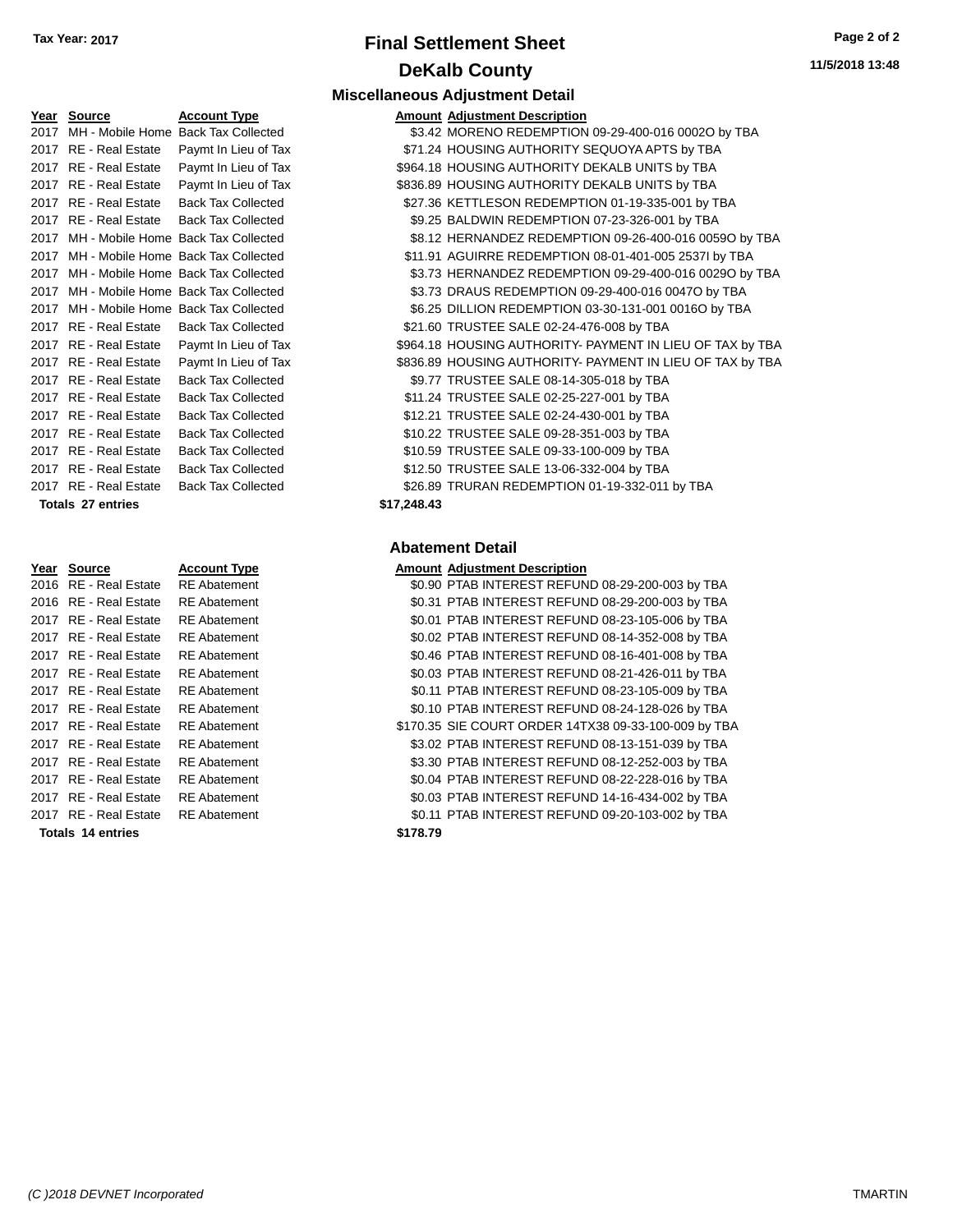Tax Year: 2017

# Final Settlement Sheet

## DeKalb County

### Miscellaneous Adjustment Detail

| Year | Source | Account Type | Amount | Adjustment Description |
|---|---|---|---|---|
| 2017 | MH - Mobile Home | Back Tax Collected | $3.42 | MORENO REDEMPTION 09-29-400-016 0002O by TBA |
| 2017 | RE - Real Estate | Paymt In Lieu of Tax | $71.24 | HOUSING AUTHORITY SEQUOYA APTS by TBA |
| 2017 | RE - Real Estate | Paymt In Lieu of Tax | $964.18 | HOUSING AUTHORITY DEKALB UNITS by TBA |
| 2017 | RE - Real Estate | Paymt In Lieu of Tax | $836.89 | HOUSING AUTHORITY DEKALB UNITS by TBA |
| 2017 | RE - Real Estate | Back Tax Collected | $27.36 | KETTLESON REDEMPTION 01-19-335-001 by TBA |
| 2017 | RE - Real Estate | Back Tax Collected | $9.25 | BALDWIN REDEMPTION 07-23-326-001 by TBA |
| 2017 | MH - Mobile Home | Back Tax Collected | $8.12 | HERNANDEZ REDEMPTION 09-26-400-016 0059O by TBA |
| 2017 | MH - Mobile Home | Back Tax Collected | $11.91 | AGUIRRE REDEMPTION 08-01-401-005 2537I by TBA |
| 2017 | MH - Mobile Home | Back Tax Collected | $3.73 | HERNANDEZ REDEMPTION 09-29-400-016 0029O by TBA |
| 2017 | MH - Mobile Home | Back Tax Collected | $3.73 | DRAUS REDEMPTION 09-29-400-016 0047O by TBA |
| 2017 | MH - Mobile Home | Back Tax Collected | $6.25 | DILLION REDEMPTION 03-30-131-001 0016O by TBA |
| 2017 | RE - Real Estate | Back Tax Collected | $21.60 | TRUSTEE SALE 02-24-476-008 by TBA |
| 2017 | RE - Real Estate | Paymt In Lieu of Tax | $964.18 | HOUSING AUTHORITY- PAYMENT IN LIEU OF TAX by TBA |
| 2017 | RE - Real Estate | Paymt In Lieu of Tax | $836.89 | HOUSING AUTHORITY- PAYMENT IN LIEU OF TAX by TBA |
| 2017 | RE - Real Estate | Back Tax Collected | $9.77 | TRUSTEE SALE 08-14-305-018 by TBA |
| 2017 | RE - Real Estate | Back Tax Collected | $11.24 | TRUSTEE SALE 02-25-227-001 by TBA |
| 2017 | RE - Real Estate | Back Tax Collected | $12.21 | TRUSTEE SALE 02-24-430-001 by TBA |
| 2017 | RE - Real Estate | Back Tax Collected | $10.22 | TRUSTEE SALE 09-28-351-003 by TBA |
| 2017 | RE - Real Estate | Back Tax Collected | $10.59 | TRUSTEE SALE 09-33-100-009 by TBA |
| 2017 | RE - Real Estate | Back Tax Collected | $12.50 | TRUSTEE SALE 13-06-332-004 by TBA |
| 2017 | RE - Real Estate | Back Tax Collected | $26.89 | TRURAN REDEMPTION 01-19-332-011 by TBA |
| **Totals 27 entries** | | | **$17,248.43** | |

### Abatement Detail

| Year | Source | Account Type | Amount | Adjustment Description |
|---|---|---|---|---|
| 2016 | RE - Real Estate | RE Abatement | $0.90 | PTAB INTEREST REFUND 08-29-200-003 by TBA |
| 2016 | RE - Real Estate | RE Abatement | $0.31 | PTAB INTEREST REFUND 08-29-200-003 by TBA |
| 2017 | RE - Real Estate | RE Abatement | $0.01 | PTAB INTEREST REFUND 08-23-105-006 by TBA |
| 2017 | RE - Real Estate | RE Abatement | $0.02 | PTAB INTEREST REFUND 08-14-352-008 by TBA |
| 2017 | RE - Real Estate | RE Abatement | $0.46 | PTAB INTEREST REFUND 08-16-401-008 by TBA |
| 2017 | RE - Real Estate | RE Abatement | $0.03 | PTAB INTEREST REFUND 08-21-426-011 by TBA |
| 2017 | RE - Real Estate | RE Abatement | $0.11 | PTAB INTEREST REFUND 08-23-105-009 by TBA |
| 2017 | RE - Real Estate | RE Abatement | $0.10 | PTAB INTEREST REFUND 08-24-128-026 by TBA |
| 2017 | RE - Real Estate | RE Abatement | $170.35 | SIE COURT ORDER 14TX38 09-33-100-009 by TBA |
| 2017 | RE - Real Estate | RE Abatement | $3.02 | PTAB INTEREST REFUND 08-13-151-039 by TBA |
| 2017 | RE - Real Estate | RE Abatement | $3.30 | PTAB INTEREST REFUND 08-12-252-003 by TBA |
| 2017 | RE - Real Estate | RE Abatement | $0.04 | PTAB INTEREST REFUND 08-22-228-016 by TBA |
| 2017 | RE - Real Estate | RE Abatement | $0.03 | PTAB INTEREST REFUND 14-16-434-002 by TBA |
| 2017 | RE - Real Estate | RE Abatement | $0.11 | PTAB INTEREST REFUND 09-20-103-002 by TBA |
| **Totals 14 entries** | | | **$178.79** | |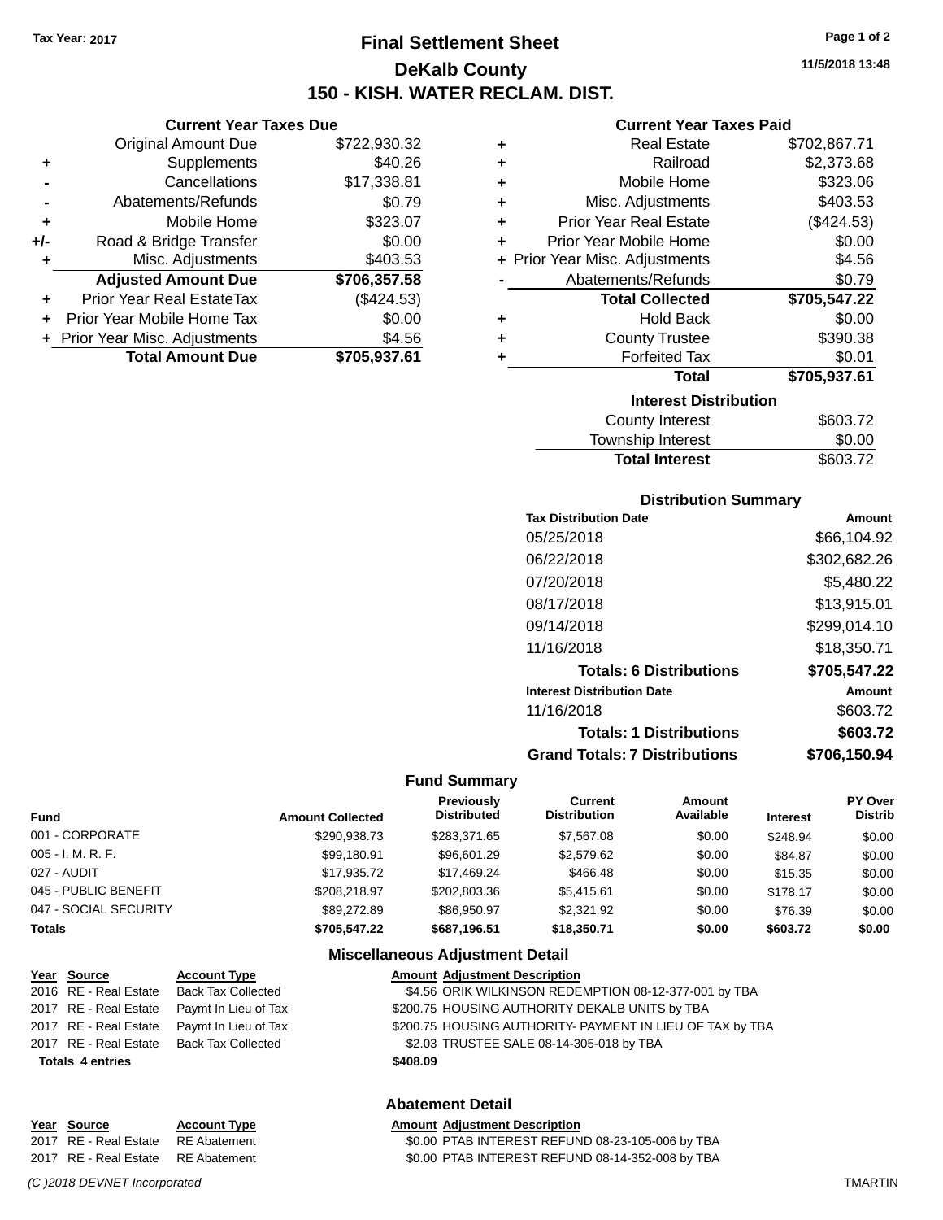Tax Year: 2017

# Final Settlement Sheet

## DeKalb County

## 150 - KISH. WATER RECLAM. DIST.

11/5/2018 13:48

### Current Year Taxes Due

| | | |
|---|---|---|
| | Original Amount Due | $722,930.32 |
| + | Supplements | $40.26 |
| - | Cancellations | $17,338.81 |
| - | Abatements/Refunds | $0.79 |
| + | Mobile Home | $323.07 |
| +/- | Road & Bridge Transfer | $0.00 |
| + | Misc. Adjustments | $403.53 |
| | **Adjusted Amount Due** | **$706,357.58** |
| + | Prior Year Real EstateTax | ($424.53) |
| + | Prior Year Mobile Home Tax | $0.00 |
| + | Prior Year Misc. Adjustments | $4.56 |
| | **Total Amount Due** | **$705,937.61** |

### Current Year Taxes Paid

| | | |
|---|---|---|
| + | Real Estate | $702,867.71 |
| + | Railroad | $2,373.68 |
| + | Mobile Home | $323.06 |
| + | Misc. Adjustments | $403.53 |
| + | Prior Year Real Estate | ($424.53) |
| + | Prior Year Mobile Home | $0.00 |
| + | Prior Year Misc. Adjustments | $4.56 |
| - | Abatements/Refunds | $0.79 |
| | **Total Collected** | **$705,547.22** |
| + | Hold Back | $0.00 |
| + | County Trustee | $390.38 |
| + | Forfeited Tax | $0.01 |
| | **Total** | **$705,937.61** |

### Interest Distribution

| | |
|---|---|
| County Interest | $603.72 |
| Township Interest | $0.00 |
| **Total Interest** | $603.72 |

### Distribution Summary

| Tax Distribution Date | Amount |
|---|---|
| 05/25/2018 | $66,104.92 |
| 06/22/2018 | $302,682.26 |
| 07/20/2018 | $5,480.22 |
| 08/17/2018 | $13,915.01 |
| 09/14/2018 | $299,014.10 |
| 11/16/2018 | $18,350.71 |
| **Totals: 6 Distributions** | **$705,547.22** |
| **Interest Distribution Date** | **Amount** |
| 11/16/2018 | $603.72 |
| **Totals: 1 Distributions** | **$603.72** |
| **Grand Totals: 7 Distributions** | **$706,150.94** |

### Fund Summary

| Fund | Amount Collected | Previously Distributed | Current Distribution | Amount Available | Interest | PY Over Distrib |
|---|---|---|---|---|---|---|
| 001 - CORPORATE | $290,938.73 | $283,371.65 | $7,567.08 | $0.00 | $248.94 | $0.00 |
| 005 - I. M. R. F. | $99,180.91 | $96,601.29 | $2,579.62 | $0.00 | $84.87 | $0.00 |
| 027 - AUDIT | $17,935.72 | $17,469.24 | $466.48 | $0.00 | $15.35 | $0.00 |
| 045 - PUBLIC BENEFIT | $208,218.97 | $202,803.36 | $5,415.61 | $0.00 | $178.17 | $0.00 |
| 047 - SOCIAL SECURITY | $89,272.89 | $86,950.97 | $2,321.92 | $0.00 | $76.39 | $0.00 |
| **Totals** | **$705,547.22** | **$687,196.51** | **$18,350.71** | **$0.00** | **$603.72** | **$0.00** |

### Miscellaneous Adjustment Detail

| Year | Source | Account Type | Amount | Adjustment Description |
|---|---|---|---|---|
| 2016 | RE - Real Estate | Back Tax Collected | $4.56 | ORIK WILKINSON REDEMPTION 08-12-377-001 by TBA |
| 2017 | RE - Real Estate | Paymt In Lieu of Tax | $200.75 | HOUSING AUTHORITY DEKALB UNITS by TBA |
| 2017 | RE - Real Estate | Paymt In Lieu of Tax | $200.75 | HOUSING AUTHORITY- PAYMENT IN LIEU OF TAX by TBA |
| 2017 | RE - Real Estate | Back Tax Collected | $2.03 | TRUSTEE SALE 08-14-305-018 by TBA |
| **Totals 4 entries** | | | **$408.09** | |

### Abatement Detail

| Year | Source | Account Type | Amount | Adjustment Description |
|---|---|---|---|---|
| 2017 | RE - Real Estate | RE Abatement | $0.00 | PTAB INTEREST REFUND 08-23-105-006 by TBA |
| 2017 | RE - Real Estate | RE Abatement | $0.00 | PTAB INTEREST REFUND 08-14-352-008 by TBA |

*(C )2018 DEVNET Incorporated* TMARTIN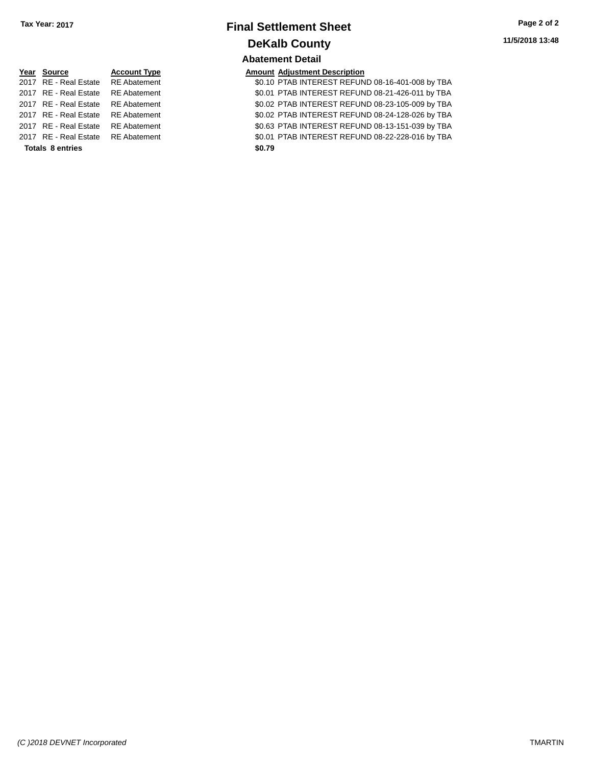**Tax Year: 2017**

# Final Settlement Sheet

## DeKalb County

**11/5/2018 13:48**

### Abatement Detail

| Year | Source | Account Type | Amount | Adjustment Description |
|---|---|---|---|---|
| 2017 | RE - Real Estate | RE Abatement | $0.10 | PTAB INTEREST REFUND 08-16-401-008 by TBA |
| 2017 | RE - Real Estate | RE Abatement | $0.01 | PTAB INTEREST REFUND 08-21-426-011 by TBA |
| 2017 | RE - Real Estate | RE Abatement | $0.02 | PTAB INTEREST REFUND 08-23-105-009 by TBA |
| 2017 | RE - Real Estate | RE Abatement | $0.02 | PTAB INTEREST REFUND 08-24-128-026 by TBA |
| 2017 | RE - Real Estate | RE Abatement | $0.63 | PTAB INTEREST REFUND 08-13-151-039 by TBA |
| 2017 | RE - Real Estate | RE Abatement | $0.01 | PTAB INTEREST REFUND 08-22-228-016 by TBA |
| **Totals** | **8 entries** | | **$0.79** | |

*(C )2018 DEVNET Incorporated* TMARTIN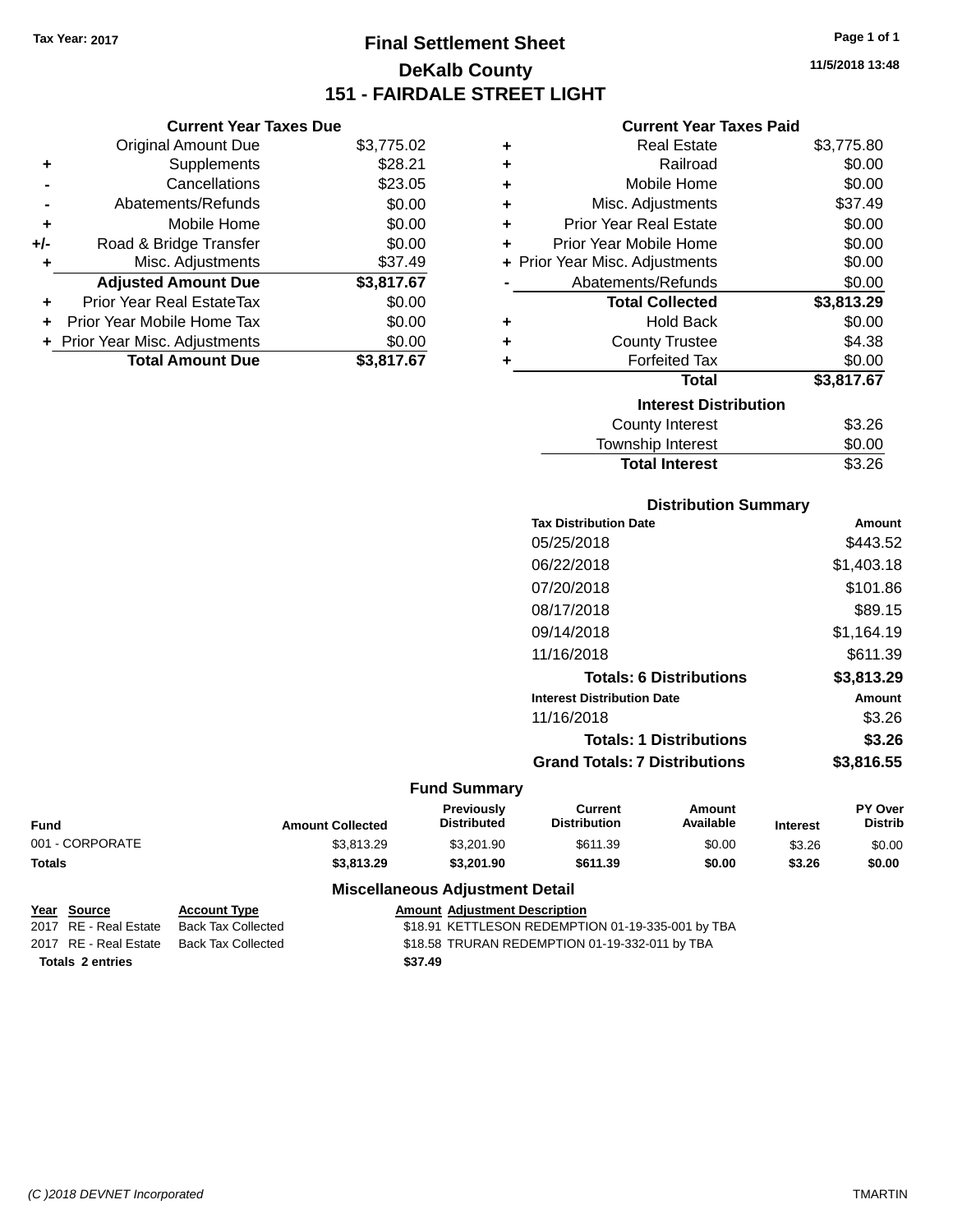Tax Year: 2017

# Final Settlement Sheet

## DeKalb County

## 151 - FAIRDALE STREET LIGHT

11/5/2018 13:48

### Current Year Taxes Due

| | | |
|---|---|---|
| | Original Amount Due | $3,775.02 |
| + | Supplements | $28.21 |
| - | Cancellations | $23.05 |
| - | Abatements/Refunds | $0.00 |
| + | Mobile Home | $0.00 |
| +/- | Road & Bridge Transfer | $0.00 |
| + | Misc. Adjustments | $37.49 |
| | **Adjusted Amount Due** | **$3,817.67** |
| + | Prior Year Real EstateTax | $0.00 |
| + | Prior Year Mobile Home Tax | $0.00 |
| + | Prior Year Misc. Adjustments | $0.00 |
| | **Total Amount Due** | **$3,817.67** |

### Current Year Taxes Paid

| | | |
|---|---|---|
| + | Real Estate | $3,775.80 |
| + | Railroad | $0.00 |
| + | Mobile Home | $0.00 |
| + | Misc. Adjustments | $37.49 |
| + | Prior Year Real Estate | $0.00 |
| + | Prior Year Mobile Home | $0.00 |
| + | Prior Year Misc. Adjustments | $0.00 |
| - | Abatements/Refunds | $0.00 |
| | **Total Collected** | **$3,813.29** |
| + | Hold Back | $0.00 |
| + | County Trustee | $4.38 |
| + | Forfeited Tax | $0.00 |
| | **Total** | **$3,817.67** |

### Interest Distribution

| | |
|---|---|
| County Interest | $3.26 |
| Township Interest | $0.00 |
| **Total Interest** | $3.26 |

### Distribution Summary

| Tax Distribution Date | Amount |
|---|---|
| 05/25/2018 | $443.52 |
| 06/22/2018 | $1,403.18 |
| 07/20/2018 | $101.86 |
| 08/17/2018 | $89.15 |
| 09/14/2018 | $1,164.19 |
| 11/16/2018 | $611.39 |
| **Totals: 6 Distributions** | **$3,813.29** |
| **Interest Distribution Date** | **Amount** |
| 11/16/2018 | $3.26 |
| **Totals: 1 Distributions** | **$3.26** |
| **Grand Totals: 7 Distributions** | **$3,816.55** |

### Fund Summary

| Fund | Amount Collected | Previously Distributed | Current Distribution | Amount Available | Interest | PY Over Distrib |
|---|---|---|---|---|---|---|
| 001 - CORPORATE | $3,813.29 | $3,201.90 | $611.39 | $0.00 | $3.26 | $0.00 |
| **Totals** | **$3,813.29** | **$3,201.90** | **$611.39** | **$0.00** | **$3.26** | **$0.00** |

### Miscellaneous Adjustment Detail

| Year | Source | Account Type | Amount | Adjustment Description |
|---|---|---|---|---|
| 2017 | RE - Real Estate | Back Tax Collected | $18.91 | KETTLESON REDEMPTION 01-19-335-001 by TBA |
| 2017 | RE - Real Estate | Back Tax Collected | $18.58 | TRURAN REDEMPTION 01-19-332-011 by TBA |
| **Totals** | **2 entries** | | **$37.49** | |

(C )2018 DEVNET Incorporated TMARTIN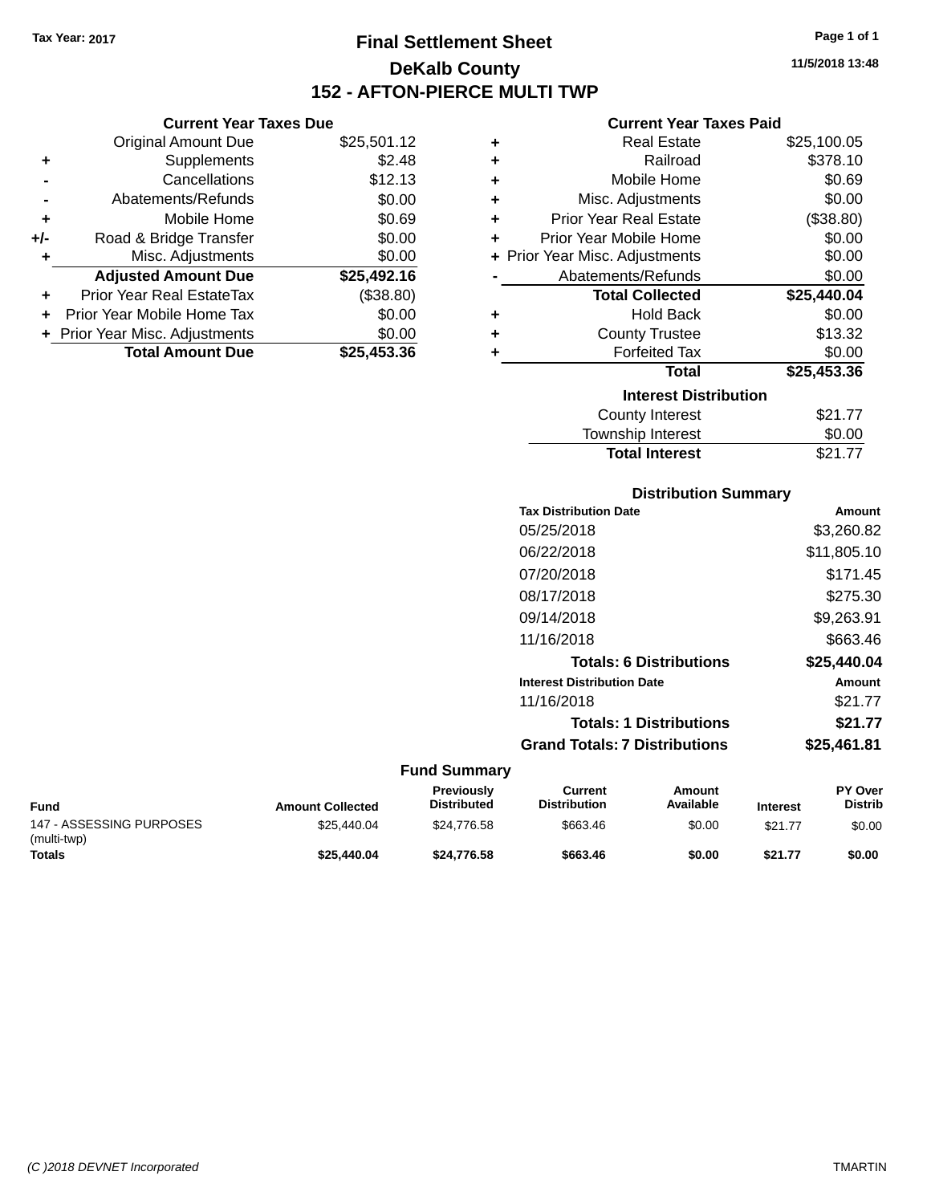Tax Year: 2017

# Final Settlement Sheet

## DeKalb County

## 152 - AFTON-PIERCE MULTI TWP

11/5/2018 13:48

### Current Year Taxes Due

| | | |
|---|---|---|
| | Original Amount Due | $25,501.12 |
| + | Supplements | $2.48 |
| - | Cancellations | $12.13 |
| - | Abatements/Refunds | $0.00 |
| + | Mobile Home | $0.69 |
| +/- | Road & Bridge Transfer | $0.00 |
| + | Misc. Adjustments | $0.00 |
| | **Adjusted Amount Due** | **$25,492.16** |
| + | Prior Year Real EstateTax | ($38.80) |
| + | Prior Year Mobile Home Tax | $0.00 |
| + | Prior Year Misc. Adjustments | $0.00 |
| | **Total Amount Due** | **$25,453.36** |

### Current Year Taxes Paid

| | | |
|---|---|---|
| + | Real Estate | $25,100.05 |
| + | Railroad | $378.10 |
| + | Mobile Home | $0.69 |
| + | Misc. Adjustments | $0.00 |
| + | Prior Year Real Estate | ($38.80) |
| + | Prior Year Mobile Home | $0.00 |
| + | Prior Year Misc. Adjustments | $0.00 |
| - | Abatements/Refunds | $0.00 |
| | **Total Collected** | **$25,440.04** |
| + | Hold Back | $0.00 |
| + | County Trustee | $13.32 |
| + | Forfeited Tax | $0.00 |
| | **Total** | **$25,453.36** |

### Interest Distribution

| | |
|---|---|
| County Interest | $21.77 |
| Township Interest | $0.00 |
| **Total Interest** | $21.77 |

### Distribution Summary

| Tax Distribution Date | Amount |
|---|---|
| 05/25/2018 | $3,260.82 |
| 06/22/2018 | $11,805.10 |
| 07/20/2018 | $171.45 |
| 08/17/2018 | $275.30 |
| 09/14/2018 | $9,263.91 |
| 11/16/2018 | $663.46 |
| **Totals: 6 Distributions** | **$25,440.04** |

| Interest Distribution Date | Amount |
|---|---|
| 11/16/2018 | $21.77 |
| **Totals: 1 Distributions** | **$21.77** |
| **Grand Totals: 7 Distributions** | **$25,461.81** |

### Fund Summary

| Fund | Amount Collected | Previously Distributed | Current Distribution | Amount Available | Interest | PY Over Distrib |
|---|---|---|---|---|---|---|
| 147 - ASSESSING PURPOSES (multi-twp) | $25,440.04 | $24,776.58 | $663.46 | $0.00 | $21.77 | $0.00 |
| **Totals** | **$25,440.04** | **$24,776.58** | **$663.46** | **$0.00** | **$21.77** | **$0.00** |

(C )2018 DEVNET Incorporated TMARTIN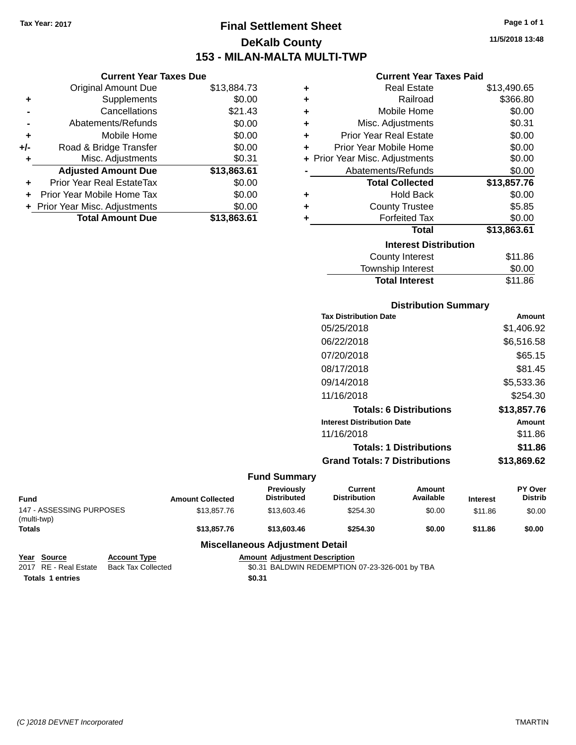Tax Year: 2017

# Final Settlement Sheet

## DeKalb County

## 153 - MILAN-MALTA MULTI-TWP

11/5/2018 13:48

### Current Year Taxes Due

| | | |
|---|---|---|
| | Original Amount Due | $13,884.73 |
| + | Supplements | $0.00 |
| - | Cancellations | $21.43 |
| - | Abatements/Refunds | $0.00 |
| + | Mobile Home | $0.00 |
| +/- | Road & Bridge Transfer | $0.00 |
| + | Misc. Adjustments | $0.31 |
| | **Adjusted Amount Due** | **$13,863.61** |
| + | Prior Year Real EstateTax | $0.00 |
| + | Prior Year Mobile Home Tax | $0.00 |
| + | Prior Year Misc. Adjustments | $0.00 |
| | **Total Amount Due** | **$13,863.61** |

### Current Year Taxes Paid

| | | |
|---|---|---|
| + | Real Estate | $13,490.65 |
| + | Railroad | $366.80 |
| + | Mobile Home | $0.00 |
| + | Misc. Adjustments | $0.31 |
| + | Prior Year Real Estate | $0.00 |
| + | Prior Year Mobile Home | $0.00 |
| + | Prior Year Misc. Adjustments | $0.00 |
| - | Abatements/Refunds | $0.00 |
| | **Total Collected** | **$13,857.76** |
| + | Hold Back | $0.00 |
| + | County Trustee | $5.85 |
| + | Forfeited Tax | $0.00 |
| | **Total** | **$13,863.61** |

### Interest Distribution

| | |
|---|---|
| County Interest | $11.86 |
| Township Interest | $0.00 |
| **Total Interest** | $11.86 |

### Distribution Summary

| Tax Distribution Date | Amount |
|---|---|
| 05/25/2018 | $1,406.92 |
| 06/22/2018 | $6,516.58 |
| 07/20/2018 | $65.15 |
| 08/17/2018 | $81.45 |
| 09/14/2018 | $5,533.36 |
| 11/16/2018 | $254.30 |
| **Totals: 6 Distributions** | **$13,857.76** |
| **Interest Distribution Date** | **Amount** |
| 11/16/2018 | $11.86 |
| **Totals: 1 Distributions** | **$11.86** |
| **Grand Totals: 7 Distributions** | **$13,869.62** |

### Fund Summary

| Fund | Amount Collected | Previously Distributed | Current Distribution | Amount Available | Interest | PY Over Distrib |
|---|---|---|---|---|---|---|
| 147 - ASSESSING PURPOSES (multi-twp) | $13,857.76 | $13,603.46 | $254.30 | $0.00 | $11.86 | $0.00 |
| **Totals** | **$13,857.76** | **$13,603.46** | **$254.30** | **$0.00** | **$11.86** | **$0.00** |

### Miscellaneous Adjustment Detail

| Year | Source | Account Type | Amount | Adjustment Description |
|---|---|---|---|---|
| 2017 | RE - Real Estate | Back Tax Collected | $0.31 | BALDWIN REDEMPTION 07-23-326-001 by TBA |
| **Totals** | **1 entries** | | **$0.31** | |

(C )2018 DEVNET Incorporated TMARTIN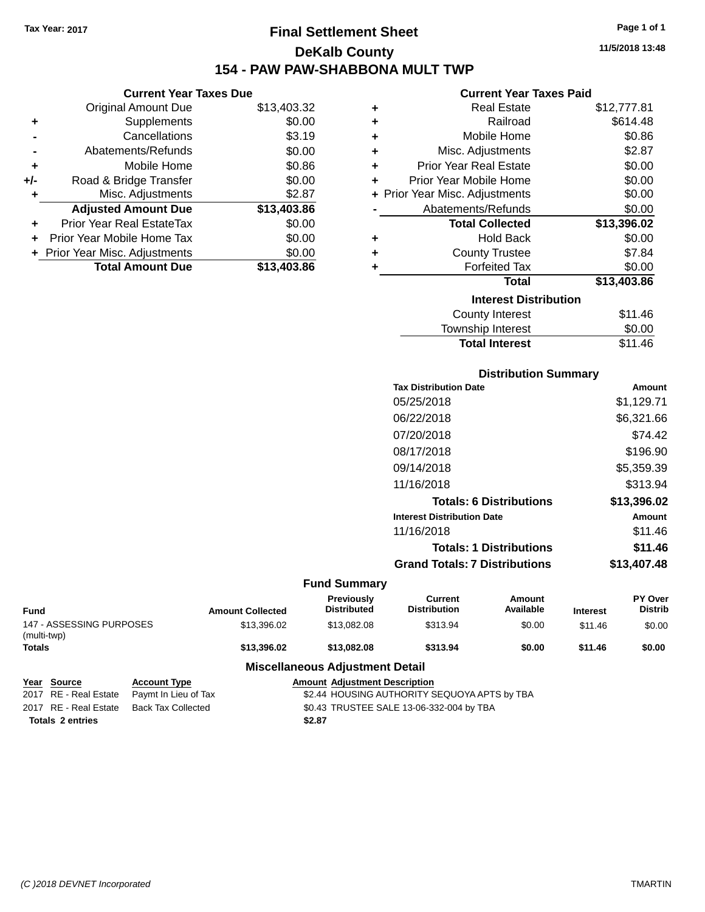Tax Year: 2017

# Final Settlement Sheet

## DeKalb County

## 154 - PAW PAW-SHABBONA MULT TWP

11/5/2018 13:48

### Current Year Taxes Due

| | | |
|---|---|---|
| | Original Amount Due | $13,403.32 |
| + | Supplements | $0.00 |
| - | Cancellations | $3.19 |
| - | Abatements/Refunds | $0.00 |
| + | Mobile Home | $0.86 |
| +/- | Road & Bridge Transfer | $0.00 |
| + | Misc. Adjustments | $2.87 |
| | **Adjusted Amount Due** | **$13,403.86** |
| + | Prior Year Real EstateTax | $0.00 |
| + | Prior Year Mobile Home Tax | $0.00 |
| + | Prior Year Misc. Adjustments | $0.00 |
| | **Total Amount Due** | **$13,403.86** |

### Current Year Taxes Paid

| | | |
|---|---|---|
| + | Real Estate | $12,777.81 |
| + | Railroad | $614.48 |
| + | Mobile Home | $0.86 |
| + | Misc. Adjustments | $2.87 |
| + | Prior Year Real Estate | $0.00 |
| + | Prior Year Mobile Home | $0.00 |
| + | Prior Year Misc. Adjustments | $0.00 |
| - | Abatements/Refunds | $0.00 |
| | **Total Collected** | **$13,396.02** |
| + | Hold Back | $0.00 |
| + | County Trustee | $7.84 |
| + | Forfeited Tax | $0.00 |
| | **Total** | **$13,403.86** |

### Interest Distribution

| | |
|---|---|
| County Interest | $11.46 |
| Township Interest | $0.00 |
| **Total Interest** | $11.46 |

### Distribution Summary

| Tax Distribution Date | Amount |
|---|---|
| 05/25/2018 | $1,129.71 |
| 06/22/2018 | $6,321.66 |
| 07/20/2018 | $74.42 |
| 08/17/2018 | $196.90 |
| 09/14/2018 | $5,359.39 |
| 11/16/2018 | $313.94 |
| **Totals: 6 Distributions** | **$13,396.02** |
| **Interest Distribution Date** | **Amount** |
| 11/16/2018 | $11.46 |
| **Totals: 1 Distributions** | **$11.46** |
| **Grand Totals: 7 Distributions** | **$13,407.48** |

### Fund Summary

| Fund | Amount Collected | Previously Distributed | Current Distribution | Amount Available | Interest | PY Over Distrib |
|---|---|---|---|---|---|---|
| 147 - ASSESSING PURPOSES (multi-twp) | $13,396.02 | $13,082.08 | $313.94 | $0.00 | $11.46 | $0.00 |
| **Totals** | **$13,396.02** | **$13,082.08** | **$313.94** | **$0.00** | **$11.46** | **$0.00** |

### Miscellaneous Adjustment Detail

| Year | Source | Account Type | Amount | Adjustment Description |
|---|---|---|---|---|
| 2017 | RE - Real Estate | Paymt In Lieu of Tax | $2.44 | HOUSING AUTHORITY SEQUOYA APTS by TBA |
| 2017 | RE - Real Estate | Back Tax Collected | $0.43 | TRUSTEE SALE 13-06-332-004 by TBA |
| **Totals 2 entries** | | | **$2.87** | |

(C )2018 DEVNET Incorporated TMARTIN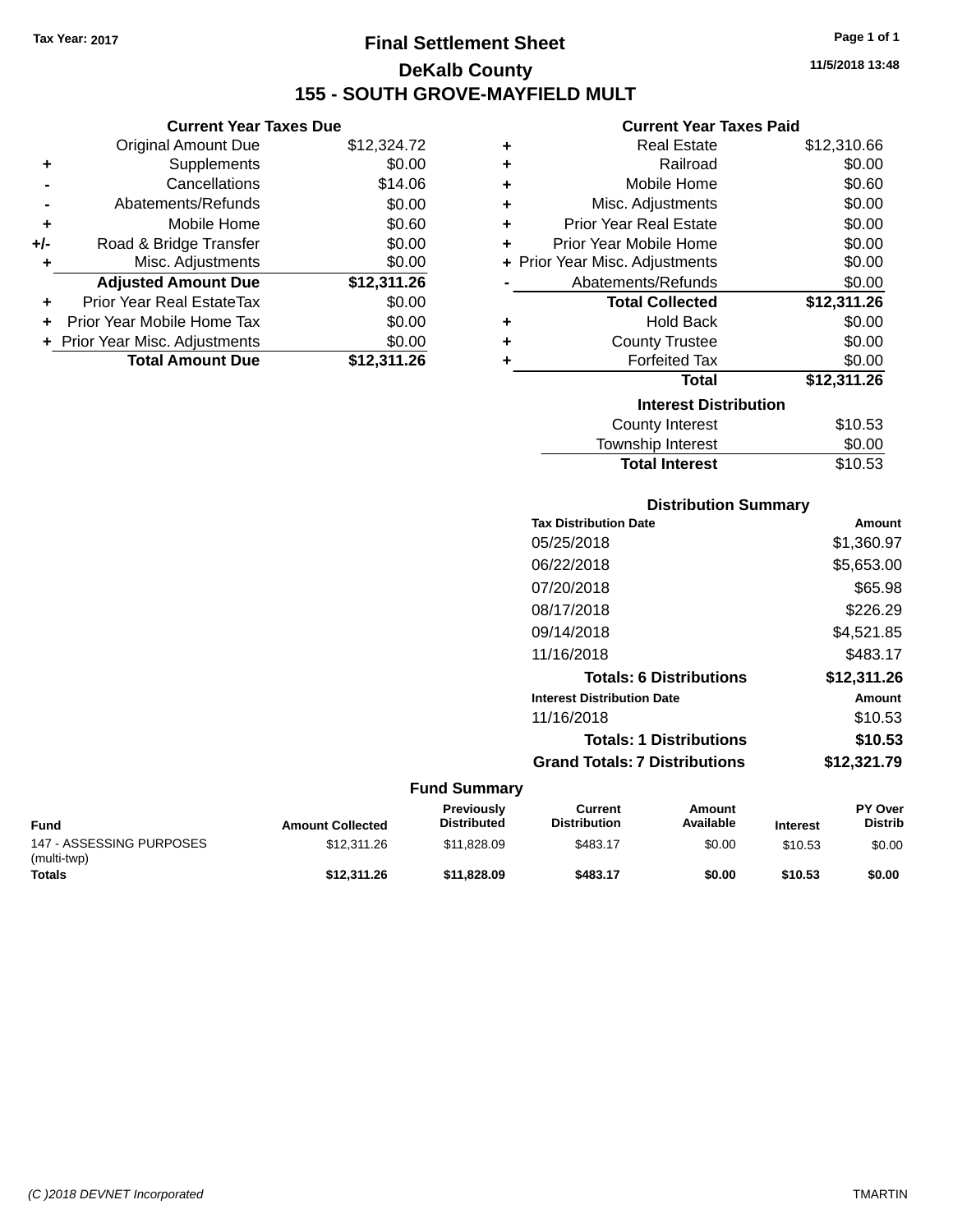Tax Year: 2017

# Final Settlement Sheet

## DeKalb County

## 155 - SOUTH GROVE-MAYFIELD MULT

11/5/2018 13:48

### Current Year Taxes Due

| | | |
|---|---|---|
| | Original Amount Due | $12,324.72 |
| + | Supplements | $0.00 |
| - | Cancellations | $14.06 |
| - | Abatements/Refunds | $0.00 |
| + | Mobile Home | $0.60 |
| +/- | Road & Bridge Transfer | $0.00 |
| + | Misc. Adjustments | $0.00 |
| | **Adjusted Amount Due** | **$12,311.26** |
| + | Prior Year Real EstateTax | $0.00 |
| + | Prior Year Mobile Home Tax | $0.00 |
| + | Prior Year Misc. Adjustments | $0.00 |
| | **Total Amount Due** | **$12,311.26** |

### Current Year Taxes Paid

| | | |
|---|---|---|
| + | Real Estate | $12,310.66 |
| + | Railroad | $0.00 |
| + | Mobile Home | $0.60 |
| + | Misc. Adjustments | $0.00 |
| + | Prior Year Real Estate | $0.00 |
| + | Prior Year Mobile Home | $0.00 |
| + | Prior Year Misc. Adjustments | $0.00 |
| - | Abatements/Refunds | $0.00 |
| | **Total Collected** | **$12,311.26** |
| + | Hold Back | $0.00 |
| + | County Trustee | $0.00 |
| + | Forfeited Tax | $0.00 |
| | **Total** | **$12,311.26** |

### Interest Distribution

| | |
|---|---|
| County Interest | $10.53 |
| Township Interest | $0.00 |
| **Total Interest** | $10.53 |

### Distribution Summary

| Tax Distribution Date | Amount |
|---|---|
| 05/25/2018 | $1,360.97 |
| 06/22/2018 | $5,653.00 |
| 07/20/2018 | $65.98 |
| 08/17/2018 | $226.29 |
| 09/14/2018 | $4,521.85 |
| 11/16/2018 | $483.17 |
| **Totals: 6 Distributions** | **$12,311.26** |

| Interest Distribution Date | Amount |
|---|---|
| 11/16/2018 | $10.53 |
| **Totals: 1 Distributions** | **$10.53** |
| **Grand Totals: 7 Distributions** | **$12,321.79** |

### Fund Summary

| Fund | Amount Collected | Previously Distributed | Current Distribution | Amount Available | Interest | PY Over Distrib |
|---|---|---|---|---|---|---|
| 147 - ASSESSING PURPOSES (multi-twp) | $12,311.26 | $11,828.09 | $483.17 | $0.00 | $10.53 | $0.00 |
| **Totals** | **$12,311.26** | **$11,828.09** | **$483.17** | **$0.00** | **$10.53** | **$0.00** |

(C )2018 DEVNET Incorporated TMARTIN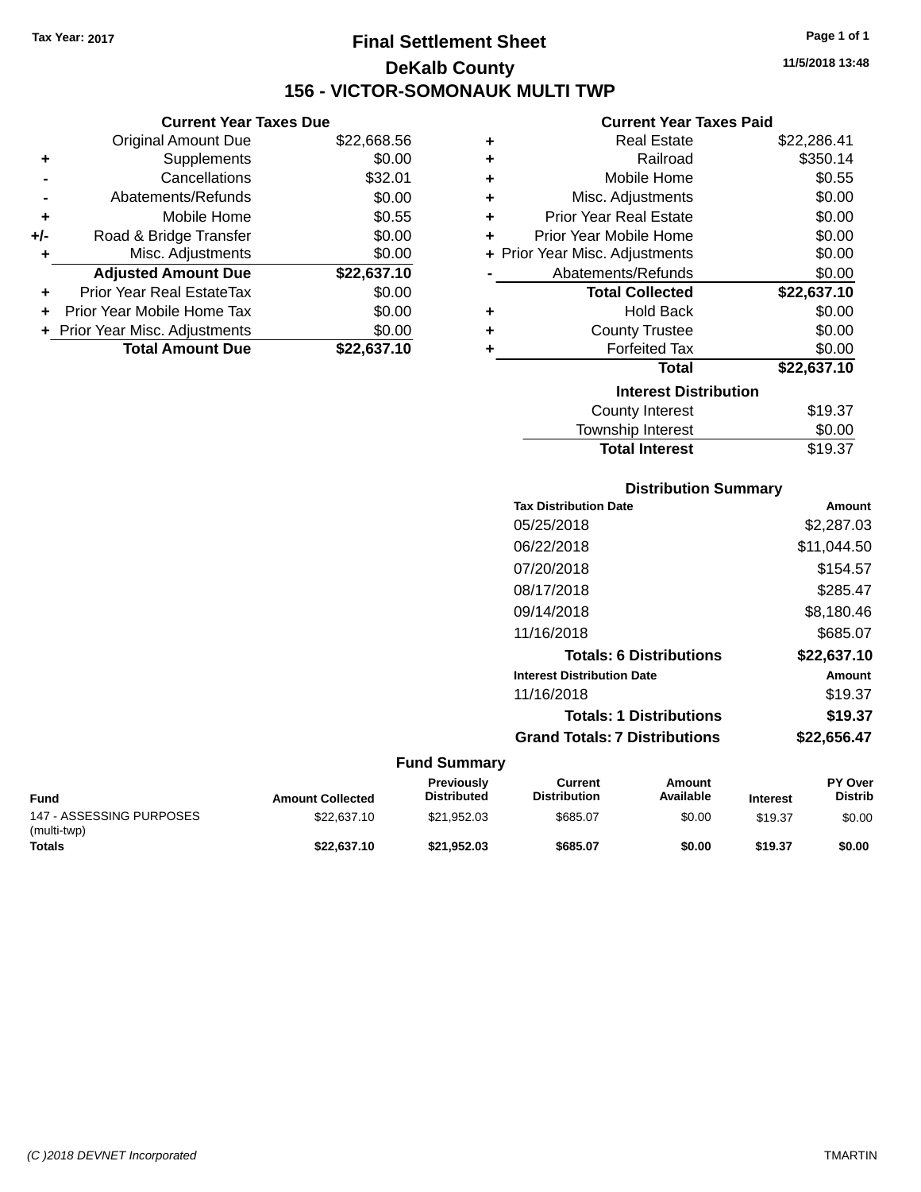Tax Year: 2017

# Final Settlement Sheet

## DeKalb County

## 156 - VICTOR-SOMONAUK MULTI TWP

11/5/2018 13:48

### Current Year Taxes Due

| | | |
|---|---|---|
| | Original Amount Due | $22,668.56 |
| + | Supplements | $0.00 |
| - | Cancellations | $32.01 |
| - | Abatements/Refunds | $0.00 |
| + | Mobile Home | $0.55 |
| +/- | Road & Bridge Transfer | $0.00 |
| + | Misc. Adjustments | $0.00 |
| | **Adjusted Amount Due** | **$22,637.10** |
| + | Prior Year Real EstateTax | $0.00 |
| + | Prior Year Mobile Home Tax | $0.00 |
| + | Prior Year Misc. Adjustments | $0.00 |
| | **Total Amount Due** | **$22,637.10** |

### Current Year Taxes Paid

| | | |
|---|---|---|
| + | Real Estate | $22,286.41 |
| + | Railroad | $350.14 |
| + | Mobile Home | $0.55 |
| + | Misc. Adjustments | $0.00 |
| + | Prior Year Real Estate | $0.00 |
| + | Prior Year Mobile Home | $0.00 |
| + | Prior Year Misc. Adjustments | $0.00 |
| - | Abatements/Refunds | $0.00 |
| | **Total Collected** | **$22,637.10** |
| + | Hold Back | $0.00 |
| + | County Trustee | $0.00 |
| + | Forfeited Tax | $0.00 |
| | **Total** | **$22,637.10** |

### Interest Distribution

| | |
|---|---|
| County Interest | $19.37 |
| Township Interest | $0.00 |
| **Total Interest** | $19.37 |

### Distribution Summary

| Tax Distribution Date | Amount |
|---|---|
| 05/25/2018 | $2,287.03 |
| 06/22/2018 | $11,044.50 |
| 07/20/2018 | $154.57 |
| 08/17/2018 | $285.47 |
| 09/14/2018 | $8,180.46 |
| 11/16/2018 | $685.07 |
| **Totals: 6 Distributions** | **$22,637.10** |
| **Interest Distribution Date** | **Amount** |
| 11/16/2018 | $19.37 |
| **Totals: 1 Distributions** | **$19.37** |
| **Grand Totals: 7 Distributions** | **$22,656.47** |

### Fund Summary

| Fund | Amount Collected | Previously Distributed | Current Distribution | Amount Available | Interest | PY Over Distrib |
|---|---|---|---|---|---|---|
| 147 - ASSESSING PURPOSES (multi-twp) | $22,637.10 | $21,952.03 | $685.07 | $0.00 | $19.37 | $0.00 |
| **Totals** | **$22,637.10** | **$21,952.03** | **$685.07** | **$0.00** | **$19.37** | **$0.00** |

(C )2018 DEVNET Incorporated — TMARTIN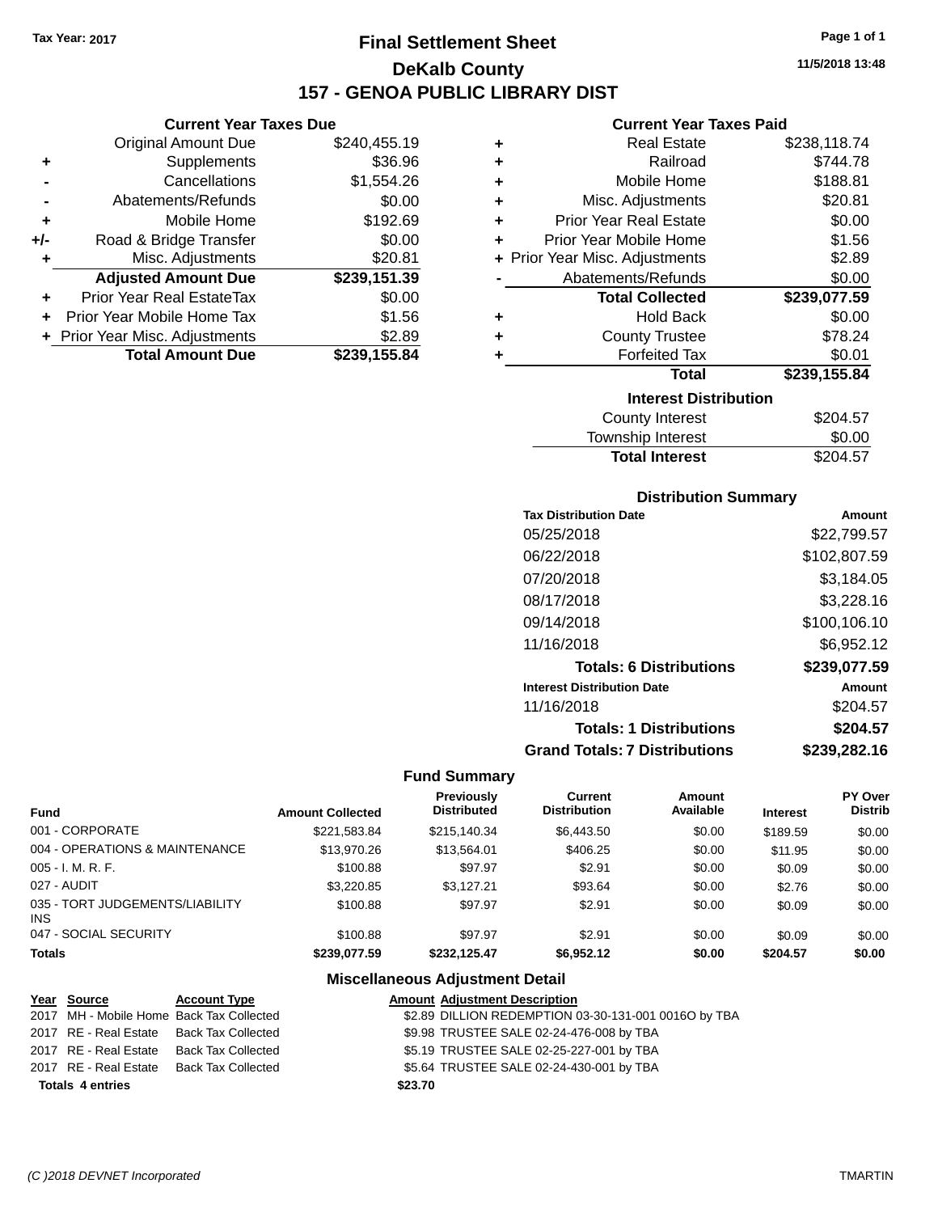Tax Year: 2017

# Final Settlement Sheet

## DeKalb County

## 157 - GENOA PUBLIC LIBRARY DIST

11/5/2018 13:48

### Current Year Taxes Due

| | | |
|---|---|---|
| | Original Amount Due | $240,455.19 |
| + | Supplements | $36.96 |
| - | Cancellations | $1,554.26 |
| - | Abatements/Refunds | $0.00 |
| + | Mobile Home | $192.69 |
| +/- | Road & Bridge Transfer | $0.00 |
| + | Misc. Adjustments | $20.81 |
| | **Adjusted Amount Due** | **$239,151.39** |
| + | Prior Year Real EstateTax | $0.00 |
| + | Prior Year Mobile Home Tax | $1.56 |
| + | Prior Year Misc. Adjustments | $2.89 |
| | **Total Amount Due** | **$239,155.84** |

### Current Year Taxes Paid

| | | |
|---|---|---|
| + | Real Estate | $238,118.74 |
| + | Railroad | $744.78 |
| + | Mobile Home | $188.81 |
| + | Misc. Adjustments | $20.81 |
| + | Prior Year Real Estate | $0.00 |
| + | Prior Year Mobile Home | $1.56 |
| + | Prior Year Misc. Adjustments | $2.89 |
| - | Abatements/Refunds | $0.00 |
| | **Total Collected** | **$239,077.59** |
| + | Hold Back | $0.00 |
| + | County Trustee | $78.24 |
| + | Forfeited Tax | $0.01 |
| | **Total** | **$239,155.84** |

### Interest Distribution

| | |
|---|---|
| County Interest | $204.57 |
| Township Interest | $0.00 |
| **Total Interest** | $204.57 |

### Distribution Summary

| Tax Distribution Date | Amount |
|---|---|
| 05/25/2018 | $22,799.57 |
| 06/22/2018 | $102,807.59 |
| 07/20/2018 | $3,184.05 |
| 08/17/2018 | $3,228.16 |
| 09/14/2018 | $100,106.10 |
| 11/16/2018 | $6,952.12 |
| **Totals: 6 Distributions** | **$239,077.59** |
| **Interest Distribution Date** | **Amount** |
| 11/16/2018 | $204.57 |
| **Totals: 1 Distributions** | **$204.57** |
| **Grand Totals: 7 Distributions** | **$239,282.16** |

### Fund Summary

| Fund | Amount Collected | Previously Distributed | Current Distribution | Amount Available | Interest | PY Over Distrib |
|---|---|---|---|---|---|---|
| 001 - CORPORATE | $221,583.84 | $215,140.34 | $6,443.50 | $0.00 | $189.59 | $0.00 |
| 004 - OPERATIONS & MAINTENANCE | $13,970.26 | $13,564.01 | $406.25 | $0.00 | $11.95 | $0.00 |
| 005 - I. M. R. F. | $100.88 | $97.97 | $2.91 | $0.00 | $0.09 | $0.00 |
| 027 - AUDIT | $3,220.85 | $3,127.21 | $93.64 | $0.00 | $2.76 | $0.00 |
| 035 - TORT JUDGEMENTS/LIABILITY INS | $100.88 | $97.97 | $2.91 | $0.00 | $0.09 | $0.00 |
| 047 - SOCIAL SECURITY | $100.88 | $97.97 | $2.91 | $0.00 | $0.09 | $0.00 |
| **Totals** | **$239,077.59** | **$232,125.47** | **$6,952.12** | **$0.00** | **$204.57** | **$0.00** |

### Miscellaneous Adjustment Detail

| Year | Source | Account Type | Amount | Adjustment Description |
|---|---|---|---|---|
| 2017 | MH - Mobile Home | Back Tax Collected | $2.89 | DILLION REDEMPTION 03-30-131-001 0016O by TBA |
| 2017 | RE - Real Estate | Back Tax Collected | $9.98 | TRUSTEE SALE 02-24-476-008 by TBA |
| 2017 | RE - Real Estate | Back Tax Collected | $5.19 | TRUSTEE SALE 02-25-227-001 by TBA |
| 2017 | RE - Real Estate | Back Tax Collected | $5.64 | TRUSTEE SALE 02-24-430-001 by TBA |
| **Totals** | **4 entries** | | **$23.70** | |

(C )2018 DEVNET Incorporated TMARTIN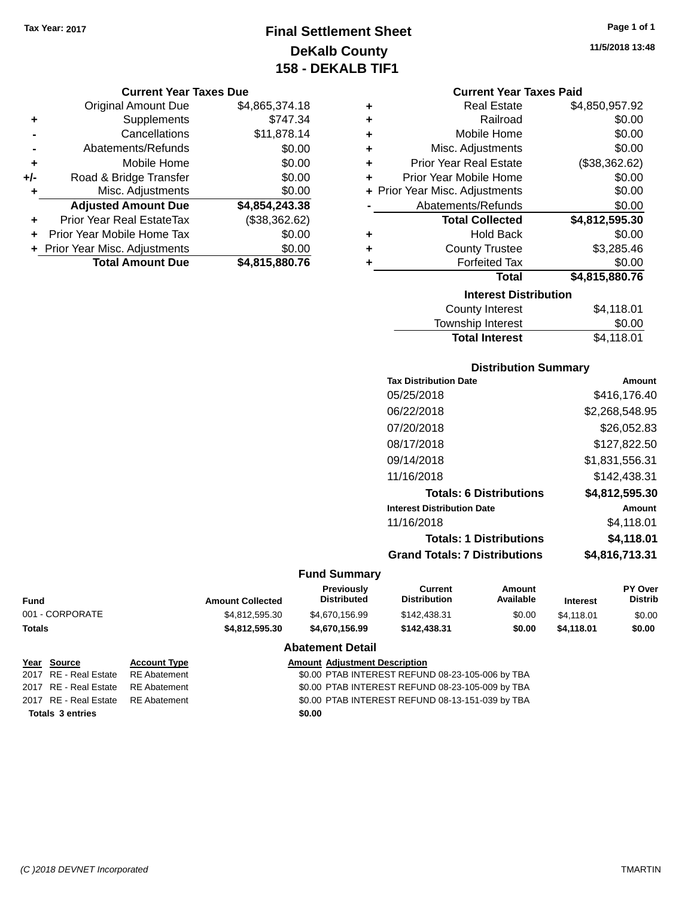Tax Year: 2017

# Final Settlement Sheet
## DeKalb County
## 158 - DEKALB TIF1

11/5/2018 13:48

### Current Year Taxes Due

| | | |
|---|---|---|
| | Original Amount Due | $4,865,374.18 |
| + | Supplements | $747.34 |
| - | Cancellations | $11,878.14 |
| - | Abatements/Refunds | $0.00 |
| + | Mobile Home | $0.00 |
| +/- | Road & Bridge Transfer | $0.00 |
| + | Misc. Adjustments | $0.00 |
| | **Adjusted Amount Due** | **$4,854,243.38** |
| + | Prior Year Real EstateTax | ($38,362.62) |
| + | Prior Year Mobile Home Tax | $0.00 |
| + | Prior Year Misc. Adjustments | $0.00 |
| | **Total Amount Due** | **$4,815,880.76** |

### Current Year Taxes Paid

| | | |
|---|---|---|
| + | Real Estate | $4,850,957.92 |
| + | Railroad | $0.00 |
| + | Mobile Home | $0.00 |
| + | Misc. Adjustments | $0.00 |
| + | Prior Year Real Estate | ($38,362.62) |
| + | Prior Year Mobile Home | $0.00 |
| + | Prior Year Misc. Adjustments | $0.00 |
| - | Abatements/Refunds | $0.00 |
| | **Total Collected** | **$4,812,595.30** |
| + | Hold Back | $0.00 |
| + | County Trustee | $3,285.46 |
| + | Forfeited Tax | $0.00 |
| | **Total** | **$4,815,880.76** |

### Interest Distribution

| | |
|---|---|
| County Interest | $4,118.01 |
| Township Interest | $0.00 |
| **Total Interest** | $4,118.01 |

### Distribution Summary

| Tax Distribution Date | Amount |
|---|---|
| 05/25/2018 | $416,176.40 |
| 06/22/2018 | $2,268,548.95 |
| 07/20/2018 | $26,052.83 |
| 08/17/2018 | $127,822.50 |
| 09/14/2018 | $1,831,556.31 |
| 11/16/2018 | $142,438.31 |
| **Totals: 6 Distributions** | **$4,812,595.30** |
| **Interest Distribution Date** | **Amount** |
| 11/16/2018 | $4,118.01 |
| **Totals: 1 Distributions** | **$4,118.01** |
| **Grand Totals: 7 Distributions** | **$4,816,713.31** |

### Fund Summary

| Fund | Amount Collected | Previously Distributed | Current Distribution | Amount Available | Interest | PY Over Distrib |
|---|---|---|---|---|---|---|
| 001 - CORPORATE | $4,812,595.30 | $4,670,156.99 | $142,438.31 | $0.00 | $4,118.01 | $0.00 |
| **Totals** | **$4,812,595.30** | **$4,670,156.99** | **$142,438.31** | **$0.00** | **$4,118.01** | **$0.00** |

### Abatement Detail

| Year | Source | Account Type | Amount | Adjustment Description |
|---|---|---|---|---|
| 2017 | RE - Real Estate | RE Abatement | $0.00 | PTAB INTEREST REFUND 08-23-105-006 by TBA |
| 2017 | RE - Real Estate | RE Abatement | $0.00 | PTAB INTEREST REFUND 08-23-105-009 by TBA |
| 2017 | RE - Real Estate | RE Abatement | $0.00 | PTAB INTEREST REFUND 08-13-151-039 by TBA |
| **Totals 3 entries** | | | **$0.00** | |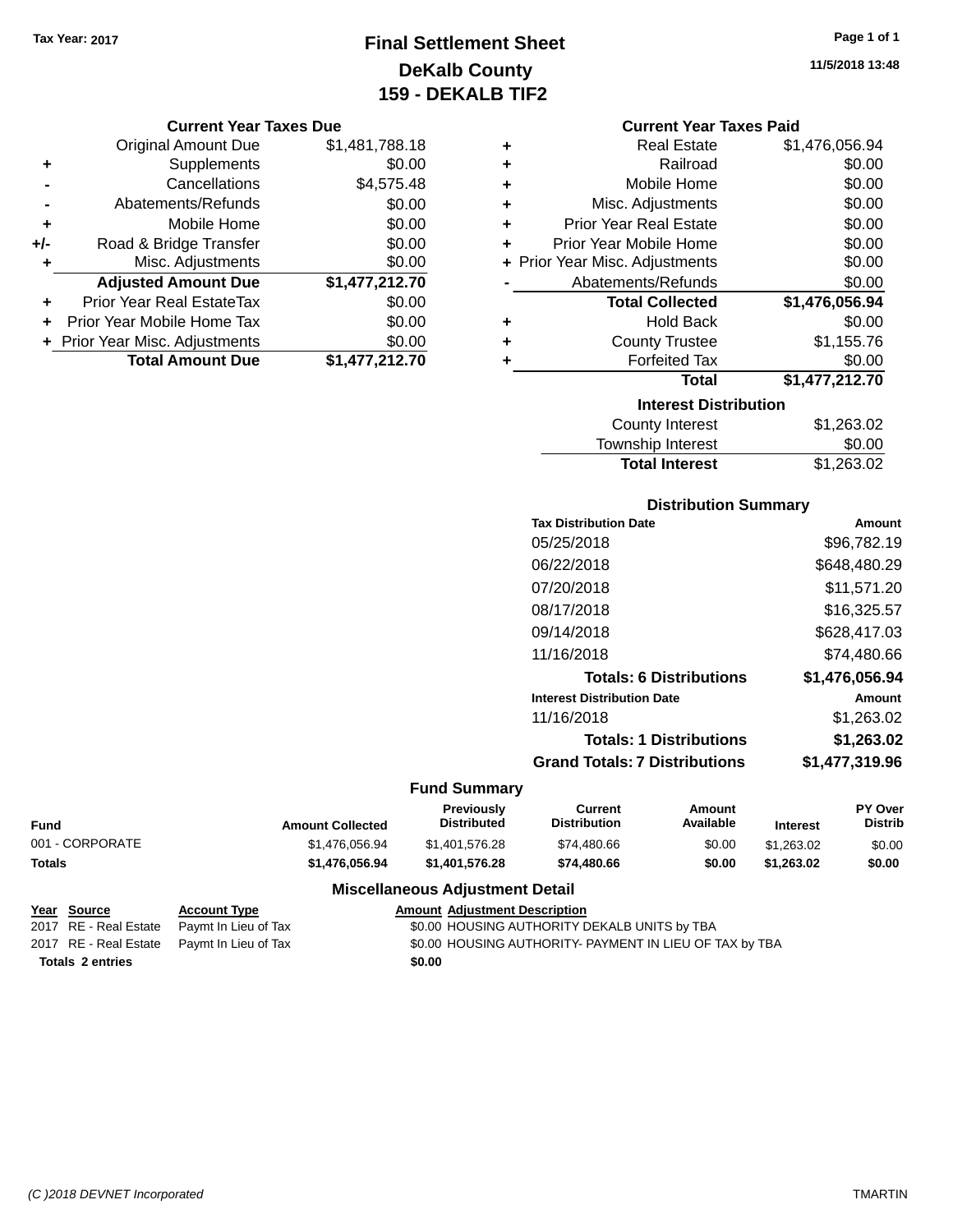Tax Year: 2017

# Final Settlement Sheet
## DeKalb County
## 159 - DEKALB TIF2

11/5/2018 13:48

### Current Year Taxes Due

| | | |
|---|---|---|
| | Original Amount Due | $1,481,788.18 |
| + | Supplements | $0.00 |
| - | Cancellations | $4,575.48 |
| - | Abatements/Refunds | $0.00 |
| + | Mobile Home | $0.00 |
| +/- | Road & Bridge Transfer | $0.00 |
| + | Misc. Adjustments | $0.00 |
| | **Adjusted Amount Due** | **$1,477,212.70** |
| + | Prior Year Real EstateTax | $0.00 |
| + | Prior Year Mobile Home Tax | $0.00 |
| + | Prior Year Misc. Adjustments | $0.00 |
| | **Total Amount Due** | **$1,477,212.70** |

### Current Year Taxes Paid

| | | |
|---|---|---|
| + | Real Estate | $1,476,056.94 |
| + | Railroad | $0.00 |
| + | Mobile Home | $0.00 |
| + | Misc. Adjustments | $0.00 |
| + | Prior Year Real Estate | $0.00 |
| + | Prior Year Mobile Home | $0.00 |
| + | Prior Year Misc. Adjustments | $0.00 |
| - | Abatements/Refunds | $0.00 |
| | **Total Collected** | **$1,476,056.94** |
| + | Hold Back | $0.00 |
| + | County Trustee | $1,155.76 |
| + | Forfeited Tax | $0.00 |
| | **Total** | **$1,477,212.70** |

### Interest Distribution

| | |
|---|---|
| County Interest | $1,263.02 |
| Township Interest | $0.00 |
| **Total Interest** | $1,263.02 |

### Distribution Summary

| Tax Distribution Date | Amount |
|---|---|
| 05/25/2018 | $96,782.19 |
| 06/22/2018 | $648,480.29 |
| 07/20/2018 | $11,571.20 |
| 08/17/2018 | $16,325.57 |
| 09/14/2018 | $628,417.03 |
| 11/16/2018 | $74,480.66 |
| **Totals: 6 Distributions** | **$1,476,056.94** |
| **Interest Distribution Date** | **Amount** |
| 11/16/2018 | $1,263.02 |
| **Totals: 1 Distributions** | **$1,263.02** |
| **Grand Totals: 7 Distributions** | **$1,477,319.96** |

### Fund Summary

| Fund | Amount Collected | Previously Distributed | Current Distribution | Amount Available | Interest | PY Over Distrib |
|---|---|---|---|---|---|---|
| 001 - CORPORATE | $1,476,056.94 | $1,401,576.28 | $74,480.66 | $0.00 | $1,263.02 | $0.00 |
| **Totals** | **$1,476,056.94** | **$1,401,576.28** | **$74,480.66** | **$0.00** | **$1,263.02** | **$0.00** |

### Miscellaneous Adjustment Detail

| Year | Source | Account Type | Amount | Adjustment Description |
|---|---|---|---|---|
| 2017 | RE - Real Estate | Paymt In Lieu of Tax | $0.00 | HOUSING AUTHORITY DEKALB UNITS by TBA |
| 2017 | RE - Real Estate | Paymt In Lieu of Tax | $0.00 | HOUSING AUTHORITY- PAYMENT IN LIEU OF TAX by TBA |
| **Totals 2 entries** | | | **$0.00** | |

(C )2018 DEVNET Incorporated TMARTIN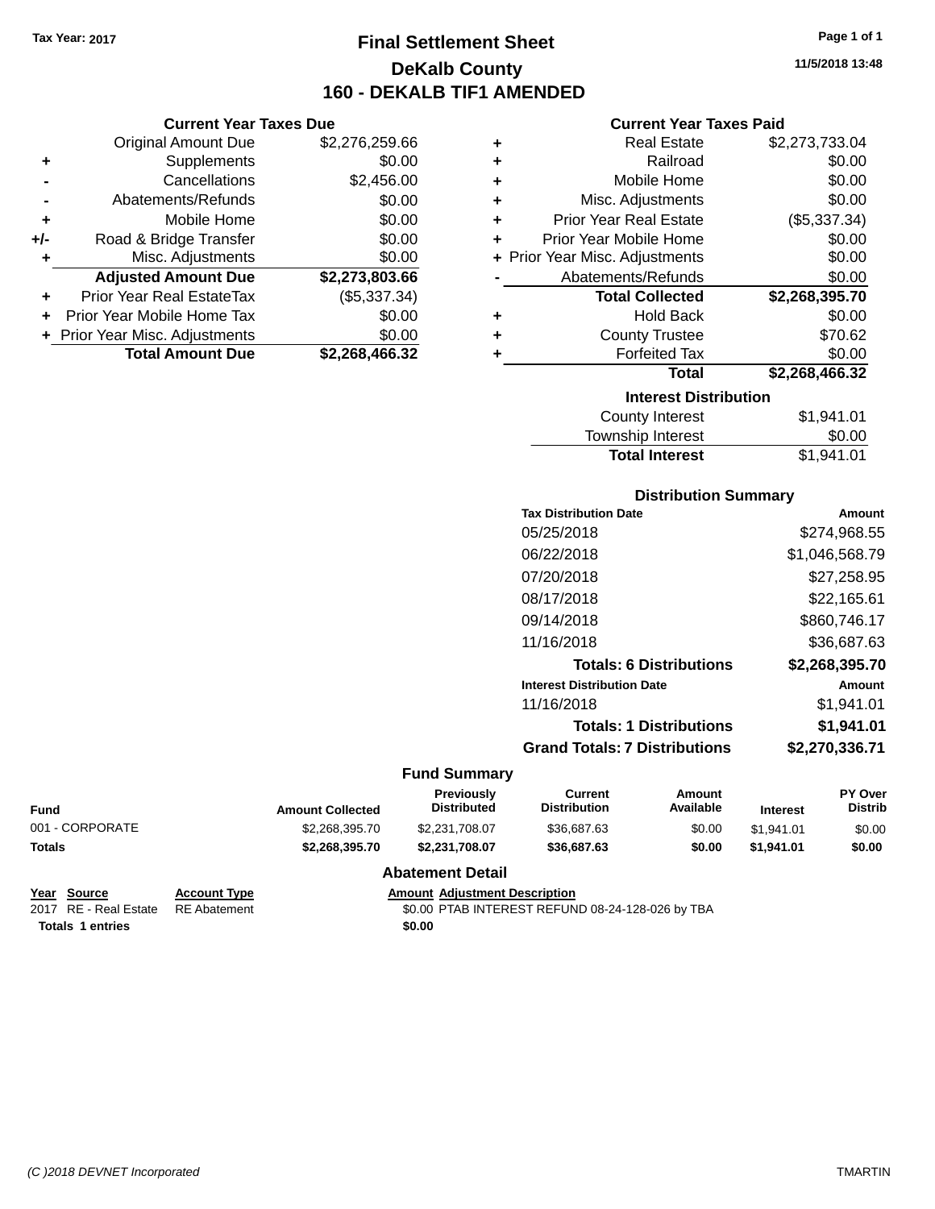Tax Year: 2017

# Final Settlement Sheet

## DeKalb County

## 160 - DEKALB TIF1 AMENDED

11/5/2018 13:48

### Current Year Taxes Due

| | | |
|---|---|---|
| | Original Amount Due | $2,276,259.66 |
| + | Supplements | $0.00 |
| - | Cancellations | $2,456.00 |
| - | Abatements/Refunds | $0.00 |
| + | Mobile Home | $0.00 |
| +/- | Road & Bridge Transfer | $0.00 |
| + | Misc. Adjustments | $0.00 |
| | **Adjusted Amount Due** | **$2,273,803.66** |
| + | Prior Year Real EstateTax | ($5,337.34) |
| + | Prior Year Mobile Home Tax | $0.00 |
| + | Prior Year Misc. Adjustments | $0.00 |
| | **Total Amount Due** | **$2,268,466.32** |

### Current Year Taxes Paid

| | | |
|---|---|---|
| + | Real Estate | $2,273,733.04 |
| + | Railroad | $0.00 |
| + | Mobile Home | $0.00 |
| + | Misc. Adjustments | $0.00 |
| + | Prior Year Real Estate | ($5,337.34) |
| + | Prior Year Mobile Home | $0.00 |
| + | Prior Year Misc. Adjustments | $0.00 |
| - | Abatements/Refunds | $0.00 |
| | **Total Collected** | **$2,268,395.70** |
| + | Hold Back | $0.00 |
| + | County Trustee | $70.62 |
| + | Forfeited Tax | $0.00 |
| | **Total** | **$2,268,466.32** |

### Interest Distribution

| | |
|---|---|
| County Interest | $1,941.01 |
| Township Interest | $0.00 |
| **Total Interest** | $1,941.01 |

### Distribution Summary

| Tax Distribution Date | Amount |
|---|---|
| 05/25/2018 | $274,968.55 |
| 06/22/2018 | $1,046,568.79 |
| 07/20/2018 | $27,258.95 |
| 08/17/2018 | $22,165.61 |
| 09/14/2018 | $860,746.17 |
| 11/16/2018 | $36,687.63 |
| **Totals: 6 Distributions** | **$2,268,395.70** |
| **Interest Distribution Date** | **Amount** |
| 11/16/2018 | $1,941.01 |
| **Totals: 1 Distributions** | **$1,941.01** |
| **Grand Totals: 7 Distributions** | **$2,270,336.71** |

### Fund Summary

| Fund | Amount Collected | Previously Distributed | Current Distribution | Amount Available | Interest | PY Over Distrib |
|---|---|---|---|---|---|---|
| 001 - CORPORATE | $2,268,395.70 | $2,231,708.07 | $36,687.63 | $0.00 | $1,941.01 | $0.00 |
| **Totals** | **$2,268,395.70** | **$2,231,708.07** | **$36,687.63** | **$0.00** | **$1,941.01** | **$0.00** |

### Abatement Detail

| Year | Source | Account Type | Amount | Adjustment Description |
|---|---|---|---|---|
| 2017 | RE - Real Estate | RE Abatement | $0.00 | PTAB INTEREST REFUND 08-24-128-026 by TBA |
| **Totals** | **1 entries** | | **$0.00** | |

(C )2018 DEVNET Incorporated TMARTIN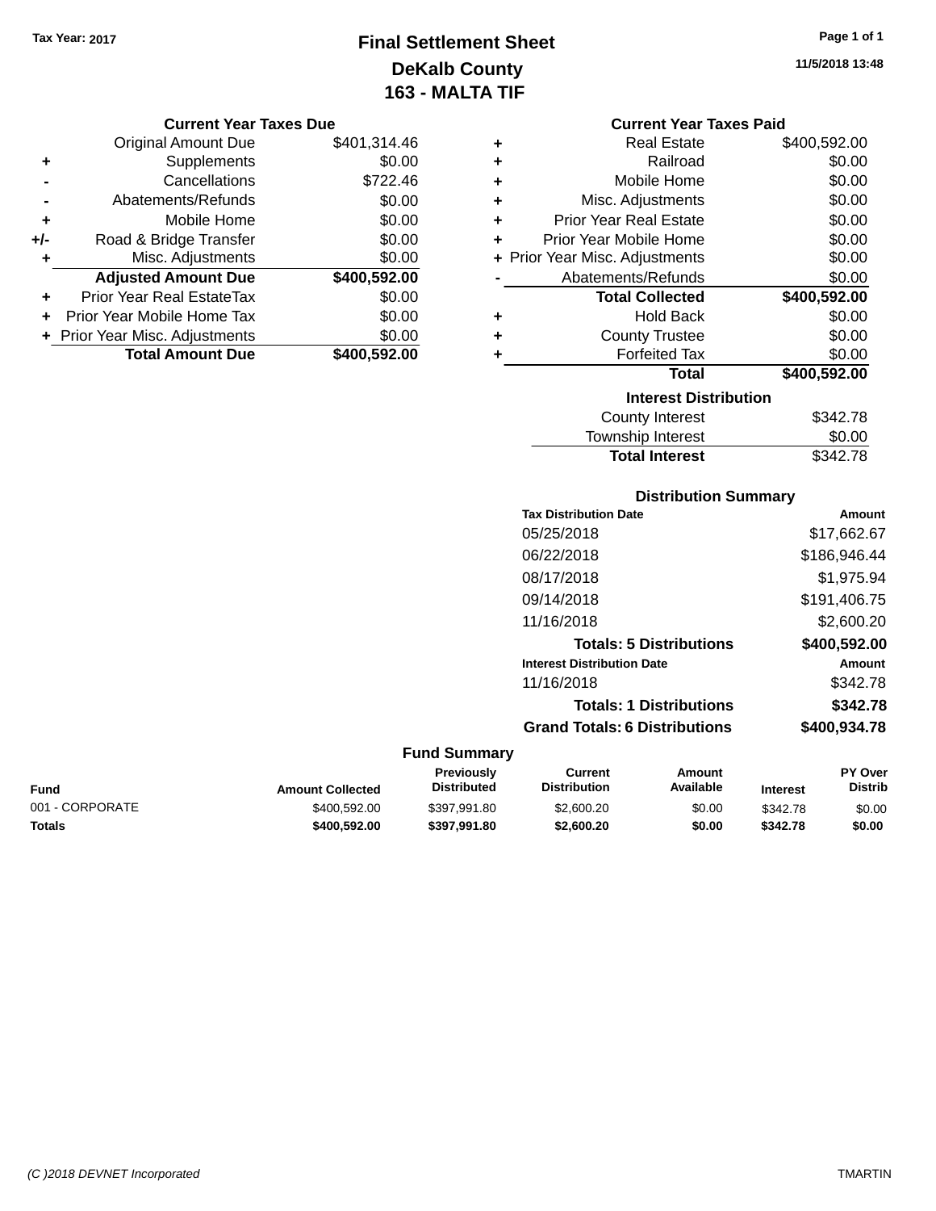Tax Year: 2017

# Final Settlement Sheet
## DeKalb County
## 163 - MALTA TIF

11/5/2018 13:48

### Current Year Taxes Due

| | | |
|---|---|---|
| | Original Amount Due | $401,314.46 |
| + | Supplements | $0.00 |
| - | Cancellations | $722.46 |
| - | Abatements/Refunds | $0.00 |
| + | Mobile Home | $0.00 |
| +/- | Road & Bridge Transfer | $0.00 |
| + | Misc. Adjustments | $0.00 |
| | **Adjusted Amount Due** | **$400,592.00** |
| + | Prior Year Real EstateTax | $0.00 |
| + | Prior Year Mobile Home Tax | $0.00 |
| + | Prior Year Misc. Adjustments | $0.00 |
| | **Total Amount Due** | **$400,592.00** |

### Current Year Taxes Paid

| | | |
|---|---|---|
| + | Real Estate | $400,592.00 |
| + | Railroad | $0.00 |
| + | Mobile Home | $0.00 |
| + | Misc. Adjustments | $0.00 |
| + | Prior Year Real Estate | $0.00 |
| + | Prior Year Mobile Home | $0.00 |
| + | Prior Year Misc. Adjustments | $0.00 |
| - | Abatements/Refunds | $0.00 |
| | **Total Collected** | **$400,592.00** |
| + | Hold Back | $0.00 |
| + | County Trustee | $0.00 |
| + | Forfeited Tax | $0.00 |
| | **Total** | **$400,592.00** |

### Interest Distribution

| | |
|---|---|
| County Interest | $342.78 |
| Township Interest | $0.00 |
| **Total Interest** | $342.78 |

### Distribution Summary

| Tax Distribution Date | Amount |
|---|---|
| 05/25/2018 | $17,662.67 |
| 06/22/2018 | $186,946.44 |
| 08/17/2018 | $1,975.94 |
| 09/14/2018 | $191,406.75 |
| 11/16/2018 | $2,600.20 |
| **Totals: 5 Distributions** | **$400,592.00** |

| Interest Distribution Date | Amount |
|---|---|
| 11/16/2018 | $342.78 |
| **Totals: 1 Distributions** | **$342.78** |
| **Grand Totals: 6 Distributions** | **$400,934.78** |

### Fund Summary

| Fund | Amount Collected | Previously Distributed | Current Distribution | Amount Available | Interest | PY Over Distrib |
|---|---|---|---|---|---|---|
| 001 - CORPORATE | $400,592.00 | $397,991.80 | $2,600.20 | $0.00 | $342.78 | $0.00 |
| **Totals** | **$400,592.00** | **$397,991.80** | **$2,600.20** | **$0.00** | **$342.78** | **$0.00** |

(C )2018 DEVNET Incorporated TMARTIN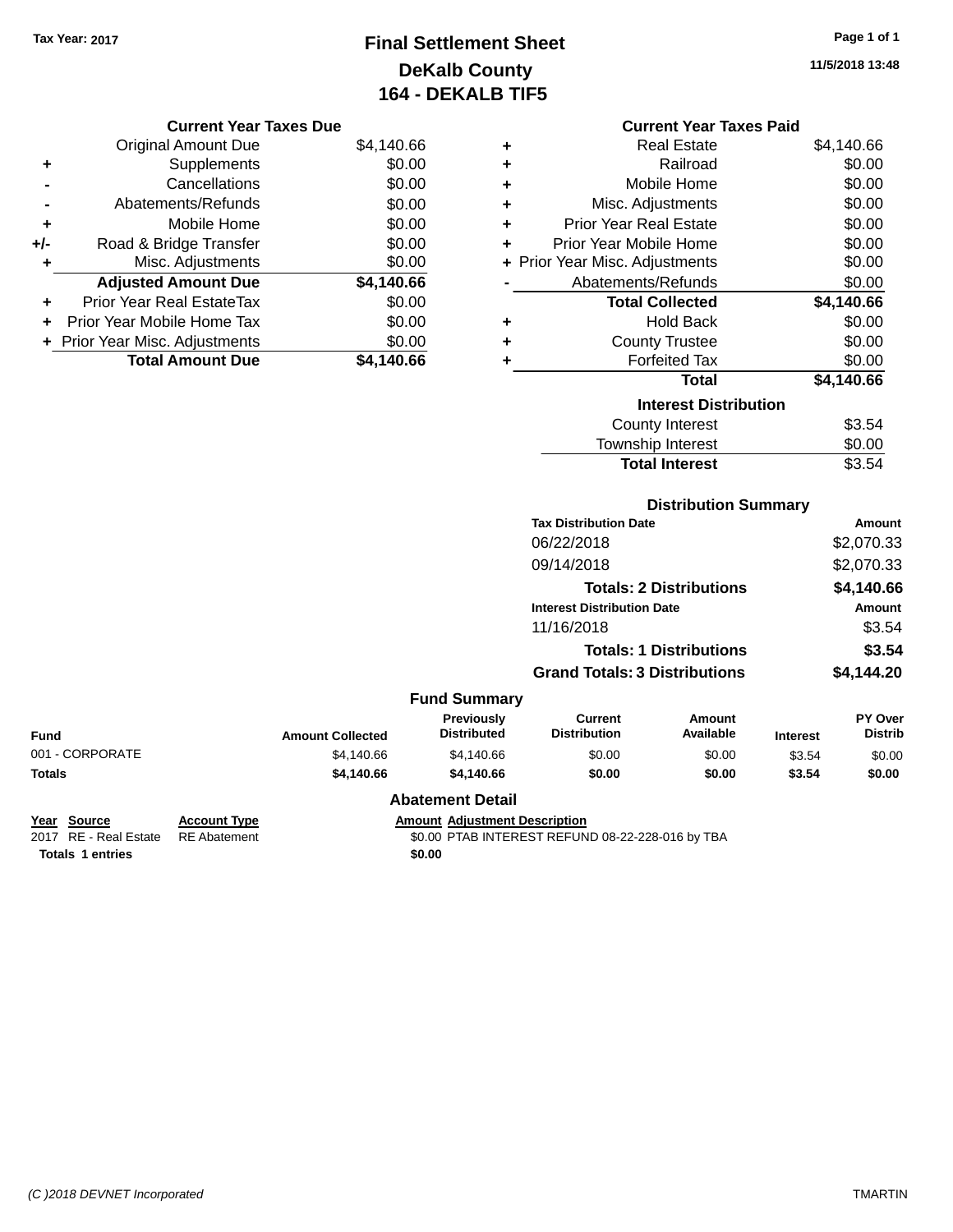Tax Year: 2017

# Final Settlement Sheet
## DeKalb County
## 164 - DEKALB TIF5

11/5/2018 13:48

### Current Year Taxes Due

| | | |
|---|---|---|
| | Original Amount Due | $4,140.66 |
| + | Supplements | $0.00 |
| - | Cancellations | $0.00 |
| - | Abatements/Refunds | $0.00 |
| + | Mobile Home | $0.00 |
| +/- | Road & Bridge Transfer | $0.00 |
| + | Misc. Adjustments | $0.00 |
| | **Adjusted Amount Due** | **$4,140.66** |
| + | Prior Year Real EstateTax | $0.00 |
| + | Prior Year Mobile Home Tax | $0.00 |
| + | Prior Year Misc. Adjustments | $0.00 |
| | **Total Amount Due** | **$4,140.66** |

### Current Year Taxes Paid

| | | |
|---|---|---|
| + | Real Estate | $4,140.66 |
| + | Railroad | $0.00 |
| + | Mobile Home | $0.00 |
| + | Misc. Adjustments | $0.00 |
| + | Prior Year Real Estate | $0.00 |
| + | Prior Year Mobile Home | $0.00 |
| + | Prior Year Misc. Adjustments | $0.00 |
| - | Abatements/Refunds | $0.00 |
| | **Total Collected** | **$4,140.66** |
| + | Hold Back | $0.00 |
| + | County Trustee | $0.00 |
| + | Forfeited Tax | $0.00 |
| | **Total** | **$4,140.66** |

### Interest Distribution

| | |
|---|---|
| County Interest | $3.54 |
| Township Interest | $0.00 |
| **Total Interest** | $3.54 |

### Distribution Summary

| Tax Distribution Date | Amount |
|---|---|
| 06/22/2018 | $2,070.33 |
| 09/14/2018 | $2,070.33 |
| **Totals: 2 Distributions** | **$4,140.66** |
| **Interest Distribution Date** | **Amount** |
| 11/16/2018 | $3.54 |
| **Totals: 1 Distributions** | **$3.54** |
| **Grand Totals: 3 Distributions** | **$4,144.20** |

### Fund Summary

| Fund | Amount Collected | Previously Distributed | Current Distribution | Amount Available | Interest | PY Over Distrib |
|---|---|---|---|---|---|---|
| 001 - CORPORATE | $4,140.66 | $4,140.66 | $0.00 | $0.00 | $3.54 | $0.00 |
| **Totals** | **$4,140.66** | **$4,140.66** | **$0.00** | **$0.00** | **$3.54** | **$0.00** |

### Abatement Detail

| Year | Source | Account Type | Amount | Adjustment Description |
|---|---|---|---|---|
| 2017 | RE - Real Estate | RE Abatement | $0.00 | PTAB INTEREST REFUND 08-22-228-016 by TBA |
| **Totals** | **1 entries** | | **$0.00** | |

(C )2018 DEVNET Incorporated — TMARTIN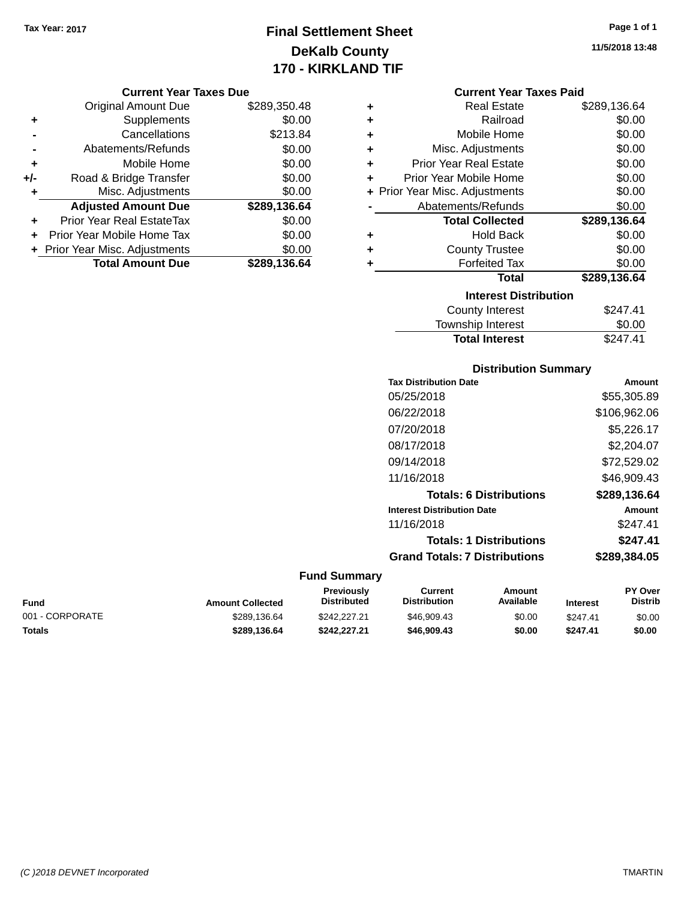Tax Year: 2017

# Final Settlement Sheet
## DeKalb County
## 170 - KIRKLAND TIF

11/5/2018 13:48

### Current Year Taxes Due

| | | |
|---|---|---|
| | Original Amount Due | $289,350.48 |
| + | Supplements | $0.00 |
| - | Cancellations | $213.84 |
| - | Abatements/Refunds | $0.00 |
| + | Mobile Home | $0.00 |
| +/- | Road & Bridge Transfer | $0.00 |
| + | Misc. Adjustments | $0.00 |
| | **Adjusted Amount Due** | **$289,136.64** |
| + | Prior Year Real EstateTax | $0.00 |
| + | Prior Year Mobile Home Tax | $0.00 |
| + | Prior Year Misc. Adjustments | $0.00 |
| | **Total Amount Due** | **$289,136.64** |

### Current Year Taxes Paid

| | | |
|---|---|---|
| + | Real Estate | $289,136.64 |
| + | Railroad | $0.00 |
| + | Mobile Home | $0.00 |
| + | Misc. Adjustments | $0.00 |
| + | Prior Year Real Estate | $0.00 |
| + | Prior Year Mobile Home | $0.00 |
| + | Prior Year Misc. Adjustments | $0.00 |
| - | Abatements/Refunds | $0.00 |
| | **Total Collected** | **$289,136.64** |
| + | Hold Back | $0.00 |
| + | County Trustee | $0.00 |
| + | Forfeited Tax | $0.00 |
| | **Total** | **$289,136.64** |

### Interest Distribution

| | |
|---|---|
| County Interest | $247.41 |
| Township Interest | $0.00 |
| **Total Interest** | $247.41 |

### Distribution Summary

| Tax Distribution Date | Amount |
|---|---|
| 05/25/2018 | $55,305.89 |
| 06/22/2018 | $106,962.06 |
| 07/20/2018 | $5,226.17 |
| 08/17/2018 | $2,204.07 |
| 09/14/2018 | $72,529.02 |
| 11/16/2018 | $46,909.43 |
| **Totals: 6 Distributions** | **$289,136.64** |

| Interest Distribution Date | Amount |
|---|---|
| 11/16/2018 | $247.41 |
| **Totals: 1 Distributions** | **$247.41** |
| **Grand Totals: 7 Distributions** | **$289,384.05** |

### Fund Summary

| Fund | Amount Collected | Previously Distributed | Current Distribution | Amount Available | Interest | PY Over Distrib |
|---|---|---|---|---|---|---|
| 001 - CORPORATE | $289,136.64 | $242,227.21 | $46,909.43 | $0.00 | $247.41 | $0.00 |
| **Totals** | **$289,136.64** | **$242,227.21** | **$46,909.43** | **$0.00** | **$247.41** | **$0.00** |

(C )2018 DEVNET Incorporated TMARTIN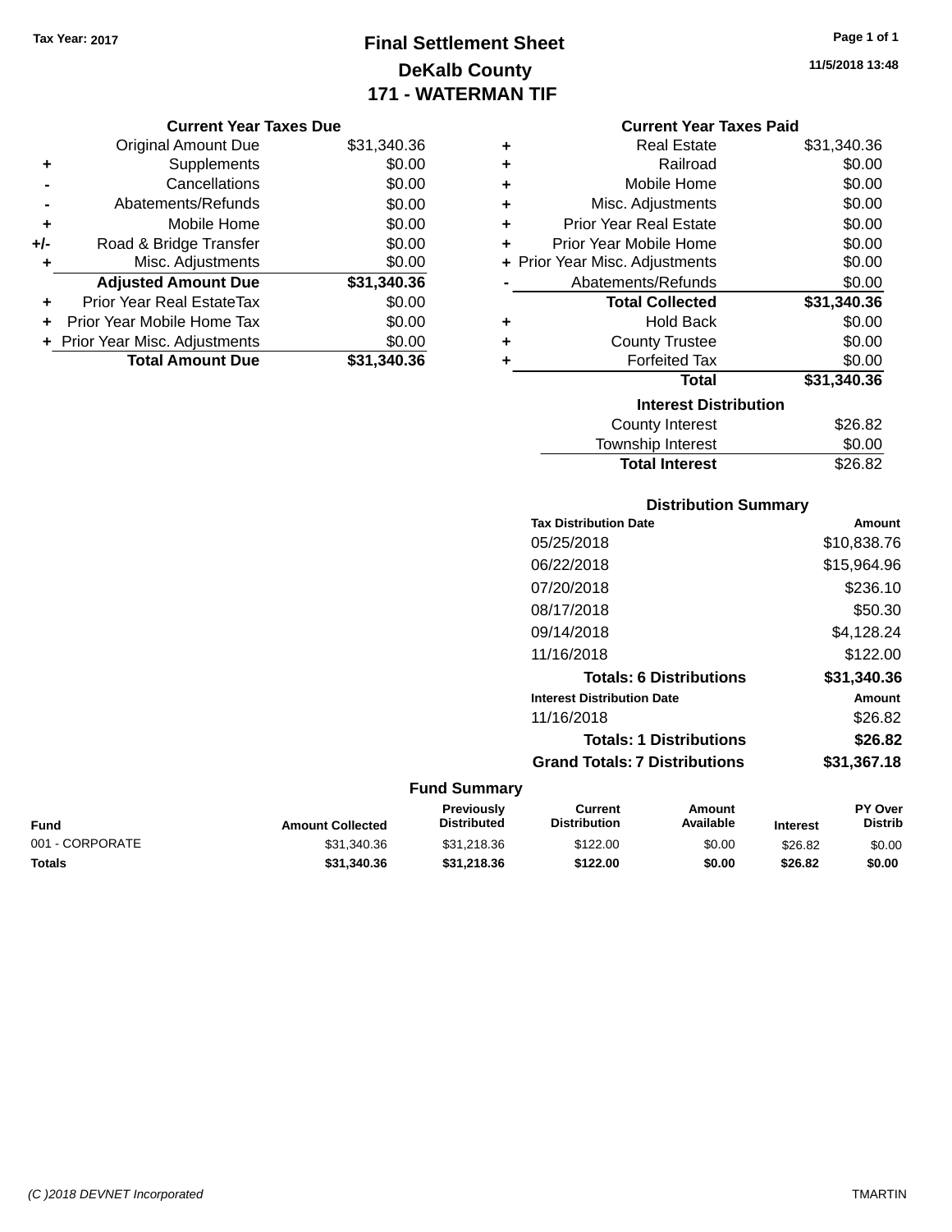Tax Year: 2017

# Final Settlement Sheet
## DeKalb County
## 171 - WATERMAN TIF

11/5/2018 13:48

### Current Year Taxes Due

| | | |
|---|---|---|
| | Original Amount Due | $31,340.36 |
| + | Supplements | $0.00 |
| - | Cancellations | $0.00 |
| - | Abatements/Refunds | $0.00 |
| + | Mobile Home | $0.00 |
| +/- | Road & Bridge Transfer | $0.00 |
| + | Misc. Adjustments | $0.00 |
| | **Adjusted Amount Due** | **$31,340.36** |
| + | Prior Year Real EstateTax | $0.00 |
| + | Prior Year Mobile Home Tax | $0.00 |
| + | Prior Year Misc. Adjustments | $0.00 |
| | **Total Amount Due** | **$31,340.36** |

### Current Year Taxes Paid

| | | |
|---|---|---|
| + | Real Estate | $31,340.36 |
| + | Railroad | $0.00 |
| + | Mobile Home | $0.00 |
| + | Misc. Adjustments | $0.00 |
| + | Prior Year Real Estate | $0.00 |
| + | Prior Year Mobile Home | $0.00 |
| + | Prior Year Misc. Adjustments | $0.00 |
| - | Abatements/Refunds | $0.00 |
| | **Total Collected** | **$31,340.36** |
| + | Hold Back | $0.00 |
| + | County Trustee | $0.00 |
| + | Forfeited Tax | $0.00 |
| | **Total** | **$31,340.36** |

### Interest Distribution

| | |
|---|---|
| County Interest | $26.82 |
| Township Interest | $0.00 |
| **Total Interest** | $26.82 |

### Distribution Summary

| Tax Distribution Date | Amount |
|---|---|
| 05/25/2018 | $10,838.76 |
| 06/22/2018 | $15,964.96 |
| 07/20/2018 | $236.10 |
| 08/17/2018 | $50.30 |
| 09/14/2018 | $4,128.24 |
| 11/16/2018 | $122.00 |
| **Totals: 6 Distributions** | **$31,340.36** |

| Interest Distribution Date | Amount |
|---|---|
| 11/16/2018 | $26.82 |
| **Totals: 1 Distributions** | **$26.82** |
| **Grand Totals: 7 Distributions** | **$31,367.18** |

### Fund Summary

| Fund | Amount Collected | Previously Distributed | Current Distribution | Amount Available | Interest | PY Over Distrib |
|---|---|---|---|---|---|---|
| 001 - CORPORATE | $31,340.36 | $31,218.36 | $122.00 | $0.00 | $26.82 | $0.00 |
| **Totals** | **$31,340.36** | **$31,218.36** | **$122.00** | **$0.00** | **$26.82** | **$0.00** |

(C )2018 DEVNET Incorporated — TMARTIN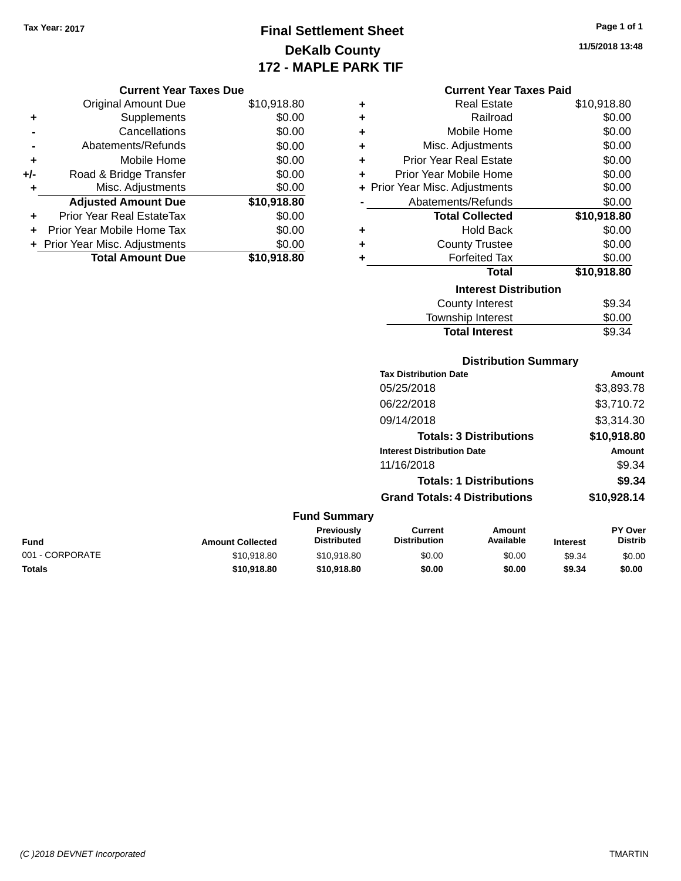Tax Year: 2017

# Final Settlement Sheet
## DeKalb County
## 172 - MAPLE PARK TIF

11/5/2018 13:48

### Current Year Taxes Due

| | | |
|---|---|---|
| | Original Amount Due | $10,918.80 |
| + | Supplements | $0.00 |
| - | Cancellations | $0.00 |
| - | Abatements/Refunds | $0.00 |
| + | Mobile Home | $0.00 |
| +/- | Road & Bridge Transfer | $0.00 |
| + | Misc. Adjustments | $0.00 |
| | **Adjusted Amount Due** | **$10,918.80** |
| + | Prior Year Real EstateTax | $0.00 |
| + | Prior Year Mobile Home Tax | $0.00 |
| + | Prior Year Misc. Adjustments | $0.00 |
| | **Total Amount Due** | **$10,918.80** |

### Current Year Taxes Paid

| | | |
|---|---|---|
| + | Real Estate | $10,918.80 |
| + | Railroad | $0.00 |
| + | Mobile Home | $0.00 |
| + | Misc. Adjustments | $0.00 |
| + | Prior Year Real Estate | $0.00 |
| + | Prior Year Mobile Home | $0.00 |
| + | Prior Year Misc. Adjustments | $0.00 |
| - | Abatements/Refunds | $0.00 |
| | **Total Collected** | **$10,918.80** |
| + | Hold Back | $0.00 |
| + | County Trustee | $0.00 |
| + | Forfeited Tax | $0.00 |
| | **Total** | **$10,918.80** |

### Interest Distribution

| | |
|---|---|
| County Interest | $9.34 |
| Township Interest | $0.00 |
| **Total Interest** | $9.34 |

### Distribution Summary

| Tax Distribution Date | Amount |
|---|---|
| 05/25/2018 | $3,893.78 |
| 06/22/2018 | $3,710.72 |
| 09/14/2018 | $3,314.30 |
| **Totals: 3 Distributions** | **$10,918.80** |
| **Interest Distribution Date** | **Amount** |
| 11/16/2018 | $9.34 |
| **Totals: 1 Distributions** | **$9.34** |
| **Grand Totals: 4 Distributions** | **$10,918.80** → **$10,928.14** |

### Fund Summary

| Fund | Amount Collected | Previously Distributed | Current Distribution | Amount Available | Interest | PY Over Distrib |
|---|---|---|---|---|---|---|
| 001 - CORPORATE | $10,918.80 | $10,918.80 | $0.00 | $0.00 | $9.34 | $0.00 |
| **Totals** | **$10,918.80** | **$10,918.80** | **$0.00** | **$0.00** | **$9.34** | **$0.00** |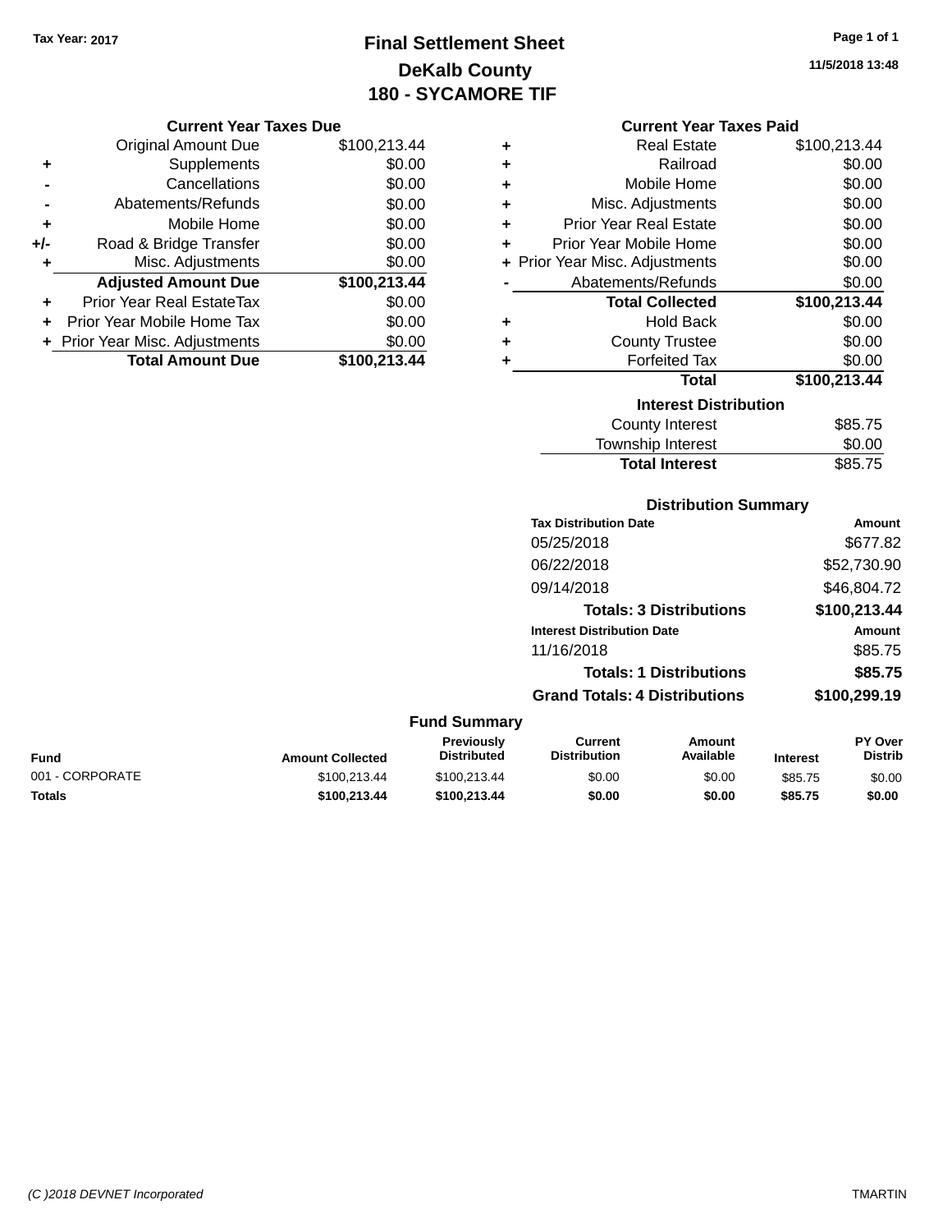Tax Year: 2017

# Final Settlement Sheet
## DeKalb County
## 180 - SYCAMORE TIF

11/5/2018 13:48

### Current Year Taxes Due

| | | |
|---|---|---|
| | Original Amount Due | $100,213.44 |
| + | Supplements | $0.00 |
| - | Cancellations | $0.00 |
| - | Abatements/Refunds | $0.00 |
| + | Mobile Home | $0.00 |
| +/- | Road & Bridge Transfer | $0.00 |
| + | Misc. Adjustments | $0.00 |
| | **Adjusted Amount Due** | **$100,213.44** |
| + | Prior Year Real EstateTax | $0.00 |
| + | Prior Year Mobile Home Tax | $0.00 |
| + | Prior Year Misc. Adjustments | $0.00 |
| | **Total Amount Due** | **$100,213.44** |

### Current Year Taxes Paid

| | | |
|---|---|---|
| + | Real Estate | $100,213.44 |
| + | Railroad | $0.00 |
| + | Mobile Home | $0.00 |
| + | Misc. Adjustments | $0.00 |
| + | Prior Year Real Estate | $0.00 |
| + | Prior Year Mobile Home | $0.00 |
| + | Prior Year Misc. Adjustments | $0.00 |
| - | Abatements/Refunds | $0.00 |
| | **Total Collected** | **$100,213.44** |
| + | Hold Back | $0.00 |
| + | County Trustee | $0.00 |
| + | Forfeited Tax | $0.00 |
| | **Total** | **$100,213.44** |

### Interest Distribution

| | |
|---|---|
| County Interest | $85.75 |
| Township Interest | $0.00 |
| **Total Interest** | $85.75 |

### Distribution Summary

| Tax Distribution Date | Amount |
|---|---|
| 05/25/2018 | $677.82 |
| 06/22/2018 | $52,730.90 |
| 09/14/2018 | $46,804.72 |
| **Totals: 3 Distributions** | **$100,213.44** |
| **Interest Distribution Date** | **Amount** |
| 11/16/2018 | $85.75 |
| **Totals: 1 Distributions** | **$85.75** |
| **Grand Totals: 4 Distributions** | **$100,299.19** |

### Fund Summary

| Fund | Amount Collected | Previously Distributed | Current Distribution | Amount Available | Interest | PY Over Distrib |
|---|---|---|---|---|---|---|
| 001 - CORPORATE | $100,213.44 | $100,213.44 | $0.00 | $0.00 | $85.75 | $0.00 |
| **Totals** | **$100,213.44** | **$100,213.44** | **$0.00** | **$0.00** | **$85.75** | **$0.00** |

(C )2018 DEVNET Incorporated — TMARTIN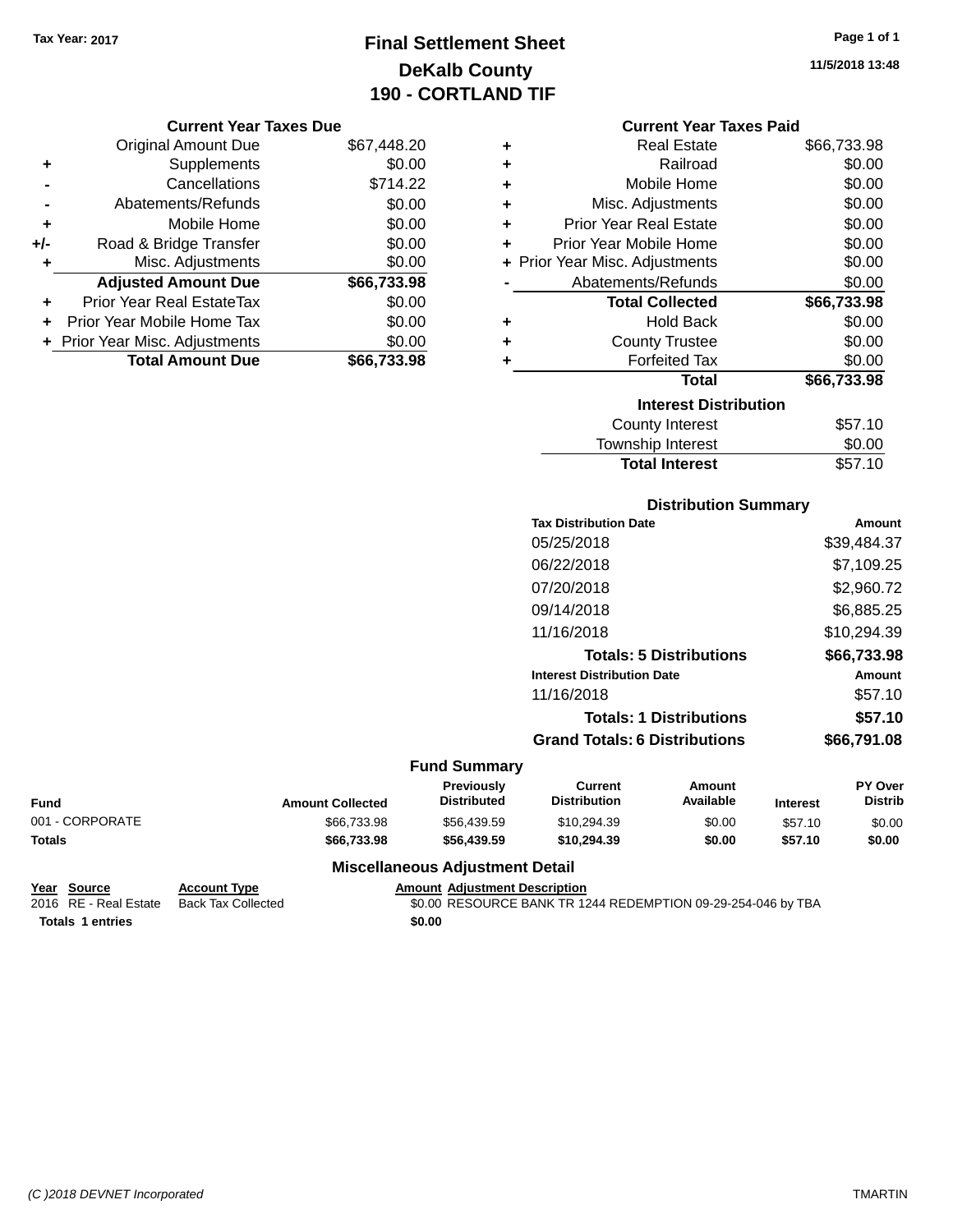Tax Year: 2017

# Final Settlement Sheet
## DeKalb County
## 190 - CORTLAND TIF

11/5/2018 13:48

### Current Year Taxes Due

| | | |
|---|---|---|
| | Original Amount Due | $67,448.20 |
| + | Supplements | $0.00 |
| - | Cancellations | $714.22 |
| - | Abatements/Refunds | $0.00 |
| + | Mobile Home | $0.00 |
| +/- | Road & Bridge Transfer | $0.00 |
| + | Misc. Adjustments | $0.00 |
| | **Adjusted Amount Due** | **$66,733.98** |
| + | Prior Year Real EstateTax | $0.00 |
| + | Prior Year Mobile Home Tax | $0.00 |
| + | Prior Year Misc. Adjustments | $0.00 |
| | **Total Amount Due** | **$66,733.98** |

### Current Year Taxes Paid

| | | |
|---|---|---|
| + | Real Estate | $66,733.98 |
| + | Railroad | $0.00 |
| + | Mobile Home | $0.00 |
| + | Misc. Adjustments | $0.00 |
| + | Prior Year Real Estate | $0.00 |
| + | Prior Year Mobile Home | $0.00 |
| + | Prior Year Misc. Adjustments | $0.00 |
| - | Abatements/Refunds | $0.00 |
| | **Total Collected** | **$66,733.98** |
| + | Hold Back | $0.00 |
| + | County Trustee | $0.00 |
| + | Forfeited Tax | $0.00 |
| | **Total** | **$66,733.98** |

### Interest Distribution

| | |
|---|---|
| County Interest | $57.10 |
| Township Interest | $0.00 |
| **Total Interest** | $57.10 |

### Distribution Summary

| Tax Distribution Date | Amount |
|---|---|
| 05/25/2018 | $39,484.37 |
| 06/22/2018 | $7,109.25 |
| 07/20/2018 | $2,960.72 |
| 09/14/2018 | $6,885.25 |
| 11/16/2018 | $10,294.39 |
| **Totals: 5 Distributions** | **$66,733.98** |
| **Interest Distribution Date** | **Amount** |
| 11/16/2018 | $57.10 |
| **Totals: 1 Distributions** | **$57.10** |
| **Grand Totals: 6 Distributions** | **$66,791.08** |

### Fund Summary

| Fund | Amount Collected | Previously Distributed | Current Distribution | Amount Available | Interest | PY Over Distrib |
|---|---|---|---|---|---|---|
| 001 - CORPORATE | $66,733.98 | $56,439.59 | $10,294.39 | $0.00 | $57.10 | $0.00 |
| **Totals** | **$66,733.98** | **$56,439.59** | **$10,294.39** | **$0.00** | **$57.10** | **$0.00** |

### Miscellaneous Adjustment Detail

| Year | Source | Account Type | Amount | Adjustment Description |
|---|---|---|---|---|
| 2016 | RE - Real Estate | Back Tax Collected | $0.00 | RESOURCE BANK TR 1244 REDEMPTION 09-29-254-046 by TBA |
| **Totals** | **1 entries** | | **$0.00** | |

(C )2018 DEVNET Incorporated TMARTIN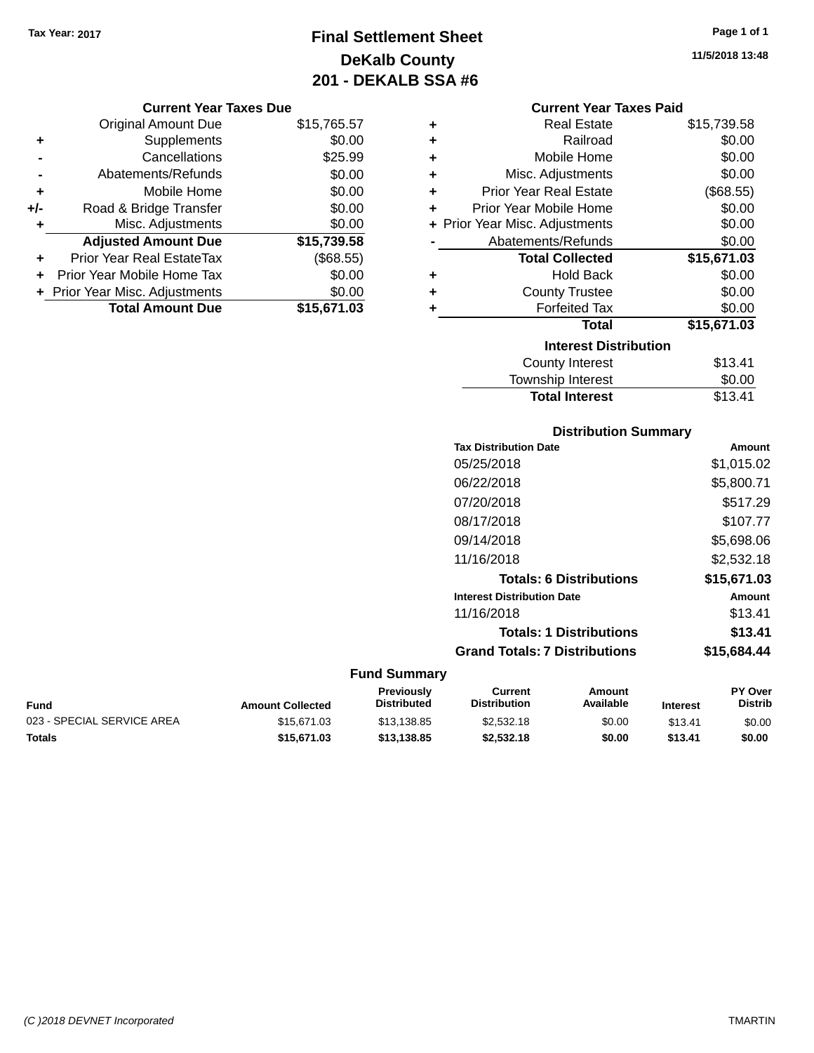Tax Year: 2017

# Final Settlement Sheet
## DeKalb County
## 201 - DEKALB SSA #6

11/5/2018 13:48

### Current Year Taxes Due

| | | |
|---|---|---|
| | Original Amount Due | $15,765.57 |
| + | Supplements | $0.00 |
| - | Cancellations | $25.99 |
| - | Abatements/Refunds | $0.00 |
| + | Mobile Home | $0.00 |
| +/- | Road & Bridge Transfer | $0.00 |
| + | Misc. Adjustments | $0.00 |
| | **Adjusted Amount Due** | **$15,739.58** |
| + | Prior Year Real EstateTax | ($68.55) |
| + | Prior Year Mobile Home Tax | $0.00 |
| + | Prior Year Misc. Adjustments | $0.00 |
| | **Total Amount Due** | **$15,671.03** |

### Current Year Taxes Paid

| | | |
|---|---|---|
| + | Real Estate | $15,739.58 |
| + | Railroad | $0.00 |
| + | Mobile Home | $0.00 |
| + | Misc. Adjustments | $0.00 |
| + | Prior Year Real Estate | ($68.55) |
| + | Prior Year Mobile Home | $0.00 |
| + | Prior Year Misc. Adjustments | $0.00 |
| - | Abatements/Refunds | $0.00 |
| | **Total Collected** | **$15,671.03** |
| + | Hold Back | $0.00 |
| + | County Trustee | $0.00 |
| + | Forfeited Tax | $0.00 |
| | **Total** | **$15,671.03** |

### Interest Distribution

| | |
|---|---|
| County Interest | $13.41 |
| Township Interest | $0.00 |
| **Total Interest** | $13.41 |

### Distribution Summary

| Tax Distribution Date | Amount |
|---|---|
| 05/25/2018 | $1,015.02 |
| 06/22/2018 | $5,800.71 |
| 07/20/2018 | $517.29 |
| 08/17/2018 | $107.77 |
| 09/14/2018 | $5,698.06 |
| 11/16/2018 | $2,532.18 |
| **Totals: 6 Distributions** | **$15,671.03** |
| **Interest Distribution Date** | **Amount** |
| 11/16/2018 | $13.41 |
| **Totals: 1 Distributions** | **$13.41** |
| **Grand Totals: 7 Distributions** | **$15,684.44** |

### Fund Summary

| Fund | Amount Collected | Previously Distributed | Current Distribution | Amount Available | Interest | PY Over Distrib |
|---|---|---|---|---|---|---|
| 023 - SPECIAL SERVICE AREA | $15,671.03 | $13,138.85 | $2,532.18 | $0.00 | $13.41 | $0.00 |
| **Totals** | **$15,671.03** | **$13,138.85** | **$2,532.18** | **$0.00** | **$13.41** | **$0.00** |

(C )2018 DEVNET Incorporated TMARTIN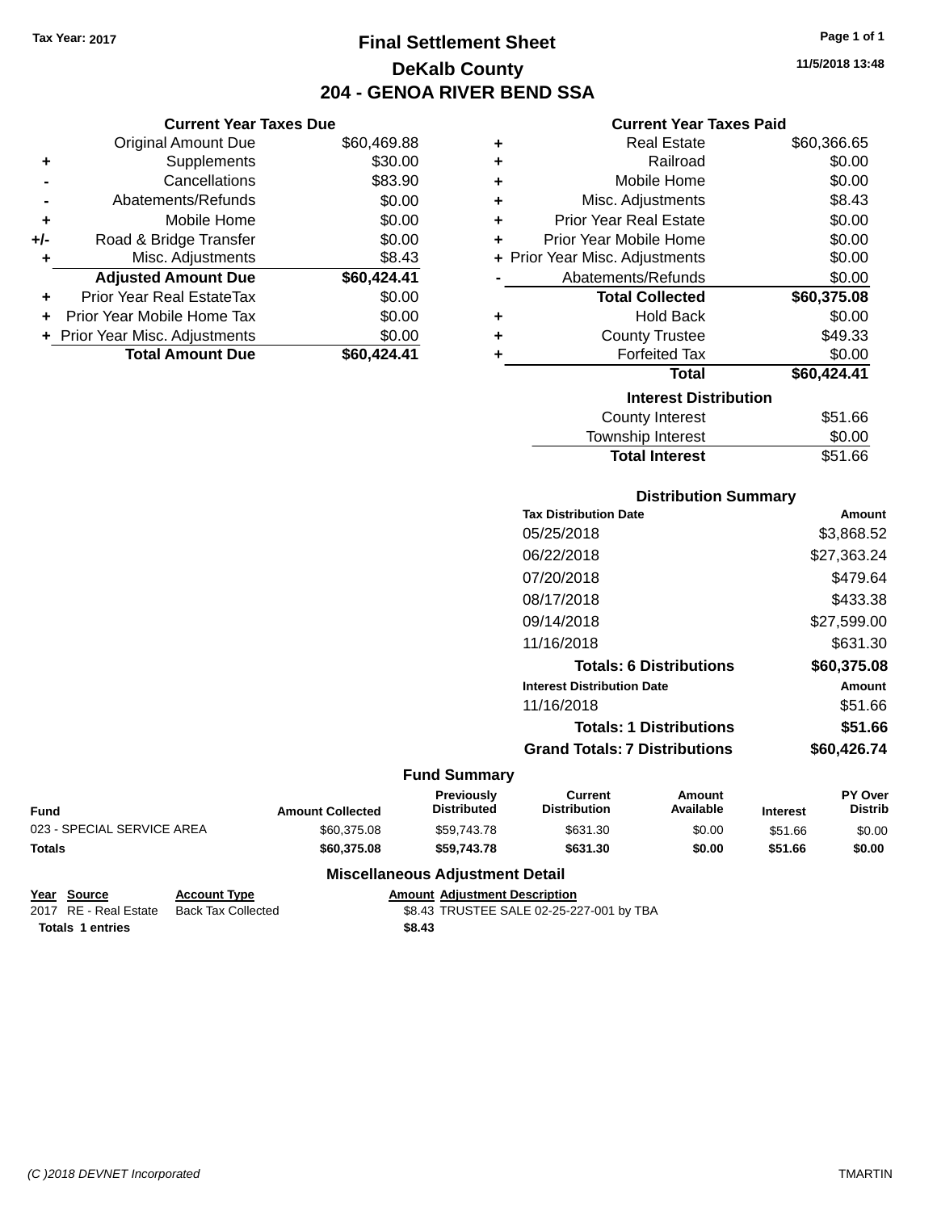**Tax Year: 2017**

# Final Settlement Sheet
## DeKalb County
## 204 - GENOA RIVER BEND SSA

11/5/2018 13:48

### Current Year Taxes Due

| | | |
|---|---|---|
| | Original Amount Due | $60,469.88 |
| + | Supplements | $30.00 |
| - | Cancellations | $83.90 |
| - | Abatements/Refunds | $0.00 |
| + | Mobile Home | $0.00 |
| +/- | Road & Bridge Transfer | $0.00 |
| + | Misc. Adjustments | $8.43 |
| | **Adjusted Amount Due** | **$60,424.41** |
| + | Prior Year Real EstateTax | $0.00 |
| + | Prior Year Mobile Home Tax | $0.00 |
| + | Prior Year Misc. Adjustments | $0.00 |
| | **Total Amount Due** | **$60,424.41** |

### Current Year Taxes Paid

| | | |
|---|---|---|
| + | Real Estate | $60,366.65 |
| + | Railroad | $0.00 |
| + | Mobile Home | $0.00 |
| + | Misc. Adjustments | $8.43 |
| + | Prior Year Real Estate | $0.00 |
| + | Prior Year Mobile Home | $0.00 |
| + | Prior Year Misc. Adjustments | $0.00 |
| - | Abatements/Refunds | $0.00 |
| | **Total Collected** | **$60,375.08** |
| + | Hold Back | $0.00 |
| + | County Trustee | $49.33 |
| + | Forfeited Tax | $0.00 |
| | **Total** | **$60,424.41** |

### Interest Distribution

| | |
|---|---|
| County Interest | $51.66 |
| Township Interest | $0.00 |
| **Total Interest** | $51.66 |

### Distribution Summary

| Tax Distribution Date | Amount |
|---|---|
| 05/25/2018 | $3,868.52 |
| 06/22/2018 | $27,363.24 |
| 07/20/2018 | $479.64 |
| 08/17/2018 | $433.38 |
| 09/14/2018 | $27,599.00 |
| 11/16/2018 | $631.30 |
| **Totals: 6 Distributions** | **$60,375.08** |
| **Interest Distribution Date** | **Amount** |
| 11/16/2018 | $51.66 |
| **Totals: 1 Distributions** | **$51.66** |
| **Grand Totals: 7 Distributions** | **$60,426.74** |

### Fund Summary

| Fund | Amount Collected | Previously Distributed | Current Distribution | Amount Available | Interest | PY Over Distrib |
|---|---|---|---|---|---|---|
| 023 - SPECIAL SERVICE AREA | $60,375.08 | $59,743.78 | $631.30 | $0.00 | $51.66 | $0.00 |
| **Totals** | **$60,375.08** | **$59,743.78** | **$631.30** | **$0.00** | **$51.66** | **$0.00** |

### Miscellaneous Adjustment Detail

| Year | Source | Account Type | Amount | Adjustment Description |
|---|---|---|---|---|
| 2017 | RE - Real Estate | Back Tax Collected | $8.43 | TRUSTEE SALE 02-25-227-001 by TBA |
| **Totals** | **1 entries** | | **$8.43** | |

(C )2018 DEVNET Incorporated — TMARTIN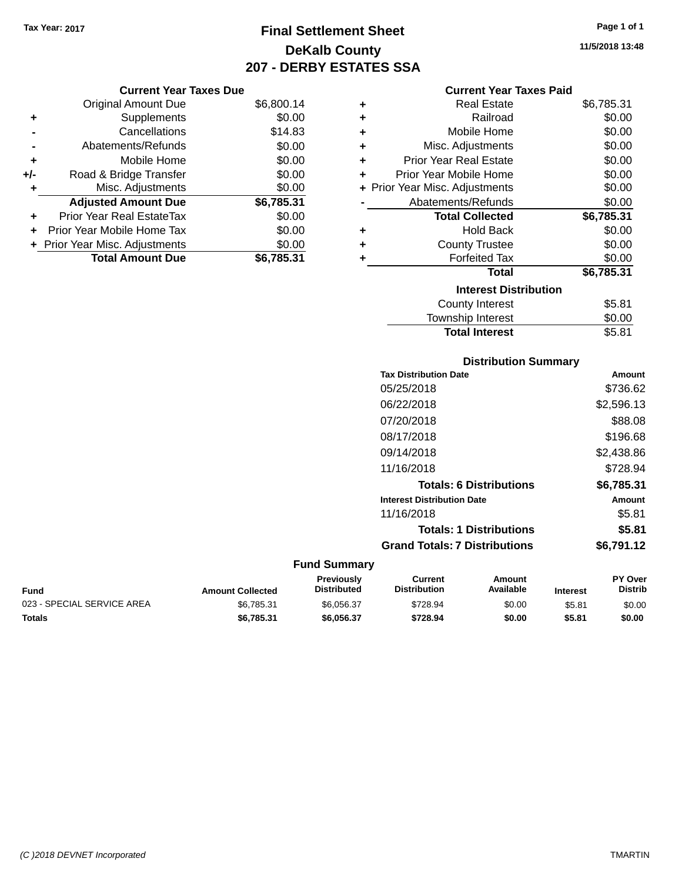Tax Year: 2017

# Final Settlement Sheet

## DeKalb County

## 207 - DERBY ESTATES SSA

11/5/2018 13:48

### Current Year Taxes Due

| | | |
|---|---|---|
| | Original Amount Due | $6,800.14 |
| + | Supplements | $0.00 |
| - | Cancellations | $14.83 |
| - | Abatements/Refunds | $0.00 |
| + | Mobile Home | $0.00 |
| +/- | Road & Bridge Transfer | $0.00 |
| + | Misc. Adjustments | $0.00 |
| | **Adjusted Amount Due** | **$6,785.31** |
| + | Prior Year Real EstateTax | $0.00 |
| + | Prior Year Mobile Home Tax | $0.00 |
| + | Prior Year Misc. Adjustments | $0.00 |
| | **Total Amount Due** | **$6,785.31** |

### Current Year Taxes Paid

| | | |
|---|---|---|
| + | Real Estate | $6,785.31 |
| + | Railroad | $0.00 |
| + | Mobile Home | $0.00 |
| + | Misc. Adjustments | $0.00 |
| + | Prior Year Real Estate | $0.00 |
| + | Prior Year Mobile Home | $0.00 |
| + | Prior Year Misc. Adjustments | $0.00 |
| - | Abatements/Refunds | $0.00 |
| | **Total Collected** | **$6,785.31** |
| + | Hold Back | $0.00 |
| + | County Trustee | $0.00 |
| + | Forfeited Tax | $0.00 |
| | **Total** | **$6,785.31** |

### Interest Distribution

| | |
|---|---|
| County Interest | $5.81 |
| Township Interest | $0.00 |
| **Total Interest** | $5.81 |

### Distribution Summary

| Tax Distribution Date | Amount |
|---|---|
| 05/25/2018 | $736.62 |
| 06/22/2018 | $2,596.13 |
| 07/20/2018 | $88.08 |
| 08/17/2018 | $196.68 |
| 09/14/2018 | $2,438.86 |
| 11/16/2018 | $728.94 |
| **Totals: 6 Distributions** | **$6,785.31** |
| **Interest Distribution Date** | **Amount** |
| 11/16/2018 | $5.81 |
| **Totals: 1 Distributions** | **$5.81** |
| **Grand Totals: 7 Distributions** | **$6,791.12** |

### Fund Summary

| Fund | Amount Collected | Previously Distributed | Current Distribution | Amount Available | Interest | PY Over Distrib |
|---|---|---|---|---|---|---|
| 023 - SPECIAL SERVICE AREA | $6,785.31 | $6,056.37 | $728.94 | $0.00 | $5.81 | $0.00 |
| **Totals** | **$6,785.31** | **$6,056.37** | **$728.94** | **$0.00** | **$5.81** | **$0.00** |

(C )2018 DEVNET Incorporated TMARTIN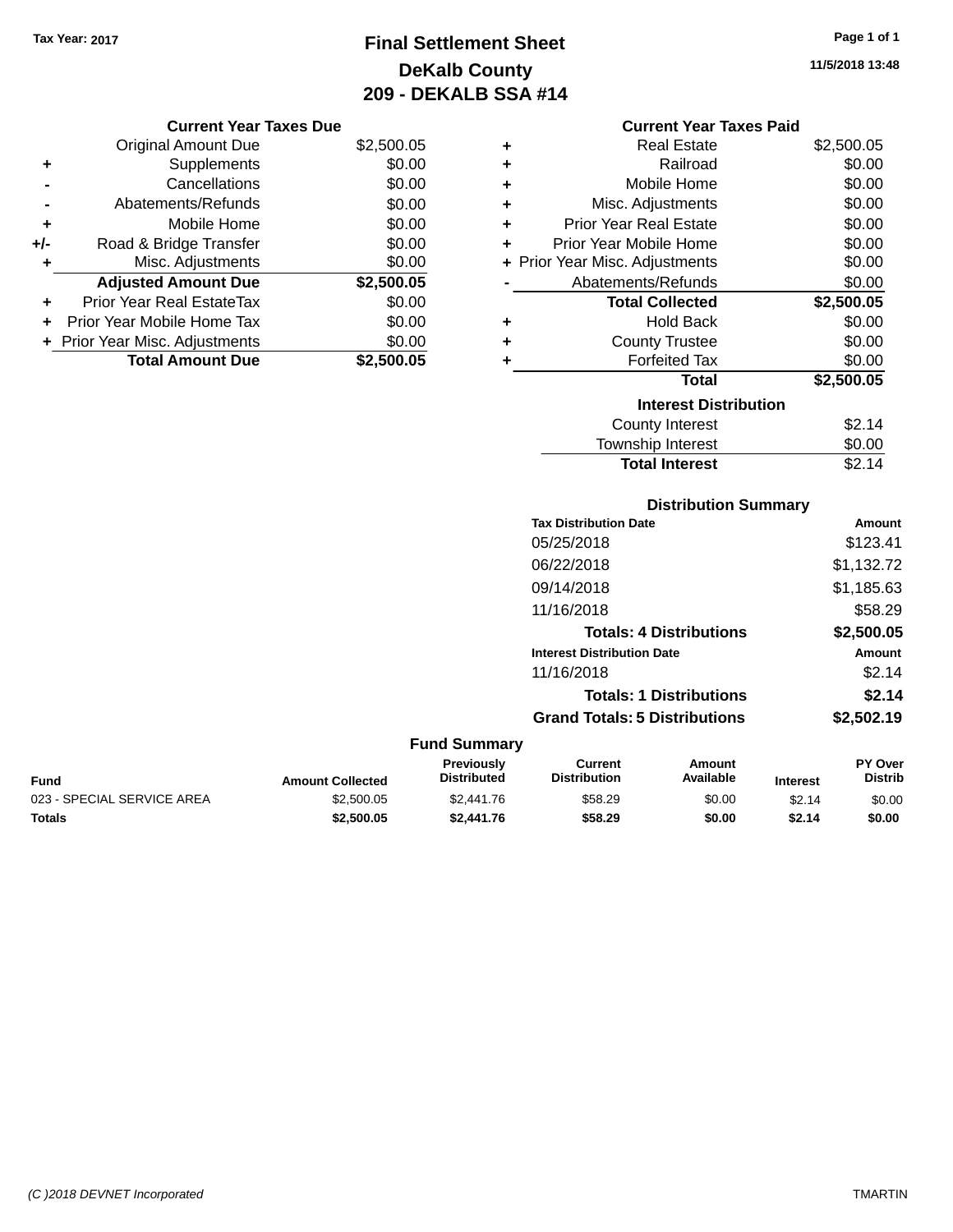Tax Year: 2017

# Final Settlement Sheet
## DeKalb County
## 209 - DEKALB SSA #14

11/5/2018 13:48

### Current Year Taxes Due

| | | |
|---|---|---|
| | Original Amount Due | $2,500.05 |
| + | Supplements | $0.00 |
| - | Cancellations | $0.00 |
| - | Abatements/Refunds | $0.00 |
| + | Mobile Home | $0.00 |
| +/- | Road & Bridge Transfer | $0.00 |
| + | Misc. Adjustments | $0.00 |
| | **Adjusted Amount Due** | **$2,500.05** |
| + | Prior Year Real EstateTax | $0.00 |
| + | Prior Year Mobile Home Tax | $0.00 |
| + | Prior Year Misc. Adjustments | $0.00 |
| | **Total Amount Due** | **$2,500.05** |

### Current Year Taxes Paid

| | | |
|---|---|---|
| + | Real Estate | $2,500.05 |
| + | Railroad | $0.00 |
| + | Mobile Home | $0.00 |
| + | Misc. Adjustments | $0.00 |
| + | Prior Year Real Estate | $0.00 |
| + | Prior Year Mobile Home | $0.00 |
| + | Prior Year Misc. Adjustments | $0.00 |
| - | Abatements/Refunds | $0.00 |
| | **Total Collected** | **$2,500.05** |
| + | Hold Back | $0.00 |
| + | County Trustee | $0.00 |
| + | Forfeited Tax | $0.00 |
| | **Total** | **$2,500.05** |

### Interest Distribution

| | |
|---|---|
| County Interest | $2.14 |
| Township Interest | $0.00 |
| **Total Interest** | $2.14 |

### Distribution Summary

| Tax Distribution Date | Amount |
|---|---|
| 05/25/2018 | $123.41 |
| 06/22/2018 | $1,132.72 |
| 09/14/2018 | $1,185.63 |
| 11/16/2018 | $58.29 |
| **Totals: 4 Distributions** | **$2,500.05** |

| Interest Distribution Date | Amount |
|---|---|
| 11/16/2018 | $2.14 |
| **Totals: 1 Distributions** | **$2.14** |
| **Grand Totals: 5 Distributions** | **$2,502.19** |

### Fund Summary

| Fund | Amount Collected | Previously Distributed | Current Distribution | Amount Available | Interest | PY Over Distrib |
|---|---|---|---|---|---|---|
| 023 - SPECIAL SERVICE AREA | $2,500.05 | $2,441.76 | $58.29 | $0.00 | $2.14 | $0.00 |
| **Totals** | **$2,500.05** | **$2,441.76** | **$58.29** | **$0.00** | **$2.14** | **$0.00** |

(C )2018 DEVNET Incorporated — TMARTIN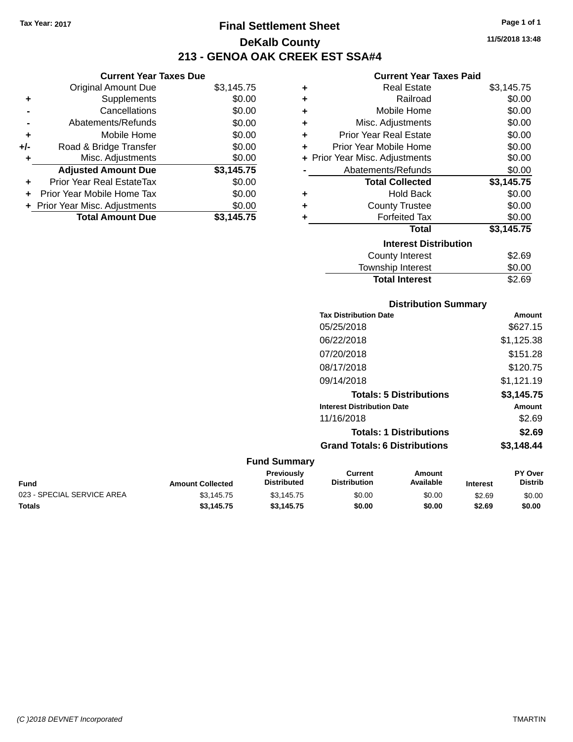Tax Year: 2017

# Final Settlement Sheet

## DeKalb County

## 213 - GENOA OAK CREEK EST SSA#4

11/5/2018 13:48

### Current Year Taxes Due

| | | |
|---|---|---|
| | Original Amount Due | $3,145.75 |
| + | Supplements | $0.00 |
| - | Cancellations | $0.00 |
| - | Abatements/Refunds | $0.00 |
| + | Mobile Home | $0.00 |
| +/- | Road & Bridge Transfer | $0.00 |
| + | Misc. Adjustments | $0.00 |
| | **Adjusted Amount Due** | **$3,145.75** |
| + | Prior Year Real EstateTax | $0.00 |
| + | Prior Year Mobile Home Tax | $0.00 |
| + | Prior Year Misc. Adjustments | $0.00 |
| | **Total Amount Due** | **$3,145.75** |

### Current Year Taxes Paid

| | | |
|---|---|---|
| + | Real Estate | $3,145.75 |
| + | Railroad | $0.00 |
| + | Mobile Home | $0.00 |
| + | Misc. Adjustments | $0.00 |
| + | Prior Year Real Estate | $0.00 |
| + | Prior Year Mobile Home | $0.00 |
| + | Prior Year Misc. Adjustments | $0.00 |
| - | Abatements/Refunds | $0.00 |
| | **Total Collected** | **$3,145.75** |
| + | Hold Back | $0.00 |
| + | County Trustee | $0.00 |
| + | Forfeited Tax | $0.00 |
| | **Total** | **$3,145.75** |

### Interest Distribution

| | |
|---|---|
| County Interest | $2.69 |
| Township Interest | $0.00 |
| **Total Interest** | $2.69 |

### Distribution Summary

| Tax Distribution Date | Amount |
|---|---|
| 05/25/2018 | $627.15 |
| 06/22/2018 | $1,125.38 |
| 07/20/2018 | $151.28 |
| 08/17/2018 | $120.75 |
| 09/14/2018 | $1,121.19 |
| **Totals: 5 Distributions** | **$3,145.75** |

| Interest Distribution Date | Amount |
|---|---|
| 11/16/2018 | $2.69 |
| **Totals: 1 Distributions** | **$2.69** |
| **Grand Totals: 6 Distributions** | **$3,148.44** |

### Fund Summary

| Fund | Amount Collected | Previously Distributed | Current Distribution | Amount Available | Interest | PY Over Distrib |
|---|---|---|---|---|---|---|
| 023 - SPECIAL SERVICE AREA | $3,145.75 | $3,145.75 | $0.00 | $0.00 | $2.69 | $0.00 |
| **Totals** | **$3,145.75** | **$3,145.75** | **$0.00** | **$0.00** | **$2.69** | **$0.00** |

(C )2018 DEVNET Incorporated TMARTIN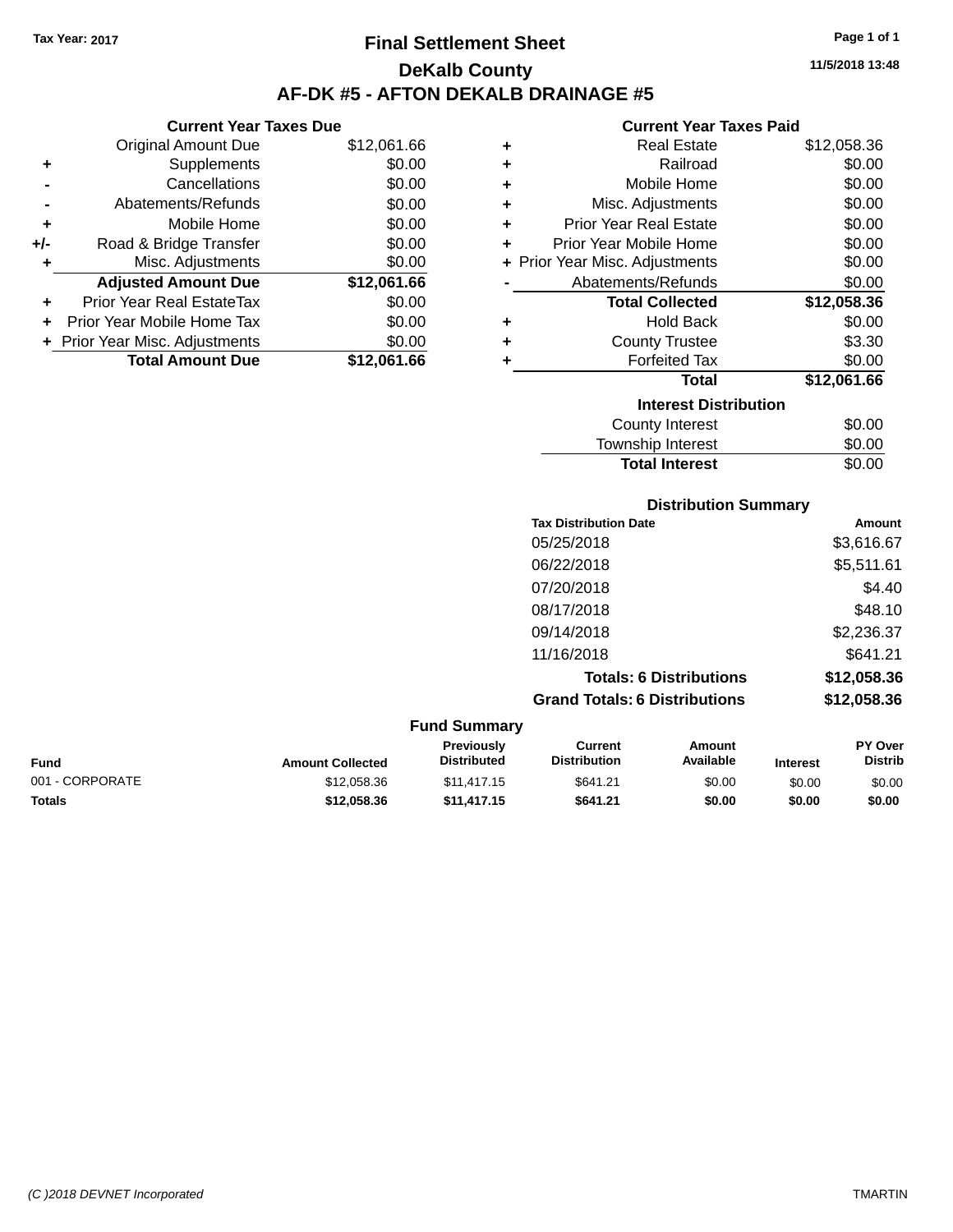Tax Year: 2017

# Final Settlement Sheet

## DeKalb County

## AF-DK #5 - AFTON DEKALB DRAINAGE #5

11/5/2018 13:48

### Current Year Taxes Due

| | | |
|---|---|---|
| | Original Amount Due | $12,061.66 |
| + | Supplements | $0.00 |
| - | Cancellations | $0.00 |
| - | Abatements/Refunds | $0.00 |
| + | Mobile Home | $0.00 |
| +/- | Road & Bridge Transfer | $0.00 |
| + | Misc. Adjustments | $0.00 |
| | **Adjusted Amount Due** | **$12,061.66** |
| + | Prior Year Real EstateTax | $0.00 |
| + | Prior Year Mobile Home Tax | $0.00 |
| + | Prior Year Misc. Adjustments | $0.00 |
| | **Total Amount Due** | **$12,061.66** |

### Current Year Taxes Paid

| | | |
|---|---|---|
| + | Real Estate | $12,058.36 |
| + | Railroad | $0.00 |
| + | Mobile Home | $0.00 |
| + | Misc. Adjustments | $0.00 |
| + | Prior Year Real Estate | $0.00 |
| + | Prior Year Mobile Home | $0.00 |
| + | Prior Year Misc. Adjustments | $0.00 |
| - | Abatements/Refunds | $0.00 |
| | **Total Collected** | **$12,058.36** |
| + | Hold Back | $0.00 |
| + | County Trustee | $3.30 |
| + | Forfeited Tax | $0.00 |
| | **Total** | **$12,061.66** |

### Interest Distribution

| | |
|---|---|
| County Interest | $0.00 |
| Township Interest | $0.00 |
| **Total Interest** | $0.00 |

### Distribution Summary

| Tax Distribution Date | Amount |
|---|---|
| 05/25/2018 | $3,616.67 |
| 06/22/2018 | $5,511.61 |
| 07/20/2018 | $4.40 |
| 08/17/2018 | $48.10 |
| 09/14/2018 | $2,236.37 |
| 11/16/2018 | $641.21 |
| **Totals: 6 Distributions** | **$12,058.36** |
| **Grand Totals: 6 Distributions** | **$12,058.36** |

### Fund Summary

| Fund | Amount Collected | Previously Distributed | Current Distribution | Amount Available | Interest | PY Over Distrib |
|---|---|---|---|---|---|---|
| 001 - CORPORATE | $12,058.36 | $11,417.15 | $641.21 | $0.00 | $0.00 | $0.00 |
| **Totals** | **$12,058.36** | **$11,417.15** | **$641.21** | **$0.00** | **$0.00** | **$0.00** |

(C )2018 DEVNET Incorporated TMARTIN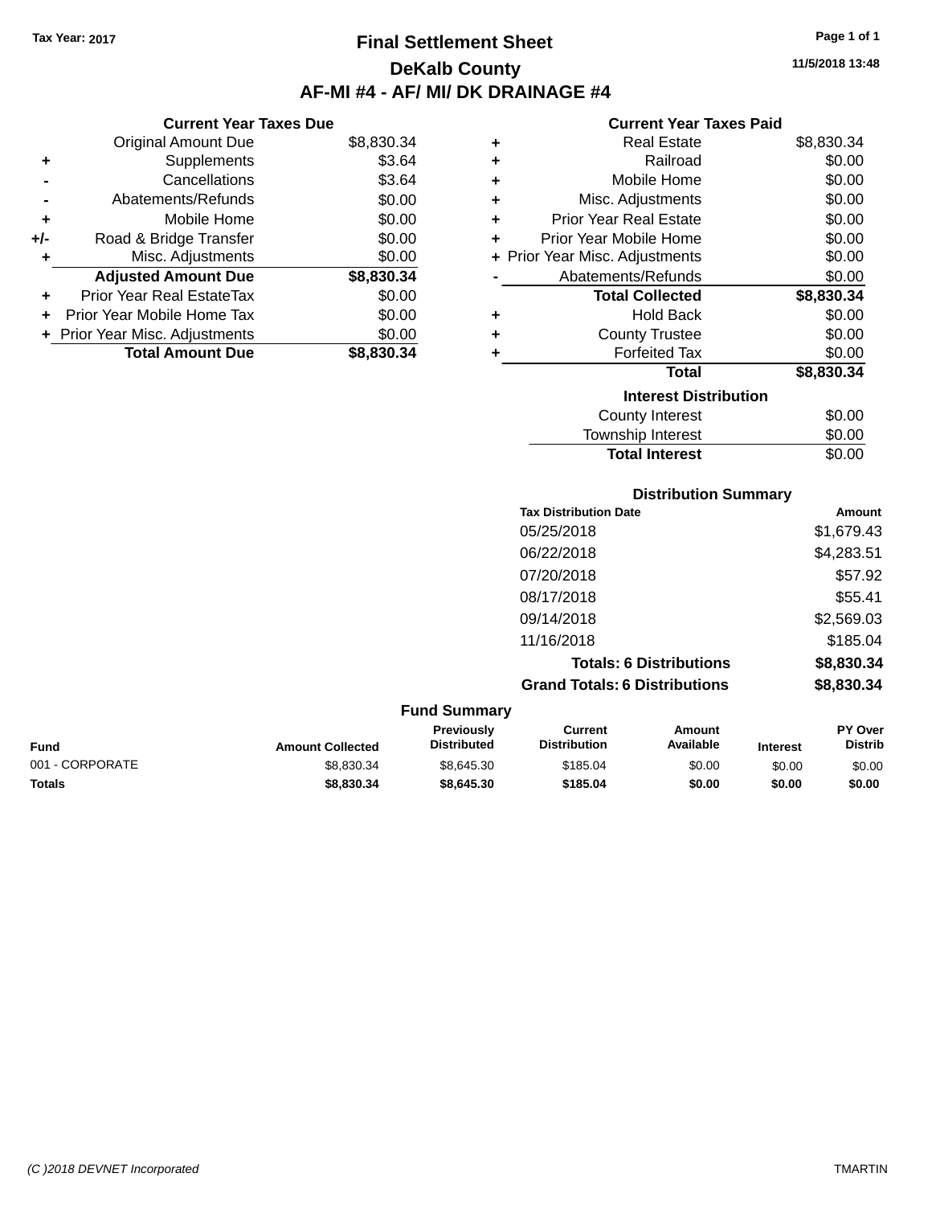Tax Year: 2017

# Final Settlement Sheet

## DeKalb County

## AF-MI #4 - AF/ MI/ DK DRAINAGE #4

11/5/2018 13:48

### Current Year Taxes Due

| | | |
|---|---|---|
| | Original Amount Due | $8,830.34 |
| + | Supplements | $3.64 |
| - | Cancellations | $3.64 |
| - | Abatements/Refunds | $0.00 |
| + | Mobile Home | $0.00 |
| +/- | Road & Bridge Transfer | $0.00 |
| + | Misc. Adjustments | $0.00 |
| | **Adjusted Amount Due** | **$8,830.34** |
| + | Prior Year Real EstateTax | $0.00 |
| + | Prior Year Mobile Home Tax | $0.00 |
| + | Prior Year Misc. Adjustments | $0.00 |
| | **Total Amount Due** | **$8,830.34** |

### Current Year Taxes Paid

| | | |
|---|---|---|
| + | Real Estate | $8,830.34 |
| + | Railroad | $0.00 |
| + | Mobile Home | $0.00 |
| + | Misc. Adjustments | $0.00 |
| + | Prior Year Real Estate | $0.00 |
| + | Prior Year Mobile Home | $0.00 |
| + | Prior Year Misc. Adjustments | $0.00 |
| - | Abatements/Refunds | $0.00 |
| | **Total Collected** | **$8,830.34** |
| + | Hold Back | $0.00 |
| + | County Trustee | $0.00 |
| + | Forfeited Tax | $0.00 |
| | **Total** | **$8,830.34** |

### Interest Distribution

| | |
|---|---|
| County Interest | $0.00 |
| Township Interest | $0.00 |
| **Total Interest** | $0.00 |

### Distribution Summary

| Tax Distribution Date | Amount |
|---|---|
| 05/25/2018 | $1,679.43 |
| 06/22/2018 | $4,283.51 |
| 07/20/2018 | $57.92 |
| 08/17/2018 | $55.41 |
| 09/14/2018 | $2,569.03 |
| 11/16/2018 | $185.04 |
| **Totals: 6 Distributions** | **$8,830.34** |
| **Grand Totals: 6 Distributions** | **$8,830.34** |

### Fund Summary

| Fund | Amount Collected | Previously Distributed | Current Distribution | Amount Available | Interest | PY Over Distrib |
|---|---|---|---|---|---|---|
| 001 - CORPORATE | $8,830.34 | $8,645.30 | $185.04 | $0.00 | $0.00 | $0.00 |
| **Totals** | **$8,830.34** | **$8,645.30** | **$185.04** | **$0.00** | **$0.00** | **$0.00** |

(C )2018 DEVNET Incorporated TMARTIN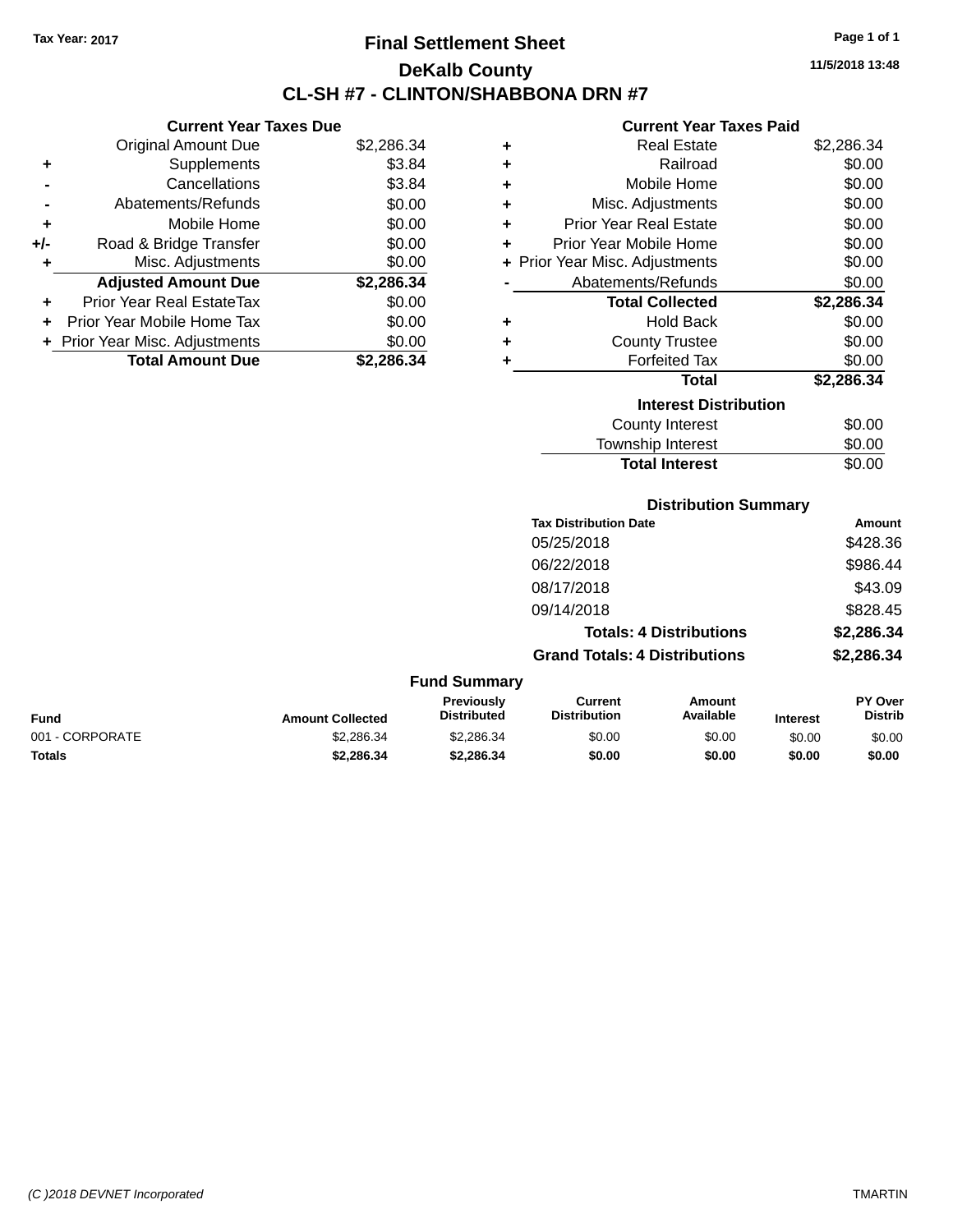Tax Year: 2017

# Final Settlement Sheet

## DeKalb County

## CL-SH #7 - CLINTON/SHABBONA DRN #7

11/5/2018 13:48

### Current Year Taxes Due

| | | |
|---|---|---|
| | Original Amount Due | $2,286.34 |
| + | Supplements | $3.84 |
| - | Cancellations | $3.84 |
| - | Abatements/Refunds | $0.00 |
| + | Mobile Home | $0.00 |
| +/- | Road & Bridge Transfer | $0.00 |
| + | Misc. Adjustments | $0.00 |
| | **Adjusted Amount Due** | **$2,286.34** |
| + | Prior Year Real EstateTax | $0.00 |
| + | Prior Year Mobile Home Tax | $0.00 |
| + | Prior Year Misc. Adjustments | $0.00 |
| | **Total Amount Due** | **$2,286.34** |

### Current Year Taxes Paid

| | | |
|---|---|---|
| + | Real Estate | $2,286.34 |
| + | Railroad | $0.00 |
| + | Mobile Home | $0.00 |
| + | Misc. Adjustments | $0.00 |
| + | Prior Year Real Estate | $0.00 |
| + | Prior Year Mobile Home | $0.00 |
| + | Prior Year Misc. Adjustments | $0.00 |
| - | Abatements/Refunds | $0.00 |
| | **Total Collected** | **$2,286.34** |
| + | Hold Back | $0.00 |
| + | County Trustee | $0.00 |
| + | Forfeited Tax | $0.00 |
| | **Total** | **$2,286.34** |

### Interest Distribution

| | |
|---|---|
| County Interest | $0.00 |
| Township Interest | $0.00 |
| **Total Interest** | $0.00 |

### Distribution Summary

| Tax Distribution Date | Amount |
|---|---|
| 05/25/2018 | $428.36 |
| 06/22/2018 | $986.44 |
| 08/17/2018 | $43.09 |
| 09/14/2018 | $828.45 |
| **Totals: 4 Distributions** | **$2,286.34** |
| **Grand Totals: 4 Distributions** | **$2,286.34** |

### Fund Summary

| Fund | Amount Collected | Previously Distributed | Current Distribution | Amount Available | Interest | PY Over Distrib |
|---|---|---|---|---|---|---|
| 001 - CORPORATE | $2,286.34 | $2,286.34 | $0.00 | $0.00 | $0.00 | $0.00 |
| **Totals** | **$2,286.34** | **$2,286.34** | **$0.00** | **$0.00** | **$0.00** | **$0.00** |

(C )2018 DEVNET Incorporated TMARTIN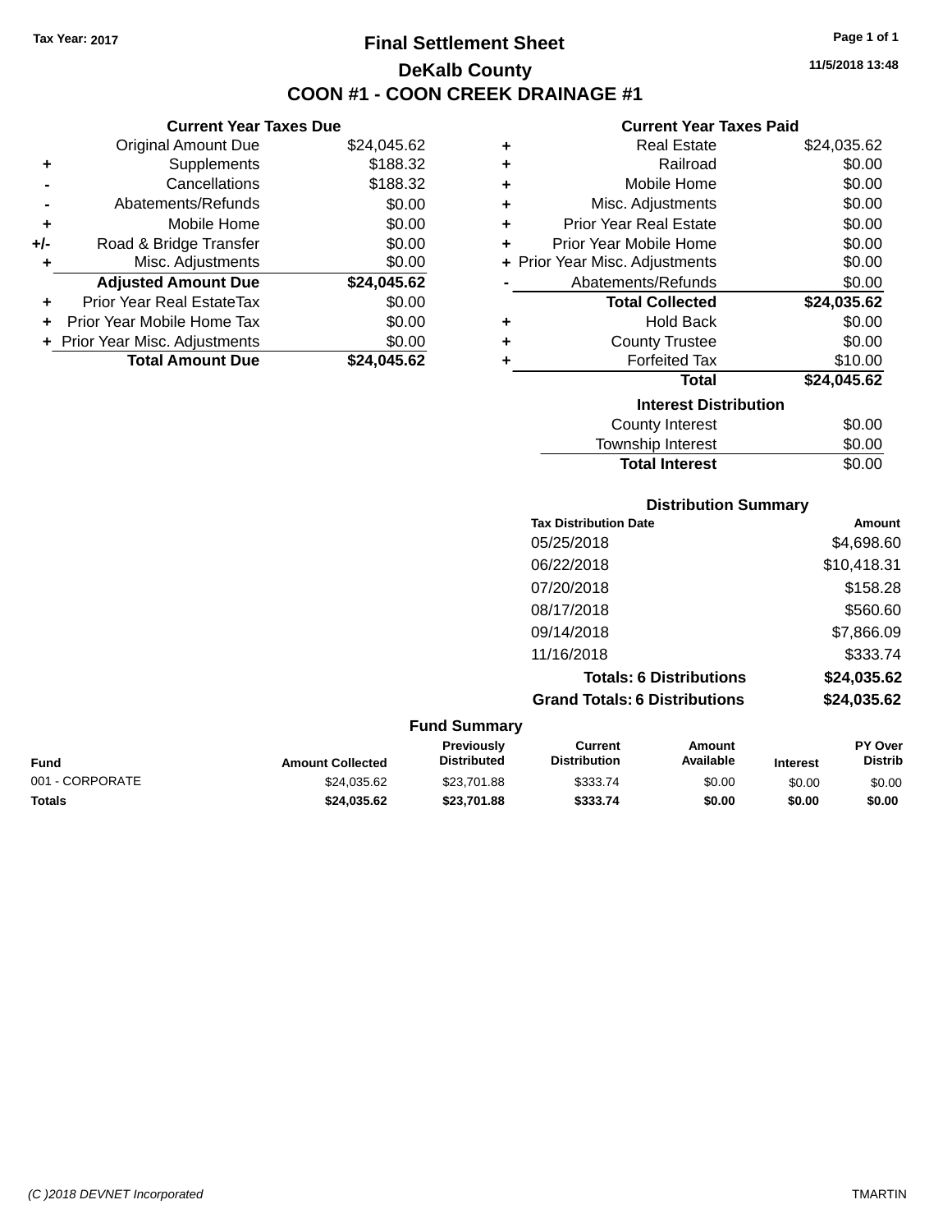Tax Year: 2017

# Final Settlement Sheet

## DeKalb County

## COON #1 - COON CREEK DRAINAGE #1

11/5/2018 13:48

### Current Year Taxes Due

| | | |
|---|---|---|
| | Original Amount Due | $24,045.62 |
| + | Supplements | $188.32 |
| - | Cancellations | $188.32 |
| - | Abatements/Refunds | $0.00 |
| + | Mobile Home | $0.00 |
| +/- | Road & Bridge Transfer | $0.00 |
| + | Misc. Adjustments | $0.00 |
| | **Adjusted Amount Due** | **$24,045.62** |
| + | Prior Year Real EstateTax | $0.00 |
| + | Prior Year Mobile Home Tax | $0.00 |
| + | Prior Year Misc. Adjustments | $0.00 |
| | **Total Amount Due** | **$24,045.62** |

### Current Year Taxes Paid

| | | |
|---|---|---|
| + | Real Estate | $24,035.62 |
| + | Railroad | $0.00 |
| + | Mobile Home | $0.00 |
| + | Misc. Adjustments | $0.00 |
| + | Prior Year Real Estate | $0.00 |
| + | Prior Year Mobile Home | $0.00 |
| + | Prior Year Misc. Adjustments | $0.00 |
| - | Abatements/Refunds | $0.00 |
| | **Total Collected** | **$24,035.62** |
| + | Hold Back | $0.00 |
| + | County Trustee | $0.00 |
| + | Forfeited Tax | $10.00 |
| | **Total** | **$24,045.62** |

### Interest Distribution

| | |
|---|---|
| County Interest | $0.00 |
| Township Interest | $0.00 |
| **Total Interest** | $0.00 |

### Distribution Summary

| Tax Distribution Date | Amount |
|---|---|
| 05/25/2018 | $4,698.60 |
| 06/22/2018 | $10,418.31 |
| 07/20/2018 | $158.28 |
| 08/17/2018 | $560.60 |
| 09/14/2018 | $7,866.09 |
| 11/16/2018 | $333.74 |
| **Totals: 6 Distributions** | **$24,035.62** |
| **Grand Totals: 6 Distributions** | **$24,035.62** |

### Fund Summary

| Fund | Amount Collected | Previously Distributed | Current Distribution | Amount Available | Interest | PY Over Distrib |
|---|---|---|---|---|---|---|
| 001 - CORPORATE | $24,035.62 | $23,701.88 | $333.74 | $0.00 | $0.00 | $0.00 |
| **Totals** | **$24,035.62** | **$23,701.88** | **$333.74** | **$0.00** | **$0.00** | **$0.00** |

*(C )2018 DEVNET Incorporated* TMARTIN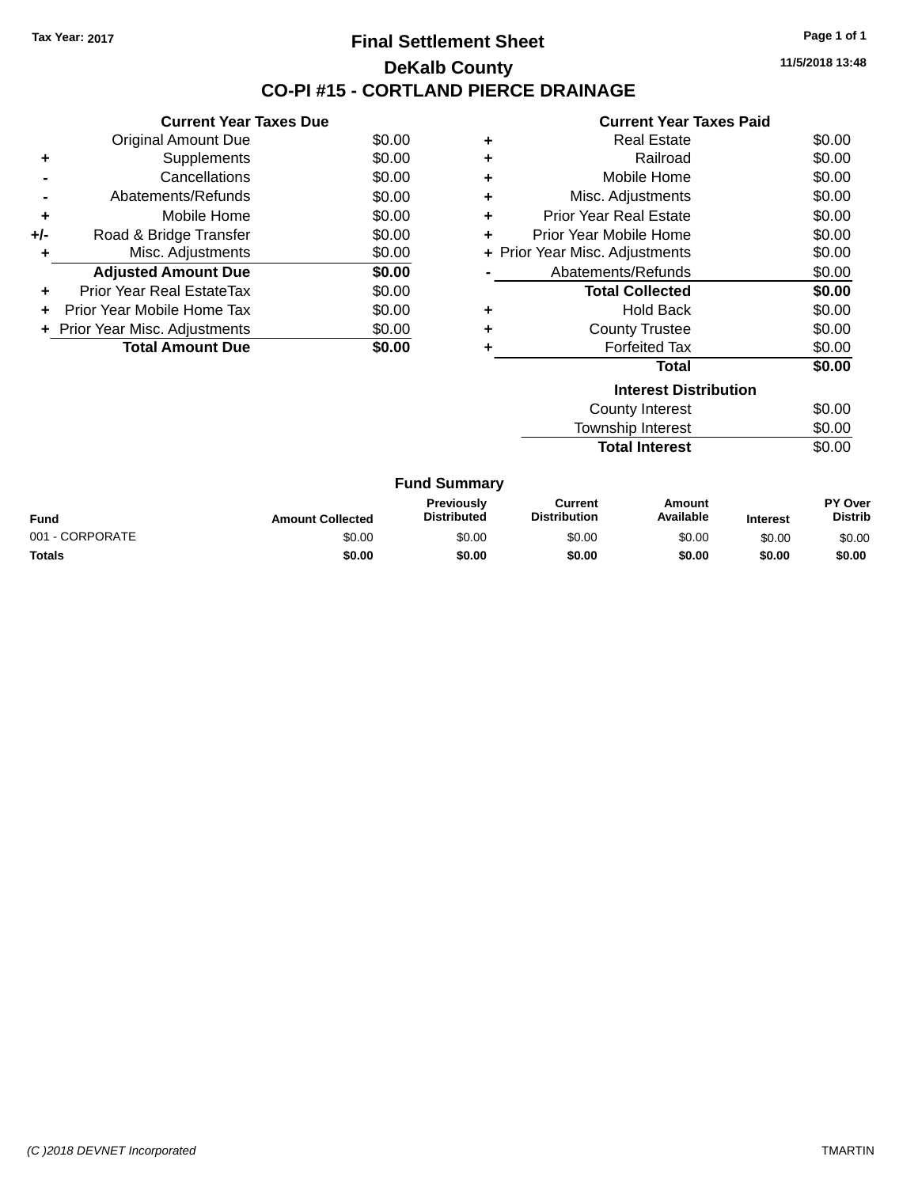Tax Year: 2017

# Final Settlement Sheet

## DeKalb County

## CO-PI #15 - CORTLAND PIERCE DRAINAGE

11/5/2018 13:48

### Current Year Taxes Due

| | | |
|---|---|---|
| | Original Amount Due | $0.00 |
| + | Supplements | $0.00 |
| - | Cancellations | $0.00 |
| - | Abatements/Refunds | $0.00 |
| + | Mobile Home | $0.00 |
| +/- | Road & Bridge Transfer | $0.00 |
| + | Misc. Adjustments | $0.00 |
| | **Adjusted Amount Due** | **$0.00** |
| + | Prior Year Real EstateTax | $0.00 |
| + | Prior Year Mobile Home Tax | $0.00 |
| + | Prior Year Misc. Adjustments | $0.00 |
| | **Total Amount Due** | **$0.00** |

### Current Year Taxes Paid

| | | |
|---|---|---|
| + | Real Estate | $0.00 |
| + | Railroad | $0.00 |
| + | Mobile Home | $0.00 |
| + | Misc. Adjustments | $0.00 |
| + | Prior Year Real Estate | $0.00 |
| + | Prior Year Mobile Home | $0.00 |
| + | Prior Year Misc. Adjustments | $0.00 |
| - | Abatements/Refunds | $0.00 |
| | **Total Collected** | **$0.00** |
| + | Hold Back | $0.00 |
| + | County Trustee | $0.00 |
| + | Forfeited Tax | $0.00 |
| | **Total** | **$0.00** |

### Interest Distribution

| | |
|---|---|
| County Interest | $0.00 |
| Township Interest | $0.00 |
| **Total Interest** | $0.00 |

### Fund Summary

| Fund | Amount Collected | Previously Distributed | Current Distribution | Amount Available | Interest | PY Over Distrib |
|---|---|---|---|---|---|---|
| 001 - CORPORATE | $0.00 | $0.00 | $0.00 | $0.00 | $0.00 | $0.00 |
| **Totals** | **$0.00** | **$0.00** | **$0.00** | **$0.00** | **$0.00** | **$0.00** |

(C )2018 DEVNET Incorporated TMARTIN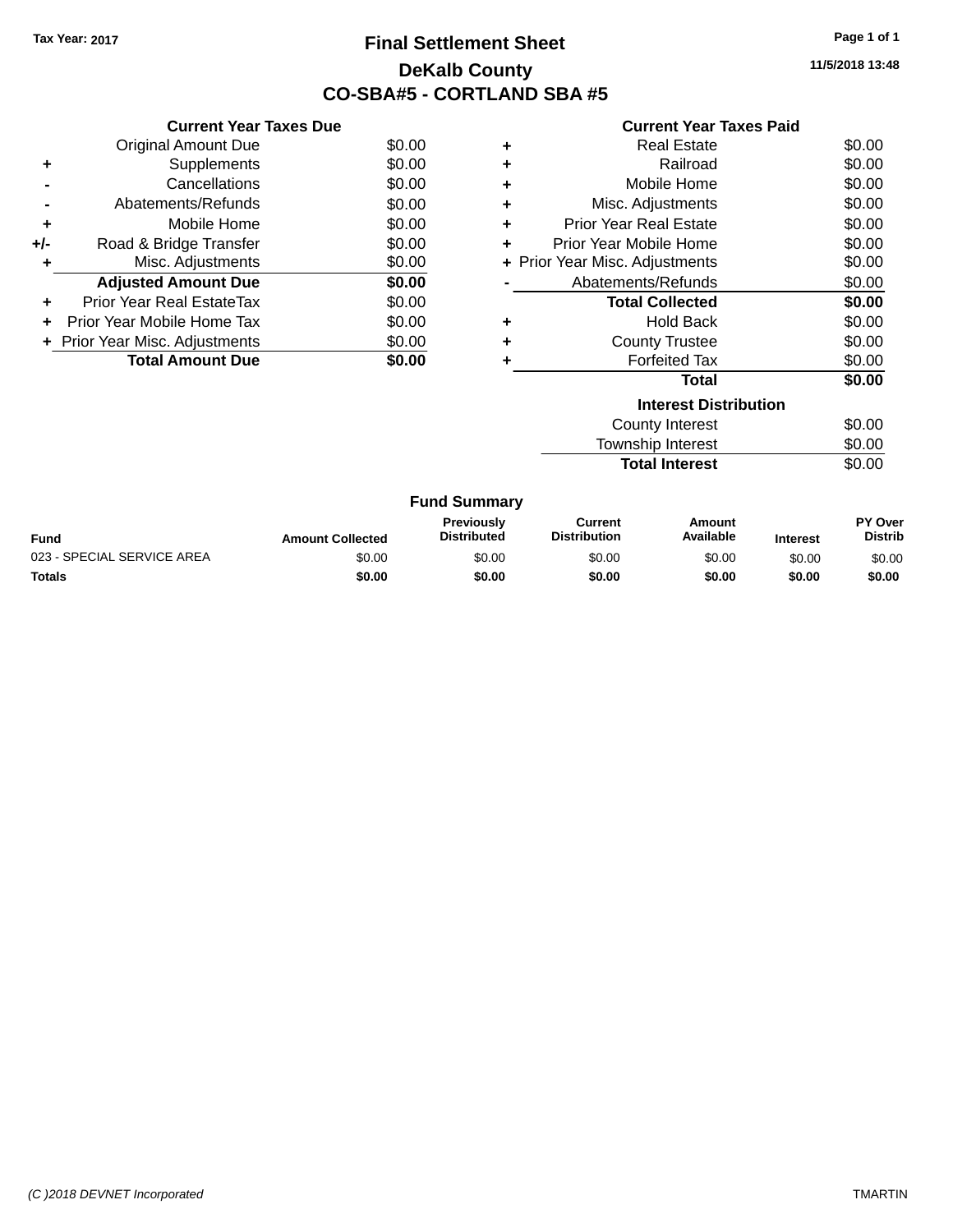Tax Year: 2017

# Final Settlement Sheet

## DeKalb County

## CO-SBA#5 - CORTLAND SBA #5

11/5/2018 13:48

### Current Year Taxes Due

| | | |
|---|---|---|
| | Original Amount Due | $0.00 |
| + | Supplements | $0.00 |
| - | Cancellations | $0.00 |
| - | Abatements/Refunds | $0.00 |
| + | Mobile Home | $0.00 |
| +/- | Road & Bridge Transfer | $0.00 |
| + | Misc. Adjustments | $0.00 |
| | **Adjusted Amount Due** | **$0.00** |
| + | Prior Year Real EstateTax | $0.00 |
| + | Prior Year Mobile Home Tax | $0.00 |
| + | Prior Year Misc. Adjustments | $0.00 |
| | **Total Amount Due** | **$0.00** |

### Current Year Taxes Paid

| | | |
|---|---|---|
| + | Real Estate | $0.00 |
| + | Railroad | $0.00 |
| + | Mobile Home | $0.00 |
| + | Misc. Adjustments | $0.00 |
| + | Prior Year Real Estate | $0.00 |
| + | Prior Year Mobile Home | $0.00 |
| + | Prior Year Misc. Adjustments | $0.00 |
| - | Abatements/Refunds | $0.00 |
| | **Total Collected** | **$0.00** |
| + | Hold Back | $0.00 |
| + | County Trustee | $0.00 |
| + | Forfeited Tax | $0.00 |
| | **Total** | **$0.00** |

### Interest Distribution

| | |
|---|---|
| County Interest | $0.00 |
| Township Interest | $0.00 |
| **Total Interest** | $0.00 |

### Fund Summary

| Fund | Amount Collected | Previously Distributed | Current Distribution | Amount Available | Interest | PY Over Distrib |
|---|---|---|---|---|---|---|
| 023 - SPECIAL SERVICE AREA | $0.00 | $0.00 | $0.00 | $0.00 | $0.00 | $0.00 |
| **Totals** | **$0.00** | **$0.00** | **$0.00** | **$0.00** | **$0.00** | **$0.00** |

(C )2018 DEVNET Incorporated — TMARTIN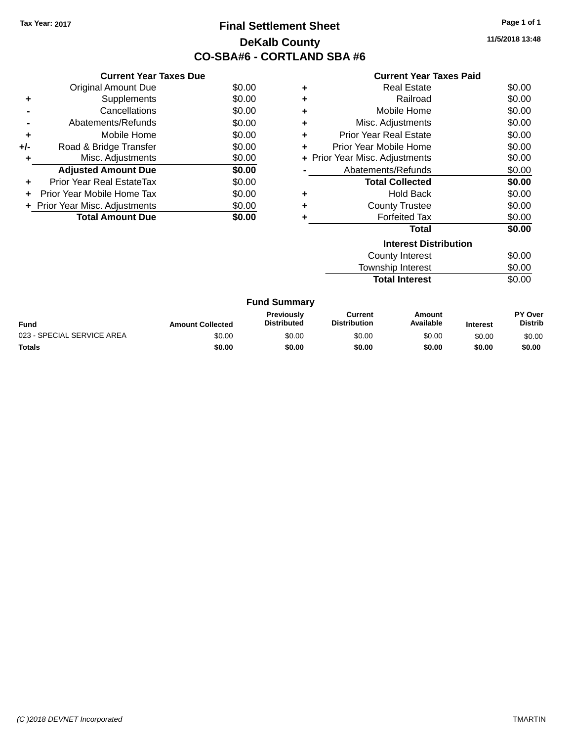Tax Year: 2017

# Final Settlement Sheet

## DeKalb County

## CO-SBA#6 - CORTLAND SBA #6

11/5/2018 13:48

### Current Year Taxes Due

| | | |
|---|---|---|
| | Original Amount Due | $0.00 |
| + | Supplements | $0.00 |
| - | Cancellations | $0.00 |
| - | Abatements/Refunds | $0.00 |
| + | Mobile Home | $0.00 |
| +/- | Road & Bridge Transfer | $0.00 |
| + | Misc. Adjustments | $0.00 |
| | **Adjusted Amount Due** | **$0.00** |
| + | Prior Year Real EstateTax | $0.00 |
| + | Prior Year Mobile Home Tax | $0.00 |
| + | Prior Year Misc. Adjustments | $0.00 |
| | **Total Amount Due** | **$0.00** |

### Current Year Taxes Paid

| | | |
|---|---|---|
| + | Real Estate | $0.00 |
| + | Railroad | $0.00 |
| + | Mobile Home | $0.00 |
| + | Misc. Adjustments | $0.00 |
| + | Prior Year Real Estate | $0.00 |
| + | Prior Year Mobile Home | $0.00 |
| + | Prior Year Misc. Adjustments | $0.00 |
| - | Abatements/Refunds | $0.00 |
| | **Total Collected** | **$0.00** |
| + | Hold Back | $0.00 |
| + | County Trustee | $0.00 |
| + | Forfeited Tax | $0.00 |
| | **Total** | **$0.00** |

### Interest Distribution

| | |
|---|---|
| County Interest | $0.00 |
| Township Interest | $0.00 |
| **Total Interest** | $0.00 |

### Fund Summary

| Fund | Amount Collected | Previously Distributed | Current Distribution | Amount Available | Interest | PY Over Distrib |
|---|---|---|---|---|---|---|
| 023 - SPECIAL SERVICE AREA | $0.00 | $0.00 | $0.00 | $0.00 | $0.00 | $0.00 |
| **Totals** | **$0.00** | **$0.00** | **$0.00** | **$0.00** | **$0.00** | **$0.00** |

(C )2018 DEVNET Incorporated

TMARTIN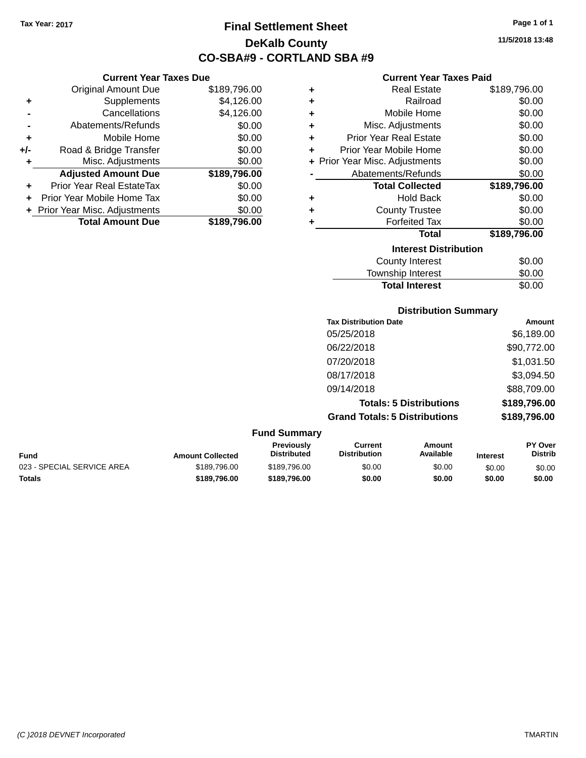Tax Year: 2017

# Final Settlement Sheet

## DeKalb County

## CO-SBA#9 - CORTLAND SBA #9

11/5/2018 13:48

### Current Year Taxes Due

| | | |
|---|---|---|
| | Original Amount Due | $189,796.00 |
| + | Supplements | $4,126.00 |
| - | Cancellations | $4,126.00 |
| - | Abatements/Refunds | $0.00 |
| + | Mobile Home | $0.00 |
| +/- | Road & Bridge Transfer | $0.00 |
| + | Misc. Adjustments | $0.00 |
| | **Adjusted Amount Due** | **$189,796.00** |
| + | Prior Year Real EstateTax | $0.00 |
| + | Prior Year Mobile Home Tax | $0.00 |
| + | Prior Year Misc. Adjustments | $0.00 |
| | **Total Amount Due** | **$189,796.00** |

### Current Year Taxes Paid

| | | |
|---|---|---|
| + | Real Estate | $189,796.00 |
| + | Railroad | $0.00 |
| + | Mobile Home | $0.00 |
| + | Misc. Adjustments | $0.00 |
| + | Prior Year Real Estate | $0.00 |
| + | Prior Year Mobile Home | $0.00 |
| + | Prior Year Misc. Adjustments | $0.00 |
| - | Abatements/Refunds | $0.00 |
| | **Total Collected** | **$189,796.00** |
| + | Hold Back | $0.00 |
| + | County Trustee | $0.00 |
| + | Forfeited Tax | $0.00 |
| | **Total** | **$189,796.00** |

### Interest Distribution

| | |
|---|---|
| County Interest | $0.00 |
| Township Interest | $0.00 |
| **Total Interest** | $0.00 |

### Distribution Summary

| Tax Distribution Date | Amount |
|---|---|
| 05/25/2018 | $6,189.00 |
| 06/22/2018 | $90,772.00 |
| 07/20/2018 | $1,031.50 |
| 08/17/2018 | $3,094.50 |
| 09/14/2018 | $88,709.00 |
| **Totals: 5 Distributions** | **$189,796.00** |
| **Grand Totals: 5 Distributions** | **$189,796.00** |

### Fund Summary

| Fund | Amount Collected | Previously Distributed | Current Distribution | Amount Available | Interest | PY Over Distrib |
|---|---|---|---|---|---|---|
| 023 - SPECIAL SERVICE AREA | $189,796.00 | $189,796.00 | $0.00 | $0.00 | $0.00 | $0.00 |
| **Totals** | **$189,796.00** | **$189,796.00** | **$0.00** | **$0.00** | **$0.00** | **$0.00** |

(C )2018 DEVNET Incorporated TMARTIN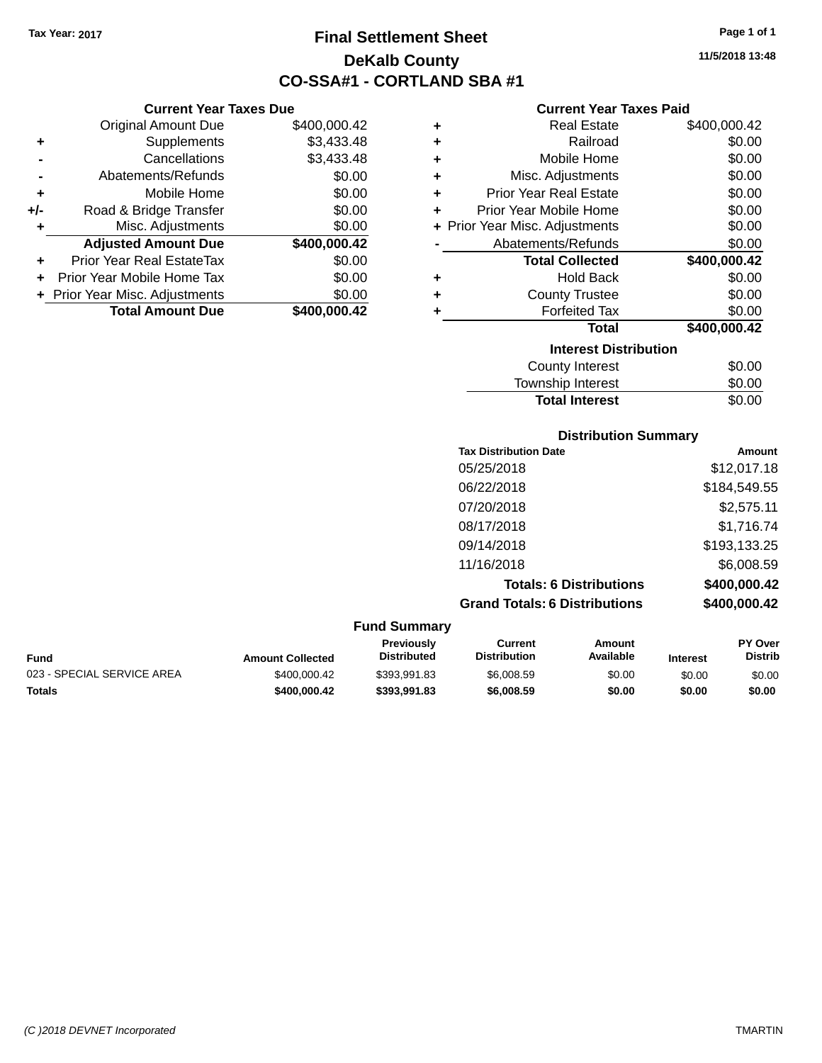Tax Year: 2017

# Final Settlement Sheet
## DeKalb County
## CO-SSA#1 - CORTLAND SBA #1

11/5/2018 13:48

### Current Year Taxes Due

| | | |
|---|---|---|
| | Original Amount Due | $400,000.42 |
| + | Supplements | $3,433.48 |
| - | Cancellations | $3,433.48 |
| - | Abatements/Refunds | $0.00 |
| + | Mobile Home | $0.00 |
| +/- | Road & Bridge Transfer | $0.00 |
| + | Misc. Adjustments | $0.00 |
| | **Adjusted Amount Due** | **$400,000.42** |
| + | Prior Year Real EstateTax | $0.00 |
| + | Prior Year Mobile Home Tax | $0.00 |
| + | Prior Year Misc. Adjustments | $0.00 |
| | **Total Amount Due** | **$400,000.42** |

### Current Year Taxes Paid

| | | |
|---|---|---|
| + | Real Estate | $400,000.42 |
| + | Railroad | $0.00 |
| + | Mobile Home | $0.00 |
| + | Misc. Adjustments | $0.00 |
| + | Prior Year Real Estate | $0.00 |
| + | Prior Year Mobile Home | $0.00 |
| + | Prior Year Misc. Adjustments | $0.00 |
| - | Abatements/Refunds | $0.00 |
| | **Total Collected** | **$400,000.42** |
| + | Hold Back | $0.00 |
| + | County Trustee | $0.00 |
| + | Forfeited Tax | $0.00 |
| | **Total** | **$400,000.42** |

### Interest Distribution

| | |
|---|---|
| County Interest | $0.00 |
| Township Interest | $0.00 |
| **Total Interest** | $0.00 |

### Distribution Summary

| Tax Distribution Date | Amount |
|---|---|
| 05/25/2018 | $12,017.18 |
| 06/22/2018 | $184,549.55 |
| 07/20/2018 | $2,575.11 |
| 08/17/2018 | $1,716.74 |
| 09/14/2018 | $193,133.25 |
| 11/16/2018 | $6,008.59 |
| **Totals: 6 Distributions** | **$400,000.42** |
| **Grand Totals: 6 Distributions** | **$400,000.42** |

### Fund Summary

| Fund | Amount Collected | Previously Distributed | Current Distribution | Amount Available | Interest | PY Over Distrib |
|---|---|---|---|---|---|---|
| 023 - SPECIAL SERVICE AREA | $400,000.42 | $393,991.83 | $6,008.59 | $0.00 | $0.00 | $0.00 |
| **Totals** | **$400,000.42** | **$393,991.83** | **$6,008.59** | **$0.00** | **$0.00** | **$0.00** |

(C )2018 DEVNET Incorporated TMARTIN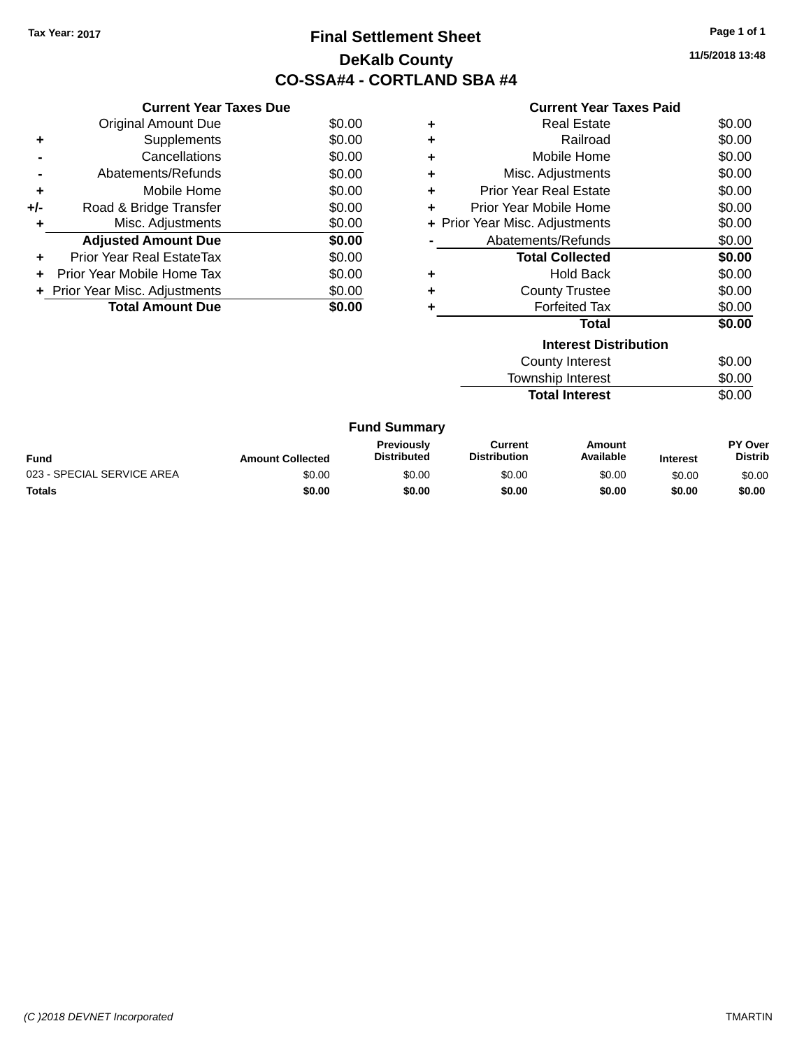Tax Year: 2017

# Final Settlement Sheet

## DeKalb County

## CO-SSA#4 - CORTLAND SBA #4

11/5/2018 13:48

### Current Year Taxes Due

| | | |
|---|---|---|
| | Original Amount Due | $0.00 |
| + | Supplements | $0.00 |
| - | Cancellations | $0.00 |
| - | Abatements/Refunds | $0.00 |
| + | Mobile Home | $0.00 |
| +/- | Road & Bridge Transfer | $0.00 |
| + | Misc. Adjustments | $0.00 |
| | **Adjusted Amount Due** | **$0.00** |
| + | Prior Year Real EstateTax | $0.00 |
| + | Prior Year Mobile Home Tax | $0.00 |
| + | Prior Year Misc. Adjustments | $0.00 |
| | **Total Amount Due** | **$0.00** |

### Current Year Taxes Paid

| | | |
|---|---|---|
| + | Real Estate | $0.00 |
| + | Railroad | $0.00 |
| + | Mobile Home | $0.00 |
| + | Misc. Adjustments | $0.00 |
| + | Prior Year Real Estate | $0.00 |
| + | Prior Year Mobile Home | $0.00 |
| + | Prior Year Misc. Adjustments | $0.00 |
| - | Abatements/Refunds | $0.00 |
| | **Total Collected** | **$0.00** |
| + | Hold Back | $0.00 |
| + | County Trustee | $0.00 |
| + | Forfeited Tax | $0.00 |
| | **Total** | **$0.00** |

### Interest Distribution

| | |
|---|---|
| County Interest | $0.00 |
| Township Interest | $0.00 |
| **Total Interest** | $0.00 |

### Fund Summary

| Fund | Amount Collected | Previously Distributed | Current Distribution | Amount Available | Interest | PY Over Distrib |
|---|---|---|---|---|---|---|
| 023 - SPECIAL SERVICE AREA | $0.00 | $0.00 | $0.00 | $0.00 | $0.00 | $0.00 |
| **Totals** | **$0.00** | **$0.00** | **$0.00** | **$0.00** | **$0.00** | **$0.00** |

*(C )2018 DEVNET Incorporated* TMARTIN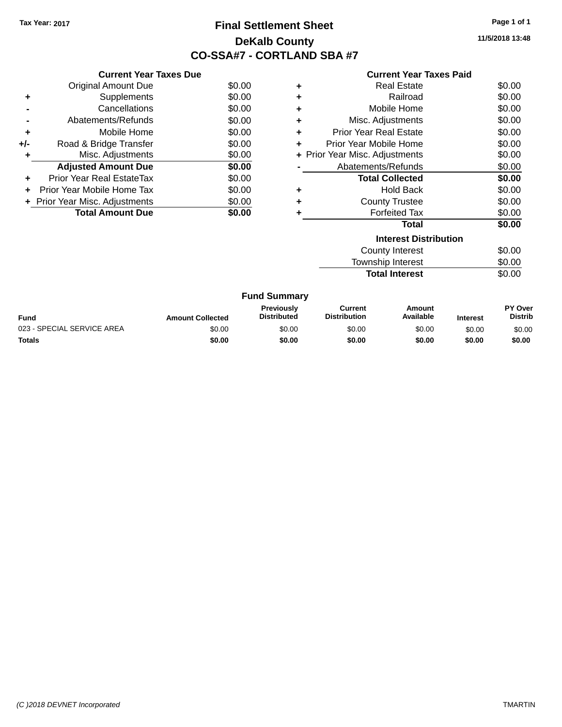Tax Year: 2017

# Final Settlement Sheet

## DeKalb County

## CO-SSA#7 - CORTLAND SBA #7

11/5/2018 13:48

### Current Year Taxes Due

| | | |
|---|---|---|
| | Original Amount Due | $0.00 |
| + | Supplements | $0.00 |
| - | Cancellations | $0.00 |
| - | Abatements/Refunds | $0.00 |
| + | Mobile Home | $0.00 |
| +/- | Road & Bridge Transfer | $0.00 |
| + | Misc. Adjustments | $0.00 |
| | **Adjusted Amount Due** | **$0.00** |
| + | Prior Year Real EstateTax | $0.00 |
| + | Prior Year Mobile Home Tax | $0.00 |
| + | Prior Year Misc. Adjustments | $0.00 |
| | **Total Amount Due** | **$0.00** |

### Current Year Taxes Paid

| | | |
|---|---|---|
| + | Real Estate | $0.00 |
| + | Railroad | $0.00 |
| + | Mobile Home | $0.00 |
| + | Misc. Adjustments | $0.00 |
| + | Prior Year Real Estate | $0.00 |
| + | Prior Year Mobile Home | $0.00 |
| + | Prior Year Misc. Adjustments | $0.00 |
| - | Abatements/Refunds | $0.00 |
| | **Total Collected** | **$0.00** |
| + | Hold Back | $0.00 |
| + | County Trustee | $0.00 |
| + | Forfeited Tax | $0.00 |
| | **Total** | **$0.00** |

### Interest Distribution

| | |
|---|---|
| County Interest | $0.00 |
| Township Interest | $0.00 |
| **Total Interest** | $0.00 |

### Fund Summary

| Fund | Amount Collected | Previously Distributed | Current Distribution | Amount Available | Interest | PY Over Distrib |
|---|---|---|---|---|---|---|
| 023 - SPECIAL SERVICE AREA | $0.00 | $0.00 | $0.00 | $0.00 | $0.00 | $0.00 |
| **Totals** | **$0.00** | **$0.00** | **$0.00** | **$0.00** | **$0.00** | **$0.00** |

(C )2018 DEVNET Incorporated TMARTIN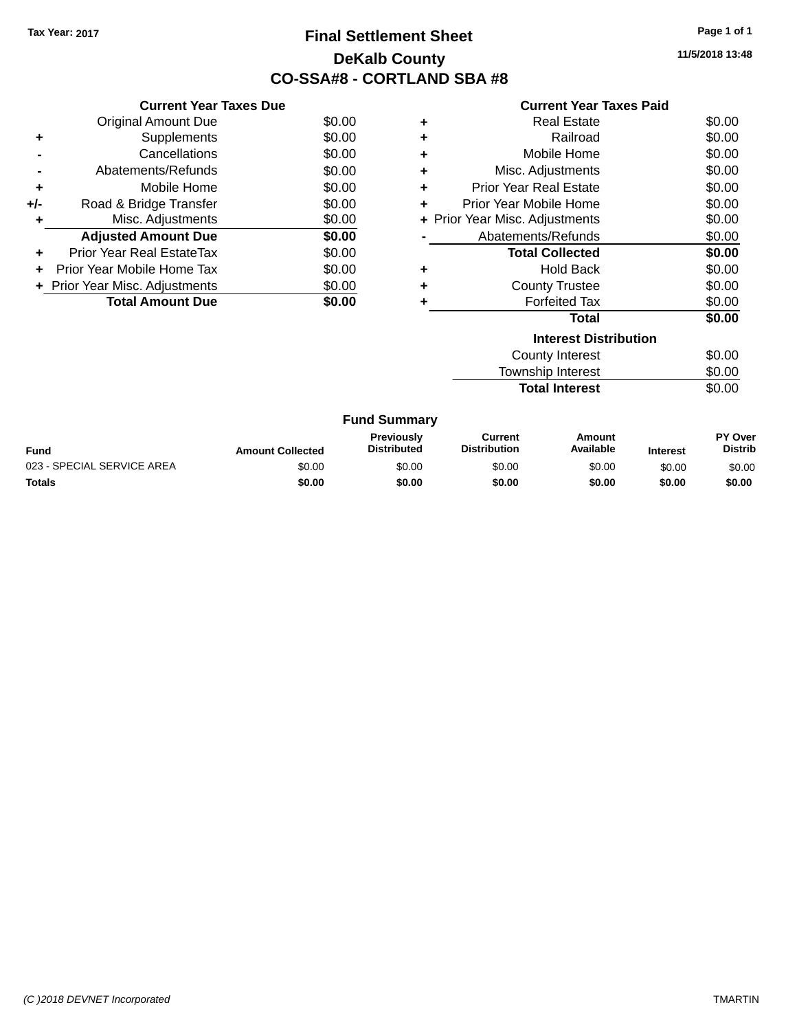Tax Year: 2017

# Final Settlement Sheet

## DeKalb County

## CO-SSA#8 - CORTLAND SBA #8

11/5/2018 13:48

### Current Year Taxes Due

| | | |
|---|---|---|
| | Original Amount Due | $0.00 |
| + | Supplements | $0.00 |
| - | Cancellations | $0.00 |
| - | Abatements/Refunds | $0.00 |
| + | Mobile Home | $0.00 |
| +/- | Road & Bridge Transfer | $0.00 |
| + | Misc. Adjustments | $0.00 |
| | **Adjusted Amount Due** | **$0.00** |
| + | Prior Year Real EstateTax | $0.00 |
| + | Prior Year Mobile Home Tax | $0.00 |
| + | Prior Year Misc. Adjustments | $0.00 |
| | **Total Amount Due** | **$0.00** |

### Current Year Taxes Paid

| | | |
|---|---|---|
| + | Real Estate | $0.00 |
| + | Railroad | $0.00 |
| + | Mobile Home | $0.00 |
| + | Misc. Adjustments | $0.00 |
| + | Prior Year Real Estate | $0.00 |
| + | Prior Year Mobile Home | $0.00 |
| + | Prior Year Misc. Adjustments | $0.00 |
| - | Abatements/Refunds | $0.00 |
| | **Total Collected** | **$0.00** |
| + | Hold Back | $0.00 |
| + | County Trustee | $0.00 |
| + | Forfeited Tax | $0.00 |
| | **Total** | **$0.00** |

### Interest Distribution

| | |
|---|---|
| County Interest | $0.00 |
| Township Interest | $0.00 |
| **Total Interest** | $0.00 |

### Fund Summary

| Fund | Amount Collected | Previously Distributed | Current Distribution | Amount Available | Interest | PY Over Distrib |
|---|---|---|---|---|---|---|
| 023 - SPECIAL SERVICE AREA | $0.00 | $0.00 | $0.00 | $0.00 | $0.00 | $0.00 |
| **Totals** | **$0.00** | **$0.00** | **$0.00** | **$0.00** | **$0.00** | **$0.00** |

(C )2018 DEVNET Incorporated TMARTIN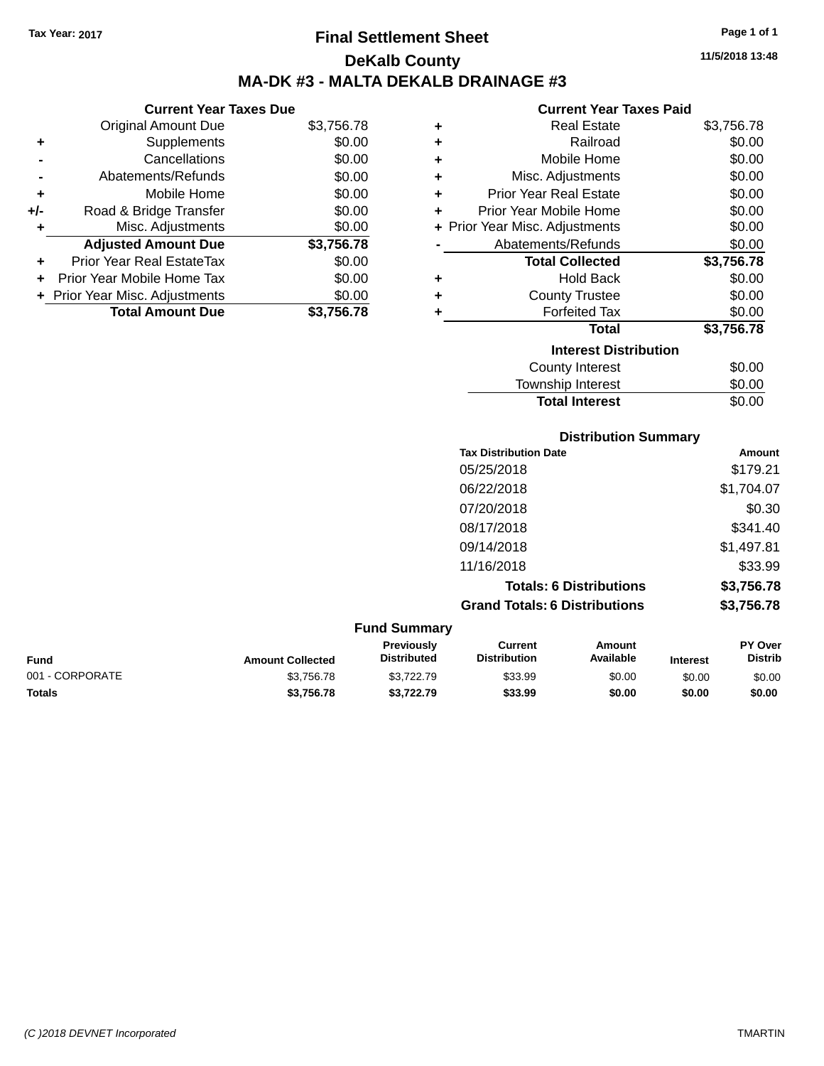Tax Year: 2017

# Final Settlement Sheet

## DeKalb County

## MA-DK #3 - MALTA DEKALB DRAINAGE #3

11/5/2018 13:48

### Current Year Taxes Due

| | | |
|---|---|---|
| | Original Amount Due | $3,756.78 |
| + | Supplements | $0.00 |
| - | Cancellations | $0.00 |
| - | Abatements/Refunds | $0.00 |
| + | Mobile Home | $0.00 |
| +/- | Road & Bridge Transfer | $0.00 |
| + | Misc. Adjustments | $0.00 |
| | **Adjusted Amount Due** | **$3,756.78** |
| + | Prior Year Real EstateTax | $0.00 |
| + | Prior Year Mobile Home Tax | $0.00 |
| + | Prior Year Misc. Adjustments | $0.00 |
| | **Total Amount Due** | **$3,756.78** |

### Current Year Taxes Paid

| | | |
|---|---|---|
| + | Real Estate | $3,756.78 |
| + | Railroad | $0.00 |
| + | Mobile Home | $0.00 |
| + | Misc. Adjustments | $0.00 |
| + | Prior Year Real Estate | $0.00 |
| + | Prior Year Mobile Home | $0.00 |
| + | Prior Year Misc. Adjustments | $0.00 |
| - | Abatements/Refunds | $0.00 |
| | **Total Collected** | **$3,756.78** |
| + | Hold Back | $0.00 |
| + | County Trustee | $0.00 |
| + | Forfeited Tax | $0.00 |
| | **Total** | **$3,756.78** |

### Interest Distribution

| | |
|---|---|
| County Interest | $0.00 |
| Township Interest | $0.00 |
| **Total Interest** | $0.00 |

### Distribution Summary

| Tax Distribution Date | Amount |
|---|---|
| 05/25/2018 | $179.21 |
| 06/22/2018 | $1,704.07 |
| 07/20/2018 | $0.30 |
| 08/17/2018 | $341.40 |
| 09/14/2018 | $1,497.81 |
| 11/16/2018 | $33.99 |
| **Totals: 6 Distributions** | **$3,756.78** |
| **Grand Totals: 6 Distributions** | **$3,756.78** |

### Fund Summary

| Fund | Amount Collected | Previously Distributed | Current Distribution | Amount Available | Interest | PY Over Distrib |
|---|---|---|---|---|---|---|
| 001 - CORPORATE | $3,756.78 | $3,722.79 | $33.99 | $0.00 | $0.00 | $0.00 |
| **Totals** | **$3,756.78** | **$3,722.79** | **$33.99** | **$0.00** | **$0.00** | **$0.00** |

(C )2018 DEVNET Incorporated — TMARTIN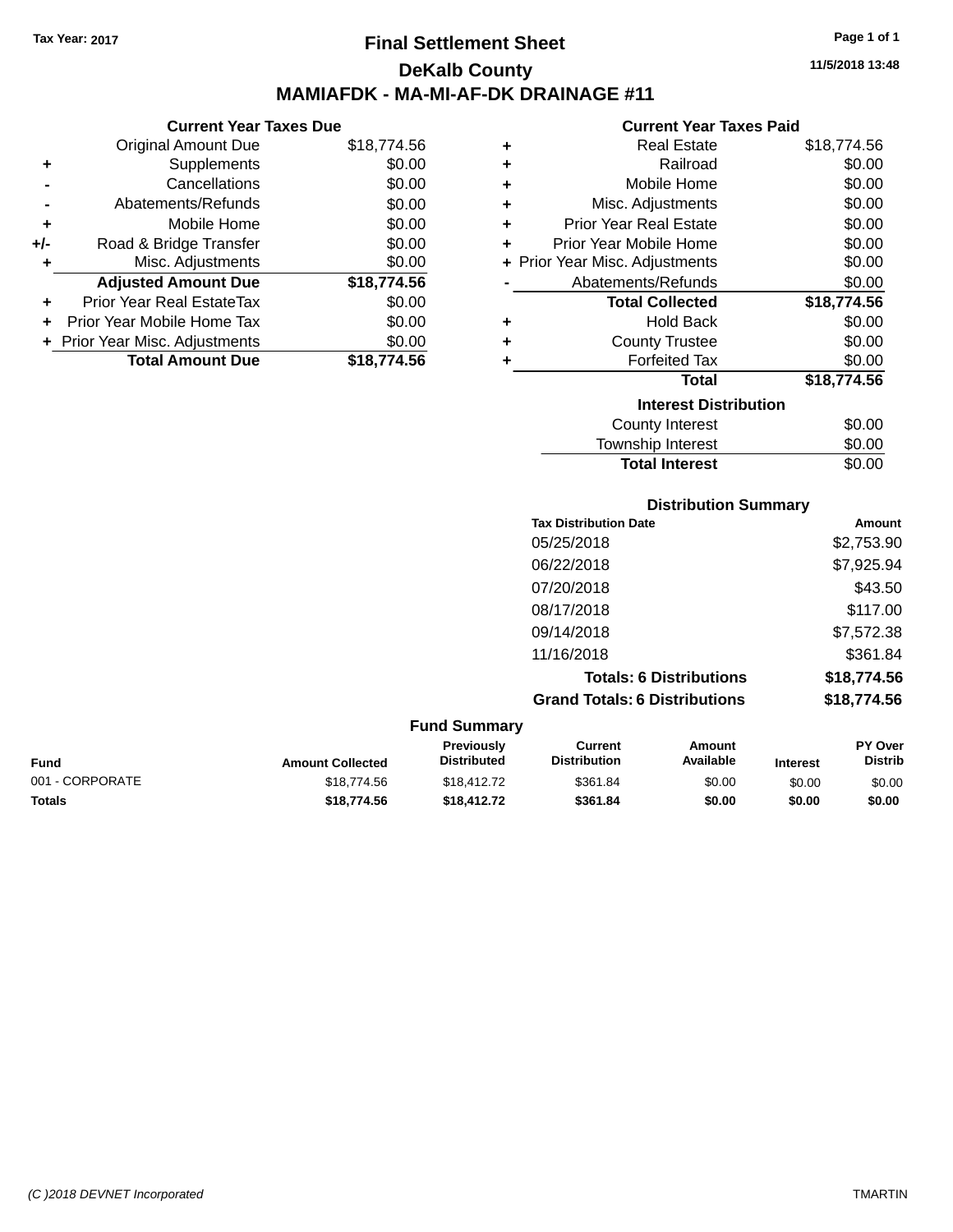Tax Year: 2017

# Final Settlement Sheet

11/5/2018 13:48

## DeKalb County

## MAMIAFDK - MA-MI-AF-DK DRAINAGE #11

### Current Year Taxes Due

| | | |
|---|---|---|
| | Original Amount Due | $18,774.56 |
| + | Supplements | $0.00 |
| - | Cancellations | $0.00 |
| - | Abatements/Refunds | $0.00 |
| + | Mobile Home | $0.00 |
| +/- | Road & Bridge Transfer | $0.00 |
| + | Misc. Adjustments | $0.00 |
| | **Adjusted Amount Due** | **$18,774.56** |
| + | Prior Year Real EstateTax | $0.00 |
| + | Prior Year Mobile Home Tax | $0.00 |
| + | Prior Year Misc. Adjustments | $0.00 |
| | **Total Amount Due** | **$18,774.56** |

### Current Year Taxes Paid

| | | |
|---|---|---|
| + | Real Estate | $18,774.56 |
| + | Railroad | $0.00 |
| + | Mobile Home | $0.00 |
| + | Misc. Adjustments | $0.00 |
| + | Prior Year Real Estate | $0.00 |
| + | Prior Year Mobile Home | $0.00 |
| + | Prior Year Misc. Adjustments | $0.00 |
| - | Abatements/Refunds | $0.00 |
| | **Total Collected** | **$18,774.56** |
| + | Hold Back | $0.00 |
| + | County Trustee | $0.00 |
| + | Forfeited Tax | $0.00 |
| | **Total** | **$18,774.56** |

### Interest Distribution

| | |
|---|---|
| County Interest | $0.00 |
| Township Interest | $0.00 |
| **Total Interest** | $0.00 |

### Distribution Summary

| Tax Distribution Date | Amount |
|---|---|
| 05/25/2018 | $2,753.90 |
| 06/22/2018 | $7,925.94 |
| 07/20/2018 | $43.50 |
| 08/17/2018 | $117.00 |
| 09/14/2018 | $7,572.38 |
| 11/16/2018 | $361.84 |
| **Totals: 6 Distributions** | **$18,774.56** |
| **Grand Totals: 6 Distributions** | **$18,774.56** |

### Fund Summary

| Fund | Amount Collected | Previously Distributed | Current Distribution | Amount Available | Interest | PY Over Distrib |
|---|---|---|---|---|---|---|
| 001 - CORPORATE | $18,774.56 | $18,412.72 | $361.84 | $0.00 | $0.00 | $0.00 |
| **Totals** | **$18,774.56** | **$18,412.72** | **$361.84** | **$0.00** | **$0.00** | **$0.00** |

(C )2018 DEVNET Incorporated

TMARTIN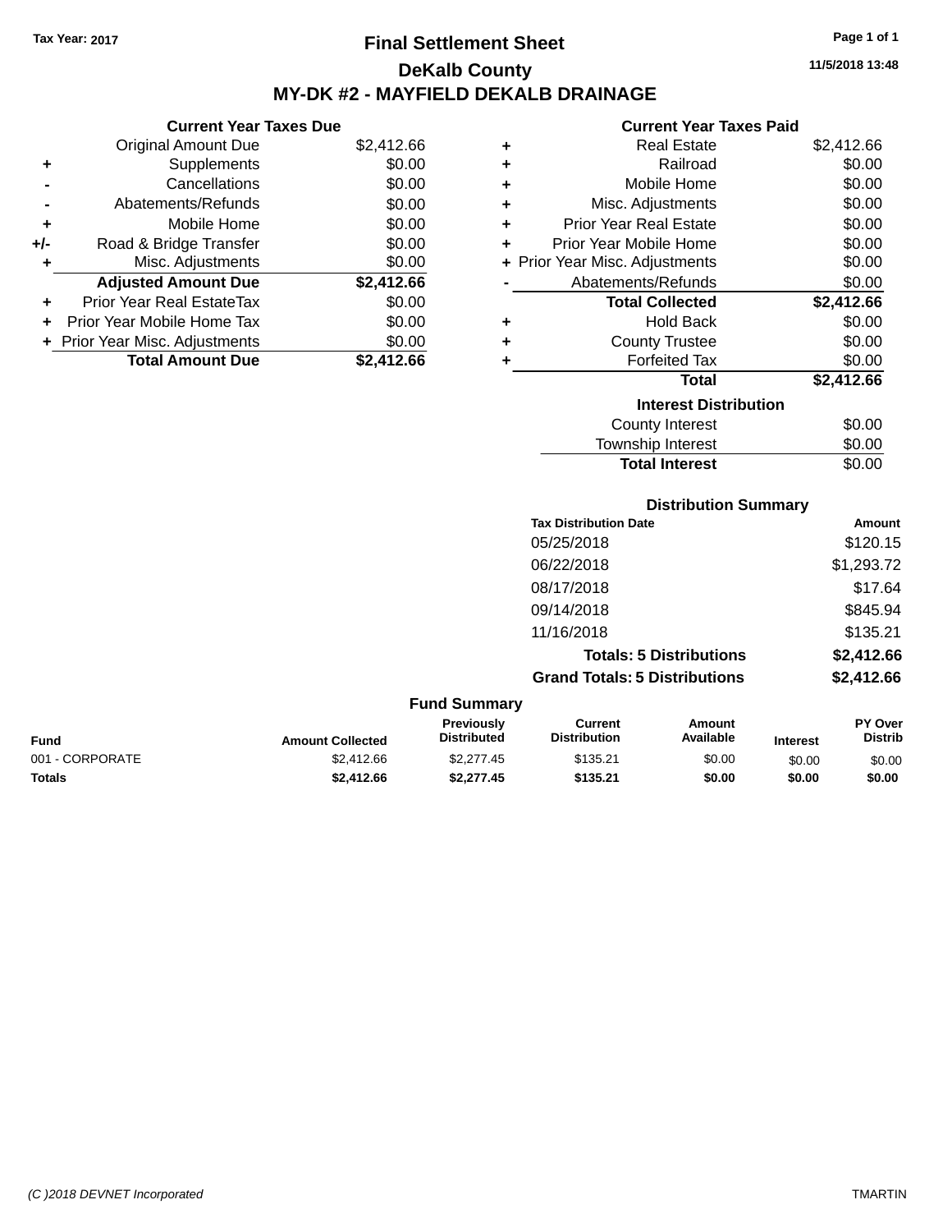Tax Year: 2017

# Final Settlement Sheet

## DeKalb County

## MY-DK #2 - MAYFIELD DEKALB DRAINAGE

11/5/2018 13:48

### Current Year Taxes Due

| | | |
|---|---|---|
| | Original Amount Due | $2,412.66 |
| + | Supplements | $0.00 |
| - | Cancellations | $0.00 |
| - | Abatements/Refunds | $0.00 |
| + | Mobile Home | $0.00 |
| +/- | Road & Bridge Transfer | $0.00 |
| + | Misc. Adjustments | $0.00 |
| | **Adjusted Amount Due** | **$2,412.66** |
| + | Prior Year Real EstateTax | $0.00 |
| + | Prior Year Mobile Home Tax | $0.00 |
| + | Prior Year Misc. Adjustments | $0.00 |
| | **Total Amount Due** | **$2,412.66** |

### Current Year Taxes Paid

| | | |
|---|---|---|
| + | Real Estate | $2,412.66 |
| + | Railroad | $0.00 |
| + | Mobile Home | $0.00 |
| + | Misc. Adjustments | $0.00 |
| + | Prior Year Real Estate | $0.00 |
| + | Prior Year Mobile Home | $0.00 |
| + | Prior Year Misc. Adjustments | $0.00 |
| - | Abatements/Refunds | $0.00 |
| | **Total Collected** | **$2,412.66** |
| + | Hold Back | $0.00 |
| + | County Trustee | $0.00 |
| + | Forfeited Tax | $0.00 |
| | **Total** | **$2,412.66** |

### Interest Distribution

| | |
|---|---|
| County Interest | $0.00 |
| Township Interest | $0.00 |
| **Total Interest** | $0.00 |

### Distribution Summary

| Tax Distribution Date | Amount |
|---|---|
| 05/25/2018 | $120.15 |
| 06/22/2018 | $1,293.72 |
| 08/17/2018 | $17.64 |
| 09/14/2018 | $845.94 |
| 11/16/2018 | $135.21 |
| **Totals: 5 Distributions** | **$2,412.66** |
| **Grand Totals: 5 Distributions** | **$2,412.66** |

### Fund Summary

| Fund | Amount Collected | Previously Distributed | Current Distribution | Amount Available | Interest | PY Over Distrib |
|---|---|---|---|---|---|---|
| 001 - CORPORATE | $2,412.66 | $2,277.45 | $135.21 | $0.00 | $0.00 | $0.00 |
| **Totals** | **$2,412.66** | **$2,277.45** | **$135.21** | **$0.00** | **$0.00** | **$0.00** |

(C )2018 DEVNET Incorporated TMARTIN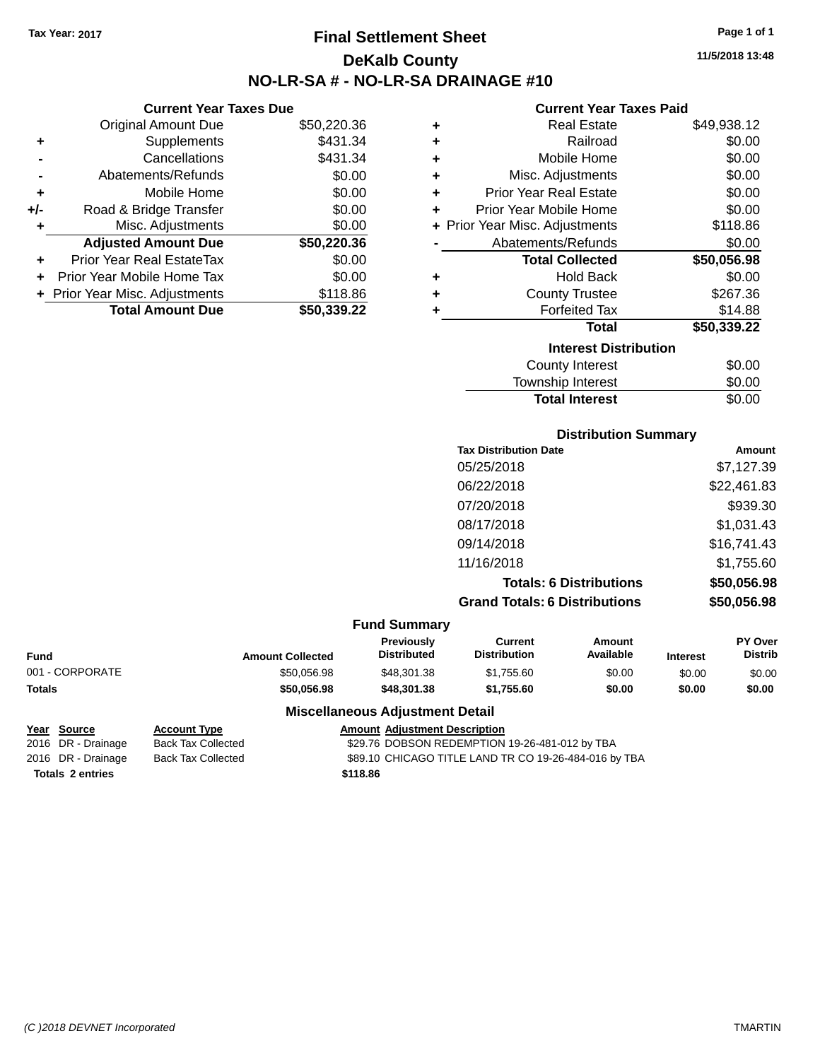Tax Year: 2017

# Final Settlement Sheet

## DeKalb County

## NO-LR-SA # - NO-LR-SA DRAINAGE #10

11/5/2018 13:48

### Current Year Taxes Due

| | | |
|---|---|---|
| | Original Amount Due | $50,220.36 |
| + | Supplements | $431.34 |
| - | Cancellations | $431.34 |
| - | Abatements/Refunds | $0.00 |
| + | Mobile Home | $0.00 |
| +/- | Road & Bridge Transfer | $0.00 |
| + | Misc. Adjustments | $0.00 |
| | **Adjusted Amount Due** | **$50,220.36** |
| + | Prior Year Real EstateTax | $0.00 |
| + | Prior Year Mobile Home Tax | $0.00 |
| + | Prior Year Misc. Adjustments | $118.86 |
| | **Total Amount Due** | **$50,339.22** |

### Current Year Taxes Paid

| | | |
|---|---|---|
| + | Real Estate | $49,938.12 |
| + | Railroad | $0.00 |
| + | Mobile Home | $0.00 |
| + | Misc. Adjustments | $0.00 |
| + | Prior Year Real Estate | $0.00 |
| + | Prior Year Mobile Home | $0.00 |
| + | Prior Year Misc. Adjustments | $118.86 |
| - | Abatements/Refunds | $0.00 |
| | **Total Collected** | **$50,056.98** |
| + | Hold Back | $0.00 |
| + | County Trustee | $267.36 |
| + | Forfeited Tax | $14.88 |
| | **Total** | **$50,339.22** |

### Interest Distribution

| | |
|---|---|
| County Interest | $0.00 |
| Township Interest | $0.00 |
| **Total Interest** | $0.00 |

### Distribution Summary

| Tax Distribution Date | Amount |
|---|---|
| 05/25/2018 | $7,127.39 |
| 06/22/2018 | $22,461.83 |
| 07/20/2018 | $939.30 |
| 08/17/2018 | $1,031.43 |
| 09/14/2018 | $16,741.43 |
| 11/16/2018 | $1,755.60 |
| **Totals: 6 Distributions** | **$50,056.98** |
| **Grand Totals: 6 Distributions** | **$50,056.98** |

### Fund Summary

| Fund | Amount Collected | Previously Distributed | Current Distribution | Amount Available | Interest | PY Over Distrib |
|---|---|---|---|---|---|---|
| 001 - CORPORATE | $50,056.98 | $48,301.38 | $1,755.60 | $0.00 | $0.00 | $0.00 |
| **Totals** | **$50,056.98** | **$48,301.38** | **$1,755.60** | **$0.00** | **$0.00** | **$0.00** |

### Miscellaneous Adjustment Detail

| Year | Source | Account Type | Amount | Adjustment Description |
|---|---|---|---|---|
| 2016 | DR - Drainage | Back Tax Collected | $29.76 | DOBSON REDEMPTION 19-26-481-012 by TBA |
| 2016 | DR - Drainage | Back Tax Collected | $89.10 | CHICAGO TITLE LAND TR CO 19-26-484-016 by TBA |
| **Totals 2 entries** | | | **$118.86** | |

(C )2018 DEVNET Incorporated TMARTIN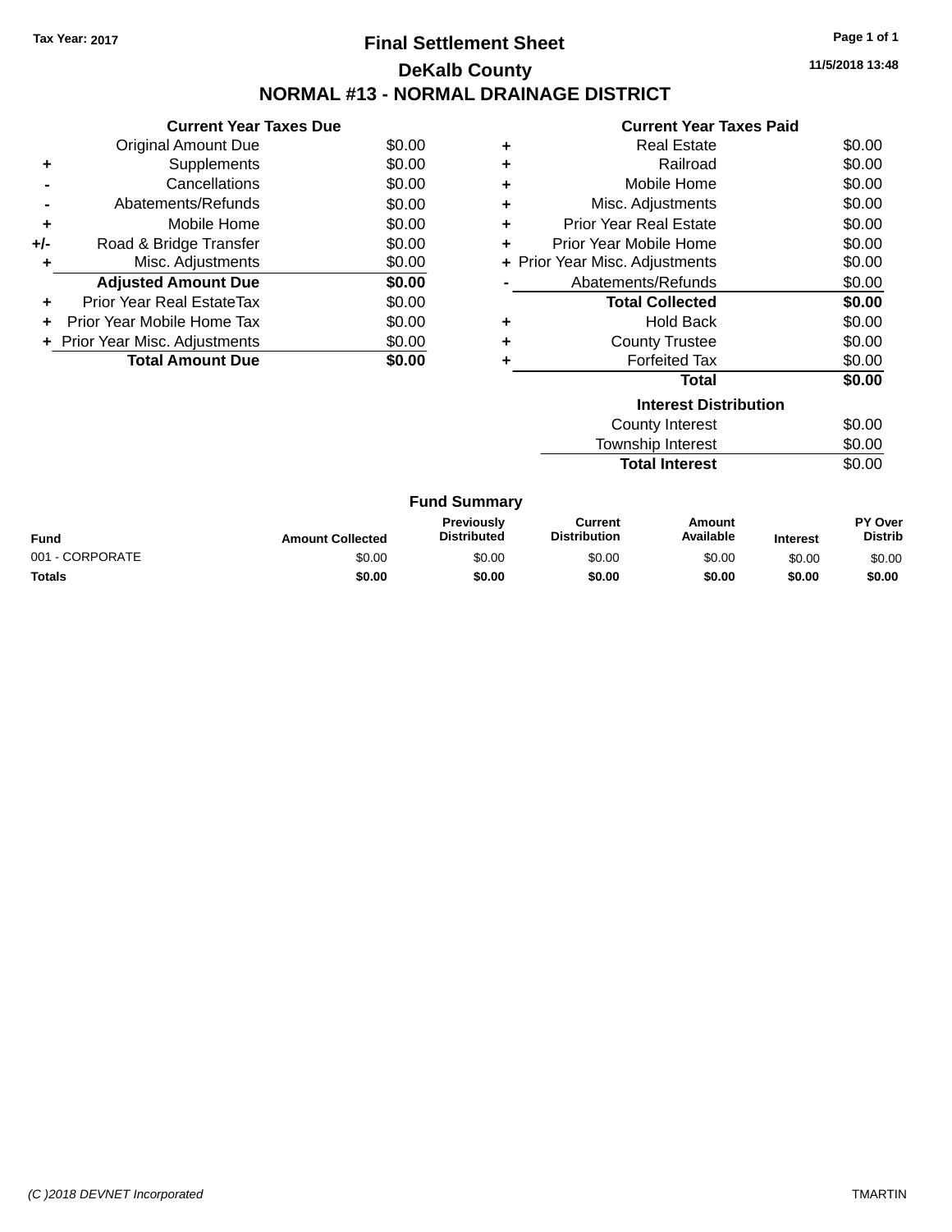Tax Year: 2017

# Final Settlement Sheet

## DeKalb County

## NORMAL #13 - NORMAL DRAINAGE DISTRICT

11/5/2018 13:48

| | Current Year Taxes Due | |
|---|---|---|
| | Original Amount Due | $0.00 |
| + | Supplements | $0.00 |
| - | Cancellations | $0.00 |
| - | Abatements/Refunds | $0.00 |
| + | Mobile Home | $0.00 |
| +/- | Road & Bridge Transfer | $0.00 |
| + | Misc. Adjustments | $0.00 |
| | **Adjusted Amount Due** | **$0.00** |
| + | Prior Year Real EstateTax | $0.00 |
| + | Prior Year Mobile Home Tax | $0.00 |
| + | Prior Year Misc. Adjustments | $0.00 |
| | **Total Amount Due** | **$0.00** |

| | Current Year Taxes Paid | |
|---|---|---|
| + | Real Estate | $0.00 |
| + | Railroad | $0.00 |
| + | Mobile Home | $0.00 |
| + | Misc. Adjustments | $0.00 |
| + | Prior Year Real Estate | $0.00 |
| + | Prior Year Mobile Home | $0.00 |
| + | Prior Year Misc. Adjustments | $0.00 |
| - | Abatements/Refunds | $0.00 |
| | **Total Collected** | **$0.00** |
| + | Hold Back | $0.00 |
| + | County Trustee | $0.00 |
| + | Forfeited Tax | $0.00 |
| | **Total** | **$0.00** |

| Interest Distribution | |
|---|---|
| County Interest | $0.00 |
| Township Interest | $0.00 |
| **Total Interest** | $0.00 |

### Fund Summary

| Fund | Amount Collected | Previously Distributed | Current Distribution | Amount Available | Interest | PY Over Distrib |
|---|---|---|---|---|---|---|
| 001 - CORPORATE | $0.00 | $0.00 | $0.00 | $0.00 | $0.00 | $0.00 |
| **Totals** | **$0.00** | **$0.00** | **$0.00** | **$0.00** | **$0.00** | **$0.00** |

(C )2018 DEVNET Incorporated — TMARTIN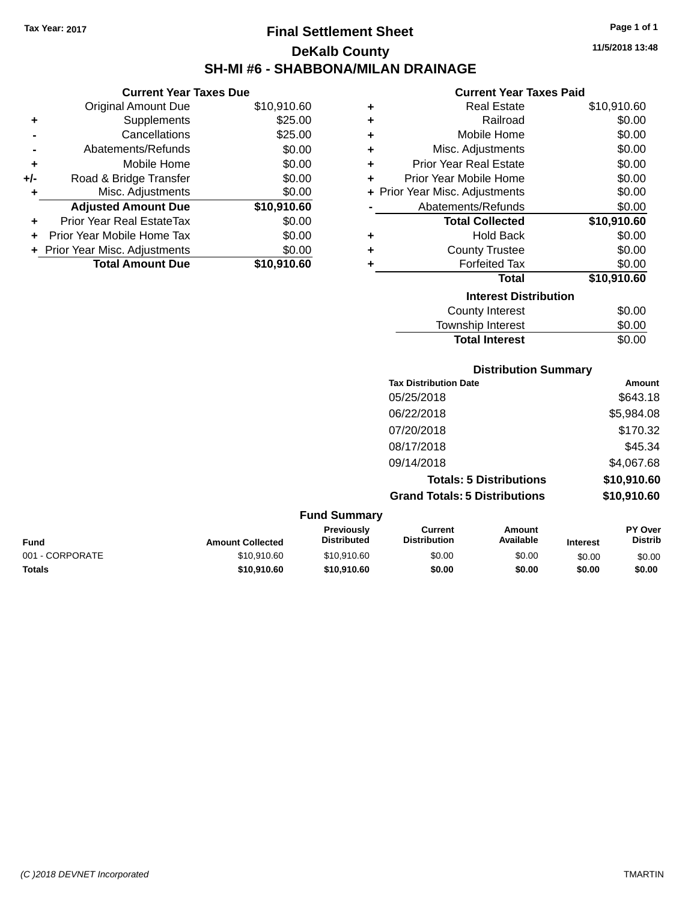Tax Year: 2017

# Final Settlement Sheet

## DeKalb County

## SH-MI #6 - SHABBONA/MILAN DRAINAGE

11/5/2018 13:48

### Current Year Taxes Due

| | | |
|---|---|---|
| | Original Amount Due | $10,910.60 |
| + | Supplements | $25.00 |
| - | Cancellations | $25.00 |
| - | Abatements/Refunds | $0.00 |
| + | Mobile Home | $0.00 |
| +/- | Road & Bridge Transfer | $0.00 |
| + | Misc. Adjustments | $0.00 |
| | **Adjusted Amount Due** | **$10,910.60** |
| + | Prior Year Real EstateTax | $0.00 |
| + | Prior Year Mobile Home Tax | $0.00 |
| + | Prior Year Misc. Adjustments | $0.00 |
| | **Total Amount Due** | **$10,910.60** |

### Current Year Taxes Paid

| | | |
|---|---|---|
| + | Real Estate | $10,910.60 |
| + | Railroad | $0.00 |
| + | Mobile Home | $0.00 |
| + | Misc. Adjustments | $0.00 |
| + | Prior Year Real Estate | $0.00 |
| + | Prior Year Mobile Home | $0.00 |
| + | Prior Year Misc. Adjustments | $0.00 |
| - | Abatements/Refunds | $0.00 |
| | **Total Collected** | **$10,910.60** |
| + | Hold Back | $0.00 |
| + | County Trustee | $0.00 |
| + | Forfeited Tax | $0.00 |
| | **Total** | **$10,910.60** |

### Interest Distribution

| | |
|---|---|
| County Interest | $0.00 |
| Township Interest | $0.00 |
| **Total Interest** | $0.00 |

### Distribution Summary

| Tax Distribution Date | Amount |
|---|---|
| 05/25/2018 | $643.18 |
| 06/22/2018 | $5,984.08 |
| 07/20/2018 | $170.32 |
| 08/17/2018 | $45.34 |
| 09/14/2018 | $4,067.68 |
| **Totals: 5 Distributions** | **$10,910.60** |
| **Grand Totals: 5 Distributions** | **$10,910.60** |

### Fund Summary

| Fund | Amount Collected | Previously Distributed | Current Distribution | Amount Available | Interest | PY Over Distrib |
|---|---|---|---|---|---|---|
| 001 - CORPORATE | $10,910.60 | $10,910.60 | $0.00 | $0.00 | $0.00 | $0.00 |
| **Totals** | **$10,910.60** | **$10,910.60** | **$0.00** | **$0.00** | **$0.00** | **$0.00** |

(C )2018 DEVNET Incorporated TMARTIN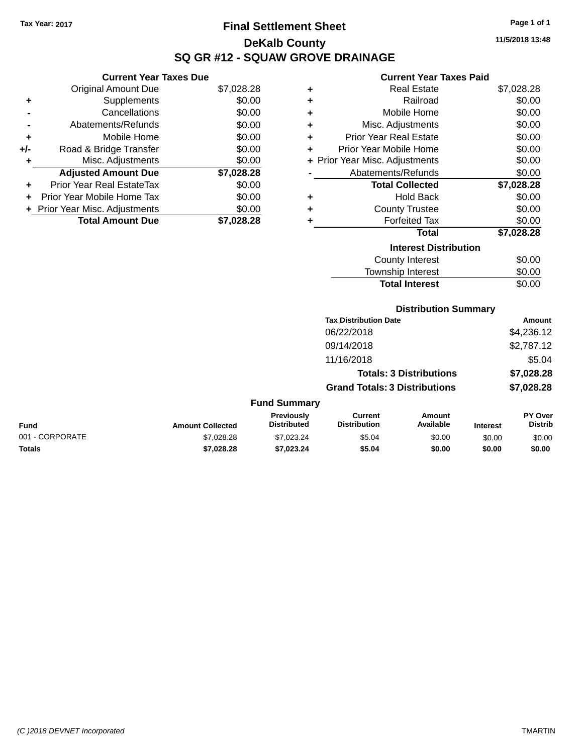Tax Year: 2017

# Final Settlement Sheet

## DeKalb County

## SQ GR #12 - SQUAW GROVE DRAINAGE

11/5/2018 13:48

### Current Year Taxes Due

| | | |
|---|---|---|
| | Original Amount Due | $7,028.28 |
| + | Supplements | $0.00 |
| - | Cancellations | $0.00 |
| - | Abatements/Refunds | $0.00 |
| + | Mobile Home | $0.00 |
| +/- | Road & Bridge Transfer | $0.00 |
| + | Misc. Adjustments | $0.00 |
| | **Adjusted Amount Due** | **$7,028.28** |
| + | Prior Year Real EstateTax | $0.00 |
| + | Prior Year Mobile Home Tax | $0.00 |
| + | Prior Year Misc. Adjustments | $0.00 |
| | **Total Amount Due** | **$7,028.28** |

### Current Year Taxes Paid

| | | |
|---|---|---|
| + | Real Estate | $7,028.28 |
| + | Railroad | $0.00 |
| + | Mobile Home | $0.00 |
| + | Misc. Adjustments | $0.00 |
| + | Prior Year Real Estate | $0.00 |
| + | Prior Year Mobile Home | $0.00 |
| + | Prior Year Misc. Adjustments | $0.00 |
| - | Abatements/Refunds | $0.00 |
| | **Total Collected** | **$7,028.28** |
| + | Hold Back | $0.00 |
| + | County Trustee | $0.00 |
| + | Forfeited Tax | $0.00 |
| | **Total** | **$7,028.28** |

### Interest Distribution

| | |
|---|---|
| County Interest | $0.00 |
| Township Interest | $0.00 |
| **Total Interest** | $0.00 |

### Distribution Summary

| Tax Distribution Date | Amount |
|---|---|
| 06/22/2018 | $4,236.12 |
| 09/14/2018 | $2,787.12 |
| 11/16/2018 | $5.04 |
| **Totals: 3 Distributions** | **$7,028.28** |
| **Grand Totals: 3 Distributions** | **$7,028.28** |

### Fund Summary

| Fund | Amount Collected | Previously Distributed | Current Distribution | Amount Available | Interest | PY Over Distrib |
|---|---|---|---|---|---|---|
| 001 - CORPORATE | $7,028.28 | $7,023.24 | $5.04 | $0.00 | $0.00 | $0.00 |
| **Totals** | **$7,028.28** | **$7,023.24** | **$5.04** | **$0.00** | **$0.00** | **$0.00** |

(C )2018 DEVNET Incorporated TMARTIN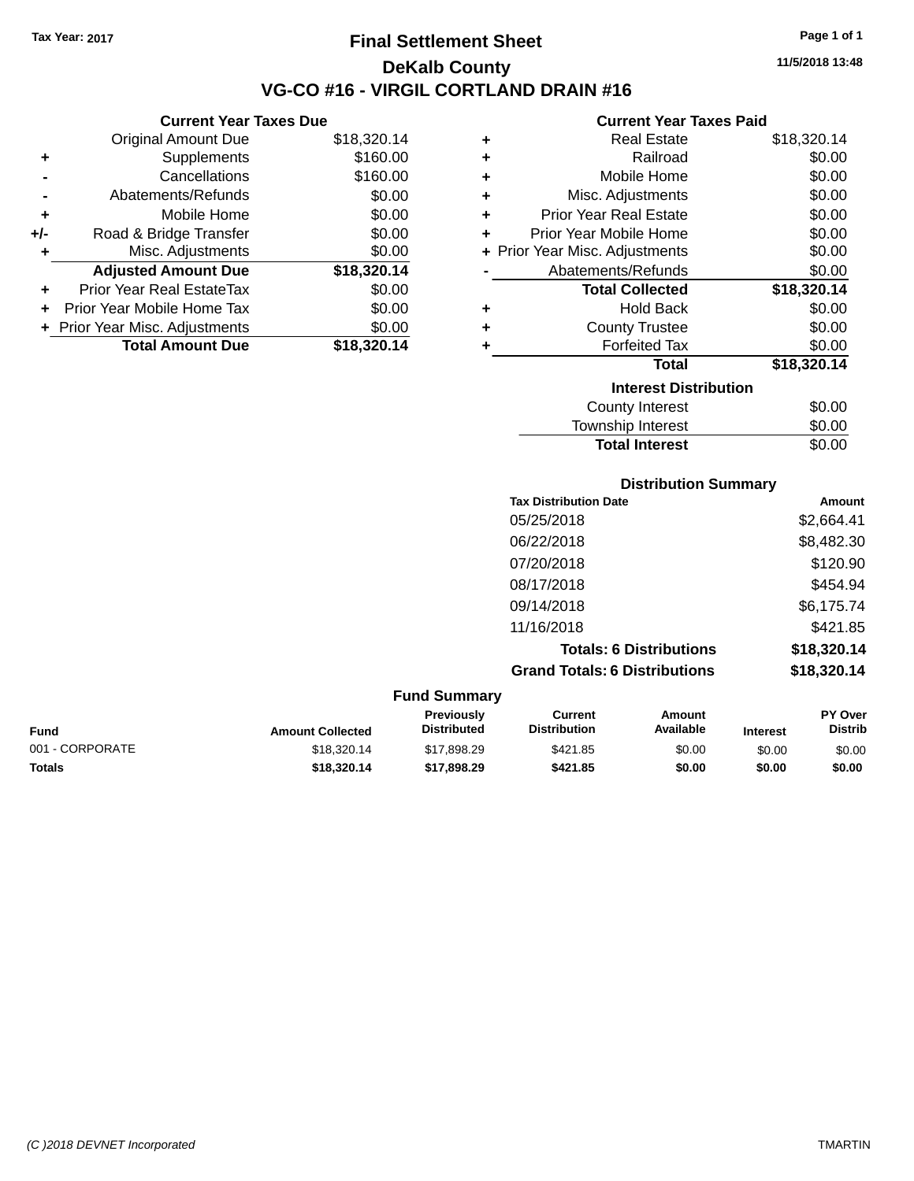Tax Year: 2017

# Final Settlement Sheet

## DeKalb County

## VG-CO #16 - VIRGIL CORTLAND DRAIN #16

11/5/2018 13:48

### Current Year Taxes Due

| | | |
|---|---|---|
| | Original Amount Due | $18,320.14 |
| + | Supplements | $160.00 |
| - | Cancellations | $160.00 |
| - | Abatements/Refunds | $0.00 |
| + | Mobile Home | $0.00 |
| +/- | Road & Bridge Transfer | $0.00 |
| + | Misc. Adjustments | $0.00 |
| | **Adjusted Amount Due** | **$18,320.14** |
| + | Prior Year Real EstateTax | $0.00 |
| + | Prior Year Mobile Home Tax | $0.00 |
| + | Prior Year Misc. Adjustments | $0.00 |
| | **Total Amount Due** | **$18,320.14** |

### Current Year Taxes Paid

| | | |
|---|---|---|
| + | Real Estate | $18,320.14 |
| + | Railroad | $0.00 |
| + | Mobile Home | $0.00 |
| + | Misc. Adjustments | $0.00 |
| + | Prior Year Real Estate | $0.00 |
| + | Prior Year Mobile Home | $0.00 |
| + | Prior Year Misc. Adjustments | $0.00 |
| - | Abatements/Refunds | $0.00 |
| | **Total Collected** | **$18,320.14** |
| + | Hold Back | $0.00 |
| + | County Trustee | $0.00 |
| + | Forfeited Tax | $0.00 |
| | **Total** | **$18,320.14** |

### Interest Distribution

| | |
|---|---|
| County Interest | $0.00 |
| Township Interest | $0.00 |
| **Total Interest** | $0.00 |

### Distribution Summary

| Tax Distribution Date | Amount |
|---|---|
| 05/25/2018 | $2,664.41 |
| 06/22/2018 | $8,482.30 |
| 07/20/2018 | $120.90 |
| 08/17/2018 | $454.94 |
| 09/14/2018 | $6,175.74 |
| 11/16/2018 | $421.85 |
| **Totals: 6 Distributions** | **$18,320.14** |
| **Grand Totals: 6 Distributions** | **$18,320.14** |

### Fund Summary

| Fund | Amount Collected | Previously Distributed | Current Distribution | Amount Available | Interest | PY Over Distrib |
|---|---|---|---|---|---|---|
| 001 - CORPORATE | $18,320.14 | $17,898.29 | $421.85 | $0.00 | $0.00 | $0.00 |
| **Totals** | **$18,320.14** | **$17,898.29** | **$421.85** | **$0.00** | **$0.00** | **$0.00** |

(C )2018 DEVNET Incorporated — TMARTIN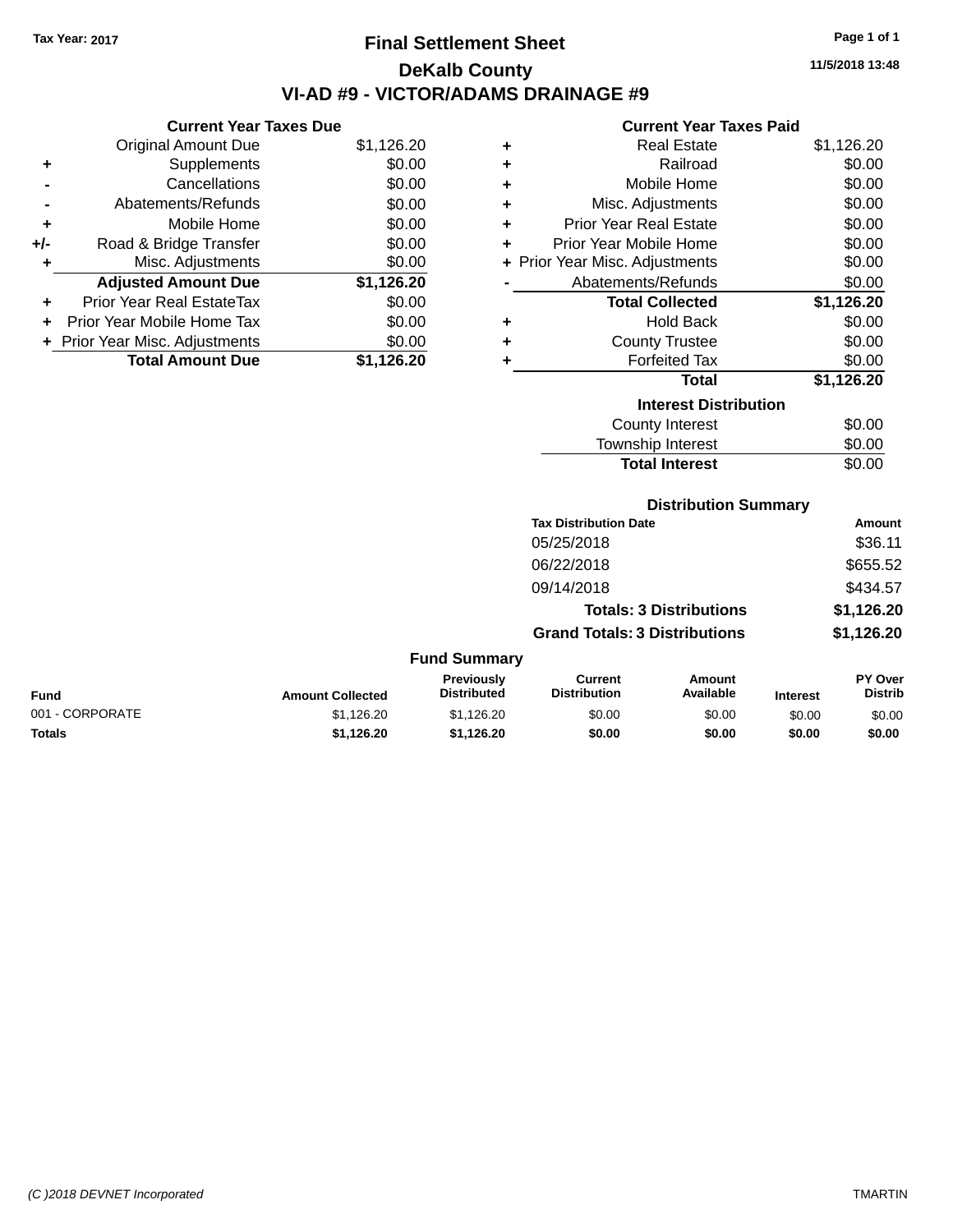Tax Year: 2017

# Final Settlement Sheet

## DeKalb County

## VI-AD #9 - VICTOR/ADAMS DRAINAGE #9

11/5/2018 13:48

### Current Year Taxes Due

| | | |
|---|---|---|
| | Original Amount Due | $1,126.20 |
| + | Supplements | $0.00 |
| - | Cancellations | $0.00 |
| - | Abatements/Refunds | $0.00 |
| + | Mobile Home | $0.00 |
| +/- | Road & Bridge Transfer | $0.00 |
| + | Misc. Adjustments | $0.00 |
| | **Adjusted Amount Due** | **$1,126.20** |
| + | Prior Year Real EstateTax | $0.00 |
| + | Prior Year Mobile Home Tax | $0.00 |
| + | Prior Year Misc. Adjustments | $0.00 |
| | **Total Amount Due** | **$1,126.20** |

### Current Year Taxes Paid

| | | |
|---|---|---|
| + | Real Estate | $1,126.20 |
| + | Railroad | $0.00 |
| + | Mobile Home | $0.00 |
| + | Misc. Adjustments | $0.00 |
| + | Prior Year Real Estate | $0.00 |
| + | Prior Year Mobile Home | $0.00 |
| + | Prior Year Misc. Adjustments | $0.00 |
| - | Abatements/Refunds | $0.00 |
| | **Total Collected** | **$1,126.20** |
| + | Hold Back | $0.00 |
| + | County Trustee | $0.00 |
| + | Forfeited Tax | $0.00 |
| | **Total** | **$1,126.20** |

### Interest Distribution

| | |
|---|---|
| County Interest | $0.00 |
| Township Interest | $0.00 |
| **Total Interest** | $0.00 |

### Distribution Summary

| Tax Distribution Date | Amount |
|---|---|
| 05/25/2018 | $36.11 |
| 06/22/2018 | $655.52 |
| 09/14/2018 | $434.57 |
| **Totals: 3 Distributions** | **$1,126.20** |
| **Grand Totals: 3 Distributions** | **$1,126.20** |

### Fund Summary

| Fund | Amount Collected | Previously Distributed | Current Distribution | Amount Available | Interest | PY Over Distrib |
|---|---|---|---|---|---|---|
| 001 - CORPORATE | $1,126.20 | $1,126.20 | $0.00 | $0.00 | $0.00 | $0.00 |
| **Totals** | **$1,126.20** | **$1,126.20** | **$0.00** | **$0.00** | **$0.00** | **$0.00** |

(C )2018 DEVNET Incorporated  TMARTIN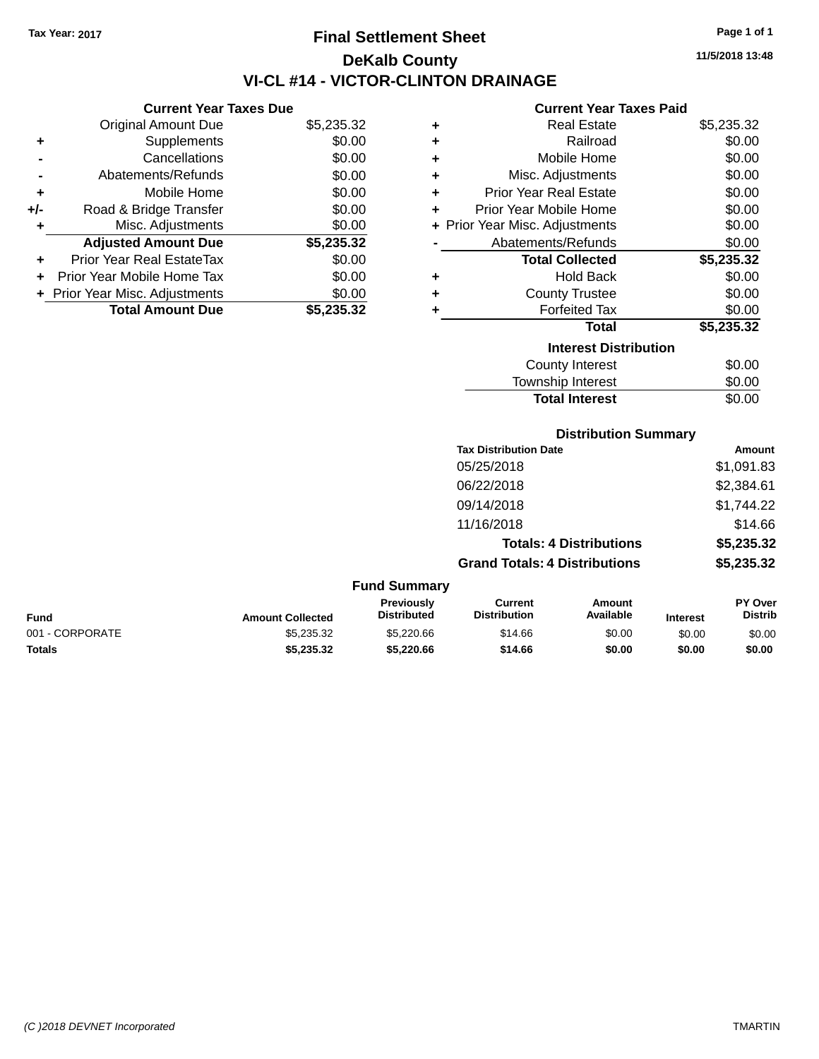Tax Year: 2017

# Final Settlement Sheet

## DeKalb County

## VI-CL #14 - VICTOR-CLINTON DRAINAGE

11/5/2018 13:48

### Current Year Taxes Due

| | | |
|---|---|---|
| | Original Amount Due | $5,235.32 |
| + | Supplements | $0.00 |
| - | Cancellations | $0.00 |
| - | Abatements/Refunds | $0.00 |
| + | Mobile Home | $0.00 |
| +/- | Road & Bridge Transfer | $0.00 |
| + | Misc. Adjustments | $0.00 |
| | **Adjusted Amount Due** | **$5,235.32** |
| + | Prior Year Real EstateTax | $0.00 |
| + | Prior Year Mobile Home Tax | $0.00 |
| + | Prior Year Misc. Adjustments | $0.00 |
| | **Total Amount Due** | **$5,235.32** |

### Current Year Taxes Paid

| | | |
|---|---|---|
| + | Real Estate | $5,235.32 |
| + | Railroad | $0.00 |
| + | Mobile Home | $0.00 |
| + | Misc. Adjustments | $0.00 |
| + | Prior Year Real Estate | $0.00 |
| + | Prior Year Mobile Home | $0.00 |
| + | Prior Year Misc. Adjustments | $0.00 |
| - | Abatements/Refunds | $0.00 |
| | **Total Collected** | **$5,235.32** |
| + | Hold Back | $0.00 |
| + | County Trustee | $0.00 |
| + | Forfeited Tax | $0.00 |
| | **Total** | **$5,235.32** |

### Interest Distribution

| | |
|---|---|
| County Interest | $0.00 |
| Township Interest | $0.00 |
| **Total Interest** | $0.00 |

### Distribution Summary

| Tax Distribution Date | Amount |
|---|---|
| 05/25/2018 | $1,091.83 |
| 06/22/2018 | $2,384.61 |
| 09/14/2018 | $1,744.22 |
| 11/16/2018 | $14.66 |
| **Totals: 4 Distributions** | **$5,235.32** |
| **Grand Totals: 4 Distributions** | **$5,235.32** |

### Fund Summary

| Fund | Amount Collected | Previously Distributed | Current Distribution | Amount Available | Interest | PY Over Distrib |
|---|---|---|---|---|---|---|
| 001 - CORPORATE | $5,235.32 | $5,220.66 | $14.66 | $0.00 | $0.00 | $0.00 |
| **Totals** | **$5,235.32** | **$5,220.66** | **$14.66** | **$0.00** | **$0.00** | **$0.00** |

(C )2018 DEVNET Incorporated TMARTIN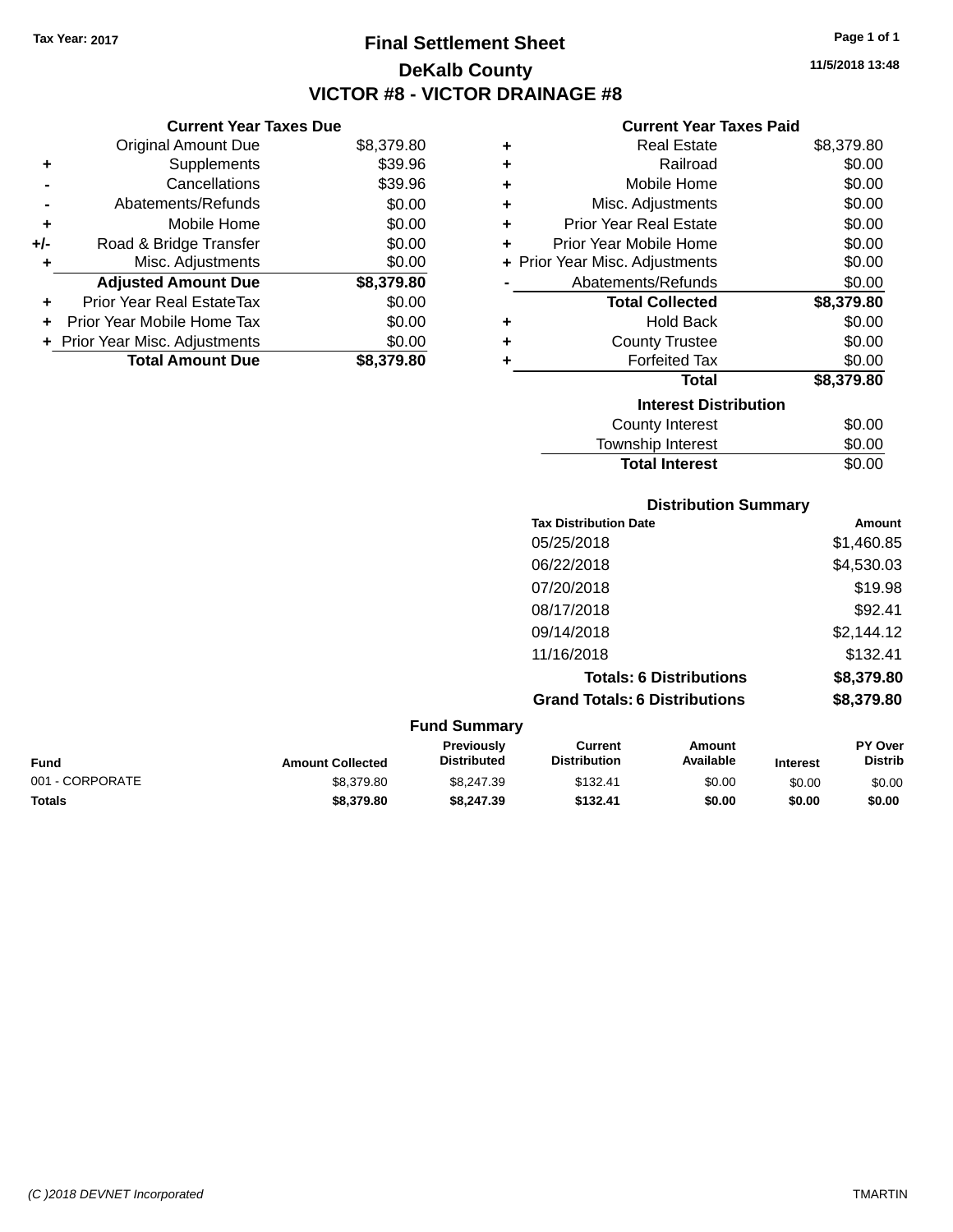Tax Year: 2017

# Final Settlement Sheet

## DeKalb County

## VICTOR #8 - VICTOR DRAINAGE #8

11/5/2018 13:48

### Current Year Taxes Due

| | | |
|---|---|---|
| | Original Amount Due | $8,379.80 |
| + | Supplements | $39.96 |
| - | Cancellations | $39.96 |
| - | Abatements/Refunds | $0.00 |
| + | Mobile Home | $0.00 |
| +/- | Road & Bridge Transfer | $0.00 |
| + | Misc. Adjustments | $0.00 |
| | **Adjusted Amount Due** | **$8,379.80** |
| + | Prior Year Real EstateTax | $0.00 |
| + | Prior Year Mobile Home Tax | $0.00 |
| + | Prior Year Misc. Adjustments | $0.00 |
| | **Total Amount Due** | **$8,379.80** |

### Current Year Taxes Paid

| | | |
|---|---|---|
| + | Real Estate | $8,379.80 |
| + | Railroad | $0.00 |
| + | Mobile Home | $0.00 |
| + | Misc. Adjustments | $0.00 |
| + | Prior Year Real Estate | $0.00 |
| + | Prior Year Mobile Home | $0.00 |
| + | Prior Year Misc. Adjustments | $0.00 |
| - | Abatements/Refunds | $0.00 |
| | **Total Collected** | **$8,379.80** |
| + | Hold Back | $0.00 |
| + | County Trustee | $0.00 |
| + | Forfeited Tax | $0.00 |
| | **Total** | **$8,379.80** |

### Interest Distribution

| | |
|---|---|
| County Interest | $0.00 |
| Township Interest | $0.00 |
| **Total Interest** | $0.00 |

### Distribution Summary

| Tax Distribution Date | Amount |
|---|---|
| 05/25/2018 | $1,460.85 |
| 06/22/2018 | $4,530.03 |
| 07/20/2018 | $19.98 |
| 08/17/2018 | $92.41 |
| 09/14/2018 | $2,144.12 |
| 11/16/2018 | $132.41 |
| **Totals: 6 Distributions** | **$8,379.80** |
| **Grand Totals: 6 Distributions** | **$8,379.80** |

### Fund Summary

| Fund | Amount Collected | Previously Distributed | Current Distribution | Amount Available | Interest | PY Over Distrib |
|---|---|---|---|---|---|---|
| 001 - CORPORATE | $8,379.80 | $8,247.39 | $132.41 | $0.00 | $0.00 | $0.00 |
| **Totals** | **$8,379.80** | **$8,247.39** | **$132.41** | **$0.00** | **$0.00** | **$0.00** |

(C )2018 DEVNET Incorporated — TMARTIN